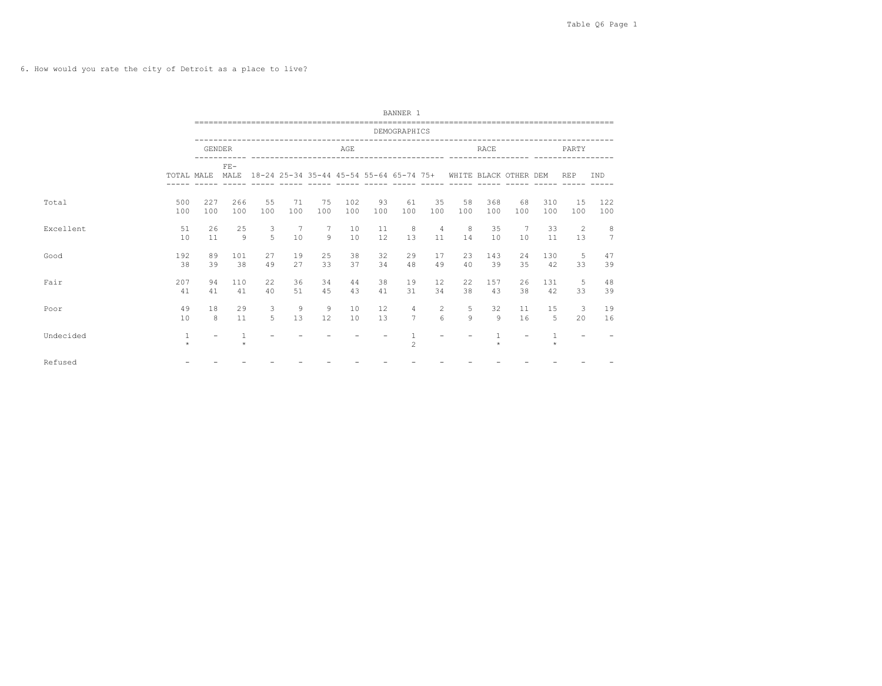6. How would you rate the city of Detroit as a place to live?

BANNER 1

| | | DEMOGRAPHICS | | | | | | | | | | | | | | |
|---|---|---|---|---|---|---|---|---|---|---|---|---|---|---|---|---|
| | | GENDER | | AGE | | | | | | | RACE | | | PARTY | | |
| | TOTAL | MALE | FE-MALE | 18-24 | 25-34 | 35-44 | 45-54 | 55-64 | 65-74 | 75+ | WHITE | BLACK | OTHER | DEM | REP | IND |
| Total | 500 | 227 | 266 | 55 | 71 | 75 | 102 | 93 | 61 | 35 | 58 | 368 | 68 | 310 | 15 | 122 |
| | 100 | 100 | 100 | 100 | 100 | 100 | 100 | 100 | 100 | 100 | 100 | 100 | 100 | 100 | 100 | 100 |
| Excellent | 51 | 26 | 25 | 3 | 7 | 7 | 10 | 11 | 8 | 4 | 8 | 35 | 7 | 33 | 2 | 8 |
| | 10 | 11 | 9 | 5 | 10 | 9 | 10 | 12 | 13 | 11 | 14 | 10 | 10 | 11 | 13 | 7 |
| Good | 192 | 89 | 101 | 27 | 19 | 25 | 38 | 32 | 29 | 17 | 23 | 143 | 24 | 130 | 5 | 47 |
| | 38 | 39 | 38 | 49 | 27 | 33 | 37 | 34 | 48 | 49 | 40 | 39 | 35 | 42 | 33 | 39 |
| Fair | 207 | 94 | 110 | 22 | 36 | 34 | 44 | 38 | 19 | 12 | 22 | 157 | 26 | 131 | 5 | 48 |
| | 41 | 41 | 41 | 40 | 51 | 45 | 43 | 41 | 31 | 34 | 38 | 43 | 38 | 42 | 33 | 39 |
| Poor | 49 | 18 | 29 | 3 | 9 | 9 | 10 | 12 | 4 | 2 | 5 | 32 | 11 | 15 | 3 | 19 |
| | 10 | 8 | 11 | 5 | 13 | 12 | 10 | 13 | 7 | 6 | 9 | 9 | 16 | 5 | 20 | 16 |
| Undecided | 1 | - | 1 | - | - | - | - | - | 1 | - | - | 1 | - | 1 | - | - |
| | * | | * | | | | | | 2 | | | * | | * | | |
| Refused | - | - | - | - | - | - | - | - | - | - | - | - | - | - | - | - |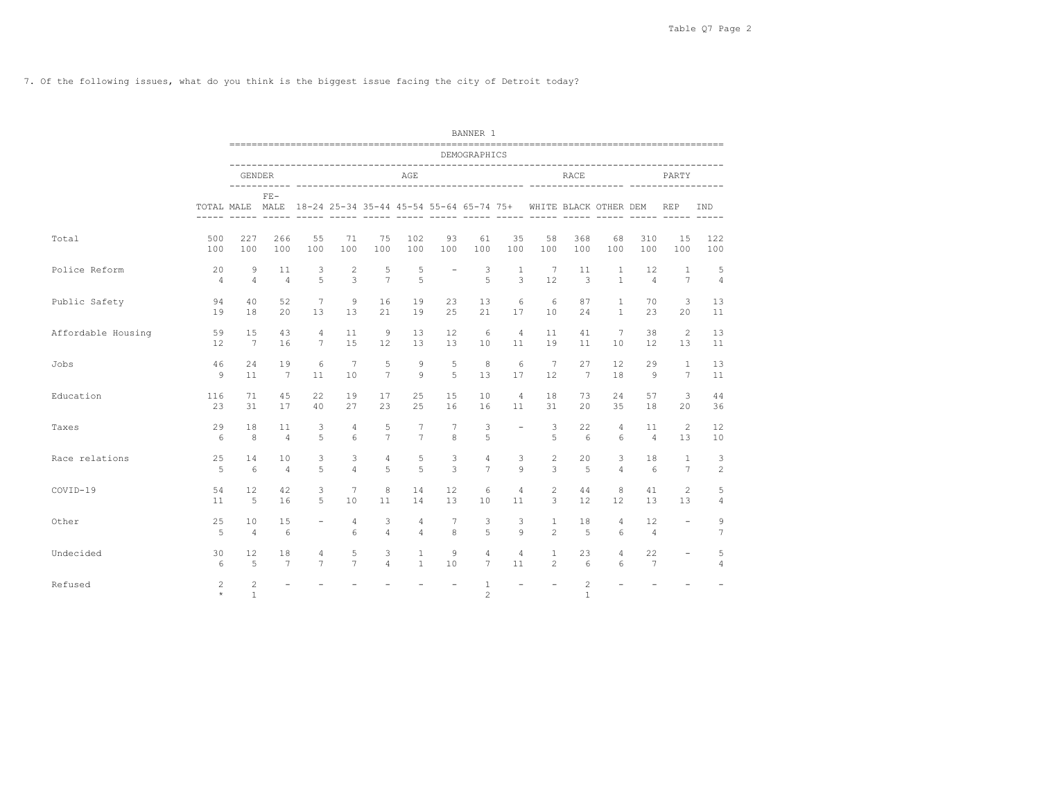7. Of the following issues, what do you think is the biggest issue facing the city of Detroit today?

| | BANNER 1 | | | | | | | | | | | | | | | |
|---|---|---|---|---|---|---|---|---|---|---|---|---|---|---|---|---|
| | DEMOGRAPHICS | | | | | | | | | | | | | | | |
| | | GENDER | | AGE | | | | | | | RACE | | | PARTY | | |
| | TOTAL | MALE | FE-MALE | 18-24 | 25-34 | 35-44 | 45-54 | 55-64 | 65-74 | 75+ | WHITE | BLACK | OTHER | DEM | REP | IND |
| Total | 500 | 227 | 266 | 55 | 71 | 75 | 102 | 93 | 61 | 35 | 58 | 368 | 68 | 310 | 15 | 122 |
| | 100 | 100 | 100 | 100 | 100 | 100 | 100 | 100 | 100 | 100 | 100 | 100 | 100 | 100 | 100 | 100 |
| Police Reform | 20 | 9 | 11 | 3 | 2 | 5 | 5 | - | 3 | 1 | 7 | 11 | 1 | 12 | 1 | 5 |
| | 4 | 4 | 4 | 5 | 3 | 7 | 5 | | 5 | 3 | 12 | 3 | 1 | 4 | 7 | 4 |
| Public Safety | 94 | 40 | 52 | 7 | 9 | 16 | 19 | 23 | 13 | 6 | 6 | 87 | 1 | 70 | 3 | 13 |
| | 19 | 18 | 20 | 13 | 13 | 21 | 19 | 25 | 21 | 17 | 10 | 24 | 1 | 23 | 20 | 11 |
| Affordable Housing | 59 | 15 | 43 | 4 | 11 | 9 | 13 | 12 | 6 | 4 | 11 | 41 | 7 | 38 | 2 | 13 |
| | 12 | 7 | 16 | 7 | 15 | 12 | 13 | 13 | 10 | 11 | 19 | 11 | 10 | 12 | 13 | 11 |
| Jobs | 46 | 24 | 19 | 6 | 7 | 5 | 9 | 5 | 8 | 6 | 7 | 27 | 12 | 29 | 1 | 13 |
| | 9 | 11 | 7 | 11 | 10 | 7 | 9 | 5 | 13 | 17 | 12 | 7 | 18 | 9 | 7 | 11 |
| Education | 116 | 71 | 45 | 22 | 19 | 17 | 25 | 15 | 10 | 4 | 18 | 73 | 24 | 57 | 3 | 44 |
| | 23 | 31 | 17 | 40 | 27 | 23 | 25 | 16 | 16 | 11 | 31 | 20 | 35 | 18 | 20 | 36 |
| Taxes | 29 | 18 | 11 | 3 | 4 | 5 | 7 | 7 | 3 | - | 3 | 22 | 4 | 11 | 2 | 12 |
| | 6 | 8 | 4 | 5 | 6 | 7 | 7 | 8 | 5 | | 5 | 6 | 6 | 4 | 13 | 10 |
| Race relations | 25 | 14 | 10 | 3 | 3 | 4 | 5 | 3 | 4 | 3 | 2 | 20 | 3 | 18 | 1 | 3 |
| | 5 | 6 | 4 | 5 | 4 | 5 | 5 | 3 | 7 | 9 | 3 | 5 | 4 | 6 | 7 | 2 |
| COVID-19 | 54 | 12 | 42 | 3 | 7 | 8 | 14 | 12 | 6 | 4 | 2 | 44 | 8 | 41 | 2 | 5 |
| | 11 | 5 | 16 | 5 | 10 | 11 | 14 | 13 | 10 | 11 | 3 | 12 | 12 | 13 | 13 | 4 |
| Other | 25 | 10 | 15 | - | 4 | 3 | 4 | 7 | 3 | 3 | 1 | 18 | 4 | 12 | - | 9 |
| | 5 | 4 | 6 | | 6 | 4 | 4 | 8 | 5 | 9 | 2 | 5 | 6 | 4 | | 7 |
| Undecided | 30 | 12 | 18 | 4 | 5 | 3 | 1 | 9 | 4 | 4 | 1 | 23 | 4 | 22 | - | 5 |
| | 6 | 5 | 7 | 7 | 7 | 4 | 1 | 10 | 7 | 11 | 2 | 6 | 6 | 7 | | 4 |
| Refused | 2 | 2 | - | - | - | - | - | - | 1 | - | - | 2 | - | - | - | - |
| | * | 1 | | | | | | | 2 | | | 1 | | | | |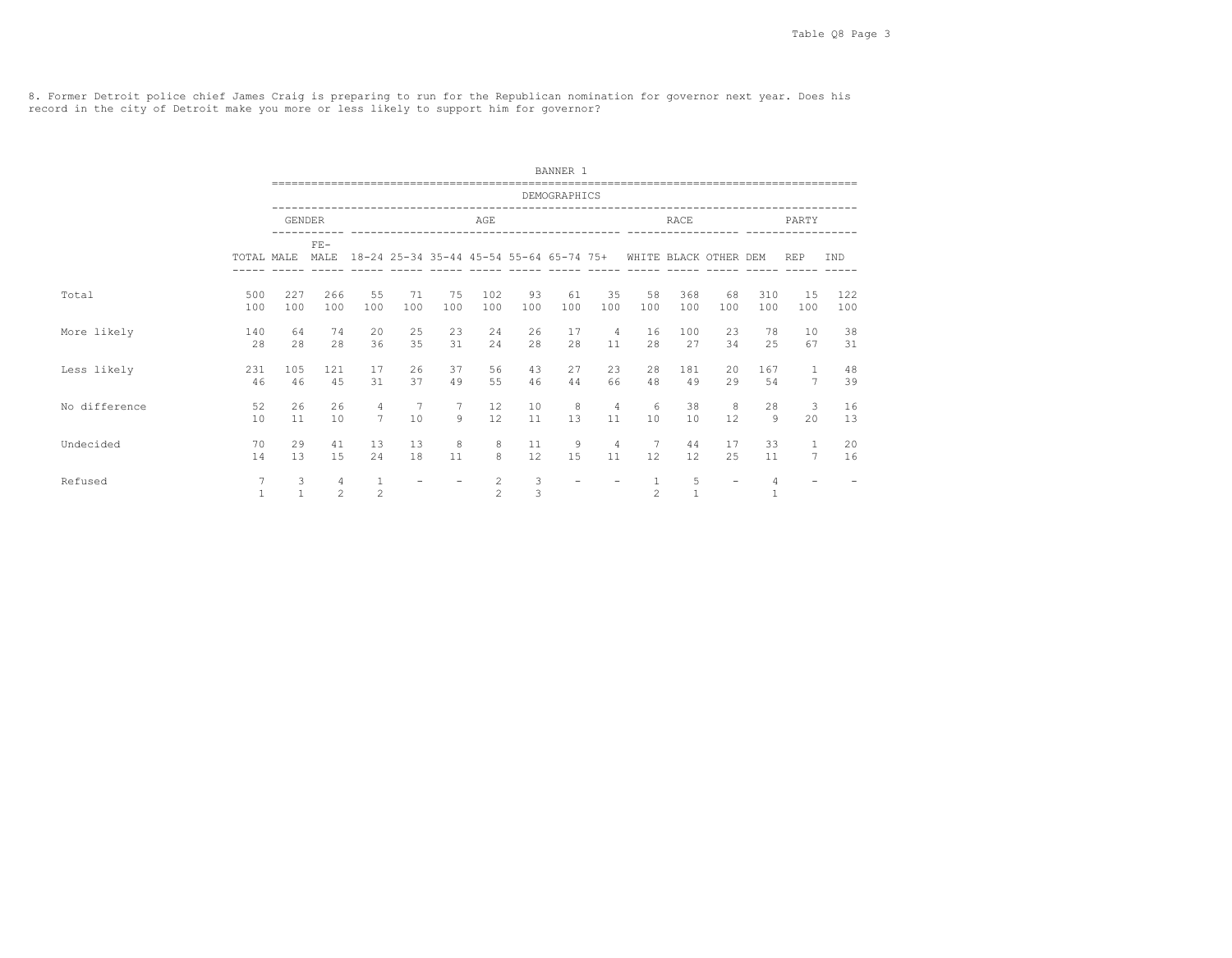8. Former Detroit police chief James Craig is preparing to run for the Republican nomination for governor next year. Does his record in the city of Detroit make you more or less likely to support him for governor?

BANNER 1

DEMOGRAPHICS

| | | GENDER | | AGE | | | | | | | RACE | | | PARTY | | |
|---|---|---|---|---|---|---|---|---|---|---|---|---|---|---|---|---|
| | TOTAL | MALE | FE-MALE | 18-24 | 25-34 | 35-44 | 45-54 | 55-64 | 65-74 | 75+ | WHITE | BLACK | OTHER | DEM | REP | IND |
| Total | 500 | 227 | 266 | 55 | 71 | 75 | 102 | 93 | 61 | 35 | 58 | 368 | 68 | 310 | 15 | 122 |
| | 100 | 100 | 100 | 100 | 100 | 100 | 100 | 100 | 100 | 100 | 100 | 100 | 100 | 100 | 100 | 100 |
| More likely | 140 | 64 | 74 | 20 | 25 | 23 | 24 | 26 | 17 | 4 | 16 | 100 | 23 | 78 | 10 | 38 |
| | 28 | 28 | 28 | 36 | 35 | 31 | 24 | 28 | 28 | 11 | 28 | 27 | 34 | 25 | 67 | 31 |
| Less likely | 231 | 105 | 121 | 17 | 26 | 37 | 56 | 43 | 27 | 23 | 28 | 181 | 20 | 167 | 1 | 48 |
| | 46 | 46 | 45 | 31 | 37 | 49 | 55 | 46 | 44 | 66 | 48 | 49 | 29 | 54 | 7 | 39 |
| No difference | 52 | 26 | 26 | 4 | 7 | 7 | 12 | 10 | 8 | 4 | 6 | 38 | 8 | 28 | 3 | 16 |
| | 10 | 11 | 10 | 7 | 10 | 9 | 12 | 11 | 13 | 11 | 10 | 10 | 12 | 9 | 20 | 13 |
| Undecided | 70 | 29 | 41 | 13 | 13 | 8 | 8 | 11 | 9 | 4 | 7 | 44 | 17 | 33 | 1 | 20 |
| | 14 | 13 | 15 | 24 | 18 | 11 | 8 | 12 | 15 | 11 | 12 | 12 | 25 | 11 | 7 | 16 |
| Refused | 7 | 3 | 4 | 1 | - | - | 2 | 3 | - | - | 1 | 5 | - | 4 | - | - |
| | 1 | 1 | 2 | 2 | | | 2 | 3 | | | 2 | 1 | | 1 | | |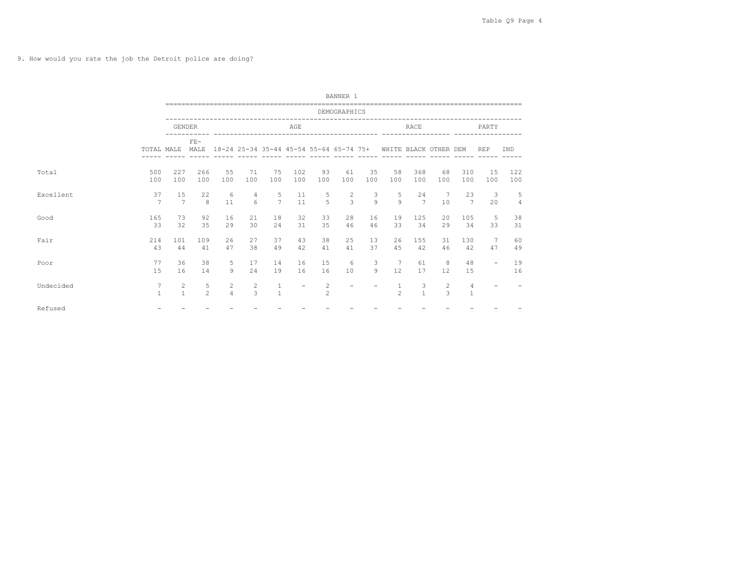9. How would you rate the job the Detroit police are doing?

| | | BANNER 1 | | | | | | | | | | | | | | |
|---|---|---|---|---|---|---|---|---|---|---|---|---|---|---|---|---|
| | | DEMOGRAPHICS | | | | | | | | | | | | | | |
| | | GENDER | | AGE | | | | | | | RACE | | | PARTY | | |
| | TOTAL | MALE | FE-MALE | 18-24 | 25-34 | 35-44 | 45-54 | 55-64 | 65-74 | 75+ | WHITE | BLACK | OTHER | DEM | REP | IND |
| Total | 500 | 227 | 266 | 55 | 71 | 75 | 102 | 93 | 61 | 35 | 58 | 368 | 68 | 310 | 15 | 122 |
| | 100 | 100 | 100 | 100 | 100 | 100 | 100 | 100 | 100 | 100 | 100 | 100 | 100 | 100 | 100 | 100 |
| Excellent | 37 | 15 | 22 | 6 | 4 | 5 | 11 | 5 | 2 | 3 | 5 | 24 | 7 | 23 | 3 | 5 |
| | 7 | 7 | 8 | 11 | 6 | 7 | 11 | 5 | 3 | 9 | 9 | 7 | 10 | 7 | 20 | 4 |
| Good | 165 | 73 | 92 | 16 | 21 | 18 | 32 | 33 | 28 | 16 | 19 | 125 | 20 | 105 | 5 | 38 |
| | 33 | 32 | 35 | 29 | 30 | 24 | 31 | 35 | 46 | 46 | 33 | 34 | 29 | 34 | 33 | 31 |
| Fair | 214 | 101 | 109 | 26 | 27 | 37 | 43 | 38 | 25 | 13 | 26 | 155 | 31 | 130 | 7 | 60 |
| | 43 | 44 | 41 | 47 | 38 | 49 | 42 | 41 | 41 | 37 | 45 | 42 | 46 | 42 | 47 | 49 |
| Poor | 77 | 36 | 38 | 5 | 17 | 14 | 16 | 15 | 6 | 3 | 7 | 61 | 8 | 48 | - | 19 |
| | 15 | 16 | 14 | 9 | 24 | 19 | 16 | 16 | 10 | 9 | 12 | 17 | 12 | 15 | | 16 |
| Undecided | 7 | 2 | 5 | 2 | 2 | 1 | - | 2 | - | - | 1 | 3 | 2 | 4 | - | - |
| | 1 | 1 | 2 | 4 | 3 | 1 | | 2 | | | 2 | 1 | 3 | 1 | | |
| Refused | - | - | - | - | - | - | - | - | - | - | - | - | - | - | - | - |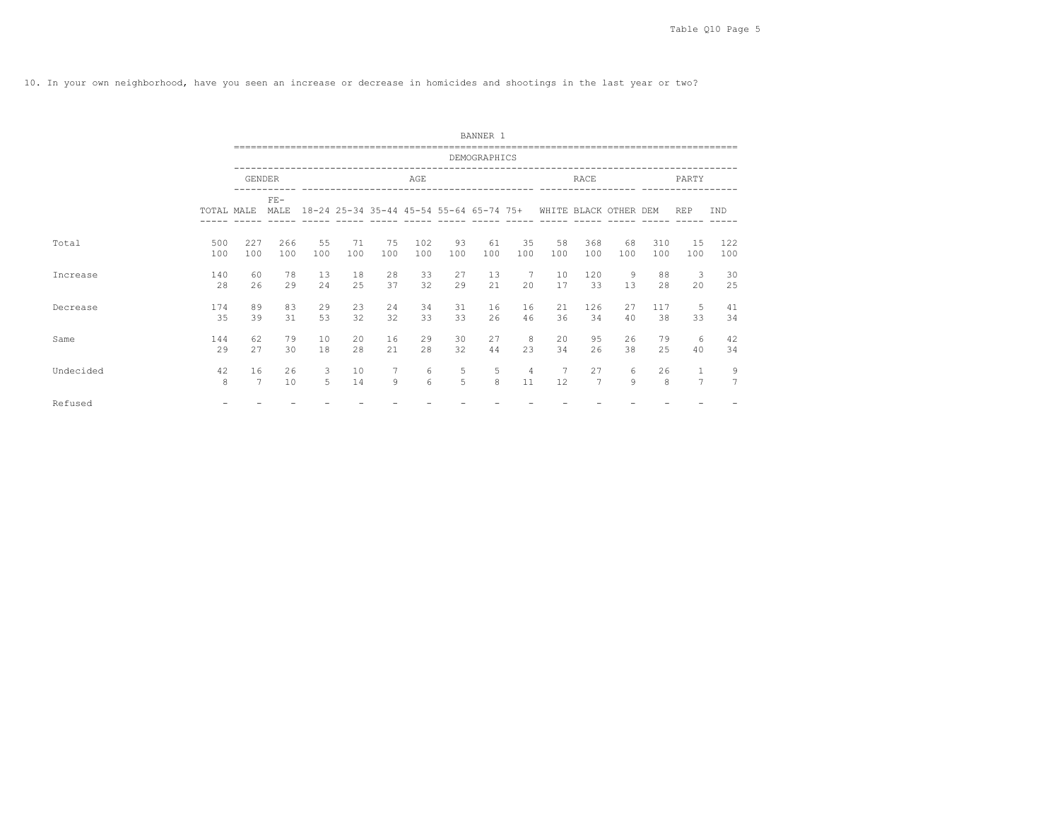10. In your own neighborhood, have you seen an increase or decrease in homicides and shootings in the last year or two?

BANNER 1

DEMOGRAPHICS

| | | GENDER | | AGE | | | | | | | RACE | | | PARTY | | |
|---|---|---|---|---|---|---|---|---|---|---|---|---|---|---|---|---|
| | TOTAL | MALE | FE-MALE | 18-24 | 25-34 | 35-44 | 45-54 | 55-64 | 65-74 | 75+ | WHITE | BLACK | OTHER | DEM | REP | IND |
| Total | 500 | 227 | 266 | 55 | 71 | 75 | 102 | 93 | 61 | 35 | 58 | 368 | 68 | 310 | 15 | 122 |
| | 100 | 100 | 100 | 100 | 100 | 100 | 100 | 100 | 100 | 100 | 100 | 100 | 100 | 100 | 100 | 100 |
| Increase | 140 | 60 | 78 | 13 | 18 | 28 | 33 | 27 | 13 | 7 | 10 | 120 | 9 | 88 | 3 | 30 |
| | 28 | 26 | 29 | 24 | 25 | 37 | 32 | 29 | 21 | 20 | 17 | 33 | 13 | 28 | 20 | 25 |
| Decrease | 174 | 89 | 83 | 29 | 23 | 24 | 34 | 31 | 16 | 16 | 21 | 126 | 27 | 117 | 5 | 41 |
| | 35 | 39 | 31 | 53 | 32 | 32 | 33 | 33 | 26 | 46 | 36 | 34 | 40 | 38 | 33 | 34 |
| Same | 144 | 62 | 79 | 10 | 20 | 16 | 29 | 30 | 27 | 8 | 20 | 95 | 26 | 79 | 6 | 42 |
| | 29 | 27 | 30 | 18 | 28 | 21 | 28 | 32 | 44 | 23 | 34 | 26 | 38 | 25 | 40 | 34 |
| Undecided | 42 | 16 | 26 | 3 | 10 | 7 | 6 | 5 | 5 | 4 | 7 | 27 | 6 | 26 | 1 | 9 |
| | 8 | 7 | 10 | 5 | 14 | 9 | 6 | 5 | 8 | 11 | 12 | 7 | 9 | 8 | 7 | 7 |
| Refused | - | - | - | - | - | - | - | - | - | - | - | - | - | - | - | - |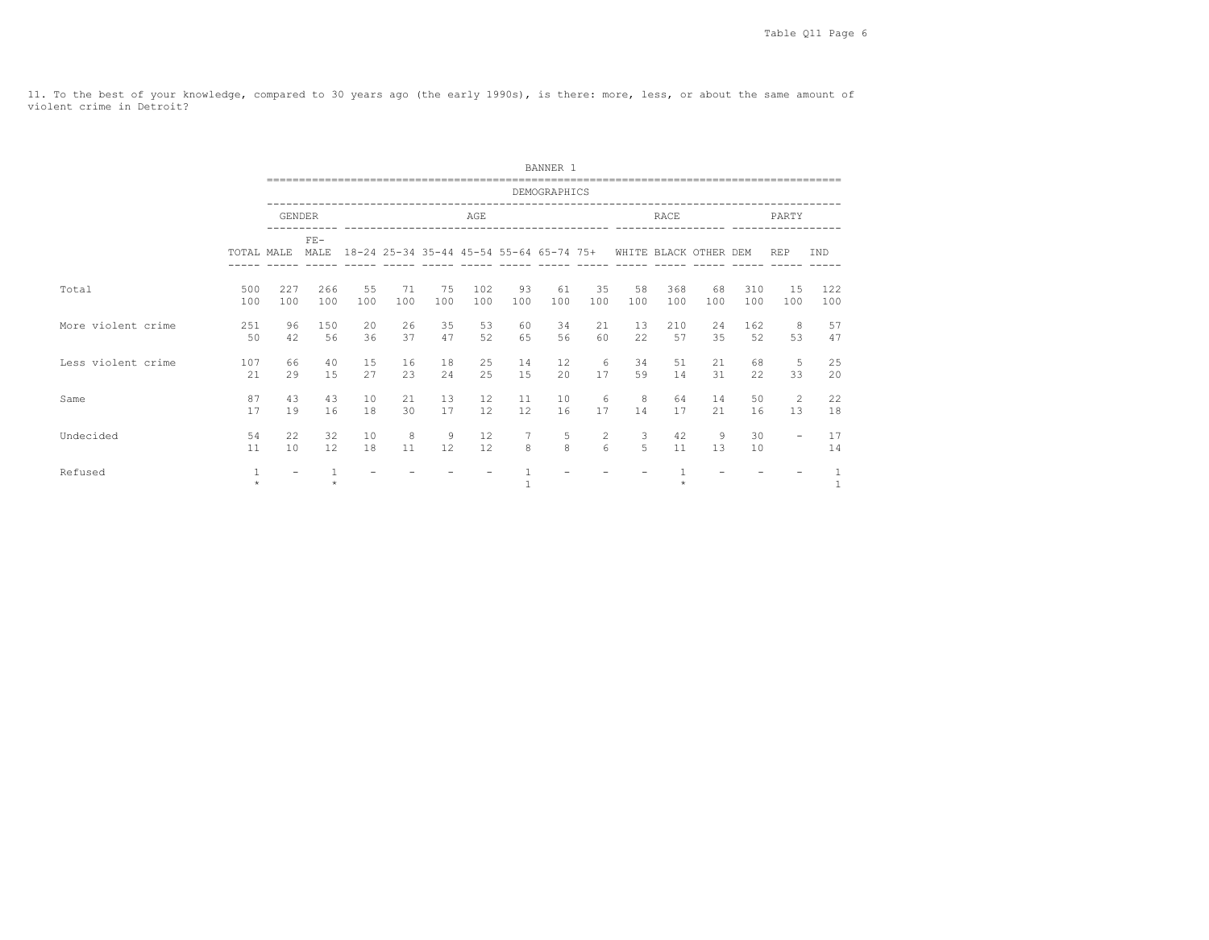11. To the best of your knowledge, compared to 30 years ago (the early 1990s), is there: more, less, or about the same amount of violent crime in Detroit?

BANNER 1

| | DEMOGRAPHICS | | | | | | | | | | | | | | | |
|---|---|---|---|---|---|---|---|---|---|---|---|---|---|---|---|---|
| | | GENDER | | AGE | | | | | | | RACE | | | PARTY | | |
| | TOTAL | MALE | FE-MALE | 18-24 | 25-34 | 35-44 | 45-54 | 55-64 | 65-74 | 75+ | WHITE | BLACK | OTHER | DEM | REP | IND |
| Total | 500 | 227 | 266 | 55 | 71 | 75 | 102 | 93 | 61 | 35 | 58 | 368 | 68 | 310 | 15 | 122 |
| | 100 | 100 | 100 | 100 | 100 | 100 | 100 | 100 | 100 | 100 | 100 | 100 | 100 | 100 | 100 | 100 |
| More violent crime | 251 | 96 | 150 | 20 | 26 | 35 | 53 | 60 | 34 | 21 | 13 | 210 | 24 | 162 | 8 | 57 |
| | 50 | 42 | 56 | 36 | 37 | 47 | 52 | 65 | 56 | 60 | 22 | 57 | 35 | 52 | 53 | 47 |
| Less violent crime | 107 | 66 | 40 | 15 | 16 | 18 | 25 | 14 | 12 | 6 | 34 | 51 | 21 | 68 | 5 | 25 |
| | 21 | 29 | 15 | 27 | 23 | 24 | 25 | 15 | 20 | 17 | 59 | 14 | 31 | 22 | 33 | 20 |
| Same | 87 | 43 | 43 | 10 | 21 | 13 | 12 | 11 | 10 | 6 | 8 | 64 | 14 | 50 | 2 | 22 |
| | 17 | 19 | 16 | 18 | 30 | 17 | 12 | 12 | 16 | 17 | 14 | 17 | 21 | 16 | 13 | 18 |
| Undecided | 54 | 22 | 32 | 10 | 8 | 9 | 12 | 7 | 5 | 2 | 3 | 42 | 9 | 30 | - | 17 |
| | 11 | 10 | 12 | 18 | 11 | 12 | 12 | 8 | 8 | 6 | 5 | 11 | 13 | 10 | | 14 |
| Refused | 1 | - | 1 | - | - | - | - | 1 | - | - | - | 1 | - | - | - | 1 |
| | * | | * | | | | | 1 | | | | * | | | | 1 |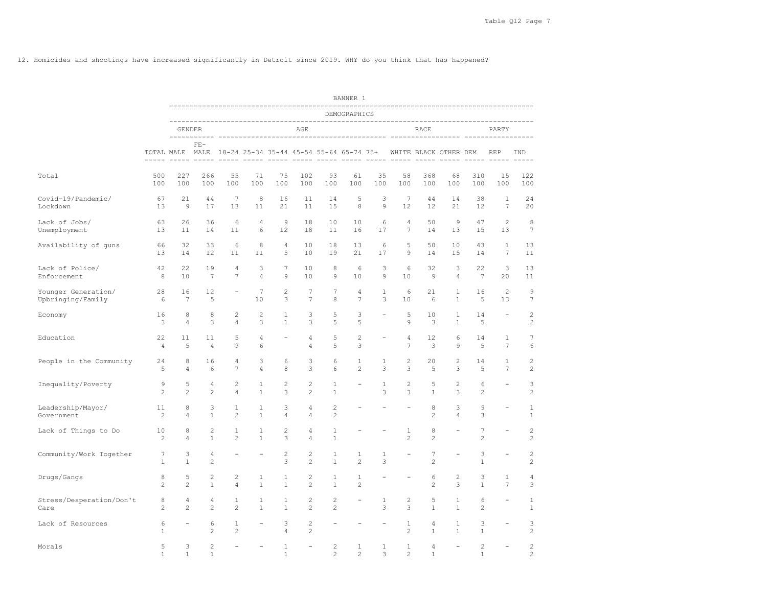12. Homicides and shootings have increased significantly in Detroit since 2019. WHY do you think that has happened?

BANNER 1

| | DEMOGRAPHICS | | | | | | | | | | | | | | | |
|---|---|---|---|---|---|---|---|---|---|---|---|---|---|---|---|---|
| | | GENDER | | AGE | | | | | | | RACE | | | PARTY | | |
| | TOTAL | MALE | FE-MALE | 18-24 | 25-34 | 35-44 | 45-54 | 55-64 | 65-74 | 75+ | WHITE | BLACK | OTHER | DEM | REP | IND |
| Total | 500 | 227 | 266 | 55 | 71 | 75 | 102 | 93 | 61 | 35 | 58 | 368 | 68 | 310 | 15 | 122 |
| | 100 | 100 | 100 | 100 | 100 | 100 | 100 | 100 | 100 | 100 | 100 | 100 | 100 | 100 | 100 | 100 |
| Covid-19/Pandemic/ Lockdown | 67 | 21 | 44 | 7 | 8 | 16 | 11 | 14 | 5 | 3 | 7 | 44 | 14 | 38 | 1 | 24 |
| | 13 | 9 | 17 | 13 | 11 | 21 | 11 | 15 | 8 | 9 | 12 | 12 | 21 | 12 | 7 | 20 |
| Lack of Jobs/ Unemployment | 63 | 26 | 36 | 6 | 4 | 9 | 18 | 10 | 10 | 6 | 4 | 50 | 9 | 47 | 2 | 8 |
| | 13 | 11 | 14 | 11 | 6 | 12 | 18 | 11 | 16 | 17 | 7 | 14 | 13 | 15 | 13 | 7 |
| Availability of guns | 66 | 32 | 33 | 6 | 8 | 4 | 10 | 18 | 13 | 6 | 5 | 50 | 10 | 43 | 1 | 13 |
| | 13 | 14 | 12 | 11 | 11 | 5 | 10 | 19 | 21 | 17 | 9 | 14 | 15 | 14 | 7 | 11 |
| Lack of Police/ Enforcement | 42 | 22 | 19 | 4 | 3 | 7 | 10 | 8 | 6 | 3 | 6 | 32 | 3 | 22 | 3 | 13 |
| | 8 | 10 | 7 | 7 | 4 | 9 | 10 | 9 | 10 | 9 | 10 | 9 | 4 | 7 | 20 | 11 |
| Younger Generation/ Upbringing/Family | 28 | 16 | 12 | - | 7 | 2 | 7 | 7 | 4 | 1 | 6 | 21 | 1 | 16 | 2 | 9 |
| | 6 | 7 | 5 | | 10 | 3 | 7 | 8 | 7 | 3 | 10 | 6 | 1 | 5 | 13 | 7 |
| Economy | 16 | 8 | 8 | 2 | 2 | 1 | 3 | 5 | 3 | - | 5 | 10 | 1 | 14 | - | 2 |
| | 3 | 4 | 3 | 4 | 3 | 1 | 3 | 5 | 5 | | 9 | 3 | 1 | 5 | | 2 |
| Education | 22 | 11 | 11 | 5 | 4 | - | 4 | 5 | 2 | - | 4 | 12 | 6 | 14 | 1 | 7 |
| | 4 | 5 | 4 | 9 | 6 | | 4 | 5 | 3 | | 7 | 3 | 9 | 5 | 7 | 6 |
| People in the Community | 24 | 8 | 16 | 4 | 3 | 6 | 3 | 6 | 1 | 1 | 2 | 20 | 2 | 14 | 1 | 2 |
| | 5 | 4 | 6 | 7 | 4 | 8 | 3 | 6 | 2 | 3 | 3 | 5 | 3 | 5 | 7 | 2 |
| Inequality/Poverty | 9 | 5 | 4 | 2 | 1 | 2 | 2 | 1 | - | 1 | 2 | 5 | 2 | 6 | - | 3 |
| | 2 | 2 | 2 | 4 | 1 | 3 | 2 | 1 | | 3 | 3 | 1 | 3 | 2 | | 2 |
| Leadership/Mayor/ Government | 11 | 8 | 3 | 1 | 1 | 3 | 4 | 2 | - | - | - | 8 | 3 | 9 | - | 1 |
| | 2 | 4 | 1 | 2 | 1 | 4 | 4 | 2 | | | | 2 | 4 | 3 | | 1 |
| Lack of Things to Do | 10 | 8 | 2 | 1 | 1 | 2 | 4 | 1 | - | - | 1 | 8 | - | 7 | - | 2 |
| | 2 | 4 | 1 | 2 | 1 | 3 | 4 | 1 | | | 2 | 2 | | 2 | | 2 |
| Community/Work Together | 7 | 3 | 4 | - | - | 2 | 2 | 1 | 1 | 1 | - | 7 | - | 3 | - | 2 |
| | 1 | 1 | 2 | | | 3 | 2 | 1 | 2 | 3 | | 2 | | 1 | | 2 |
| Drugs/Gangs | 8 | 5 | 2 | 2 | 1 | 1 | 2 | 1 | 1 | - | - | 6 | 2 | 3 | 1 | 4 |
| | 2 | 2 | 1 | 4 | 1 | 1 | 2 | 1 | 2 | | | 2 | 3 | 1 | 7 | 3 |
| Stress/Desperation/Don't Care | 8 | 4 | 4 | 1 | 1 | 1 | 2 | 2 | - | 1 | 2 | 5 | 1 | 6 | - | 1 |
| | 2 | 2 | 2 | 2 | 1 | 1 | 2 | 2 | | 3 | 3 | 1 | 1 | 2 | | 1 |
| Lack of Resources | 6 | - | 6 | 1 | - | 3 | 2 | - | - | - | 1 | 4 | 1 | 3 | - | 3 |
| | 1 | | 2 | 2 | | 4 | 2 | | | | 2 | 1 | 1 | 1 | | 2 |
| Morals | 5 | 3 | 2 | - | - | 1 | - | 2 | 1 | 1 | 1 | 4 | - | 2 | - | 2 |
| | 1 | 1 | 1 | | | 1 | | 2 | 2 | 3 | 2 | 1 | | 1 | | 2 |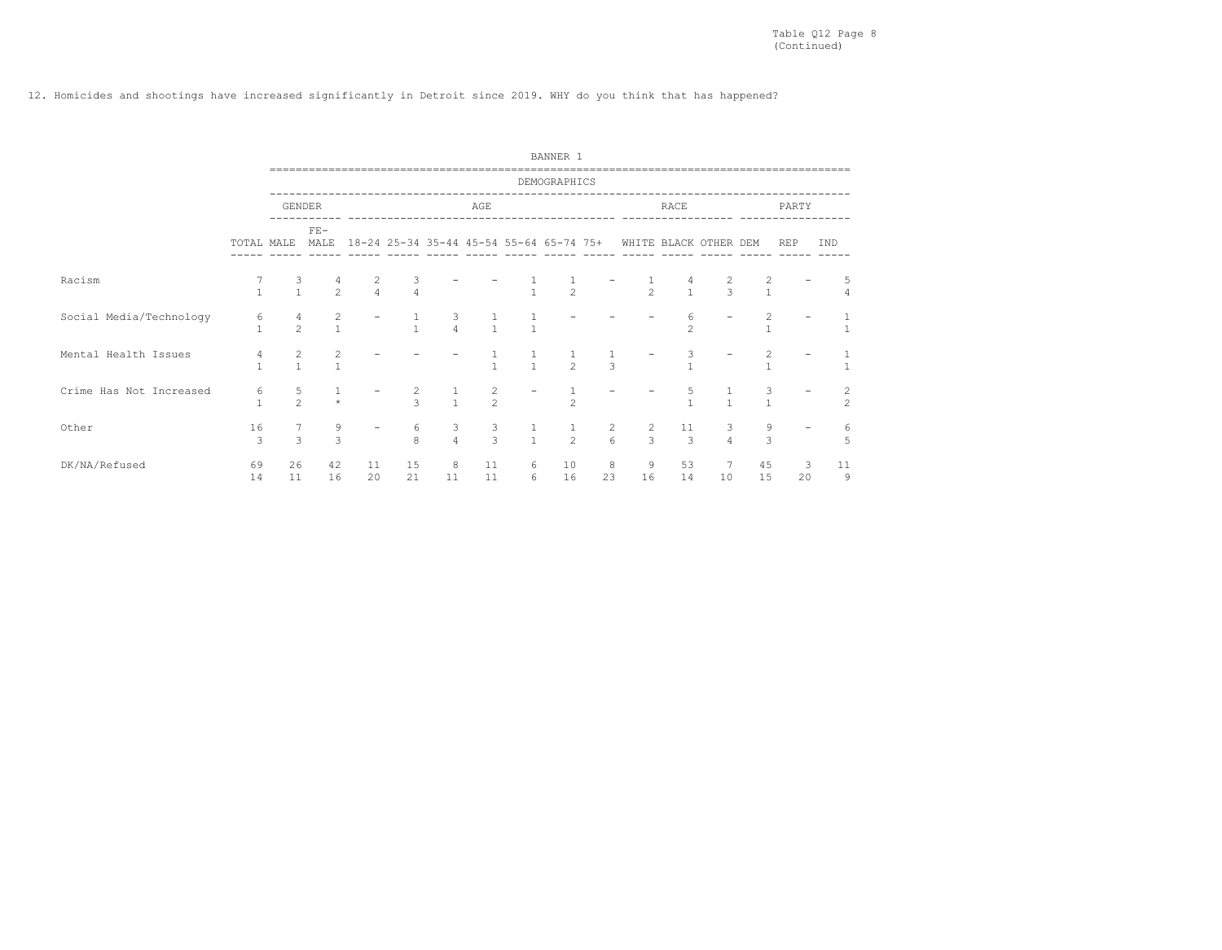Table Q12 Page 8
(Continued)

12. Homicides and shootings have increased significantly in Detroit since 2019. WHY do you think that has happened?

| | BANNER 1 | | | | | | | | | | | | | | | |
|---|---|---|---|---|---|---|---|---|---|---|---|---|---|---|---|---|
| | DEMOGRAPHICS | | | | | | | | | | | | | | | |
| | | GENDER | | AGE | | | | | | | RACE | | | PARTY | | |
| | TOTAL | MALE | FE-MALE | 18-24 | 25-34 | 35-44 | 45-54 | 55-64 | 65-74 | 75+ | WHITE | BLACK | OTHER | DEM | REP | IND |
| Racism | 7 | 3 | 4 | 2 | 3 | - | - | 1 | 1 | - | 1 | 4 | 2 | 2 | - | 5 |
| | 1 | 1 | 2 | 4 | 4 | | | 1 | 2 | | 2 | 1 | 3 | 1 | | 4 |
| Social Media/Technology | 6 | 4 | 2 | - | 1 | 3 | 1 | 1 | - | - | - | 6 | - | 2 | - | 1 |
| | 1 | 2 | 1 | | 1 | 4 | 1 | 1 | | | | 2 | | 1 | | 1 |
| Mental Health Issues | 4 | 2 | 2 | - | - | - | 1 | 1 | 1 | 1 | - | 3 | - | 2 | - | 1 |
| | 1 | 1 | 1 | | | | 1 | 1 | 2 | 3 | | 1 | | 1 | | 1 |
| Crime Has Not Increased | 6 | 5 | 1 | - | 2 | 1 | 2 | - | 1 | - | - | 5 | 1 | 3 | - | 2 |
| | 1 | 2 | * | | 3 | 1 | 2 | | 2 | | | 1 | 1 | 1 | | 2 |
| Other | 16 | 7 | 9 | - | 6 | 3 | 3 | 1 | 1 | 2 | 2 | 11 | 3 | 9 | - | 6 |
| | 3 | 3 | 3 | | 8 | 4 | 3 | 1 | 2 | 6 | 3 | 3 | 4 | 3 | | 5 |
| DK/NA/Refused | 69 | 26 | 42 | 11 | 15 | 8 | 11 | 6 | 10 | 8 | 9 | 53 | 7 | 45 | 3 | 11 |
| | 14 | 11 | 16 | 20 | 21 | 11 | 11 | 6 | 16 | 23 | 16 | 14 | 10 | 15 | 20 | 9 |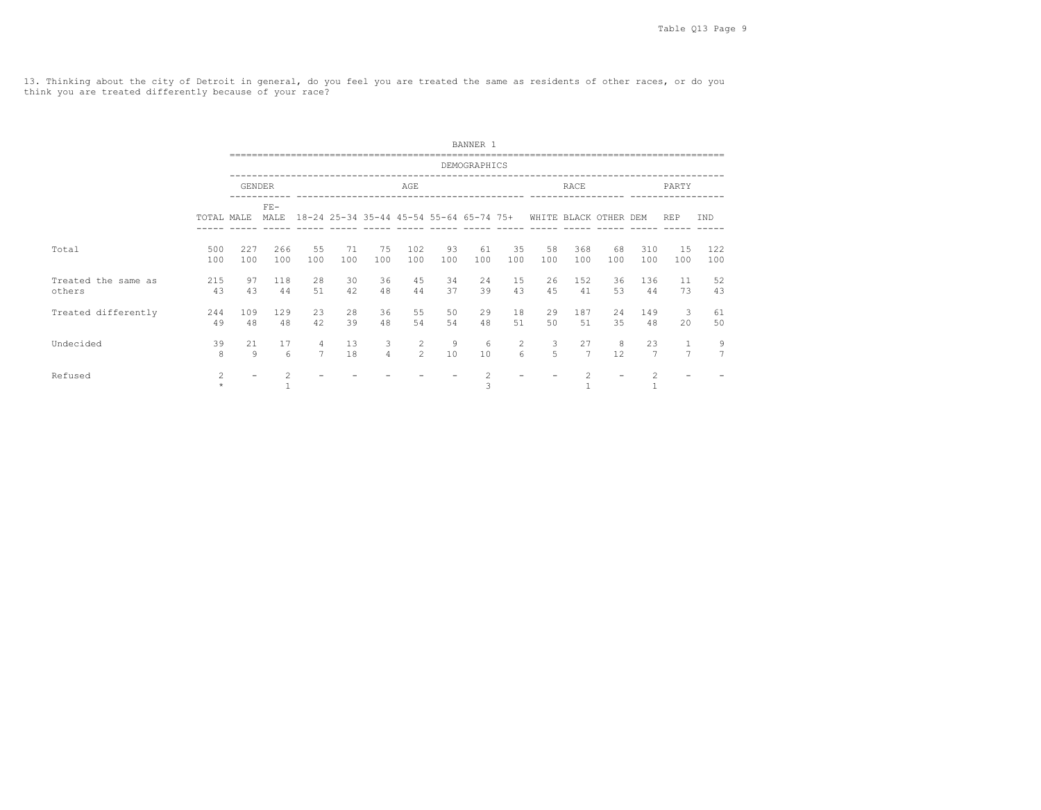13. Thinking about the city of Detroit in general, do you feel you are treated the same as residents of other races, or do you think you are treated differently because of your race?

BANNER 1

| | | DEMOGRAPHICS | | | | | | | | | | | | | | |
|---|---|---|---|---|---|---|---|---|---|---|---|---|---|---|---|---|
| | | GENDER | | AGE | | | | | | | RACE | | | PARTY | | |
| | TOTAL | MALE | FE-MALE | 18-24 | 25-34 | 35-44 | 45-54 | 55-64 | 65-74 | 75+ | WHITE | BLACK | OTHER | DEM | REP | IND |
| Total | 500 | 227 | 266 | 55 | 71 | 75 | 102 | 93 | 61 | 35 | 58 | 368 | 68 | 310 | 15 | 122 |
| | 100 | 100 | 100 | 100 | 100 | 100 | 100 | 100 | 100 | 100 | 100 | 100 | 100 | 100 | 100 | 100 |
| Treated the same as others | 215 | 97 | 118 | 28 | 30 | 36 | 45 | 34 | 24 | 15 | 26 | 152 | 36 | 136 | 11 | 52 |
| | 43 | 43 | 44 | 51 | 42 | 48 | 44 | 37 | 39 | 43 | 45 | 41 | 53 | 44 | 73 | 43 |
| Treated differently | 244 | 109 | 129 | 23 | 28 | 36 | 55 | 50 | 29 | 18 | 29 | 187 | 24 | 149 | 3 | 61 |
| | 49 | 48 | 48 | 42 | 39 | 48 | 54 | 54 | 48 | 51 | 50 | 51 | 35 | 48 | 20 | 50 |
| Undecided | 39 | 21 | 17 | 4 | 13 | 3 | 2 | 9 | 6 | 2 | 3 | 27 | 8 | 23 | 1 | 9 |
| | 8 | 9 | 6 | 7 | 18 | 4 | 2 | 10 | 10 | 6 | 5 | 7 | 12 | 7 | 7 | 7 |
| Refused | 2 | - | 2 | - | - | - | - | - | 2 | - | - | 2 | - | 2 | - | - |
| | * | | 1 | | | | | | 3 | | | 1 | | 1 | | |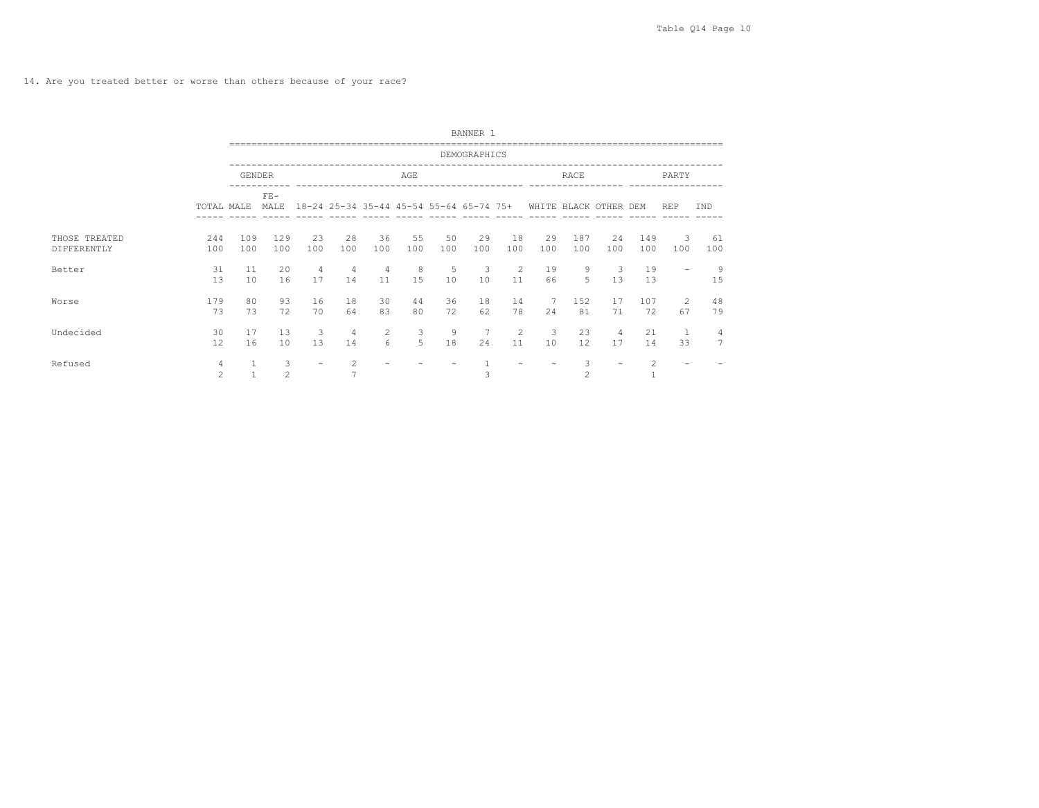14. Are you treated better or worse than others because of your race?

| | BANNER 1 | | | | | | | | | | | | | | | |
|---|---|---|---|---|---|---|---|---|---|---|---|---|---|---|---|---|
| | DEMOGRAPHICS | | | | | | | | | | | | | | | |
| | | GENDER | | AGE | | | | | | | RACE | | | PARTY | | |
| | TOTAL | MALE | FE-MALE | 18-24 | 25-34 | 35-44 | 45-54 | 55-64 | 65-74 | 75+ | WHITE | BLACK | OTHER | DEM | REP | IND |
| THOSE TREATED DIFFERENTLY | 244 | 109 | 129 | 23 | 28 | 36 | 55 | 50 | 29 | 18 | 29 | 187 | 24 | 149 | 3 | 61 |
| | 100 | 100 | 100 | 100 | 100 | 100 | 100 | 100 | 100 | 100 | 100 | 100 | 100 | 100 | 100 | 100 |
| Better | 31 | 11 | 20 | 4 | 4 | 4 | 8 | 5 | 3 | 2 | 19 | 9 | 3 | 19 | - | 9 |
| | 13 | 10 | 16 | 17 | 14 | 11 | 15 | 10 | 10 | 11 | 66 | 5 | 13 | 13 | | 15 |
| Worse | 179 | 80 | 93 | 16 | 18 | 30 | 44 | 36 | 18 | 14 | 7 | 152 | 17 | 107 | 2 | 48 |
| | 73 | 73 | 72 | 70 | 64 | 83 | 80 | 72 | 62 | 78 | 24 | 81 | 71 | 72 | 67 | 79 |
| Undecided | 30 | 17 | 13 | 3 | 4 | 2 | 3 | 9 | 7 | 2 | 3 | 23 | 4 | 21 | 1 | 4 |
| | 12 | 16 | 10 | 13 | 14 | 6 | 5 | 18 | 24 | 11 | 10 | 12 | 17 | 14 | 33 | 7 |
| Refused | 4 | 1 | 3 | - | 2 | - | - | - | 1 | - | - | 3 | - | 2 | - | - |
| | 2 | 1 | 2 | | 7 | | | | 3 | | | 2 | | 1 | | |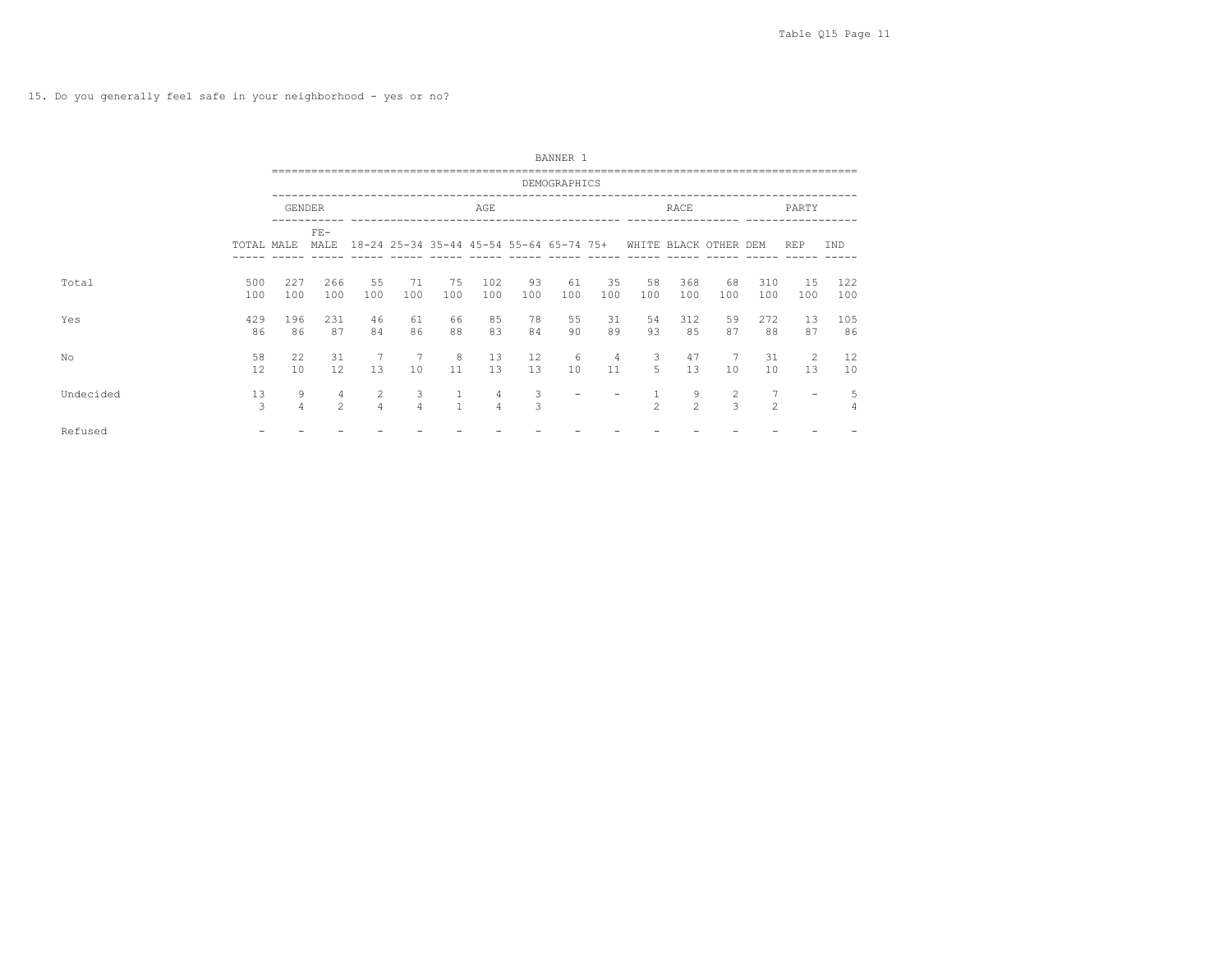15. Do you generally feel safe in your neighborhood - yes or no?

| | | BANNER 1 | | | | | | | | | | | | | | |
|---|---|---|---|---|---|---|---|---|---|---|---|---|---|---|---|---|
| | | DEMOGRAPHICS | | | | | | | | | | | | | | |
| | | GENDER | | AGE | | | | | | | RACE | | | PARTY | | |
| | TOTAL | MALE | FE-MALE | 18-24 | 25-34 | 35-44 | 45-54 | 55-64 | 65-74 | 75+ | WHITE | BLACK | OTHER | DEM | REP | IND |
| Total | 500 | 227 | 266 | 55 | 71 | 75 | 102 | 93 | 61 | 35 | 58 | 368 | 68 | 310 | 15 | 122 |
| | 100 | 100 | 100 | 100 | 100 | 100 | 100 | 100 | 100 | 100 | 100 | 100 | 100 | 100 | 100 | 100 |
| Yes | 429 | 196 | 231 | 46 | 61 | 66 | 85 | 78 | 55 | 31 | 54 | 312 | 59 | 272 | 13 | 105 |
| | 86 | 86 | 87 | 84 | 86 | 88 | 83 | 84 | 90 | 89 | 93 | 85 | 87 | 88 | 87 | 86 |
| No | 58 | 22 | 31 | 7 | 7 | 8 | 13 | 12 | 6 | 4 | 3 | 47 | 7 | 31 | 2 | 12 |
| | 12 | 10 | 12 | 13 | 10 | 11 | 13 | 13 | 10 | 11 | 5 | 13 | 10 | 10 | 13 | 10 |
| Undecided | 13 | 9 | 4 | 2 | 3 | 1 | 4 | 3 | - | - | 1 | 9 | 2 | 7 | - | 5 |
| | 3 | 4 | 2 | 4 | 4 | 1 | 4 | 3 | | | 2 | 2 | 3 | 2 | | 4 |
| Refused | - | - | - | - | - | - | - | - | - | - | - | - | - | - | - | - |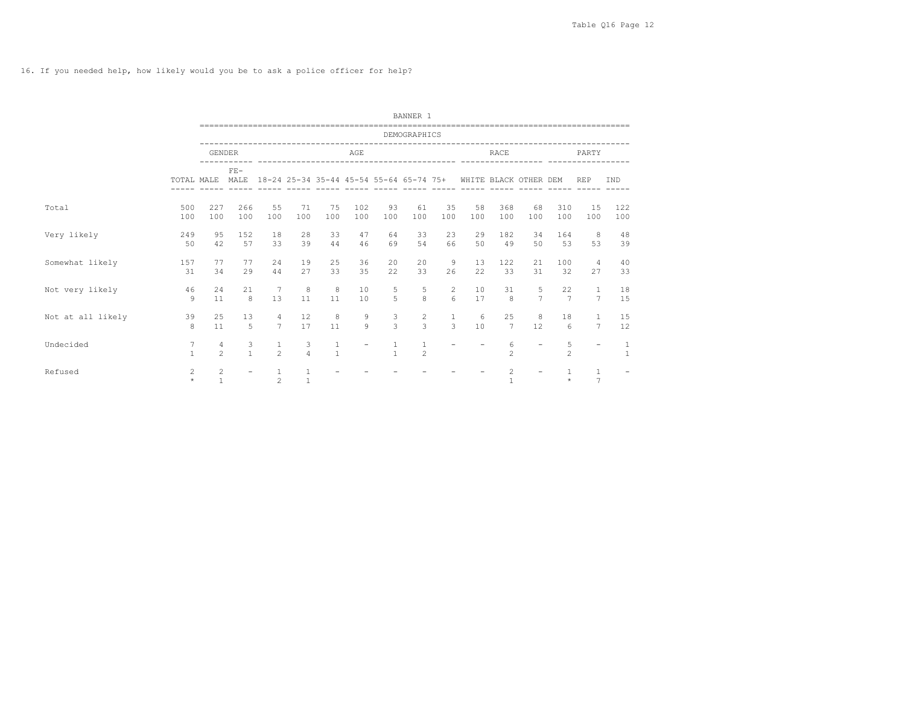16. If you needed help, how likely would you be to ask a police officer for help?

BANNER 1

DEMOGRAPHICS

| | | GENDER | | AGE | | | | | | | RACE | | | PARTY | | |
|---|---|---|---|---|---|---|---|---|---|---|---|---|---|---|---|---|
| | TOTAL | MALE | FE-MALE | 18-24 | 25-34 | 35-44 | 45-54 | 55-64 | 65-74 | 75+ | WHITE | BLACK | OTHER | DEM | REP | IND |
| Total | 500 | 227 | 266 | 55 | 71 | 75 | 102 | 93 | 61 | 35 | 58 | 368 | 68 | 310 | 15 | 122 |
| | 100 | 100 | 100 | 100 | 100 | 100 | 100 | 100 | 100 | 100 | 100 | 100 | 100 | 100 | 100 | 100 |
| Very likely | 249 | 95 | 152 | 18 | 28 | 33 | 47 | 64 | 33 | 23 | 29 | 182 | 34 | 164 | 8 | 48 |
| | 50 | 42 | 57 | 33 | 39 | 44 | 46 | 69 | 54 | 66 | 50 | 49 | 50 | 53 | 53 | 39 |
| Somewhat likely | 157 | 77 | 77 | 24 | 19 | 25 | 36 | 20 | 20 | 9 | 13 | 122 | 21 | 100 | 4 | 40 |
| | 31 | 34 | 29 | 44 | 27 | 33 | 35 | 22 | 33 | 26 | 22 | 33 | 31 | 32 | 27 | 33 |
| Not very likely | 46 | 24 | 21 | 7 | 8 | 8 | 10 | 5 | 5 | 2 | 10 | 31 | 5 | 22 | 1 | 18 |
| | 9 | 11 | 8 | 13 | 11 | 11 | 10 | 5 | 8 | 6 | 17 | 8 | 7 | 7 | 7 | 15 |
| Not at all likely | 39 | 25 | 13 | 4 | 12 | 8 | 9 | 3 | 2 | 1 | 6 | 25 | 8 | 18 | 1 | 15 |
| | 8 | 11 | 5 | 7 | 17 | 11 | 9 | 3 | 3 | 3 | 10 | 7 | 12 | 6 | 7 | 12 |
| Undecided | 7 | 4 | 3 | 1 | 3 | 1 | - | 1 | 1 | - | - | 6 | - | 5 | - | 1 |
| | 1 | 2 | 1 | 2 | 4 | 1 | | 1 | 2 | | | 2 | | 2 | | 1 |
| Refused | 2 | 2 | - | 1 | 1 | - | - | - | - | - | - | 2 | - | 1 | 1 | - |
| | * | 1 | | 2 | 1 | | | | | | | 1 | | * | 7 | |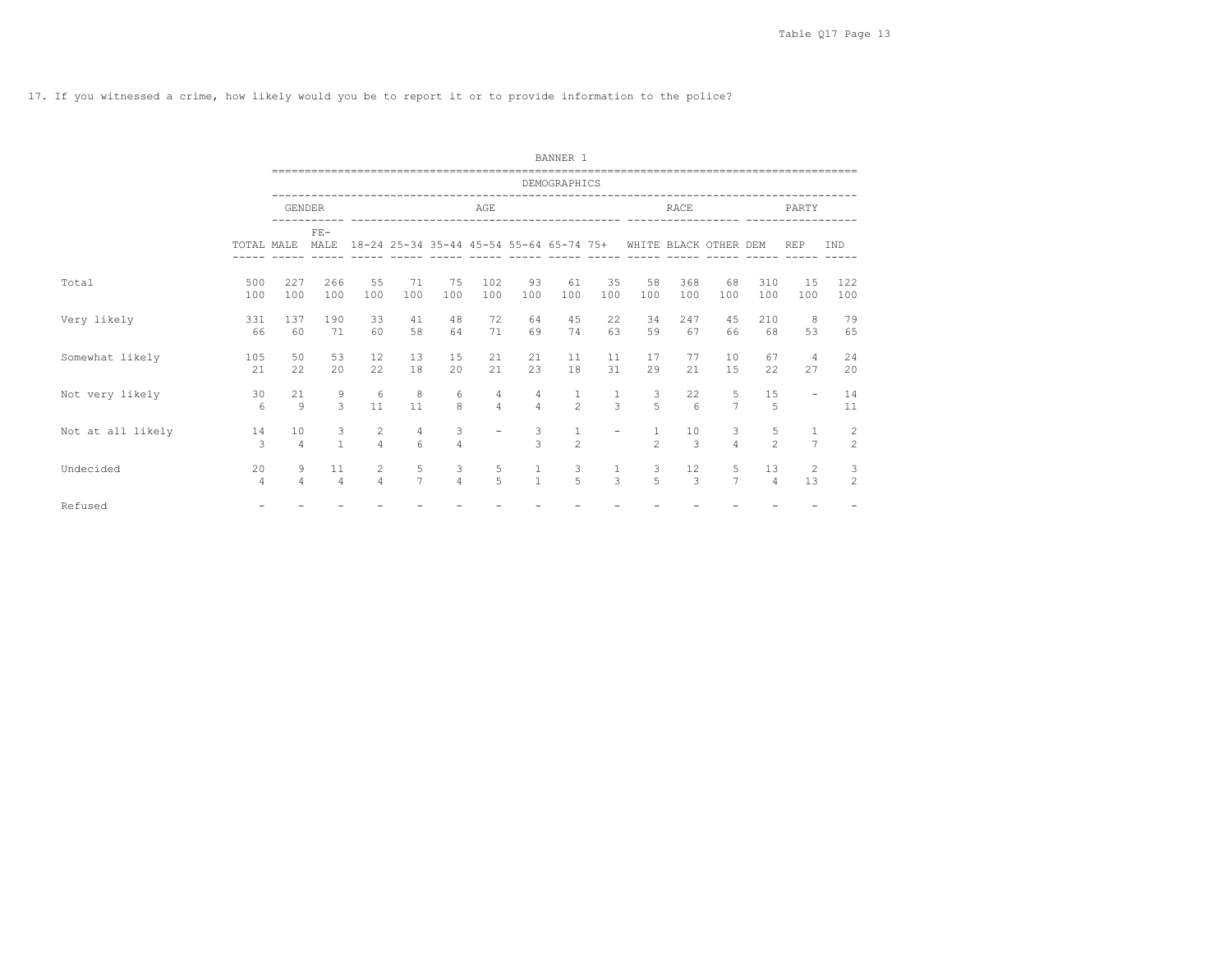17. If you witnessed a crime, how likely would you be to report it or to provide information to the police?

BANNER 1

| | | DEMOGRAPHICS | | | | | | | | | | | | | | |
|---|---|---|---|---|---|---|---|---|---|---|---|---|---|---|---|---|
| | | GENDER | | AGE | | | | | | | RACE | | | PARTY | | |
| | TOTAL | MALE | FE-MALE | 18-24 | 25-34 | 35-44 | 45-54 | 55-64 | 65-74 | 75+ | WHITE | BLACK | OTHER | DEM | REP | IND |
| Total | 500 | 227 | 266 | 55 | 71 | 75 | 102 | 93 | 61 | 35 | 58 | 368 | 68 | 310 | 15 | 122 |
| | 100 | 100 | 100 | 100 | 100 | 100 | 100 | 100 | 100 | 100 | 100 | 100 | 100 | 100 | 100 | 100 |
| Very likely | 331 | 137 | 190 | 33 | 41 | 48 | 72 | 64 | 45 | 22 | 34 | 247 | 45 | 210 | 8 | 79 |
| | 66 | 60 | 71 | 60 | 58 | 64 | 71 | 69 | 74 | 63 | 59 | 67 | 66 | 68 | 53 | 65 |
| Somewhat likely | 105 | 50 | 53 | 12 | 13 | 15 | 21 | 21 | 11 | 11 | 17 | 77 | 10 | 67 | 4 | 24 |
| | 21 | 22 | 20 | 22 | 18 | 20 | 21 | 23 | 18 | 31 | 29 | 21 | 15 | 22 | 27 | 20 |
| Not very likely | 30 | 21 | 9 | 6 | 8 | 6 | 4 | 4 | 1 | 1 | 3 | 22 | 5 | 15 | - | 14 |
| | 6 | 9 | 3 | 11 | 11 | 8 | 4 | 4 | 2 | 3 | 5 | 6 | 7 | 5 | | 11 |
| Not at all likely | 14 | 10 | 3 | 2 | 4 | 3 | - | 3 | 1 | - | 1 | 10 | 3 | 5 | 1 | 2 |
| | 3 | 4 | 1 | 4 | 6 | 4 | | 3 | 2 | | 2 | 3 | 4 | 2 | 7 | 2 |
| Undecided | 20 | 9 | 11 | 2 | 5 | 3 | 5 | 1 | 3 | 1 | 3 | 12 | 5 | 13 | 2 | 3 |
| | 4 | 4 | 4 | 4 | 7 | 4 | 5 | 1 | 5 | 3 | 5 | 3 | 7 | 4 | 13 | 2 |
| Refused | - | - | - | - | - | - | - | - | - | - | - | - | - | - | - | - |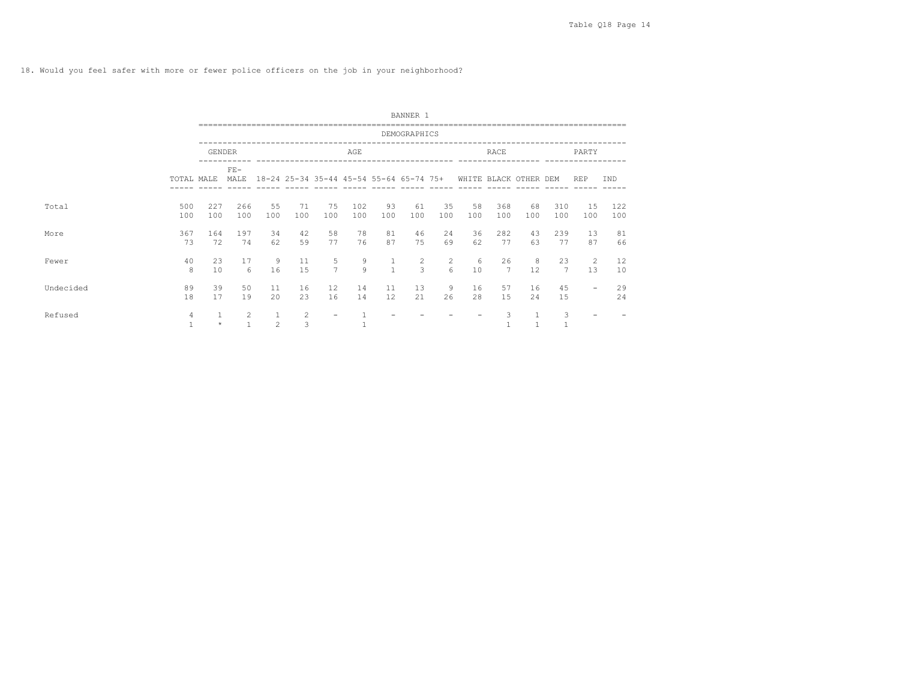18. Would you feel safer with more or fewer police officers on the job in your neighborhood?

BANNER 1

DEMOGRAPHICS

| | | GENDER | | AGE | | | | | | | RACE | | | PARTY | | |
|---|---|---|---|---|---|---|---|---|---|---|---|---|---|---|---|---|
| | TOTAL | MALE | FE-MALE | 18-24 | 25-34 | 35-44 | 45-54 | 55-64 | 65-74 | 75+ | WHITE | BLACK | OTHER | DEM | REP | IND |
| Total | 500 | 227 | 266 | 55 | 71 | 75 | 102 | 93 | 61 | 35 | 58 | 368 | 68 | 310 | 15 | 122 |
| | 100 | 100 | 100 | 100 | 100 | 100 | 100 | 100 | 100 | 100 | 100 | 100 | 100 | 100 | 100 | 100 |
| More | 367 | 164 | 197 | 34 | 42 | 58 | 78 | 81 | 46 | 24 | 36 | 282 | 43 | 239 | 13 | 81 |
| | 73 | 72 | 74 | 62 | 59 | 77 | 76 | 87 | 75 | 69 | 62 | 77 | 63 | 77 | 87 | 66 |
| Fewer | 40 | 23 | 17 | 9 | 11 | 5 | 9 | 1 | 2 | 2 | 6 | 26 | 8 | 23 | 2 | 12 |
| | 8 | 10 | 6 | 16 | 15 | 7 | 9 | 1 | 3 | 6 | 10 | 7 | 12 | 7 | 13 | 10 |
| Undecided | 89 | 39 | 50 | 11 | 16 | 12 | 14 | 11 | 13 | 9 | 16 | 57 | 16 | 45 | - | 29 |
| | 18 | 17 | 19 | 20 | 23 | 16 | 14 | 12 | 21 | 26 | 28 | 15 | 24 | 15 | | 24 |
| Refused | 4 | 1 | 2 | 1 | 2 | - | 1 | - | - | - | - | 3 | 1 | 3 | - | - |
| | 1 | * | 1 | 2 | 3 | | 1 | | | | | 1 | 1 | 1 | | |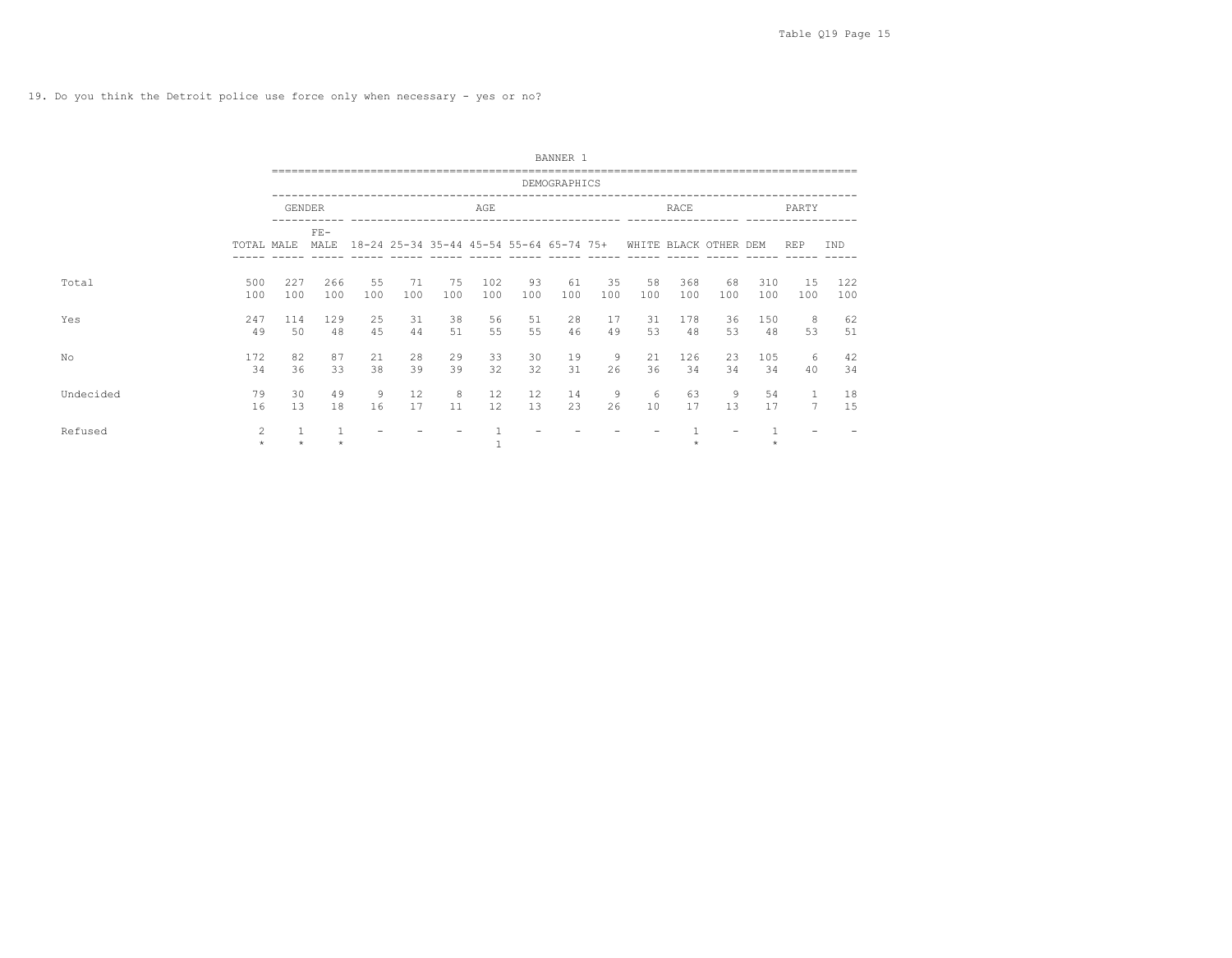19. Do you think the Detroit police use force only when necessary - yes or no?

BANNER 1

DEMOGRAPHICS

| | TOTAL | GENDER | | AGE | | | | | | | RACE | | | PARTY | | |
|---|---|---|---|---|---|---|---|---|---|---|---|---|---|---|---|---|
| | | MALE | FE-MALE | 18-24 | 25-34 | 35-44 | 45-54 | 55-64 | 65-74 | 75+ | WHITE | BLACK | OTHER | DEM | REP | IND |
| Total | 500 | 227 | 266 | 55 | 71 | 75 | 102 | 93 | 61 | 35 | 58 | 368 | 68 | 310 | 15 | 122 |
| | 100 | 100 | 100 | 100 | 100 | 100 | 100 | 100 | 100 | 100 | 100 | 100 | 100 | 100 | 100 | 100 |
| Yes | 247 | 114 | 129 | 25 | 31 | 38 | 56 | 51 | 28 | 17 | 31 | 178 | 36 | 150 | 8 | 62 |
| | 49 | 50 | 48 | 45 | 44 | 51 | 55 | 55 | 46 | 49 | 53 | 48 | 53 | 48 | 53 | 51 |
| No | 172 | 82 | 87 | 21 | 28 | 29 | 33 | 30 | 19 | 9 | 21 | 126 | 23 | 105 | 6 | 42 |
| | 34 | 36 | 33 | 38 | 39 | 39 | 32 | 32 | 31 | 26 | 36 | 34 | 34 | 34 | 40 | 34 |
| Undecided | 79 | 30 | 49 | 9 | 12 | 8 | 12 | 12 | 14 | 9 | 6 | 63 | 9 | 54 | 1 | 18 |
| | 16 | 13 | 18 | 16 | 17 | 11 | 12 | 13 | 23 | 26 | 10 | 17 | 13 | 17 | 7 | 15 |
| Refused | 2 | 1 | 1 | - | - | - | 1 | - | - | - | - | 1 | - | 1 | - | - |
| | * | * | * | | | | 1 | | | | | * | | * | | |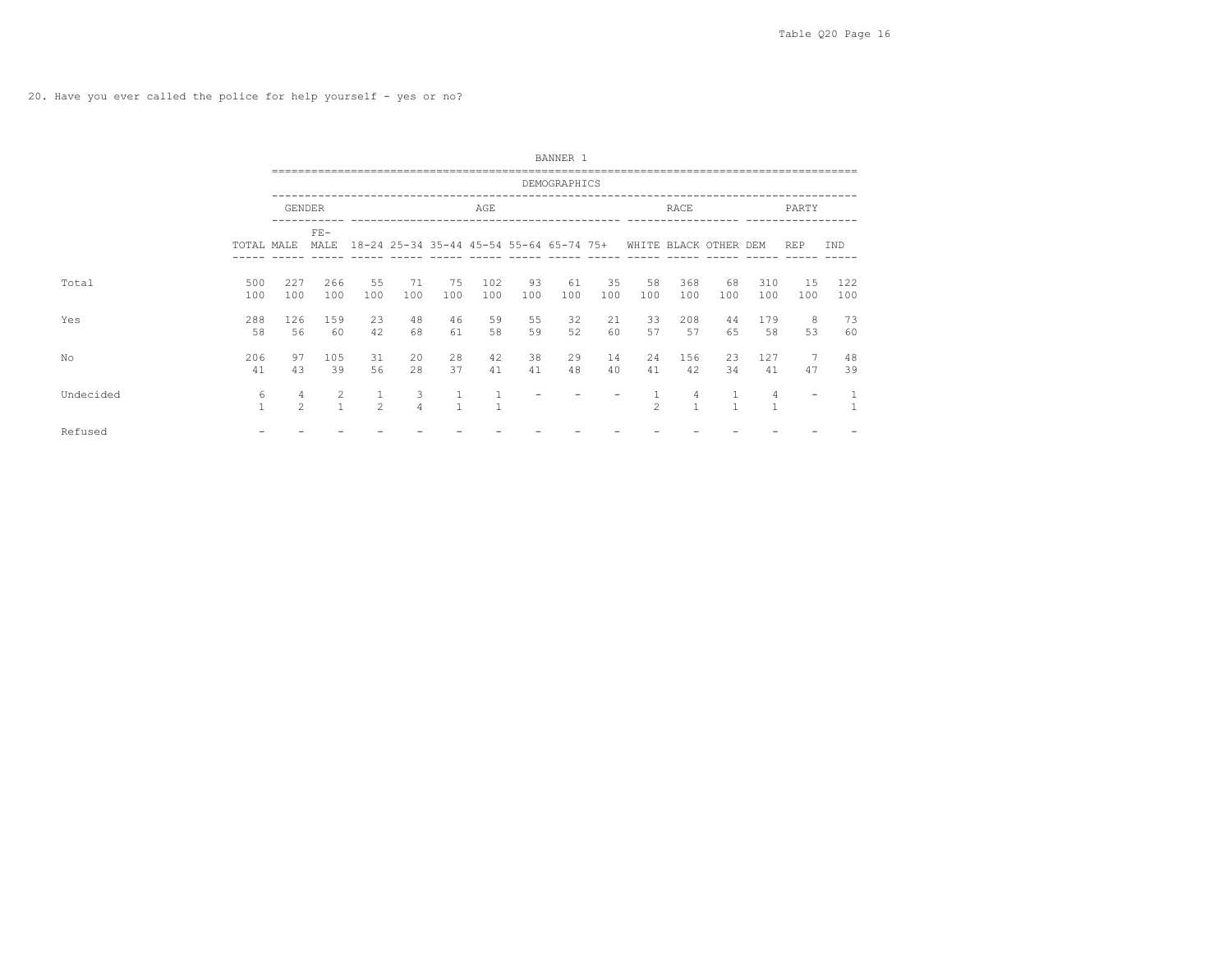20. Have you ever called the police for help yourself - yes or no?

| | | BANNER 1 | | | | | | | | | | | | | | |
|---|---|---|---|---|---|---|---|---|---|---|---|---|---|---|---|---|
| | | DEMOGRAPHICS | | | | | | | | | | | | | | |
| | | GENDER | | AGE | | | | | | | RACE | | | PARTY | | |
| | TOTAL | MALE | FE-MALE | 18-24 | 25-34 | 35-44 | 45-54 | 55-64 | 65-74 | 75+ | WHITE | BLACK | OTHER | DEM | REP | IND |
| Total | 500 | 227 | 266 | 55 | 71 | 75 | 102 | 93 | 61 | 35 | 58 | 368 | 68 | 310 | 15 | 122 |
| | 100 | 100 | 100 | 100 | 100 | 100 | 100 | 100 | 100 | 100 | 100 | 100 | 100 | 100 | 100 | 100 |
| Yes | 288 | 126 | 159 | 23 | 48 | 46 | 59 | 55 | 32 | 21 | 33 | 208 | 44 | 179 | 8 | 73 |
| | 58 | 56 | 60 | 42 | 68 | 61 | 58 | 59 | 52 | 60 | 57 | 57 | 65 | 58 | 53 | 60 |
| No | 206 | 97 | 105 | 31 | 20 | 28 | 42 | 38 | 29 | 14 | 24 | 156 | 23 | 127 | 7 | 48 |
| | 41 | 43 | 39 | 56 | 28 | 37 | 41 | 41 | 48 | 40 | 41 | 42 | 34 | 41 | 47 | 39 |
| Undecided | 6 | 4 | 2 | 1 | 3 | 1 | 1 | - | - | - | 1 | 4 | 1 | 4 | - | 1 |
| | 1 | 2 | 1 | 2 | 4 | 1 | 1 | | | | 2 | 1 | 1 | 1 | | 1 |
| Refused | - | - | - | - | - | - | - | - | - | - | - | - | - | - | - | - |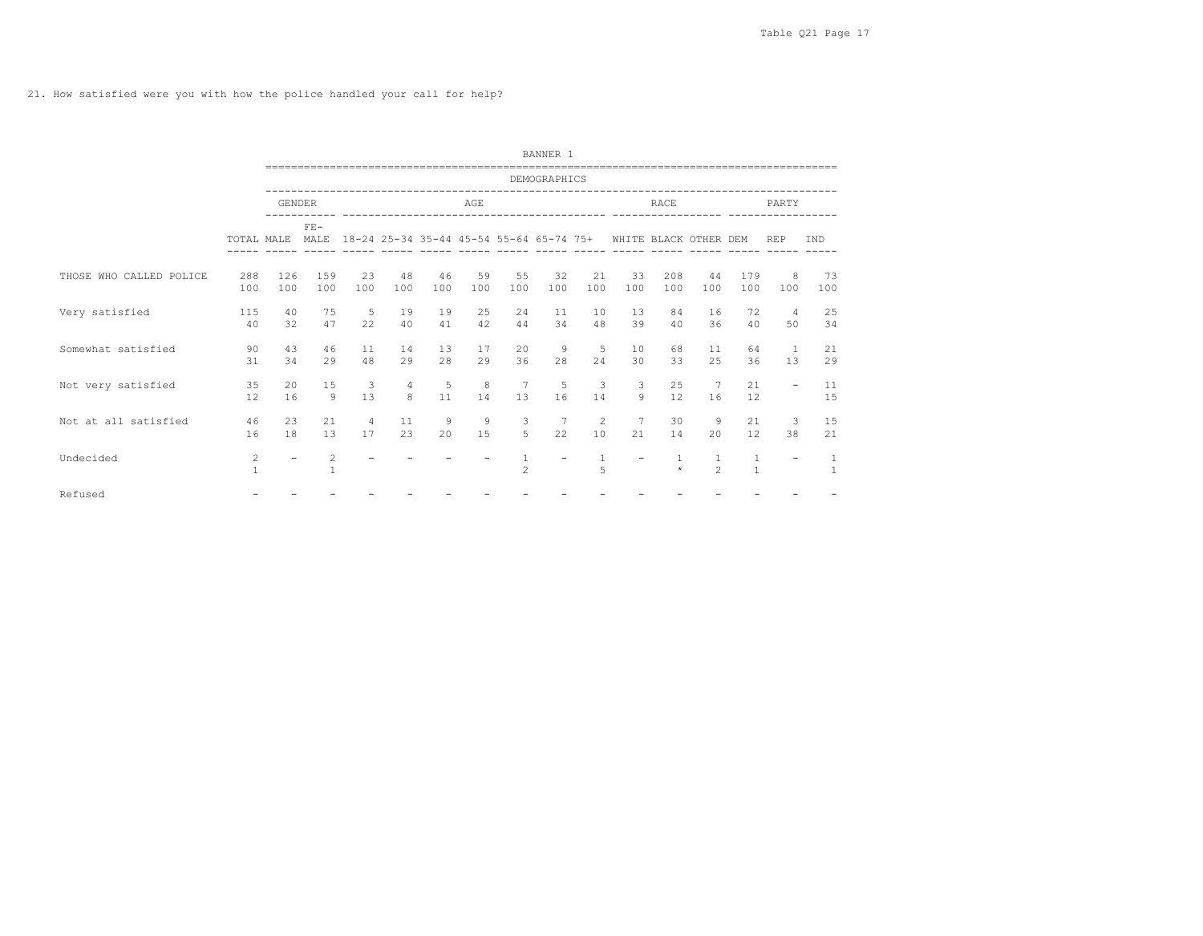21. How satisfied were you with how the police handled your call for help?

| | | BANNER 1 | | | | | | | | | | | | | | |
|---|---|---|---|---|---|---|---|---|---|---|---|---|---|---|---|---|
| | | DEMOGRAPHICS | | | | | | | | | | | | | | |
| | | GENDER | | AGE | | | | | | | RACE | | | PARTY | | |
| | TOTAL | MALE | FE-MALE | 18-24 | 25-34 | 35-44 | 45-54 | 55-64 | 65-74 | 75+ | WHITE | BLACK | OTHER | DEM | REP | IND |
| THOSE WHO CALLED POLICE | 288 | 126 | 159 | 23 | 48 | 46 | 59 | 55 | 32 | 21 | 33 | 208 | 44 | 179 | 8 | 73 |
| | 100 | 100 | 100 | 100 | 100 | 100 | 100 | 100 | 100 | 100 | 100 | 100 | 100 | 100 | 100 | 100 |
| Very satisfied | 115 | 40 | 75 | 5 | 19 | 19 | 25 | 24 | 11 | 10 | 13 | 84 | 16 | 72 | 4 | 25 |
| | 40 | 32 | 47 | 22 | 40 | 41 | 42 | 44 | 34 | 48 | 39 | 40 | 36 | 40 | 50 | 34 |
| Somewhat satisfied | 90 | 43 | 46 | 11 | 14 | 13 | 17 | 20 | 9 | 5 | 10 | 68 | 11 | 64 | 1 | 21 |
| | 31 | 34 | 29 | 48 | 29 | 28 | 29 | 36 | 28 | 24 | 30 | 33 | 25 | 36 | 13 | 29 |
| Not very satisfied | 35 | 20 | 15 | 3 | 4 | 5 | 8 | 7 | 5 | 3 | 3 | 25 | 7 | 21 | - | 11 |
| | 12 | 16 | 9 | 13 | 8 | 11 | 14 | 13 | 16 | 14 | 9 | 12 | 16 | 12 | | 15 |
| Not at all satisfied | 46 | 23 | 21 | 4 | 11 | 9 | 9 | 3 | 7 | 2 | 7 | 30 | 9 | 21 | 3 | 15 |
| | 16 | 18 | 13 | 17 | 23 | 20 | 15 | 5 | 22 | 10 | 21 | 14 | 20 | 12 | 38 | 21 |
| Undecided | 2 | - | 2 | - | - | - | - | 1 | - | 1 | - | 1 | 1 | 1 | - | 1 |
| | 1 | | 1 | | | | | 2 | | 5 | | * | 2 | 1 | | 1 |
| Refused | - | - | - | - | - | - | - | - | - | - | - | - | - | - | - | - |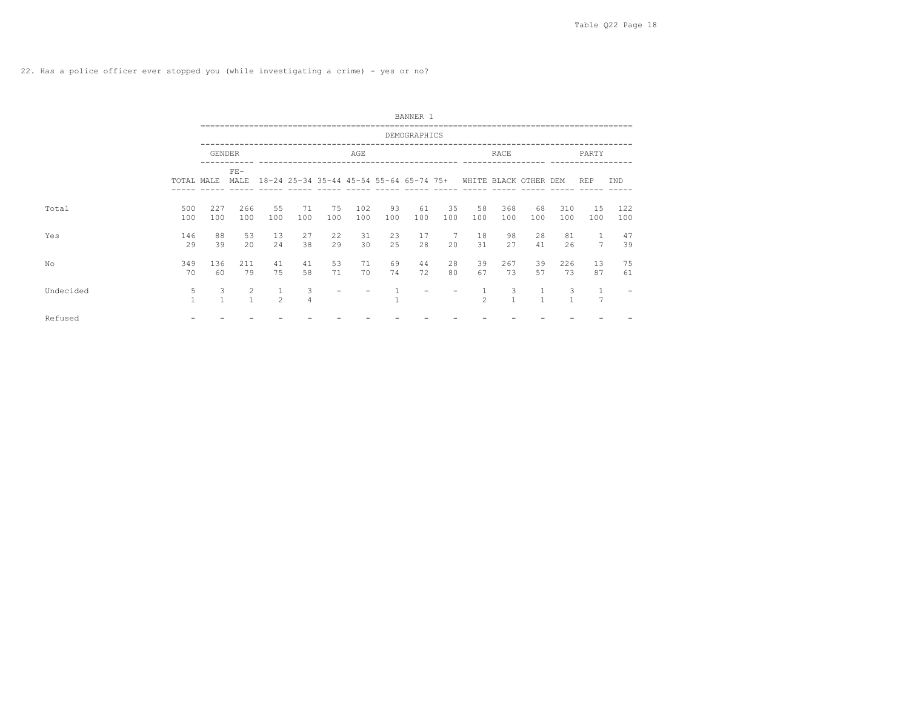22. Has a police officer ever stopped you (while investigating a crime) - yes or no?

| | | BANNER 1 | | | | | | | | | | | | | | | |
|---|---|---|---|---|---|---|---|---|---|---|---|---|---|---|---|---|---|
| | | DEMOGRAPHICS | | | | | | | | | | | | | | | |
| | | GENDER | | AGE | | | | | | | RACE | | | PARTY | | | |
| | TOTAL | MALE | FE-MALE | 18-24 | 25-34 | 35-44 | 45-54 | 55-64 | 65-74 | 75+ | WHITE | BLACK | OTHER | DEM | REP | IND | |
| Total | 500 | 227 | 266 | 55 | 71 | 75 | 102 | 93 | 61 | 35 | 58 | 368 | 68 | 310 | 15 | 122 | |
| | 100 | 100 | 100 | 100 | 100 | 100 | 100 | 100 | 100 | 100 | 100 | 100 | 100 | 100 | 100 | 100 | |
| Yes | 146 | 88 | 53 | 13 | 27 | 22 | 31 | 23 | 17 | 7 | 18 | 98 | 28 | 81 | 1 | 47 | |
| | 29 | 39 | 20 | 24 | 38 | 29 | 30 | 25 | 28 | 20 | 31 | 27 | 41 | 26 | 7 | 39 | |
| No | 349 | 136 | 211 | 41 | 41 | 53 | 71 | 69 | 44 | 28 | 39 | 267 | 39 | 226 | 13 | 75 | |
| | 70 | 60 | 79 | 75 | 58 | 71 | 70 | 74 | 72 | 80 | 67 | 73 | 57 | 73 | 87 | 61 | |
| Undecided | 5 | 3 | 2 | 1 | 3 | - | - | 1 | - | - | 1 | 3 | 1 | 3 | 1 | - | |
| | 1 | 1 | 1 | 2 | 4 | | | 1 | | | 2 | 1 | 1 | 1 | 7 | | |
| Refused | - | - | - | - | - | - | - | - | - | - | - | - | - | - | - | - | |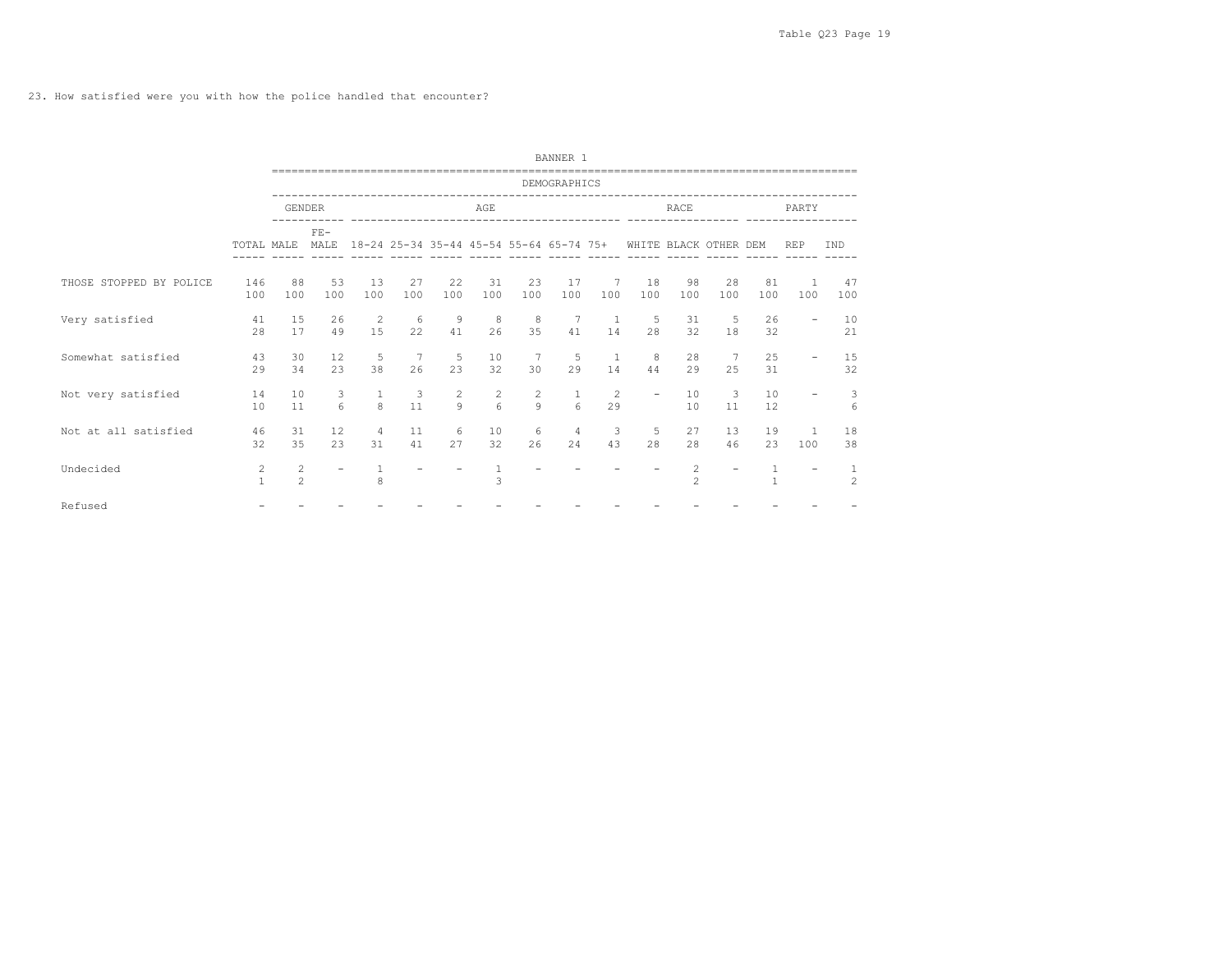23. How satisfied were you with how the police handled that encounter?

| | | BANNER 1 | | | | | | | | | | | | | | |
|---|---|---|---|---|---|---|---|---|---|---|---|---|---|---|---|---|
| | | DEMOGRAPHICS | | | | | | | | | | | | | | |
| | | GENDER | | AGE | | | | | | | RACE | | | PARTY | | |
| | TOTAL | MALE | FE-MALE | 18-24 | 25-34 | 35-44 | 45-54 | 55-64 | 65-74 | 75+ | WHITE | BLACK | OTHER | DEM | REP | IND |
| THOSE STOPPED BY POLICE | 146 | 88 | 53 | 13 | 27 | 22 | 31 | 23 | 17 | 7 | 18 | 98 | 28 | 81 | 1 | 47 |
| | 100 | 100 | 100 | 100 | 100 | 100 | 100 | 100 | 100 | 100 | 100 | 100 | 100 | 100 | 100 | 100 |
| Very satisfied | 41 | 15 | 26 | 2 | 6 | 9 | 8 | 8 | 7 | 1 | 5 | 31 | 5 | 26 | - | 10 |
| | 28 | 17 | 49 | 15 | 22 | 41 | 26 | 35 | 41 | 14 | 28 | 32 | 18 | 32 | | 21 |
| Somewhat satisfied | 43 | 30 | 12 | 5 | 7 | 5 | 10 | 7 | 5 | 1 | 8 | 28 | 7 | 25 | - | 15 |
| | 29 | 34 | 23 | 38 | 26 | 23 | 32 | 30 | 29 | 14 | 44 | 29 | 25 | 31 | | 32 |
| Not very satisfied | 14 | 10 | 3 | 1 | 3 | 2 | 2 | 2 | 1 | 2 | - | 10 | 3 | 10 | - | 3 |
| | 10 | 11 | 6 | 8 | 11 | 9 | 6 | 9 | 6 | 29 | | 10 | 11 | 12 | | 6 |
| Not at all satisfied | 46 | 31 | 12 | 4 | 11 | 6 | 10 | 6 | 4 | 3 | 5 | 27 | 13 | 19 | 1 | 18 |
| | 32 | 35 | 23 | 31 | 41 | 27 | 32 | 26 | 24 | 43 | 28 | 28 | 46 | 23 | 100 | 38 |
| Undecided | 2 | 2 | - | 1 | - | - | 1 | - | - | - | - | 2 | - | 1 | - | 1 |
| | 1 | 2 | | 8 | | | 3 | | | | | 2 | | 1 | | 2 |
| Refused | - | - | - | - | - | - | - | - | - | - | - | - | - | - | - | - |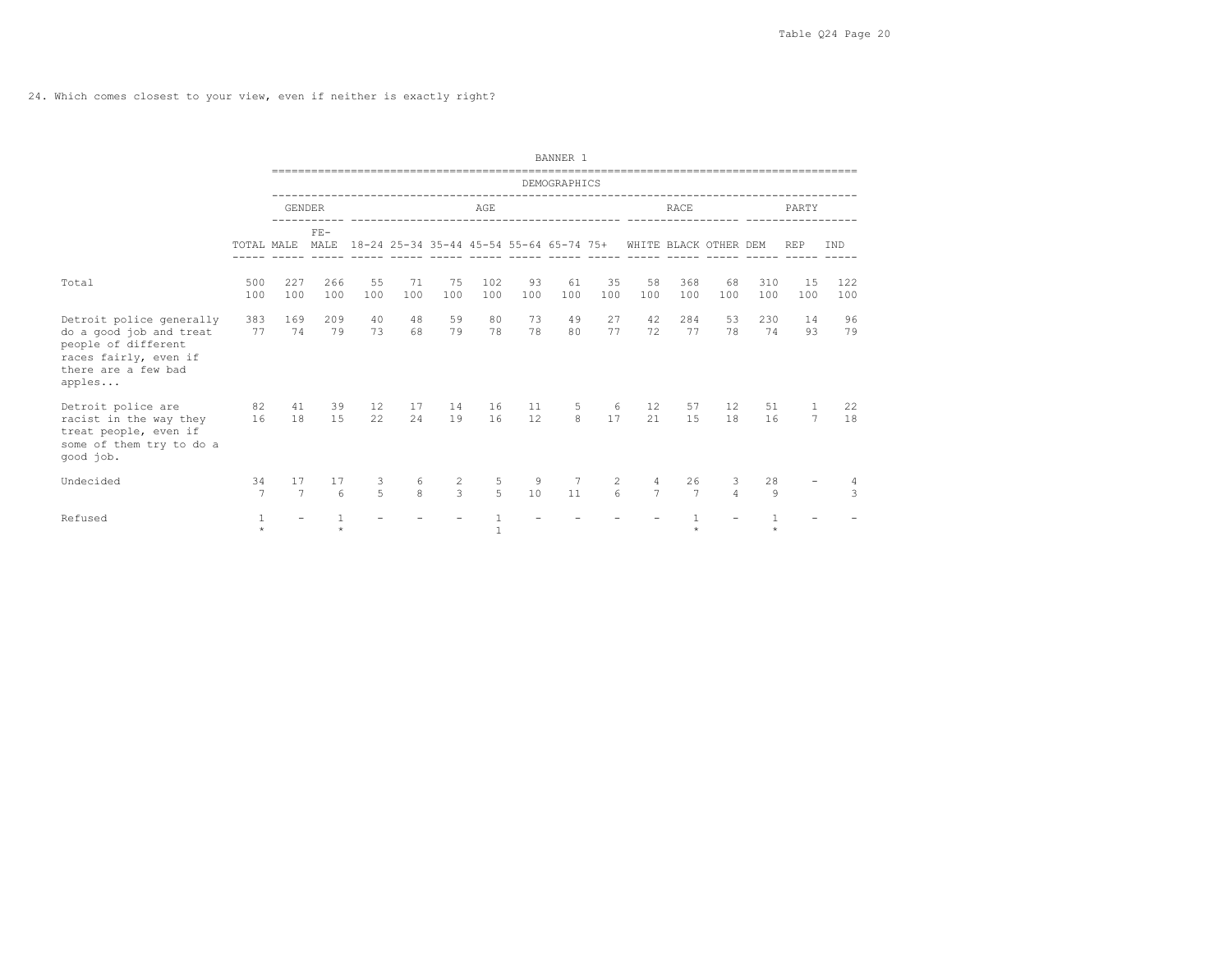24. Which comes closest to your view, even if neither is exactly right?

| | BANNER 1 | | | | | | | | | | | | | | | |
|---|---|---|---|---|---|---|---|---|---|---|---|---|---|---|---|---|
| | DEMOGRAPHICS | | | | | | | | | | | | | | | |
| | | GENDER | | AGE | | | | | | | RACE | | | PARTY | | |
| | TOTAL | MALE | FE-MALE | 18-24 | 25-34 | 35-44 | 45-54 | 55-64 | 65-74 | 75+ | WHITE | BLACK | OTHER | DEM | REP | IND |
| Total | 500 | 227 | 266 | 55 | 71 | 75 | 102 | 93 | 61 | 35 | 58 | 368 | 68 | 310 | 15 | 122 |
| | 100 | 100 | 100 | 100 | 100 | 100 | 100 | 100 | 100 | 100 | 100 | 100 | 100 | 100 | 100 | 100 |
| Detroit police generally do a good job and treat people of different races fairly, even if there are a few bad apples... | 383 | 169 | 209 | 40 | 48 | 59 | 80 | 73 | 49 | 27 | 42 | 284 | 53 | 230 | 14 | 96 |
| | 77 | 74 | 79 | 73 | 68 | 79 | 78 | 78 | 80 | 77 | 72 | 77 | 78 | 74 | 93 | 79 |
| Detroit police are racist in the way they treat people, even if some of them try to do a good job. | 82 | 41 | 39 | 12 | 17 | 14 | 16 | 11 | 5 | 6 | 12 | 57 | 12 | 51 | 1 | 22 |
| | 16 | 18 | 15 | 22 | 24 | 19 | 16 | 12 | 8 | 17 | 21 | 15 | 18 | 16 | 7 | 18 |
| Undecided | 34 | 17 | 17 | 3 | 6 | 2 | 5 | 9 | 7 | 2 | 4 | 26 | 3 | 28 | - | 4 |
| | 7 | 7 | 6 | 5 | 8 | 3 | 5 | 10 | 11 | 6 | 7 | 7 | 4 | 9 | | 3 |
| Refused | 1 | - | 1 | - | - | - | 1 | - | - | - | - | 1 | - | 1 | - | - |
| | * | | * | | | | 1 | | | | | * | | * | | |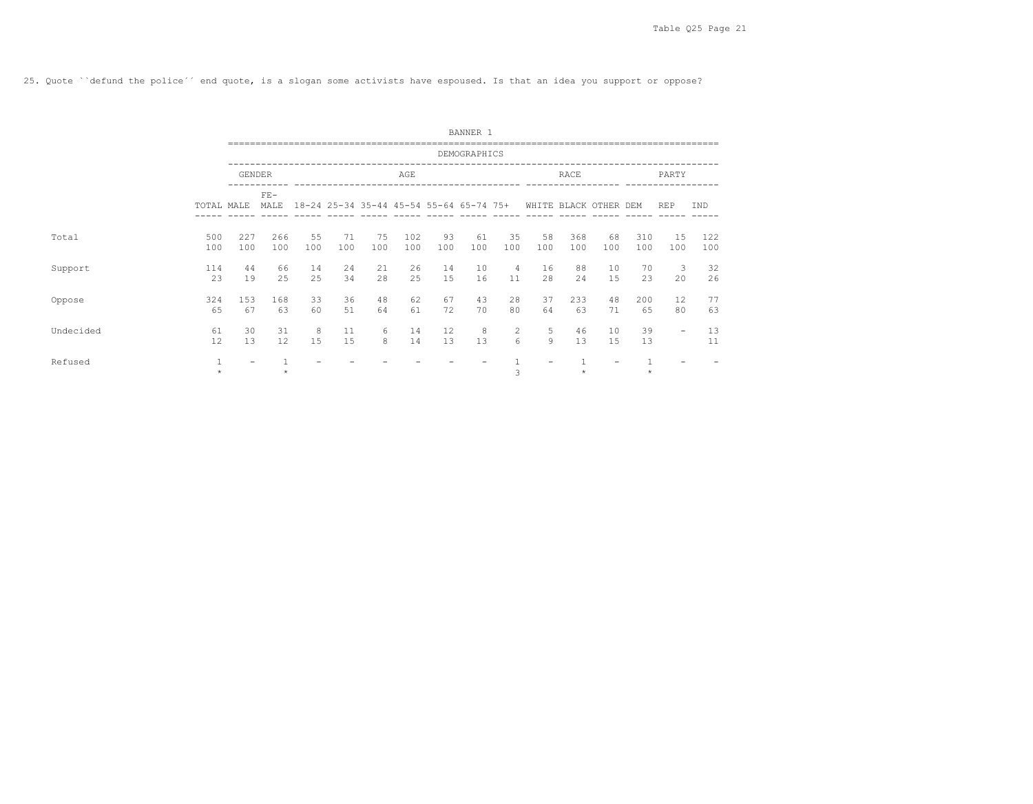25. Quote ``defund the police´´ end quote, is a slogan some activists have espoused. Is that an idea you support or oppose?

BANNER 1

| | | DEMOGRAPHICS | | | | | | | | | | | | | | |
|---|---|---|---|---|---|---|---|---|---|---|---|---|---|---|---|---|
| | | GENDER | | AGE | | | | | | | RACE | | | PARTY | | |
| | TOTAL | MALE | FE-MALE | 18-24 | 25-34 | 35-44 | 45-54 | 55-64 | 65-74 | 75+ | WHITE | BLACK | OTHER | DEM | REP | IND |
| Total | 500 | 227 | 266 | 55 | 71 | 75 | 102 | 93 | 61 | 35 | 58 | 368 | 68 | 310 | 15 | 122 |
| | 100 | 100 | 100 | 100 | 100 | 100 | 100 | 100 | 100 | 100 | 100 | 100 | 100 | 100 | 100 | 100 |
| Support | 114 | 44 | 66 | 14 | 24 | 21 | 26 | 14 | 10 | 4 | 16 | 88 | 10 | 70 | 3 | 32 |
| | 23 | 19 | 25 | 25 | 34 | 28 | 25 | 15 | 16 | 11 | 28 | 24 | 15 | 23 | 20 | 26 |
| Oppose | 324 | 153 | 168 | 33 | 36 | 48 | 62 | 67 | 43 | 28 | 37 | 233 | 48 | 200 | 12 | 77 |
| | 65 | 67 | 63 | 60 | 51 | 64 | 61 | 72 | 70 | 80 | 64 | 63 | 71 | 65 | 80 | 63 |
| Undecided | 61 | 30 | 31 | 8 | 11 | 6 | 14 | 12 | 8 | 2 | 5 | 46 | 10 | 39 | - | 13 |
| | 12 | 13 | 12 | 15 | 15 | 8 | 14 | 13 | 13 | 6 | 9 | 13 | 15 | 13 | | 11 |
| Refused | 1 | - | 1 | - | - | - | - | - | - | 1 | - | 1 | - | 1 | - | - |
| | * | | * | | | | | | | 3 | | * | | * | | |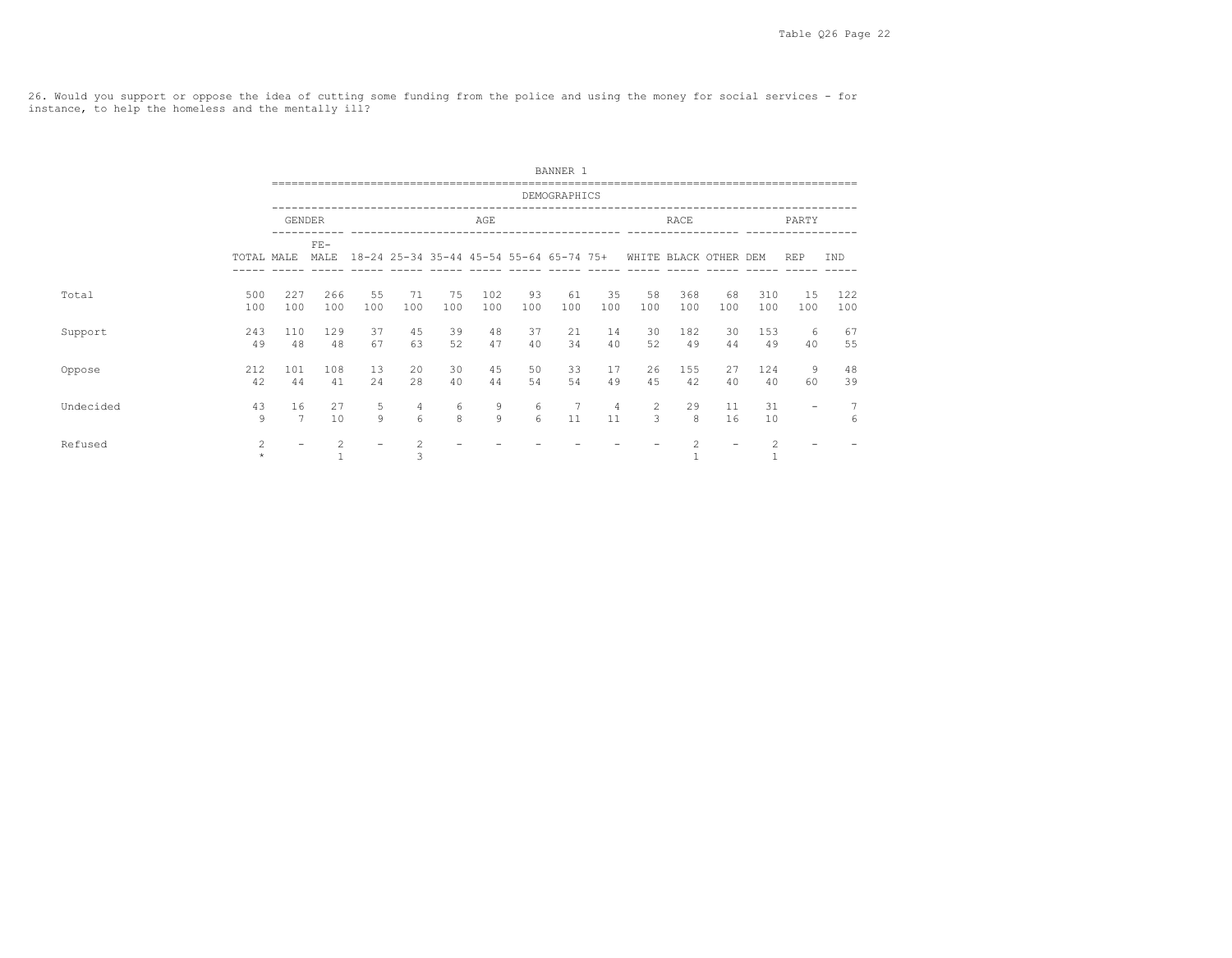26. Would you support or oppose the idea of cutting some funding from the police and using the money for social services - for instance, to help the homeless and the mentally ill?

BANNER 1

| | | DEMOGRAPHICS | | | | | | | | | | | | | | |
|---|---|---|---|---|---|---|---|---|---|---|---|---|---|---|---|---|
| | | GENDER | | AGE | | | | | | | RACE | | | PARTY | | |
| | TOTAL | MALE | FE-MALE | 18-24 | 25-34 | 35-44 | 45-54 | 55-64 | 65-74 | 75+ | WHITE | BLACK | OTHER | DEM | REP | IND |
| Total | 500 | 227 | 266 | 55 | 71 | 75 | 102 | 93 | 61 | 35 | 58 | 368 | 68 | 310 | 15 | 122 |
| | 100 | 100 | 100 | 100 | 100 | 100 | 100 | 100 | 100 | 100 | 100 | 100 | 100 | 100 | 100 | 100 |
| Support | 243 | 110 | 129 | 37 | 45 | 39 | 48 | 37 | 21 | 14 | 30 | 182 | 30 | 153 | 6 | 67 |
| | 49 | 48 | 48 | 67 | 63 | 52 | 47 | 40 | 34 | 40 | 52 | 49 | 44 | 49 | 40 | 55 |
| Oppose | 212 | 101 | 108 | 13 | 20 | 30 | 45 | 50 | 33 | 17 | 26 | 155 | 27 | 124 | 9 | 48 |
| | 42 | 44 | 41 | 24 | 28 | 40 | 44 | 54 | 54 | 49 | 45 | 42 | 40 | 40 | 60 | 39 |
| Undecided | 43 | 16 | 27 | 5 | 4 | 6 | 9 | 6 | 7 | 4 | 2 | 29 | 11 | 31 | - | 7 |
| | 9 | 7 | 10 | 9 | 6 | 8 | 9 | 6 | 11 | 11 | 3 | 8 | 16 | 10 | | 6 |
| Refused | 2 | - | 2 | - | 2 | - | - | - | - | - | - | 2 | - | 2 | - | - |
| | * | | 1 | | 3 | | | | | | | 1 | | 1 | | |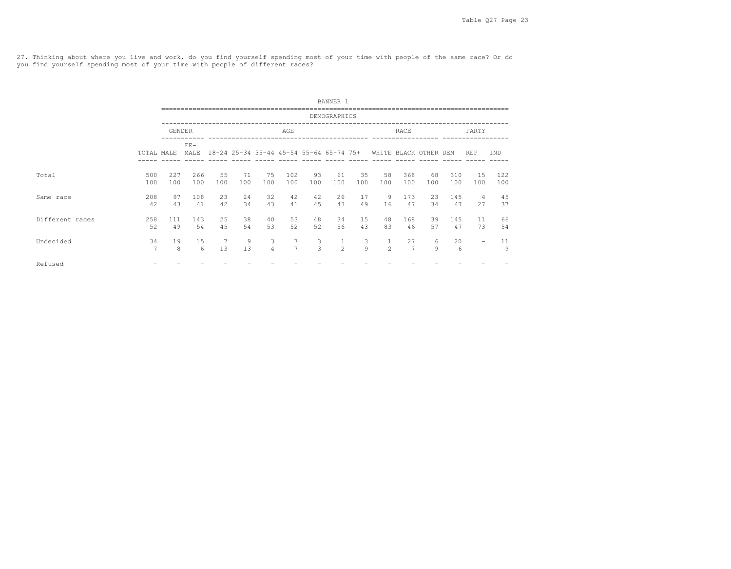27. Thinking about where you live and work, do you find yourself spending most of your time with people of the same race? Or do you find yourself spending most of your time with people of different races?

BANNER 1

| | | DEMOGRAPHICS | | | | | | | | | | | | | | |
|---|---|---|---|---|---|---|---|---|---|---|---|---|---|---|---|---|
| | | GENDER | | AGE | | | | | | | RACE | | | PARTY | | |
| | TOTAL | MALE | FE-MALE | 18-24 | 25-34 | 35-44 | 45-54 | 55-64 | 65-74 | 75+ | WHITE | BLACK | OTHER | DEM | REP | IND |
| Total | 500 | 227 | 266 | 55 | 71 | 75 | 102 | 93 | 61 | 35 | 58 | 368 | 68 | 310 | 15 | 122 |
| | 100 | 100 | 100 | 100 | 100 | 100 | 100 | 100 | 100 | 100 | 100 | 100 | 100 | 100 | 100 | 100 |
| Same race | 208 | 97 | 108 | 23 | 24 | 32 | 42 | 42 | 26 | 17 | 9 | 173 | 23 | 145 | 4 | 45 |
| | 42 | 43 | 41 | 42 | 34 | 43 | 41 | 45 | 43 | 49 | 16 | 47 | 34 | 47 | 27 | 37 |
| Different races | 258 | 111 | 143 | 25 | 38 | 40 | 53 | 48 | 34 | 15 | 48 | 168 | 39 | 145 | 11 | 66 |
| | 52 | 49 | 54 | 45 | 54 | 53 | 52 | 52 | 56 | 43 | 83 | 46 | 57 | 47 | 73 | 54 |
| Undecided | 34 | 19 | 15 | 7 | 9 | 3 | 7 | 3 | 1 | 3 | 1 | 27 | 6 | 20 | - | 11 |
| | 7 | 8 | 6 | 13 | 13 | 4 | 7 | 3 | 2 | 9 | 2 | 7 | 9 | 6 | | 9 |
| Refused | - | - | - | - | - | - | - | - | - | - | - | - | - | - | - | - |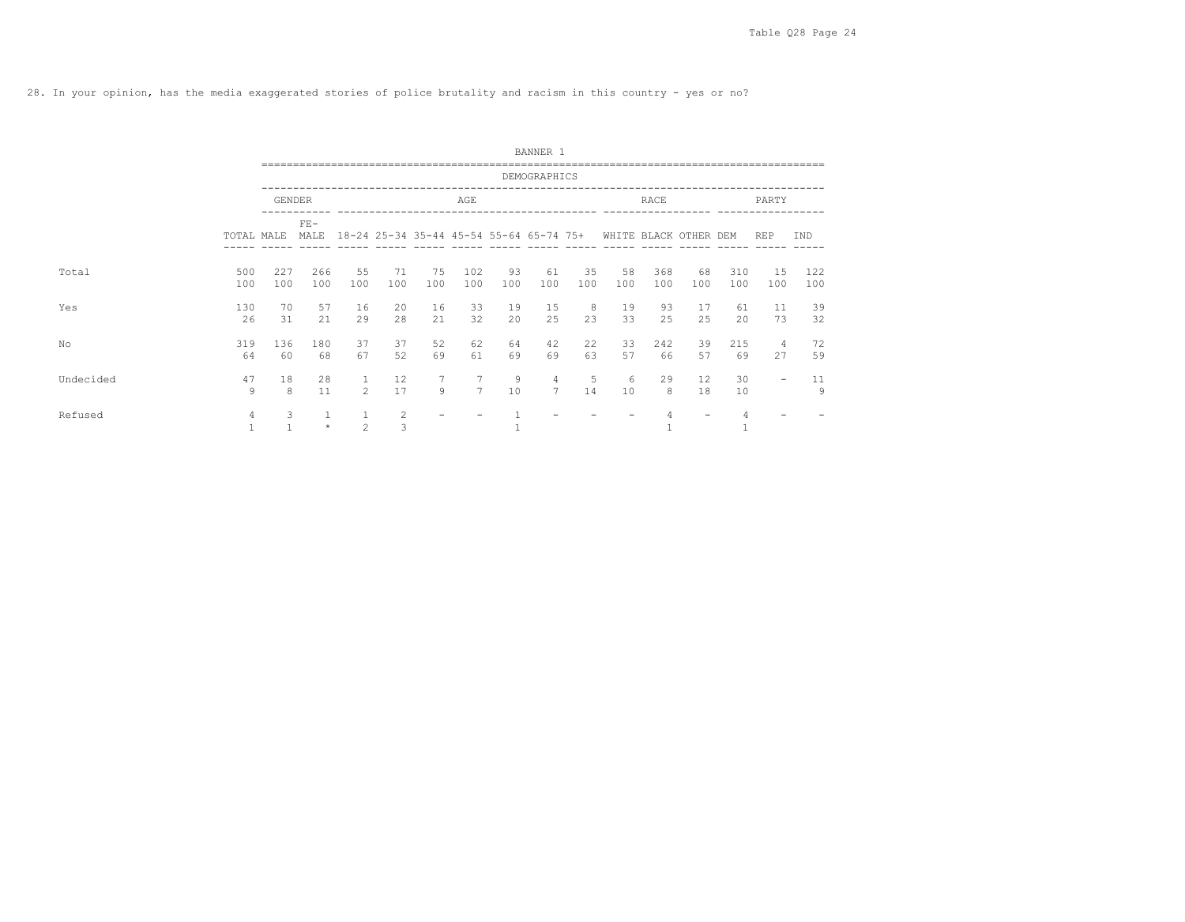28. In your opinion, has the media exaggerated stories of police brutality and racism in this country - yes or no?

| | BANNER 1 | | | | | | | | | | | | | | | |
|---|---|---|---|---|---|---|---|---|---|---|---|---|---|---|---|---|
| | DEMOGRAPHICS | | | | | | | | | | | | | | | |
| | | GENDER | | AGE | | | | | | | RACE | | | PARTY | | |
| | TOTAL | MALE | FE-MALE | 18-24 | 25-34 | 35-44 | 45-54 | 55-64 | 65-74 | 75+ | WHITE | BLACK | OTHER | DEM | REP | IND |
| Total | 500 | 227 | 266 | 55 | 71 | 75 | 102 | 93 | 61 | 35 | 58 | 368 | 68 | 310 | 15 | 122 |
| | 100 | 100 | 100 | 100 | 100 | 100 | 100 | 100 | 100 | 100 | 100 | 100 | 100 | 100 | 100 | 100 |
| Yes | 130 | 70 | 57 | 16 | 20 | 16 | 33 | 19 | 15 | 8 | 19 | 93 | 17 | 61 | 11 | 39 |
| | 26 | 31 | 21 | 29 | 28 | 21 | 32 | 20 | 25 | 23 | 33 | 25 | 25 | 20 | 73 | 32 |
| No | 319 | 136 | 180 | 37 | 37 | 52 | 62 | 64 | 42 | 22 | 33 | 242 | 39 | 215 | 4 | 72 |
| | 64 | 60 | 68 | 67 | 52 | 69 | 61 | 69 | 69 | 63 | 57 | 66 | 57 | 69 | 27 | 59 |
| Undecided | 47 | 18 | 28 | 1 | 12 | 7 | 7 | 9 | 4 | 5 | 6 | 29 | 12 | 30 | - | 11 |
| | 9 | 8 | 11 | 2 | 17 | 9 | 7 | 10 | 7 | 14 | 10 | 8 | 18 | 10 | | 9 |
| Refused | 4 | 3 | 1 | 1 | 2 | - | - | 1 | - | - | - | 4 | - | 4 | - | - |
| | 1 | 1 | * | 2 | 3 | | | 1 | | | | 1 | | 1 | | |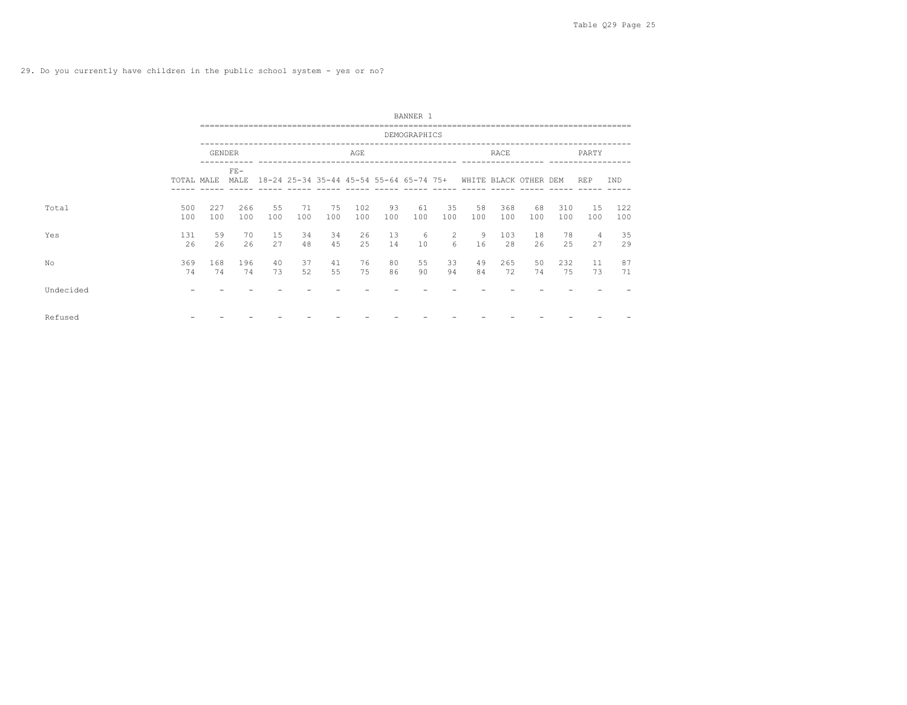29. Do you currently have children in the public school system - yes or no?

| | | BANNER 1 | | | | | | | | | | | | | | |
|---|---|---|---|---|---|---|---|---|---|---|---|---|---|---|---|---|
| | | DEMOGRAPHICS | | | | | | | | | | | | | | |
| | | GENDER | | AGE | | | | | | | RACE | | | PARTY | | |
| | TOTAL | MALE | FE-MALE | 18-24 | 25-34 | 35-44 | 45-54 | 55-64 | 65-74 | 75+ | WHITE | BLACK | OTHER | DEM | REP | IND |
| Total | 500 | 227 | 266 | 55 | 71 | 75 | 102 | 93 | 61 | 35 | 58 | 368 | 68 | 310 | 15 | 122 |
| | 100 | 100 | 100 | 100 | 100 | 100 | 100 | 100 | 100 | 100 | 100 | 100 | 100 | 100 | 100 | 100 |
| Yes | 131 | 59 | 70 | 15 | 34 | 34 | 26 | 13 | 6 | 2 | 9 | 103 | 18 | 78 | 4 | 35 |
| | 26 | 26 | 26 | 27 | 48 | 45 | 25 | 14 | 10 | 6 | 16 | 28 | 26 | 25 | 27 | 29 |
| No | 369 | 168 | 196 | 40 | 37 | 41 | 76 | 80 | 55 | 33 | 49 | 265 | 50 | 232 | 11 | 87 |
| | 74 | 74 | 74 | 73 | 52 | 55 | 75 | 86 | 90 | 94 | 84 | 72 | 74 | 75 | 73 | 71 |
| Undecided | - | - | - | - | - | - | - | - | - | - | - | - | - | - | - | - |
| Refused | - | - | - | - | - | - | - | - | - | - | - | - | - | - | - | - |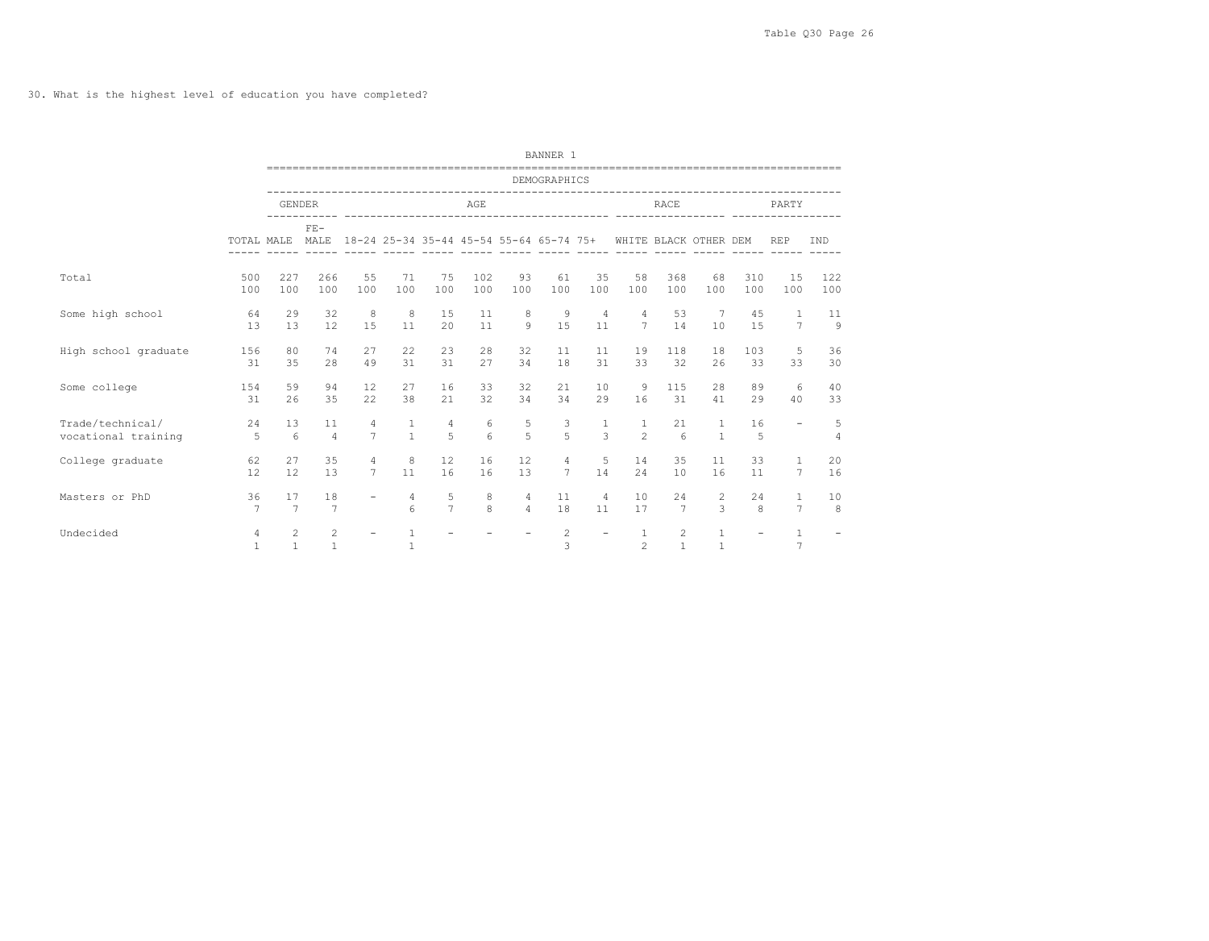30. What is the highest level of education you have completed?

| | | BANNER 1 | | | | | | | | | | | | | | |
|---|---|---|---|---|---|---|---|---|---|---|---|---|---|---|---|---|
| | | DEMOGRAPHICS | | | | | | | | | | | | | | |
| | | GENDER | | AGE | | | | | | | RACE | | | PARTY | | |
| | TOTAL | MALE | FE-MALE | 18-24 | 25-34 | 35-44 | 45-54 | 55-64 | 65-74 | 75+ | WHITE | BLACK | OTHER | DEM | REP | IND |
| Total | 500 | 227 | 266 | 55 | 71 | 75 | 102 | 93 | 61 | 35 | 58 | 368 | 68 | 310 | 15 | 122 |
| | 100 | 100 | 100 | 100 | 100 | 100 | 100 | 100 | 100 | 100 | 100 | 100 | 100 | 100 | 100 | 100 |
| Some high school | 64 | 29 | 32 | 8 | 8 | 15 | 11 | 8 | 9 | 4 | 4 | 53 | 7 | 45 | 1 | 11 |
| | 13 | 13 | 12 | 15 | 11 | 20 | 11 | 9 | 15 | 11 | 7 | 14 | 10 | 15 | 7 | 9 |
| High school graduate | 156 | 80 | 74 | 27 | 22 | 23 | 28 | 32 | 11 | 11 | 19 | 118 | 18 | 103 | 5 | 36 |
| | 31 | 35 | 28 | 49 | 31 | 31 | 27 | 34 | 18 | 31 | 33 | 32 | 26 | 33 | 33 | 30 |
| Some college | 154 | 59 | 94 | 12 | 27 | 16 | 33 | 32 | 21 | 10 | 9 | 115 | 28 | 89 | 6 | 40 |
| | 31 | 26 | 35 | 22 | 38 | 21 | 32 | 34 | 34 | 29 | 16 | 31 | 41 | 29 | 40 | 33 |
| Trade/technical/ vocational training | 24 | 13 | 11 | 4 | 1 | 4 | 6 | 5 | 3 | 1 | 1 | 21 | 1 | 16 | - | 5 |
| | 5 | 6 | 4 | 7 | 1 | 5 | 6 | 5 | 5 | 3 | 2 | 6 | 1 | 5 | | 4 |
| College graduate | 62 | 27 | 35 | 4 | 8 | 12 | 16 | 12 | 4 | 5 | 14 | 35 | 11 | 33 | 1 | 20 |
| | 12 | 12 | 13 | 7 | 11 | 16 | 16 | 13 | 7 | 14 | 24 | 10 | 16 | 11 | 7 | 16 |
| Masters or PhD | 36 | 17 | 18 | - | 4 | 5 | 8 | 4 | 11 | 4 | 10 | 24 | 2 | 24 | 1 | 10 |
| | 7 | 7 | 7 | | 6 | 7 | 8 | 4 | 18 | 11 | 17 | 7 | 3 | 8 | 7 | 8 |
| Undecided | 4 | 2 | 2 | - | 1 | - | - | - | 2 | - | 1 | 2 | 1 | - | 1 | - |
| | 1 | 1 | 1 | | 1 | | | | 3 | | 2 | 1 | 1 | | 7 | |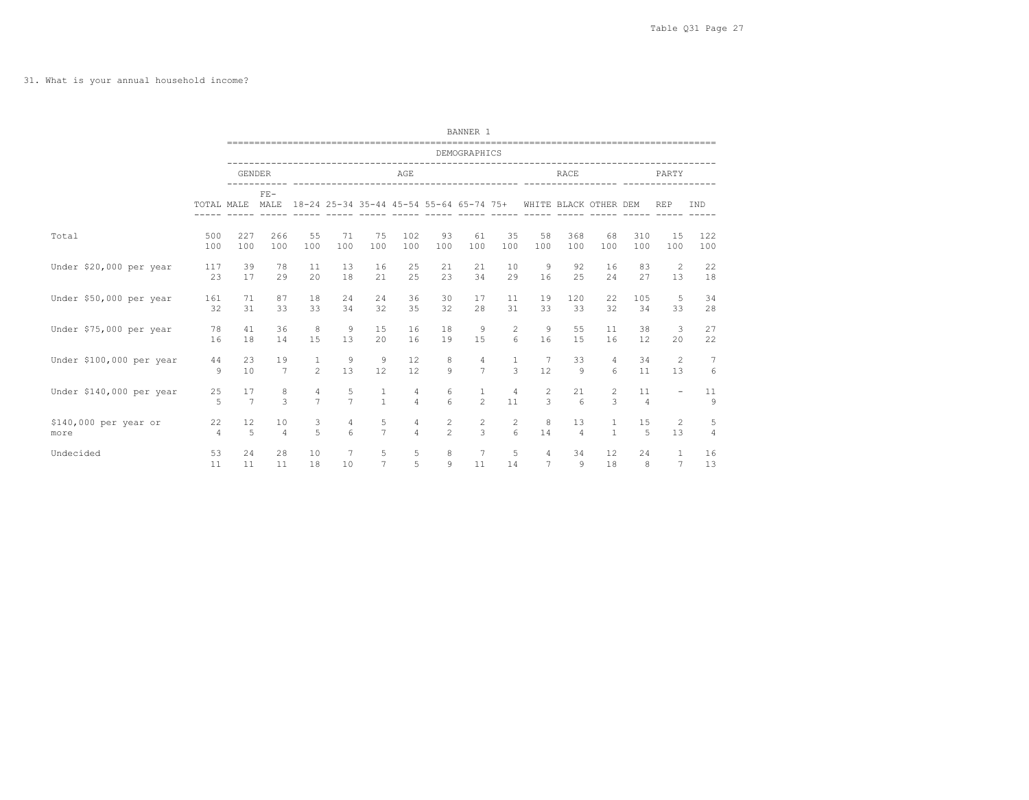31. What is your annual household income?

| | | BANNER 1 | | | | | | | | | | | | | | |
|---|---|---|---|---|---|---|---|---|---|---|---|---|---|---|---|---|
| | | DEMOGRAPHICS | | | | | | | | | | | | | | |
| | | GENDER | | AGE | | | | | | | RACE | | | PARTY | | |
| | TOTAL | MALE | FE-MALE | 18-24 | 25-34 | 35-44 | 45-54 | 55-64 | 65-74 | 75+ | WHITE | BLACK | OTHER | DEM | REP | IND |
| Total | 500 | 227 | 266 | 55 | 71 | 75 | 102 | 93 | 61 | 35 | 58 | 368 | 68 | 310 | 15 | 122 |
| | 100 | 100 | 100 | 100 | 100 | 100 | 100 | 100 | 100 | 100 | 100 | 100 | 100 | 100 | 100 | 100 |
| Under $20,000 per year | 117 | 39 | 78 | 11 | 13 | 16 | 25 | 21 | 21 | 10 | 9 | 92 | 16 | 83 | 2 | 22 |
| | 23 | 17 | 29 | 20 | 18 | 21 | 25 | 23 | 34 | 29 | 16 | 25 | 24 | 27 | 13 | 18 |
| Under $50,000 per year | 161 | 71 | 87 | 18 | 24 | 24 | 36 | 30 | 17 | 11 | 19 | 120 | 22 | 105 | 5 | 34 |
| | 32 | 31 | 33 | 33 | 34 | 32 | 35 | 32 | 28 | 31 | 33 | 33 | 32 | 34 | 33 | 28 |
| Under $75,000 per year | 78 | 41 | 36 | 8 | 9 | 15 | 16 | 18 | 9 | 2 | 9 | 55 | 11 | 38 | 3 | 27 |
| | 16 | 18 | 14 | 15 | 13 | 20 | 16 | 19 | 15 | 6 | 16 | 15 | 16 | 12 | 20 | 22 |
| Under $100,000 per year | 44 | 23 | 19 | 1 | 9 | 9 | 12 | 8 | 4 | 1 | 7 | 33 | 4 | 34 | 2 | 7 |
| | 9 | 10 | 7 | 2 | 13 | 12 | 12 | 9 | 7 | 3 | 12 | 9 | 6 | 11 | 13 | 6 |
| Under $140,000 per year | 25 | 17 | 8 | 4 | 5 | 1 | 4 | 6 | 1 | 4 | 2 | 21 | 2 | 11 | - | 11 |
| | 5 | 7 | 3 | 7 | 7 | 1 | 4 | 6 | 2 | 11 | 3 | 6 | 3 | 4 | | 9 |
| $140,000 per year or more | 22 | 12 | 10 | 3 | 4 | 5 | 4 | 2 | 2 | 2 | 8 | 13 | 1 | 15 | 2 | 5 |
| | 4 | 5 | 4 | 5 | 6 | 7 | 4 | 2 | 3 | 6 | 14 | 4 | 1 | 5 | 13 | 4 |
| Undecided | 53 | 24 | 28 | 10 | 7 | 5 | 5 | 8 | 7 | 5 | 4 | 34 | 12 | 24 | 1 | 16 |
| | 11 | 11 | 11 | 18 | 10 | 7 | 5 | 9 | 11 | 14 | 7 | 9 | 18 | 8 | 7 | 13 |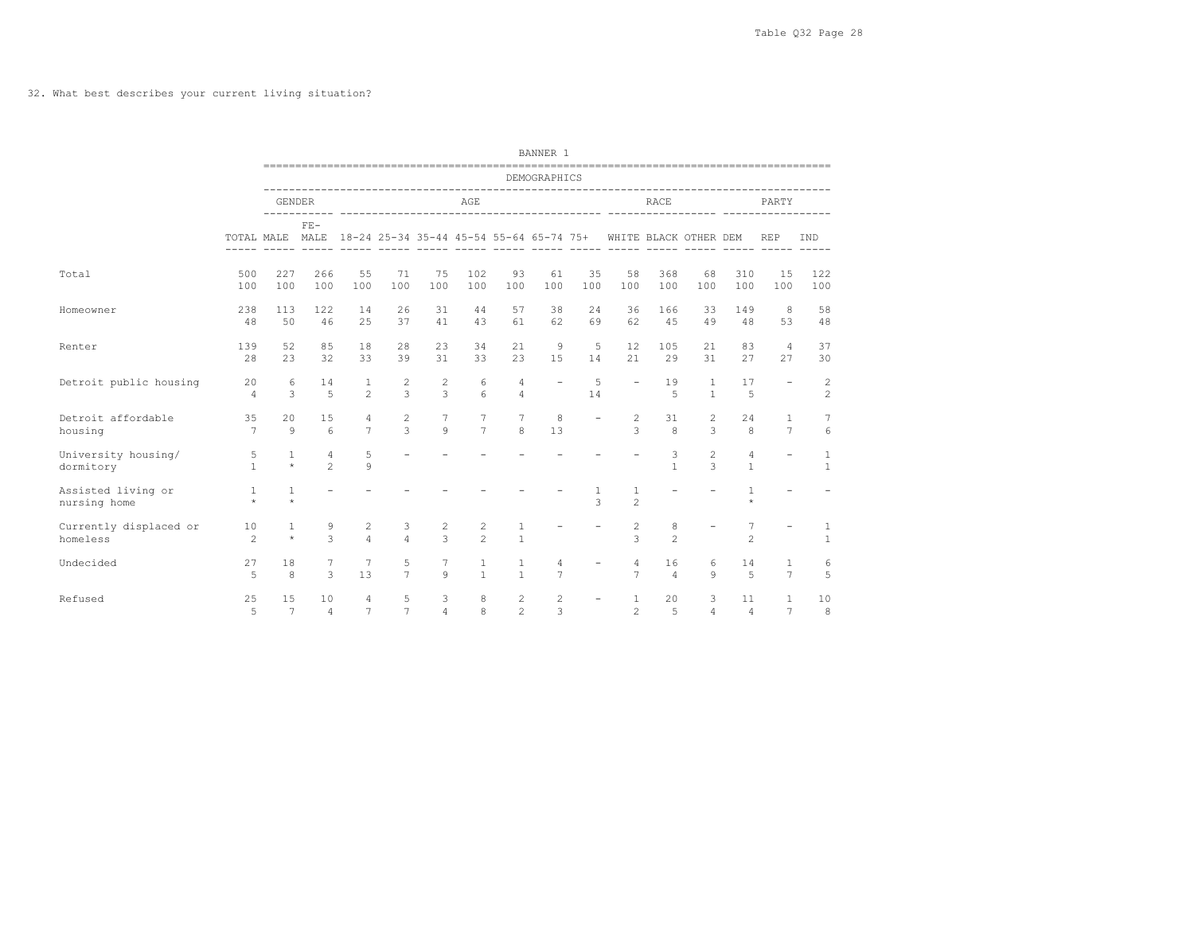32. What best describes your current living situation?

| | | BANNER 1 | | | | | | | | | | | | | | |
|---|---|---|---|---|---|---|---|---|---|---|---|---|---|---|---|---|
| | | DEMOGRAPHICS | | | | | | | | | | | | | | |
| | | GENDER | | AGE | | | | | | | RACE | | | PARTY | | |
| | TOTAL | MALE | FE-MALE | 18-24 | 25-34 | 35-44 | 45-54 | 55-64 | 65-74 | 75+ | WHITE | BLACK | OTHER | DEM | REP | IND |
| Total | 500 | 227 | 266 | 55 | 71 | 75 | 102 | 93 | 61 | 35 | 58 | 368 | 68 | 310 | 15 | 122 |
| | 100 | 100 | 100 | 100 | 100 | 100 | 100 | 100 | 100 | 100 | 100 | 100 | 100 | 100 | 100 | 100 |
| Homeowner | 238 | 113 | 122 | 14 | 26 | 31 | 44 | 57 | 38 | 24 | 36 | 166 | 33 | 149 | 8 | 58 |
| | 48 | 50 | 46 | 25 | 37 | 41 | 43 | 61 | 62 | 69 | 62 | 45 | 49 | 48 | 53 | 48 |
| Renter | 139 | 52 | 85 | 18 | 28 | 23 | 34 | 21 | 9 | 5 | 12 | 105 | 21 | 83 | 4 | 37 |
| | 28 | 23 | 32 | 33 | 39 | 31 | 33 | 23 | 15 | 14 | 21 | 29 | 31 | 27 | 27 | 30 |
| Detroit public housing | 20 | 6 | 14 | 1 | 2 | 2 | 6 | 4 | - | 5 | - | 19 | 1 | 17 | - | 2 |
| | 4 | 3 | 5 | 2 | 3 | 3 | 6 | 4 | | 14 | | 5 | 1 | 5 | | 2 |
| Detroit affordable housing | 35 | 20 | 15 | 4 | 2 | 7 | 7 | 7 | 8 | - | 2 | 31 | 2 | 24 | 1 | 7 |
| | 7 | 9 | 6 | 7 | 3 | 9 | 7 | 8 | 13 | | 3 | 8 | 3 | 8 | 7 | 6 |
| University housing/ dormitory | 5 | 1 | 4 | 5 | - | - | - | - | - | - | - | 3 | 2 | 4 | - | 1 |
| | 1 | * | 2 | 9 | | | | | | | | 1 | 3 | 1 | | 1 |
| Assisted living or nursing home | 1 | 1 | - | - | - | - | - | - | - | 1 | 1 | - | - | 1 | - | - |
| | * | * | | | | | | | | 3 | 2 | | | * | | |
| Currently displaced or homeless | 10 | 1 | 9 | 2 | 3 | 2 | 2 | 1 | - | - | 2 | 8 | - | 7 | - | 1 |
| | 2 | * | 3 | 4 | 4 | 3 | 2 | 1 | | | 3 | 2 | | 2 | | 1 |
| Undecided | 27 | 18 | 7 | 7 | 5 | 7 | 1 | 1 | 4 | - | 4 | 16 | 6 | 14 | 1 | 6 |
| | 5 | 8 | 3 | 13 | 7 | 9 | 1 | 1 | 7 | | 7 | 4 | 9 | 5 | 7 | 5 |
| Refused | 25 | 15 | 10 | 4 | 5 | 3 | 8 | 2 | 2 | - | 1 | 20 | 3 | 11 | 1 | 10 |
| | 5 | 7 | 4 | 7 | 7 | 4 | 8 | 2 | 3 | | 2 | 5 | 4 | 4 | 7 | 8 |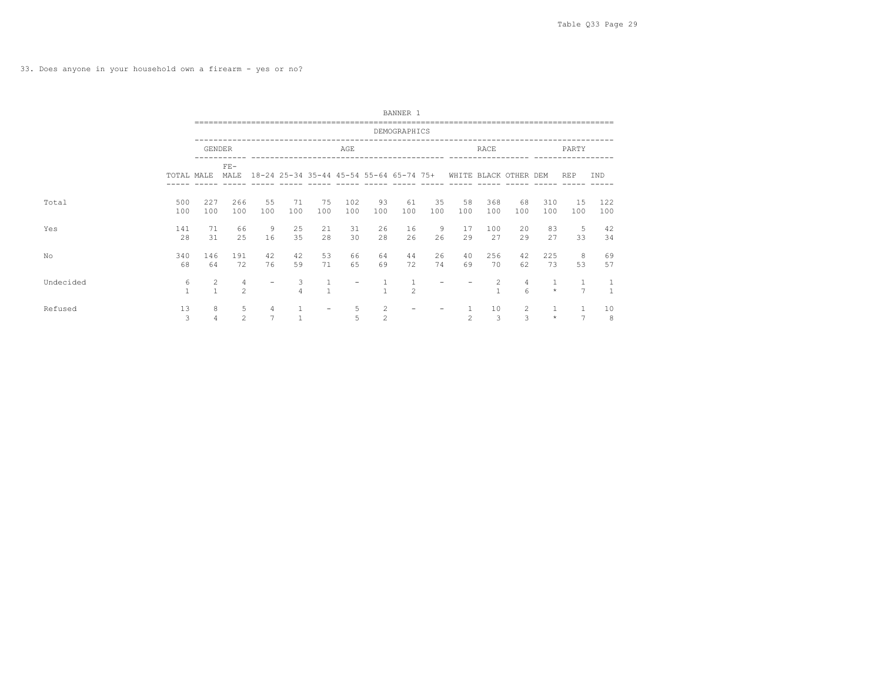33. Does anyone in your household own a firearm - yes or no?

| | BANNER 1 | | | | | | | | | | | | | | | |
|---|---|---|---|---|---|---|---|---|---|---|---|---|---|---|---|---|
| | DEMOGRAPHICS | | | | | | | | | | | | | | | |
| | | GENDER | | AGE | | | | | | | RACE | | | PARTY | | |
| | TOTAL | MALE | FE-MALE | 18-24 | 25-34 | 35-44 | 45-54 | 55-64 | 65-74 | 75+ | WHITE | BLACK | OTHER | DEM | REP | IND |
| Total | 500 | 227 | 266 | 55 | 71 | 75 | 102 | 93 | 61 | 35 | 58 | 368 | 68 | 310 | 15 | 122 |
| | 100 | 100 | 100 | 100 | 100 | 100 | 100 | 100 | 100 | 100 | 100 | 100 | 100 | 100 | 100 | 100 |
| Yes | 141 | 71 | 66 | 9 | 25 | 21 | 31 | 26 | 16 | 9 | 17 | 100 | 20 | 83 | 5 | 42 |
| | 28 | 31 | 25 | 16 | 35 | 28 | 30 | 28 | 26 | 26 | 29 | 27 | 29 | 27 | 33 | 34 |
| No | 340 | 146 | 191 | 42 | 42 | 53 | 66 | 64 | 44 | 26 | 40 | 256 | 42 | 225 | 8 | 69 |
| | 68 | 64 | 72 | 76 | 59 | 71 | 65 | 69 | 72 | 74 | 69 | 70 | 62 | 73 | 53 | 57 |
| Undecided | 6 | 2 | 4 | - | 3 | 1 | - | 1 | 1 | - | - | 2 | 4 | 1 | 1 | 1 |
| | 1 | 1 | 2 | | 4 | 1 | | 1 | 2 | | | 1 | 6 | * | 7 | 1 |
| Refused | 13 | 8 | 5 | 4 | 1 | - | 5 | 2 | - | - | 1 | 10 | 2 | 1 | 1 | 10 |
| | 3 | 4 | 2 | 7 | 1 | | 5 | 2 | | | 2 | 3 | 3 | * | 7 | 8 |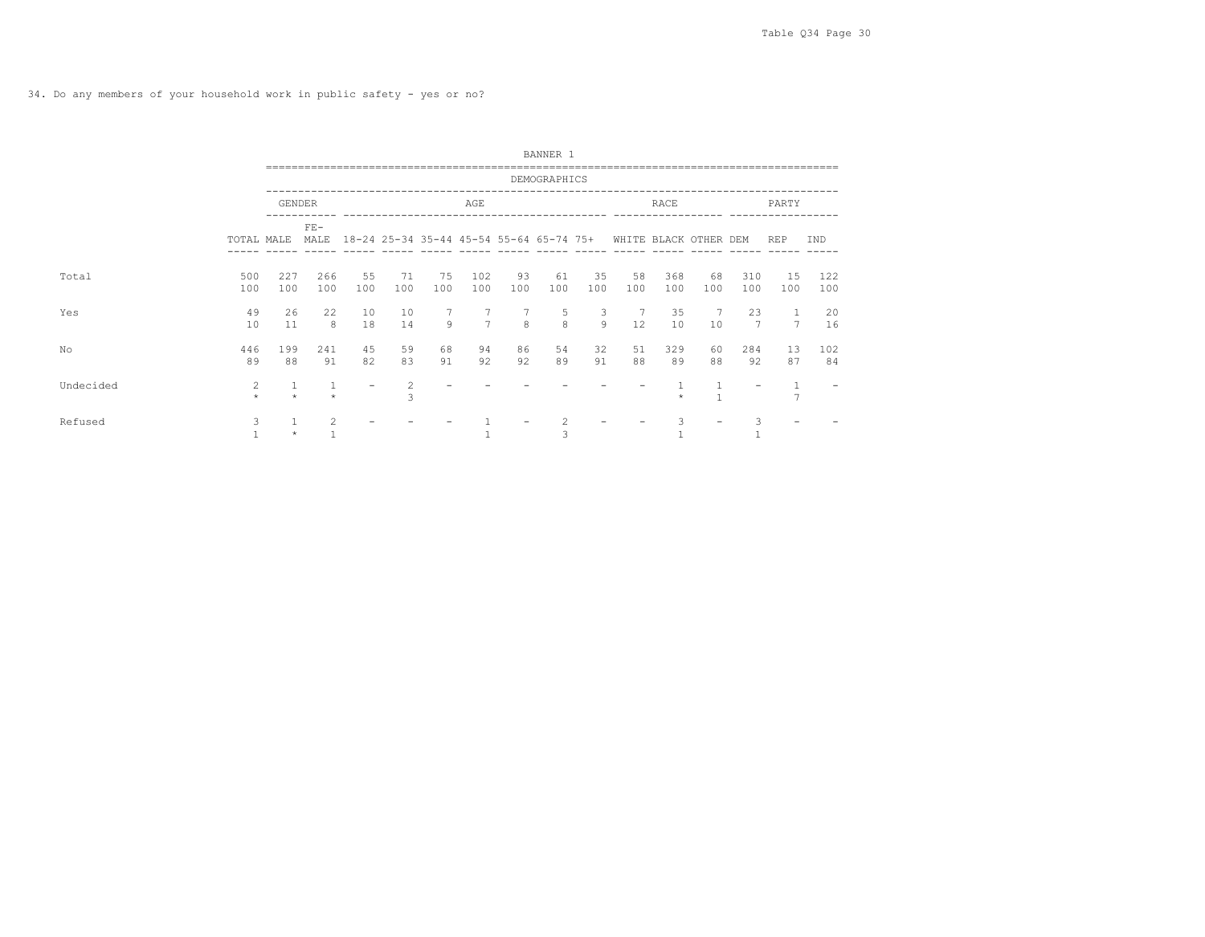34. Do any members of your household work in public safety - yes or no?

BANNER 1

| | DEMOGRAPHICS | | | | | | | | | | | | | | | |
|---|---|---|---|---|---|---|---|---|---|---|---|---|---|---|---|---|
| | | GENDER | | AGE | | | | | | | RACE | | | PARTY | | |
| | TOTAL | MALE | FE-MALE | 18-24 | 25-34 | 35-44 | 45-54 | 55-64 | 65-74 | 75+ | WHITE | BLACK | OTHER | DEM | REP | IND |
| Total | 500 | 227 | 266 | 55 | 71 | 75 | 102 | 93 | 61 | 35 | 58 | 368 | 68 | 310 | 15 | 122 |
| | 100 | 100 | 100 | 100 | 100 | 100 | 100 | 100 | 100 | 100 | 100 | 100 | 100 | 100 | 100 | 100 |
| Yes | 49 | 26 | 22 | 10 | 10 | 7 | 7 | 7 | 5 | 3 | 7 | 35 | 7 | 23 | 1 | 20 |
| | 10 | 11 | 8 | 18 | 14 | 9 | 7 | 8 | 8 | 9 | 12 | 10 | 10 | 7 | 7 | 16 |
| No | 446 | 199 | 241 | 45 | 59 | 68 | 94 | 86 | 54 | 32 | 51 | 329 | 60 | 284 | 13 | 102 |
| | 89 | 88 | 91 | 82 | 83 | 91 | 92 | 92 | 89 | 91 | 88 | 89 | 88 | 92 | 87 | 84 |
| Undecided | 2 | 1 | 1 | - | 2 | - | - | - | - | - | - | 1 | 1 | - | 1 | - |
| | * | * | * | | 3 | | | | | | | * | 1 | | 7 | |
| Refused | 3 | 1 | 2 | - | - | - | 1 | - | 2 | - | - | 3 | - | 3 | - | - |
| | 1 | * | 1 | | | | 1 | | 3 | | | 1 | | 1 | | |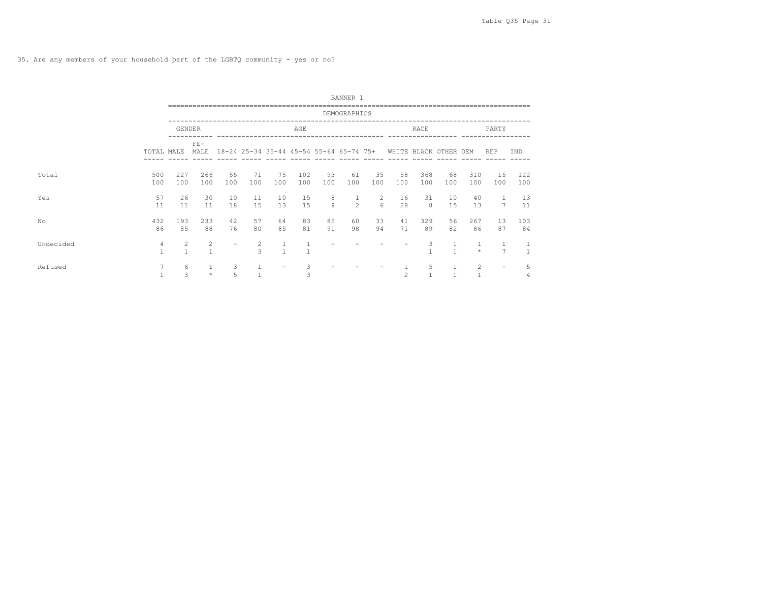35. Are any members of your household part of the LGBTQ community - yes or no?

BANNER 1

DEMOGRAPHICS

| | TOTAL | GENDER | | AGE | | | | | | | RACE | | | PARTY | | |
|---|---|---|---|---|---|---|---|---|---|---|---|---|---|---|---|---|
| | | MALE | FE-MALE | 18-24 | 25-34 | 35-44 | 45-54 | 55-64 | 65-74 | 75+ | WHITE | BLACK | OTHER | DEM | REP | IND |
| Total | 500 | 227 | 266 | 55 | 71 | 75 | 102 | 93 | 61 | 35 | 58 | 368 | 68 | 310 | 15 | 122 |
| | 100 | 100 | 100 | 100 | 100 | 100 | 100 | 100 | 100 | 100 | 100 | 100 | 100 | 100 | 100 | 100 |
| Yes | 57 | 26 | 30 | 10 | 11 | 10 | 15 | 8 | 1 | 2 | 16 | 31 | 10 | 40 | 1 | 13 |
| | 11 | 11 | 11 | 18 | 15 | 13 | 15 | 9 | 2 | 6 | 28 | 8 | 15 | 13 | 7 | 11 |
| No | 432 | 193 | 233 | 42 | 57 | 64 | 83 | 85 | 60 | 33 | 41 | 329 | 56 | 267 | 13 | 103 |
| | 86 | 85 | 88 | 76 | 80 | 85 | 81 | 91 | 98 | 94 | 71 | 89 | 82 | 86 | 87 | 84 |
| Undecided | 4 | 2 | 2 | - | 2 | 1 | 1 | - | - | - | - | 3 | 1 | 1 | 1 | 1 |
| | 1 | 1 | 1 | | 3 | 1 | 1 | | | | | 1 | 1 | * | 7 | 1 |
| Refused | 7 | 6 | 1 | 3 | 1 | - | 3 | - | - | - | 1 | 5 | 1 | 2 | - | 5 |
| | 1 | 3 | * | 5 | 1 | | 3 | | | | 2 | 1 | 1 | 1 | | 4 |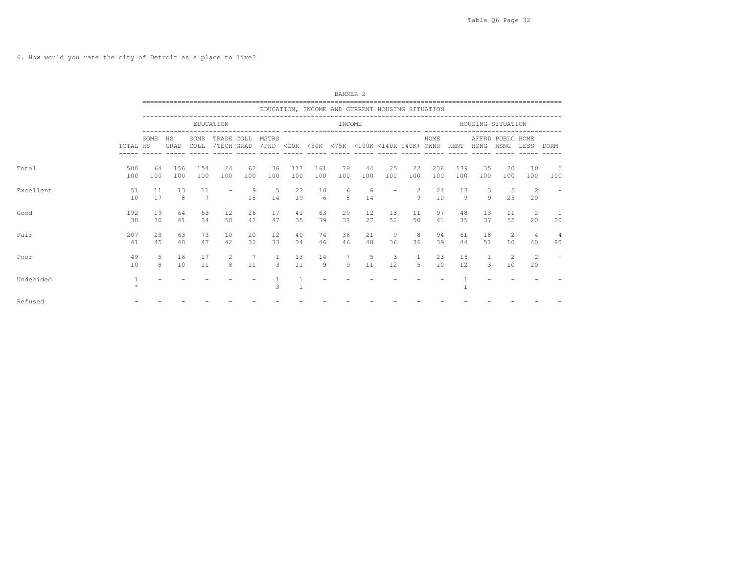6. How would you rate the city of Detroit as a place to live?

BANNER 2

EDUCATION, INCOME AND CURRENT HOUSING SITUATION

| | TOTAL | EDUCATION | | | | | | INCOME | | | | | | HOUSING SITUATION | | | | | |
|---|---|---|---|---|---|---|---|---|---|---|---|---|---|---|---|---|---|---|---|
| | | SOME HS | HS GRAD | SOME COLL | TRADE /TECH | COLL GRAD | MSTRS /PHD | <20K | <50K | <75K | <100K | <140K | 140K+ | HOME OWNR | RENT | AFFRD HSNG | PUBLC HSNG | HOME LESS | DORM |
| Total | 500 | 64 | 156 | 154 | 24 | 62 | 36 | 117 | 161 | 78 | 44 | 25 | 22 | 238 | 139 | 35 | 20 | 10 | 5 |
| | 100 | 100 | 100 | 100 | 100 | 100 | 100 | 100 | 100 | 100 | 100 | 100 | 100 | 100 | 100 | 100 | 100 | 100 | 100 |
| Excellent | 51 | 11 | 13 | 11 | - | 9 | 5 | 22 | 10 | 6 | 6 | - | 2 | 24 | 13 | 3 | 5 | 2 | - |
| | 10 | 17 | 8 | 7 | | 15 | 14 | 19 | 6 | 8 | 14 | | 9 | 10 | 9 | 9 | 25 | 20 | |
| Good | 192 | 19 | 64 | 53 | 12 | 26 | 17 | 41 | 63 | 29 | 12 | 13 | 11 | 97 | 48 | 13 | 11 | 2 | 1 |
| | 38 | 30 | 41 | 34 | 50 | 42 | 47 | 35 | 39 | 37 | 27 | 52 | 50 | 41 | 35 | 37 | 55 | 20 | 20 |
| Fair | 207 | 29 | 63 | 73 | 10 | 20 | 12 | 40 | 74 | 36 | 21 | 9 | 8 | 94 | 61 | 18 | 2 | 4 | 4 |
| | 41 | 45 | 40 | 47 | 42 | 32 | 33 | 34 | 46 | 46 | 48 | 36 | 36 | 39 | 44 | 51 | 10 | 40 | 80 |
| Poor | 49 | 5 | 16 | 17 | 2 | 7 | 1 | 13 | 14 | 7 | 5 | 3 | 1 | 23 | 16 | 1 | 2 | 2 | - |
| | 10 | 8 | 10 | 11 | 8 | 11 | 3 | 11 | 9 | 9 | 11 | 12 | 5 | 10 | 12 | 3 | 10 | 20 | |
| Undecided | 1 | - | - | - | - | - | 1 | 1 | - | - | - | - | - | - | 1 | - | - | - | - |
| | * | | | | | | 3 | 1 | | | | | | | 1 | | | | |
| Refused | - | - | - | - | - | - | - | - | - | - | - | - | - | - | - | - | - | - | - |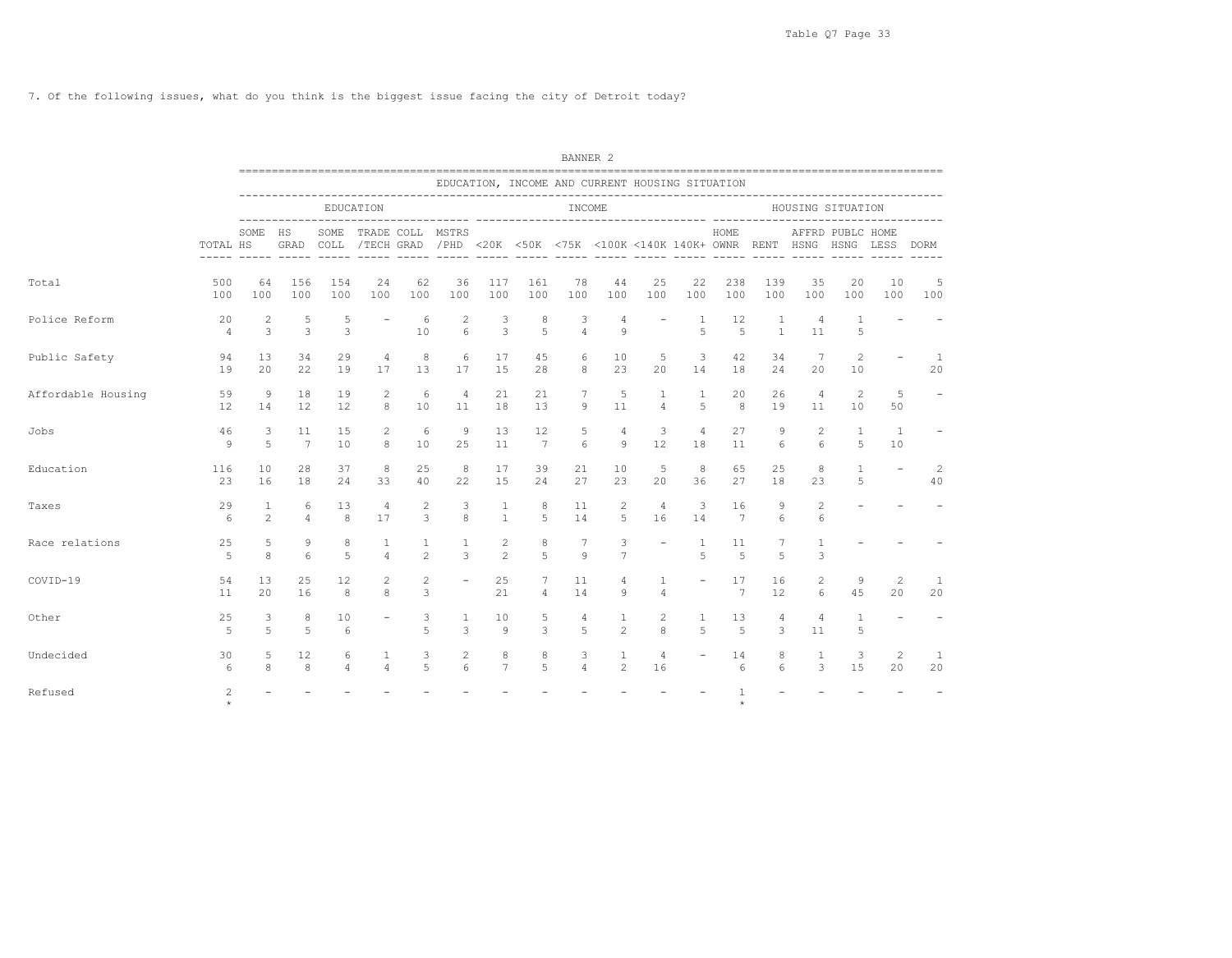7. Of the following issues, what do you think is the biggest issue facing the city of Detroit today?

BANNER 2

| | | EDUCATION, INCOME AND CURRENT HOUSING SITUATION | | | | | | | | | | | | | | | | | | |
|---|---|---|---|---|---|---|---|---|---|---|---|---|---|---|---|---|---|---|---|---|
| | | EDUCATION | | | | | | INCOME | | | | | | HOUSING SITUATION | | | | | | |
| | TOTAL | SOME HS | HS GRAD | SOME COLL | TRADE /TECH | COLL GRAD | MSTRS /PHD | <20K | <50K | <75K | <100K | <140K | 140K+ | HOME OWNR | RENT | AFFRD HSNG | PUBLC HSNG | HOME LESS | DORM |
| Total | 500 | 64 | 156 | 154 | 24 | 62 | 36 | 117 | 161 | 78 | 44 | 25 | 22 | 238 | 139 | 35 | 20 | 10 | 5 |
| | 100 | 100 | 100 | 100 | 100 | 100 | 100 | 100 | 100 | 100 | 100 | 100 | 100 | 100 | 100 | 100 | 100 | 100 | 100 |
| Police Reform | 20 | 2 | 5 | 5 | - | 6 | 2 | 3 | 8 | 3 | 4 | - | 1 | 12 | 1 | 4 | 1 | - | - |
| | 4 | 3 | 3 | 3 | | 10 | 6 | 3 | 5 | 4 | 9 | | 5 | 5 | 1 | 11 | 5 | | |
| Public Safety | 94 | 13 | 34 | 29 | 4 | 8 | 6 | 17 | 45 | 6 | 10 | 5 | 3 | 42 | 34 | 7 | 2 | - | 1 |
| | 19 | 20 | 22 | 19 | 17 | 13 | 17 | 15 | 28 | 8 | 23 | 20 | 14 | 18 | 24 | 20 | 10 | | 20 |
| Affordable Housing | 59 | 9 | 18 | 19 | 2 | 6 | 4 | 21 | 21 | 7 | 5 | 1 | 1 | 20 | 26 | 4 | 2 | 5 | - |
| | 12 | 14 | 12 | 12 | 8 | 10 | 11 | 18 | 13 | 9 | 11 | 4 | 5 | 8 | 19 | 11 | 10 | 50 | |
| Jobs | 46 | 3 | 11 | 15 | 2 | 6 | 9 | 13 | 12 | 5 | 4 | 3 | 4 | 27 | 9 | 2 | 1 | 1 | - |
| | 9 | 5 | 7 | 10 | 8 | 10 | 25 | 11 | 7 | 6 | 9 | 12 | 18 | 11 | 6 | 6 | 5 | 10 | |
| Education | 116 | 10 | 28 | 37 | 8 | 25 | 8 | 17 | 39 | 21 | 10 | 5 | 8 | 65 | 25 | 8 | 1 | - | 2 |
| | 23 | 16 | 18 | 24 | 33 | 40 | 22 | 15 | 24 | 27 | 23 | 20 | 36 | 27 | 18 | 23 | 5 | | 40 |
| Taxes | 29 | 1 | 6 | 13 | 4 | 2 | 3 | 1 | 8 | 11 | 2 | 4 | 3 | 16 | 9 | 2 | - | - | - |
| | 6 | 2 | 4 | 8 | 17 | 3 | 8 | 1 | 5 | 14 | 5 | 16 | 14 | 7 | 6 | 6 | | | |
| Race relations | 25 | 5 | 9 | 8 | 1 | 1 | 1 | 2 | 8 | 7 | 3 | - | 1 | 11 | 7 | 1 | - | - | - |
| | 5 | 8 | 6 | 5 | 4 | 2 | 3 | 2 | 5 | 9 | 7 | | 5 | 5 | 5 | 3 | | | |
| COVID-19 | 54 | 13 | 25 | 12 | 2 | 2 | - | 25 | 7 | 11 | 4 | 1 | - | 17 | 16 | 2 | 9 | 2 | 1 |
| | 11 | 20 | 16 | 8 | 8 | 3 | | 21 | 4 | 14 | 9 | 4 | | 7 | 12 | 6 | 45 | 20 | 20 |
| Other | 25 | 3 | 8 | 10 | - | 3 | 1 | 10 | 5 | 4 | 1 | 2 | 1 | 13 | 4 | 4 | 1 | - | - |
| | 5 | 5 | 5 | 6 | | 5 | 3 | 9 | 3 | 5 | 2 | 8 | 5 | 5 | 3 | 11 | 5 | | |
| Undecided | 30 | 5 | 12 | 6 | 1 | 3 | 2 | 8 | 8 | 3 | 1 | 4 | - | 14 | 8 | 1 | 3 | 2 | 1 |
| | 6 | 8 | 8 | 4 | 4 | 5 | 6 | 7 | 5 | 4 | 2 | 16 | | 6 | 6 | 3 | 15 | 20 | 20 |
| Refused | 2 | - | - | - | - | - | - | - | - | - | - | - | - | 1 | - | - | - | - | - |
| | * | | | | | | | | | | | | | * | | | | | |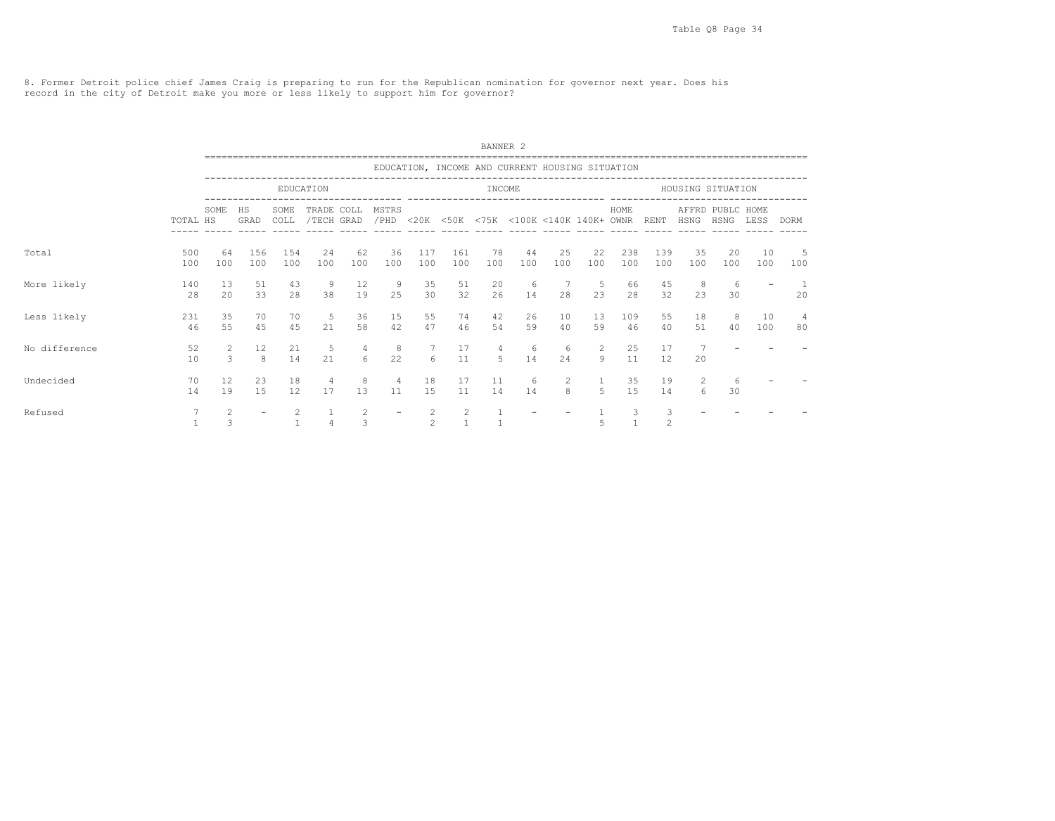8. Former Detroit police chief James Craig is preparing to run for the Republican nomination for governor next year. Does his record in the city of Detroit make you more or less likely to support him for governor?

BANNER 2

EDUCATION, INCOME AND CURRENT HOUSING SITUATION

| | TOTAL | EDUCATION: SOME HS | HS GRAD | SOME COLL | TRADE /TECH | COLL GRAD | MSTRS /PHD | INCOME: <20K | <50K | <75K | <100K | <140K | 140K+ | HOUSING SITUATION: HOME OWNR | RENT | AFFRD HSNG | PUBLC HSNG | HOME LESS | DORM |
|---|---|---|---|---|---|---|---|---|---|---|---|---|---|---|---|---|---|---|---|
| Total | 500 | 64 | 156 | 154 | 24 | 62 | 36 | 117 | 161 | 78 | 44 | 25 | 22 | 238 | 139 | 35 | 20 | 10 | 5 |
| | 100 | 100 | 100 | 100 | 100 | 100 | 100 | 100 | 100 | 100 | 100 | 100 | 100 | 100 | 100 | 100 | 100 | 100 | 100 |
| More likely | 140 | 13 | 51 | 43 | 9 | 12 | 9 | 35 | 51 | 20 | 6 | 7 | 5 | 66 | 45 | 8 | 6 | - | 1 |
| | 28 | 20 | 33 | 28 | 38 | 19 | 25 | 30 | 32 | 26 | 14 | 28 | 23 | 28 | 32 | 23 | 30 | | 20 |
| Less likely | 231 | 35 | 70 | 70 | 5 | 36 | 15 | 55 | 74 | 42 | 26 | 10 | 13 | 109 | 55 | 18 | 8 | 10 | 4 |
| | 46 | 55 | 45 | 45 | 21 | 58 | 42 | 47 | 46 | 54 | 59 | 40 | 59 | 46 | 40 | 51 | 40 | 100 | 80 |
| No difference | 52 | 2 | 12 | 21 | 5 | 4 | 8 | 7 | 17 | 4 | 6 | 6 | 2 | 25 | 17 | 7 | - | - | - |
| | 10 | 3 | 8 | 14 | 21 | 6 | 22 | 6 | 11 | 5 | 14 | 24 | 9 | 11 | 12 | 20 | | | |
| Undecided | 70 | 12 | 23 | 18 | 4 | 8 | 4 | 18 | 17 | 11 | 6 | 2 | 1 | 35 | 19 | 2 | 6 | - | - |
| | 14 | 19 | 15 | 12 | 17 | 13 | 11 | 15 | 11 | 14 | 14 | 8 | 5 | 15 | 14 | 6 | 30 | | |
| Refused | 7 | 2 | - | 2 | 1 | 2 | - | 2 | 2 | 1 | - | - | 1 | 3 | 3 | - | - | - | - |
| | 1 | 3 | | 1 | 4 | 3 | | 2 | 1 | 1 | | | 5 | 1 | 2 | | | | |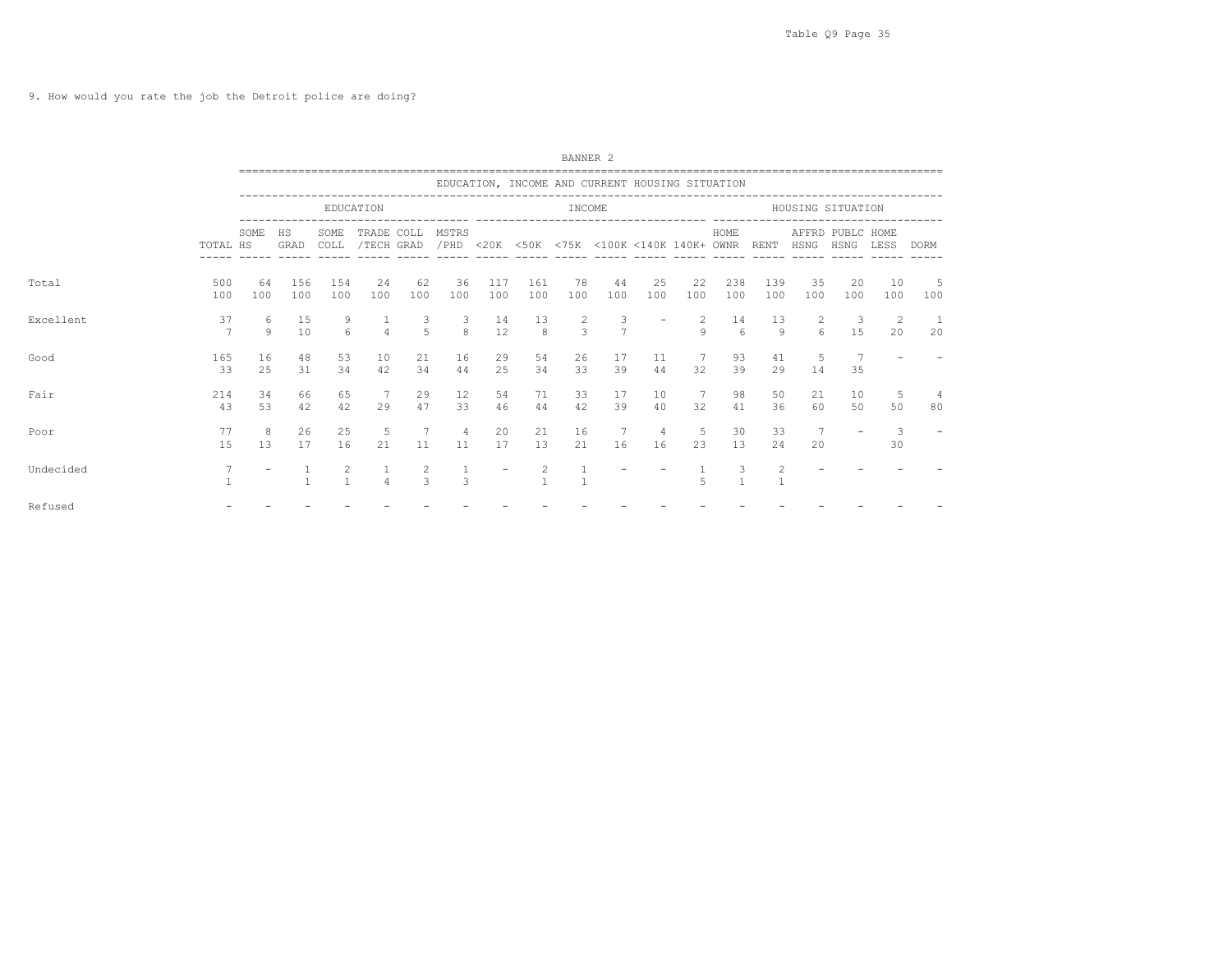Table Q9 Page 35

9. How would you rate the job the Detroit police are doing?

BANNER 2

| | | EDUCATION, INCOME AND CURRENT HOUSING SITUATION | | | | | | | | | | | | | | | | | | |
|---|---|---|---|---|---|---|---|---|---|---|---|---|---|---|---|---|---|---|---|---|
| | | EDUCATION | | | | | | INCOME | | | | | | HOUSING SITUATION | | | | | | |
| | TOTAL | SOME HS | HS GRAD | SOME COLL | TRADE /TECH | COLL GRAD | MSTRS /PHD | <20K | <50K | <75K | <100K | <140K | 140K+ | HOME OWNR | RENT | AFFRD HSNG | PUBLC HSNG | HOME LESS | DORM |
| Total | 500 | 64 | 156 | 154 | 24 | 62 | 36 | 117 | 161 | 78 | 44 | 25 | 22 | 238 | 139 | 35 | 20 | 10 | 5 |
| | 100 | 100 | 100 | 100 | 100 | 100 | 100 | 100 | 100 | 100 | 100 | 100 | 100 | 100 | 100 | 100 | 100 | 100 | 100 |
| Excellent | 37 | 6 | 15 | 9 | 1 | 3 | 3 | 14 | 13 | 2 | 3 | - | 2 | 14 | 13 | 2 | 3 | 2 | 1 |
| | 7 | 9 | 10 | 6 | 4 | 5 | 8 | 12 | 8 | 3 | 7 | | 9 | 6 | 9 | 6 | 15 | 20 | 20 |
| Good | 165 | 16 | 48 | 53 | 10 | 21 | 16 | 29 | 54 | 26 | 17 | 11 | 7 | 93 | 41 | 5 | 7 | - | - |
| | 33 | 25 | 31 | 34 | 42 | 34 | 44 | 25 | 34 | 33 | 39 | 44 | 32 | 39 | 29 | 14 | 35 | | |
| Fair | 214 | 34 | 66 | 65 | 7 | 29 | 12 | 54 | 71 | 33 | 17 | 10 | 7 | 98 | 50 | 21 | 10 | 5 | 4 |
| | 43 | 53 | 42 | 42 | 29 | 47 | 33 | 46 | 44 | 42 | 39 | 40 | 32 | 41 | 36 | 60 | 50 | 50 | 80 |
| Poor | 77 | 8 | 26 | 25 | 5 | 7 | 4 | 20 | 21 | 16 | 7 | 4 | 5 | 30 | 33 | 7 | - | 3 | - |
| | 15 | 13 | 17 | 16 | 21 | 11 | 11 | 17 | 13 | 21 | 16 | 16 | 23 | 13 | 24 | 20 | | 30 | |
| Undecided | 7 | - | 1 | 2 | 1 | 2 | 1 | - | 2 | 1 | - | - | 1 | 3 | 2 | - | - | - | - |
| | 1 | | 1 | 1 | 4 | 3 | 3 | | 1 | 1 | | | 5 | 1 | 1 | | | | |
| Refused | - | - | - | - | - | - | - | - | - | - | - | - | - | - | - | - | - | - | - |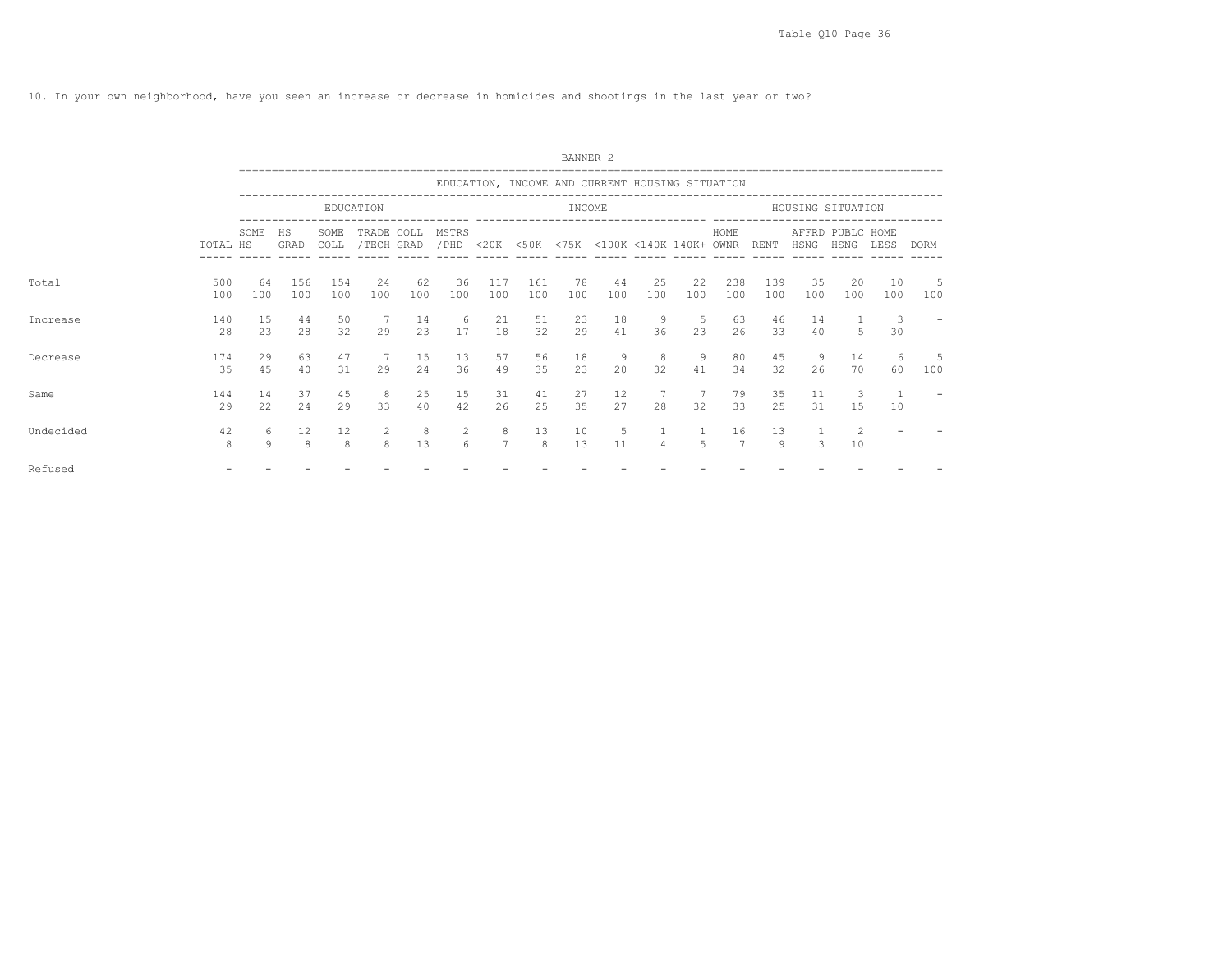10. In your own neighborhood, have you seen an increase or decrease in homicides and shootings in the last year or two?

BANNER 2

| | | EDUCATION, INCOME AND CURRENT HOUSING SITUATION | | | | | | | | | | | | | | | | | |
|---|---|---|---|---|---|---|---|---|---|---|---|---|---|---|---|---|---|---|---|
| | | EDUCATION | | | | | | INCOME | | | | | | HOUSING SITUATION | | | | | |
| | TOTAL | SOME HS | HS GRAD | SOME COLL | TRADE /TECH | COLL GRAD | MSTRS /PHD | <20K | <50K | <75K | <100K | <140K | 140K+ | HOME OWNR | RENT | AFFRD HSNG | PUBLC HSNG | HOME LESS | DORM |
| Total | 500 | 64 | 156 | 154 | 24 | 62 | 36 | 117 | 161 | 78 | 44 | 25 | 22 | 238 | 139 | 35 | 20 | 10 | 5 |
| | 100 | 100 | 100 | 100 | 100 | 100 | 100 | 100 | 100 | 100 | 100 | 100 | 100 | 100 | 100 | 100 | 100 | 100 | 100 |
| Increase | 140 | 15 | 44 | 50 | 7 | 14 | 6 | 21 | 51 | 23 | 18 | 9 | 5 | 63 | 46 | 14 | 1 | 3 | - |
| | 28 | 23 | 28 | 32 | 29 | 23 | 17 | 18 | 32 | 29 | 41 | 36 | 23 | 26 | 33 | 40 | 5 | 30 | |
| Decrease | 174 | 29 | 63 | 47 | 7 | 15 | 13 | 57 | 56 | 18 | 9 | 8 | 9 | 80 | 45 | 9 | 14 | 6 | 5 |
| | 35 | 45 | 40 | 31 | 29 | 24 | 36 | 49 | 35 | 23 | 20 | 32 | 41 | 34 | 32 | 26 | 70 | 60 | 100 |
| Same | 144 | 14 | 37 | 45 | 8 | 25 | 15 | 31 | 41 | 27 | 12 | 7 | 7 | 79 | 35 | 11 | 3 | 1 | - |
| | 29 | 22 | 24 | 29 | 33 | 40 | 42 | 26 | 25 | 35 | 27 | 28 | 32 | 33 | 25 | 31 | 15 | 10 | |
| Undecided | 42 | 6 | 12 | 12 | 2 | 8 | 2 | 8 | 13 | 10 | 5 | 1 | 1 | 16 | 13 | 1 | 2 | - | - |
| | 8 | 9 | 8 | 8 | 8 | 13 | 6 | 7 | 8 | 13 | 11 | 4 | 5 | 7 | 9 | 3 | 10 | | |
| Refused | - | - | - | - | - | - | - | - | - | - | - | - | - | - | - | - | - | - | - |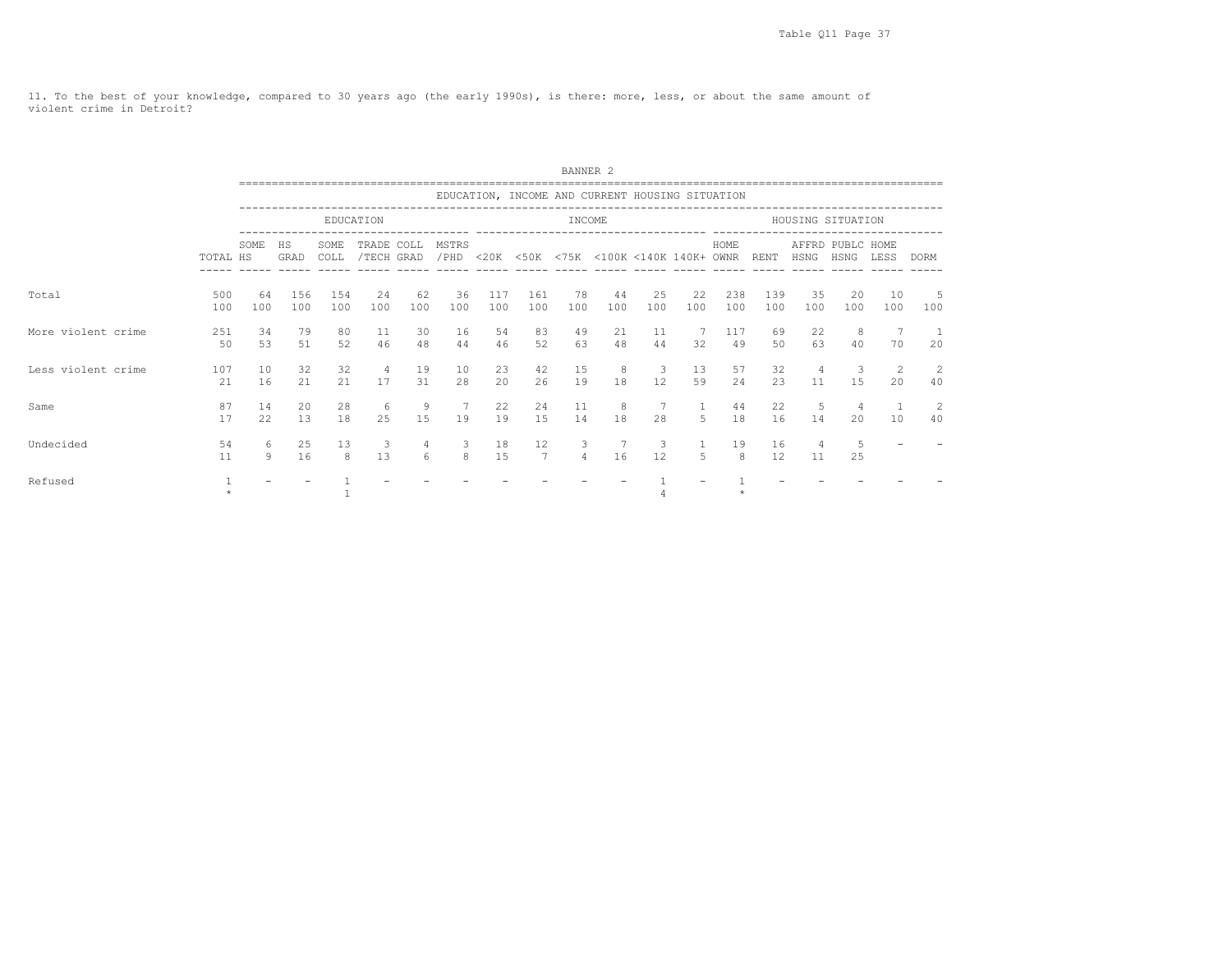11. To the best of your knowledge, compared to 30 years ago (the early 1990s), is there: more, less, or about the same amount of violent crime in Detroit?

BANNER 2

EDUCATION, INCOME AND CURRENT HOUSING SITUATION

| | | EDUCATION | | | | | | INCOME | | | | | | HOUSING SITUATION | | | | | | |
|---|---|---|---|---|---|---|---|---|---|---|---|---|---|---|---|---|---|---|---|---|
| | TOTAL | SOME HS | HS GRAD | SOME COLL | TRADE /TECH | COLL GRAD | MSTRS /PHD | <20K | <50K | <75K | <100K | <140K | 140K+ | HOME OWNR | RENT | AFFRD HSNG | PUBLC HSNG | HOME LESS | DORM |
| Total | 500 | 64 | 156 | 154 | 24 | 62 | 36 | 117 | 161 | 78 | 44 | 25 | 22 | 238 | 139 | 35 | 20 | 10 | 5 |
| | 100 | 100 | 100 | 100 | 100 | 100 | 100 | 100 | 100 | 100 | 100 | 100 | 100 | 100 | 100 | 100 | 100 | 100 | 100 |
| More violent crime | 251 | 34 | 79 | 80 | 11 | 30 | 16 | 54 | 83 | 49 | 21 | 11 | 7 | 117 | 69 | 22 | 8 | 7 | 1 |
| | 50 | 53 | 51 | 52 | 46 | 48 | 44 | 46 | 52 | 63 | 48 | 44 | 32 | 49 | 50 | 63 | 40 | 70 | 20 |
| Less violent crime | 107 | 10 | 32 | 32 | 4 | 19 | 10 | 23 | 42 | 15 | 8 | 3 | 13 | 57 | 32 | 4 | 3 | 2 | 2 |
| | 21 | 16 | 21 | 21 | 17 | 31 | 28 | 20 | 26 | 19 | 18 | 12 | 59 | 24 | 23 | 11 | 15 | 20 | 40 |
| Same | 87 | 14 | 20 | 28 | 6 | 9 | 7 | 22 | 24 | 11 | 8 | 7 | 1 | 44 | 22 | 5 | 4 | 1 | 2 |
| | 17 | 22 | 13 | 18 | 25 | 15 | 19 | 19 | 15 | 14 | 18 | 28 | 5 | 18 | 16 | 14 | 20 | 10 | 40 |
| Undecided | 54 | 6 | 25 | 13 | 3 | 4 | 3 | 18 | 12 | 3 | 7 | 3 | 1 | 19 | 16 | 4 | 5 | - | - |
| | 11 | 9 | 16 | 8 | 13 | 6 | 8 | 15 | 7 | 4 | 16 | 12 | 5 | 8 | 12 | 11 | 25 | | |
| Refused | 1 | - | - | 1 | - | - | - | - | - | - | - | 1 | - | 1 | - | - | - | - | - |
| | * | | | 1 | | | | | | | | 4 | | * | | | | | |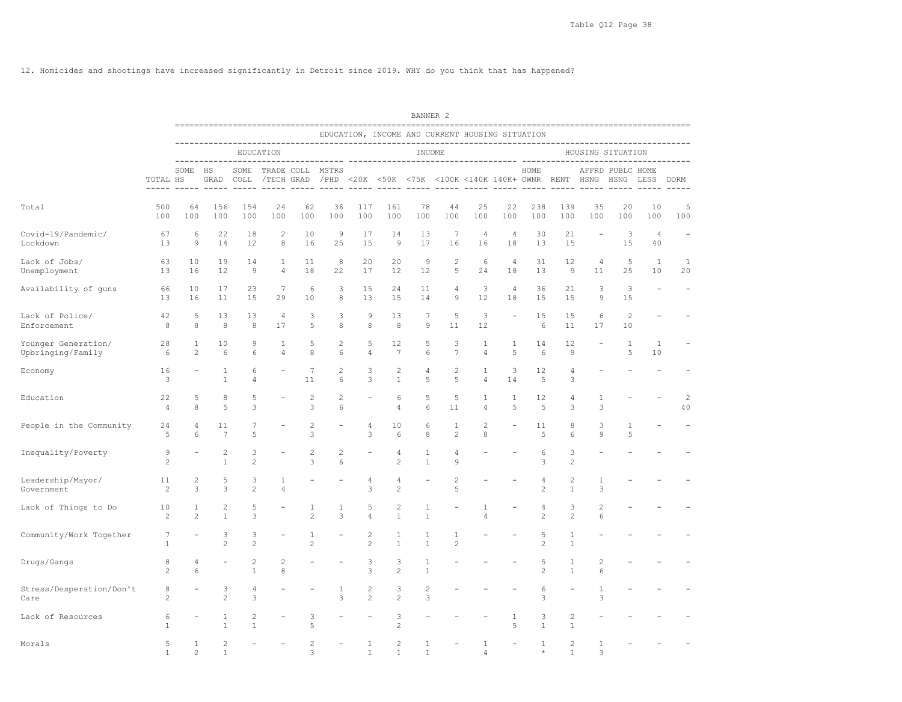12. Homicides and shootings have increased significantly in Detroit since 2019. WHY do you think that has happened?

BANNER 2

| | TOTAL | EDUCATION | | | | | | INCOME | | | | | | HOUSING SITUATION | | | | | |
|---|---|---|---|---|---|---|---|---|---|---|---|---|---|---|---|---|---|---|---|
| | | SOME HS | HS GRAD | SOME COLL | TRADE /TECH | COLL GRAD | MSTRS /PHD | <20K | <50K | <75K | <100K | <140K | 140K+ | HOME OWNR | RENT | AFFRD HSNG | PUBLC HSNG | HOME LESS | DORM |
| Total | 500 | 64 | 156 | 154 | 24 | 62 | 36 | 117 | 161 | 78 | 44 | 25 | 22 | 238 | 139 | 35 | 20 | 10 | 5 |
| | 100 | 100 | 100 | 100 | 100 | 100 | 100 | 100 | 100 | 100 | 100 | 100 | 100 | 100 | 100 | 100 | 100 | 100 | 100 |
| Covid-19/Pandemic/ Lockdown | 67 | 6 | 22 | 18 | 2 | 10 | 9 | 17 | 14 | 13 | 7 | 4 | 4 | 30 | 21 | - | 3 | 4 | - |
| | 13 | 9 | 14 | 12 | 8 | 16 | 25 | 15 | 9 | 17 | 16 | 16 | 18 | 13 | 15 | | 15 | 40 | |
| Lack of Jobs/ Unemployment | 63 | 10 | 19 | 14 | 1 | 11 | 8 | 20 | 20 | 9 | 2 | 6 | 4 | 31 | 12 | 4 | 5 | 1 | 1 |
| | 13 | 16 | 12 | 9 | 4 | 18 | 22 | 17 | 12 | 12 | 5 | 24 | 18 | 13 | 9 | 11 | 25 | 10 | 20 |
| Availability of guns | 66 | 10 | 17 | 23 | 7 | 6 | 3 | 15 | 24 | 11 | 4 | 3 | 4 | 36 | 21 | 3 | 3 | - | - |
| | 13 | 16 | 11 | 15 | 29 | 10 | 8 | 13 | 15 | 14 | 9 | 12 | 18 | 15 | 15 | 9 | 15 | | |
| Lack of Police/ Enforcement | 42 | 5 | 13 | 13 | 4 | 3 | 3 | 9 | 13 | 7 | 5 | 3 | - | 15 | 15 | 6 | 2 | - | - |
| | 8 | 8 | 8 | 8 | 17 | 5 | 8 | 8 | 8 | 9 | 11 | 12 | | 6 | 11 | 17 | 10 | | |
| Younger Generation/ Upbringing/Family | 28 | 1 | 10 | 9 | 1 | 5 | 2 | 5 | 12 | 5 | 3 | 1 | 1 | 14 | 12 | - | 1 | 1 | - |
| | 6 | 2 | 6 | 6 | 4 | 8 | 6 | 4 | 7 | 6 | 7 | 4 | 5 | 6 | 9 | | 5 | 10 | |
| Economy | 16 | - | 1 | 6 | - | 7 | 2 | 3 | 2 | 4 | 2 | 1 | 3 | 12 | 4 | - | - | - | - |
| | 3 | | 1 | 4 | | 11 | 6 | 3 | 1 | 5 | 5 | 4 | 14 | 5 | 3 | | | | |
| Education | 22 | 5 | 8 | 5 | - | 2 | 2 | - | 6 | 5 | 5 | 1 | 1 | 12 | 4 | 1 | - | - | 2 |
| | 4 | 8 | 5 | 3 | | 3 | 6 | | 4 | 6 | 11 | 4 | 5 | 5 | 3 | 3 | | | 40 |
| People in the Community | 24 | 4 | 11 | 7 | - | 2 | - | 4 | 10 | 6 | 1 | 2 | - | 11 | 8 | 3 | 1 | - | - |
| | 5 | 6 | 7 | 5 | | 3 | | 3 | 6 | 8 | 2 | 8 | | 5 | 6 | 9 | 5 | | |
| Inequality/Poverty | 9 | - | 2 | 3 | - | 2 | 2 | - | 4 | 1 | 4 | - | - | 6 | 3 | - | - | - | - |
| | 2 | | 1 | 2 | | 3 | 6 | | 2 | 1 | 9 | | | 3 | 2 | | | | |
| Leadership/Mayor/ Government | 11 | 2 | 5 | 3 | 1 | - | - | 4 | 4 | - | 2 | - | - | 4 | 2 | 1 | - | - | - |
| | 2 | 3 | 3 | 2 | 4 | | | 3 | 2 | | 5 | | | 2 | 1 | 3 | | | |
| Lack of Things to Do | 10 | 1 | 2 | 5 | - | 1 | 1 | 5 | 2 | 1 | - | 1 | - | 4 | 3 | 2 | - | - | - |
| | 2 | 2 | 1 | 3 | | 2 | 3 | 4 | 1 | 1 | | 4 | | 2 | 2 | 6 | | | |
| Community/Work Together | 7 | - | 3 | 3 | - | 1 | - | 2 | 1 | 1 | 1 | - | - | 5 | 1 | - | - | - | - |
| | 1 | | 2 | 2 | | 2 | | 2 | 1 | 1 | 2 | | | 2 | 1 | | | | |
| Drugs/Gangs | 8 | 4 | - | 2 | 2 | - | - | 3 | 3 | 1 | - | - | - | 5 | 1 | 2 | - | - | - |
| | 2 | 6 | | 1 | 8 | | | 3 | 2 | 1 | | | | 2 | 1 | 6 | | | |
| Stress/Desperation/Don't Care | 8 | - | 3 | 4 | - | - | 1 | 2 | 3 | 2 | - | - | - | 6 | - | 1 | - | - | - |
| | 2 | | 2 | 3 | | | 3 | 2 | 2 | 3 | | | | 3 | | 3 | | | |
| Lack of Resources | 6 | - | 1 | 2 | - | 3 | - | - | 3 | - | - | - | 1 | 3 | 2 | - | - | - | - |
| | 1 | | 1 | 1 | | 5 | | | 2 | | | | 5 | 1 | 1 | | | | |
| Morals | 5 | 1 | 2 | - | - | 2 | - | 1 | 2 | 1 | - | 1 | - | 1 | 2 | 1 | - | - | - |
| | 1 | 2 | 1 | | | 3 | | 1 | 1 | 1 | | 4 | | * | 1 | 3 | | | |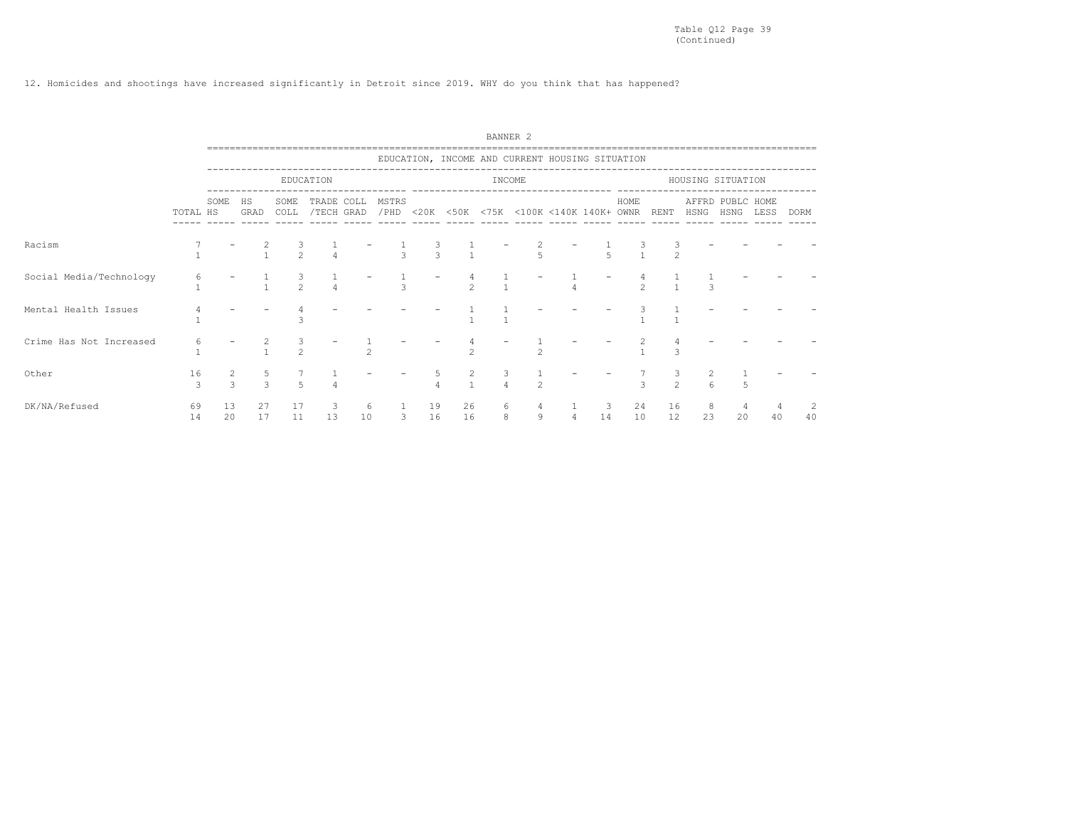Table Q12 (Continued)

12. Homicides and shootings have increased significantly in Detroit since 2019. WHY do you think that has happened?

BANNER 2

| | EDUCATION, INCOME AND CURRENT HOUSING SITUATION | | | | | | | | | | | | | | | | | | |
|---|---|---|---|---|---|---|---|---|---|---|---|---|---|---|---|---|---|---|---|
| | | EDUCATION | | | | | | INCOME | | | | | | HOUSING SITUATION | | | | | |
| | TOTAL | SOME HS | HS GRAD | SOME COLL | TRADE /TECH | COLL GRAD | MSTRS /PHD | <20K | <50K | <75K | <100K | <140K | 140K+ | HOME OWNR | RENT | AFFRD HSNG | PUBLC HSNG | HOME LESS | DORM |
| Racism | 7 | - | 2 | 3 | 1 | - | 1 | 3 | 1 | - | 2 | - | 1 | 3 | 3 | - | - | - | - |
| | 1 | | 1 | 2 | 4 | | 3 | 3 | 1 | | 5 | | 5 | 1 | 2 | | | | |
| Social Media/Technology | 6 | - | 1 | 3 | 1 | - | 1 | - | 4 | 1 | - | 1 | - | 4 | 1 | 1 | - | - | - |
| | 1 | | 1 | 2 | 4 | | 3 | | 2 | 1 | | 4 | | 2 | 1 | 3 | | | |
| Mental Health Issues | 4 | - | - | 4 | - | - | - | - | 1 | 1 | - | - | - | 3 | 1 | - | - | - | - |
| | 1 | | | 3 | | | | | 1 | 1 | | | | 1 | 1 | | | | |
| Crime Has Not Increased | 6 | - | 2 | 3 | - | 1 | - | - | 4 | - | 1 | - | - | 2 | 4 | - | - | - | - |
| | 1 | | 1 | 2 | | 2 | | | 2 | | 2 | | | 1 | 3 | | | | |
| Other | 16 | 2 | 5 | 7 | 1 | - | - | 5 | 2 | 3 | 1 | - | - | 7 | 3 | 2 | 1 | - | - |
| | 3 | 3 | 3 | 5 | 4 | | | 4 | 1 | 4 | 2 | | | 3 | 2 | 6 | 5 | | |
| DK/NA/Refused | 69 | 13 | 27 | 17 | 3 | 6 | 1 | 19 | 26 | 6 | 4 | 1 | 3 | 24 | 16 | 8 | 4 | 4 | 2 |
| | 14 | 20 | 17 | 11 | 13 | 10 | 3 | 16 | 16 | 8 | 9 | 4 | 14 | 10 | 12 | 23 | 20 | 40 | 40 |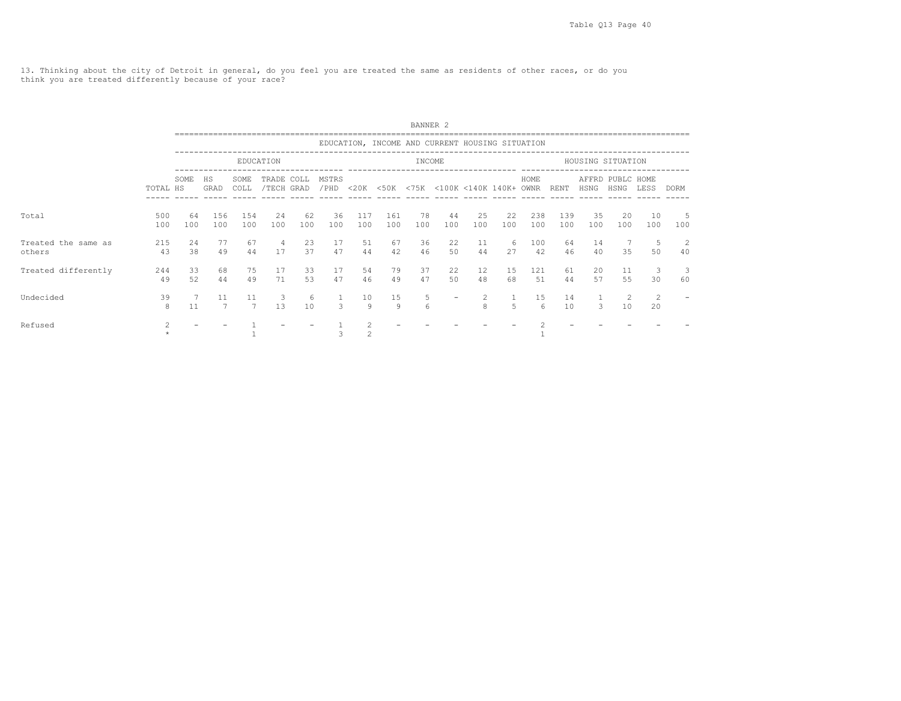13. Thinking about the city of Detroit in general, do you feel you are treated the same as residents of other races, or do you think you are treated differently because of your race?

BANNER 2

| | | EDUCATION, INCOME AND CURRENT HOUSING SITUATION | | | | | | | | | | | | | | | | | |
|---|---|---|---|---|---|---|---|---|---|---|---|---|---|---|---|---|---|---|---|
| | | EDUCATION | | | | | | INCOME | | | | | | HOUSING SITUATION | | | | | |
| | TOTAL | SOME HS | HS GRAD | SOME COLL | TRADE /TECH | COLL GRAD | MSTRS /PHD | <20K | <50K | <75K | <100K | <140K | 140K+ | HOME OWNR | RENT | AFFRD HSNG | PUBLC HSNG | HOME LESS | DORM |
| Total | 500 | 64 | 156 | 154 | 24 | 62 | 36 | 117 | 161 | 78 | 44 | 25 | 22 | 238 | 139 | 35 | 20 | 10 | 5 |
| | 100 | 100 | 100 | 100 | 100 | 100 | 100 | 100 | 100 | 100 | 100 | 100 | 100 | 100 | 100 | 100 | 100 | 100 | 100 |
| Treated the same as others | 215 | 24 | 77 | 67 | 4 | 23 | 17 | 51 | 67 | 36 | 22 | 11 | 6 | 100 | 64 | 14 | 7 | 5 | 2 |
| | 43 | 38 | 49 | 44 | 17 | 37 | 47 | 44 | 42 | 46 | 50 | 44 | 27 | 42 | 46 | 40 | 35 | 50 | 40 |
| Treated differently | 244 | 33 | 68 | 75 | 17 | 33 | 17 | 54 | 79 | 37 | 22 | 12 | 15 | 121 | 61 | 20 | 11 | 3 | 3 |
| | 49 | 52 | 44 | 49 | 71 | 53 | 47 | 46 | 49 | 47 | 50 | 48 | 68 | 51 | 44 | 57 | 55 | 30 | 60 |
| Undecided | 39 | 7 | 11 | 11 | 3 | 6 | 1 | 10 | 15 | 5 | - | 2 | 1 | 15 | 14 | 1 | 2 | 2 | - |
| | 8 | 11 | 7 | 7 | 13 | 10 | 3 | 9 | 9 | 6 | | 8 | 5 | 6 | 10 | 3 | 10 | 20 | |
| Refused | 2 | - | - | 1 | - | - | 1 | 2 | - | - | - | - | - | 2 | - | - | - | - | - |
| | * | | | 1 | | | 3 | 2 | | | | | | 1 | | | | | |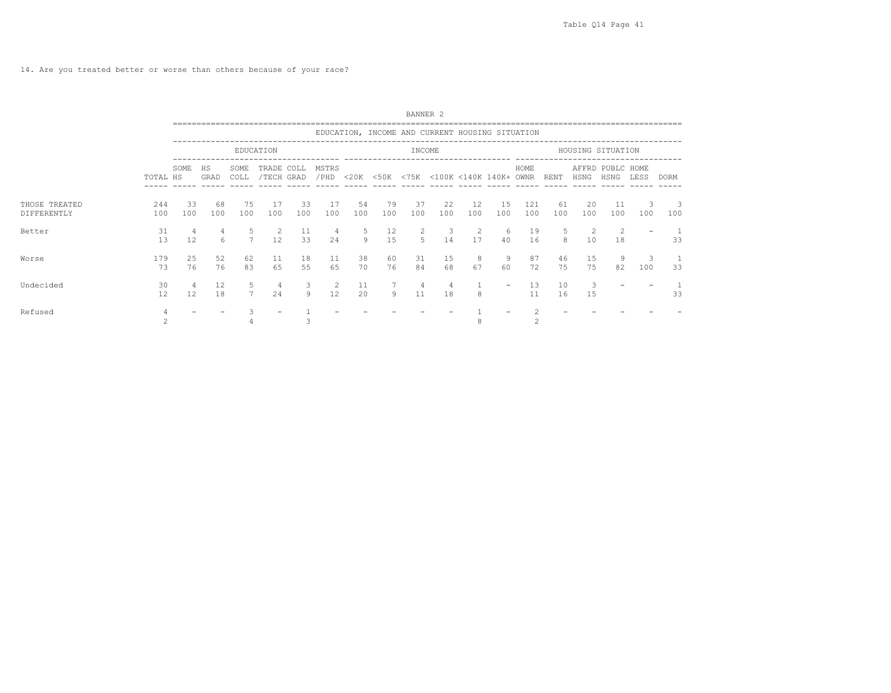14. Are you treated better or worse than others because of your race?

BANNER 2

| | TOTAL | EDUCATION | | | | | | INCOME | | | | | | HOUSING SITUATION | | | | | |
|---|---|---|---|---|---|---|---|---|---|---|---|---|---|---|---|---|---|---|---|
| | | SOME HS | HS GRAD | SOME COLL | TRADE /TECH | COLL GRAD | MSTRS /PHD | <20K | <50K | <75K | <100K | <140K | 140K+ | HOME OWNR | RENT | AFFRD HSNG | PUBLC HSNG | HOME LESS | DORM |
| THOSE TREATED DIFFERENTLY | 244 | 33 | 68 | 75 | 17 | 33 | 17 | 54 | 79 | 37 | 22 | 12 | 15 | 121 | 61 | 20 | 11 | 3 | 3 |
| | 100 | 100 | 100 | 100 | 100 | 100 | 100 | 100 | 100 | 100 | 100 | 100 | 100 | 100 | 100 | 100 | 100 | 100 | 100 |
| Better | 31 | 4 | 4 | 5 | 2 | 11 | 4 | 5 | 12 | 2 | 3 | 2 | 6 | 19 | 5 | 2 | 2 | - | 1 |
| | 13 | 12 | 6 | 7 | 12 | 33 | 24 | 9 | 15 | 5 | 14 | 17 | 40 | 16 | 8 | 10 | 18 | | 33 |
| Worse | 179 | 25 | 52 | 62 | 11 | 18 | 11 | 38 | 60 | 31 | 15 | 8 | 9 | 87 | 46 | 15 | 9 | 3 | 1 |
| | 73 | 76 | 76 | 83 | 65 | 55 | 65 | 70 | 76 | 84 | 68 | 67 | 60 | 72 | 75 | 75 | 82 | 100 | 33 |
| Undecided | 30 | 4 | 12 | 5 | 4 | 3 | 2 | 11 | 7 | 4 | 4 | 1 | - | 13 | 10 | 3 | - | - | 1 |
| | 12 | 12 | 18 | 7 | 24 | 9 | 12 | 20 | 9 | 11 | 18 | 8 | | 11 | 16 | 15 | | | 33 |
| Refused | 4 | - | - | 3 | - | 1 | - | - | - | - | - | 1 | - | 2 | - | - | - | - | - |
| | 2 | | | 4 | | 3 | | | | | | 8 | | 2 | | | | | |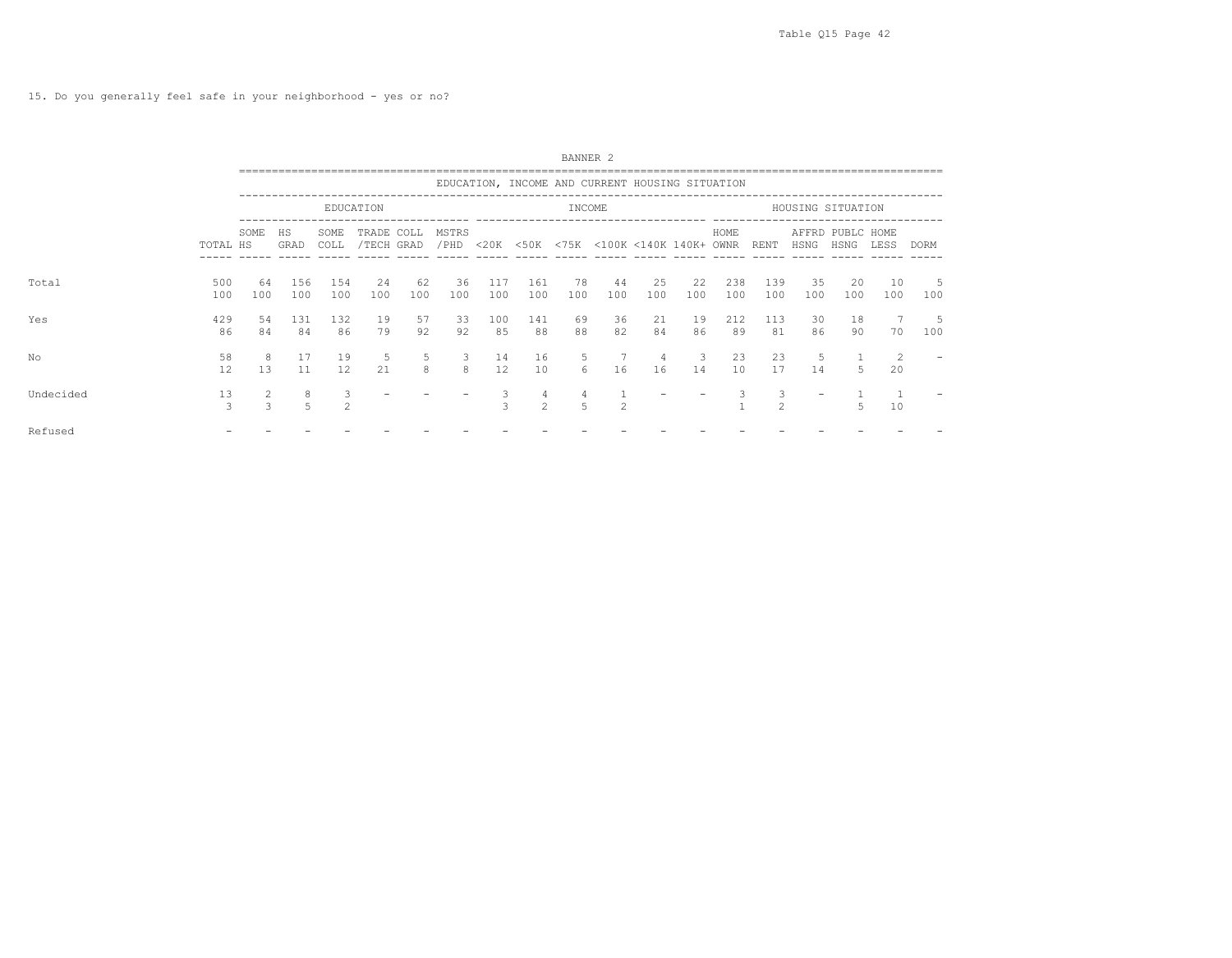15. Do you generally feel safe in your neighborhood - yes or no?

BANNER 2

| | | EDUCATION, INCOME AND CURRENT HOUSING SITUATION | | | | | | | | | | | | | | | | | |
|---|---|---|---|---|---|---|---|---|---|---|---|---|---|---|---|---|---|---|---|
| | | EDUCATION | | | | | | INCOME | | | | | | HOUSING SITUATION | | | | | |
| | TOTAL | SOME HS | HS GRAD | SOME COLL | TRADE /TECH | COLL GRAD | MSTRS /PHD | <20K | <50K | <75K | <100K | <140K | 140K+ | HOME OWNR | RENT | AFFRD HSNG | PUBLC HSNG | HOME LESS | DORM |
| Total | 500 | 64 | 156 | 154 | 24 | 62 | 36 | 117 | 161 | 78 | 44 | 25 | 22 | 238 | 139 | 35 | 20 | 10 | 5 |
| | 100 | 100 | 100 | 100 | 100 | 100 | 100 | 100 | 100 | 100 | 100 | 100 | 100 | 100 | 100 | 100 | 100 | 100 | 100 |
| Yes | 429 | 54 | 131 | 132 | 19 | 57 | 33 | 100 | 141 | 69 | 36 | 21 | 19 | 212 | 113 | 30 | 18 | 7 | 5 |
| | 86 | 84 | 84 | 86 | 79 | 92 | 92 | 85 | 88 | 88 | 82 | 84 | 86 | 89 | 81 | 86 | 90 | 70 | 100 |
| No | 58 | 8 | 17 | 19 | 5 | 5 | 3 | 14 | 16 | 5 | 7 | 4 | 3 | 23 | 23 | 5 | 1 | 2 | - |
| | 12 | 13 | 11 | 12 | 21 | 8 | 8 | 12 | 10 | 6 | 16 | 16 | 14 | 10 | 17 | 14 | 5 | 20 | |
| Undecided | 13 | 2 | 8 | 3 | - | - | - | 3 | 4 | 4 | 1 | - | - | 3 | 3 | - | 1 | 1 | - |
| | 3 | 3 | 5 | 2 | | | | 3 | 2 | 5 | 2 | | | 1 | 2 | | 5 | 10 | |
| Refused | - | - | - | - | - | - | - | - | - | - | - | - | - | - | - | - | - | - | - |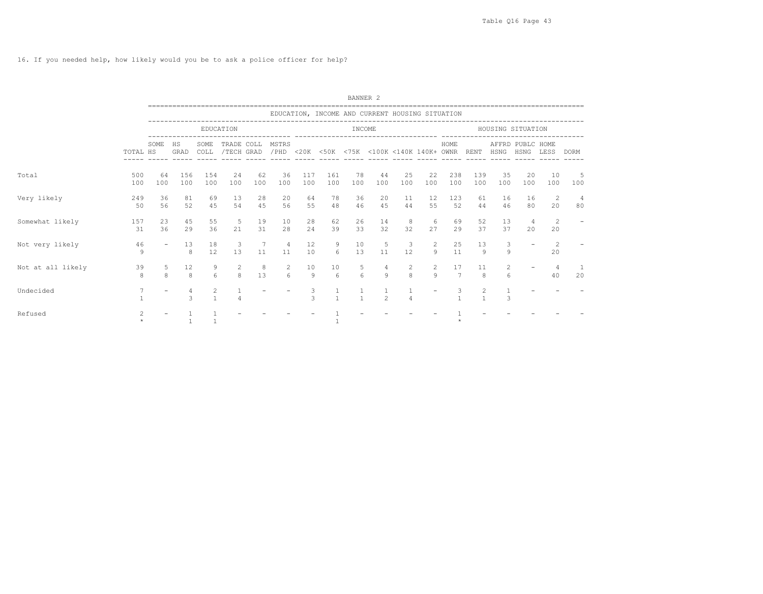16. If you needed help, how likely would you be to ask a police officer for help?

BANNER 2

| | | EDUCATION, INCOME AND CURRENT HOUSING SITUATION | | | | | | | | | | | | | | | | | |
|---|---|---|---|---|---|---|---|---|---|---|---|---|---|---|---|---|---|---|---|
| | | EDUCATION | | | | | | INCOME | | | | | | HOUSING SITUATION | | | | | |
| | TOTAL | SOME HS | HS GRAD | SOME COLL | TRADE /TECH | COLL GRAD | MSTRS /PHD | <20K | <50K | <75K | <100K | <140K | 140K+ | HOME OWNR | RENT | AFFRD HSNG | PUBLC HSNG | HOME LESS | DORM |
| Total | 500 | 64 | 156 | 154 | 24 | 62 | 36 | 117 | 161 | 78 | 44 | 25 | 22 | 238 | 139 | 35 | 20 | 10 | 5 |
| | 100 | 100 | 100 | 100 | 100 | 100 | 100 | 100 | 100 | 100 | 100 | 100 | 100 | 100 | 100 | 100 | 100 | 100 | 100 |
| Very likely | 249 | 36 | 81 | 69 | 13 | 28 | 20 | 64 | 78 | 36 | 20 | 11 | 12 | 123 | 61 | 16 | 16 | 2 | 4 |
| | 50 | 56 | 52 | 45 | 54 | 45 | 56 | 55 | 48 | 46 | 45 | 44 | 55 | 52 | 44 | 46 | 80 | 20 | 80 |
| Somewhat likely | 157 | 23 | 45 | 55 | 5 | 19 | 10 | 28 | 62 | 26 | 14 | 8 | 6 | 69 | 52 | 13 | 4 | 2 | - |
| | 31 | 36 | 29 | 36 | 21 | 31 | 28 | 24 | 39 | 33 | 32 | 32 | 27 | 29 | 37 | 37 | 20 | 20 | |
| Not very likely | 46 | - | 13 | 18 | 3 | 7 | 4 | 12 | 9 | 10 | 5 | 3 | 2 | 25 | 13 | 3 | - | 2 | - |
| | 9 | | 8 | 12 | 13 | 11 | 11 | 10 | 6 | 13 | 11 | 12 | 9 | 11 | 9 | 9 | | 20 | |
| Not at all likely | 39 | 5 | 12 | 9 | 2 | 8 | 2 | 10 | 10 | 5 | 4 | 2 | 2 | 17 | 11 | 2 | - | 4 | 1 |
| | 8 | 8 | 8 | 6 | 8 | 13 | 6 | 9 | 6 | 6 | 9 | 8 | 9 | 7 | 8 | 6 | | 40 | 20 |
| Undecided | 7 | - | 4 | 2 | 1 | - | - | 3 | 1 | 1 | 1 | 1 | - | 3 | 2 | 1 | - | - | - |
| | 1 | | 3 | 1 | 4 | | | 3 | 1 | 1 | 2 | 4 | | 1 | 1 | 3 | | | |
| Refused | 2 | - | 1 | 1 | - | - | - | - | 1 | - | - | - | - | 1 | - | - | - | - | - |
| | * | | 1 | 1 | | | | | 1 | | | | | * | | | | | |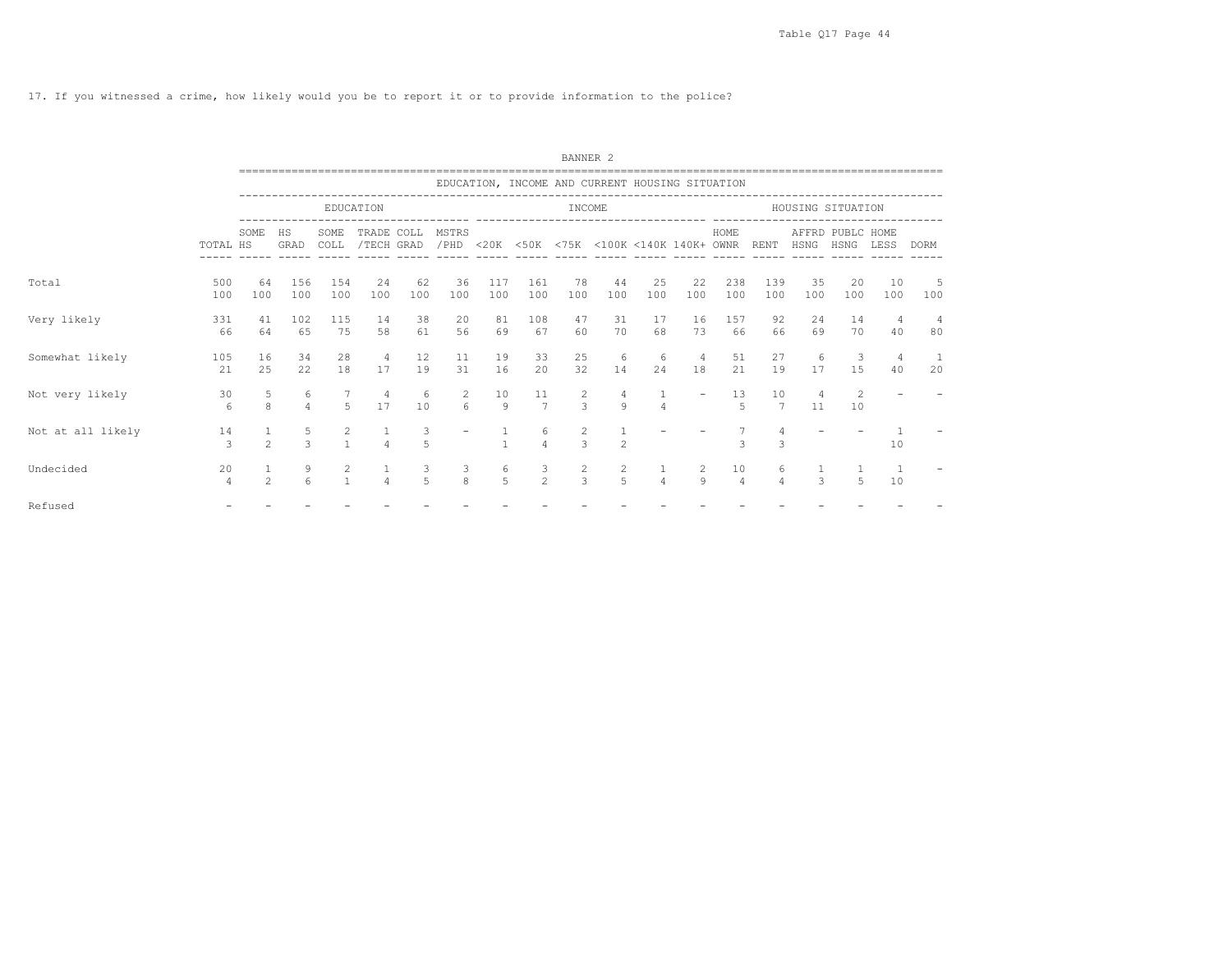17. If you witnessed a crime, how likely would you be to report it or to provide information to the police?

BANNER 2

EDUCATION, INCOME AND CURRENT HOUSING SITUATION

| | | EDUCATION | | | | | | INCOME | | | | | | HOUSING SITUATION | | | | | | |
|---|---|---|---|---|---|---|---|---|---|---|---|---|---|---|---|---|---|---|---|---|
| | TOTAL | SOME HS | HS GRAD | SOME COLL | TRADE /TECH | COLL GRAD | MSTRS /PHD | <20K | <50K | <75K | <100K | <140K | 140K+ | HOME OWNR | RENT | AFFRD HSNG | PUBLC HSNG | HOME LESS | DORM |
| Total | 500 | 64 | 156 | 154 | 24 | 62 | 36 | 117 | 161 | 78 | 44 | 25 | 22 | 238 | 139 | 35 | 20 | 10 | 5 |
| | 100 | 100 | 100 | 100 | 100 | 100 | 100 | 100 | 100 | 100 | 100 | 100 | 100 | 100 | 100 | 100 | 100 | 100 | 100 |
| Very likely | 331 | 41 | 102 | 115 | 14 | 38 | 20 | 81 | 108 | 47 | 31 | 17 | 16 | 157 | 92 | 24 | 14 | 4 | 4 |
| | 66 | 64 | 65 | 75 | 58 | 61 | 56 | 69 | 67 | 60 | 70 | 68 | 73 | 66 | 66 | 69 | 70 | 40 | 80 |
| Somewhat likely | 105 | 16 | 34 | 28 | 4 | 12 | 11 | 19 | 33 | 25 | 6 | 6 | 4 | 51 | 27 | 6 | 3 | 4 | 1 |
| | 21 | 25 | 22 | 18 | 17 | 19 | 31 | 16 | 20 | 32 | 14 | 24 | 18 | 21 | 19 | 17 | 15 | 40 | 20 |
| Not very likely | 30 | 5 | 6 | 7 | 4 | 6 | 2 | 10 | 11 | 2 | 4 | 1 | - | 13 | 10 | 4 | 2 | - | - |
| | 6 | 8 | 4 | 5 | 17 | 10 | 6 | 9 | 7 | 3 | 9 | 4 | | 5 | 7 | 11 | 10 | | |
| Not at all likely | 14 | 1 | 5 | 2 | 1 | 3 | - | 1 | 6 | 2 | 1 | - | - | 7 | 4 | - | - | 1 | - |
| | 3 | 2 | 3 | 1 | 4 | 5 | | 1 | 4 | 3 | 2 | | | 3 | 3 | | | 10 | |
| Undecided | 20 | 1 | 9 | 2 | 1 | 3 | 3 | 6 | 3 | 2 | 2 | 1 | 2 | 10 | 6 | 1 | 1 | 1 | - |
| | 4 | 2 | 6 | 1 | 4 | 5 | 8 | 5 | 2 | 3 | 5 | 4 | 9 | 4 | 4 | 3 | 5 | 10 | |
| Refused | - | - | - | - | - | - | - | - | - | - | - | - | - | - | - | - | - | - | - |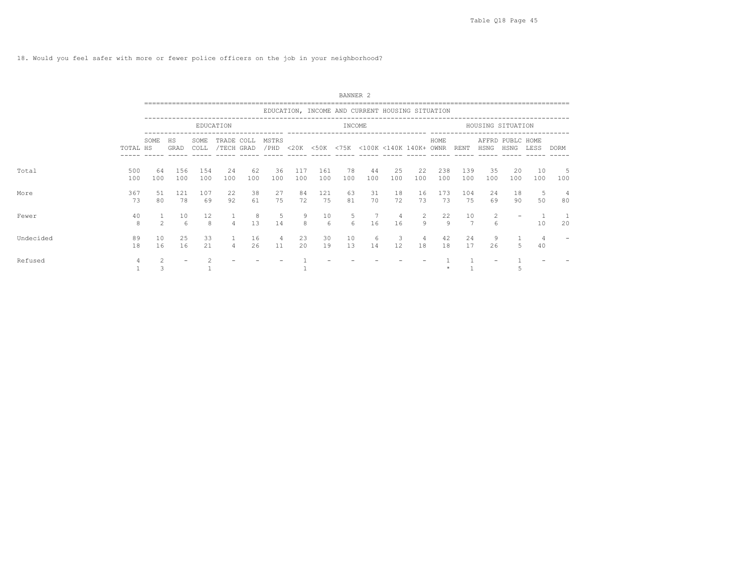18. Would you feel safer with more or fewer police officers on the job in your neighborhood?

BANNER 2

| | | EDUCATION, INCOME AND CURRENT HOUSING SITUATION | | | | | | | | | | | | | | | | | |
|---|---|---|---|---|---|---|---|---|---|---|---|---|---|---|---|---|---|---|---|
| | | EDUCATION | | | | | | INCOME | | | | | | HOUSING SITUATION | | | | | |
| | TOTAL | SOME HS | HS GRAD | SOME COLL | TRADE /TECH | COLL GRAD | MSTRS /PHD | <20K | <50K | <75K | <100K | <140K | 140K+ | HOME OWNR | RENT | AFFRD HSNG | PUBLC HSNG | HOME LESS | DORM |
| Total | 500 | 64 | 156 | 154 | 24 | 62 | 36 | 117 | 161 | 78 | 44 | 25 | 22 | 238 | 139 | 35 | 20 | 10 | 5 |
| | 100 | 100 | 100 | 100 | 100 | 100 | 100 | 100 | 100 | 100 | 100 | 100 | 100 | 100 | 100 | 100 | 100 | 100 | 100 |
| More | 367 | 51 | 121 | 107 | 22 | 38 | 27 | 84 | 121 | 63 | 31 | 18 | 16 | 173 | 104 | 24 | 18 | 5 | 4 |
| | 73 | 80 | 78 | 69 | 92 | 61 | 75 | 72 | 75 | 81 | 70 | 72 | 73 | 73 | 75 | 69 | 90 | 50 | 80 |
| Fewer | 40 | 1 | 10 | 12 | 1 | 8 | 5 | 9 | 10 | 5 | 7 | 4 | 2 | 22 | 10 | 2 | - | 1 | 1 |
| | 8 | 2 | 6 | 8 | 4 | 13 | 14 | 8 | 6 | 6 | 16 | 16 | 9 | 9 | 7 | 6 | | 10 | 20 |
| Undecided | 89 | 10 | 25 | 33 | 1 | 16 | 4 | 23 | 30 | 10 | 6 | 3 | 4 | 42 | 24 | 9 | 1 | 4 | - |
| | 18 | 16 | 16 | 21 | 4 | 26 | 11 | 20 | 19 | 13 | 14 | 12 | 18 | 18 | 17 | 26 | 5 | 40 | |
| Refused | 4 | 2 | - | 2 | - | - | - | 1 | - | - | - | - | - | 1 | 1 | - | 1 | - | - |
| | 1 | 3 | | 1 | | | | 1 | | | | | | * | 1 | | 5 | | |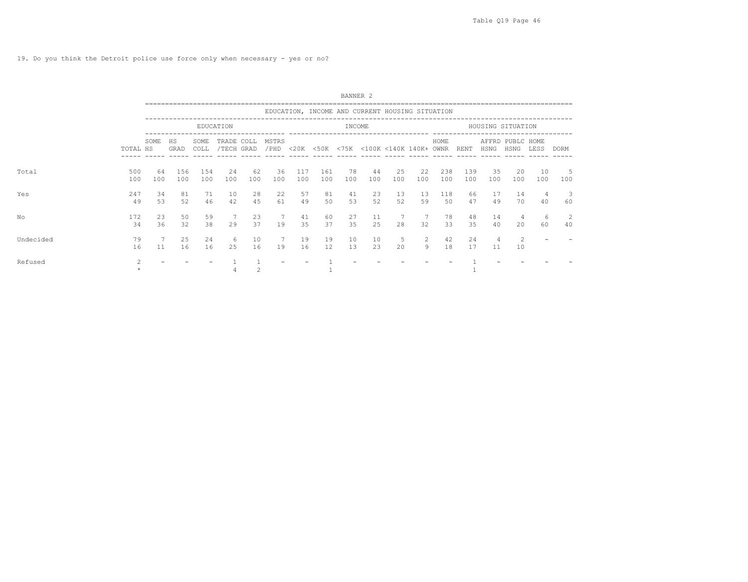19. Do you think the Detroit police use force only when necessary - yes or no?

BANNER 2

| | | EDUCATION, INCOME AND CURRENT HOUSING SITUATION | | | | | | | | | | | | | | | | | |
|---|---|---|---|---|---|---|---|---|---|---|---|---|---|---|---|---|---|---|---|
| | | EDUCATION | | | | | | INCOME | | | | | | HOUSING SITUATION | | | | | |
| | TOTAL | SOME HS | HS GRAD | SOME COLL | TRADE /TECH | COLL GRAD | MSTRS /PHD | <20K | <50K | <75K | <100K | <140K | 140K+ | HOME OWNR | RENT | AFFRD HSNG | PUBLC HSNG | HOME LESS | DORM |
| Total | 500 | 64 | 156 | 154 | 24 | 62 | 36 | 117 | 161 | 78 | 44 | 25 | 22 | 238 | 139 | 35 | 20 | 10 | 5 |
| | 100 | 100 | 100 | 100 | 100 | 100 | 100 | 100 | 100 | 100 | 100 | 100 | 100 | 100 | 100 | 100 | 100 | 100 | 100 |
| Yes | 247 | 34 | 81 | 71 | 10 | 28 | 22 | 57 | 81 | 41 | 23 | 13 | 13 | 118 | 66 | 17 | 14 | 4 | 3 |
| | 49 | 53 | 52 | 46 | 42 | 45 | 61 | 49 | 50 | 53 | 52 | 52 | 59 | 50 | 47 | 49 | 70 | 40 | 60 |
| No | 172 | 23 | 50 | 59 | 7 | 23 | 7 | 41 | 60 | 27 | 11 | 7 | 7 | 78 | 48 | 14 | 4 | 6 | 2 |
| | 34 | 36 | 32 | 38 | 29 | 37 | 19 | 35 | 37 | 35 | 25 | 28 | 32 | 33 | 35 | 40 | 20 | 60 | 40 |
| Undecided | 79 | 7 | 25 | 24 | 6 | 10 | 7 | 19 | 19 | 10 | 10 | 5 | 2 | 42 | 24 | 4 | 2 | - | - |
| | 16 | 11 | 16 | 16 | 25 | 16 | 19 | 16 | 12 | 13 | 23 | 20 | 9 | 18 | 17 | 11 | 10 | | |
| Refused | 2 | - | - | - | 1 | 1 | - | - | 1 | - | - | - | - | - | 1 | - | - | - | - |
| | * | | | | 4 | 2 | | | 1 | | | | | | 1 | | | | |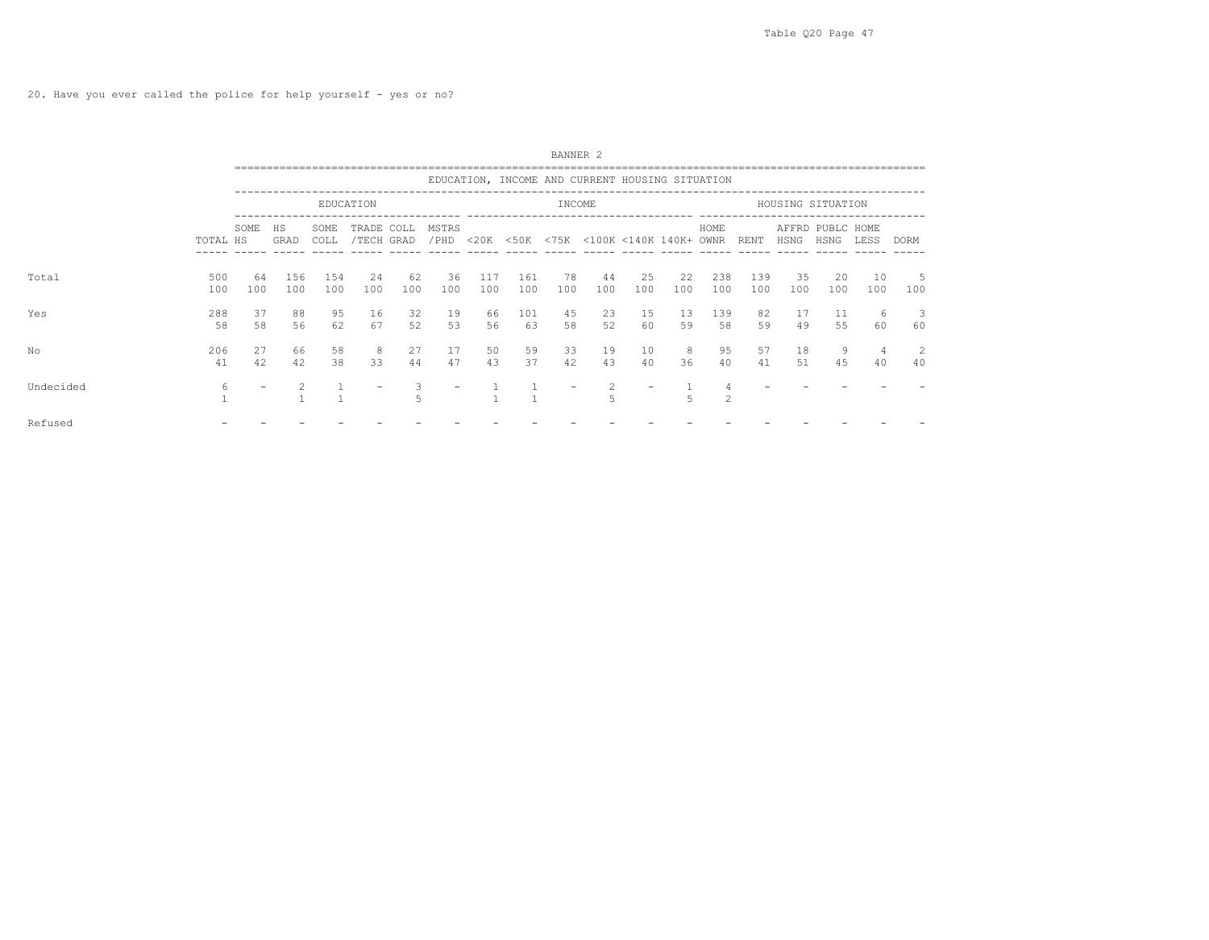20. Have you ever called the police for help yourself - yes or no?

BANNER 2

| | | EDUCATION, INCOME AND CURRENT HOUSING SITUATION | | | | | | | | | | | | | | | | | |
|---|---|---|---|---|---|---|---|---|---|---|---|---|---|---|---|---|---|---|---|
| | | EDUCATION | | | | | | INCOME | | | | | | HOUSING SITUATION | | | | | |
| | TOTAL | SOME HS | HS GRAD | SOME COLL | TRADE /TECH | COLL GRAD | MSTRS /PHD | <20K | <50K | <75K | <100K | <140K | 140K+ | HOME OWNR | RENT | AFFRD HSNG | PUBLC HSNG | HOME LESS | DORM |
| Total | 500 | 64 | 156 | 154 | 24 | 62 | 36 | 117 | 161 | 78 | 44 | 25 | 22 | 238 | 139 | 35 | 20 | 10 | 5 |
| | 100 | 100 | 100 | 100 | 100 | 100 | 100 | 100 | 100 | 100 | 100 | 100 | 100 | 100 | 100 | 100 | 100 | 100 | 100 |
| Yes | 288 | 37 | 88 | 95 | 16 | 32 | 19 | 66 | 101 | 45 | 23 | 15 | 13 | 139 | 82 | 17 | 11 | 6 | 3 |
| | 58 | 58 | 56 | 62 | 67 | 52 | 53 | 56 | 63 | 58 | 52 | 60 | 59 | 58 | 59 | 49 | 55 | 60 | 60 |
| No | 206 | 27 | 66 | 58 | 8 | 27 | 17 | 50 | 59 | 33 | 19 | 10 | 8 | 95 | 57 | 18 | 9 | 4 | 2 |
| | 41 | 42 | 42 | 38 | 33 | 44 | 47 | 43 | 37 | 42 | 43 | 40 | 36 | 40 | 41 | 51 | 45 | 40 | 40 |
| Undecided | 6 | - | 2 | 1 | - | 3 | - | 1 | 1 | - | 2 | - | 1 | 4 | - | - | - | - | - |
| | 1 | | 1 | 1 | | 5 | | 1 | 1 | | 5 | | 5 | 2 | | | | | |
| Refused | - | - | - | - | - | - | - | - | - | - | - | - | - | - | - | - | - | - | - |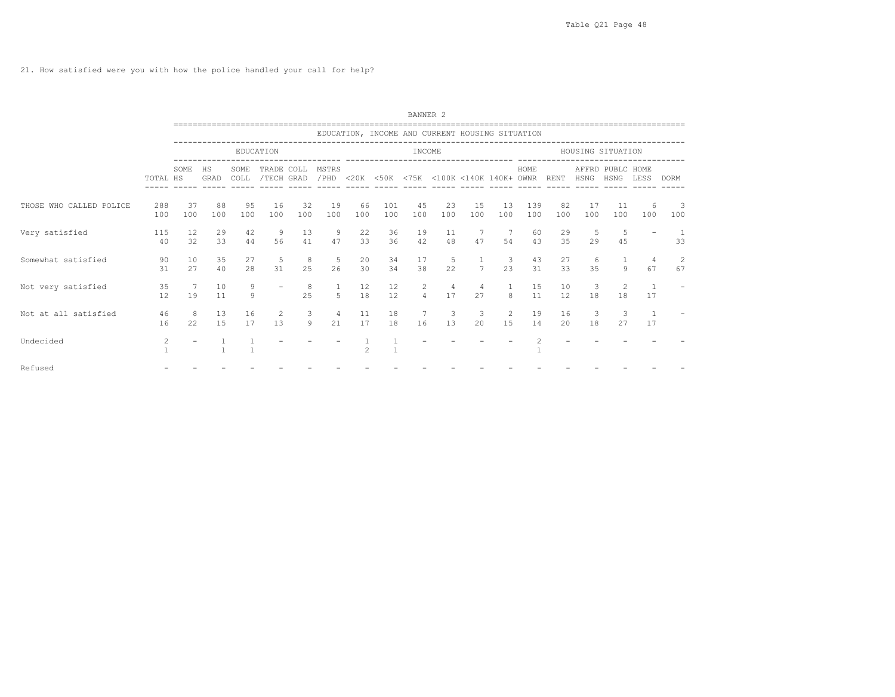21. How satisfied were you with how the police handled your call for help?

BANNER 2

| | | EDUCATION, INCOME AND CURRENT HOUSING SITUATION | | | | | | | | | | | | | | | | | | |
|---|---|---|---|---|---|---|---|---|---|---|---|---|---|---|---|---|---|---|---|---|
| | | EDUCATION | | | | | | INCOME | | | | | | HOUSING SITUATION | | | | | | |
| | TOTAL | SOME HS | HS GRAD | SOME COLL | TRADE /TECH | COLL GRAD | MSTRS /PHD | <20K | <50K | <75K | <100K | <140K | 140K+ | HOME OWNR | RENT | AFFRD HSNG | PUBLC HSNG | HOME LESS | DORM |
| THOSE WHO CALLED POLICE | 288 | 37 | 88 | 95 | 16 | 32 | 19 | 66 | 101 | 45 | 23 | 15 | 13 | 139 | 82 | 17 | 11 | 6 | 3 |
| | 100 | 100 | 100 | 100 | 100 | 100 | 100 | 100 | 100 | 100 | 100 | 100 | 100 | 100 | 100 | 100 | 100 | 100 | 100 |
| Very satisfied | 115 | 12 | 29 | 42 | 9 | 13 | 9 | 22 | 36 | 19 | 11 | 7 | 7 | 60 | 29 | 5 | 5 | - | 1 |
| | 40 | 32 | 33 | 44 | 56 | 41 | 47 | 33 | 36 | 42 | 48 | 47 | 54 | 43 | 35 | 29 | 45 | | 33 |
| Somewhat satisfied | 90 | 10 | 35 | 27 | 5 | 8 | 5 | 20 | 34 | 17 | 5 | 1 | 3 | 43 | 27 | 6 | 1 | 4 | 2 |
| | 31 | 27 | 40 | 28 | 31 | 25 | 26 | 30 | 34 | 38 | 22 | 7 | 23 | 31 | 33 | 35 | 9 | 67 | 67 |
| Not very satisfied | 35 | 7 | 10 | 9 | - | 8 | 1 | 12 | 12 | 2 | 4 | 4 | 1 | 15 | 10 | 3 | 2 | 1 | - |
| | 12 | 19 | 11 | 9 | | 25 | 5 | 18 | 12 | 4 | 17 | 27 | 8 | 11 | 12 | 18 | 18 | 17 | |
| Not at all satisfied | 46 | 8 | 13 | 16 | 2 | 3 | 4 | 11 | 18 | 7 | 3 | 3 | 2 | 19 | 16 | 3 | 3 | 1 | - |
| | 16 | 22 | 15 | 17 | 13 | 9 | 21 | 17 | 18 | 16 | 13 | 20 | 15 | 14 | 20 | 18 | 27 | 17 | |
| Undecided | 2 | - | 1 | 1 | - | - | - | 1 | 1 | - | - | - | - | 2 | - | - | - | - | - |
| | 1 | | 1 | 1 | | | | 2 | 1 | | | | | 1 | | | | | |
| Refused | - | - | - | - | - | - | - | - | - | - | - | - | - | - | - | - | - | - | - |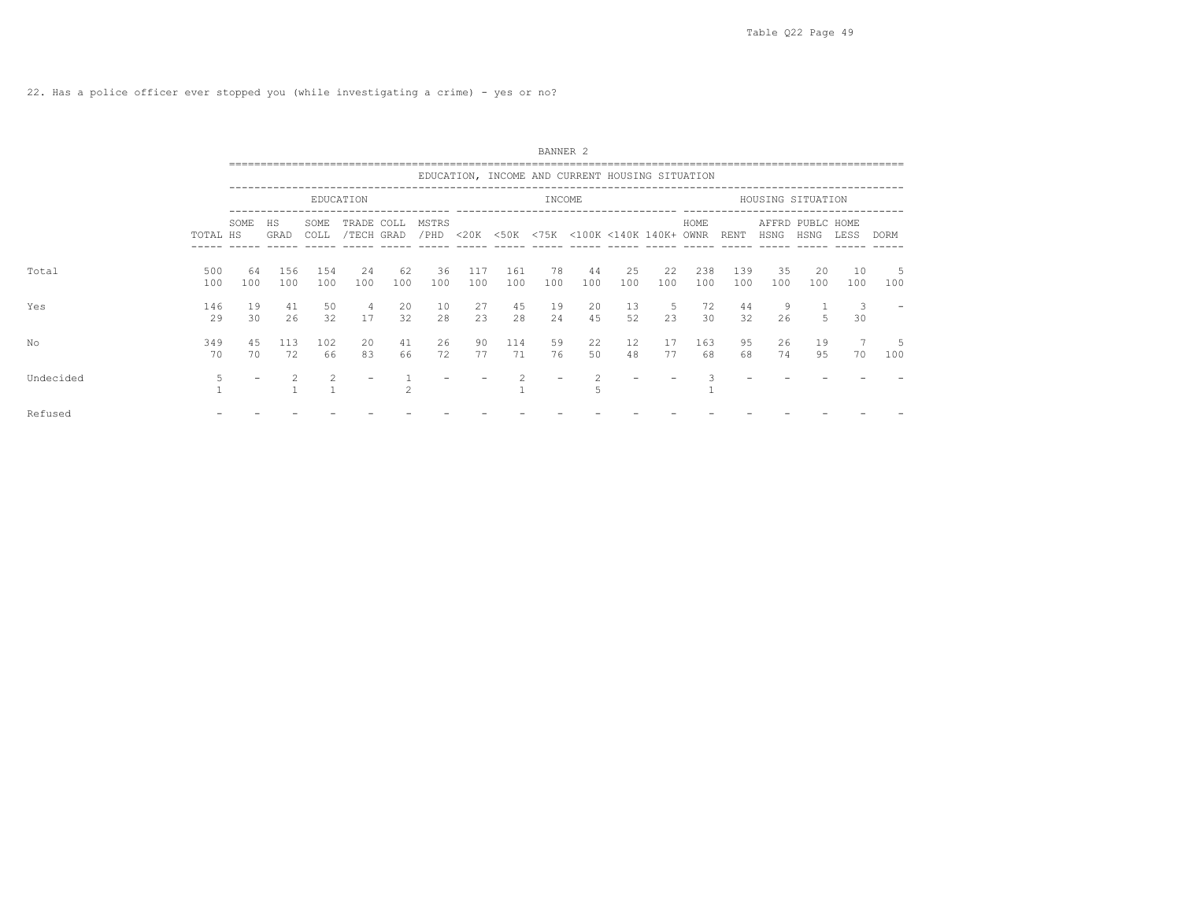22. Has a police officer ever stopped you (while investigating a crime) - yes or no?

BANNER 2

EDUCATION, INCOME AND CURRENT HOUSING SITUATION

| | TOTAL | EDUCATION | | | | | | INCOME | | | | | | HOUSING SITUATION | | | | | |
|---|---|---|---|---|---|---|---|---|---|---|---|---|---|---|---|---|---|---|---|
| | | SOME HS | HS GRAD | SOME COLL | TRADE /TECH | COLL GRAD | MSTRS /PHD | <20K | <50K | <75K | <100K | <140K | 140K+ | HOME OWNR | RENT | AFFRD HSNG | PUBLC HSNG | HOME LESS | DORM |
| Total | 500 | 64 | 156 | 154 | 24 | 62 | 36 | 117 | 161 | 78 | 44 | 25 | 22 | 238 | 139 | 35 | 20 | 10 | 5 |
| | 100 | 100 | 100 | 100 | 100 | 100 | 100 | 100 | 100 | 100 | 100 | 100 | 100 | 100 | 100 | 100 | 100 | 100 | 100 |
| Yes | 146 | 19 | 41 | 50 | 4 | 20 | 10 | 27 | 45 | 19 | 20 | 13 | 5 | 72 | 44 | 9 | 1 | 3 | - |
| | 29 | 30 | 26 | 32 | 17 | 32 | 28 | 23 | 28 | 24 | 45 | 52 | 23 | 30 | 32 | 26 | 5 | 30 | |
| No | 349 | 45 | 113 | 102 | 20 | 41 | 26 | 90 | 114 | 59 | 22 | 12 | 17 | 163 | 95 | 26 | 19 | 7 | 5 |
| | 70 | 70 | 72 | 66 | 83 | 66 | 72 | 77 | 71 | 76 | 50 | 48 | 77 | 68 | 68 | 74 | 95 | 70 | 100 |
| Undecided | 5 | - | 2 | 2 | - | 1 | - | - | 2 | - | 2 | - | - | 3 | - | - | - | - | - |
| | 1 | | 1 | 1 | | 2 | | | 1 | | 5 | | | 1 | | | | | |
| Refused | - | - | - | - | - | - | - | - | - | - | - | - | - | - | - | - | - | - | - |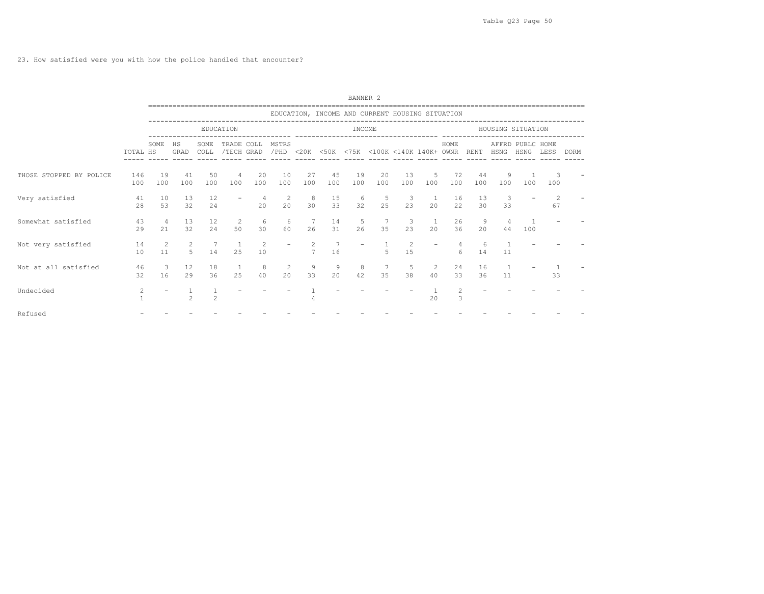23. How satisfied were you with how the police handled that encounter?

BANNER 2

| | | EDUCATION, INCOME AND CURRENT HOUSING SITUATION | | | | | | | | | | | | | | | | | | |
|---|---|---|---|---|---|---|---|---|---|---|---|---|---|---|---|---|---|---|---|---|
| | | EDUCATION | | | | | | INCOME | | | | | | HOUSING SITUATION | | | | | | |
| | TOTAL | SOME HS | HS GRAD | SOME COLL | TRADE /TECH | COLL GRAD | MSTRS /PHD | <20K | <50K | <75K | <100K | <140K | 140K+ | HOME OWNR | RENT | AFFRD HSNG | PUBLC HSNG | HOME LESS | DORM |
| THOSE STOPPED BY POLICE | 146 | 19 | 41 | 50 | 4 | 20 | 10 | 27 | 45 | 19 | 20 | 13 | 5 | 72 | 44 | 9 | 1 | 3 | - |
| | 100 | 100 | 100 | 100 | 100 | 100 | 100 | 100 | 100 | 100 | 100 | 100 | 100 | 100 | 100 | 100 | 100 | 100 | |
| Very satisfied | 41 | 10 | 13 | 12 | - | 4 | 2 | 8 | 15 | 6 | 5 | 3 | 1 | 16 | 13 | 3 | - | 2 | - |
| | 28 | 53 | 32 | 24 | | 20 | 20 | 30 | 33 | 32 | 25 | 23 | 20 | 22 | 30 | 33 | | 67 | |
| Somewhat satisfied | 43 | 4 | 13 | 12 | 2 | 6 | 6 | 7 | 14 | 5 | 7 | 3 | 1 | 26 | 9 | 4 | 1 | - | - |
| | 29 | 21 | 32 | 24 | 50 | 30 | 60 | 26 | 31 | 26 | 35 | 23 | 20 | 36 | 20 | 44 | 100 | | |
| Not very satisfied | 14 | 2 | 2 | 7 | 1 | 2 | - | 2 | 7 | - | 1 | 2 | - | 4 | 6 | 1 | - | - | - |
| | 10 | 11 | 5 | 14 | 25 | 10 | | 7 | 16 | | 5 | 15 | | 6 | 14 | 11 | | | |
| Not at all satisfied | 46 | 3 | 12 | 18 | 1 | 8 | 2 | 9 | 9 | 8 | 7 | 5 | 2 | 24 | 16 | 1 | - | 1 | - |
| | 32 | 16 | 29 | 36 | 25 | 40 | 20 | 33 | 20 | 42 | 35 | 38 | 40 | 33 | 36 | 11 | | 33 | |
| Undecided | 2 | - | 1 | 1 | - | - | - | 1 | - | - | - | - | 1 | 2 | - | - | - | - | - |
| | 1 | | 2 | 2 | | | | 4 | | | | | 20 | 3 | | | | | |
| Refused | - | - | - | - | - | - | - | - | - | - | - | - | - | - | - | - | - | - | - |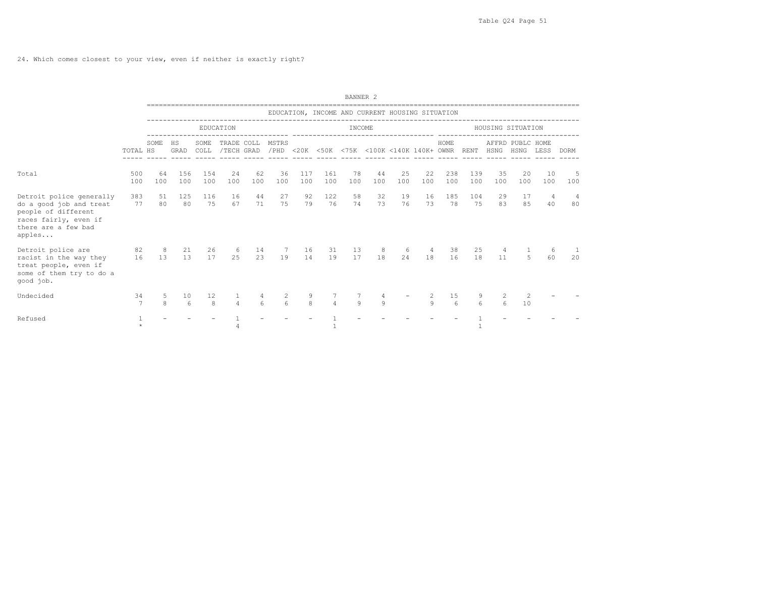24. Which comes closest to your view, even if neither is exactly right?

BANNER 2

| | | EDUCATION, INCOME AND CURRENT HOUSING SITUATION | | | | | | | | | | | | | | | | | |
|---|---|---|---|---|---|---|---|---|---|---|---|---|---|---|---|---|---|---|---|
| | | EDUCATION | | | | | | INCOME | | | | | | HOUSING SITUATION | | | | | |
| | TOTAL | SOME HS | HS GRAD | SOME COLL | TRADE /TECH | COLL GRAD | MSTRS /PHD | <20K | <50K | <75K | <100K | <140K | 140K+ | HOME OWNR | RENT | AFFRD HSNG | PUBLC HSNG | HOME LESS | DORM |
| Total | 500 | 64 | 156 | 154 | 24 | 62 | 36 | 117 | 161 | 78 | 44 | 25 | 22 | 238 | 139 | 35 | 20 | 10 | 5 |
| | 100 | 100 | 100 | 100 | 100 | 100 | 100 | 100 | 100 | 100 | 100 | 100 | 100 | 100 | 100 | 100 | 100 | 100 | 100 |
| Detroit police generally do a good job and treat people of different races fairly, even if there are a few bad apples... | 383 | 51 | 125 | 116 | 16 | 44 | 27 | 92 | 122 | 58 | 32 | 19 | 16 | 185 | 104 | 29 | 17 | 4 | 4 |
| | 77 | 80 | 80 | 75 | 67 | 71 | 75 | 79 | 76 | 74 | 73 | 76 | 73 | 78 | 75 | 83 | 85 | 40 | 80 |
| Detroit police are racist in the way they treat people, even if some of them try to do a good job. | 82 | 8 | 21 | 26 | 6 | 14 | 7 | 16 | 31 | 13 | 8 | 6 | 4 | 38 | 25 | 4 | 1 | 6 | 1 |
| | 16 | 13 | 13 | 17 | 25 | 23 | 19 | 14 | 19 | 17 | 18 | 24 | 18 | 16 | 18 | 11 | 5 | 60 | 20 |
| Undecided | 34 | 5 | 10 | 12 | 1 | 4 | 2 | 9 | 7 | 7 | 4 | - | 2 | 15 | 9 | 2 | 2 | - | - |
| | 7 | 8 | 6 | 8 | 4 | 6 | 6 | 8 | 4 | 9 | 9 | | 9 | 6 | 6 | 6 | 10 | | |
| Refused | 1 | - | - | - | 1 | - | - | - | 1 | - | - | - | - | - | 1 | - | - | - | - |
| | * | | | | 4 | | | | 1 | | | | | | 1 | | | | |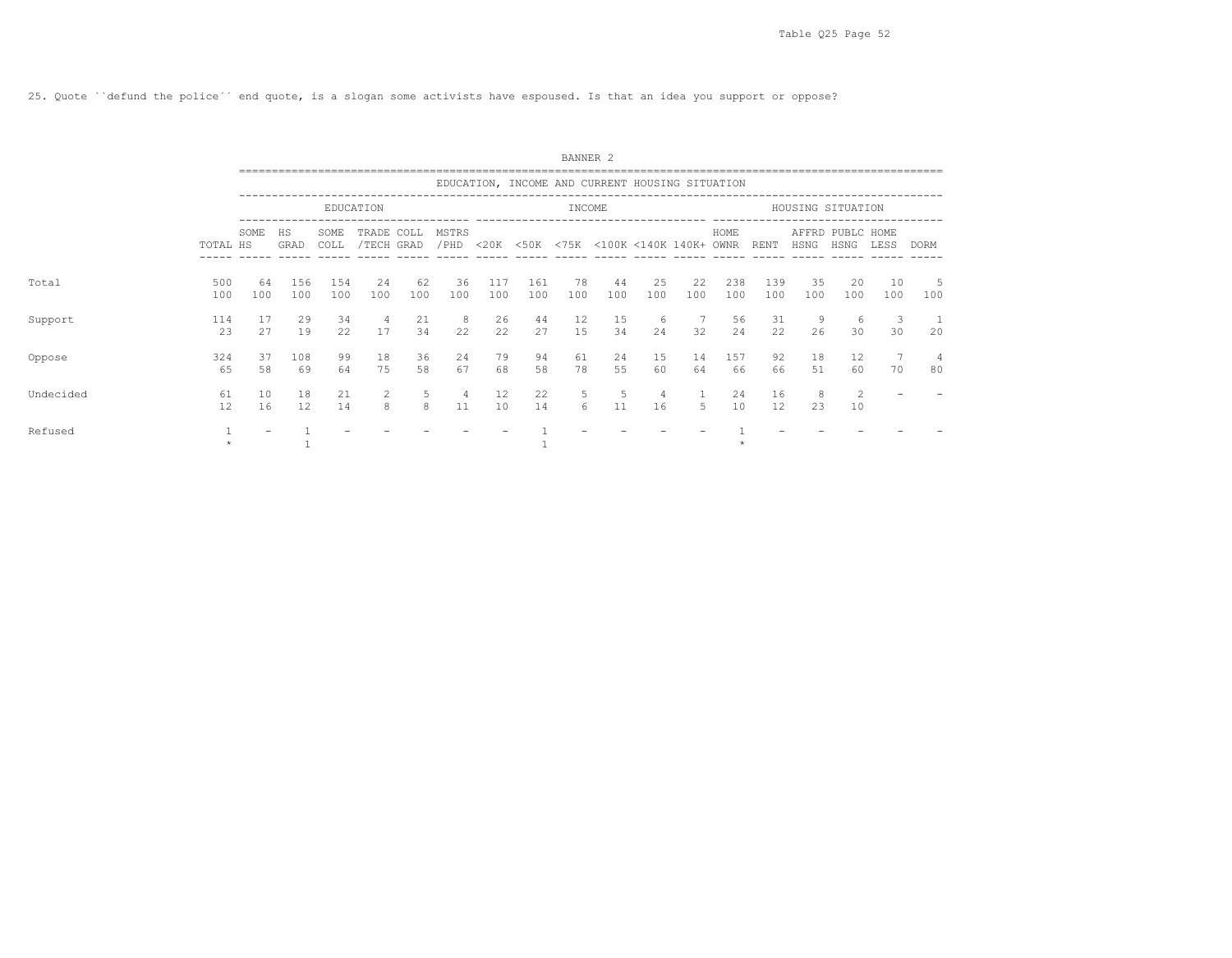Table Q25 Page 52

25. Quote ``defund the police´´ end quote, is a slogan some activists have espoused. Is that an idea you support or oppose?

BANNER 2

| | | EDUCATION, INCOME AND CURRENT HOUSING SITUATION | | | | | | | | | | | | | | | | | |
|---|---|---|---|---|---|---|---|---|---|---|---|---|---|---|---|---|---|---|---|
| | | EDUCATION | | | | | | INCOME | | | | | | HOUSING SITUATION | | | | | |
| | TOTAL | SOME HS | HS GRAD | SOME COLL | TRADE /TECH | COLL GRAD | MSTRS /PHD | <20K | <50K | <75K | <100K | <140K | 140K+ | HOME OWNR | RENT | AFFRD HSNG | PUBLC HSNG | HOME LESS | DORM |
| Total | 500 | 64 | 156 | 154 | 24 | 62 | 36 | 117 | 161 | 78 | 44 | 25 | 22 | 238 | 139 | 35 | 20 | 10 | 5 |
| | 100 | 100 | 100 | 100 | 100 | 100 | 100 | 100 | 100 | 100 | 100 | 100 | 100 | 100 | 100 | 100 | 100 | 100 | 100 |
| Support | 114 | 17 | 29 | 34 | 4 | 21 | 8 | 26 | 44 | 12 | 15 | 6 | 7 | 56 | 31 | 9 | 6 | 3 | 1 |
| | 23 | 27 | 19 | 22 | 17 | 34 | 22 | 22 | 27 | 15 | 34 | 24 | 32 | 24 | 22 | 26 | 30 | 30 | 20 |
| Oppose | 324 | 37 | 108 | 99 | 18 | 36 | 24 | 79 | 94 | 61 | 24 | 15 | 14 | 157 | 92 | 18 | 12 | 7 | 4 |
| | 65 | 58 | 69 | 64 | 75 | 58 | 67 | 68 | 58 | 78 | 55 | 60 | 64 | 66 | 66 | 51 | 60 | 70 | 80 |
| Undecided | 61 | 10 | 18 | 21 | 2 | 5 | 4 | 12 | 22 | 5 | 5 | 4 | 1 | 24 | 16 | 8 | 2 | - | - |
| | 12 | 16 | 12 | 14 | 8 | 8 | 11 | 10 | 14 | 6 | 11 | 16 | 5 | 10 | 12 | 23 | 10 | | |
| Refused | 1 | - | 1 | - | - | - | - | - | 1 | - | - | - | - | 1 | - | - | - | - | - |
| | * | | 1 | | | | | | 1 | | | | | * | | | | | |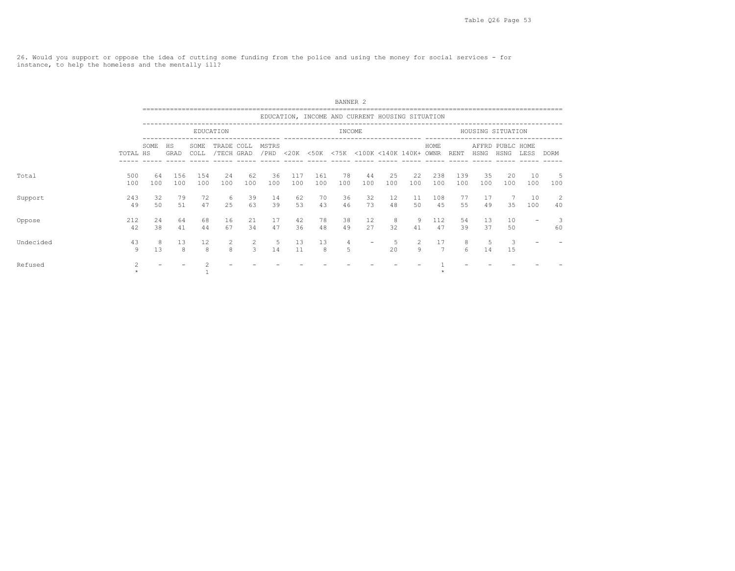26. Would you support or oppose the idea of cutting some funding from the police and using the money for social services - for instance, to help the homeless and the mentally ill?

BANNER 2

| | | EDUCATION, INCOME AND CURRENT HOUSING SITUATION | | | | | | | | | | | | | | | | | |
|---|---|---|---|---|---|---|---|---|---|---|---|---|---|---|---|---|---|---|---|
| | | EDUCATION | | | | | | INCOME | | | | | | HOUSING SITUATION | | | | | |
| | TOTAL | SOME HS | HS GRAD | SOME COLL | TRADE /TECH | COLL GRAD | MSTRS /PHD | <20K | <50K | <75K | <100K | <140K | 140K+ | HOME OWNR | RENT | AFFRD HSNG | PUBLC HSNG | HOME LESS | DORM |
| Total | 500 | 64 | 156 | 154 | 24 | 62 | 36 | 117 | 161 | 78 | 44 | 25 | 22 | 238 | 139 | 35 | 20 | 10 | 5 |
| | 100 | 100 | 100 | 100 | 100 | 100 | 100 | 100 | 100 | 100 | 100 | 100 | 100 | 100 | 100 | 100 | 100 | 100 | 100 |
| Support | 243 | 32 | 79 | 72 | 6 | 39 | 14 | 62 | 70 | 36 | 32 | 12 | 11 | 108 | 77 | 17 | 7 | 10 | 2 |
| | 49 | 50 | 51 | 47 | 25 | 63 | 39 | 53 | 43 | 46 | 73 | 48 | 50 | 45 | 55 | 49 | 35 | 100 | 40 |
| Oppose | 212 | 24 | 64 | 68 | 16 | 21 | 17 | 42 | 78 | 38 | 12 | 8 | 9 | 112 | 54 | 13 | 10 | - | 3 |
| | 42 | 38 | 41 | 44 | 67 | 34 | 47 | 36 | 48 | 49 | 27 | 32 | 41 | 47 | 39 | 37 | 50 | | 60 |
| Undecided | 43 | 8 | 13 | 12 | 2 | 2 | 5 | 13 | 13 | 4 | - | 5 | 2 | 17 | 8 | 5 | 3 | - | - |
| | 9 | 13 | 8 | 8 | 8 | 3 | 14 | 11 | 8 | 5 | | 20 | 9 | 7 | 6 | 14 | 15 | | |
| Refused | 2 | - | - | 2 | - | - | - | - | - | - | - | - | - | 1 | - | - | - | - | - |
| | * | | | 1 | | | | | | | | | | * | | | | | |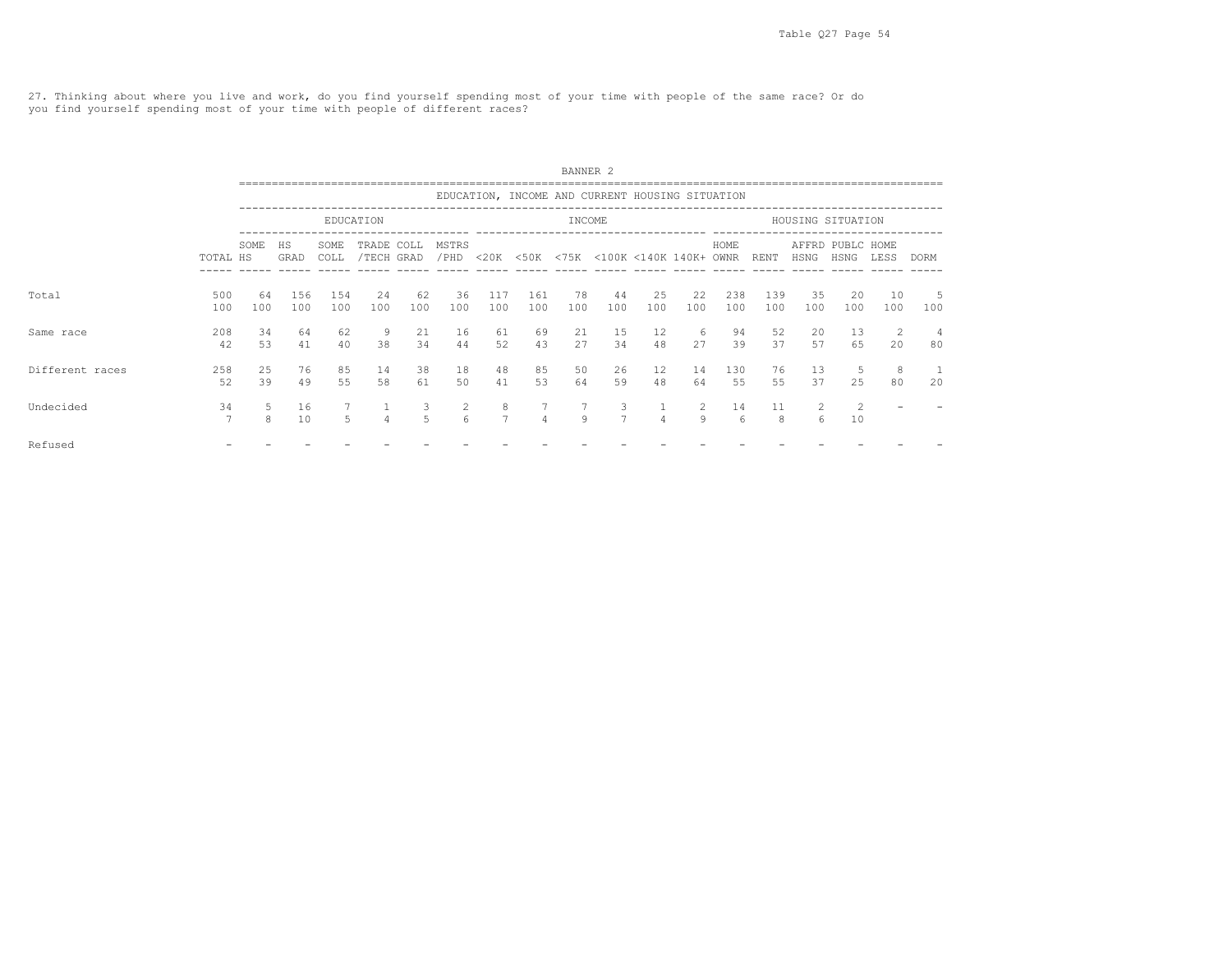27. Thinking about where you live and work, do you find yourself spending most of your time with people of the same race? Or do you find yourself spending most of your time with people of different races?

BANNER 2

| | | EDUCATION, INCOME AND CURRENT HOUSING SITUATION | | | | | | | | | | | | | | | | | |
|---|---|---|---|---|---|---|---|---|---|---|---|---|---|---|---|---|---|---|---|
| | | EDUCATION | | | | | | INCOME | | | | | | HOUSING SITUATION | | | | | |
| | TOTAL | SOME HS | HS GRAD | SOME COLL | TRADE /TECH | COLL GRAD | MSTRS /PHD | <20K | <50K | <75K | <100K | <140K | 140K+ | HOME OWNR | RENT | AFFRD HSNG | PUBLC HSNG | HOME LESS | DORM |
| Total | 500 | 64 | 156 | 154 | 24 | 62 | 36 | 117 | 161 | 78 | 44 | 25 | 22 | 238 | 139 | 35 | 20 | 10 | 5 |
| | 100 | 100 | 100 | 100 | 100 | 100 | 100 | 100 | 100 | 100 | 100 | 100 | 100 | 100 | 100 | 100 | 100 | 100 | 100 |
| Same race | 208 | 34 | 64 | 62 | 9 | 21 | 16 | 61 | 69 | 21 | 15 | 12 | 6 | 94 | 52 | 20 | 13 | 2 | 4 |
| | 42 | 53 | 41 | 40 | 38 | 34 | 44 | 52 | 43 | 27 | 34 | 48 | 27 | 39 | 37 | 57 | 65 | 20 | 80 |
| Different races | 258 | 25 | 76 | 85 | 14 | 38 | 18 | 48 | 85 | 50 | 26 | 12 | 14 | 130 | 76 | 13 | 5 | 8 | 1 |
| | 52 | 39 | 49 | 55 | 58 | 61 | 50 | 41 | 53 | 64 | 59 | 48 | 64 | 55 | 55 | 37 | 25 | 80 | 20 |
| Undecided | 34 | 5 | 16 | 7 | 1 | 3 | 2 | 8 | 7 | 7 | 3 | 1 | 2 | 14 | 11 | 2 | 2 | - | - |
| | 7 | 8 | 10 | 5 | 4 | 5 | 6 | 7 | 4 | 9 | 7 | 4 | 9 | 6 | 8 | 6 | 10 | | |
| Refused | - | - | - | - | - | - | - | - | - | - | - | - | - | - | - | - | - | - | - |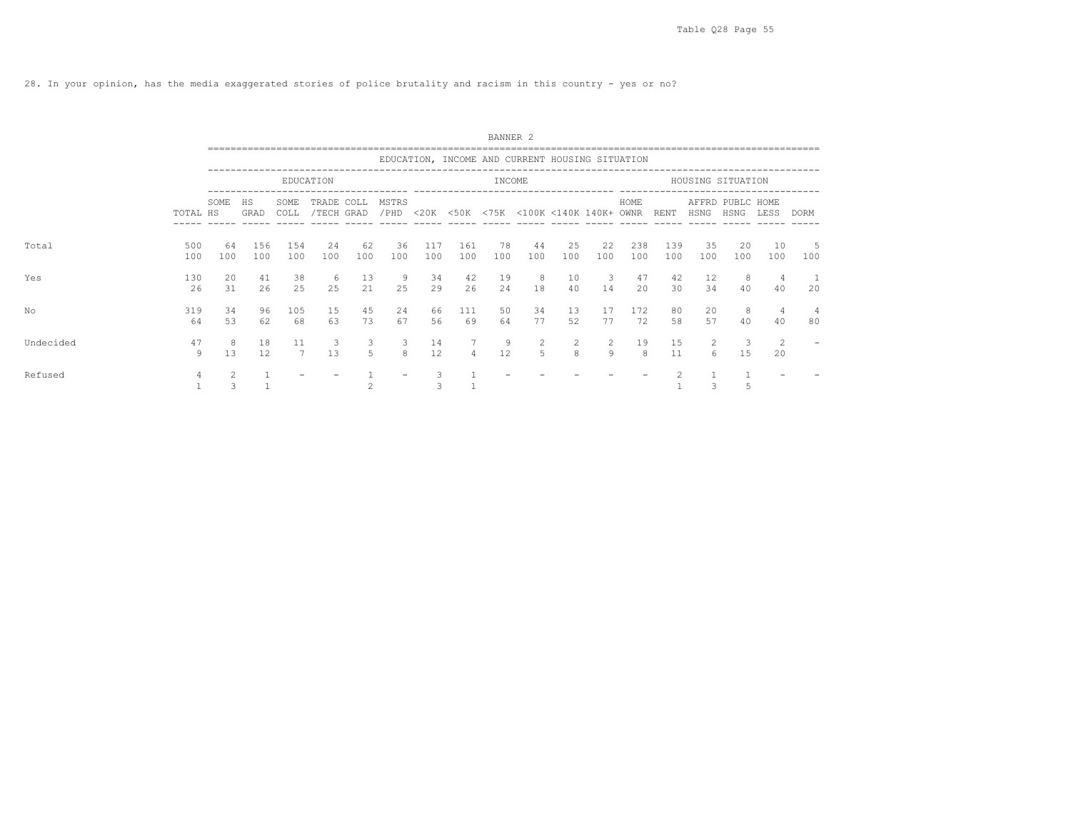28. In your opinion, has the media exaggerated stories of police brutality and racism in this country - yes or no?

BANNER 2

| | | EDUCATION, INCOME AND CURRENT HOUSING SITUATION | | | | | | | | | | | | | | | | | |
|---|---|---|---|---|---|---|---|---|---|---|---|---|---|---|---|---|---|---|---|
| | | EDUCATION | | | | | | INCOME | | | | | | HOUSING SITUATION | | | | | |
| | TOTAL | SOME HS | HS GRAD | SOME COLL | TRADE /TECH | COLL GRAD | MSTRS /PHD | <20K | <50K | <75K | <100K | <140K | 140K+ | HOME OWNR | RENT | AFFRD HSNG | PUBLC HSNG | HOME LESS | DORM |
| Total | 500 | 64 | 156 | 154 | 24 | 62 | 36 | 117 | 161 | 78 | 44 | 25 | 22 | 238 | 139 | 35 | 20 | 10 | 5 |
| | 100 | 100 | 100 | 100 | 100 | 100 | 100 | 100 | 100 | 100 | 100 | 100 | 100 | 100 | 100 | 100 | 100 | 100 | 100 |
| Yes | 130 | 20 | 41 | 38 | 6 | 13 | 9 | 34 | 42 | 19 | 8 | 10 | 3 | 47 | 42 | 12 | 8 | 4 | 1 |
| | 26 | 31 | 26 | 25 | 25 | 21 | 25 | 29 | 26 | 24 | 18 | 40 | 14 | 20 | 30 | 34 | 40 | 40 | 20 |
| No | 319 | 34 | 96 | 105 | 15 | 45 | 24 | 66 | 111 | 50 | 34 | 13 | 17 | 172 | 80 | 20 | 8 | 4 | 4 |
| | 64 | 53 | 62 | 68 | 63 | 73 | 67 | 56 | 69 | 64 | 77 | 52 | 77 | 72 | 58 | 57 | 40 | 40 | 80 |
| Undecided | 47 | 8 | 18 | 11 | 3 | 3 | 3 | 14 | 7 | 9 | 2 | 2 | 2 | 19 | 15 | 2 | 3 | 2 | - |
| | 9 | 13 | 12 | 7 | 13 | 5 | 8 | 12 | 4 | 12 | 5 | 8 | 9 | 8 | 11 | 6 | 15 | 20 | |
| Refused | 4 | 2 | 1 | - | - | 1 | - | 3 | 1 | - | - | - | - | - | 2 | 1 | 1 | - | - |
| | 1 | 3 | 1 | | | 2 | | 3 | 1 | | | | | | 1 | 3 | 5 | | |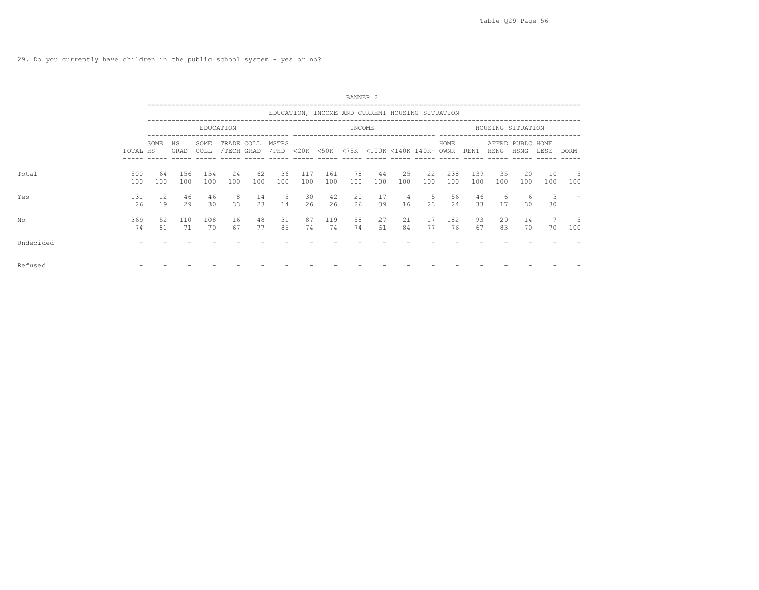29. Do you currently have children in the public school system - yes or no?

BANNER 2

| | | EDUCATION, INCOME AND CURRENT HOUSING SITUATION | | | | | | | | | | | | | | | | | |
|---|---|---|---|---|---|---|---|---|---|---|---|---|---|---|---|---|---|---|---|
| | | EDUCATION | | | | | | INCOME | | | | | | HOUSING SITUATION | | | | | |
| | TOTAL | SOME HS | HS GRAD | SOME COLL | TRADE /TECH | COLL GRAD | MSTRS /PHD | <20K | <50K | <75K | <100K | <140K | 140K+ | HOME OWNR | RENT | AFFRD HSNG | PUBLC HSNG | HOME LESS | DORM |
| Total | 500 | 64 | 156 | 154 | 24 | 62 | 36 | 117 | 161 | 78 | 44 | 25 | 22 | 238 | 139 | 35 | 20 | 10 | 5 |
| | 100 | 100 | 100 | 100 | 100 | 100 | 100 | 100 | 100 | 100 | 100 | 100 | 100 | 100 | 100 | 100 | 100 | 100 | 100 |
| Yes | 131 | 12 | 46 | 46 | 8 | 14 | 5 | 30 | 42 | 20 | 17 | 4 | 5 | 56 | 46 | 6 | 6 | 3 | - |
| | 26 | 19 | 29 | 30 | 33 | 23 | 14 | 26 | 26 | 26 | 39 | 16 | 23 | 24 | 33 | 17 | 30 | 30 | |
| No | 369 | 52 | 110 | 108 | 16 | 48 | 31 | 87 | 119 | 58 | 27 | 21 | 17 | 182 | 93 | 29 | 14 | 7 | 5 |
| | 74 | 81 | 71 | 70 | 67 | 77 | 86 | 74 | 74 | 74 | 61 | 84 | 77 | 76 | 67 | 83 | 70 | 70 | 100 |
| Undecided | - | - | - | - | - | - | - | - | - | - | - | - | - | - | - | - | - | - | - |
| Refused | - | - | - | - | - | - | - | - | - | - | - | - | - | - | - | - | - | - | - |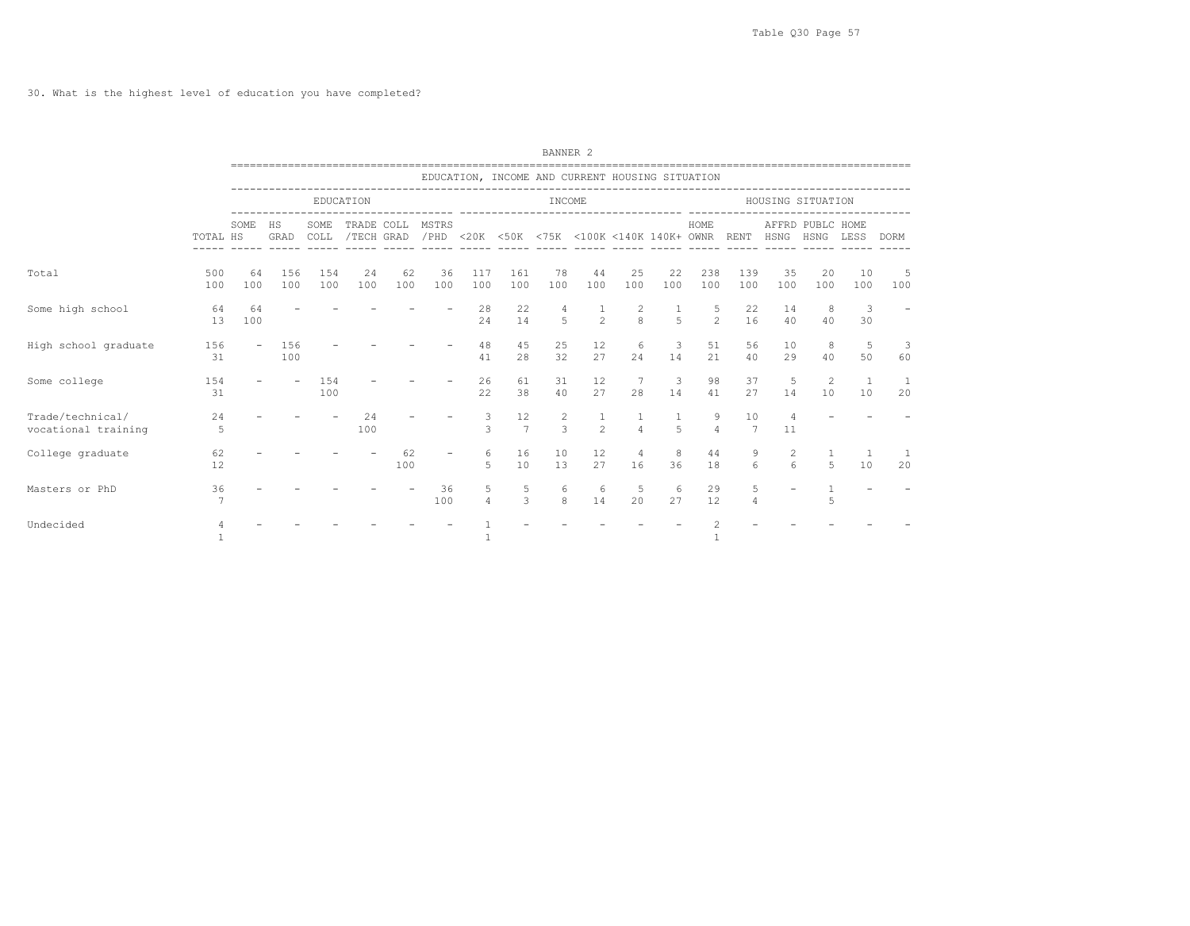30. What is the highest level of education you have completed?

BANNER 2

| | | EDUCATION, INCOME AND CURRENT HOUSING SITUATION | | | | | | | | | | | | | | | | | |
|---|---|---|---|---|---|---|---|---|---|---|---|---|---|---|---|---|---|---|---|
| | | EDUCATION | | | | | | INCOME | | | | | | HOUSING SITUATION | | | | | |
| | TOTAL | SOME HS | HS GRAD | SOME COLL | TRADE /TECH | COLL GRAD | MSTRS /PHD | <20K | <50K | <75K | <100K | <140K | 140K+ | HOME OWNR | RENT | AFFRD HSNG | PUBLC HSNG | HOME LESS | DORM |
| Total | 500 | 64 | 156 | 154 | 24 | 62 | 36 | 117 | 161 | 78 | 44 | 25 | 22 | 238 | 139 | 35 | 20 | 10 | 5 |
| | 100 | 100 | 100 | 100 | 100 | 100 | 100 | 100 | 100 | 100 | 100 | 100 | 100 | 100 | 100 | 100 | 100 | 100 | 100 |
| Some high school | 64 | 64 | - | - | - | - | - | 28 | 22 | 4 | 1 | 2 | 1 | 5 | 22 | 14 | 8 | 3 | - |
| | 13 | 100 | | | | | | 24 | 14 | 5 | 2 | 8 | 5 | 2 | 16 | 40 | 40 | 30 | |
| High school graduate | 156 | - | 156 | - | - | - | - | 48 | 45 | 25 | 12 | 6 | 3 | 51 | 56 | 10 | 8 | 5 | 3 |
| | 31 | | 100 | | | | | 41 | 28 | 32 | 27 | 24 | 14 | 21 | 40 | 29 | 40 | 50 | 60 |
| Some college | 154 | - | - | 154 | - | - | - | 26 | 61 | 31 | 12 | 7 | 3 | 98 | 37 | 5 | 2 | 1 | 1 |
| | 31 | | | 100 | | | | 22 | 38 | 40 | 27 | 28 | 14 | 41 | 27 | 14 | 10 | 10 | 20 |
| Trade/technical/ vocational training | 24 | - | - | - | 24 | - | - | 3 | 12 | 2 | 1 | 1 | 1 | 9 | 10 | 4 | - | - | - |
| | 5 | | | | 100 | | | 3 | 7 | 3 | 2 | 4 | 5 | 4 | 7 | 11 | | | |
| College graduate | 62 | - | - | - | - | 62 | - | 6 | 16 | 10 | 12 | 4 | 8 | 44 | 9 | 2 | 1 | 1 | 1 |
| | 12 | | | | | 100 | | 5 | 10 | 13 | 27 | 16 | 36 | 18 | 6 | 6 | 5 | 10 | 20 |
| Masters or PhD | 36 | - | - | - | - | - | 36 | 5 | 5 | 6 | 6 | 5 | 6 | 29 | 5 | - | 1 | - | - |
| | 7 | | | | | | 100 | 4 | 3 | 8 | 14 | 20 | 27 | 12 | 4 | | 5 | | |
| Undecided | 4 | - | - | - | - | - | - | 1 | - | - | - | - | - | 2 | - | - | - | - | - |
| | 1 | | | | | | | 1 | | | | | | 1 | | | | | |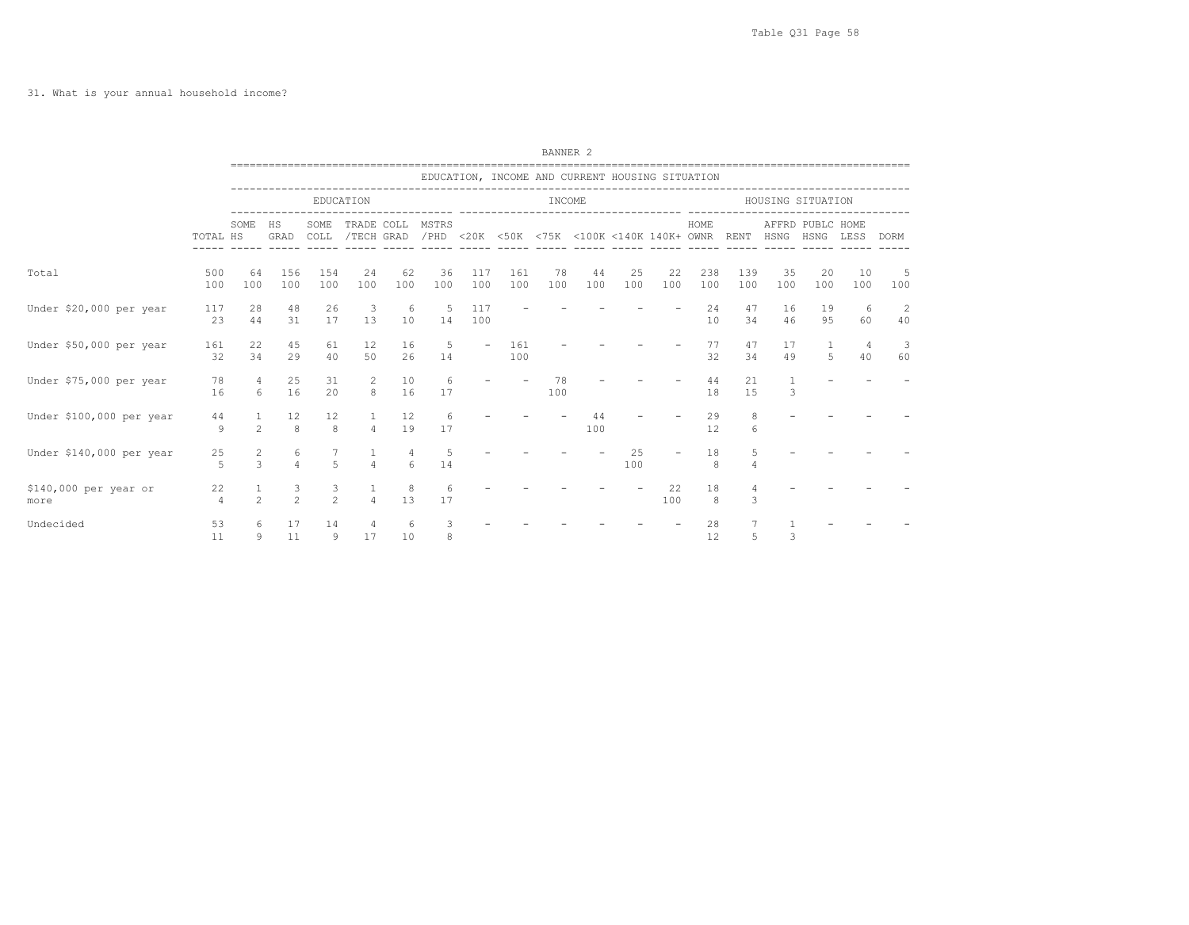31. What is your annual household income?

BANNER 2

| | TOTAL | EDUCATION | | | | | | INCOME | | | | | | HOUSING SITUATION | | | | | |
|---|---|---|---|---|---|---|---|---|---|---|---|---|---|---|---|---|---|---|---|
| | | SOME HS | HS GRAD | SOME COLL | TRADE /TECH | COLL GRAD | MSTRS /PHD | <20K | <50K | <75K | <100K | <140K | 140K+ | HOME OWNR | RENT | AFFRD HSNG | PUBLC HSNG | HOME LESS | DORM |
| Total | 500 | 64 | 156 | 154 | 24 | 62 | 36 | 117 | 161 | 78 | 44 | 25 | 22 | 238 | 139 | 35 | 20 | 10 | 5 |
| | 100 | 100 | 100 | 100 | 100 | 100 | 100 | 100 | 100 | 100 | 100 | 100 | 100 | 100 | 100 | 100 | 100 | 100 | 100 |
| Under $20,000 per year | 117 | 28 | 48 | 26 | 3 | 6 | 5 | 117 | - | - | - | - | - | 24 | 47 | 16 | 19 | 6 | 2 |
| | 23 | 44 | 31 | 17 | 13 | 10 | 14 | 100 | | | | | | 10 | 34 | 46 | 95 | 60 | 40 |
| Under $50,000 per year | 161 | 22 | 45 | 61 | 12 | 16 | 5 | - | 161 | - | - | - | - | 77 | 47 | 17 | 1 | 4 | 3 |
| | 32 | 34 | 29 | 40 | 50 | 26 | 14 | | 100 | | | | | 32 | 34 | 49 | 5 | 40 | 60 |
| Under $75,000 per year | 78 | 4 | 25 | 31 | 2 | 10 | 6 | - | - | 78 | - | - | - | 44 | 21 | 1 | - | - | - |
| | 16 | 6 | 16 | 20 | 8 | 16 | 17 | | | 100 | | | | 18 | 15 | 3 | | | |
| Under $100,000 per year | 44 | 1 | 12 | 12 | 1 | 12 | 6 | - | - | - | 44 | - | - | 29 | 8 | - | - | - | - |
| | 9 | 2 | 8 | 8 | 4 | 19 | 17 | | | | 100 | | | 12 | 6 | | | | |
| Under $140,000 per year | 25 | 2 | 6 | 7 | 1 | 4 | 5 | - | - | - | - | 25 | - | 18 | 5 | - | - | - | - |
| | 5 | 3 | 4 | 5 | 4 | 6 | 14 | | | | | 100 | | 8 | 4 | | | | |
| $140,000 per year or more | 22 | 1 | 3 | 3 | 1 | 8 | 6 | - | - | - | - | - | 22 | 18 | 4 | - | - | - | - |
| | 4 | 2 | 2 | 2 | 4 | 13 | 17 | | | | | | 100 | 8 | 3 | | | | |
| Undecided | 53 | 6 | 17 | 14 | 4 | 6 | 3 | - | - | - | - | - | - | 28 | 7 | 1 | - | - | - |
| | 11 | 9 | 11 | 9 | 17 | 10 | 8 | | | | | | | 12 | 5 | 3 | | | |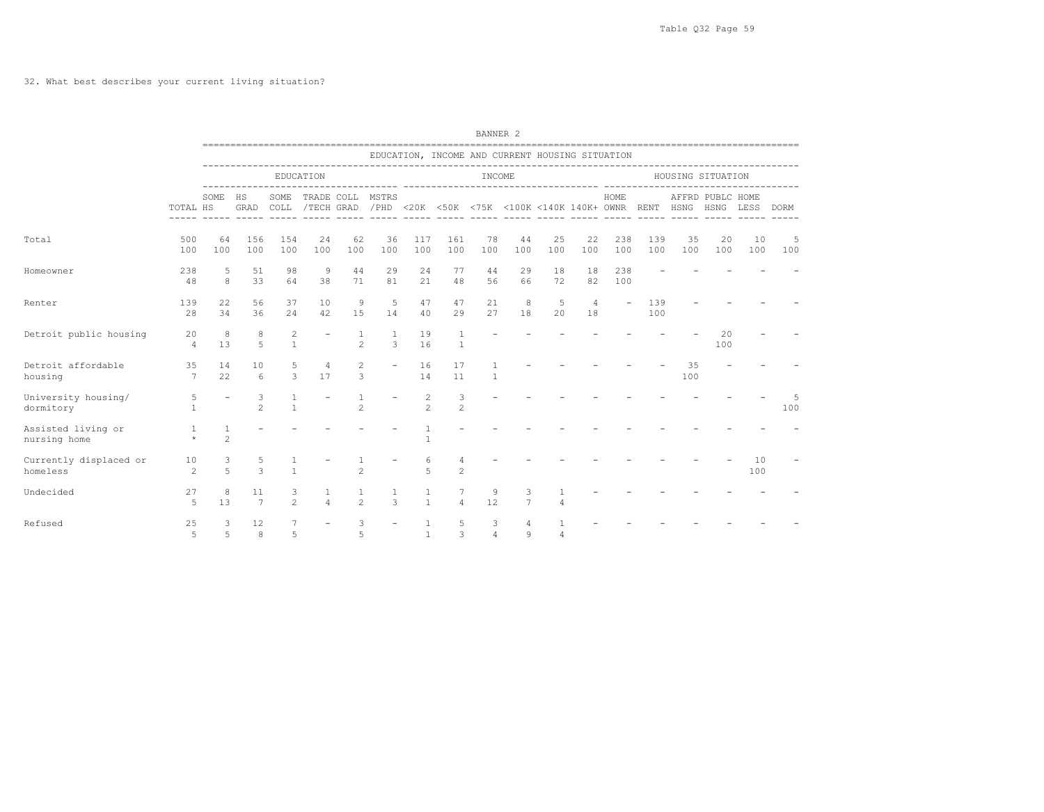32. What best describes your current living situation?

BANNER 2

| | | EDUCATION, INCOME AND CURRENT HOUSING SITUATION | | | | | | | | | | | | | | | | | | |
|---|---|---|---|---|---|---|---|---|---|---|---|---|---|---|---|---|---|---|---|---|
| | | EDUCATION | | | | | | INCOME | | | | | | HOUSING SITUATION | | | | | | |
| | TOTAL | SOME HS | HS GRAD | SOME COLL | TRADE /TECH | COLL GRAD | MSTRS /PHD | <20K | <50K | <75K | <100K | <140K | 140K+ | HOME OWNR | RENT | AFFRD HSNG | PUBLC HSNG | HOME LESS | DORM |
| Total | 500 | 64 | 156 | 154 | 24 | 62 | 36 | 117 | 161 | 78 | 44 | 25 | 22 | 238 | 139 | 35 | 20 | 10 | 5 |
| | 100 | 100 | 100 | 100 | 100 | 100 | 100 | 100 | 100 | 100 | 100 | 100 | 100 | 100 | 100 | 100 | 100 | 100 | 100 |
| Homeowner | 238 | 5 | 51 | 98 | 9 | 44 | 29 | 24 | 77 | 44 | 29 | 18 | 18 | 238 | - | - | - | - | - |
| | 48 | 8 | 33 | 64 | 38 | 71 | 81 | 21 | 48 | 56 | 66 | 72 | 82 | 100 | | | | | |
| Renter | 139 | 22 | 56 | 37 | 10 | 9 | 5 | 47 | 47 | 21 | 8 | 5 | 4 | - | 139 | - | - | - | - |
| | 28 | 34 | 36 | 24 | 42 | 15 | 14 | 40 | 29 | 27 | 18 | 20 | 18 | | 100 | | | | |
| Detroit public housing | 20 | 8 | 8 | 2 | - | 1 | 1 | 19 | 1 | - | - | - | - | - | - | - | 20 | - | - |
| | 4 | 13 | 5 | 1 | | 2 | 3 | 16 | 1 | | | | | | | | 100 | | |
| Detroit affordable housing | 35 | 14 | 10 | 5 | 4 | 2 | - | 16 | 17 | 1 | - | - | - | - | - | 35 | - | - | - |
| | 7 | 22 | 6 | 3 | 17 | 3 | | 14 | 11 | 1 | | | | | | 100 | | | |
| University housing/ dormitory | 5 | - | 3 | 1 | - | 1 | - | 2 | 3 | - | - | - | - | - | - | - | - | - | 5 |
| | 1 | | 2 | 1 | | 2 | | 2 | 2 | | | | | | | | | | 100 |
| Assisted living or nursing home | 1 | 1 | - | - | - | - | - | 1 | - | - | - | - | - | - | - | - | - | - | - |
| | * | 2 | | | | | | 1 | | | | | | | | | | | |
| Currently displaced or homeless | 10 | 3 | 5 | 1 | - | 1 | - | 6 | 4 | - | - | - | - | - | - | - | - | 10 | - |
| | 2 | 5 | 3 | 1 | | 2 | | 5 | 2 | | | | | | | | | 100 | |
| Undecided | 27 | 8 | 11 | 3 | 1 | 1 | 1 | 1 | 7 | 9 | 3 | 1 | - | - | - | - | - | - | - |
| | 5 | 13 | 7 | 2 | 4 | 2 | 3 | 1 | 4 | 12 | 7 | 4 | | | | | | | |
| Refused | 25 | 3 | 12 | 7 | - | 3 | - | 1 | 5 | 3 | 4 | 1 | - | - | - | - | - | - | - |
| | 5 | 5 | 8 | 5 | | 5 | | 1 | 3 | 4 | 9 | 4 | | | | | | | |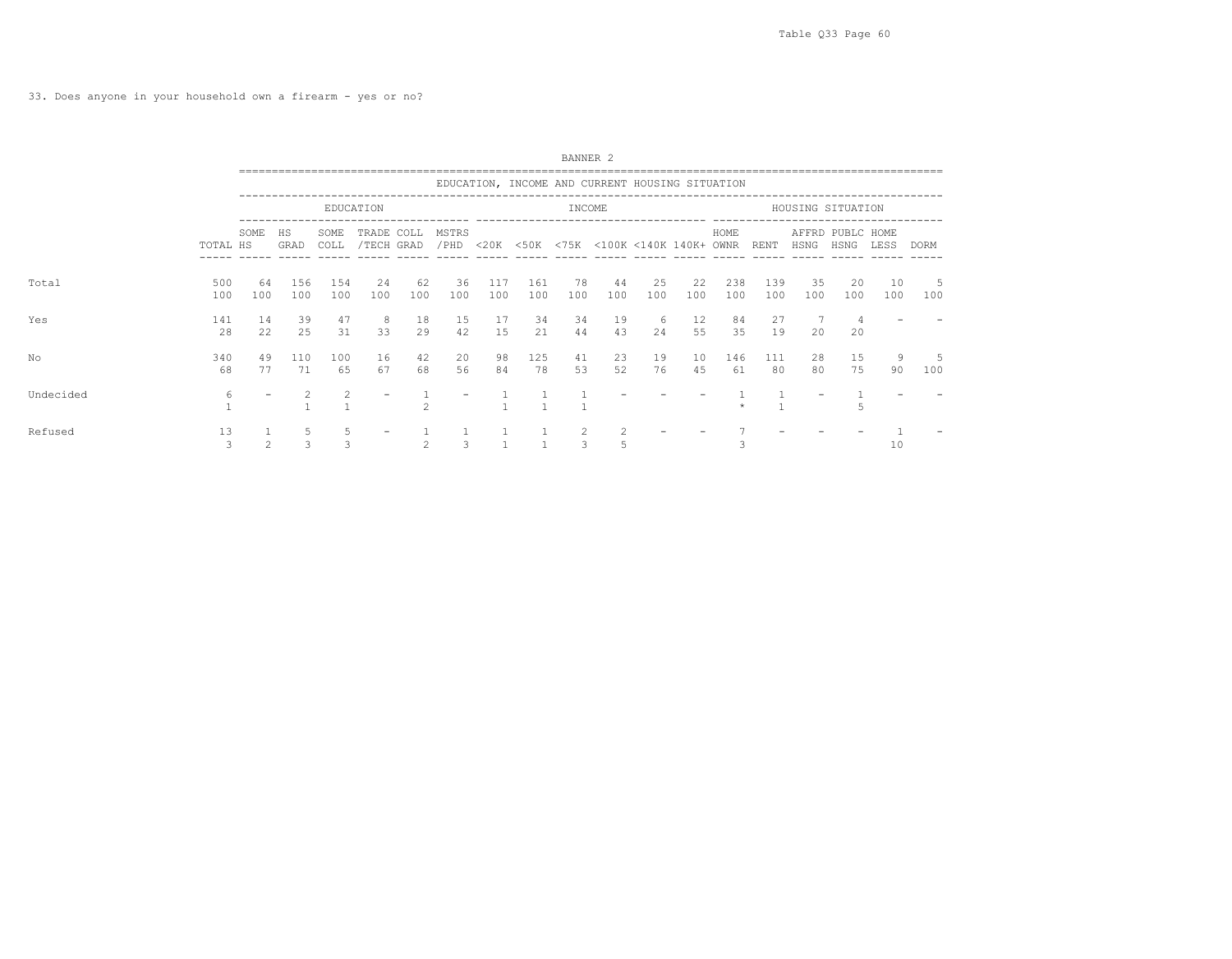33. Does anyone in your household own a firearm - yes or no?

BANNER 2

EDUCATION, INCOME AND CURRENT HOUSING SITUATION

| | TOTAL | EDUCATION | | | | | | INCOME | | | | | | HOUSING SITUATION | | | | | |
|---|---|---|---|---|---|---|---|---|---|---|---|---|---|---|---|---|---|---|---|
| | | SOME HS | HS GRAD | SOME COLL | TRADE /TECH | COLL GRAD | MSTRS /PHD | <20K | <50K | <75K | <100K | <140K | 140K+ | HOME OWNR | RENT | AFFRD HSNG | PUBLC HSNG | HOME LESS | DORM |
| Total | 500 | 64 | 156 | 154 | 24 | 62 | 36 | 117 | 161 | 78 | 44 | 25 | 22 | 238 | 139 | 35 | 20 | 10 | 5 |
| | 100 | 100 | 100 | 100 | 100 | 100 | 100 | 100 | 100 | 100 | 100 | 100 | 100 | 100 | 100 | 100 | 100 | 100 | 100 |
| Yes | 141 | 14 | 39 | 47 | 8 | 18 | 15 | 17 | 34 | 34 | 19 | 6 | 12 | 84 | 27 | 7 | 4 | - | - |
| | 28 | 22 | 25 | 31 | 33 | 29 | 42 | 15 | 21 | 44 | 43 | 24 | 55 | 35 | 19 | 20 | 20 | | |
| No | 340 | 49 | 110 | 100 | 16 | 42 | 20 | 98 | 125 | 41 | 23 | 19 | 10 | 146 | 111 | 28 | 15 | 9 | 5 |
| | 68 | 77 | 71 | 65 | 67 | 68 | 56 | 84 | 78 | 53 | 52 | 76 | 45 | 61 | 80 | 80 | 75 | 90 | 100 |
| Undecided | 6 | - | 2 | 2 | - | 1 | - | 1 | 1 | 1 | - | - | - | 1 | 1 | - | 1 | - | - |
| | 1 | | 1 | 1 | | 2 | | 1 | 1 | 1 | | | | * | 1 | | 5 | | |
| Refused | 13 | 1 | 5 | 5 | - | 1 | 1 | 1 | 1 | 2 | 2 | - | - | 7 | - | - | - | 1 | - |
| | 3 | 2 | 3 | 3 | | 2 | 3 | 1 | 1 | 3 | 5 | | | 3 | | | | 10 | |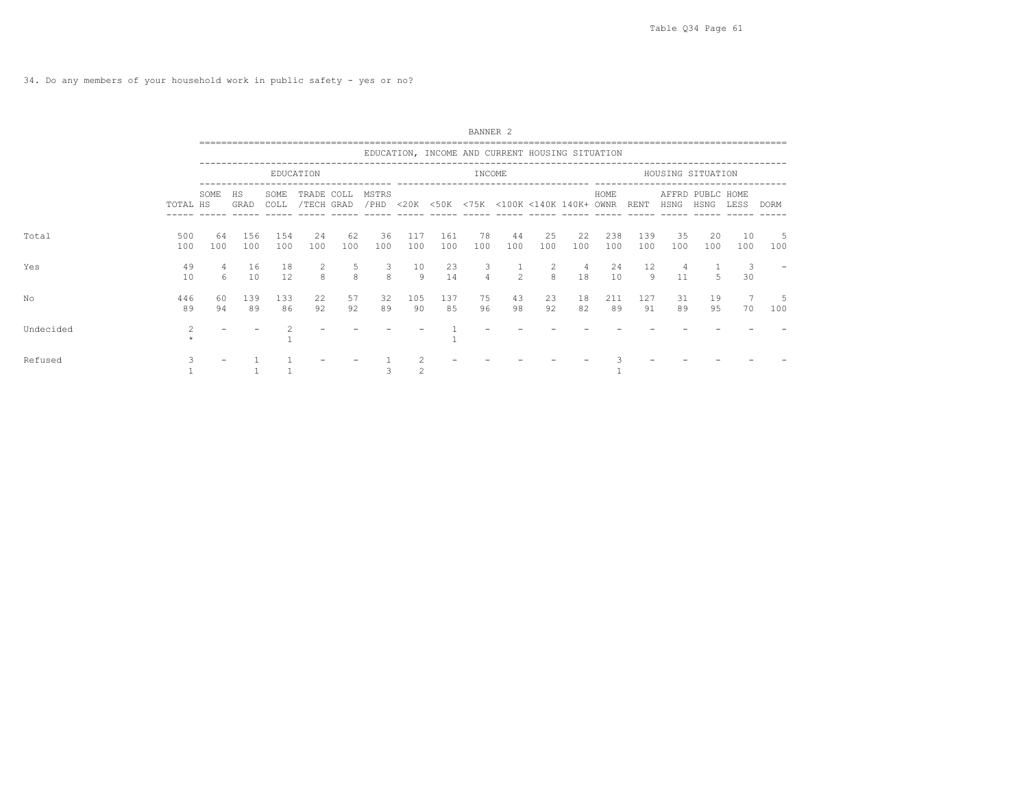34. Do any members of your household work in public safety - yes or no?

BANNER 2

| | | EDUCATION, INCOME AND CURRENT HOUSING SITUATION | | | | | | | | | | | | | | | | | |
|---|---|---|---|---|---|---|---|---|---|---|---|---|---|---|---|---|---|---|---|
| | | EDUCATION | | | | | | INCOME | | | | | | HOUSING SITUATION | | | | | |
| | TOTAL | SOME HS | HS GRAD | SOME COLL | TRADE /TECH | COLL GRAD | MSTRS /PHD | <20K | <50K | <75K | <100K | <140K | 140K+ | HOME OWNR | RENT | AFFRD HSNG | PUBLC HSNG | HOME LESS | DORM |
| Total | 500 | 64 | 156 | 154 | 24 | 62 | 36 | 117 | 161 | 78 | 44 | 25 | 22 | 238 | 139 | 35 | 20 | 10 | 5 |
| | 100 | 100 | 100 | 100 | 100 | 100 | 100 | 100 | 100 | 100 | 100 | 100 | 100 | 100 | 100 | 100 | 100 | 100 | 100 |
| Yes | 49 | 4 | 16 | 18 | 2 | 5 | 3 | 10 | 23 | 3 | 1 | 2 | 4 | 24 | 12 | 4 | 1 | 3 | - |
| | 10 | 6 | 10 | 12 | 8 | 8 | 8 | 9 | 14 | 4 | 2 | 8 | 18 | 10 | 9 | 11 | 5 | 30 | |
| No | 446 | 60 | 139 | 133 | 22 | 57 | 32 | 105 | 137 | 75 | 43 | 23 | 18 | 211 | 127 | 31 | 19 | 7 | 5 |
| | 89 | 94 | 89 | 86 | 92 | 92 | 89 | 90 | 85 | 96 | 98 | 92 | 82 | 89 | 91 | 89 | 95 | 70 | 100 |
| Undecided | 2 | - | - | 2 | - | - | - | - | 1 | - | - | - | - | - | - | - | - | - | - |
| | * | | | 1 | | | | | 1 | | | | | | | | | | |
| Refused | 3 | - | 1 | 1 | - | - | 1 | 2 | - | - | - | - | - | 3 | - | - | - | - | - |
| | 1 | | 1 | 1 | | | 3 | 2 | | | | | | 1 | | | | | |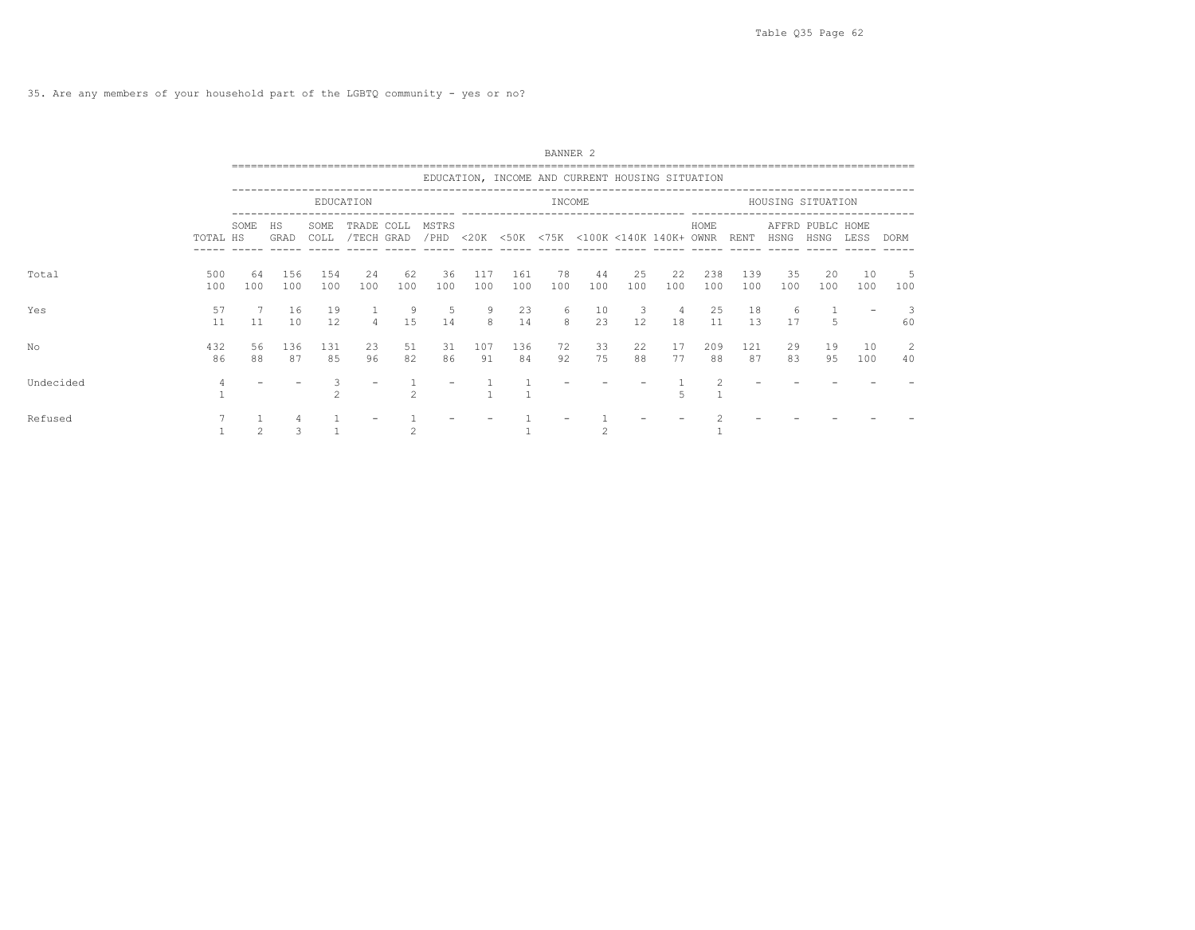35. Are any members of your household part of the LGBTQ community - yes or no?

BANNER 2

EDUCATION, INCOME AND CURRENT HOUSING SITUATION

| | | EDUCATION | | | | | | INCOME | | | | | | HOUSING SITUATION | | | | | |
|---|---|---|---|---|---|---|---|---|---|---|---|---|---|---|---|---|---|---|---|
| | TOTAL | SOME HS | HS GRAD | SOME COLL | TRADE /TECH | COLL GRAD | MSTRS /PHD | <20K | <50K | <75K | <100K | <140K | 140K+ | HOME OWNR | RENT | AFFRD HSNG | PUBLC HSNG | HOME LESS | DORM |
| Total | 500 | 64 | 156 | 154 | 24 | 62 | 36 | 117 | 161 | 78 | 44 | 25 | 22 | 238 | 139 | 35 | 20 | 10 | 5 |
| | 100 | 100 | 100 | 100 | 100 | 100 | 100 | 100 | 100 | 100 | 100 | 100 | 100 | 100 | 100 | 100 | 100 | 100 | 100 |
| Yes | 57 | 7 | 16 | 19 | 1 | 9 | 5 | 9 | 23 | 6 | 10 | 3 | 4 | 25 | 18 | 6 | 1 | - | 3 |
| | 11 | 11 | 10 | 12 | 4 | 15 | 14 | 8 | 14 | 8 | 23 | 12 | 18 | 11 | 13 | 17 | 5 | | 60 |
| No | 432 | 56 | 136 | 131 | 23 | 51 | 31 | 107 | 136 | 72 | 33 | 22 | 17 | 209 | 121 | 29 | 19 | 10 | 2 |
| | 86 | 88 | 87 | 85 | 96 | 82 | 86 | 91 | 84 | 92 | 75 | 88 | 77 | 88 | 87 | 83 | 95 | 100 | 40 |
| Undecided | 4 | - | - | 3 | - | 1 | - | 1 | 1 | - | - | - | 1 | 2 | - | - | - | - | - |
| | 1 | | | 2 | | 2 | | 1 | 1 | | | | 5 | 1 | | | | | |
| Refused | 7 | 1 | 4 | 1 | - | 1 | - | - | 1 | - | 1 | - | - | 2 | - | - | - | - | - |
| | 1 | 2 | 3 | 1 | | 2 | | | 1 | | 2 | | | 1 | | | | | |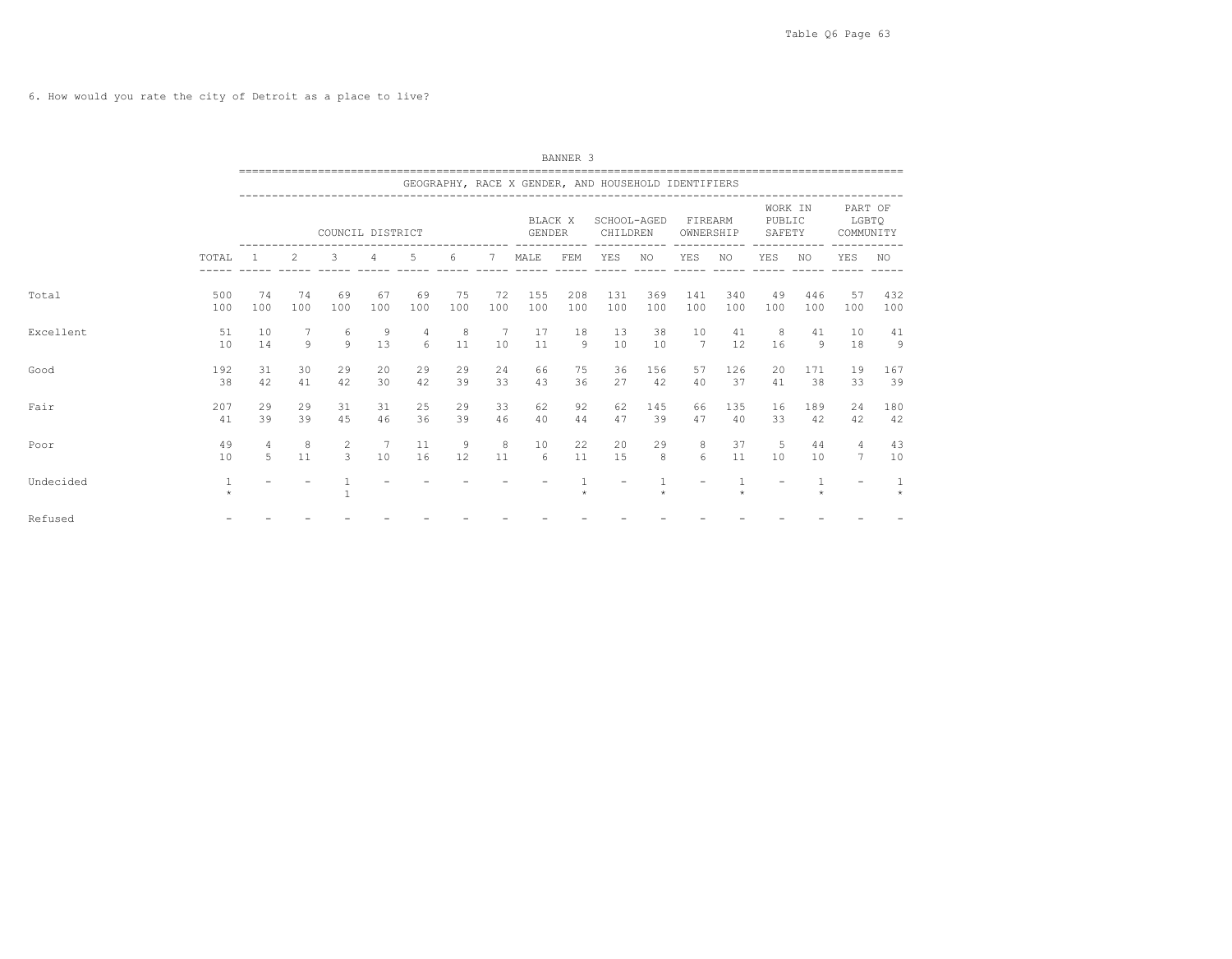6. How would you rate the city of Detroit as a place to live?

BANNER 3

GEOGRAPHY, RACE X GENDER, AND HOUSEHOLD IDENTIFIERS

| | | COUNCIL DISTRICT | | | | | | | BLACK X GENDER | | SCHOOL-AGED CHILDREN | | FIREARM OWNERSHIP | | WORK IN PUBLIC SAFETY | | PART OF LGBTQ COMMUNITY | |
|---|---|---|---|---|---|---|---|---|---|---|---|---|---|---|---|---|---|---|
| | TOTAL | 1 | 2 | 3 | 4 | 5 | 6 | 7 | MALE | FEM | YES | NO | YES | NO | YES | NO | YES | NO |
| Total | 500 | 74 | 74 | 69 | 67 | 69 | 75 | 72 | 155 | 208 | 131 | 369 | 141 | 340 | 49 | 446 | 57 | 432 |
| | 100 | 100 | 100 | 100 | 100 | 100 | 100 | 100 | 100 | 100 | 100 | 100 | 100 | 100 | 100 | 100 | 100 | 100 |
| Excellent | 51 | 10 | 7 | 6 | 9 | 4 | 8 | 7 | 17 | 18 | 13 | 38 | 10 | 41 | 8 | 41 | 10 | 41 |
| | 10 | 14 | 9 | 9 | 13 | 6 | 11 | 10 | 11 | 9 | 10 | 10 | 7 | 12 | 16 | 9 | 18 | 9 |
| Good | 192 | 31 | 30 | 29 | 20 | 29 | 29 | 24 | 66 | 75 | 36 | 156 | 57 | 126 | 20 | 171 | 19 | 167 |
| | 38 | 42 | 41 | 42 | 30 | 42 | 39 | 33 | 43 | 36 | 27 | 42 | 40 | 37 | 41 | 38 | 33 | 39 |
| Fair | 207 | 29 | 29 | 31 | 31 | 25 | 29 | 33 | 62 | 92 | 62 | 145 | 66 | 135 | 16 | 189 | 24 | 180 |
| | 41 | 39 | 39 | 45 | 46 | 36 | 39 | 46 | 40 | 44 | 47 | 39 | 47 | 40 | 33 | 42 | 42 | 42 |
| Poor | 49 | 4 | 8 | 2 | 7 | 11 | 9 | 8 | 10 | 22 | 20 | 29 | 8 | 37 | 5 | 44 | 4 | 43 |
| | 10 | 5 | 11 | 3 | 10 | 16 | 12 | 11 | 6 | 11 | 15 | 8 | 6 | 11 | 10 | 10 | 7 | 10 |
| Undecided | 1 | - | - | 1 | - | - | - | - | - | 1 | - | 1 | - | 1 | - | 1 | - | 1 |
| | * | | | 1 | | | | | | * | | * | | * | | * | | * |
| Refused | - | - | - | - | - | - | - | - | - | - | - | - | - | - | - | - | - | - |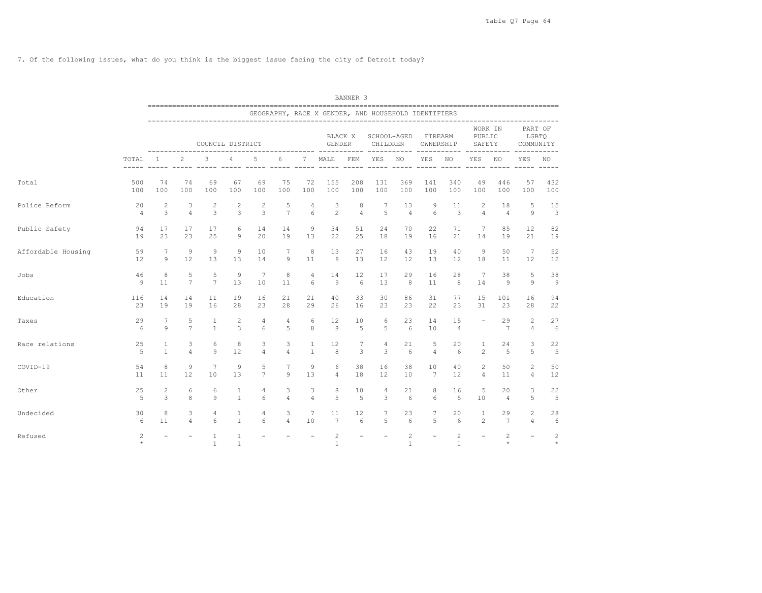7. Of the following issues, what do you think is the biggest issue facing the city of Detroit today?

BANNER 3

GEOGRAPHY, RACE X GENDER, AND HOUSEHOLD IDENTIFIERS

| | | COUNCIL DISTRICT | | | | | | | BLACK X GENDER | | SCHOOL-AGED CHILDREN | | FIREARM OWNERSHIP | | WORK IN PUBLIC SAFETY | | PART OF LGBTQ COMMUNITY | |
|---|---|---|---|---|---|---|---|---|---|---|---|---|---|---|---|---|---|---|
| | TOTAL | 1 | 2 | 3 | 4 | 5 | 6 | 7 | MALE | FEM | YES | NO | YES | NO | YES | NO | YES | NO |
| Total | 500 | 74 | 74 | 69 | 67 | 69 | 75 | 72 | 155 | 208 | 131 | 369 | 141 | 340 | 49 | 446 | 57 | 432 |
| | 100 | 100 | 100 | 100 | 100 | 100 | 100 | 100 | 100 | 100 | 100 | 100 | 100 | 100 | 100 | 100 | 100 | 100 |
| Police Reform | 20 | 2 | 3 | 2 | 2 | 2 | 5 | 4 | 3 | 8 | 7 | 13 | 9 | 11 | 2 | 18 | 5 | 15 |
| | 4 | 3 | 4 | 3 | 3 | 3 | 7 | 6 | 2 | 4 | 5 | 4 | 6 | 3 | 4 | 4 | 9 | 3 |
| Public Safety | 94 | 17 | 17 | 17 | 6 | 14 | 14 | 9 | 34 | 51 | 24 | 70 | 22 | 71 | 7 | 85 | 12 | 82 |
| | 19 | 23 | 23 | 25 | 9 | 20 | 19 | 13 | 22 | 25 | 18 | 19 | 16 | 21 | 14 | 19 | 21 | 19 |
| Affordable Housing | 59 | 7 | 9 | 9 | 9 | 10 | 7 | 8 | 13 | 27 | 16 | 43 | 19 | 40 | 9 | 50 | 7 | 52 |
| | 12 | 9 | 12 | 13 | 13 | 14 | 9 | 11 | 8 | 13 | 12 | 12 | 13 | 12 | 18 | 11 | 12 | 12 |
| Jobs | 46 | 8 | 5 | 5 | 9 | 7 | 8 | 4 | 14 | 12 | 17 | 29 | 16 | 28 | 7 | 38 | 5 | 38 |
| | 9 | 11 | 7 | 7 | 13 | 10 | 11 | 6 | 9 | 6 | 13 | 8 | 11 | 8 | 14 | 9 | 9 | 9 |
| Education | 116 | 14 | 14 | 11 | 19 | 16 | 21 | 21 | 40 | 33 | 30 | 86 | 31 | 77 | 15 | 101 | 16 | 94 |
| | 23 | 19 | 19 | 16 | 28 | 23 | 28 | 29 | 26 | 16 | 23 | 23 | 22 | 23 | 31 | 23 | 28 | 22 |
| Taxes | 29 | 7 | 5 | 1 | 2 | 4 | 4 | 6 | 12 | 10 | 6 | 23 | 14 | 15 | - | 29 | 2 | 27 |
| | 6 | 9 | 7 | 1 | 3 | 6 | 5 | 8 | 8 | 5 | 5 | 6 | 10 | 4 | | 7 | 4 | 6 |
| Race relations | 25 | 1 | 3 | 6 | 8 | 3 | 3 | 1 | 12 | 7 | 4 | 21 | 5 | 20 | 1 | 24 | 3 | 22 |
| | 5 | 1 | 4 | 9 | 12 | 4 | 4 | 1 | 8 | 3 | 3 | 6 | 4 | 6 | 2 | 5 | 5 | 5 |
| COVID-19 | 54 | 8 | 9 | 7 | 9 | 5 | 7 | 9 | 6 | 38 | 16 | 38 | 10 | 40 | 2 | 50 | 2 | 50 |
| | 11 | 11 | 12 | 10 | 13 | 7 | 9 | 13 | 4 | 18 | 12 | 10 | 7 | 12 | 4 | 11 | 4 | 12 |
| Other | 25 | 2 | 6 | 6 | 1 | 4 | 3 | 3 | 8 | 10 | 4 | 21 | 8 | 16 | 5 | 20 | 3 | 22 |
| | 5 | 3 | 8 | 9 | 1 | 6 | 4 | 4 | 5 | 5 | 3 | 6 | 6 | 5 | 10 | 4 | 5 | 5 |
| Undecided | 30 | 8 | 3 | 4 | 1 | 4 | 3 | 7 | 11 | 12 | 7 | 23 | 7 | 20 | 1 | 29 | 2 | 28 |
| | 6 | 11 | 4 | 6 | 1 | 6 | 4 | 10 | 7 | 6 | 5 | 6 | 5 | 6 | 2 | 7 | 4 | 6 |
| Refused | 2 | - | - | 1 | 1 | - | - | - | 2 | - | - | 2 | - | 2 | - | 2 | - | 2 |
| | * | | | 1 | 1 | | | | 1 | | | 1 | | 1 | | * | | * |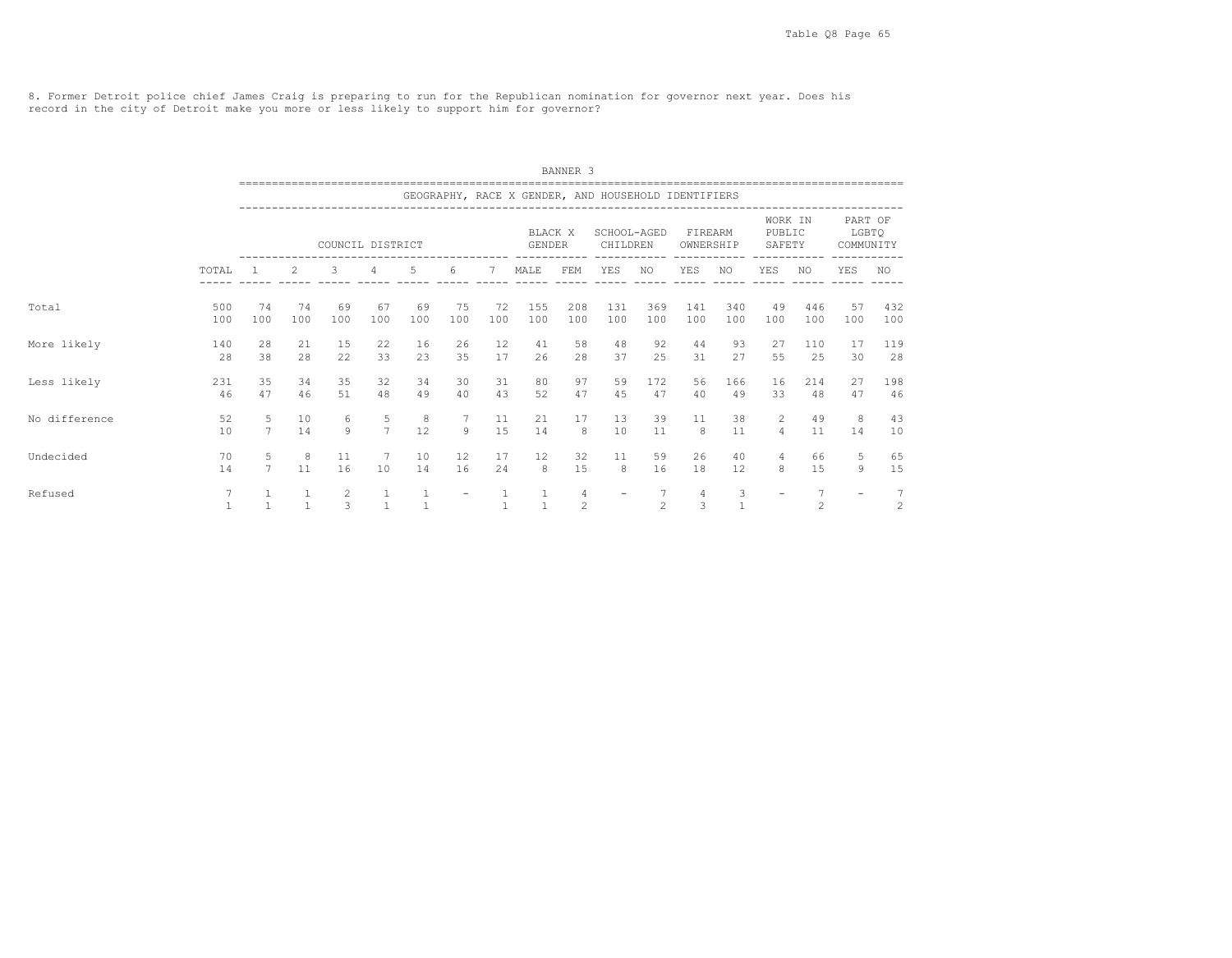8. Former Detroit police chief James Craig is preparing to run for the Republican nomination for governor next year. Does his record in the city of Detroit make you more or less likely to support him for governor?

BANNER 3

GEOGRAPHY, RACE X GENDER, AND HOUSEHOLD IDENTIFIERS

| | | COUNCIL DISTRICT | | | | | | | BLACK X GENDER | | SCHOOL-AGED CHILDREN | | FIREARM OWNERSHIP | | WORK IN PUBLIC SAFETY | | PART OF LGBTQ COMMUNITY | |
|---|---|---|---|---|---|---|---|---|---|---|---|---|---|---|---|---|---|---|
| | TOTAL | 1 | 2 | 3 | 4 | 5 | 6 | 7 | MALE | FEM | YES | NO | YES | NO | YES | NO | YES | NO |
| Total | 500 | 74 | 74 | 69 | 67 | 69 | 75 | 72 | 155 | 208 | 131 | 369 | 141 | 340 | 49 | 446 | 57 | 432 |
| | 100 | 100 | 100 | 100 | 100 | 100 | 100 | 100 | 100 | 100 | 100 | 100 | 100 | 100 | 100 | 100 | 100 | 100 |
| More likely | 140 | 28 | 21 | 15 | 22 | 16 | 26 | 12 | 41 | 58 | 48 | 92 | 44 | 93 | 27 | 110 | 17 | 119 |
| | 28 | 38 | 28 | 22 | 33 | 23 | 35 | 17 | 26 | 28 | 37 | 25 | 31 | 27 | 55 | 25 | 30 | 28 |
| Less likely | 231 | 35 | 34 | 35 | 32 | 34 | 30 | 31 | 80 | 97 | 59 | 172 | 56 | 166 | 16 | 214 | 27 | 198 |
| | 46 | 47 | 46 | 51 | 48 | 49 | 40 | 43 | 52 | 47 | 45 | 47 | 40 | 49 | 33 | 48 | 47 | 46 |
| No difference | 52 | 5 | 10 | 6 | 5 | 8 | 7 | 11 | 21 | 17 | 13 | 39 | 11 | 38 | 2 | 49 | 8 | 43 |
| | 10 | 7 | 14 | 9 | 7 | 12 | 9 | 15 | 14 | 8 | 10 | 11 | 8 | 11 | 4 | 11 | 14 | 10 |
| Undecided | 70 | 5 | 8 | 11 | 7 | 10 | 12 | 17 | 12 | 32 | 11 | 59 | 26 | 40 | 4 | 66 | 5 | 65 |
| | 14 | 7 | 11 | 16 | 10 | 14 | 16 | 24 | 8 | 15 | 8 | 16 | 18 | 12 | 8 | 15 | 9 | 15 |
| Refused | 7 | 1 | 1 | 2 | 1 | 1 | - | 1 | 1 | 4 | - | 7 | 4 | 3 | - | 7 | - | 7 |
| | 1 | 1 | 1 | 3 | 1 | 1 | | 1 | 1 | 2 | | 2 | 3 | 1 | | 2 | | 2 |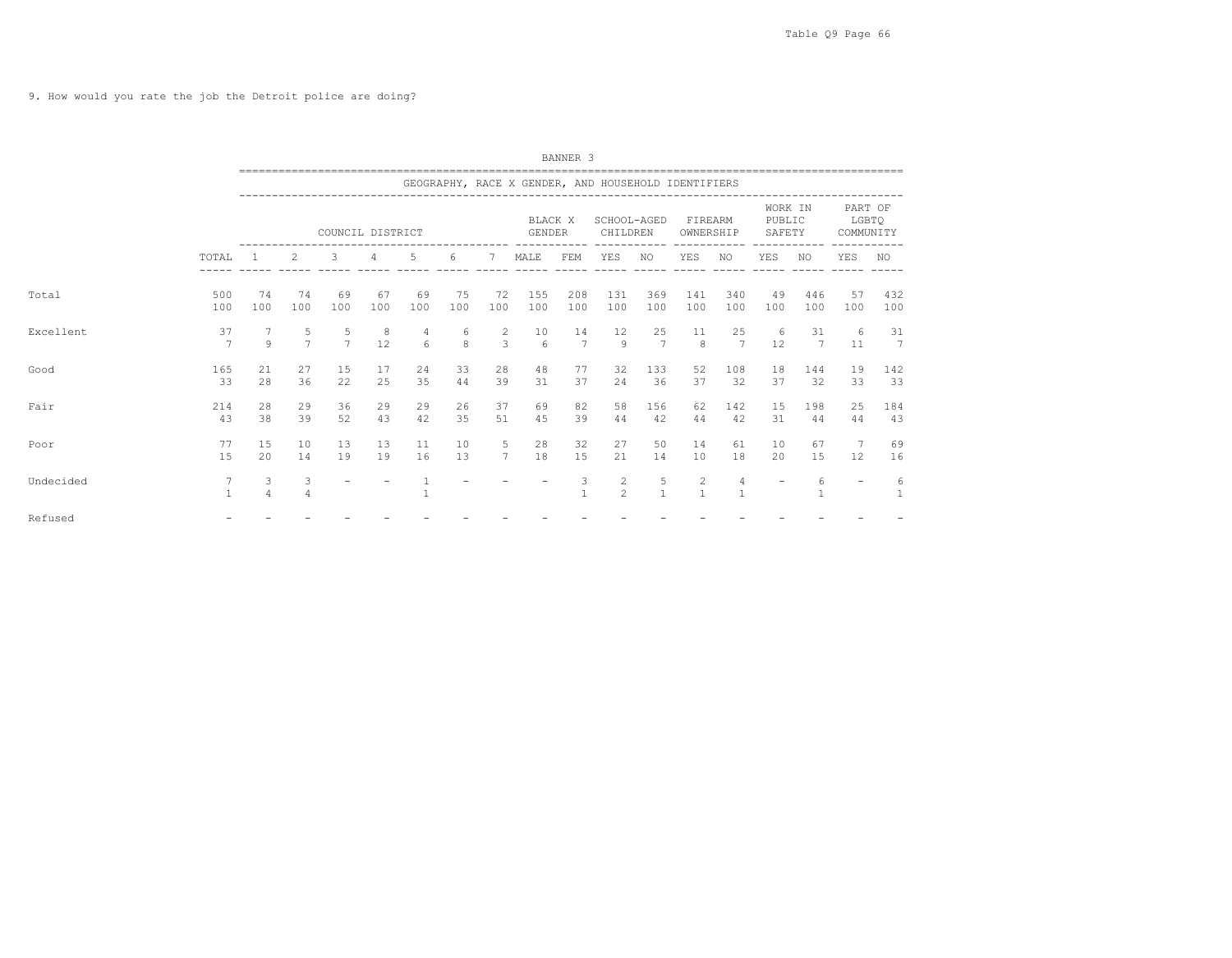9. How would you rate the job the Detroit police are doing?

BANNER 3

GEOGRAPHY, RACE X GENDER, AND HOUSEHOLD IDENTIFIERS

| | | COUNCIL DISTRICT | | | | | | | BLACK X GENDER | | SCHOOL-AGED CHILDREN | | FIREARM OWNERSHIP | | WORK IN PUBLIC SAFETY | | PART OF LGBTQ COMMUNITY | |
|---|---|---|---|---|---|---|---|---|---|---|---|---|---|---|---|---|---|---|
| | TOTAL | 1 | 2 | 3 | 4 | 5 | 6 | 7 | MALE | FEM | YES | NO | YES | NO | YES | NO | YES | NO |
| Total | 500 | 74 | 74 | 69 | 67 | 69 | 75 | 72 | 155 | 208 | 131 | 369 | 141 | 340 | 49 | 446 | 57 | 432 |
| | 100 | 100 | 100 | 100 | 100 | 100 | 100 | 100 | 100 | 100 | 100 | 100 | 100 | 100 | 100 | 100 | 100 | 100 |
| Excellent | 37 | 7 | 5 | 5 | 8 | 4 | 6 | 2 | 10 | 14 | 12 | 25 | 11 | 25 | 6 | 31 | 6 | 31 |
| | 7 | 9 | 7 | 7 | 12 | 6 | 8 | 3 | 6 | 7 | 9 | 7 | 8 | 7 | 12 | 7 | 11 | 7 |
| Good | 165 | 21 | 27 | 15 | 17 | 24 | 33 | 28 | 48 | 77 | 32 | 133 | 52 | 108 | 18 | 144 | 19 | 142 |
| | 33 | 28 | 36 | 22 | 25 | 35 | 44 | 39 | 31 | 37 | 24 | 36 | 37 | 32 | 37 | 32 | 33 | 33 |
| Fair | 214 | 28 | 29 | 36 | 29 | 29 | 26 | 37 | 69 | 82 | 58 | 156 | 62 | 142 | 15 | 198 | 25 | 184 |
| | 43 | 38 | 39 | 52 | 43 | 42 | 35 | 51 | 45 | 39 | 44 | 42 | 44 | 42 | 31 | 44 | 44 | 43 |
| Poor | 77 | 15 | 10 | 13 | 13 | 11 | 10 | 5 | 28 | 32 | 27 | 50 | 14 | 61 | 10 | 67 | 7 | 69 |
| | 15 | 20 | 14 | 19 | 19 | 16 | 13 | 7 | 18 | 15 | 21 | 14 | 10 | 18 | 20 | 15 | 12 | 16 |
| Undecided | 7 | 3 | 3 | - | - | 1 | - | - | - | 3 | 2 | 5 | 2 | 4 | - | 6 | - | 6 |
| | 1 | 4 | 4 | | | 1 | | | | 1 | 2 | 1 | 1 | 1 | | 1 | | 1 |
| Refused | - | - | - | - | - | - | - | - | - | - | - | - | - | - | - | - | - | - |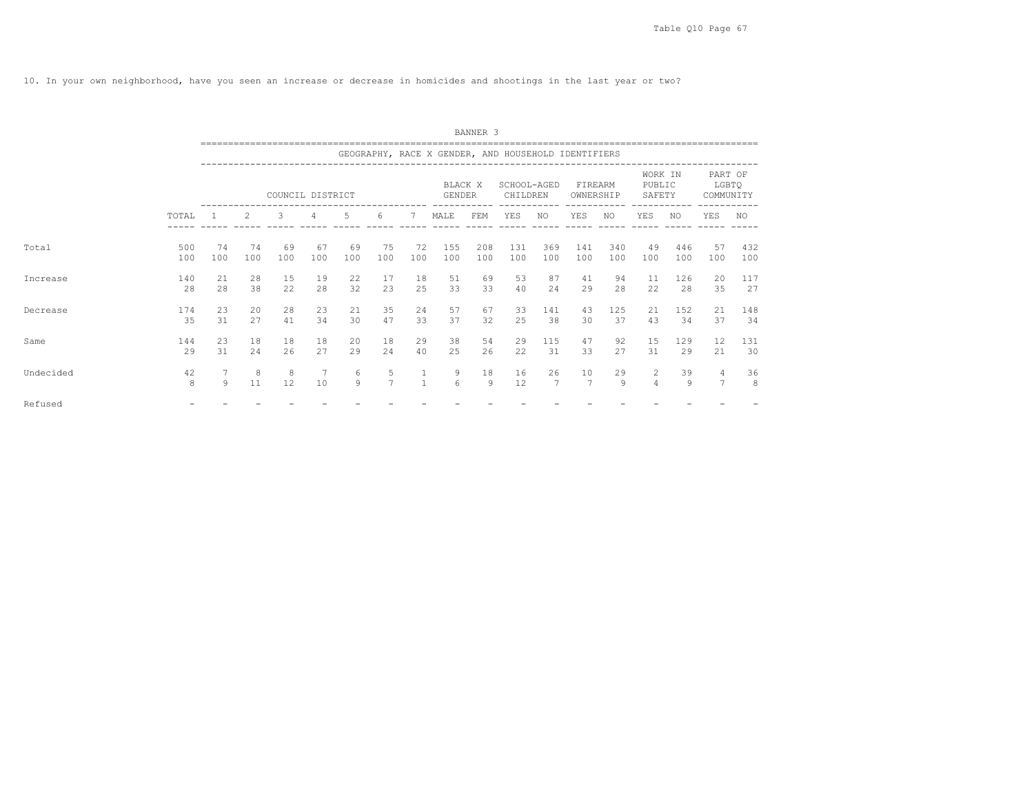10. In your own neighborhood, have you seen an increase or decrease in homicides and shootings in the last year or two?

BANNER 3

| | | GEOGRAPHY, RACE X GENDER, AND HOUSEHOLD IDENTIFIERS | | | | | | | | | | | | | | | | |
|---|---|---|---|---|---|---|---|---|---|---|---|---|---|---|---|---|---|---|
| | | COUNCIL DISTRICT | | | | | | | BLACK X GENDER | | SCHOOL-AGED CHILDREN | | FIREARM OWNERSHIP | | WORK IN PUBLIC SAFETY | | PART OF LGBTQ COMMUNITY | |
| | TOTAL | 1 | 2 | 3 | 4 | 5 | 6 | 7 | MALE | FEM | YES | NO | YES | NO | YES | NO | YES | NO |
| Total | 500 | 74 | 74 | 69 | 67 | 69 | 75 | 72 | 155 | 208 | 131 | 369 | 141 | 340 | 49 | 446 | 57 | 432 |
| | 100 | 100 | 100 | 100 | 100 | 100 | 100 | 100 | 100 | 100 | 100 | 100 | 100 | 100 | 100 | 100 | 100 | 100 |
| Increase | 140 | 21 | 28 | 15 | 19 | 22 | 17 | 18 | 51 | 69 | 53 | 87 | 41 | 94 | 11 | 126 | 20 | 117 |
| | 28 | 28 | 38 | 22 | 28 | 32 | 23 | 25 | 33 | 33 | 40 | 24 | 29 | 28 | 22 | 28 | 35 | 27 |
| Decrease | 174 | 23 | 20 | 28 | 23 | 21 | 35 | 24 | 57 | 67 | 33 | 141 | 43 | 125 | 21 | 152 | 21 | 148 |
| | 35 | 31 | 27 | 41 | 34 | 30 | 47 | 33 | 37 | 32 | 25 | 38 | 30 | 37 | 43 | 34 | 37 | 34 |
| Same | 144 | 23 | 18 | 18 | 18 | 20 | 18 | 29 | 38 | 54 | 29 | 115 | 47 | 92 | 15 | 129 | 12 | 131 |
| | 29 | 31 | 24 | 26 | 27 | 29 | 24 | 40 | 25 | 26 | 22 | 31 | 33 | 27 | 31 | 29 | 21 | 30 |
| Undecided | 42 | 7 | 8 | 8 | 7 | 6 | 5 | 1 | 9 | 18 | 16 | 26 | 10 | 29 | 2 | 39 | 4 | 36 |
| | 8 | 9 | 11 | 12 | 10 | 9 | 7 | 1 | 6 | 9 | 12 | 7 | 7 | 9 | 4 | 9 | 7 | 8 |
| Refused | - | - | - | - | - | - | - | - | - | - | - | - | - | - | - | - | - | - |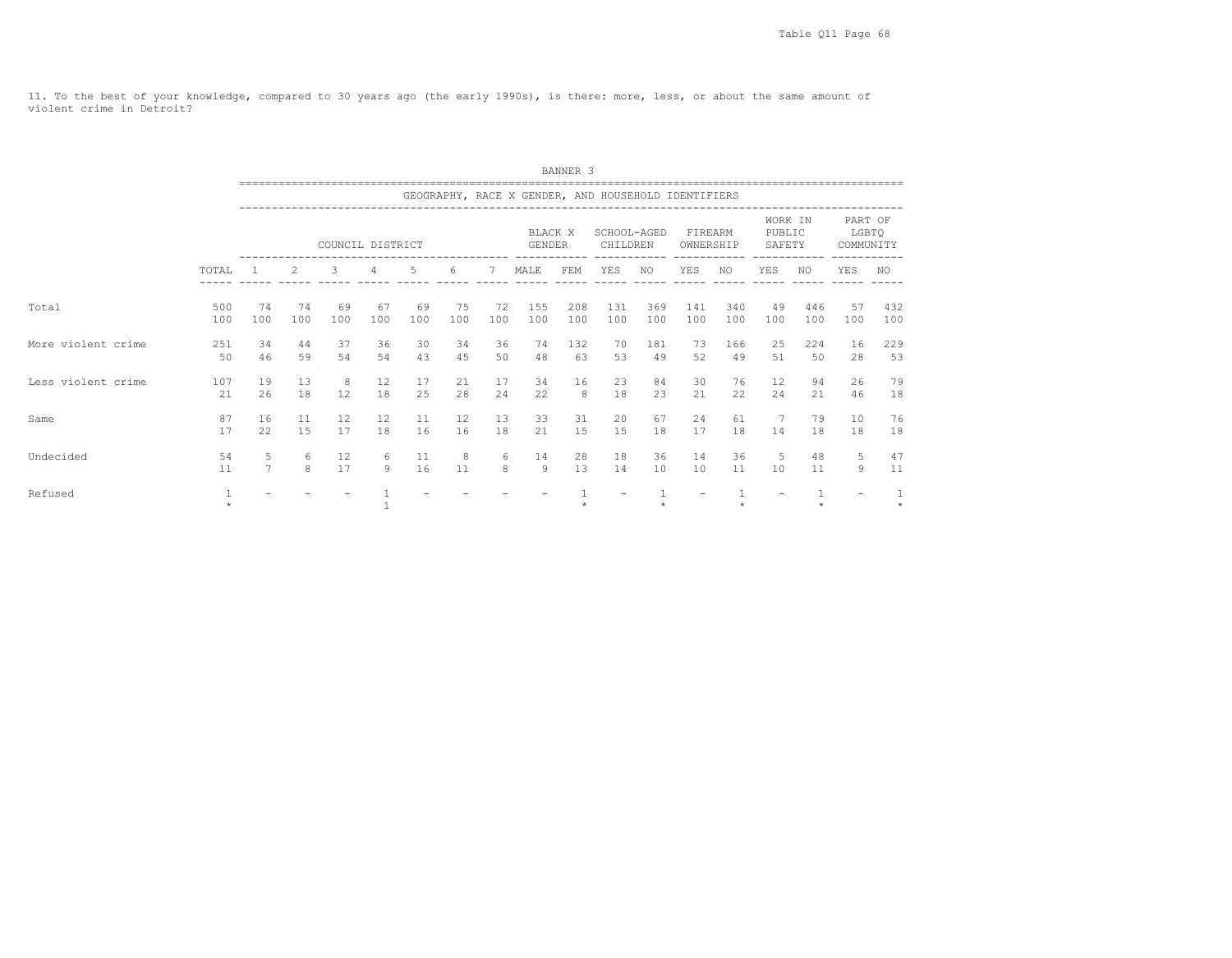11. To the best of your knowledge, compared to 30 years ago (the early 1990s), is there: more, less, or about the same amount of violent crime in Detroit?

BANNER 3

GEOGRAPHY, RACE X GENDER, AND HOUSEHOLD IDENTIFIERS

| | | COUNCIL DISTRICT | | | | | | | BLACK X GENDER | | SCHOOL-AGED CHILDREN | | FIREARM OWNERSHIP | | WORK IN PUBLIC SAFETY | | PART OF LGBTQ COMMUNITY | |
|---|---|---|---|---|---|---|---|---|---|---|---|---|---|---|---|---|---|---|
| | TOTAL | 1 | 2 | 3 | 4 | 5 | 6 | 7 | MALE | FEM | YES | NO | YES | NO | YES | NO | YES | NO |
| Total | 500 | 74 | 74 | 69 | 67 | 69 | 75 | 72 | 155 | 208 | 131 | 369 | 141 | 340 | 49 | 446 | 57 | 432 |
| | 100 | 100 | 100 | 100 | 100 | 100 | 100 | 100 | 100 | 100 | 100 | 100 | 100 | 100 | 100 | 100 | 100 | 100 |
| More violent crime | 251 | 34 | 44 | 37 | 36 | 30 | 34 | 36 | 74 | 132 | 70 | 181 | 73 | 166 | 25 | 224 | 16 | 229 |
| | 50 | 46 | 59 | 54 | 54 | 43 | 45 | 50 | 48 | 63 | 53 | 49 | 52 | 49 | 51 | 50 | 28 | 53 |
| Less violent crime | 107 | 19 | 13 | 8 | 12 | 17 | 21 | 17 | 34 | 16 | 23 | 84 | 30 | 76 | 12 | 94 | 26 | 79 |
| | 21 | 26 | 18 | 12 | 18 | 25 | 28 | 24 | 22 | 8 | 18 | 23 | 21 | 22 | 24 | 21 | 46 | 18 |
| Same | 87 | 16 | 11 | 12 | 12 | 11 | 12 | 13 | 33 | 31 | 20 | 67 | 24 | 61 | 7 | 79 | 10 | 76 |
| | 17 | 22 | 15 | 17 | 18 | 16 | 16 | 18 | 21 | 15 | 15 | 18 | 17 | 18 | 14 | 18 | 18 | 18 |
| Undecided | 54 | 5 | 6 | 12 | 6 | 11 | 8 | 6 | 14 | 28 | 18 | 36 | 14 | 36 | 5 | 48 | 5 | 47 |
| | 11 | 7 | 8 | 17 | 9 | 16 | 11 | 8 | 9 | 13 | 14 | 10 | 10 | 11 | 10 | 11 | 9 | 11 |
| Refused | 1 | - | - | - | 1 | - | - | - | - | 1 | - | 1 | - | 1 | - | 1 | - | 1 |
| | * | | | | 1 | | | | | * | | * | | * | | * | | * |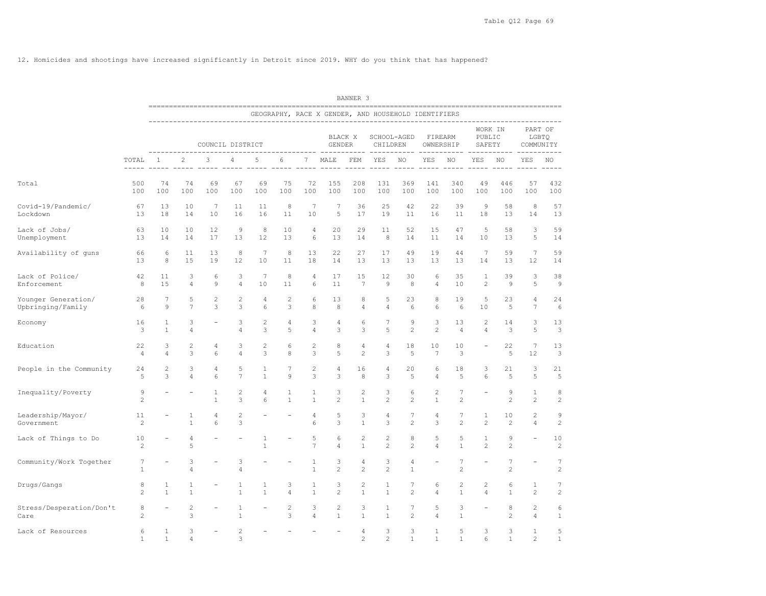12. Homicides and shootings have increased significantly in Detroit since 2019. WHY do you think that has happened?

BANNER 3

GEOGRAPHY, RACE X GENDER, AND HOUSEHOLD IDENTIFIERS

| | | COUNCIL DISTRICT | | | | | | | BLACK X GENDER | | SCHOOL-AGED CHILDREN | | FIREARM OWNERSHIP | | WORK IN PUBLIC SAFETY | | PART OF LGBTQ COMMUNITY | |
|---|---|---|---|---|---|---|---|---|---|---|---|---|---|---|---|---|---|---|
| | TOTAL | 1 | 2 | 3 | 4 | 5 | 6 | 7 | MALE | FEM | YES | NO | YES | NO | YES | NO | YES | NO |
| Total | 500 | 74 | 74 | 69 | 67 | 69 | 75 | 72 | 155 | 208 | 131 | 369 | 141 | 340 | 49 | 446 | 57 | 432 |
| | 100 | 100 | 100 | 100 | 100 | 100 | 100 | 100 | 100 | 100 | 100 | 100 | 100 | 100 | 100 | 100 | 100 | 100 |
| Covid-19/Pandemic/ Lockdown | 67 | 13 | 10 | 7 | 11 | 11 | 8 | 7 | 7 | 36 | 25 | 42 | 22 | 39 | 9 | 58 | 8 | 57 |
| | 13 | 18 | 14 | 10 | 16 | 16 | 11 | 10 | 5 | 17 | 19 | 11 | 16 | 11 | 18 | 13 | 14 | 13 |
| Lack of Jobs/ Unemployment | 63 | 10 | 10 | 12 | 9 | 8 | 10 | 4 | 20 | 29 | 11 | 52 | 15 | 47 | 5 | 58 | 3 | 59 |
| | 13 | 14 | 14 | 17 | 13 | 12 | 13 | 6 | 13 | 14 | 8 | 14 | 11 | 14 | 10 | 13 | 5 | 14 |
| Availability of guns | 66 | 6 | 11 | 13 | 8 | 7 | 8 | 13 | 22 | 27 | 17 | 49 | 19 | 44 | 7 | 59 | 7 | 59 |
| | 13 | 8 | 15 | 19 | 12 | 10 | 11 | 18 | 14 | 13 | 13 | 13 | 13 | 13 | 14 | 13 | 12 | 14 |
| Lack of Police/ Enforcement | 42 | 11 | 3 | 6 | 3 | 7 | 8 | 4 | 17 | 15 | 12 | 30 | 6 | 35 | 1 | 39 | 3 | 38 |
| | 8 | 15 | 4 | 9 | 4 | 10 | 11 | 6 | 11 | 7 | 9 | 8 | 4 | 10 | 2 | 9 | 5 | 9 |
| Younger Generation/ Upbringing/Family | 28 | 7 | 5 | 2 | 2 | 4 | 2 | 6 | 13 | 8 | 5 | 23 | 8 | 19 | 5 | 23 | 4 | 24 |
| | 6 | 9 | 7 | 3 | 3 | 6 | 3 | 8 | 8 | 4 | 4 | 6 | 6 | 6 | 10 | 5 | 7 | 6 |
| Economy | 16 | 1 | 3 | - | 3 | 2 | 4 | 3 | 4 | 6 | 7 | 9 | 3 | 13 | 2 | 14 | 3 | 13 |
| | 3 | 1 | 4 | | 4 | 3 | 5 | 4 | 3 | 3 | 5 | 2 | 2 | 4 | 4 | 3 | 5 | 3 |
| Education | 22 | 3 | 2 | 4 | 3 | 2 | 6 | 2 | 8 | 4 | 4 | 18 | 10 | 10 | - | 22 | 7 | 13 |
| | 4 | 4 | 3 | 6 | 4 | 3 | 8 | 3 | 5 | 2 | 3 | 5 | 7 | 3 | | 5 | 12 | 3 |
| People in the Community | 24 | 2 | 3 | 4 | 5 | 1 | 7 | 2 | 4 | 16 | 4 | 20 | 6 | 18 | 3 | 21 | 3 | 21 |
| | 5 | 3 | 4 | 6 | 7 | 1 | 9 | 3 | 3 | 8 | 3 | 5 | 4 | 5 | 6 | 5 | 5 | 5 |
| Inequality/Poverty | 9 | - | - | 1 | 2 | 4 | 1 | 1 | 3 | 2 | 3 | 6 | 2 | 7 | - | 9 | 1 | 8 |
| | 2 | | | 1 | 3 | 6 | 1 | 1 | 2 | 1 | 2 | 2 | 1 | 2 | | 2 | 2 | 2 |
| Leadership/Mayor/ Government | 11 | - | 1 | 4 | 2 | - | - | 4 | 5 | 3 | 4 | 7 | 4 | 7 | 1 | 10 | 2 | 9 |
| | 2 | | 1 | 6 | 3 | | | 6 | 3 | 1 | 3 | 2 | 3 | 2 | 2 | 2 | 4 | 2 |
| Lack of Things to Do | 10 | - | 4 | - | - | 1 | - | 5 | 6 | 2 | 2 | 8 | 5 | 5 | 1 | 9 | - | 10 |
| | 2 | | 5 | | | 1 | | 7 | 4 | 1 | 2 | 2 | 4 | 1 | 2 | 2 | | 2 |
| Community/Work Together | 7 | - | 3 | - | 3 | - | - | 1 | 3 | 4 | 3 | 4 | - | 7 | - | 7 | - | 7 |
| | 1 | | 4 | | 4 | | | 1 | 2 | 2 | 2 | 1 | | 2 | | 2 | | 2 |
| Drugs/Gangs | 8 | 1 | 1 | - | 1 | 1 | 3 | 1 | 3 | 2 | 1 | 7 | 6 | 2 | 2 | 6 | 1 | 7 |
| | 2 | 1 | 1 | | 1 | 1 | 4 | 1 | 2 | 1 | 1 | 2 | 4 | 1 | 4 | 1 | 2 | 2 |
| Stress/Desperation/Don't Care | 8 | - | 2 | - | 1 | - | 2 | 3 | 2 | 3 | 1 | 7 | 5 | 3 | - | 8 | 2 | 6 |
| | 2 | | 3 | | 1 | | 3 | 4 | 1 | 1 | 1 | 2 | 4 | 1 | | 2 | 4 | 1 |
| Lack of Resources | 6 | 1 | 3 | - | 2 | - | - | - | - | 4 | 3 | 3 | 1 | 5 | 3 | 3 | 1 | 5 |
| | 1 | 1 | 4 | | 3 | | | | | 2 | 2 | 1 | 1 | 1 | 6 | 1 | 2 | 1 |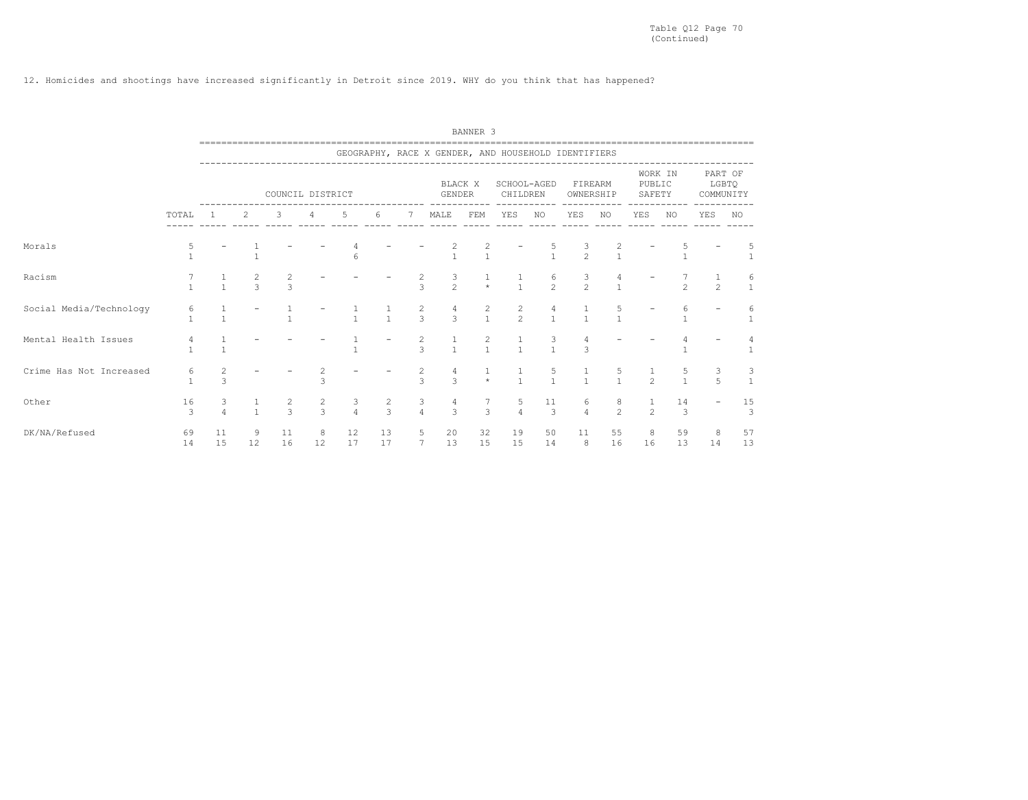Table Q12 Page 70
(Continued)

12. Homicides and shootings have increased significantly in Detroit since 2019. WHY do you think that has happened?

BANNER 3

| | | GEOGRAPHY, RACE X GENDER, AND HOUSEHOLD IDENTIFIERS | | | | | | | | | | | | | | | | |
|---|---|---|---|---|---|---|---|---|---|---|---|---|---|---|---|---|---|---|
| | | COUNCIL DISTRICT | | | | | | | BLACK X GENDER | | SCHOOL-AGED CHILDREN | | FIREARM OWNERSHIP | | WORK IN PUBLIC SAFETY | | PART OF LGBTQ COMMUNITY | |
| | TOTAL | 1 | 2 | 3 | 4 | 5 | 6 | 7 | MALE | FEM | YES | NO | YES | NO | YES | NO | YES | NO |
| Morals | 5 | - | 1 | - | - | 4 | - | - | 2 | 2 | - | 5 | 3 | 2 | - | 5 | - | 5 |
| | 1 | | 1 | | | 6 | | | 1 | 1 | | 1 | 2 | 1 | | 1 | | 1 |
| Racism | 7 | 1 | 2 | 2 | - | - | - | 2 | 3 | 1 | 1 | 6 | 3 | 4 | - | 7 | 1 | 6 |
| | 1 | 1 | 3 | 3 | | | | 3 | 2 | * | 1 | 2 | 2 | 1 | | 2 | 2 | 1 |
| Social Media/Technology | 6 | 1 | - | 1 | - | 1 | 1 | 2 | 4 | 2 | 2 | 4 | 1 | 5 | - | 6 | - | 6 |
| | 1 | 1 | | 1 | | 1 | 1 | 3 | 3 | 1 | 2 | 1 | 1 | 1 | | 1 | | 1 |
| Mental Health Issues | 4 | 1 | - | - | - | 1 | - | 2 | 1 | 2 | 1 | 3 | 4 | - | - | 4 | - | 4 |
| | 1 | 1 | | | | 1 | | 3 | 1 | 1 | 1 | 1 | 3 | | | 1 | | 1 |
| Crime Has Not Increased | 6 | 2 | - | - | 2 | - | - | 2 | 4 | 1 | 1 | 5 | 1 | 5 | 1 | 5 | 3 | 3 |
| | 1 | 3 | | | 3 | | | 3 | 3 | * | 1 | 1 | 1 | 1 | 2 | 1 | 5 | 1 |
| Other | 16 | 3 | 1 | 2 | 2 | 3 | 2 | 3 | 4 | 7 | 5 | 11 | 6 | 8 | 1 | 14 | - | 15 |
| | 3 | 4 | 1 | 3 | 3 | 4 | 3 | 4 | 3 | 3 | 4 | 3 | 4 | 2 | 2 | 3 | | 3 |
| DK/NA/Refused | 69 | 11 | 9 | 11 | 8 | 12 | 13 | 5 | 20 | 32 | 19 | 50 | 11 | 55 | 8 | 59 | 8 | 57 |
| | 14 | 15 | 12 | 16 | 12 | 17 | 17 | 7 | 13 | 15 | 15 | 14 | 8 | 16 | 16 | 13 | 14 | 13 |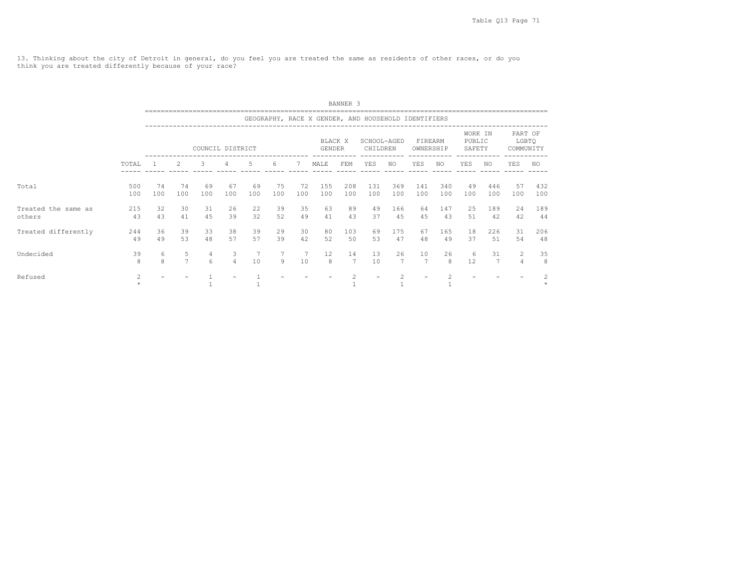13. Thinking about the city of Detroit in general, do you feel you are treated the same as residents of other races, or do you think you are treated differently because of your race?

BANNER 3

GEOGRAPHY, RACE X GENDER, AND HOUSEHOLD IDENTIFIERS

| | | COUNCIL DISTRICT | | | | | | | BLACK X GENDER | | SCHOOL-AGED CHILDREN | | FIREARM OWNERSHIP | | WORK IN PUBLIC SAFETY | | PART OF LGBTQ COMMUNITY | |
|---|---|---|---|---|---|---|---|---|---|---|---|---|---|---|---|---|---|---|
| | TOTAL | 1 | 2 | 3 | 4 | 5 | 6 | 7 | MALE | FEM | YES | NO | YES | NO | YES | NO | YES | NO |
| Total | 500 | 74 | 74 | 69 | 67 | 69 | 75 | 72 | 155 | 208 | 131 | 369 | 141 | 340 | 49 | 446 | 57 | 432 |
| | 100 | 100 | 100 | 100 | 100 | 100 | 100 | 100 | 100 | 100 | 100 | 100 | 100 | 100 | 100 | 100 | 100 | 100 |
| Treated the same as others | 215 | 32 | 30 | 31 | 26 | 22 | 39 | 35 | 63 | 89 | 49 | 166 | 64 | 147 | 25 | 189 | 24 | 189 |
| | 43 | 43 | 41 | 45 | 39 | 32 | 52 | 49 | 41 | 43 | 37 | 45 | 45 | 43 | 51 | 42 | 42 | 44 |
| Treated differently | 244 | 36 | 39 | 33 | 38 | 39 | 29 | 30 | 80 | 103 | 69 | 175 | 67 | 165 | 18 | 226 | 31 | 206 |
| | 49 | 49 | 53 | 48 | 57 | 57 | 39 | 42 | 52 | 50 | 53 | 47 | 48 | 49 | 37 | 51 | 54 | 48 |
| Undecided | 39 | 6 | 5 | 4 | 3 | 7 | 7 | 7 | 12 | 14 | 13 | 26 | 10 | 26 | 6 | 31 | 2 | 35 |
| | 8 | 8 | 7 | 6 | 4 | 10 | 9 | 10 | 8 | 7 | 10 | 7 | 7 | 8 | 12 | 7 | 4 | 8 |
| Refused | 2 | - | - | 1 | - | 1 | - | - | - | 2 | - | 2 | - | 2 | - | - | - | 2 |
| | * | | | 1 | | 1 | | | | 1 | | 1 | | 1 | | | | * |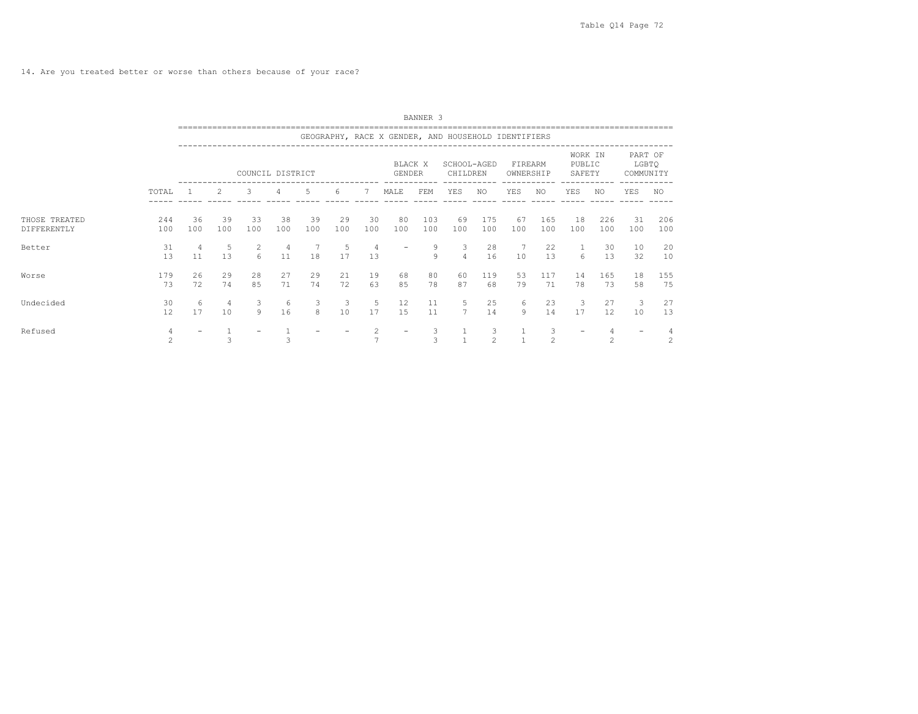14. Are you treated better or worse than others because of your race?

BANNER 3

| | | GEOGRAPHY, RACE X GENDER, AND HOUSEHOLD IDENTIFIERS | | | | | | | | | | | | | | | | | |
|---|---|---|---|---|---|---|---|---|---|---|---|---|---|---|---|---|---|---|---|
| | | COUNCIL DISTRICT | | | | | | | BLACK X GENDER | | SCHOOL-AGED CHILDREN | | FIREARM OWNERSHIP | | WORK IN PUBLIC SAFETY | | PART OF LGBTQ COMMUNITY | |
| | TOTAL | 1 | 2 | 3 | 4 | 5 | 6 | 7 | MALE | FEM | YES | NO | YES | NO | YES | NO | YES | NO |
| THOSE TREATED DIFFERENTLY | 244 | 36 | 39 | 33 | 38 | 39 | 29 | 30 | 80 | 103 | 69 | 175 | 67 | 165 | 18 | 226 | 31 | 206 |
| | 100 | 100 | 100 | 100 | 100 | 100 | 100 | 100 | 100 | 100 | 100 | 100 | 100 | 100 | 100 | 100 | 100 | 100 |
| Better | 31 | 4 | 5 | 2 | 4 | 7 | 5 | 4 | - | 9 | 3 | 28 | 7 | 22 | 1 | 30 | 10 | 20 |
| | 13 | 11 | 13 | 6 | 11 | 18 | 17 | 13 | | 9 | 4 | 16 | 10 | 13 | 6 | 13 | 32 | 10 |
| Worse | 179 | 26 | 29 | 28 | 27 | 29 | 21 | 19 | 68 | 80 | 60 | 119 | 53 | 117 | 14 | 165 | 18 | 155 |
| | 73 | 72 | 74 | 85 | 71 | 74 | 72 | 63 | 85 | 78 | 87 | 68 | 79 | 71 | 78 | 73 | 58 | 75 |
| Undecided | 30 | 6 | 4 | 3 | 6 | 3 | 3 | 5 | 12 | 11 | 5 | 25 | 6 | 23 | 3 | 27 | 3 | 27 |
| | 12 | 17 | 10 | 9 | 16 | 8 | 10 | 17 | 15 | 11 | 7 | 14 | 9 | 14 | 17 | 12 | 10 | 13 |
| Refused | 4 | - | 1 | - | 1 | - | - | 2 | - | 3 | 1 | 3 | 1 | 3 | - | 4 | - | 4 |
| | 2 | | 3 | | 3 | | | 7 | | 3 | 1 | 2 | 1 | 2 | | 2 | | 2 |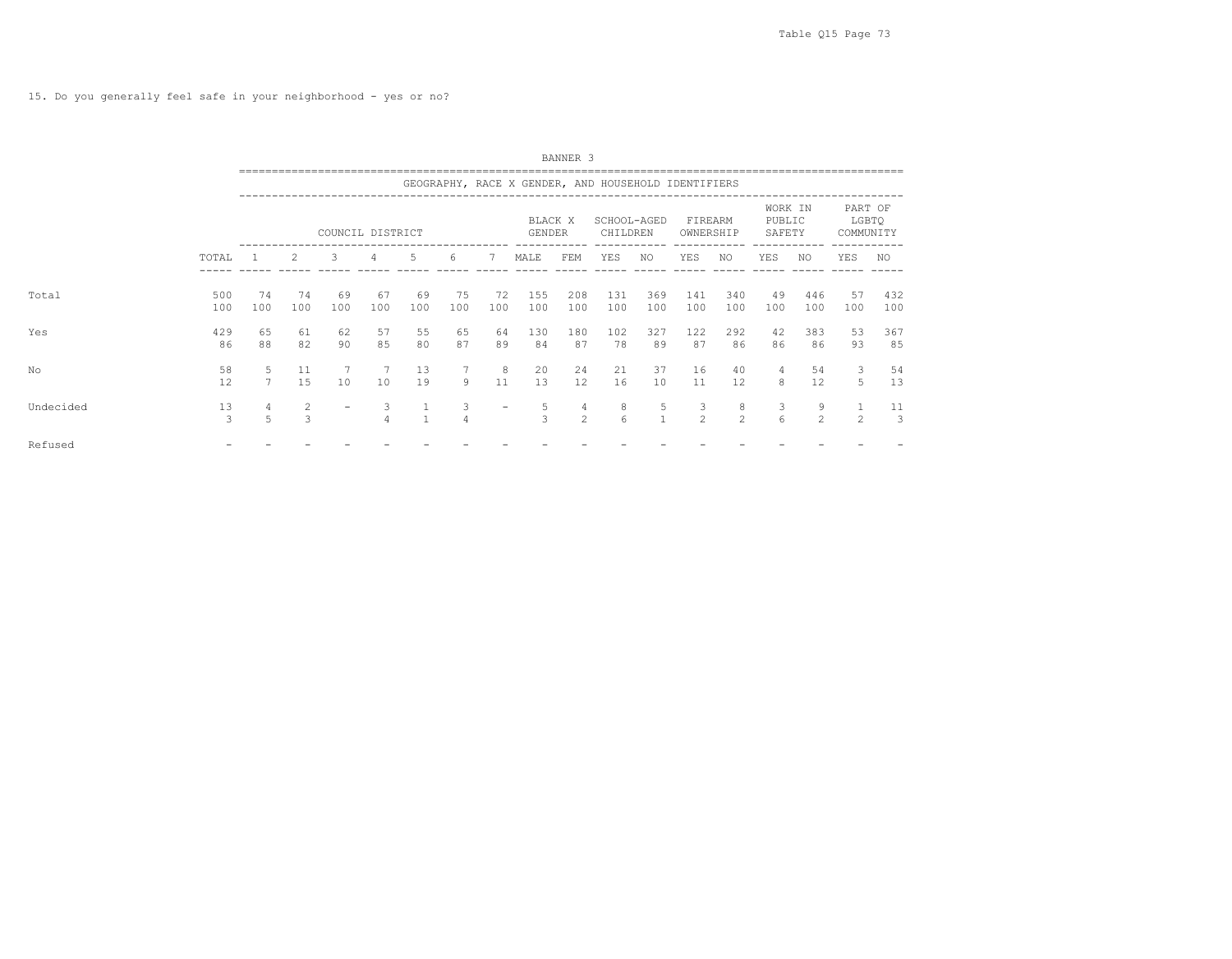15. Do you generally feel safe in your neighborhood - yes or no?

BANNER 3

GEOGRAPHY, RACE X GENDER, AND HOUSEHOLD IDENTIFIERS

| | TOTAL | COUNCIL DISTRICT | | | | | | | BLACK X GENDER | | SCHOOL-AGED CHILDREN | | FIREARM OWNERSHIP | | WORK IN PUBLIC SAFETY | | PART OF LGBTQ COMMUNITY | |
|---|---|---|---|---|---|---|---|---|---|---|---|---|---|---|---|---|---|---|
| | | 1 | 2 | 3 | 4 | 5 | 6 | 7 | MALE | FEM | YES | NO | YES | NO | YES | NO | YES | NO |
| Total | 500 | 74 | 74 | 69 | 67 | 69 | 75 | 72 | 155 | 208 | 131 | 369 | 141 | 340 | 49 | 446 | 57 | 432 |
| | 100 | 100 | 100 | 100 | 100 | 100 | 100 | 100 | 100 | 100 | 100 | 100 | 100 | 100 | 100 | 100 | 100 | 100 |
| Yes | 429 | 65 | 61 | 62 | 57 | 55 | 65 | 64 | 130 | 180 | 102 | 327 | 122 | 292 | 42 | 383 | 53 | 367 |
| | 86 | 88 | 82 | 90 | 85 | 80 | 87 | 89 | 84 | 87 | 78 | 89 | 87 | 86 | 86 | 86 | 93 | 85 |
| No | 58 | 5 | 11 | 7 | 7 | 13 | 7 | 8 | 20 | 24 | 21 | 37 | 16 | 40 | 4 | 54 | 3 | 54 |
| | 12 | 7 | 15 | 10 | 10 | 19 | 9 | 11 | 13 | 12 | 16 | 10 | 11 | 12 | 8 | 12 | 5 | 13 |
| Undecided | 13 | 4 | 2 | - | 3 | 1 | 3 | - | 5 | 4 | 8 | 5 | 3 | 8 | 3 | 9 | 1 | 11 |
| | 3 | 5 | 3 | | 4 | 1 | 4 | | 3 | 2 | 6 | 1 | 2 | 2 | 6 | 2 | 2 | 3 |
| Refused | - | - | - | - | - | - | - | - | - | - | - | - | - | - | - | - | - | - |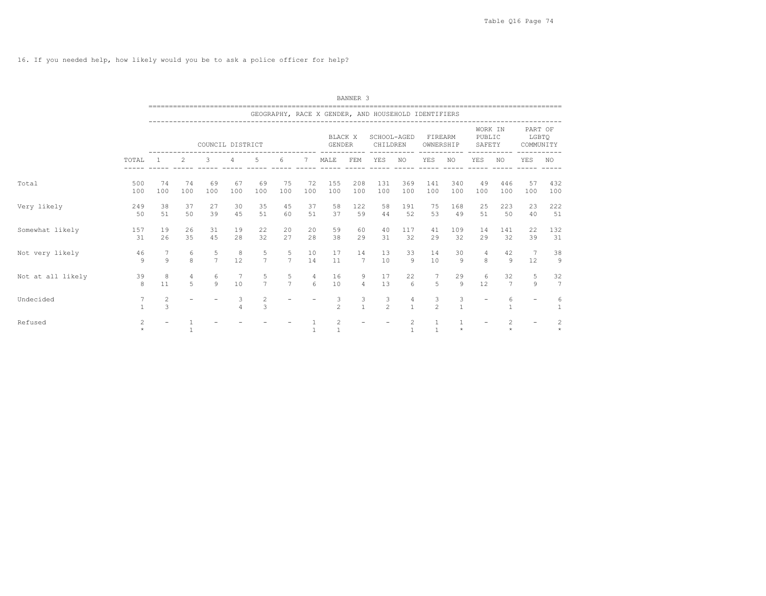Table Q16 Page 74

16. If you needed help, how likely would you be to ask a police officer for help?

BANNER 3

| | | GEOGRAPHY, RACE X GENDER, AND HOUSEHOLD IDENTIFIERS | | | | | | | | | | | | | | | | |
|---|---|---|---|---|---|---|---|---|---|---|---|---|---|---|---|---|---|---|
| | | COUNCIL DISTRICT | | | | | | | BLACK X GENDER | | SCHOOL-AGED CHILDREN | | FIREARM OWNERSHIP | | WORK IN PUBLIC SAFETY | | PART OF LGBTQ COMMUNITY | |
| | TOTAL | 1 | 2 | 3 | 4 | 5 | 6 | 7 | MALE | FEM | YES | NO | YES | NO | YES | NO | YES | NO |
| Total | 500 | 74 | 74 | 69 | 67 | 69 | 75 | 72 | 155 | 208 | 131 | 369 | 141 | 340 | 49 | 446 | 57 | 432 |
| | 100 | 100 | 100 | 100 | 100 | 100 | 100 | 100 | 100 | 100 | 100 | 100 | 100 | 100 | 100 | 100 | 100 | 100 |
| Very likely | 249 | 38 | 37 | 27 | 30 | 35 | 45 | 37 | 58 | 122 | 58 | 191 | 75 | 168 | 25 | 223 | 23 | 222 |
| | 50 | 51 | 50 | 39 | 45 | 51 | 60 | 51 | 37 | 59 | 44 | 52 | 53 | 49 | 51 | 50 | 40 | 51 |
| Somewhat likely | 157 | 19 | 26 | 31 | 19 | 22 | 20 | 20 | 59 | 60 | 40 | 117 | 41 | 109 | 14 | 141 | 22 | 132 |
| | 31 | 26 | 35 | 45 | 28 | 32 | 27 | 28 | 38 | 29 | 31 | 32 | 29 | 32 | 29 | 32 | 39 | 31 |
| Not very likely | 46 | 7 | 6 | 5 | 8 | 5 | 5 | 10 | 17 | 14 | 13 | 33 | 14 | 30 | 4 | 42 | 7 | 38 |
| | 9 | 9 | 8 | 7 | 12 | 7 | 7 | 14 | 11 | 7 | 10 | 9 | 10 | 9 | 8 | 9 | 12 | 9 |
| Not at all likely | 39 | 8 | 4 | 6 | 7 | 5 | 5 | 4 | 16 | 9 | 17 | 22 | 7 | 29 | 6 | 32 | 5 | 32 |
| | 8 | 11 | 5 | 9 | 10 | 7 | 7 | 6 | 10 | 4 | 13 | 6 | 5 | 9 | 12 | 7 | 9 | 7 |
| Undecided | 7 | 2 | - | - | 3 | 2 | - | - | 3 | 3 | 3 | 4 | 3 | 3 | - | 6 | - | 6 |
| | 1 | 3 | | | 4 | 3 | | | 2 | 1 | 2 | 1 | 2 | 1 | | 1 | | 1 |
| Refused | 2 | - | 1 | - | - | - | - | 1 | 2 | - | - | 2 | 1 | 1 | - | 2 | - | 2 |
| | * | | 1 | | | | | 1 | 1 | | | 1 | 1 | * | | * | | * |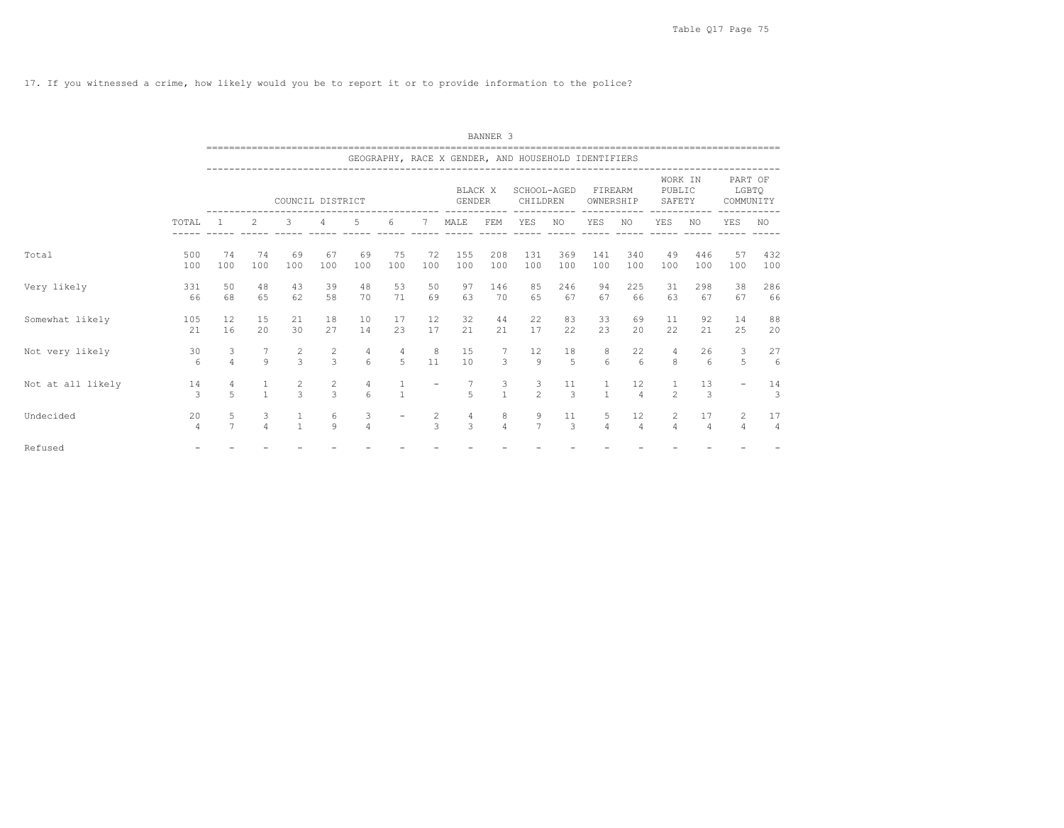17. If you witnessed a crime, how likely would you be to report it or to provide information to the police?

BANNER 3

GEOGRAPHY, RACE X GENDER, AND HOUSEHOLD IDENTIFIERS

| | | COUNCIL DISTRICT | | | | | | | BLACK X GENDER | | SCHOOL-AGED CHILDREN | | FIREARM OWNERSHIP | | WORK IN PUBLIC SAFETY | | PART OF LGBTQ COMMUNITY | |
|---|---|---|---|---|---|---|---|---|---|---|---|---|---|---|---|---|---|---|
| | TOTAL | 1 | 2 | 3 | 4 | 5 | 6 | 7 | MALE | FEM | YES | NO | YES | NO | YES | NO | YES | NO |
| Total | 500 | 74 | 74 | 69 | 67 | 69 | 75 | 72 | 155 | 208 | 131 | 369 | 141 | 340 | 49 | 446 | 57 | 432 |
| | 100 | 100 | 100 | 100 | 100 | 100 | 100 | 100 | 100 | 100 | 100 | 100 | 100 | 100 | 100 | 100 | 100 | 100 |
| Very likely | 331 | 50 | 48 | 43 | 39 | 48 | 53 | 50 | 97 | 146 | 85 | 246 | 94 | 225 | 31 | 298 | 38 | 286 |
| | 66 | 68 | 65 | 62 | 58 | 70 | 71 | 69 | 63 | 70 | 65 | 67 | 67 | 66 | 63 | 67 | 67 | 66 |
| Somewhat likely | 105 | 12 | 15 | 21 | 18 | 10 | 17 | 12 | 32 | 44 | 22 | 83 | 33 | 69 | 11 | 92 | 14 | 88 |
| | 21 | 16 | 20 | 30 | 27 | 14 | 23 | 17 | 21 | 21 | 17 | 22 | 23 | 20 | 22 | 21 | 25 | 20 |
| Not very likely | 30 | 3 | 7 | 2 | 2 | 4 | 4 | 8 | 15 | 7 | 12 | 18 | 8 | 22 | 4 | 26 | 3 | 27 |
| | 6 | 4 | 9 | 3 | 3 | 6 | 5 | 11 | 10 | 3 | 9 | 5 | 6 | 6 | 8 | 6 | 5 | 6 |
| Not at all likely | 14 | 4 | 1 | 2 | 2 | 4 | 1 | - | 7 | 3 | 3 | 11 | 1 | 12 | 1 | 13 | - | 14 |
| | 3 | 5 | 1 | 3 | 3 | 6 | 1 | | 5 | 1 | 2 | 3 | 1 | 4 | 2 | 3 | | 3 |
| Undecided | 20 | 5 | 3 | 1 | 6 | 3 | - | 2 | 4 | 8 | 9 | 11 | 5 | 12 | 2 | 17 | 2 | 17 |
| | 4 | 7 | 4 | 1 | 9 | 4 | | 3 | 3 | 4 | 7 | 3 | 4 | 4 | 4 | 4 | 4 | 4 |
| Refused | - | - | - | - | - | - | - | - | - | - | - | - | - | - | - | - | - | - |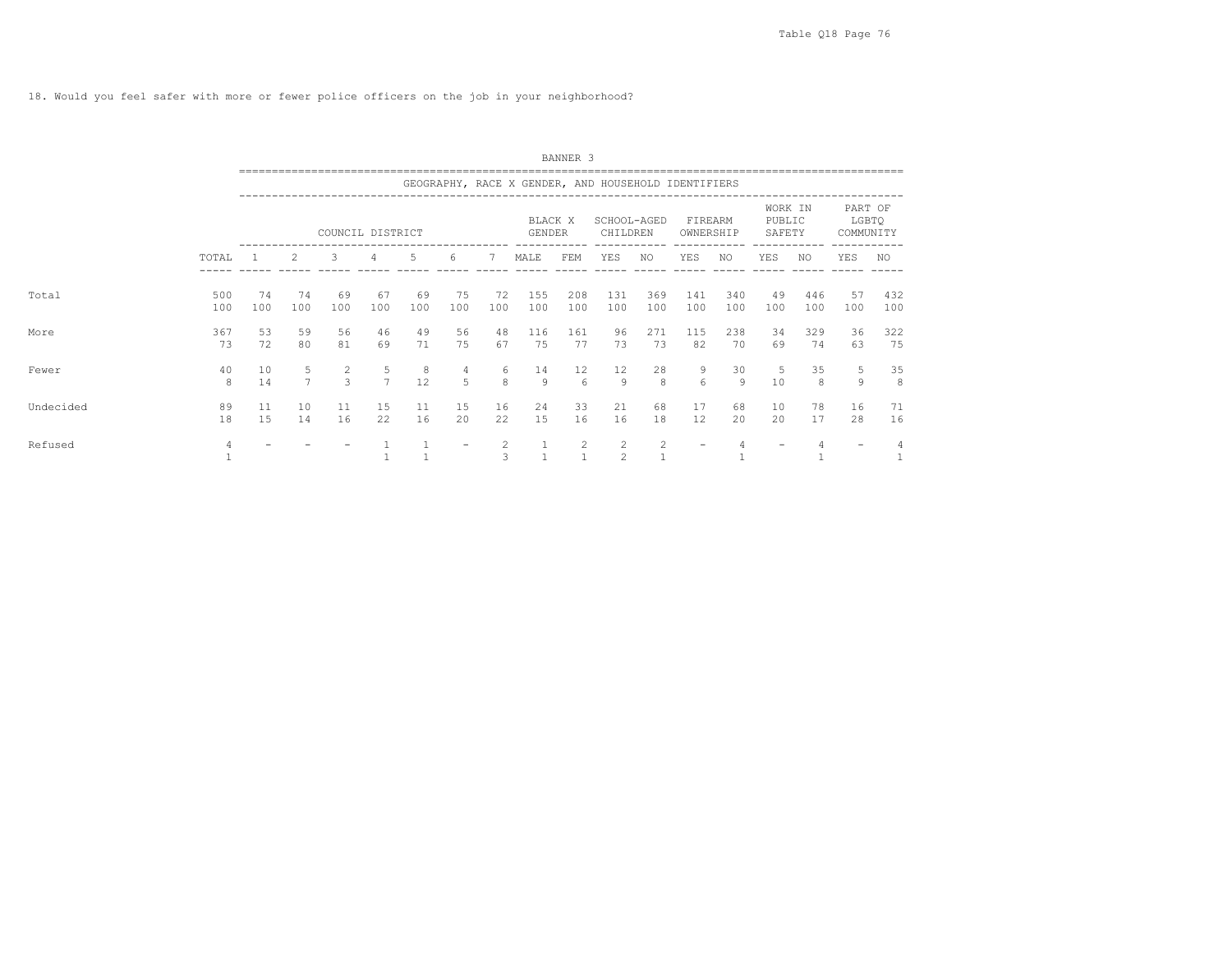18. Would you feel safer with more or fewer police officers on the job in your neighborhood?

BANNER 3

GEOGRAPHY, RACE X GENDER, AND HOUSEHOLD IDENTIFIERS

| | | COUNCIL DISTRICT | | | | | | | BLACK X GENDER | | SCHOOL-AGED CHILDREN | | FIREARM OWNERSHIP | | WORK IN PUBLIC SAFETY | | PART OF LGBTQ COMMUNITY | |
|---|---|---|---|---|---|---|---|---|---|---|---|---|---|---|---|---|---|---|
| | TOTAL | 1 | 2 | 3 | 4 | 5 | 6 | 7 | MALE | FEM | YES | NO | YES | NO | YES | NO | YES | NO |
| Total | 500 | 74 | 74 | 69 | 67 | 69 | 75 | 72 | 155 | 208 | 131 | 369 | 141 | 340 | 49 | 446 | 57 | 432 |
| | 100 | 100 | 100 | 100 | 100 | 100 | 100 | 100 | 100 | 100 | 100 | 100 | 100 | 100 | 100 | 100 | 100 | 100 |
| More | 367 | 53 | 59 | 56 | 46 | 49 | 56 | 48 | 116 | 161 | 96 | 271 | 115 | 238 | 34 | 329 | 36 | 322 |
| | 73 | 72 | 80 | 81 | 69 | 71 | 75 | 67 | 75 | 77 | 73 | 73 | 82 | 70 | 69 | 74 | 63 | 75 |
| Fewer | 40 | 10 | 5 | 2 | 5 | 8 | 4 | 6 | 14 | 12 | 12 | 28 | 9 | 30 | 5 | 35 | 5 | 35 |
| | 8 | 14 | 7 | 3 | 7 | 12 | 5 | 8 | 9 | 6 | 9 | 8 | 6 | 9 | 10 | 8 | 9 | 8 |
| Undecided | 89 | 11 | 10 | 11 | 15 | 11 | 15 | 16 | 24 | 33 | 21 | 68 | 17 | 68 | 10 | 78 | 16 | 71 |
| | 18 | 15 | 14 | 16 | 22 | 16 | 20 | 22 | 15 | 16 | 16 | 18 | 12 | 20 | 20 | 17 | 28 | 16 |
| Refused | 4 | - | - | - | 1 | 1 | - | 2 | 1 | 2 | 2 | 2 | - | 4 | - | 4 | - | 4 |
| | 1 | | | | 1 | 1 | | 3 | 1 | 1 | 2 | 1 | | 1 | | 1 | | 1 |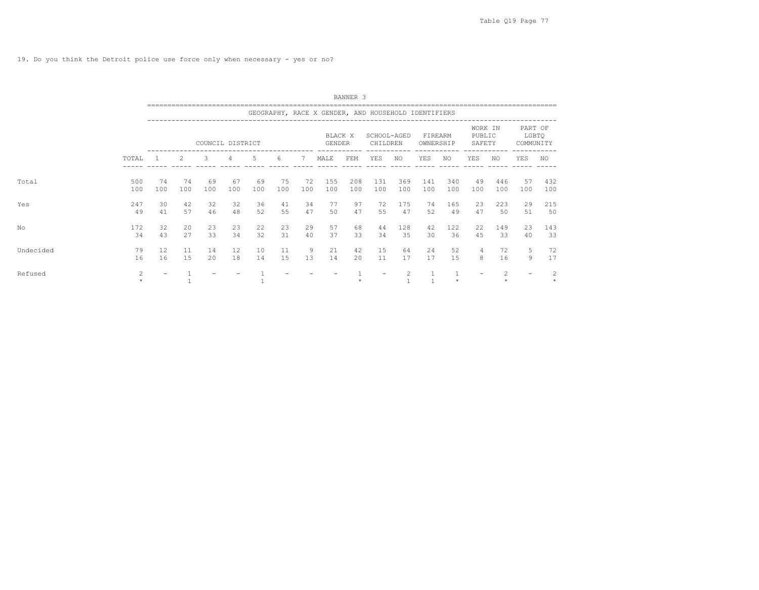19. Do you think the Detroit police use force only when necessary - yes or no?

BANNER 3

GEOGRAPHY, RACE X GENDER, AND HOUSEHOLD IDENTIFIERS

| | TOTAL | COUNCIL DISTRICT | | | | | | | BLACK X GENDER | | SCHOOL-AGED CHILDREN | | FIREARM OWNERSHIP | | WORK IN PUBLIC SAFETY | | PART OF LGBTQ COMMUNITY | |
|---|---|---|---|---|---|---|---|---|---|---|---|---|---|---|---|---|---|---|
| | | 1 | 2 | 3 | 4 | 5 | 6 | 7 | MALE | FEM | YES | NO | YES | NO | YES | NO | YES | NO |
| Total | 500 | 74 | 74 | 69 | 67 | 69 | 75 | 72 | 155 | 208 | 131 | 369 | 141 | 340 | 49 | 446 | 57 | 432 |
| | 100 | 100 | 100 | 100 | 100 | 100 | 100 | 100 | 100 | 100 | 100 | 100 | 100 | 100 | 100 | 100 | 100 | 100 |
| Yes | 247 | 30 | 42 | 32 | 32 | 36 | 41 | 34 | 77 | 97 | 72 | 175 | 74 | 165 | 23 | 223 | 29 | 215 |
| | 49 | 41 | 57 | 46 | 48 | 52 | 55 | 47 | 50 | 47 | 55 | 47 | 52 | 49 | 47 | 50 | 51 | 50 |
| No | 172 | 32 | 20 | 23 | 23 | 22 | 23 | 29 | 57 | 68 | 44 | 128 | 42 | 122 | 22 | 149 | 23 | 143 |
| | 34 | 43 | 27 | 33 | 34 | 32 | 31 | 40 | 37 | 33 | 34 | 35 | 30 | 36 | 45 | 33 | 40 | 33 |
| Undecided | 79 | 12 | 11 | 14 | 12 | 10 | 11 | 9 | 21 | 42 | 15 | 64 | 24 | 52 | 4 | 72 | 5 | 72 |
| | 16 | 16 | 15 | 20 | 18 | 14 | 15 | 13 | 14 | 20 | 11 | 17 | 17 | 15 | 8 | 16 | 9 | 17 |
| Refused | 2 | - | 1 | - | - | 1 | - | - | - | 1 | - | 2 | 1 | 1 | - | 2 | - | 2 |
| | * | | 1 | | | 1 | | | | * | | 1 | 1 | * | | * | | * |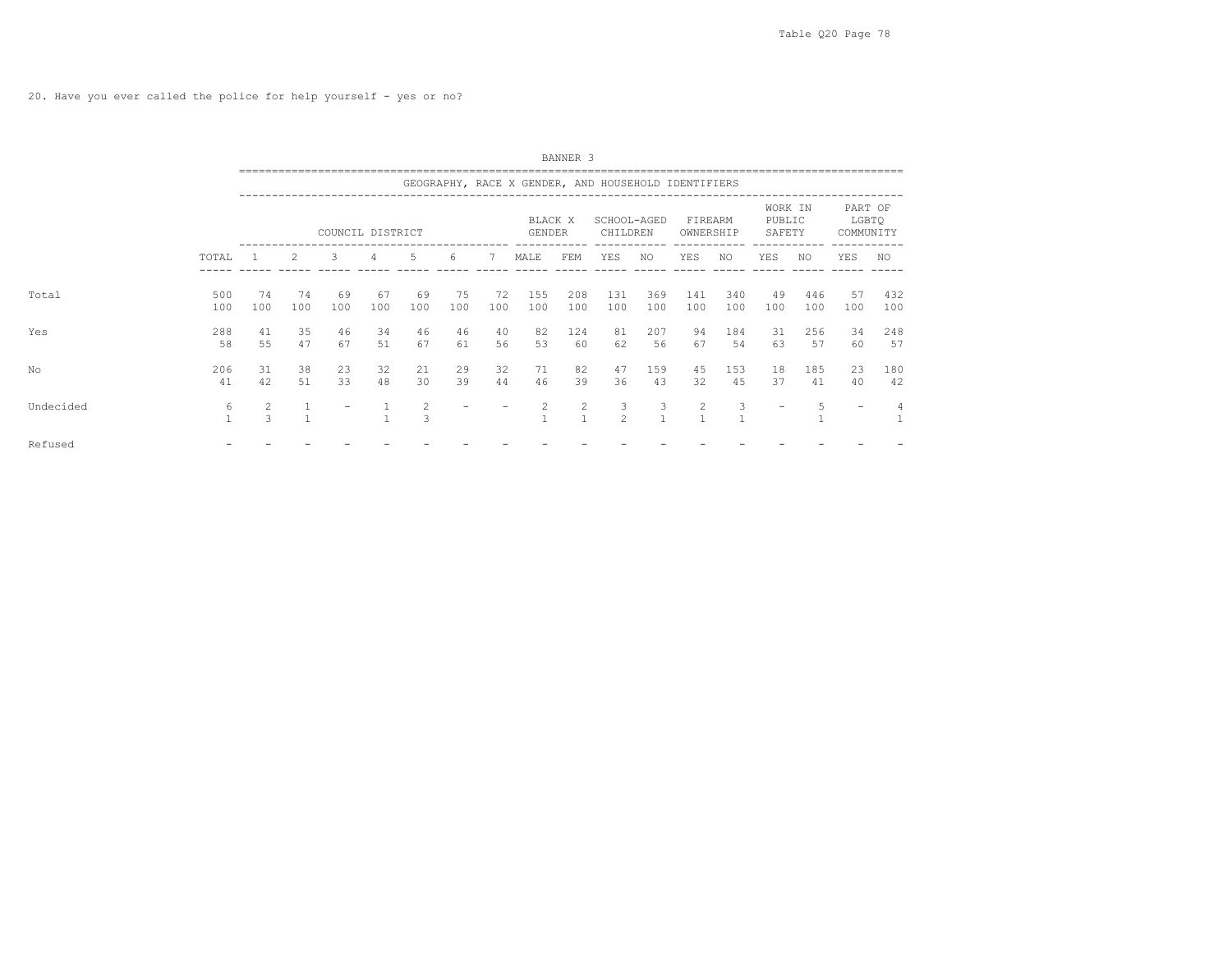Table Q20 Page 78

20. Have you ever called the police for help yourself - yes or no?

BANNER 3

GEOGRAPHY, RACE X GENDER, AND HOUSEHOLD IDENTIFIERS

| | | COUNCIL DISTRICT | | | | | | | BLACK X GENDER | | SCHOOL-AGED CHILDREN | | FIREARM OWNERSHIP | | WORK IN PUBLIC SAFETY | | PART OF LGBTQ COMMUNITY | |
|---|---|---|---|---|---|---|---|---|---|---|---|---|---|---|---|---|---|---|
| | TOTAL | 1 | 2 | 3 | 4 | 5 | 6 | 7 | MALE | FEM | YES | NO | YES | NO | YES | NO | YES | NO |
| Total | 500 | 74 | 74 | 69 | 67 | 69 | 75 | 72 | 155 | 208 | 131 | 369 | 141 | 340 | 49 | 446 | 57 | 432 |
| | 100 | 100 | 100 | 100 | 100 | 100 | 100 | 100 | 100 | 100 | 100 | 100 | 100 | 100 | 100 | 100 | 100 | 100 |
| Yes | 288 | 41 | 35 | 46 | 34 | 46 | 46 | 40 | 82 | 124 | 81 | 207 | 94 | 184 | 31 | 256 | 34 | 248 |
| | 58 | 55 | 47 | 67 | 51 | 67 | 61 | 56 | 53 | 60 | 62 | 56 | 67 | 54 | 63 | 57 | 60 | 57 |
| No | 206 | 31 | 38 | 23 | 32 | 21 | 29 | 32 | 71 | 82 | 47 | 159 | 45 | 153 | 18 | 185 | 23 | 180 |
| | 41 | 42 | 51 | 33 | 48 | 30 | 39 | 44 | 46 | 39 | 36 | 43 | 32 | 45 | 37 | 41 | 40 | 42 |
| Undecided | 6 | 2 | 1 | - | 1 | 2 | - | - | 2 | 2 | 3 | 3 | 2 | 3 | - | 5 | - | 4 |
| | 1 | 3 | 1 | | 1 | 3 | | | 1 | 1 | 2 | 1 | 1 | 1 | | 1 | | 1 |
| Refused | - | - | - | - | - | - | - | - | - | - | - | - | - | - | - | - | - | - |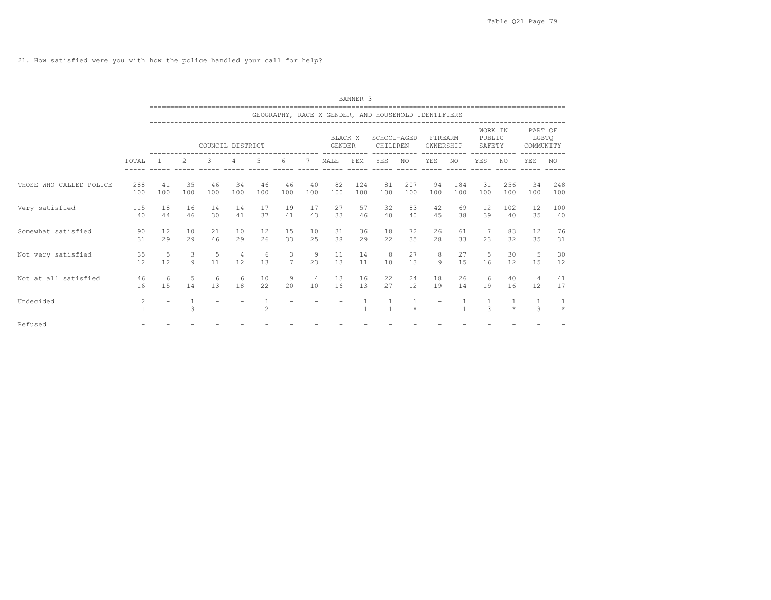21. How satisfied were you with how the police handled your call for help?

BANNER 3

GEOGRAPHY, RACE X GENDER, AND HOUSEHOLD IDENTIFIERS

| | | COUNCIL DISTRICT | | | | | | | BLACK X GENDER | | SCHOOL-AGED CHILDREN | | FIREARM OWNERSHIP | | WORK IN PUBLIC SAFETY | | PART OF LGBTQ COMMUNITY | |
|---|---|---|---|---|---|---|---|---|---|---|---|---|---|---|---|---|---|---|
| | TOTAL | 1 | 2 | 3 | 4 | 5 | 6 | 7 | MALE | FEM | YES | NO | YES | NO | YES | NO | YES | NO |
| THOSE WHO CALLED POLICE | 288 | 41 | 35 | 46 | 34 | 46 | 46 | 40 | 82 | 124 | 81 | 207 | 94 | 184 | 31 | 256 | 34 | 248 |
| | 100 | 100 | 100 | 100 | 100 | 100 | 100 | 100 | 100 | 100 | 100 | 100 | 100 | 100 | 100 | 100 | 100 | 100 |
| Very satisfied | 115 | 18 | 16 | 14 | 14 | 17 | 19 | 17 | 27 | 57 | 32 | 83 | 42 | 69 | 12 | 102 | 12 | 100 |
| | 40 | 44 | 46 | 30 | 41 | 37 | 41 | 43 | 33 | 46 | 40 | 40 | 45 | 38 | 39 | 40 | 35 | 40 |
| Somewhat satisfied | 90 | 12 | 10 | 21 | 10 | 12 | 15 | 10 | 31 | 36 | 18 | 72 | 26 | 61 | 7 | 83 | 12 | 76 |
| | 31 | 29 | 29 | 46 | 29 | 26 | 33 | 25 | 38 | 29 | 22 | 35 | 28 | 33 | 23 | 32 | 35 | 31 |
| Not very satisfied | 35 | 5 | 3 | 5 | 4 | 6 | 3 | 9 | 11 | 14 | 8 | 27 | 8 | 27 | 5 | 30 | 5 | 30 |
| | 12 | 12 | 9 | 11 | 12 | 13 | 7 | 23 | 13 | 11 | 10 | 13 | 9 | 15 | 16 | 12 | 15 | 12 |
| Not at all satisfied | 46 | 6 | 5 | 6 | 6 | 10 | 9 | 4 | 13 | 16 | 22 | 24 | 18 | 26 | 6 | 40 | 4 | 41 |
| | 16 | 15 | 14 | 13 | 18 | 22 | 20 | 10 | 16 | 13 | 27 | 12 | 19 | 14 | 19 | 16 | 12 | 17 |
| Undecided | 2 | - | 1 | - | - | 1 | - | - | - | 1 | 1 | 1 | - | 1 | 1 | 1 | 1 | 1 |
| | 1 | | 3 | | | 2 | | | | 1 | 1 | * | | 1 | 3 | * | 3 | * |
| Refused | - | - | - | - | - | - | - | - | - | - | - | - | - | - | - | - | - | - |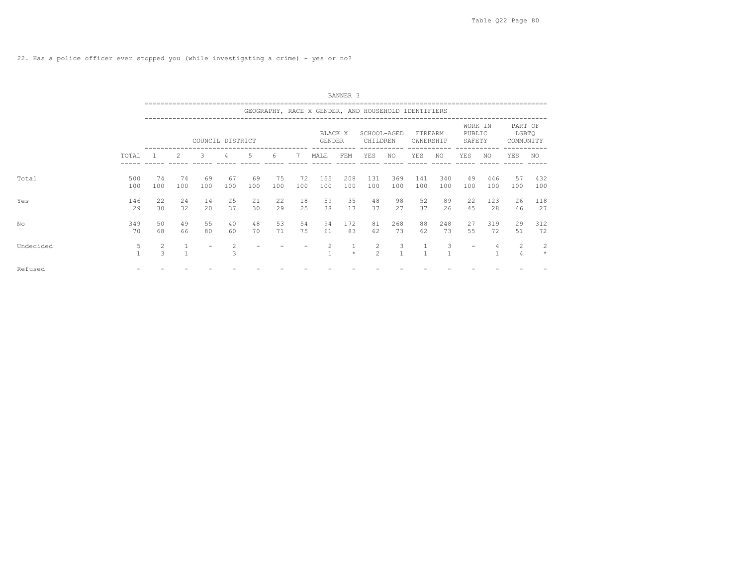22. Has a police officer ever stopped you (while investigating a crime) - yes or no?

BANNER 3

GEOGRAPHY, RACE X GENDER, AND HOUSEHOLD IDENTIFIERS

| | | COUNCIL DISTRICT | | | | | | | BLACK X GENDER | | SCHOOL-AGED CHILDREN | | FIREARM OWNERSHIP | | WORK IN PUBLIC SAFETY | | PART OF LGBTQ COMMUNITY | |
|---|---|---|---|---|---|---|---|---|---|---|---|---|---|---|---|---|---|---|
| | TOTAL | 1 | 2 | 3 | 4 | 5 | 6 | 7 | MALE | FEM | YES | NO | YES | NO | YES | NO | YES | NO |
| Total | 500 | 74 | 74 | 69 | 67 | 69 | 75 | 72 | 155 | 208 | 131 | 369 | 141 | 340 | 49 | 446 | 57 | 432 |
| | 100 | 100 | 100 | 100 | 100 | 100 | 100 | 100 | 100 | 100 | 100 | 100 | 100 | 100 | 100 | 100 | 100 | 100 |
| Yes | 146 | 22 | 24 | 14 | 25 | 21 | 22 | 18 | 59 | 35 | 48 | 98 | 52 | 89 | 22 | 123 | 26 | 118 |
| | 29 | 30 | 32 | 20 | 37 | 30 | 29 | 25 | 38 | 17 | 37 | 27 | 37 | 26 | 45 | 28 | 46 | 27 |
| No | 349 | 50 | 49 | 55 | 40 | 48 | 53 | 54 | 94 | 172 | 81 | 268 | 88 | 248 | 27 | 319 | 29 | 312 |
| | 70 | 68 | 66 | 80 | 60 | 70 | 71 | 75 | 61 | 83 | 62 | 73 | 62 | 73 | 55 | 72 | 51 | 72 |
| Undecided | 5 | 2 | 1 | - | 2 | - | - | - | 2 | 1 | 2 | 3 | 1 | 3 | - | 4 | 2 | 2 |
| | 1 | 3 | 1 | | 3 | | | | 1 | * | 2 | 1 | 1 | 1 | | 1 | 4 | * |
| Refused | - | - | - | - | - | - | - | - | - | - | - | - | - | - | - | - | - | - |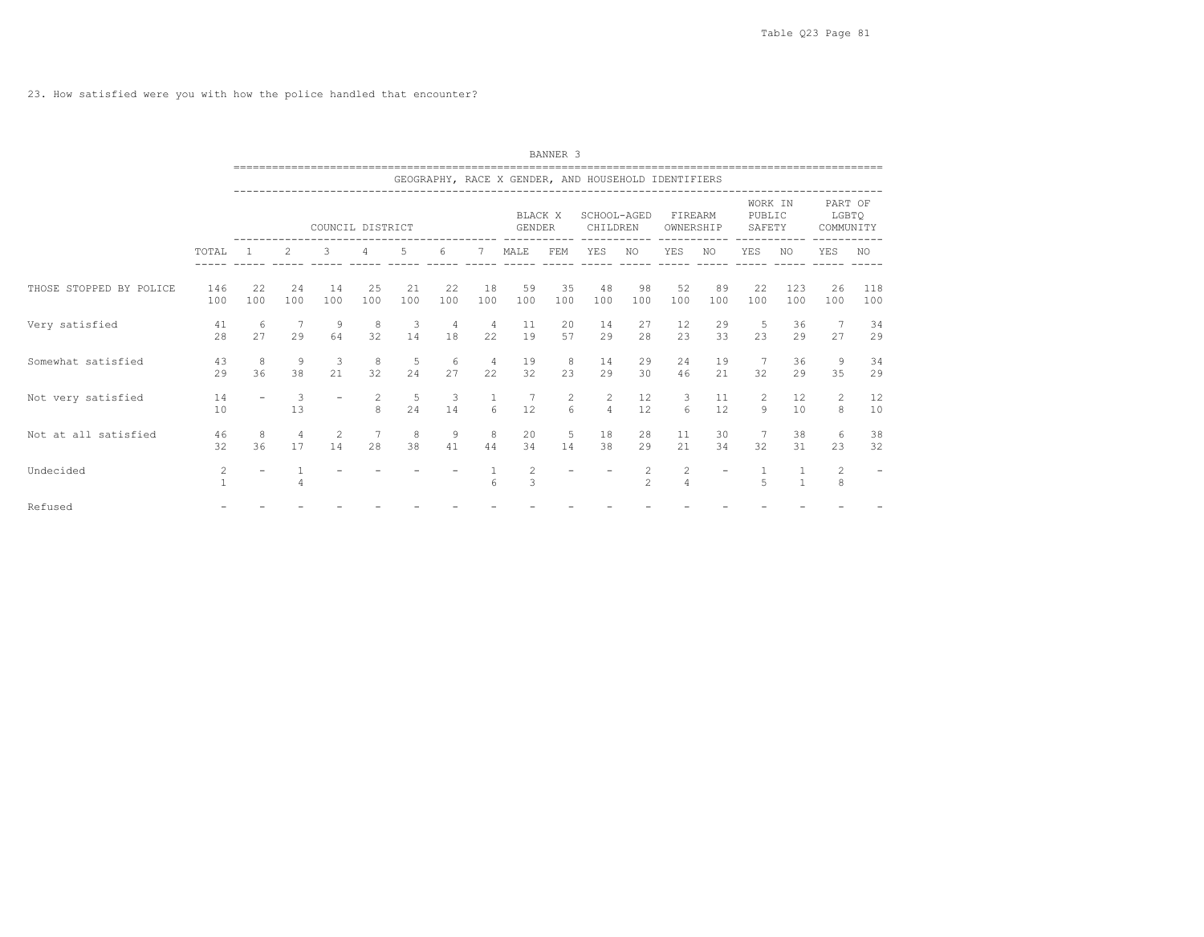23. How satisfied were you with how the police handled that encounter?

BANNER 3

| | | GEOGRAPHY, RACE X GENDER, AND HOUSEHOLD IDENTIFIERS | | | | | | | | | | | | | | | | |
|---|---|---|---|---|---|---|---|---|---|---|---|---|---|---|---|---|---|---|
| | | COUNCIL DISTRICT | | | | | | | BLACK X GENDER | | SCHOOL-AGED CHILDREN | | FIREARM OWNERSHIP | | WORK IN PUBLIC SAFETY | | PART OF LGBTQ COMMUNITY | |
| | TOTAL | 1 | 2 | 3 | 4 | 5 | 6 | 7 | MALE | FEM | YES | NO | YES | NO | YES | NO | YES | NO |
| THOSE STOPPED BY POLICE | 146<br>100 | 22<br>100 | 24<br>100 | 14<br>100 | 25<br>100 | 21<br>100 | 22<br>100 | 18<br>100 | 59<br>100 | 35<br>100 | 48<br>100 | 98<br>100 | 52<br>100 | 89<br>100 | 22<br>100 | 123<br>100 | 26<br>100 | 118<br>100 |
| Very satisfied | 41<br>28 | 6<br>27 | 7<br>29 | 9<br>64 | 8<br>32 | 3<br>14 | 4<br>18 | 4<br>22 | 11<br>19 | 20<br>57 | 14<br>29 | 27<br>28 | 12<br>23 | 29<br>33 | 5<br>23 | 36<br>29 | 7<br>27 | 34<br>29 |
| Somewhat satisfied | 43<br>29 | 8<br>36 | 9<br>38 | 3<br>21 | 8<br>32 | 5<br>24 | 6<br>27 | 4<br>22 | 19<br>32 | 8<br>23 | 14<br>29 | 29<br>30 | 24<br>46 | 19<br>21 | 7<br>32 | 36<br>29 | 9<br>35 | 34<br>29 |
| Not very satisfied | 14<br>10 | - | 3<br>13 | - | 2<br>8 | 5<br>24 | 3<br>14 | 1<br>6 | 7<br>12 | 2<br>6 | 2<br>4 | 12<br>12 | 3<br>6 | 11<br>12 | 2<br>9 | 12<br>10 | 2<br>8 | 12<br>10 |
| Not at all satisfied | 46<br>32 | 8<br>36 | 4<br>17 | 2<br>14 | 7<br>28 | 8<br>38 | 9<br>41 | 8<br>44 | 20<br>34 | 5<br>14 | 18<br>38 | 28<br>29 | 11<br>21 | 30<br>34 | 7<br>32 | 38<br>31 | 6<br>23 | 38<br>32 |
| Undecided | 2<br>1 | - | 1<br>4 | - | - | - | - | 1<br>6 | 2<br>3 | - | - | 2<br>2 | 2<br>4 | - | 1<br>5 | 1<br>1 | 2<br>8 | - |
| Refused | - | - | - | - | - | - | - | - | - | - | - | - | - | - | - | - | - | - |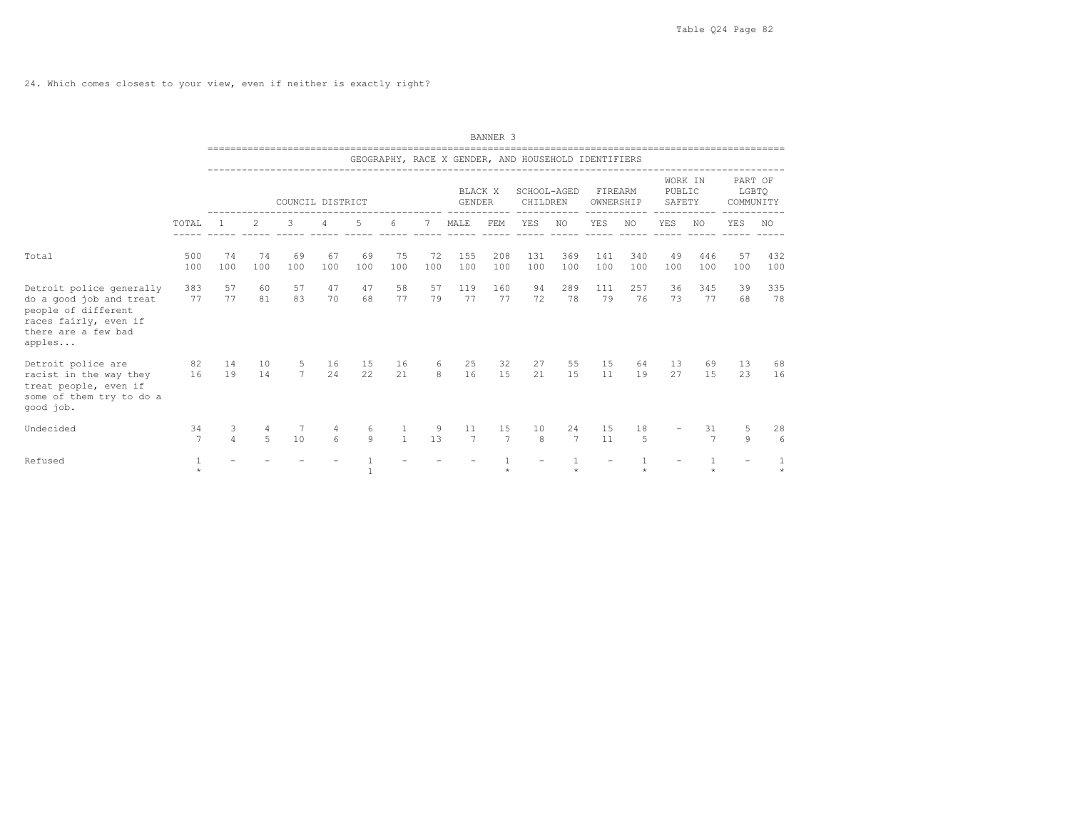Table Q24

24. Which comes closest to your view, even if neither is exactly right?

BANNER 3

GEOGRAPHY, RACE X GENDER, AND HOUSEHOLD IDENTIFIERS

| | TOTAL | COUNCIL DISTRICT 1 | 2 | 3 | 4 | 5 | 6 | 7 | BLACK X GENDER MALE | FEM | SCHOOL-AGED CHILDREN YES | NO | FIREARM OWNERSHIP YES | NO | WORK IN PUBLIC SAFETY YES | NO | PART OF LGBTQ COMMUNITY YES | NO |
|---|---|---|---|---|---|---|---|---|---|---|---|---|---|---|---|---|---|---|
| Total | 500<br>100 | 74<br>100 | 74<br>100 | 69<br>100 | 67<br>100 | 69<br>100 | 75<br>100 | 72<br>100 | 155<br>100 | 208<br>100 | 131<br>100 | 369<br>100 | 141<br>100 | 340<br>100 | 49<br>100 | 446<br>100 | 57<br>100 | 432<br>100 |
| Detroit police generally do a good job and treat people of different races fairly, even if there are a few bad apples... | 383<br>77 | 57<br>77 | 60<br>81 | 57<br>83 | 47<br>70 | 47<br>68 | 58<br>77 | 57<br>79 | 119<br>77 | 160<br>77 | 94<br>72 | 289<br>78 | 111<br>79 | 257<br>76 | 36<br>73 | 345<br>77 | 39<br>68 | 335<br>78 |
| Detroit police are racist in the way they treat people, even if some of them try to do a good job. | 82<br>16 | 14<br>19 | 10<br>14 | 5<br>7 | 16<br>24 | 15<br>22 | 16<br>21 | 6<br>8 | 25<br>16 | 32<br>15 | 27<br>21 | 55<br>15 | 15<br>11 | 64<br>19 | 13<br>27 | 69<br>15 | 13<br>23 | 68<br>16 |
| Undecided | 34<br>7 | 3<br>4 | 4<br>5 | 7<br>10 | 4<br>6 | 6<br>9 | 1<br>1 | 9<br>13 | 11<br>7 | 15<br>7 | 10<br>8 | 24<br>7 | 15<br>11 | 18<br>5 | - | 31<br>7 | 5<br>9 | 28<br>6 |
| Refused | 1<br>* | - | - | - | - | 1<br>1 | - | - | - | 1<br>* | - | 1<br>* | - | 1<br>* | - | 1<br>* | - | 1<br>* |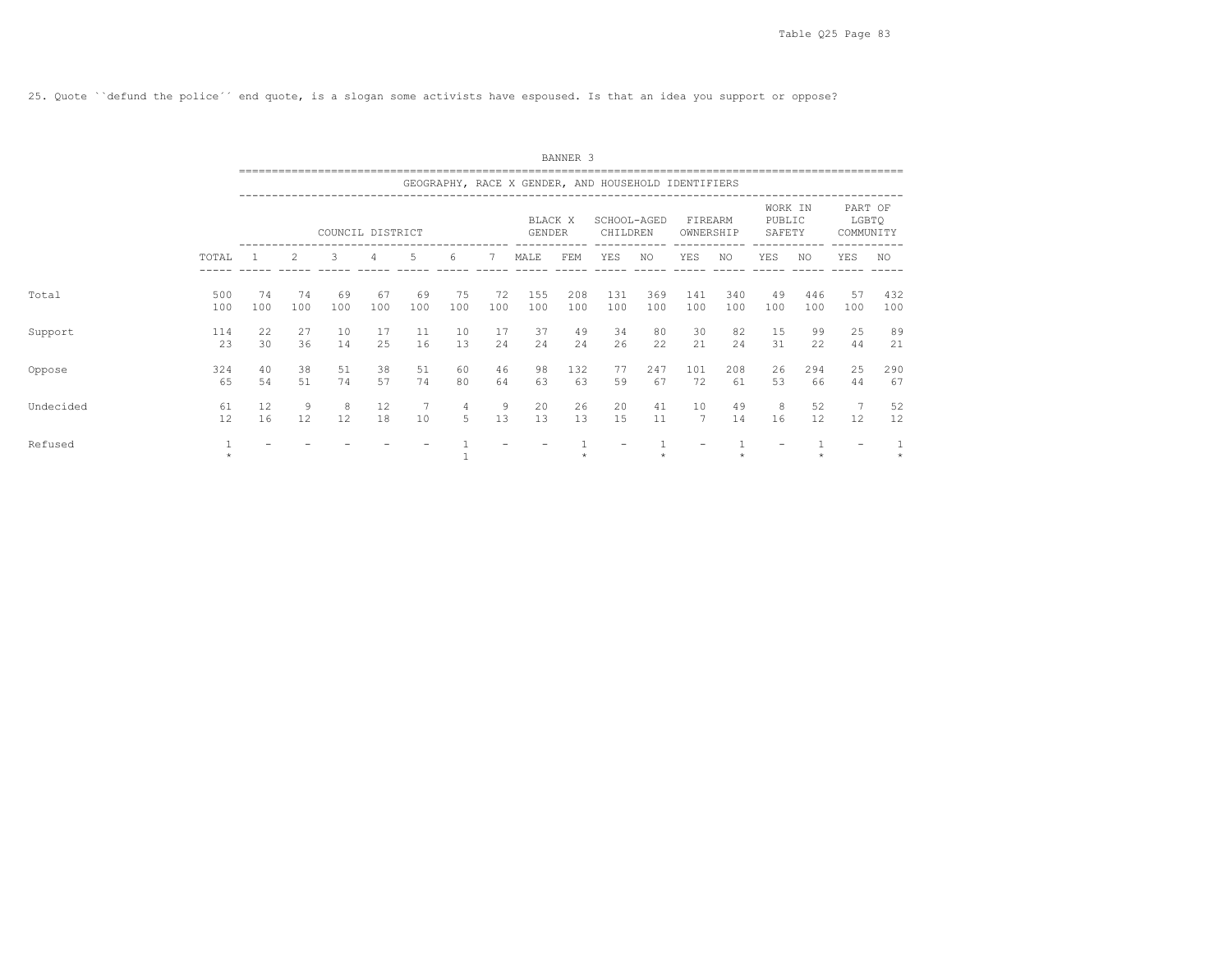25. Quote ``defund the police´´ end quote, is a slogan some activists have espoused. Is that an idea you support or oppose?

BANNER 3

GEOGRAPHY, RACE X GENDER, AND HOUSEHOLD IDENTIFIERS

| | TOTAL | COUNCIL DISTRICT 1 | 2 | 3 | 4 | 5 | 6 | 7 | BLACK X GENDER MALE | FEM | SCHOOL-AGED CHILDREN YES | NO | FIREARM OWNERSHIP YES | NO | WORK IN PUBLIC SAFETY YES | NO | PART OF LGBTQ COMMUNITY YES | NO |
|---|---|---|---|---|---|---|---|---|---|---|---|---|---|---|---|---|---|---|
| Total | 500 | 74 | 74 | 69 | 67 | 69 | 75 | 72 | 155 | 208 | 131 | 369 | 141 | 340 | 49 | 446 | 57 | 432 |
| | 100 | 100 | 100 | 100 | 100 | 100 | 100 | 100 | 100 | 100 | 100 | 100 | 100 | 100 | 100 | 100 | 100 | 100 |
| Support | 114 | 22 | 27 | 10 | 17 | 11 | 10 | 17 | 37 | 49 | 34 | 80 | 30 | 82 | 15 | 99 | 25 | 89 |
| | 23 | 30 | 36 | 14 | 25 | 16 | 13 | 24 | 24 | 24 | 26 | 22 | 21 | 24 | 31 | 22 | 44 | 21 |
| Oppose | 324 | 40 | 38 | 51 | 38 | 51 | 60 | 46 | 98 | 132 | 77 | 247 | 101 | 208 | 26 | 294 | 25 | 290 |
| | 65 | 54 | 51 | 74 | 57 | 74 | 80 | 64 | 63 | 63 | 59 | 67 | 72 | 61 | 53 | 66 | 44 | 67 |
| Undecided | 61 | 12 | 9 | 8 | 12 | 7 | 4 | 9 | 20 | 26 | 20 | 41 | 10 | 49 | 8 | 52 | 7 | 52 |
| | 12 | 16 | 12 | 12 | 18 | 10 | 5 | 13 | 13 | 13 | 15 | 11 | 7 | 14 | 16 | 12 | 12 | 12 |
| Refused | 1 | - | - | - | - | - | 1 | - | - | 1 | - | 1 | - | 1 | - | 1 | - | 1 |
| | * | | | | | | 1 | | | * | | * | | * | | * | | * |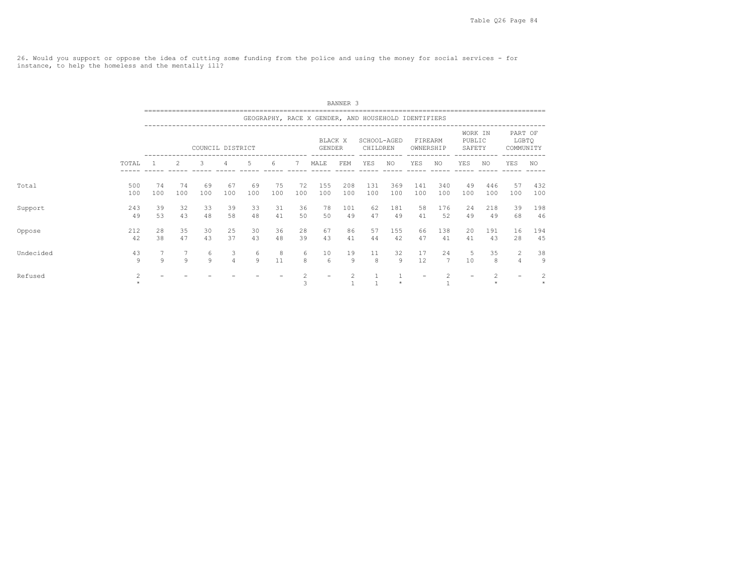26. Would you support or oppose the idea of cutting some funding from the police and using the money for social services - for instance, to help the homeless and the mentally ill?

BANNER 3

GEOGRAPHY, RACE X GENDER, AND HOUSEHOLD IDENTIFIERS

| | | COUNCIL DISTRICT | | | | | | | BLACK X GENDER | | SCHOOL-AGED CHILDREN | | FIREARM OWNERSHIP | | WORK IN PUBLIC SAFETY | | PART OF LGBTQ COMMUNITY | |
|---|---|---|---|---|---|---|---|---|---|---|---|---|---|---|---|---|---|---|
| | TOTAL | 1 | 2 | 3 | 4 | 5 | 6 | 7 | MALE | FEM | YES | NO | YES | NO | YES | NO | YES | NO |
| Total | 500 | 74 | 74 | 69 | 67 | 69 | 75 | 72 | 155 | 208 | 131 | 369 | 141 | 340 | 49 | 446 | 57 | 432 |
| | 100 | 100 | 100 | 100 | 100 | 100 | 100 | 100 | 100 | 100 | 100 | 100 | 100 | 100 | 100 | 100 | 100 | 100 |
| Support | 243 | 39 | 32 | 33 | 39 | 33 | 31 | 36 | 78 | 101 | 62 | 181 | 58 | 176 | 24 | 218 | 39 | 198 |
| | 49 | 53 | 43 | 48 | 58 | 48 | 41 | 50 | 50 | 49 | 47 | 49 | 41 | 52 | 49 | 49 | 68 | 46 |
| Oppose | 212 | 28 | 35 | 30 | 25 | 30 | 36 | 28 | 67 | 86 | 57 | 155 | 66 | 138 | 20 | 191 | 16 | 194 |
| | 42 | 38 | 47 | 43 | 37 | 43 | 48 | 39 | 43 | 41 | 44 | 42 | 47 | 41 | 41 | 43 | 28 | 45 |
| Undecided | 43 | 7 | 7 | 6 | 3 | 6 | 8 | 6 | 10 | 19 | 11 | 32 | 17 | 24 | 5 | 35 | 2 | 38 |
| | 9 | 9 | 9 | 9 | 4 | 9 | 11 | 8 | 6 | 9 | 8 | 9 | 12 | 7 | 10 | 8 | 4 | 9 |
| Refused | 2 | - | - | - | - | - | - | 2 | - | 2 | 1 | 1 | - | 2 | - | 2 | - | 2 |
| | * | | | | | | | 3 | | 1 | 1 | * | | 1 | | * | | * |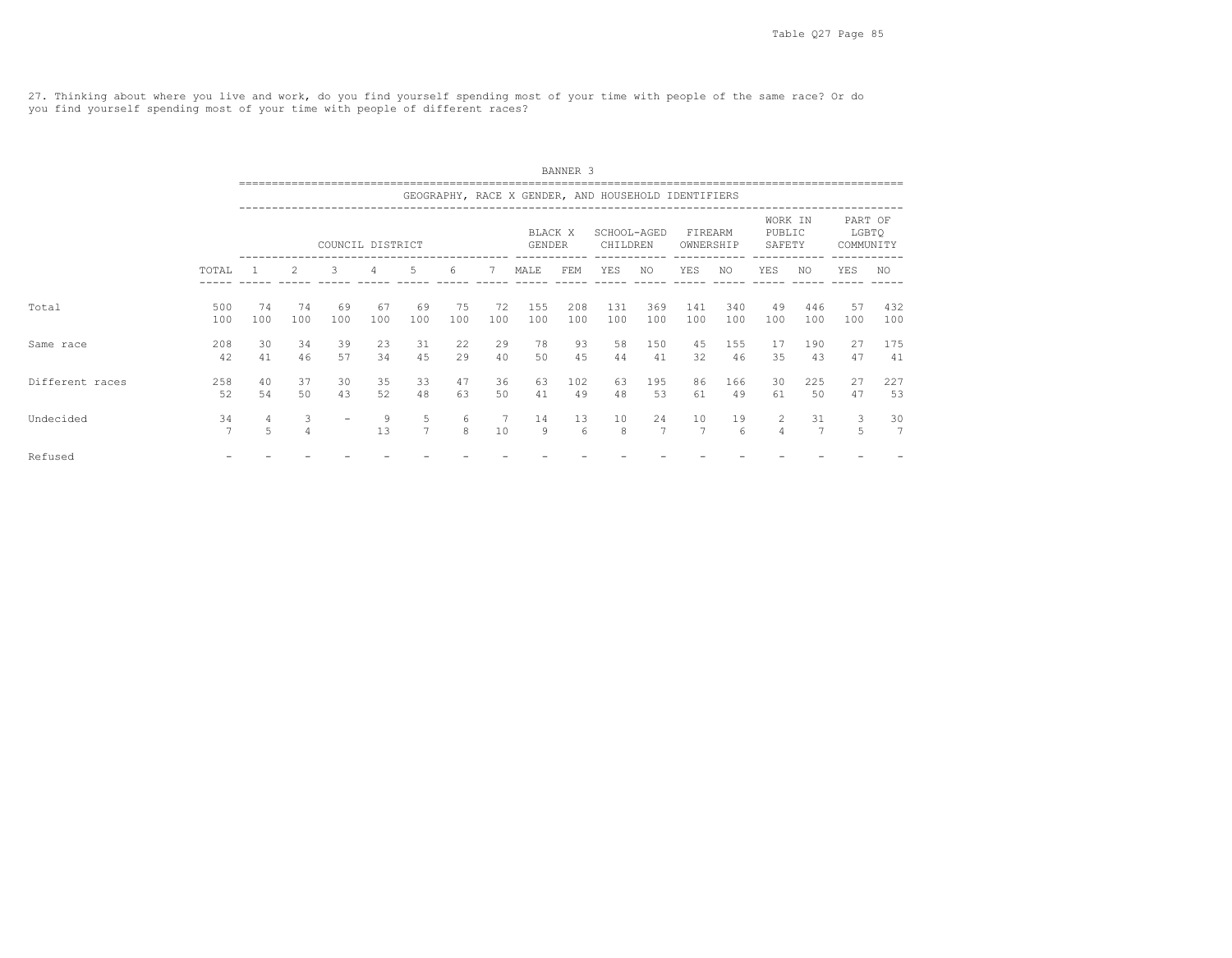27. Thinking about where you live and work, do you find yourself spending most of your time with people of the same race? Or do you find yourself spending most of your time with people of different races?

BANNER 3

GEOGRAPHY, RACE X GENDER, AND HOUSEHOLD IDENTIFIERS

| | | COUNCIL DISTRICT | | | | | | | BLACK X GENDER | | SCHOOL-AGED CHILDREN | | FIREARM OWNERSHIP | | WORK IN PUBLIC SAFETY | | PART OF LGBTQ COMMUNITY | |
|---|---|---|---|---|---|---|---|---|---|---|---|---|---|---|---|---|---|---|
| | TOTAL | 1 | 2 | 3 | 4 | 5 | 6 | 7 | MALE | FEM | YES | NO | YES | NO | YES | NO | YES | NO |
| Total | 500 | 74 | 74 | 69 | 67 | 69 | 75 | 72 | 155 | 208 | 131 | 369 | 141 | 340 | 49 | 446 | 57 | 432 |
| | 100 | 100 | 100 | 100 | 100 | 100 | 100 | 100 | 100 | 100 | 100 | 100 | 100 | 100 | 100 | 100 | 100 | 100 |
| Same race | 208 | 30 | 34 | 39 | 23 | 31 | 22 | 29 | 78 | 93 | 58 | 150 | 45 | 155 | 17 | 190 | 27 | 175 |
| | 42 | 41 | 46 | 57 | 34 | 45 | 29 | 40 | 50 | 45 | 44 | 41 | 32 | 46 | 35 | 43 | 47 | 41 |
| Different races | 258 | 40 | 37 | 30 | 35 | 33 | 47 | 36 | 63 | 102 | 63 | 195 | 86 | 166 | 30 | 225 | 27 | 227 |
| | 52 | 54 | 50 | 43 | 52 | 48 | 63 | 50 | 41 | 49 | 48 | 53 | 61 | 49 | 61 | 50 | 47 | 53 |
| Undecided | 34 | 4 | 3 | - | 9 | 5 | 6 | 7 | 14 | 13 | 10 | 24 | 10 | 19 | 2 | 31 | 3 | 30 |
| | 7 | 5 | 4 | | 13 | 7 | 8 | 10 | 9 | 6 | 8 | 7 | 7 | 6 | 4 | 7 | 5 | 7 |
| Refused | - | - | - | - | - | - | - | - | - | - | - | - | - | - | - | - | - | - |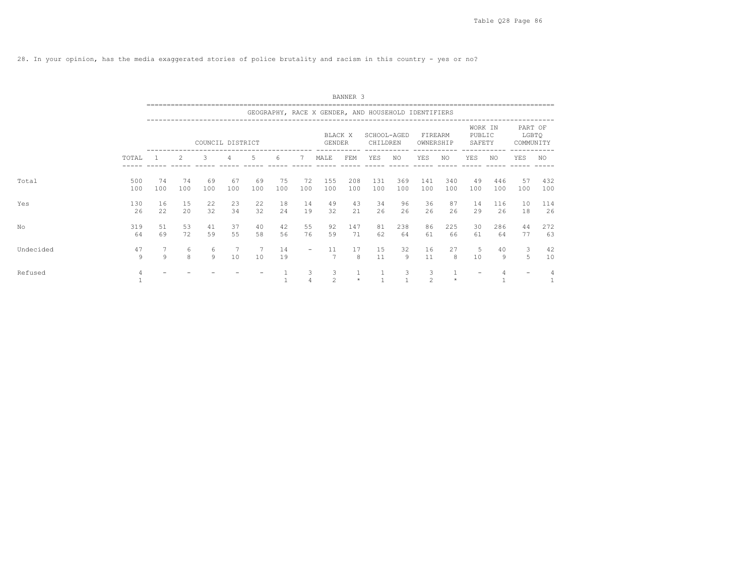28. In your opinion, has the media exaggerated stories of police brutality and racism in this country - yes or no?

BANNER 3

GEOGRAPHY, RACE X GENDER, AND HOUSEHOLD IDENTIFIERS

| | | COUNCIL DISTRICT | | | | | | | BLACK X GENDER | | SCHOOL-AGED CHILDREN | | FIREARM OWNERSHIP | | WORK IN PUBLIC SAFETY | | PART OF LGBTQ COMMUNITY | |
|---|---|---|---|---|---|---|---|---|---|---|---|---|---|---|---|---|---|---|
| | TOTAL | 1 | 2 | 3 | 4 | 5 | 6 | 7 | MALE | FEM | YES | NO | YES | NO | YES | NO | YES | NO |
| Total | 500 | 74 | 74 | 69 | 67 | 69 | 75 | 72 | 155 | 208 | 131 | 369 | 141 | 340 | 49 | 446 | 57 | 432 |
| | 100 | 100 | 100 | 100 | 100 | 100 | 100 | 100 | 100 | 100 | 100 | 100 | 100 | 100 | 100 | 100 | 100 | 100 |
| Yes | 130 | 16 | 15 | 22 | 23 | 22 | 18 | 14 | 49 | 43 | 34 | 96 | 36 | 87 | 14 | 116 | 10 | 114 |
| | 26 | 22 | 20 | 32 | 34 | 32 | 24 | 19 | 32 | 21 | 26 | 26 | 26 | 26 | 29 | 26 | 18 | 26 |
| No | 319 | 51 | 53 | 41 | 37 | 40 | 42 | 55 | 92 | 147 | 81 | 238 | 86 | 225 | 30 | 286 | 44 | 272 |
| | 64 | 69 | 72 | 59 | 55 | 58 | 56 | 76 | 59 | 71 | 62 | 64 | 61 | 66 | 61 | 64 | 77 | 63 |
| Undecided | 47 | 7 | 6 | 6 | 7 | 7 | 14 | - | 11 | 17 | 15 | 32 | 16 | 27 | 5 | 40 | 3 | 42 |
| | 9 | 9 | 8 | 9 | 10 | 10 | 19 | | 7 | 8 | 11 | 9 | 11 | 8 | 10 | 9 | 5 | 10 |
| Refused | 4 | - | - | - | - | - | 1 | 3 | 3 | 1 | 1 | 3 | 3 | 1 | - | 4 | - | 4 |
| | 1 | | | | | | 1 | 4 | 2 | * | 1 | 1 | 2 | * | | 1 | | 1 |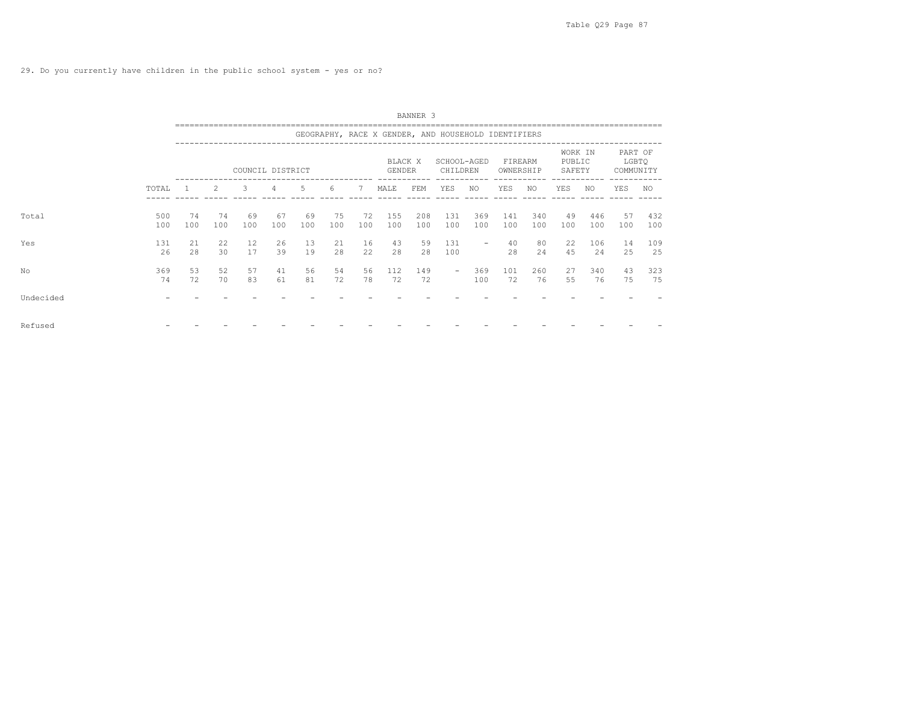29. Do you currently have children in the public school system - yes or no?

BANNER 3

| | | GEOGRAPHY, RACE X GENDER, AND HOUSEHOLD IDENTIFIERS | | | | | | | | | | | | | | | | |
|---|---|---|---|---|---|---|---|---|---|---|---|---|---|---|---|---|---|---|
| | | COUNCIL DISTRICT | | | | | | | BLACK X GENDER | | SCHOOL-AGED CHILDREN | | FIREARM OWNERSHIP | | WORK IN PUBLIC SAFETY | | PART OF LGBTQ COMMUNITY | |
| | TOTAL | 1 | 2 | 3 | 4 | 5 | 6 | 7 | MALE | FEM | YES | NO | YES | NO | YES | NO | YES | NO |
| Total | 500 | 74 | 74 | 69 | 67 | 69 | 75 | 72 | 155 | 208 | 131 | 369 | 141 | 340 | 49 | 446 | 57 | 432 |
| | 100 | 100 | 100 | 100 | 100 | 100 | 100 | 100 | 100 | 100 | 100 | 100 | 100 | 100 | 100 | 100 | 100 | 100 |
| Yes | 131 | 21 | 22 | 12 | 26 | 13 | 21 | 16 | 43 | 59 | 131 | - | 40 | 80 | 22 | 106 | 14 | 109 |
| | 26 | 28 | 30 | 17 | 39 | 19 | 28 | 22 | 28 | 28 | 100 | | 28 | 24 | 45 | 24 | 25 | 25 |
| No | 369 | 53 | 52 | 57 | 41 | 56 | 54 | 56 | 112 | 149 | - | 369 | 101 | 260 | 27 | 340 | 43 | 323 |
| | 74 | 72 | 70 | 83 | 61 | 81 | 72 | 78 | 72 | 72 | | 100 | 72 | 76 | 55 | 76 | 75 | 75 |
| Undecided | - | - | - | - | - | - | - | - | - | - | - | - | - | - | - | - | - | - |
| Refused | - | - | - | - | - | - | - | - | - | - | - | - | - | - | - | - | - | - |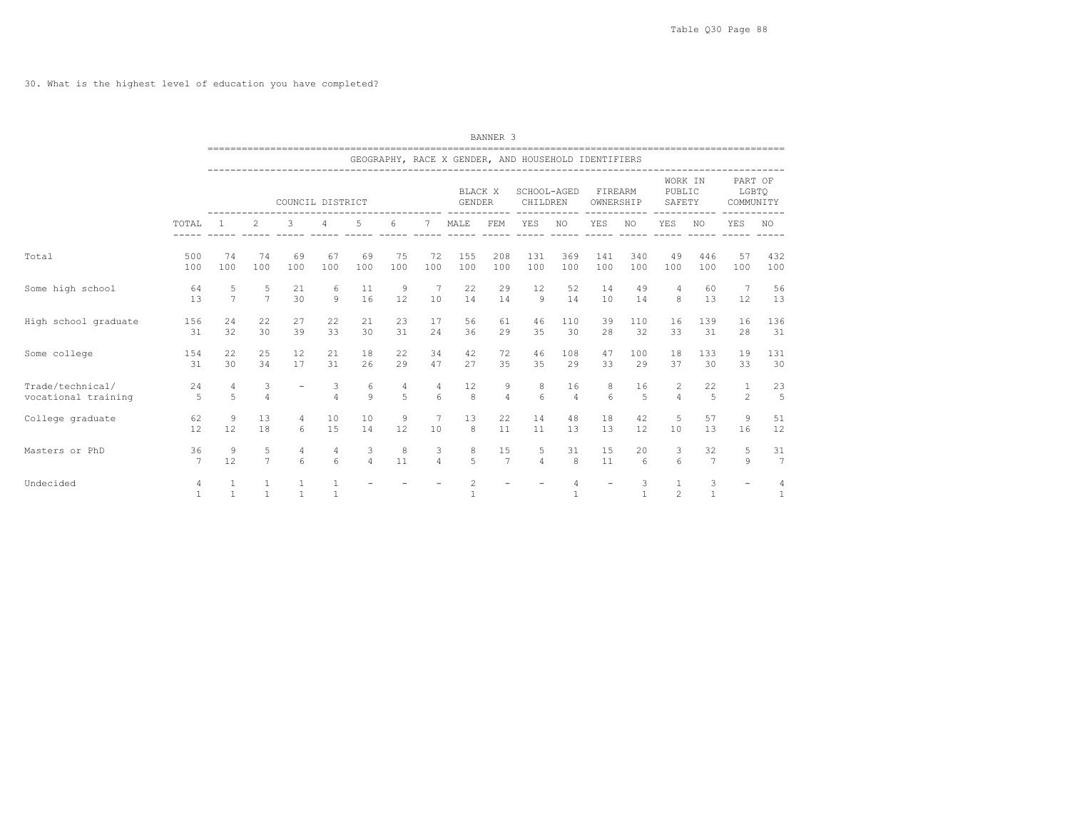30. What is the highest level of education you have completed?

BANNER 3

| | TOTAL | COUNCIL DISTRICT 1 | 2 | 3 | 4 | 5 | 6 | 7 | BLACK X GENDER MALE | FEM | SCHOOL-AGED CHILDREN YES | NO | FIREARM OWNERSHIP YES | NO | WORK IN PUBLIC SAFETY YES | NO | PART OF LGBTQ COMMUNITY YES | NO |
|---|---|---|---|---|---|---|---|---|---|---|---|---|---|---|---|---|---|---|
| Total | 500 | 74 | 74 | 69 | 67 | 69 | 75 | 72 | 155 | 208 | 131 | 369 | 141 | 340 | 49 | 446 | 57 | 432 |
| | 100 | 100 | 100 | 100 | 100 | 100 | 100 | 100 | 100 | 100 | 100 | 100 | 100 | 100 | 100 | 100 | 100 | 100 |
| Some high school | 64 | 5 | 5 | 21 | 6 | 11 | 9 | 7 | 22 | 29 | 12 | 52 | 14 | 49 | 4 | 60 | 7 | 56 |
| | 13 | 7 | 7 | 30 | 9 | 16 | 12 | 10 | 14 | 14 | 9 | 14 | 10 | 14 | 8 | 13 | 12 | 13 |
| High school graduate | 156 | 24 | 22 | 27 | 22 | 21 | 23 | 17 | 56 | 61 | 46 | 110 | 39 | 110 | 16 | 139 | 16 | 136 |
| | 31 | 32 | 30 | 39 | 33 | 30 | 31 | 24 | 36 | 29 | 35 | 30 | 28 | 32 | 33 | 31 | 28 | 31 |
| Some college | 154 | 22 | 25 | 12 | 21 | 18 | 22 | 34 | 42 | 72 | 46 | 108 | 47 | 100 | 18 | 133 | 19 | 131 |
| | 31 | 30 | 34 | 17 | 31 | 26 | 29 | 47 | 27 | 35 | 35 | 29 | 33 | 29 | 37 | 30 | 33 | 30 |
| Trade/technical/ vocational training | 24 | 4 | 3 | - | 3 | 6 | 4 | 4 | 12 | 9 | 8 | 16 | 8 | 16 | 2 | 22 | 1 | 23 |
| | 5 | 5 | 4 | | 4 | 9 | 5 | 6 | 8 | 4 | 6 | 4 | 6 | 5 | 4 | 5 | 2 | 5 |
| College graduate | 62 | 9 | 13 | 4 | 10 | 10 | 9 | 7 | 13 | 22 | 14 | 48 | 18 | 42 | 5 | 57 | 9 | 51 |
| | 12 | 12 | 18 | 6 | 15 | 14 | 12 | 10 | 8 | 11 | 11 | 13 | 13 | 12 | 10 | 13 | 16 | 12 |
| Masters or PhD | 36 | 9 | 5 | 4 | 4 | 3 | 8 | 3 | 8 | 15 | 5 | 31 | 15 | 20 | 3 | 32 | 5 | 31 |
| | 7 | 12 | 7 | 6 | 6 | 4 | 11 | 4 | 5 | 7 | 4 | 8 | 11 | 6 | 6 | 7 | 9 | 7 |
| Undecided | 4 | 1 | 1 | 1 | 1 | - | - | - | 2 | - | - | 4 | - | 3 | 1 | 3 | - | 4 |
| | 1 | 1 | 1 | 1 | 1 | | | | 1 | | | 1 | | 1 | 2 | 1 | | 1 |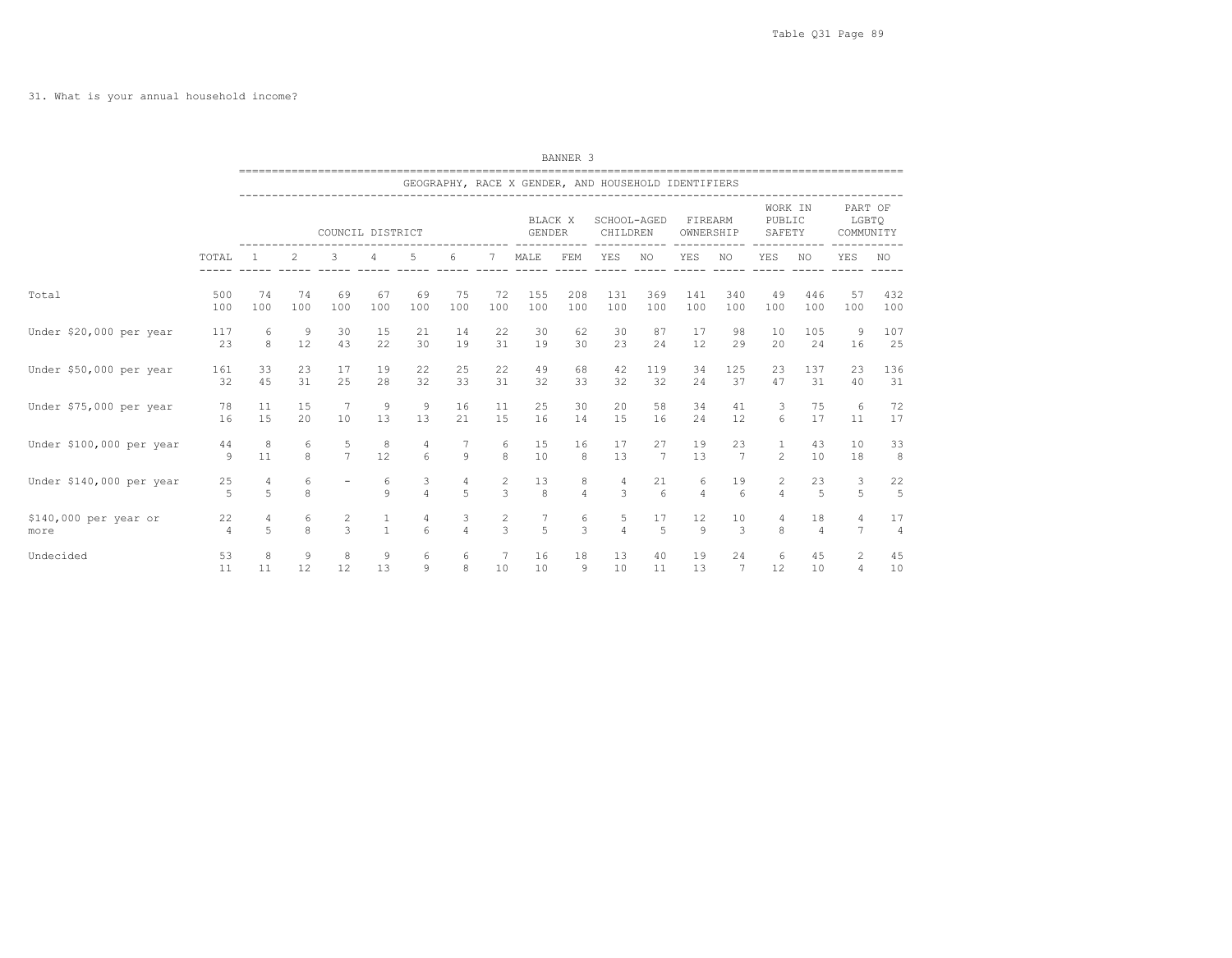31. What is your annual household income?

BANNER 3

GEOGRAPHY, RACE X GENDER, AND HOUSEHOLD IDENTIFIERS

| | | COUNCIL DISTRICT | | | | | | | BLACK X GENDER | | SCHOOL-AGED CHILDREN | | FIREARM OWNERSHIP | | WORK IN PUBLIC SAFETY | | PART OF LGBTQ COMMUNITY | |
|---|---|---|---|---|---|---|---|---|---|---|---|---|---|---|---|---|---|---|
| | TOTAL | 1 | 2 | 3 | 4 | 5 | 6 | 7 | MALE | FEM | YES | NO | YES | NO | YES | NO | YES | NO |
| Total | 500 | 74 | 74 | 69 | 67 | 69 | 75 | 72 | 155 | 208 | 131 | 369 | 141 | 340 | 49 | 446 | 57 | 432 |
| | 100 | 100 | 100 | 100 | 100 | 100 | 100 | 100 | 100 | 100 | 100 | 100 | 100 | 100 | 100 | 100 | 100 | 100 |
| Under $20,000 per year | 117 | 6 | 9 | 30 | 15 | 21 | 14 | 22 | 30 | 62 | 30 | 87 | 17 | 98 | 10 | 105 | 9 | 107 |
| | 23 | 8 | 12 | 43 | 22 | 30 | 19 | 31 | 19 | 30 | 23 | 24 | 12 | 29 | 20 | 24 | 16 | 25 |
| Under $50,000 per year | 161 | 33 | 23 | 17 | 19 | 22 | 25 | 22 | 49 | 68 | 42 | 119 | 34 | 125 | 23 | 137 | 23 | 136 |
| | 32 | 45 | 31 | 25 | 28 | 32 | 33 | 31 | 32 | 33 | 32 | 32 | 24 | 37 | 47 | 31 | 40 | 31 |
| Under $75,000 per year | 78 | 11 | 15 | 7 | 9 | 9 | 16 | 11 | 25 | 30 | 20 | 58 | 34 | 41 | 3 | 75 | 6 | 72 |
| | 16 | 15 | 20 | 10 | 13 | 13 | 21 | 15 | 16 | 14 | 15 | 16 | 24 | 12 | 6 | 17 | 11 | 17 |
| Under $100,000 per year | 44 | 8 | 6 | 5 | 8 | 4 | 7 | 6 | 15 | 16 | 17 | 27 | 19 | 23 | 1 | 43 | 10 | 33 |
| | 9 | 11 | 8 | 7 | 12 | 6 | 9 | 8 | 10 | 8 | 13 | 7 | 13 | 7 | 2 | 10 | 18 | 8 |
| Under $140,000 per year | 25 | 4 | 6 | - | 6 | 3 | 4 | 2 | 13 | 8 | 4 | 21 | 6 | 19 | 2 | 23 | 3 | 22 |
| | 5 | 5 | 8 | | 9 | 4 | 5 | 3 | 8 | 4 | 3 | 6 | 4 | 6 | 4 | 5 | 5 | 5 |
| $140,000 per year or more | 22 | 4 | 6 | 2 | 1 | 4 | 3 | 2 | 7 | 6 | 5 | 17 | 12 | 10 | 4 | 18 | 4 | 17 |
| | 4 | 5 | 8 | 3 | 1 | 6 | 4 | 3 | 5 | 3 | 4 | 5 | 9 | 3 | 8 | 4 | 7 | 4 |
| Undecided | 53 | 8 | 9 | 8 | 9 | 6 | 6 | 7 | 16 | 18 | 13 | 40 | 19 | 24 | 6 | 45 | 2 | 45 |
| | 11 | 11 | 12 | 12 | 13 | 9 | 8 | 10 | 10 | 9 | 10 | 11 | 13 | 7 | 12 | 10 | 4 | 10 |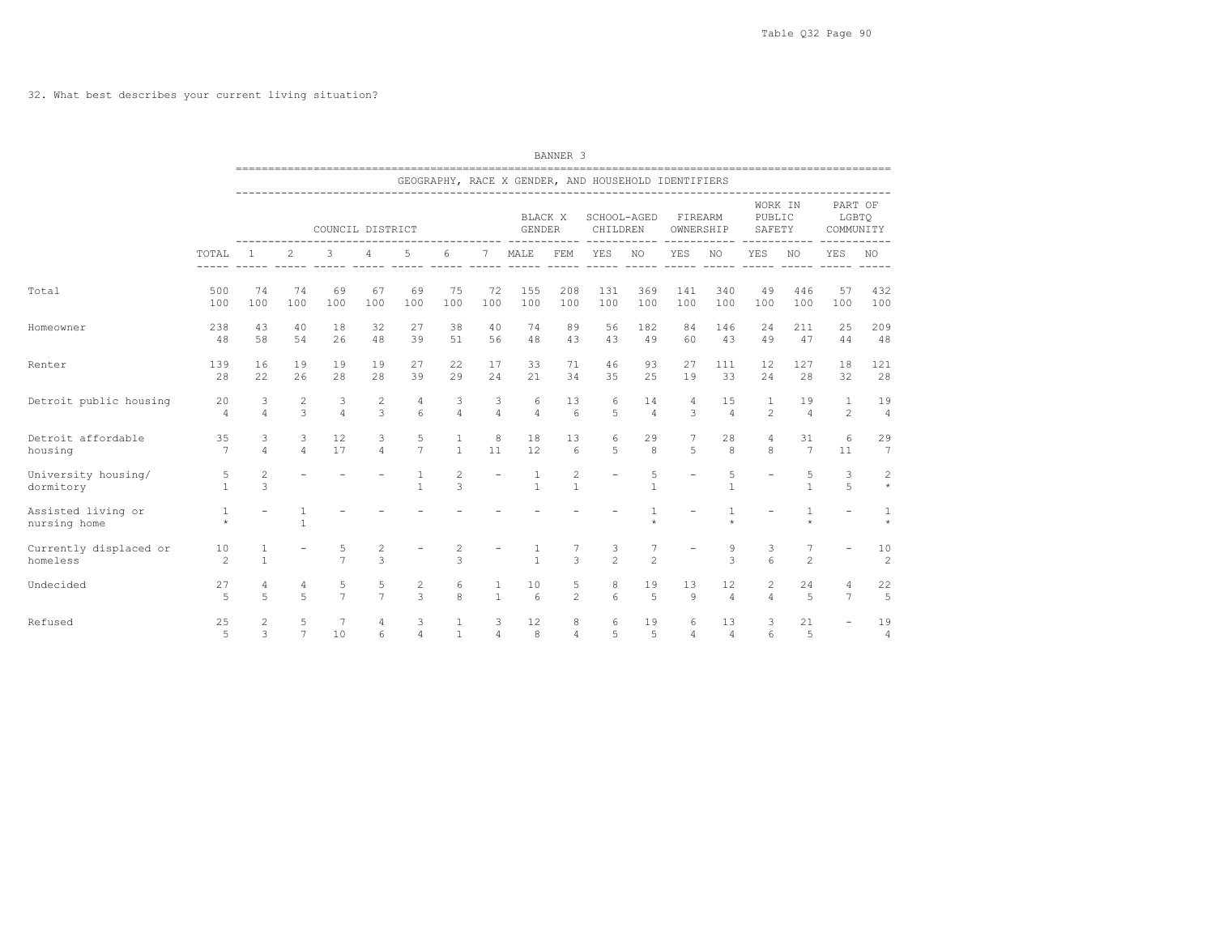32. What best describes your current living situation?

| | | BANNER 3 | | | | | | | | | | | | | | | | | |
|---|---|---|---|---|---|---|---|---|---|---|---|---|---|---|---|---|---|---|---|
| | | GEOGRAPHY, RACE X GENDER, AND HOUSEHOLD IDENTIFIERS | | | | | | | | | | | | | | | | | |
| | | COUNCIL DISTRICT | | | | | | | BLACK X GENDER | | SCHOOL-AGED CHILDREN | | FIREARM OWNERSHIP | | WORK IN PUBLIC SAFETY | | PART OF LGBTQ COMMUNITY | |
| | TOTAL | 1 | 2 | 3 | 4 | 5 | 6 | 7 | MALE | FEM | YES | NO | YES | NO | YES | NO | YES | NO |
| Total | 500 | 74 | 74 | 69 | 67 | 69 | 75 | 72 | 155 | 208 | 131 | 369 | 141 | 340 | 49 | 446 | 57 | 432 |
| | 100 | 100 | 100 | 100 | 100 | 100 | 100 | 100 | 100 | 100 | 100 | 100 | 100 | 100 | 100 | 100 | 100 | 100 |
| Homeowner | 238 | 43 | 40 | 18 | 32 | 27 | 38 | 40 | 74 | 89 | 56 | 182 | 84 | 146 | 24 | 211 | 25 | 209 |
| | 48 | 58 | 54 | 26 | 48 | 39 | 51 | 56 | 48 | 43 | 43 | 49 | 60 | 43 | 49 | 47 | 44 | 48 |
| Renter | 139 | 16 | 19 | 19 | 19 | 27 | 22 | 17 | 33 | 71 | 46 | 93 | 27 | 111 | 12 | 127 | 18 | 121 |
| | 28 | 22 | 26 | 28 | 28 | 39 | 29 | 24 | 21 | 34 | 35 | 25 | 19 | 33 | 24 | 28 | 32 | 28 |
| Detroit public housing | 20 | 3 | 2 | 3 | 2 | 4 | 3 | 3 | 6 | 13 | 6 | 14 | 4 | 15 | 1 | 19 | 1 | 19 |
| | 4 | 4 | 3 | 4 | 3 | 6 | 4 | 4 | 4 | 6 | 5 | 4 | 3 | 4 | 2 | 4 | 2 | 4 |
| Detroit affordable housing | 35 | 3 | 3 | 12 | 3 | 5 | 1 | 8 | 18 | 13 | 6 | 29 | 7 | 28 | 4 | 31 | 6 | 29 |
| | 7 | 4 | 4 | 17 | 4 | 7 | 1 | 11 | 12 | 6 | 5 | 8 | 5 | 8 | 8 | 7 | 11 | 7 |
| University housing/ dormitory | 5 | 2 | - | - | - | 1 | 2 | - | 1 | 2 | - | 5 | - | 5 | - | 5 | 3 | 2 |
| | 1 | 3 | | | | 1 | 3 | | 1 | 1 | | 1 | | 1 | | 1 | 5 | * |
| Assisted living or nursing home | 1 | - | 1 | - | - | - | - | - | - | - | - | 1 | - | 1 | - | 1 | - | 1 |
| | * | | 1 | | | | | | | | | * | | * | | * | | * |
| Currently displaced or homeless | 10 | 1 | - | 5 | 2 | - | 2 | - | 1 | 7 | 3 | 7 | - | 9 | 3 | 7 | - | 10 |
| | 2 | 1 | | 7 | 3 | | 3 | | 1 | 3 | 2 | 2 | | 3 | 6 | 2 | | 2 |
| Undecided | 27 | 4 | 4 | 5 | 5 | 2 | 6 | 1 | 10 | 5 | 8 | 19 | 13 | 12 | 2 | 24 | 4 | 22 |
| | 5 | 5 | 5 | 7 | 7 | 3 | 8 | 1 | 6 | 2 | 6 | 5 | 9 | 4 | 4 | 5 | 7 | 5 |
| Refused | 25 | 2 | 5 | 7 | 4 | 3 | 1 | 3 | 12 | 8 | 6 | 19 | 6 | 13 | 3 | 21 | - | 19 |
| | 5 | 3 | 7 | 10 | 6 | 4 | 1 | 4 | 8 | 4 | 5 | 5 | 4 | 4 | 6 | 5 | | 4 |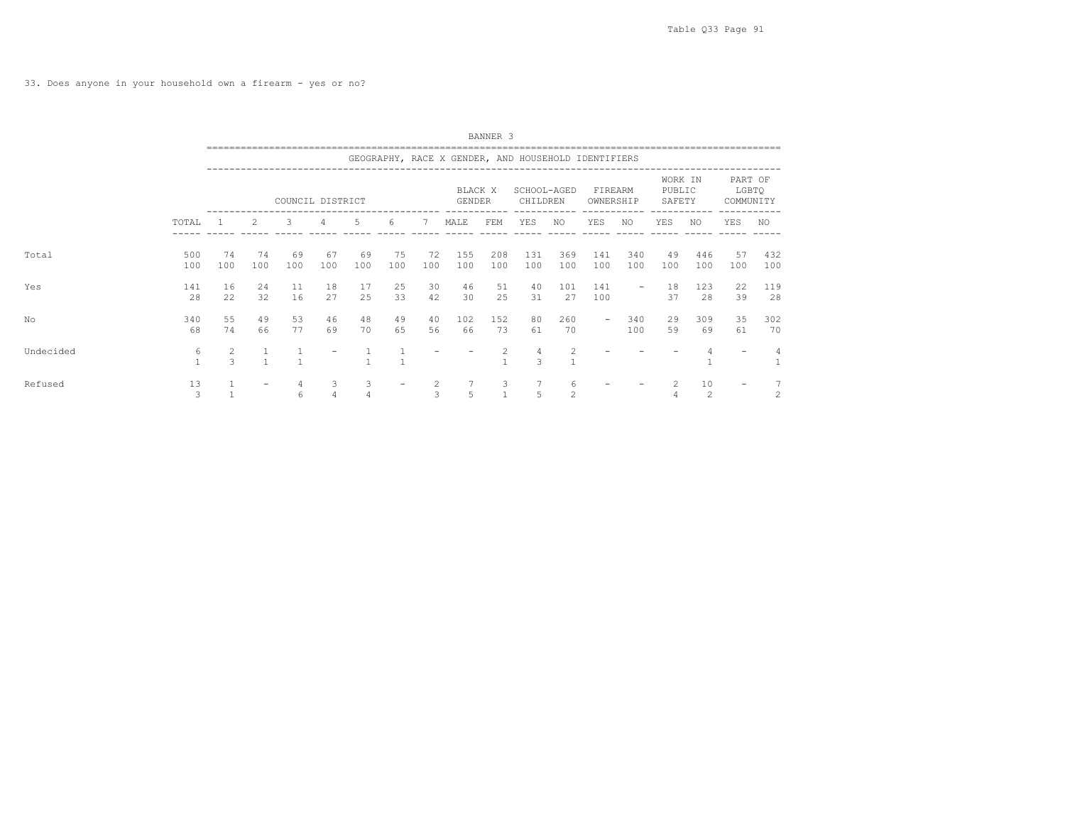33. Does anyone in your household own a firearm - yes or no?

BANNER 3

GEOGRAPHY, RACE X GENDER, AND HOUSEHOLD IDENTIFIERS

| | | COUNCIL DISTRICT | | | | | | | BLACK X GENDER | | SCHOOL-AGED CHILDREN | | FIREARM OWNERSHIP | | WORK IN PUBLIC SAFETY | | PART OF LGBTQ COMMUNITY | |
|---|---|---|---|---|---|---|---|---|---|---|---|---|---|---|---|---|---|---|
| | TOTAL | 1 | 2 | 3 | 4 | 5 | 6 | 7 | MALE | FEM | YES | NO | YES | NO | YES | NO | YES | NO |
| Total | 500 | 74 | 74 | 69 | 67 | 69 | 75 | 72 | 155 | 208 | 131 | 369 | 141 | 340 | 49 | 446 | 57 | 432 |
| | 100 | 100 | 100 | 100 | 100 | 100 | 100 | 100 | 100 | 100 | 100 | 100 | 100 | 100 | 100 | 100 | 100 | 100 |
| Yes | 141 | 16 | 24 | 11 | 18 | 17 | 25 | 30 | 46 | 51 | 40 | 101 | 141 | - | 18 | 123 | 22 | 119 |
| | 28 | 22 | 32 | 16 | 27 | 25 | 33 | 42 | 30 | 25 | 31 | 27 | 100 | | 37 | 28 | 39 | 28 |
| No | 340 | 55 | 49 | 53 | 46 | 48 | 49 | 40 | 102 | 152 | 80 | 260 | - | 340 | 29 | 309 | 35 | 302 |
| | 68 | 74 | 66 | 77 | 69 | 70 | 65 | 56 | 66 | 73 | 61 | 70 | | 100 | 59 | 69 | 61 | 70 |
| Undecided | 6 | 2 | 1 | 1 | - | 1 | 1 | - | - | 2 | 4 | 2 | - | - | - | 4 | - | 4 |
| | 1 | 3 | 1 | 1 | | 1 | 1 | | | 1 | 3 | 1 | | | | 1 | | 1 |
| Refused | 13 | 1 | - | 4 | 3 | 3 | - | 2 | 7 | 3 | 7 | 6 | - | - | 2 | 10 | - | 7 |
| | 3 | 1 | | 6 | 4 | 4 | | 3 | 5 | 1 | 5 | 2 | | | 4 | 2 | | 2 |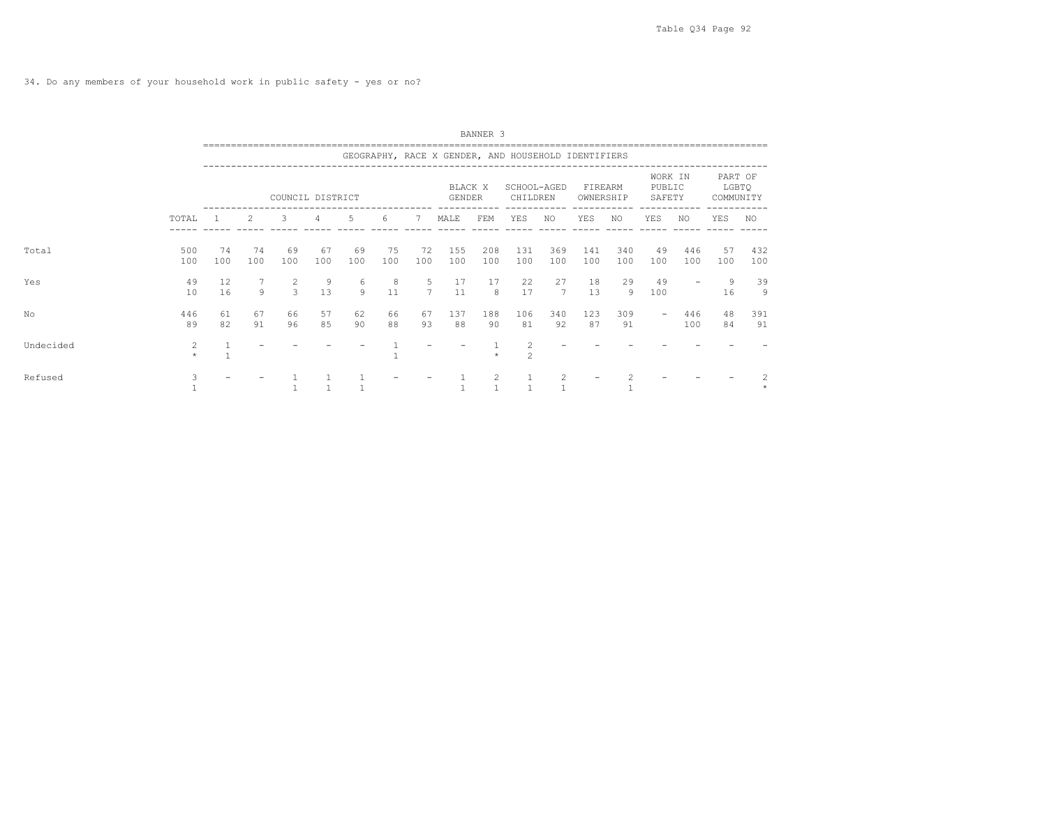34. Do any members of your household work in public safety - yes or no?

BANNER 3

GEOGRAPHY, RACE X GENDER, AND HOUSEHOLD IDENTIFIERS

| | | COUNCIL DISTRICT | | | | | | | BLACK X GENDER | | SCHOOL-AGED CHILDREN | | FIREARM OWNERSHIP | | WORK IN PUBLIC SAFETY | | PART OF LGBTQ COMMUNITY | |
|---|---|---|---|---|---|---|---|---|---|---|---|---|---|---|---|---|---|---|
| | TOTAL | 1 | 2 | 3 | 4 | 5 | 6 | 7 | MALE | FEM | YES | NO | YES | NO | YES | NO | YES | NO |
| Total | 500 | 74 | 74 | 69 | 67 | 69 | 75 | 72 | 155 | 208 | 131 | 369 | 141 | 340 | 49 | 446 | 57 | 432 |
| | 100 | 100 | 100 | 100 | 100 | 100 | 100 | 100 | 100 | 100 | 100 | 100 | 100 | 100 | 100 | 100 | 100 | 100 |
| Yes | 49 | 12 | 7 | 2 | 9 | 6 | 8 | 5 | 17 | 17 | 22 | 27 | 18 | 29 | 49 | - | 9 | 39 |
| | 10 | 16 | 9 | 3 | 13 | 9 | 11 | 7 | 11 | 8 | 17 | 7 | 13 | 9 | 100 | | 16 | 9 |
| No | 446 | 61 | 67 | 66 | 57 | 62 | 66 | 67 | 137 | 188 | 106 | 340 | 123 | 309 | - | 446 | 48 | 391 |
| | 89 | 82 | 91 | 96 | 85 | 90 | 88 | 93 | 88 | 90 | 81 | 92 | 87 | 91 | | 100 | 84 | 91 |
| Undecided | 2 | 1 | - | - | - | - | 1 | - | - | 1 | 2 | - | - | - | - | - | - | - |
| | * | 1 | | | | | 1 | | | * | 2 | | | | | | | |
| Refused | 3 | - | - | 1 | 1 | 1 | - | - | 1 | 2 | 1 | 2 | - | 2 | - | - | - | 2 |
| | 1 | | | 1 | 1 | 1 | | | 1 | 1 | 1 | 1 | | 1 | | | | * |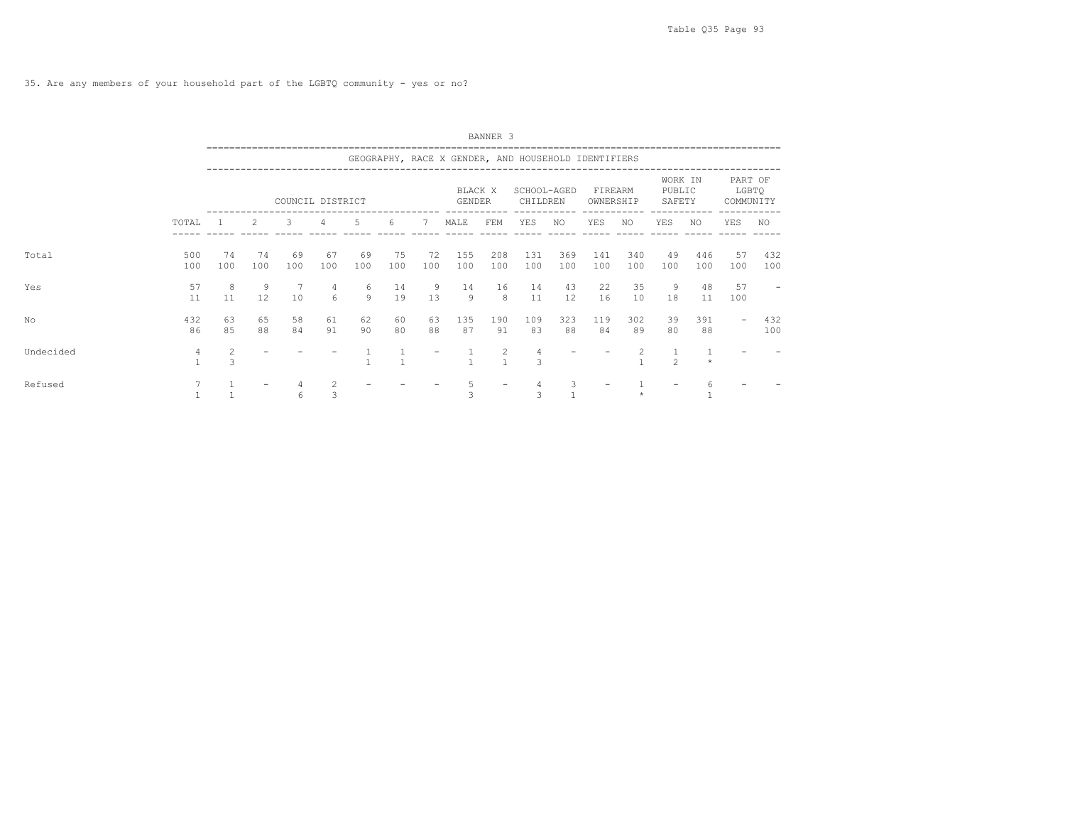35. Are any members of your household part of the LGBTQ community - yes or no?

BANNER 3

GEOGRAPHY, RACE X GENDER, AND HOUSEHOLD IDENTIFIERS

| | | COUNCIL DISTRICT | | | | | | | BLACK X GENDER | | SCHOOL-AGED CHILDREN | | FIREARM OWNERSHIP | | WORK IN PUBLIC SAFETY | | PART OF LGBTQ COMMUNITY | |
|---|---|---|---|---|---|---|---|---|---|---|---|---|---|---|---|---|---|---|
| | TOTAL | 1 | 2 | 3 | 4 | 5 | 6 | 7 | MALE | FEM | YES | NO | YES | NO | YES | NO | YES | NO |
| Total | 500 | 74 | 74 | 69 | 67 | 69 | 75 | 72 | 155 | 208 | 131 | 369 | 141 | 340 | 49 | 446 | 57 | 432 |
| | 100 | 100 | 100 | 100 | 100 | 100 | 100 | 100 | 100 | 100 | 100 | 100 | 100 | 100 | 100 | 100 | 100 | 100 |
| Yes | 57 | 8 | 9 | 7 | 4 | 6 | 14 | 9 | 14 | 16 | 14 | 43 | 22 | 35 | 9 | 48 | 57 | - |
| | 11 | 11 | 12 | 10 | 6 | 9 | 19 | 13 | 9 | 8 | 11 | 12 | 16 | 10 | 18 | 11 | 100 | |
| No | 432 | 63 | 65 | 58 | 61 | 62 | 60 | 63 | 135 | 190 | 109 | 323 | 119 | 302 | 39 | 391 | - | 432 |
| | 86 | 85 | 88 | 84 | 91 | 90 | 80 | 88 | 87 | 91 | 83 | 88 | 84 | 89 | 80 | 88 | | 100 |
| Undecided | 4 | 2 | - | - | - | 1 | 1 | - | 1 | 2 | 4 | - | - | 2 | 1 | 1 | - | - |
| | 1 | 3 | | | | 1 | 1 | | 1 | 1 | 3 | | | 1 | 2 | * | | |
| Refused | 7 | 1 | - | 4 | 2 | - | - | - | 5 | - | 4 | 3 | - | 1 | - | 6 | - | - |
| | 1 | 1 | | 6 | 3 | | | | 3 | | 3 | 1 | | * | | 1 | | |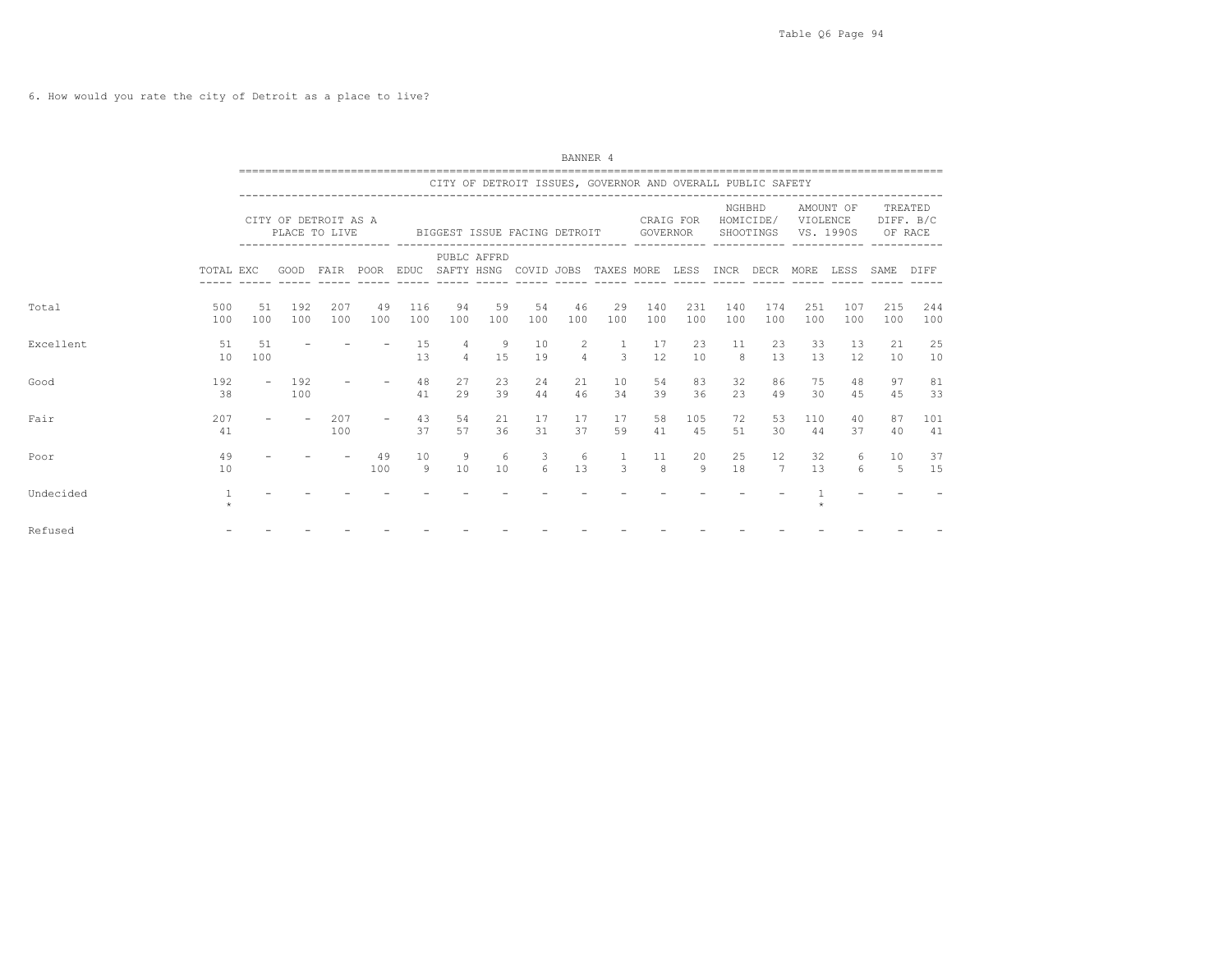6. How would you rate the city of Detroit as a place to live?

BANNER 4

CITY OF DETROIT ISSUES, GOVERNOR AND OVERALL PUBLIC SAFETY

| | TOTAL | CITY OF DETROIT AS A PLACE TO LIVE | | | | BIGGEST ISSUE FACING DETROIT | | | | | | CRAIG FOR GOVERNOR | | NGHBHD HOMICIDE/ SHOOTINGS | | AMOUNT OF VIOLENCE VS. 1990S | | TREATED DIFF. B/C OF RACE | |
|---|---|---|---|---|---|---|---|---|---|---|---|---|---|---|---|---|---|---|---|
| | | EXC | GOOD | FAIR | POOR | EDUC | PUBLC SAFTY | AFFRD HSNG | COVID | JOBS | TAXES | MORE | LESS | INCR | DECR | MORE | LESS | SAME | DIFF |
| Total | 500 | 51 | 192 | 207 | 49 | 116 | 94 | 59 | 54 | 46 | 29 | 140 | 231 | 140 | 174 | 251 | 107 | 215 | 244 |
| | 100 | 100 | 100 | 100 | 100 | 100 | 100 | 100 | 100 | 100 | 100 | 100 | 100 | 100 | 100 | 100 | 100 | 100 | 100 |
| Excellent | 51 | 51 | - | - | - | 15 | 4 | 9 | 10 | 2 | 1 | 17 | 23 | 11 | 23 | 33 | 13 | 21 | 25 |
| | 10 | 100 | | | | 13 | 4 | 15 | 19 | 4 | 3 | 12 | 10 | 8 | 13 | 13 | 12 | 10 | 10 |
| Good | 192 | - | 192 | - | - | 48 | 27 | 23 | 24 | 21 | 10 | 54 | 83 | 32 | 86 | 75 | 48 | 97 | 81 |
| | 38 | | 100 | | | 41 | 29 | 39 | 44 | 46 | 34 | 39 | 36 | 23 | 49 | 30 | 45 | 45 | 33 |
| Fair | 207 | - | - | 207 | - | 43 | 54 | 21 | 17 | 17 | 17 | 58 | 105 | 72 | 53 | 110 | 40 | 87 | 101 |
| | 41 | | | 100 | | 37 | 57 | 36 | 31 | 37 | 59 | 41 | 45 | 51 | 30 | 44 | 37 | 40 | 41 |
| Poor | 49 | - | - | - | 49 | 10 | 9 | 6 | 3 | 6 | 1 | 11 | 20 | 25 | 12 | 32 | 6 | 10 | 37 |
| | 10 | | | | 100 | 9 | 10 | 10 | 6 | 13 | 3 | 8 | 9 | 18 | 7 | 13 | 6 | 5 | 15 |
| Undecided | 1 | - | - | - | - | - | - | - | - | - | - | - | - | - | - | 1 | - | - | - |
| | * | | | | | | | | | | | | | | | * | | | |
| Refused | - | - | - | - | - | - | - | - | - | - | - | - | - | - | - | - | - | - | - |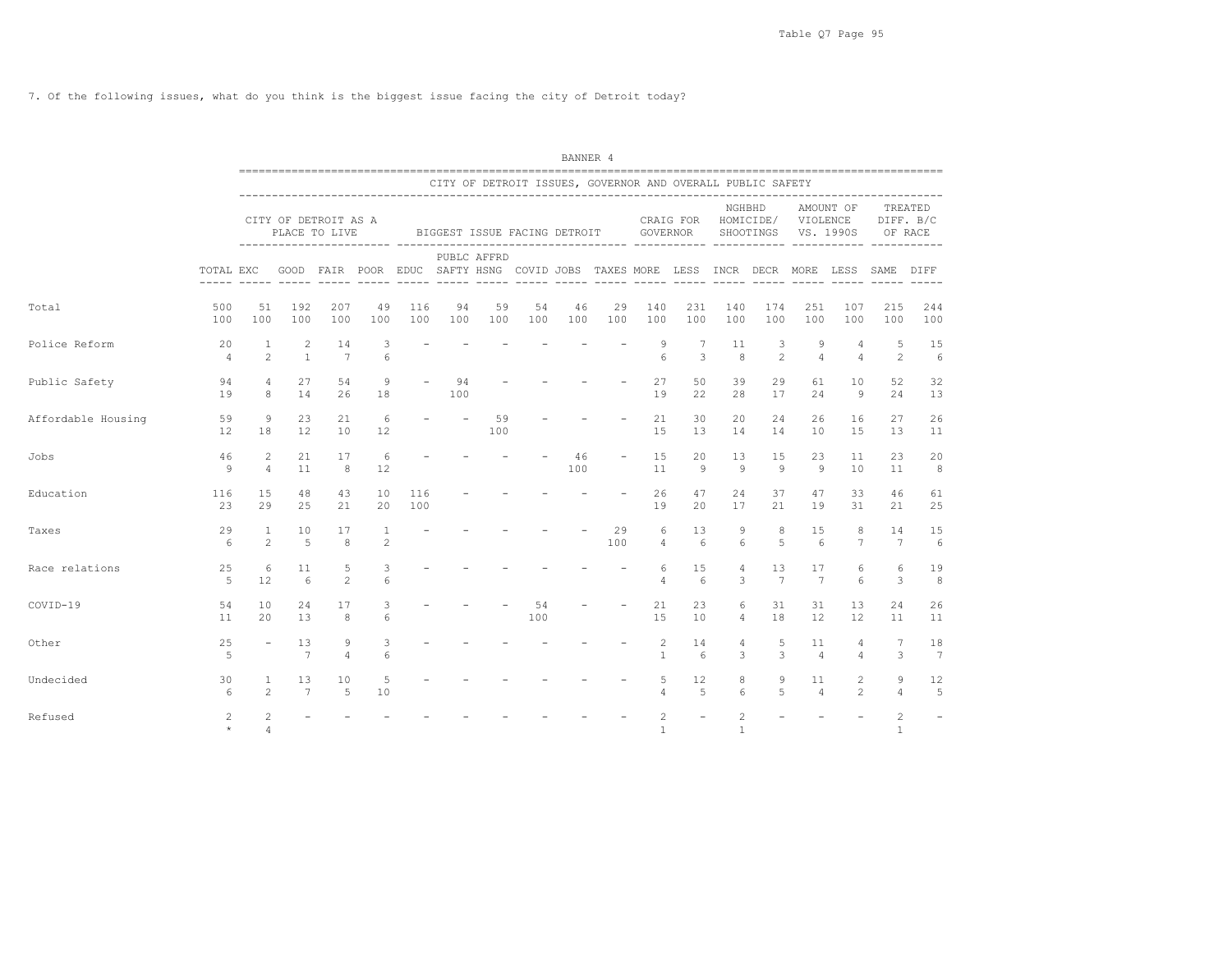7. Of the following issues, what do you think is the biggest issue facing the city of Detroit today?

BANNER 4

| | | CITY OF DETROIT ISSUES, GOVERNOR AND OVERALL PUBLIC SAFETY | | | | | | | | | | | | | | | | | |
|---|---|---|---|---|---|---|---|---|---|---|---|---|---|---|---|---|---|---|---|
| | | CITY OF DETROIT AS A PLACE TO LIVE | | | | BIGGEST ISSUE FACING DETROIT | | | | | | CRAIG FOR GOVERNOR | | NGHBHD HOMICIDE/ SHOOTINGS | | AMOUNT OF VIOLENCE VS. 1990S | | TREATED DIFF. B/C OF RACE | |
| | TOTAL | EXC | GOOD | FAIR | POOR | EDUC | PUBLC SAFTY | AFFRD HSNG | COVID | JOBS | TAXES | MORE | LESS | INCR | DECR | MORE | LESS | SAME | DIFF |
| Total | 500 | 51 | 192 | 207 | 49 | 116 | 94 | 59 | 54 | 46 | 29 | 140 | 231 | 140 | 174 | 251 | 107 | 215 | 244 |
| | 100 | 100 | 100 | 100 | 100 | 100 | 100 | 100 | 100 | 100 | 100 | 100 | 100 | 100 | 100 | 100 | 100 | 100 | 100 |
| Police Reform | 20 | 1 | 2 | 14 | 3 | - | - | - | - | - | - | 9 | 7 | 11 | 3 | 9 | 4 | 5 | 15 |
| | 4 | 2 | 1 | 7 | 6 | | | | | | | 6 | 3 | 8 | 2 | 4 | 4 | 2 | 6 |
| Public Safety | 94 | 4 | 27 | 54 | 9 | - | 94 | - | - | - | - | 27 | 50 | 39 | 29 | 61 | 10 | 52 | 32 |
| | 19 | 8 | 14 | 26 | 18 | | 100 | | | | | 19 | 22 | 28 | 17 | 24 | 9 | 24 | 13 |
| Affordable Housing | 59 | 9 | 23 | 21 | 6 | - | - | 59 | - | - | - | 21 | 30 | 20 | 24 | 26 | 16 | 27 | 26 |
| | 12 | 18 | 12 | 10 | 12 | | | 100 | | | | 15 | 13 | 14 | 14 | 10 | 15 | 13 | 11 |
| Jobs | 46 | 2 | 21 | 17 | 6 | - | - | - | - | 46 | - | 15 | 20 | 13 | 15 | 23 | 11 | 23 | 20 |
| | 9 | 4 | 11 | 8 | 12 | | | | | 100 | | 11 | 9 | 9 | 9 | 9 | 10 | 11 | 8 |
| Education | 116 | 15 | 48 | 43 | 10 | 116 | - | - | - | - | - | 26 | 47 | 24 | 37 | 47 | 33 | 46 | 61 |
| | 23 | 29 | 25 | 21 | 20 | 100 | | | | | | 19 | 20 | 17 | 21 | 19 | 31 | 21 | 25 |
| Taxes | 29 | 1 | 10 | 17 | 1 | - | - | - | - | - | 29 | 6 | 13 | 9 | 8 | 15 | 8 | 14 | 15 |
| | 6 | 2 | 5 | 8 | 2 | | | | | | 100 | 4 | 6 | 6 | 5 | 6 | 7 | 7 | 6 |
| Race relations | 25 | 6 | 11 | 5 | 3 | - | - | - | - | - | - | 6 | 15 | 4 | 13 | 17 | 6 | 6 | 19 |
| | 5 | 12 | 6 | 2 | 6 | | | | | | | 4 | 6 | 3 | 7 | 7 | 6 | 3 | 8 |
| COVID-19 | 54 | 10 | 24 | 17 | 3 | - | - | - | 54 | - | - | 21 | 23 | 6 | 31 | 31 | 13 | 24 | 26 |
| | 11 | 20 | 13 | 8 | 6 | | | | 100 | | | 15 | 10 | 4 | 18 | 12 | 12 | 11 | 11 |
| Other | 25 | - | 13 | 9 | 3 | - | - | - | - | - | - | 2 | 14 | 4 | 5 | 11 | 4 | 7 | 18 |
| | 5 | | 7 | 4 | 6 | | | | | | | 1 | 6 | 3 | 3 | 4 | 4 | 3 | 7 |
| Undecided | 30 | 1 | 13 | 10 | 5 | - | - | - | - | - | - | 5 | 12 | 8 | 9 | 11 | 2 | 9 | 12 |
| | 6 | 2 | 7 | 5 | 10 | | | | | | | 4 | 5 | 6 | 5 | 4 | 2 | 4 | 5 |
| Refused | 2 | 2 | - | - | - | - | - | - | - | - | - | 2 | - | 2 | - | - | - | 2 | - |
| | * | 4 | | | | | | | | | | 1 | | 1 | | | | 1 | |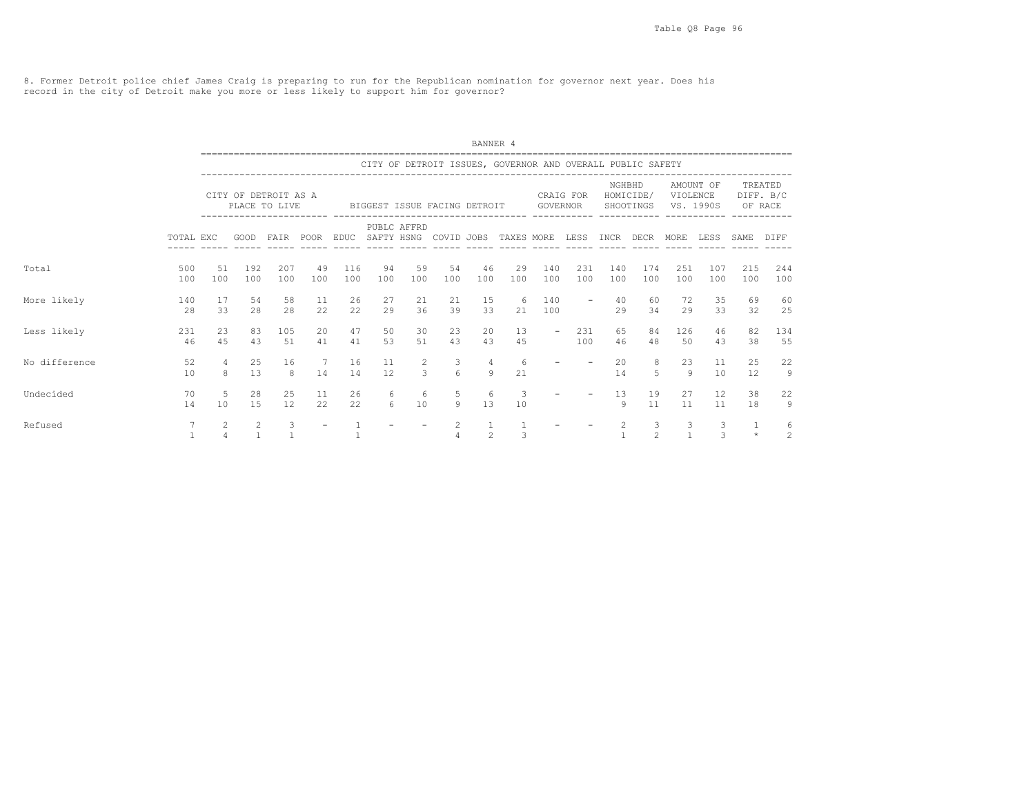8. Former Detroit police chief James Craig is preparing to run for the Republican nomination for governor next year. Does his record in the city of Detroit make you more or less likely to support him for governor?

BANNER 4

CITY OF DETROIT ISSUES, GOVERNOR AND OVERALL PUBLIC SAFETY

| | TOTAL | CITY OF DETROIT AS A PLACE TO LIVE | | | | BIGGEST ISSUE FACING DETROIT | | | | | | CRAIG FOR GOVERNOR | | NGHBHD HOMICIDE/ SHOOTINGS | | AMOUNT OF VIOLENCE VS. 1990S | | TREATED DIFF. B/C OF RACE | |
|---|---|---|---|---|---|---|---|---|---|---|---|---|---|---|---|---|---|---|---|
| | | EXC | GOOD | FAIR | POOR | EDUC | PUBLC SAFTY | AFFRD HSNG | COVID | JOBS | TAXES | MORE | LESS | INCR | DECR | MORE | LESS | SAME | DIFF |
| Total | 500 | 51 | 192 | 207 | 49 | 116 | 94 | 59 | 54 | 46 | 29 | 140 | 231 | 140 | 174 | 251 | 107 | 215 | 244 |
| | 100 | 100 | 100 | 100 | 100 | 100 | 100 | 100 | 100 | 100 | 100 | 100 | 100 | 100 | 100 | 100 | 100 | 100 | 100 |
| More likely | 140 | 17 | 54 | 58 | 11 | 26 | 27 | 21 | 21 | 15 | 6 | 140 | - | 40 | 60 | 72 | 35 | 69 | 60 |
| | 28 | 33 | 28 | 28 | 22 | 22 | 29 | 36 | 39 | 33 | 21 | 100 | | 29 | 34 | 29 | 33 | 32 | 25 |
| Less likely | 231 | 23 | 83 | 105 | 20 | 47 | 50 | 30 | 23 | 20 | 13 | - | 231 | 65 | 84 | 126 | 46 | 82 | 134 |
| | 46 | 45 | 43 | 51 | 41 | 41 | 53 | 51 | 43 | 43 | 45 | | 100 | 46 | 48 | 50 | 43 | 38 | 55 |
| No difference | 52 | 4 | 25 | 16 | 7 | 16 | 11 | 2 | 3 | 4 | 6 | - | - | 20 | 8 | 23 | 11 | 25 | 22 |
| | 10 | 8 | 13 | 8 | 14 | 14 | 12 | 3 | 6 | 9 | 21 | | | 14 | 5 | 9 | 10 | 12 | 9 |
| Undecided | 70 | 5 | 28 | 25 | 11 | 26 | 6 | 6 | 5 | 6 | 3 | - | - | 13 | 19 | 27 | 12 | 38 | 22 |
| | 14 | 10 | 15 | 12 | 22 | 22 | 6 | 10 | 9 | 13 | 10 | | | 9 | 11 | 11 | 11 | 18 | 9 |
| Refused | 7 | 2 | 2 | 3 | - | 1 | - | - | 2 | 1 | 1 | - | - | 2 | 3 | 3 | 3 | 1 | 6 |
| | 1 | 4 | 1 | 1 | | 1 | | | 4 | 2 | 3 | | | 1 | 2 | 1 | 3 | * | 2 |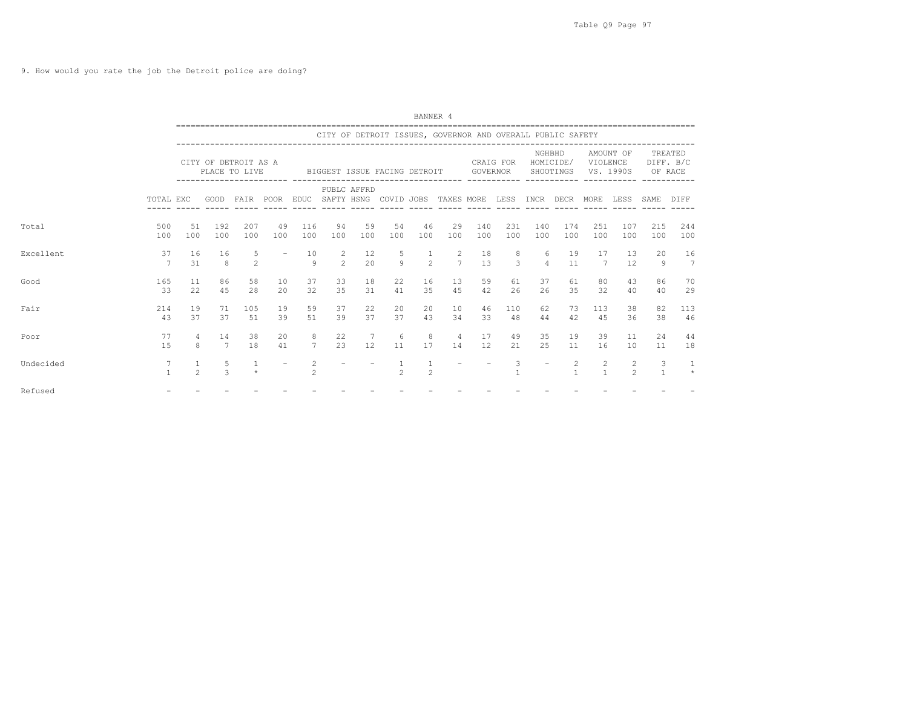9. How would you rate the job the Detroit police are doing?

BANNER 4

| | | CITY OF DETROIT ISSUES, GOVERNOR AND OVERALL PUBLIC SAFETY | | | | | | | | | | | | | | | | | |
|---|---|---|---|---|---|---|---|---|---|---|---|---|---|---|---|---|---|---|---|
| | | CITY OF DETROIT AS A PLACE TO LIVE | | | | BIGGEST ISSUE FACING DETROIT | | | | | | CRAIG FOR GOVERNOR | | NGHBHD HOMICIDE/ SHOOTINGS | | AMOUNT OF VIOLENCE VS. 1990S | | TREATED DIFF. B/C OF RACE | |
| | TOTAL | EXC | GOOD | FAIR | POOR | EDUC | PUBLC SAFTY | AFFRD HSNG | COVID | JOBS | TAXES | MORE | LESS | INCR | DECR | MORE | LESS | SAME | DIFF |
| Total | 500 | 51 | 192 | 207 | 49 | 116 | 94 | 59 | 54 | 46 | 29 | 140 | 231 | 140 | 174 | 251 | 107 | 215 | 244 |
| | 100 | 100 | 100 | 100 | 100 | 100 | 100 | 100 | 100 | 100 | 100 | 100 | 100 | 100 | 100 | 100 | 100 | 100 | 100 |
| Excellent | 37 | 16 | 16 | 5 | - | 10 | 2 | 12 | 5 | 1 | 2 | 18 | 8 | 6 | 19 | 17 | 13 | 20 | 16 |
| | 7 | 31 | 8 | 2 | | 9 | 2 | 20 | 9 | 2 | 7 | 13 | 3 | 4 | 11 | 7 | 12 | 9 | 7 |
| Good | 165 | 11 | 86 | 58 | 10 | 37 | 33 | 18 | 22 | 16 | 13 | 59 | 61 | 37 | 61 | 80 | 43 | 86 | 70 |
| | 33 | 22 | 45 | 28 | 20 | 32 | 35 | 31 | 41 | 35 | 45 | 42 | 26 | 26 | 35 | 32 | 40 | 40 | 29 |
| Fair | 214 | 19 | 71 | 105 | 19 | 59 | 37 | 22 | 20 | 20 | 10 | 46 | 110 | 62 | 73 | 113 | 38 | 82 | 113 |
| | 43 | 37 | 37 | 51 | 39 | 51 | 39 | 37 | 37 | 43 | 34 | 33 | 48 | 44 | 42 | 45 | 36 | 38 | 46 |
| Poor | 77 | 4 | 14 | 38 | 20 | 8 | 22 | 7 | 6 | 8 | 4 | 17 | 49 | 35 | 19 | 39 | 11 | 24 | 44 |
| | 15 | 8 | 7 | 18 | 41 | 7 | 23 | 12 | 11 | 17 | 14 | 12 | 21 | 25 | 11 | 16 | 10 | 11 | 18 |
| Undecided | 7 | 1 | 5 | 1 | - | 2 | - | - | 1 | 1 | - | - | 3 | - | 2 | 2 | 2 | 3 | 1 |
| | 1 | 2 | 3 | * | | 2 | | | 2 | 2 | | | 1 | | 1 | 1 | 2 | 1 | * |
| Refused | - | - | - | - | - | - | - | - | - | - | - | - | - | - | - | - | - | - | - |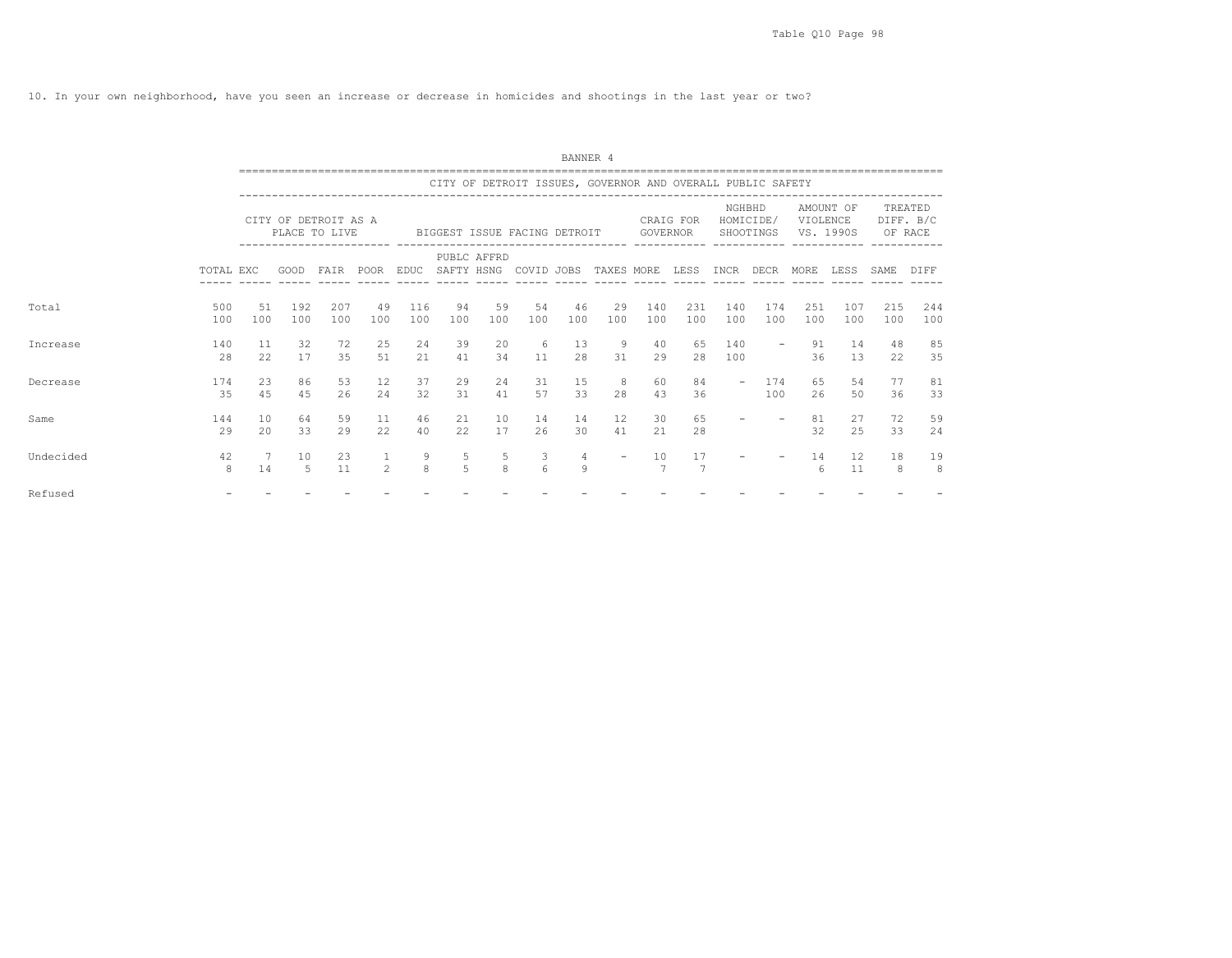10. In your own neighborhood, have you seen an increase or decrease in homicides and shootings in the last year or two?

BANNER 4

| | | CITY OF DETROIT ISSUES, GOVERNOR AND OVERALL PUBLIC SAFETY | | | | | | | | | | | | | | | | | |
|---|---|---|---|---|---|---|---|---|---|---|---|---|---|---|---|---|---|---|---|
| | | CITY OF DETROIT AS A PLACE TO LIVE | | | | BIGGEST ISSUE FACING DETROIT | | | | | | CRAIG FOR GOVERNOR | | NGHBHD HOMICIDE/ SHOOTINGS | | AMOUNT OF VIOLENCE VS. 1990S | | TREATED DIFF. B/C OF RACE | |
| | TOTAL | EXC | GOOD | FAIR | POOR | EDUC | PUBLC SAFTY | AFFRD HSNG | COVID | JOBS | TAXES | MORE | LESS | INCR | DECR | MORE | LESS | SAME | DIFF |
| Total | 500 | 51 | 192 | 207 | 49 | 116 | 94 | 59 | 54 | 46 | 29 | 140 | 231 | 140 | 174 | 251 | 107 | 215 | 244 |
| | 100 | 100 | 100 | 100 | 100 | 100 | 100 | 100 | 100 | 100 | 100 | 100 | 100 | 100 | 100 | 100 | 100 | 100 | 100 |
| Increase | 140 | 11 | 32 | 72 | 25 | 24 | 39 | 20 | 6 | 13 | 9 | 40 | 65 | 140 | - | 91 | 14 | 48 | 85 |
| | 28 | 22 | 17 | 35 | 51 | 21 | 41 | 34 | 11 | 28 | 31 | 29 | 28 | 100 | | 36 | 13 | 22 | 35 |
| Decrease | 174 | 23 | 86 | 53 | 12 | 37 | 29 | 24 | 31 | 15 | 8 | 60 | 84 | - | 174 | 65 | 54 | 77 | 81 |
| | 35 | 45 | 45 | 26 | 24 | 32 | 31 | 41 | 57 | 33 | 28 | 43 | 36 | | 100 | 26 | 50 | 36 | 33 |
| Same | 144 | 10 | 64 | 59 | 11 | 46 | 21 | 10 | 14 | 14 | 12 | 30 | 65 | - | - | 81 | 27 | 72 | 59 |
| | 29 | 20 | 33 | 29 | 22 | 40 | 22 | 17 | 26 | 30 | 41 | 21 | 28 | | | 32 | 25 | 33 | 24 |
| Undecided | 42 | 7 | 10 | 23 | 1 | 9 | 5 | 5 | 3 | 4 | - | 10 | 17 | - | - | 14 | 12 | 18 | 19 |
| | 8 | 14 | 5 | 11 | 2 | 8 | 5 | 8 | 6 | 9 | | 7 | 7 | | | 6 | 11 | 8 | 8 |
| Refused | - | - | - | - | - | - | - | - | - | - | - | - | - | - | - | - | - | - | - |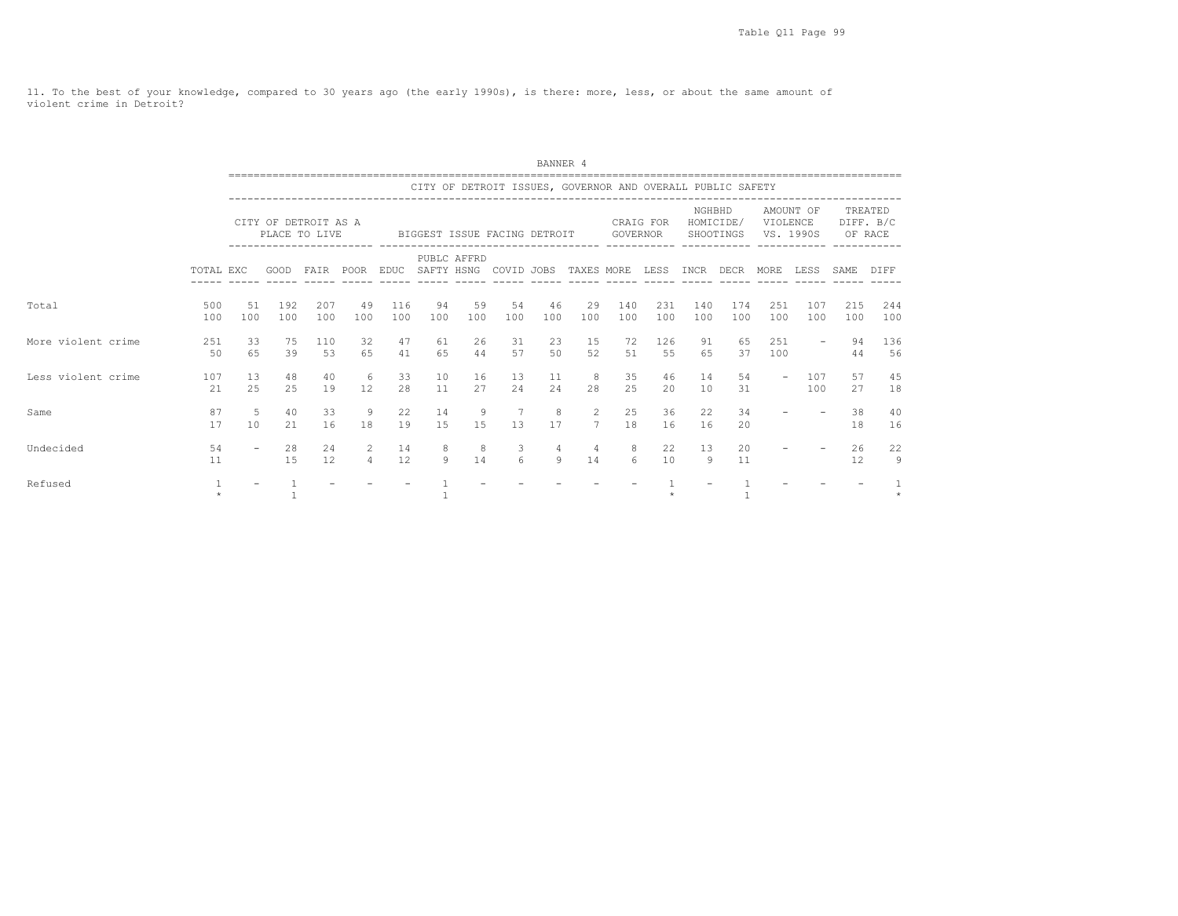11. To the best of your knowledge, compared to 30 years ago (the early 1990s), is there: more, less, or about the same amount of violent crime in Detroit?

BANNER 4

CITY OF DETROIT ISSUES, GOVERNOR AND OVERALL PUBLIC SAFETY

| | | CITY OF DETROIT AS A PLACE TO LIVE | | | | BIGGEST ISSUE FACING DETROIT | | | | | | CRAIG FOR GOVERNOR | | NGHBHD HOMICIDE/ SHOOTINGS | | AMOUNT OF VIOLENCE VS. 1990S | | TREATED DIFF. B/C OF RACE | |
|---|---|---|---|---|---|---|---|---|---|---|---|---|---|---|---|---|---|---|---|
| | TOTAL | EXC | GOOD | FAIR | POOR | EDUC | PUBLC SAFTY | AFFRD HSNG | COVID | JOBS | TAXES | MORE | LESS | INCR | DECR | MORE | LESS | SAME | DIFF |
| Total | 500 | 51 | 192 | 207 | 49 | 116 | 94 | 59 | 54 | 46 | 29 | 140 | 231 | 140 | 174 | 251 | 107 | 215 | 244 |
| | 100 | 100 | 100 | 100 | 100 | 100 | 100 | 100 | 100 | 100 | 100 | 100 | 100 | 100 | 100 | 100 | 100 | 100 | 100 |
| More violent crime | 251 | 33 | 75 | 110 | 32 | 47 | 61 | 26 | 31 | 23 | 15 | 72 | 126 | 91 | 65 | 251 | - | 94 | 136 |
| | 50 | 65 | 39 | 53 | 65 | 41 | 65 | 44 | 57 | 50 | 52 | 51 | 55 | 65 | 37 | 100 | | 44 | 56 |
| Less violent crime | 107 | 13 | 48 | 40 | 6 | 33 | 10 | 16 | 13 | 11 | 8 | 35 | 46 | 14 | 54 | - | 107 | 57 | 45 |
| | 21 | 25 | 25 | 19 | 12 | 28 | 11 | 27 | 24 | 24 | 28 | 25 | 20 | 10 | 31 | | 100 | 27 | 18 |
| Same | 87 | 5 | 40 | 33 | 9 | 22 | 14 | 9 | 7 | 8 | 2 | 25 | 36 | 22 | 34 | - | - | 38 | 40 |
| | 17 | 10 | 21 | 16 | 18 | 19 | 15 | 15 | 13 | 17 | 7 | 18 | 16 | 16 | 20 | | | 18 | 16 |
| Undecided | 54 | - | 28 | 24 | 2 | 14 | 8 | 8 | 3 | 4 | 4 | 8 | 22 | 13 | 20 | - | - | 26 | 22 |
| | 11 | | 15 | 12 | 4 | 12 | 9 | 14 | 6 | 9 | 14 | 6 | 10 | 9 | 11 | | | 12 | 9 |
| Refused | 1 | - | 1 | - | - | - | 1 | - | - | - | - | - | 1 | - | 1 | - | - | - | 1 |
| | * | | 1 | | | | 1 | | | | | | * | | 1 | | | | * |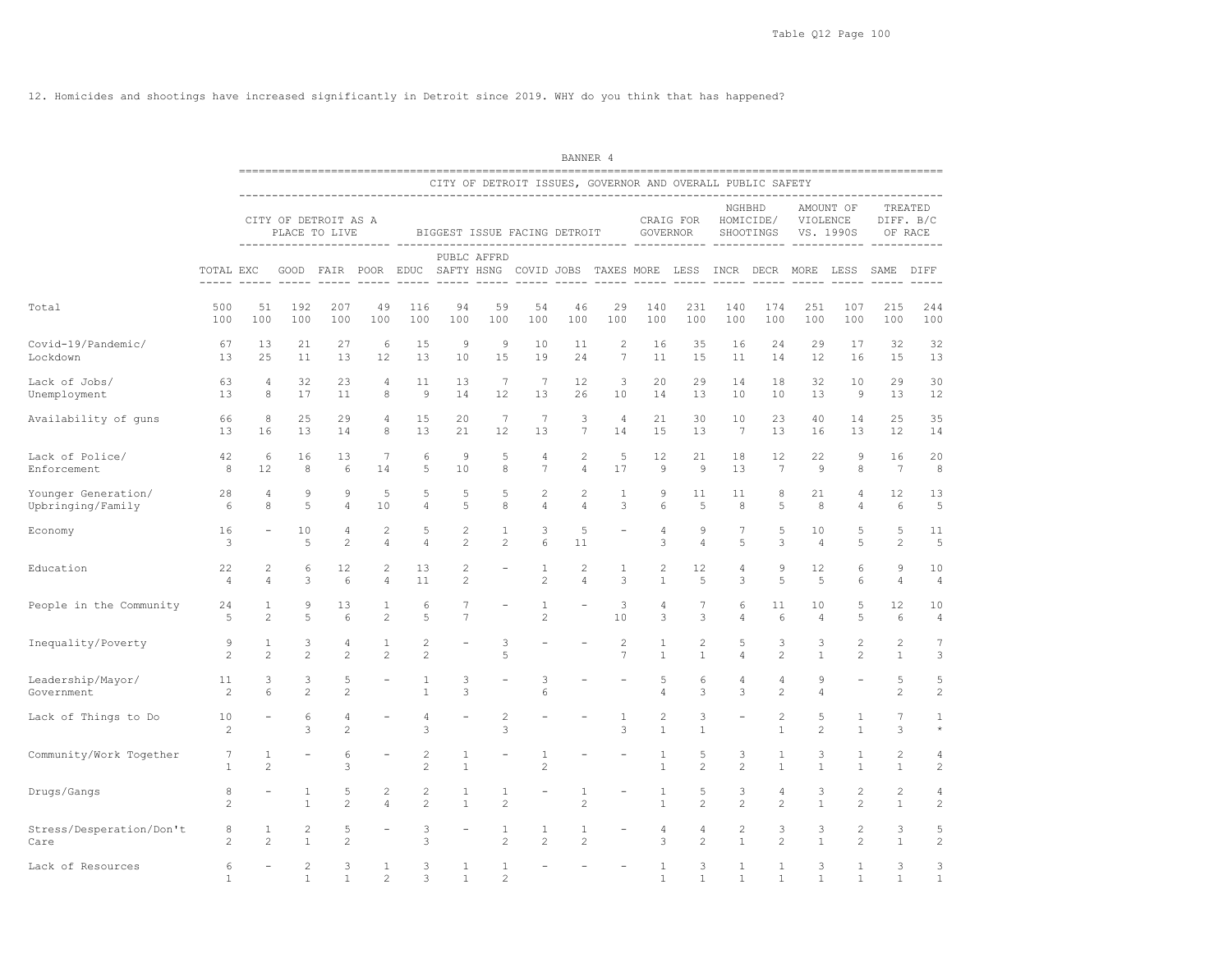12. Homicides and shootings have increased significantly in Detroit since 2019. WHY do you think that has happened?

BANNER 4

| | | CITY OF DETROIT ISSUES, GOVERNOR AND OVERALL PUBLIC SAFETY | | | | | | | | | | | | | | | | | |
|---|---|---|---|---|---|---|---|---|---|---|---|---|---|---|---|---|---|---|---|
| | | CITY OF DETROIT AS A PLACE TO LIVE | | | | BIGGEST ISSUE FACING DETROIT | | | | | | CRAIG FOR GOVERNOR | | NGHBHD HOMICIDE/ SHOOTINGS | | AMOUNT OF VIOLENCE VS. 1990S | | TREATED DIFF. B/C OF RACE | |
| | TOTAL | EXC | GOOD | FAIR | POOR | EDUC | PUBLC SAFTY | AFFRD HSNG | COVID | JOBS | TAXES | MORE | LESS | INCR | DECR | MORE | LESS | SAME | DIFF |
| Total | 500 | 51 | 192 | 207 | 49 | 116 | 94 | 59 | 54 | 46 | 29 | 140 | 231 | 140 | 174 | 251 | 107 | 215 | 244 |
| | 100 | 100 | 100 | 100 | 100 | 100 | 100 | 100 | 100 | 100 | 100 | 100 | 100 | 100 | 100 | 100 | 100 | 100 | 100 |
| Covid-19/Pandemic/ Lockdown | 67 | 13 | 21 | 27 | 6 | 15 | 9 | 9 | 10 | 11 | 2 | 16 | 35 | 16 | 24 | 29 | 17 | 32 | 32 |
| | 13 | 25 | 11 | 13 | 12 | 13 | 10 | 15 | 19 | 24 | 7 | 11 | 15 | 11 | 14 | 12 | 16 | 15 | 13 |
| Lack of Jobs/ Unemployment | 63 | 4 | 32 | 23 | 4 | 11 | 13 | 7 | 7 | 12 | 3 | 20 | 29 | 14 | 18 | 32 | 10 | 29 | 30 |
| | 13 | 8 | 17 | 11 | 8 | 9 | 14 | 12 | 13 | 26 | 10 | 14 | 13 | 10 | 10 | 13 | 9 | 13 | 12 |
| Availability of guns | 66 | 8 | 25 | 29 | 4 | 15 | 20 | 7 | 7 | 3 | 4 | 21 | 30 | 10 | 23 | 40 | 14 | 25 | 35 |
| | 13 | 16 | 13 | 14 | 8 | 13 | 21 | 12 | 13 | 7 | 14 | 15 | 13 | 7 | 13 | 16 | 13 | 12 | 14 |
| Lack of Police/ Enforcement | 42 | 6 | 16 | 13 | 7 | 6 | 9 | 5 | 4 | 2 | 5 | 12 | 21 | 18 | 12 | 22 | 9 | 16 | 20 |
| | 8 | 12 | 8 | 6 | 14 | 5 | 10 | 8 | 7 | 4 | 17 | 9 | 9 | 13 | 7 | 9 | 8 | 7 | 8 |
| Younger Generation/ Upbringing/Family | 28 | 4 | 9 | 9 | 5 | 5 | 5 | 5 | 2 | 2 | 1 | 9 | 11 | 11 | 8 | 21 | 4 | 12 | 13 |
| | 6 | 8 | 5 | 4 | 10 | 4 | 5 | 8 | 4 | 4 | 3 | 6 | 5 | 8 | 5 | 8 | 4 | 6 | 5 |
| Economy | 16 | - | 10 | 4 | 2 | 5 | 2 | 1 | 3 | 5 | - | 4 | 9 | 7 | 5 | 10 | 5 | 5 | 11 |
| | 3 | | 5 | 2 | 4 | 4 | 2 | 2 | 6 | 11 | | 3 | 4 | 5 | 3 | 4 | 5 | 2 | 5 |
| Education | 22 | 2 | 6 | 12 | 2 | 13 | 2 | - | 1 | 2 | 1 | 2 | 12 | 4 | 9 | 12 | 6 | 9 | 10 |
| | 4 | 4 | 3 | 6 | 4 | 11 | 2 | | 2 | 4 | 3 | 1 | 5 | 3 | 5 | 5 | 6 | 4 | 4 |
| People in the Community | 24 | 1 | 9 | 13 | 1 | 6 | 7 | - | 1 | - | 3 | 4 | 7 | 6 | 11 | 10 | 5 | 12 | 10 |
| | 5 | 2 | 5 | 6 | 2 | 5 | 7 | | 2 | | 10 | 3 | 3 | 4 | 6 | 4 | 5 | 6 | 4 |
| Inequality/Poverty | 9 | 1 | 3 | 4 | 1 | 2 | - | 3 | - | - | 2 | 1 | 2 | 5 | 3 | 3 | 2 | 2 | 7 |
| | 2 | 2 | 2 | 2 | 2 | 2 | | 5 | | | 7 | 1 | 1 | 4 | 2 | 1 | 2 | 1 | 3 |
| Leadership/Mayor/ Government | 11 | 3 | 3 | 5 | - | 1 | 3 | - | 3 | - | - | 5 | 6 | 4 | 4 | 9 | - | 5 | 5 |
| | 2 | 6 | 2 | 2 | | 1 | 3 | | 6 | | | 4 | 3 | 3 | 2 | 4 | | 2 | 2 |
| Lack of Things to Do | 10 | - | 6 | 4 | - | 4 | - | 2 | - | - | 1 | 2 | 3 | - | 2 | 5 | 1 | 7 | 1 |
| | 2 | | 3 | 2 | | 3 | | 3 | | | 3 | 1 | 1 | | 1 | 2 | 1 | 3 | * |
| Community/Work Together | 7 | 1 | - | 6 | - | 2 | 1 | - | 1 | - | - | 1 | 5 | 3 | 1 | 3 | 1 | 2 | 4 |
| | 1 | 2 | | 3 | | 2 | 1 | | 2 | | | 1 | 2 | 2 | 1 | 1 | 1 | 1 | 2 |
| Drugs/Gangs | 8 | - | 1 | 5 | 2 | 2 | 1 | 1 | - | 1 | - | 1 | 5 | 3 | 4 | 3 | 2 | 2 | 4 |
| | 2 | | 1 | 2 | 4 | 2 | 1 | 2 | | 2 | | 1 | 2 | 2 | 2 | 1 | 2 | 1 | 2 |
| Stress/Desperation/Don't Care | 8 | 1 | 2 | 5 | - | 3 | - | 1 | 1 | 1 | - | 4 | 4 | 2 | 3 | 3 | 2 | 3 | 5 |
| | 2 | 2 | 1 | 2 | | 3 | | 2 | 2 | 2 | | 3 | 2 | 1 | 2 | 1 | 2 | 1 | 2 |
| Lack of Resources | 6 | - | 2 | 3 | 1 | 3 | 1 | 1 | - | - | - | 1 | 3 | 1 | 1 | 3 | 1 | 3 | 3 |
| | 1 | | 1 | 1 | 2 | 3 | 1 | 2 | | | | 1 | 1 | 1 | 1 | 1 | 1 | 1 | 1 |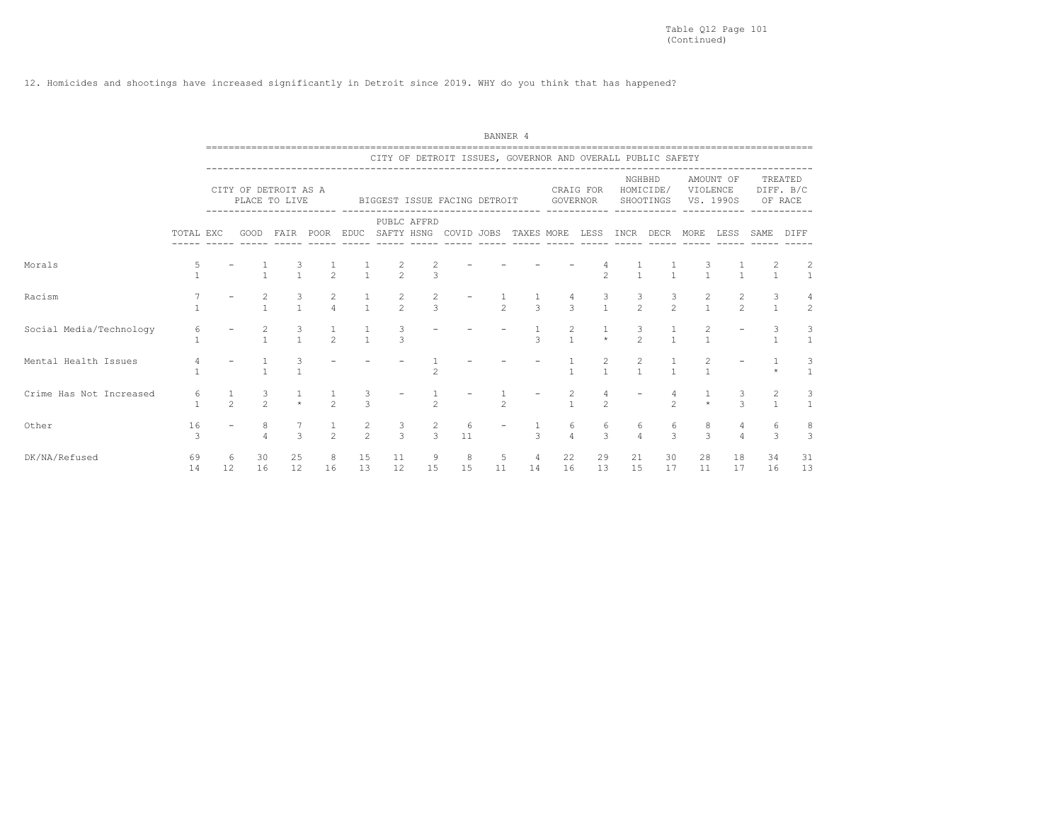Table Q12 Page 101
(Continued)

12. Homicides and shootings have increased significantly in Detroit since 2019. WHY do you think that has happened?

BANNER 4

| | | CITY OF DETROIT ISSUES, GOVERNOR AND OVERALL PUBLIC SAFETY | | | | | | | | | | | | | | | | | |
|---|---|---|---|---|---|---|---|---|---|---|---|---|---|---|---|---|---|---|---|
| | | CITY OF DETROIT AS A PLACE TO LIVE | | | | BIGGEST ISSUE FACING DETROIT | | | | | | CRAIG FOR GOVERNOR | | NGHBHD HOMICIDE/ SHOOTINGS | | AMOUNT OF VIOLENCE VS. 1990S | | TREATED DIFF. B/C OF RACE | |
| | TOTAL | EXC | GOOD | FAIR | POOR | EDUC | PUBLC SAFTY | AFFRD HSNG | COVID | JOBS | TAXES | MORE | LESS | INCR | DECR | MORE | LESS | SAME | DIFF |
| Morals | 5 | - | 1 | 3 | 1 | 1 | 2 | 2 | - | - | - | - | 4 | 1 | 1 | 3 | 1 | 2 | 2 |
| | 1 | | 1 | 1 | 2 | 1 | 2 | 3 | | | | | 2 | 1 | 1 | 1 | 1 | 1 | 1 |
| Racism | 7 | - | 2 | 3 | 2 | 1 | 2 | 2 | - | 1 | 1 | 4 | 3 | 3 | 3 | 2 | 2 | 3 | 4 |
| | 1 | | 1 | 1 | 4 | 1 | 2 | 3 | | 2 | 3 | 3 | 1 | 2 | 2 | 1 | 2 | 1 | 2 |
| Social Media/Technology | 6 | - | 2 | 3 | 1 | 1 | 3 | - | - | - | 1 | 2 | 1 | 3 | 1 | 2 | - | 3 | 3 |
| | 1 | | 1 | 1 | 2 | 1 | 3 | | | | 3 | 1 | * | 2 | 1 | 1 | | 1 | 1 |
| Mental Health Issues | 4 | - | 1 | 3 | - | - | - | 1 | - | - | - | 1 | 2 | 2 | 1 | 2 | - | 1 | 3 |
| | 1 | | 1 | 1 | | | | 2 | | | | 1 | 1 | 1 | 1 | 1 | | * | 1 |
| Crime Has Not Increased | 6 | 1 | 3 | 1 | 1 | 3 | - | 1 | - | 1 | - | 2 | 4 | - | 4 | 1 | 3 | 2 | 3 |
| | 1 | 2 | 2 | * | 2 | 3 | | 2 | | 2 | | 1 | 2 | | 2 | * | 3 | 1 | 1 |
| Other | 16 | - | 8 | 7 | 1 | 2 | 3 | 2 | 6 | - | 1 | 6 | 6 | 6 | 6 | 8 | 4 | 6 | 8 |
| | 3 | | 4 | 3 | 2 | 2 | 3 | 3 | 11 | | 3 | 4 | 3 | 4 | 3 | 3 | 4 | 3 | 3 |
| DK/NA/Refused | 69 | 6 | 30 | 25 | 8 | 15 | 11 | 9 | 8 | 5 | 4 | 22 | 29 | 21 | 30 | 28 | 18 | 34 | 31 |
| | 14 | 12 | 16 | 12 | 16 | 13 | 12 | 15 | 15 | 11 | 14 | 16 | 13 | 15 | 17 | 11 | 17 | 16 | 13 |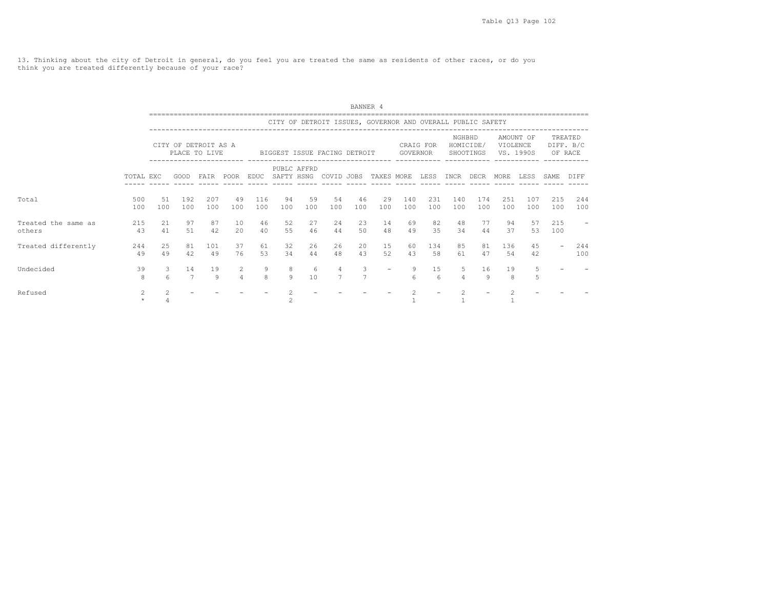13. Thinking about the city of Detroit in general, do you feel you are treated the same as residents of other races, or do you think you are treated differently because of your race?

BANNER 4

CITY OF DETROIT ISSUES, GOVERNOR AND OVERALL PUBLIC SAFETY

| | TOTAL | CITY OF DETROIT AS A PLACE TO LIVE | | | | BIGGEST ISSUE FACING DETROIT | | | | | | CRAIG FOR GOVERNOR | | NGHBHD HOMICIDE/ SHOOTINGS | | AMOUNT OF VIOLENCE VS. 1990S | | TREATED DIFF. B/C OF RACE | |
|---|---|---|---|---|---|---|---|---|---|---|---|---|---|---|---|---|---|---|---|
| | | EXC | GOOD | FAIR | POOR | EDUC | PUBLC SAFTY | AFFRD HSNG | COVID | JOBS | TAXES | MORE | LESS | INCR | DECR | MORE | LESS | SAME | DIFF |
| Total | 500 | 51 | 192 | 207 | 49 | 116 | 94 | 59 | 54 | 46 | 29 | 140 | 231 | 140 | 174 | 251 | 107 | 215 | 244 |
| | 100 | 100 | 100 | 100 | 100 | 100 | 100 | 100 | 100 | 100 | 100 | 100 | 100 | 100 | 100 | 100 | 100 | 100 | 100 |
| Treated the same as others | 215 | 21 | 97 | 87 | 10 | 46 | 52 | 27 | 24 | 23 | 14 | 69 | 82 | 48 | 77 | 94 | 57 | 215 | - |
| | 43 | 41 | 51 | 42 | 20 | 40 | 55 | 46 | 44 | 50 | 48 | 49 | 35 | 34 | 44 | 37 | 53 | 100 | |
| Treated differently | 244 | 25 | 81 | 101 | 37 | 61 | 32 | 26 | 26 | 20 | 15 | 60 | 134 | 85 | 81 | 136 | 45 | - | 244 |
| | 49 | 49 | 42 | 49 | 76 | 53 | 34 | 44 | 48 | 43 | 52 | 43 | 58 | 61 | 47 | 54 | 42 | | 100 |
| Undecided | 39 | 3 | 14 | 19 | 2 | 9 | 8 | 6 | 4 | 3 | - | 9 | 15 | 5 | 16 | 19 | 5 | - | - |
| | 8 | 6 | 7 | 9 | 4 | 8 | 9 | 10 | 7 | 7 | | 6 | 6 | 4 | 9 | 8 | 5 | | |
| Refused | 2 | 2 | - | - | - | - | 2 | - | - | - | - | 2 | - | 2 | - | 2 | - | - | - |
| | * | 4 | | | | | 2 | | | | | 1 | | 1 | | 1 | | | |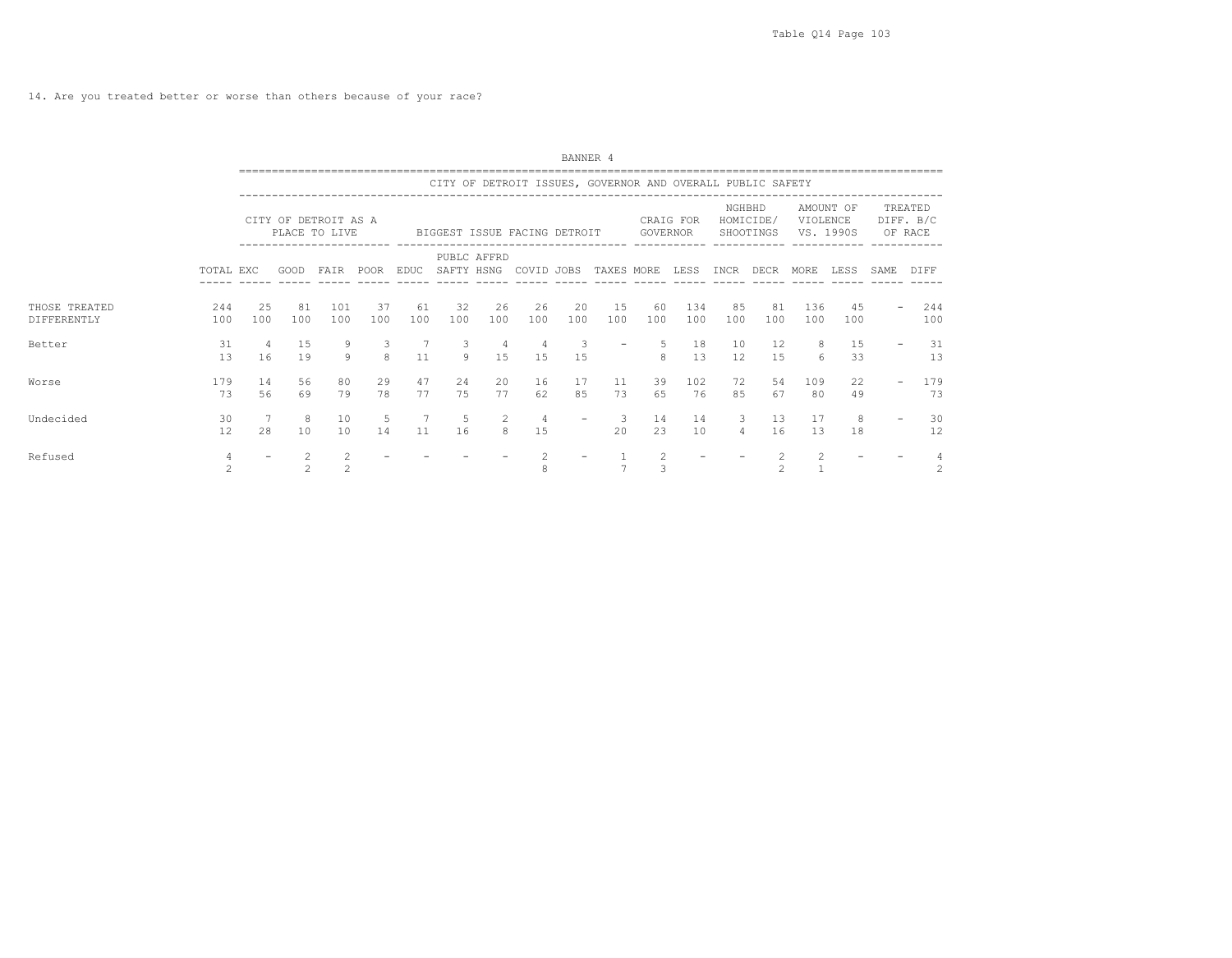14. Are you treated better or worse than others because of your race?

BANNER 4

| | | CITY OF DETROIT ISSUES, GOVERNOR AND OVERALL PUBLIC SAFETY | | | | | | | | | | | | | | | | | | |
|---|---|---|---|---|---|---|---|---|---|---|---|---|---|---|---|---|---|---|---|---|
| | | CITY OF DETROIT AS A PLACE TO LIVE | | | | BIGGEST ISSUE FACING DETROIT | | | | | | CRAIG FOR GOVERNOR | | NGHBHD HOMICIDE/ SHOOTINGS | | AMOUNT OF VIOLENCE VS. 1990S | | TREATED DIFF. B/C OF RACE | |
| | TOTAL | EXC | GOOD | FAIR | POOR | EDUC | PUBLC SAFTY | AFFRD HSNG | COVID | JOBS | TAXES | MORE | LESS | INCR | DECR | MORE | LESS | SAME | DIFF |
| THOSE TREATED DIFFERENTLY | 244 | 25 | 81 | 101 | 37 | 61 | 32 | 26 | 26 | 20 | 15 | 60 | 134 | 85 | 81 | 136 | 45 | - | 244 |
| | 100 | 100 | 100 | 100 | 100 | 100 | 100 | 100 | 100 | 100 | 100 | 100 | 100 | 100 | 100 | 100 | 100 | | 100 |
| Better | 31 | 4 | 15 | 9 | 3 | 7 | 3 | 4 | 4 | 3 | - | 5 | 18 | 10 | 12 | 8 | 15 | - | 31 |
| | 13 | 16 | 19 | 9 | 8 | 11 | 9 | 15 | 15 | 15 | | 8 | 13 | 12 | 15 | 6 | 33 | | 13 |
| Worse | 179 | 14 | 56 | 80 | 29 | 47 | 24 | 20 | 16 | 17 | 11 | 39 | 102 | 72 | 54 | 109 | 22 | - | 179 |
| | 73 | 56 | 69 | 79 | 78 | 77 | 75 | 77 | 62 | 85 | 73 | 65 | 76 | 85 | 67 | 80 | 49 | | 73 |
| Undecided | 30 | 7 | 8 | 10 | 5 | 7 | 5 | 2 | 4 | - | 3 | 14 | 14 | 3 | 13 | 17 | 8 | - | 30 |
| | 12 | 28 | 10 | 10 | 14 | 11 | 16 | 8 | 15 | | 20 | 23 | 10 | 4 | 16 | 13 | 18 | | 12 |
| Refused | 4 | - | 2 | 2 | - | - | - | - | 2 | - | 1 | 2 | - | - | 2 | 2 | - | - | 4 |
| | 2 | | 2 | 2 | | | | | 8 | | 7 | 3 | | | 2 | 1 | | | 2 |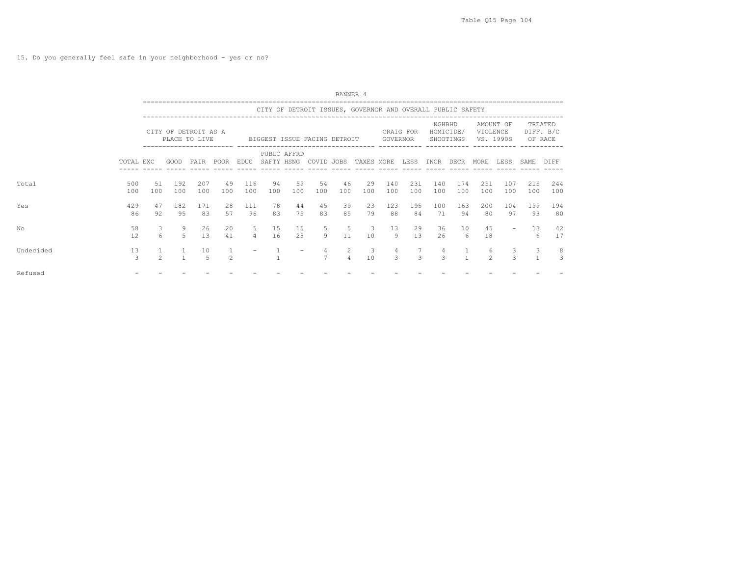Table Q15 Page 104

15. Do you generally feel safe in your neighborhood - yes or no?

BANNER 4

| | | CITY OF DETROIT ISSUES, GOVERNOR AND OVERALL PUBLIC SAFETY | | | | | | | | | | | | | | | | | |
|---|---|---|---|---|---|---|---|---|---|---|---|---|---|---|---|---|---|---|---|
| | | CITY OF DETROIT AS A PLACE TO LIVE | | | | BIGGEST ISSUE FACING DETROIT | | | | | | CRAIG FOR GOVERNOR | | NGHBHD HOMICIDE/ SHOOTINGS | | AMOUNT OF VIOLENCE VS. 1990S | | TREATED DIFF. B/C OF RACE | |
| | TOTAL | EXC | GOOD | FAIR | POOR | EDUC | PUBLC SAFTY | AFFRD HSNG | COVID | JOBS | TAXES | MORE | LESS | INCR | DECR | MORE | LESS | SAME | DIFF |
| Total | 500 | 51 | 192 | 207 | 49 | 116 | 94 | 59 | 54 | 46 | 29 | 140 | 231 | 140 | 174 | 251 | 107 | 215 | 244 |
| | 100 | 100 | 100 | 100 | 100 | 100 | 100 | 100 | 100 | 100 | 100 | 100 | 100 | 100 | 100 | 100 | 100 | 100 | 100 |
| Yes | 429 | 47 | 182 | 171 | 28 | 111 | 78 | 44 | 45 | 39 | 23 | 123 | 195 | 100 | 163 | 200 | 104 | 199 | 194 |
| | 86 | 92 | 95 | 83 | 57 | 96 | 83 | 75 | 83 | 85 | 79 | 88 | 84 | 71 | 94 | 80 | 97 | 93 | 80 |
| No | 58 | 3 | 9 | 26 | 20 | 5 | 15 | 15 | 5 | 5 | 3 | 13 | 29 | 36 | 10 | 45 | - | 13 | 42 |
| | 12 | 6 | 5 | 13 | 41 | 4 | 16 | 25 | 9 | 11 | 10 | 9 | 13 | 26 | 6 | 18 | | 6 | 17 |
| Undecided | 13 | 1 | 1 | 10 | 1 | - | 1 | - | 4 | 2 | 3 | 4 | 7 | 4 | 1 | 6 | 3 | 3 | 8 |
| | 3 | 2 | 1 | 5 | 2 | | 1 | | 7 | 4 | 10 | 3 | 3 | 3 | 1 | 2 | 3 | 1 | 3 |
| Refused | - | - | - | - | - | - | - | - | - | - | - | - | - | - | - | - | - | - | - |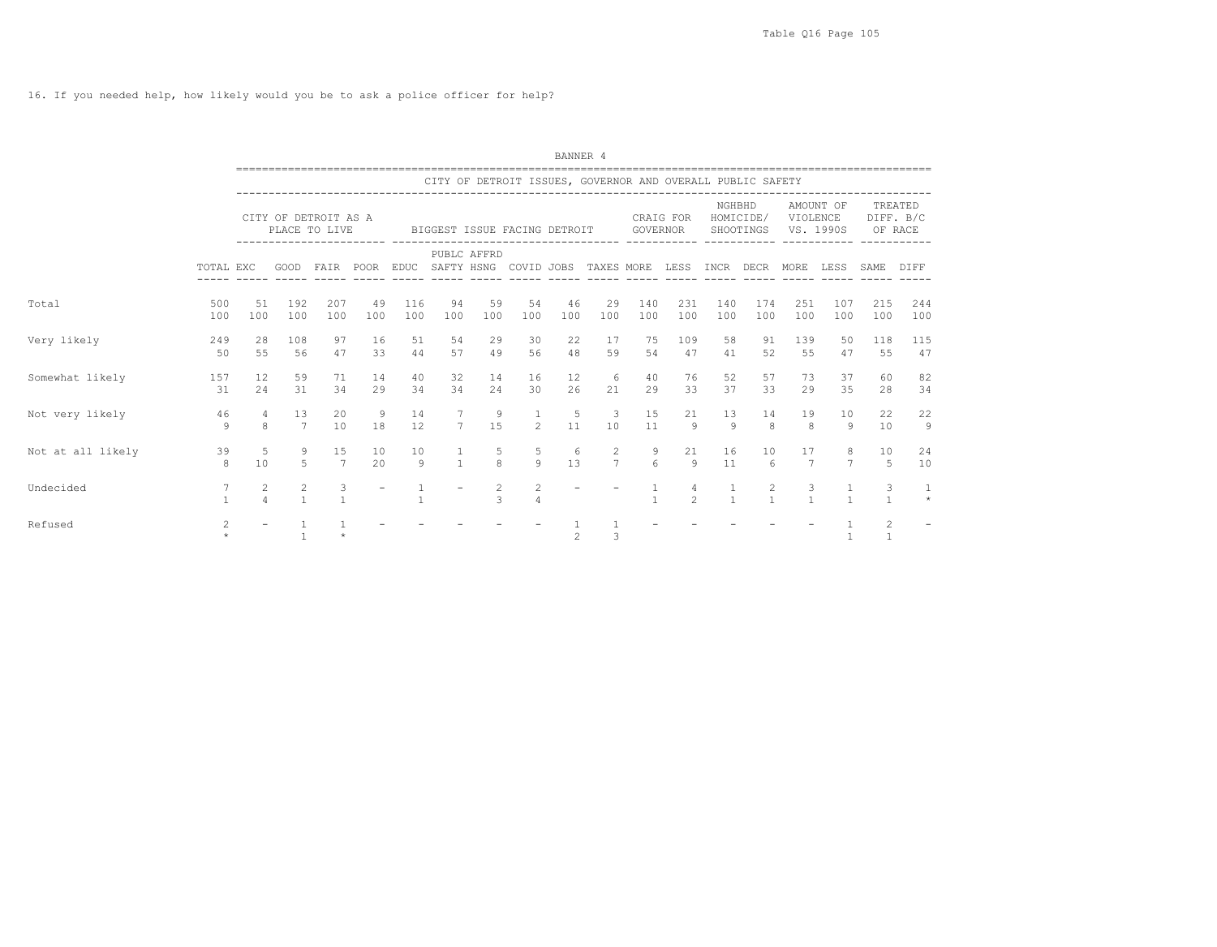16. If you needed help, how likely would you be to ask a police officer for help?

BANNER 4

CITY OF DETROIT ISSUES, GOVERNOR AND OVERALL PUBLIC SAFETY

| | | CITY OF DETROIT AS A PLACE TO LIVE | | | | BIGGEST ISSUE FACING DETROIT | | | | | | CRAIG FOR GOVERNOR | | NGHBHD HOMICIDE/ SHOOTINGS | | AMOUNT OF VIOLENCE VS. 1990S | | TREATED DIFF. B/C OF RACE | |
|---|---|---|---|---|---|---|---|---|---|---|---|---|---|---|---|---|---|---|---|
| | TOTAL | EXC | GOOD | FAIR | POOR | EDUC | PUBLC SAFTY | AFFRD HSNG | COVID | JOBS | TAXES | MORE | LESS | INCR | DECR | MORE | LESS | SAME | DIFF |
| Total | 500 | 51 | 192 | 207 | 49 | 116 | 94 | 59 | 54 | 46 | 29 | 140 | 231 | 140 | 174 | 251 | 107 | 215 | 244 |
| | 100 | 100 | 100 | 100 | 100 | 100 | 100 | 100 | 100 | 100 | 100 | 100 | 100 | 100 | 100 | 100 | 100 | 100 | 100 |
| Very likely | 249 | 28 | 108 | 97 | 16 | 51 | 54 | 29 | 30 | 22 | 17 | 75 | 109 | 58 | 91 | 139 | 50 | 118 | 115 |
| | 50 | 55 | 56 | 47 | 33 | 44 | 57 | 49 | 56 | 48 | 59 | 54 | 47 | 41 | 52 | 55 | 47 | 55 | 47 |
| Somewhat likely | 157 | 12 | 59 | 71 | 14 | 40 | 32 | 14 | 16 | 12 | 6 | 40 | 76 | 52 | 57 | 73 | 37 | 60 | 82 |
| | 31 | 24 | 31 | 34 | 29 | 34 | 34 | 24 | 30 | 26 | 21 | 29 | 33 | 37 | 33 | 29 | 35 | 28 | 34 |
| Not very likely | 46 | 4 | 13 | 20 | 9 | 14 | 7 | 9 | 1 | 5 | 3 | 15 | 21 | 13 | 14 | 19 | 10 | 22 | 22 |
| | 9 | 8 | 7 | 10 | 18 | 12 | 7 | 15 | 2 | 11 | 10 | 11 | 9 | 9 | 8 | 8 | 9 | 10 | 9 |
| Not at all likely | 39 | 5 | 9 | 15 | 10 | 10 | 1 | 5 | 5 | 6 | 2 | 9 | 21 | 16 | 10 | 17 | 8 | 10 | 24 |
| | 8 | 10 | 5 | 7 | 20 | 9 | 1 | 8 | 9 | 13 | 7 | 6 | 9 | 11 | 6 | 7 | 7 | 5 | 10 |
| Undecided | 7 | 2 | 2 | 3 | - | 1 | - | 2 | 2 | - | - | 1 | 4 | 1 | 2 | 3 | 1 | 3 | 1 |
| | 1 | 4 | 1 | 1 | | 1 | | 3 | 4 | | | 1 | 2 | 1 | 1 | 1 | 1 | 1 | * |
| Refused | 2 | - | 1 | 1 | - | - | - | - | - | 1 | 1 | - | - | - | - | - | 1 | 2 | - |
| | * | | 1 | * | | | | | | 2 | 3 | | | | | | 1 | 1 | |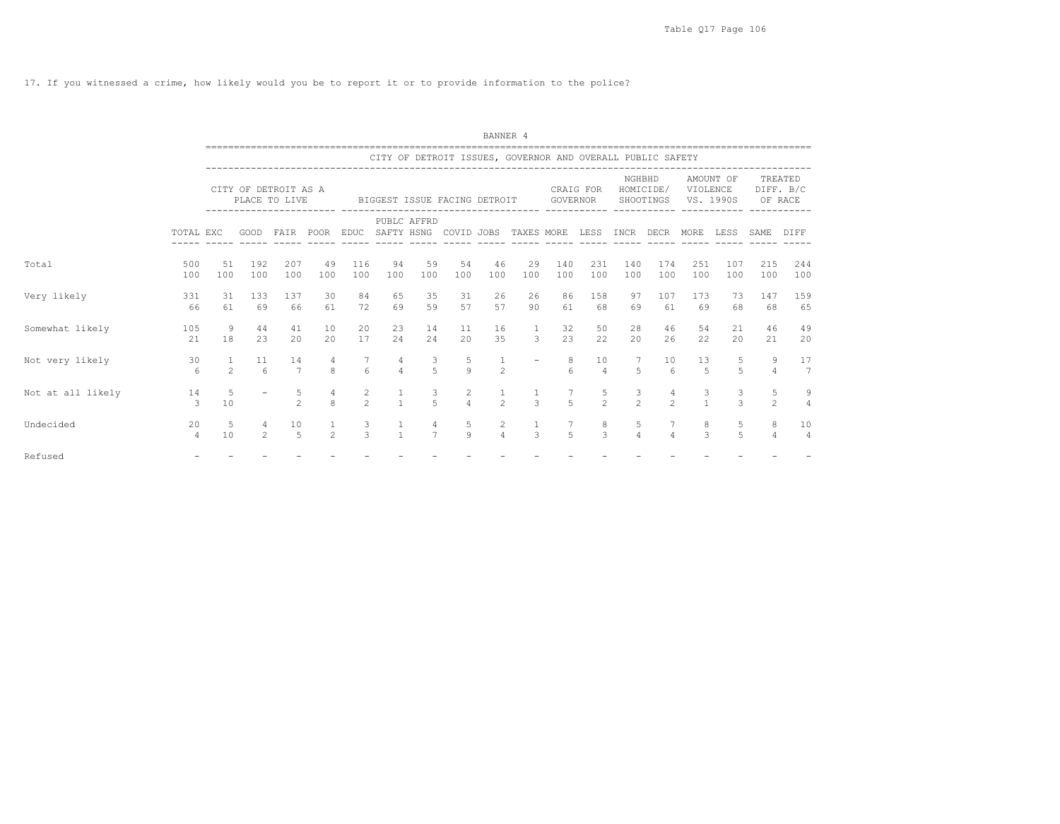17. If you witnessed a crime, how likely would you be to report it or to provide information to the police?

BANNER 4

CITY OF DETROIT ISSUES, GOVERNOR AND OVERALL PUBLIC SAFETY

| | | CITY OF DETROIT AS A PLACE TO LIVE | | | | BIGGEST ISSUE FACING DETROIT | | | | | | CRAIG FOR GOVERNOR | | NGHBHD HOMICIDE/ SHOOTINGS | | AMOUNT OF VIOLENCE VS. 1990S | | TREATED DIFF. B/C OF RACE | |
|---|---|---|---|---|---|---|---|---|---|---|---|---|---|---|---|---|---|---|---|
| | TOTAL | EXC | GOOD | FAIR | POOR | EDUC | PUBLC SAFTY | AFFRD HSNG | COVID | JOBS | TAXES | MORE | LESS | INCR | DECR | MORE | LESS | SAME | DIFF |
| Total | 500 | 51 | 192 | 207 | 49 | 116 | 94 | 59 | 54 | 46 | 29 | 140 | 231 | 140 | 174 | 251 | 107 | 215 | 244 |
| | 100 | 100 | 100 | 100 | 100 | 100 | 100 | 100 | 100 | 100 | 100 | 100 | 100 | 100 | 100 | 100 | 100 | 100 | 100 |
| Very likely | 331 | 31 | 133 | 137 | 30 | 84 | 65 | 35 | 31 | 26 | 26 | 86 | 158 | 97 | 107 | 173 | 73 | 147 | 159 |
| | 66 | 61 | 69 | 66 | 61 | 72 | 69 | 59 | 57 | 57 | 90 | 61 | 68 | 69 | 61 | 69 | 68 | 68 | 65 |
| Somewhat likely | 105 | 9 | 44 | 41 | 10 | 20 | 23 | 14 | 11 | 16 | 1 | 32 | 50 | 28 | 46 | 54 | 21 | 46 | 49 |
| | 21 | 18 | 23 | 20 | 20 | 17 | 24 | 24 | 20 | 35 | 3 | 23 | 22 | 20 | 26 | 22 | 20 | 21 | 20 |
| Not very likely | 30 | 1 | 11 | 14 | 4 | 7 | 4 | 3 | 5 | 1 | - | 8 | 10 | 7 | 10 | 13 | 5 | 9 | 17 |
| | 6 | 2 | 6 | 7 | 8 | 6 | 4 | 5 | 9 | 2 | | 6 | 4 | 5 | 6 | 5 | 5 | 4 | 7 |
| Not at all likely | 14 | 5 | - | 5 | 4 | 2 | 1 | 3 | 2 | 1 | 1 | 7 | 5 | 3 | 4 | 3 | 3 | 5 | 9 |
| | 3 | 10 | | 2 | 8 | 2 | 1 | 5 | 4 | 2 | 3 | 5 | 2 | 2 | 2 | 1 | 3 | 2 | 4 |
| Undecided | 20 | 5 | 4 | 10 | 1 | 3 | 1 | 4 | 5 | 2 | 1 | 7 | 8 | 5 | 7 | 8 | 5 | 8 | 10 |
| | 4 | 10 | 2 | 5 | 2 | 3 | 1 | 7 | 9 | 4 | 3 | 5 | 3 | 4 | 4 | 3 | 5 | 4 | 4 |
| Refused | - | - | - | - | - | - | - | - | - | - | - | - | - | - | - | - | - | - | - |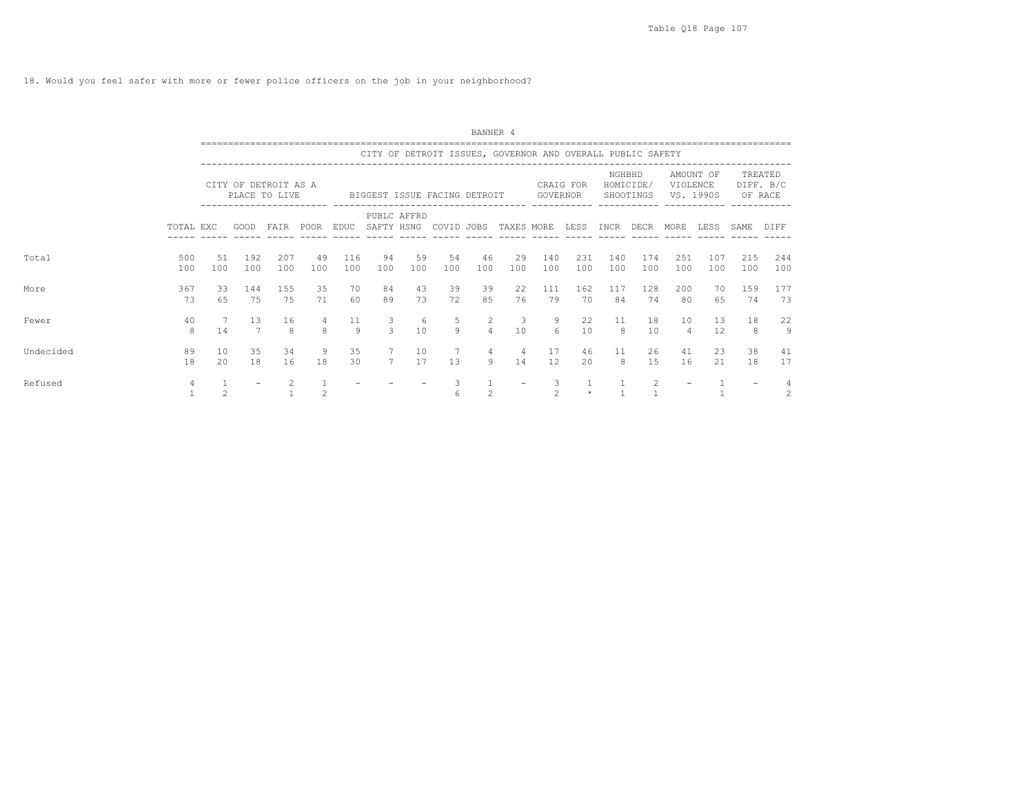18. Would you feel safer with more or fewer police officers on the job in your neighborhood?

BANNER 4

CITY OF DETROIT ISSUES, GOVERNOR AND OVERALL PUBLIC SAFETY

| | TOTAL | CITY OF DETROIT AS A PLACE TO LIVE | | | | BIGGEST ISSUE FACING DETROIT | | | | | | CRAIG FOR GOVERNOR | | NGHBHD HOMICIDE/ SHOOTINGS | | AMOUNT OF VIOLENCE VS. 1990S | | TREATED DIFF. B/C OF RACE | |
|---|---|---|---|---|---|---|---|---|---|---|---|---|---|---|---|---|---|---|---|
| | | EXC | GOOD | FAIR | POOR | EDUC | PUBLC SAFTY | AFFRD HSNG | COVID | JOBS | TAXES | MORE | LESS | INCR | DECR | MORE | LESS | SAME | DIFF |
| Total | 500 | 51 | 192 | 207 | 49 | 116 | 94 | 59 | 54 | 46 | 29 | 140 | 231 | 140 | 174 | 251 | 107 | 215 | 244 |
| | 100 | 100 | 100 | 100 | 100 | 100 | 100 | 100 | 100 | 100 | 100 | 100 | 100 | 100 | 100 | 100 | 100 | 100 | 100 |
| More | 367 | 33 | 144 | 155 | 35 | 70 | 84 | 43 | 39 | 39 | 22 | 111 | 162 | 117 | 128 | 200 | 70 | 159 | 177 |
| | 73 | 65 | 75 | 75 | 71 | 60 | 89 | 73 | 72 | 85 | 76 | 79 | 70 | 84 | 74 | 80 | 65 | 74 | 73 |
| Fewer | 40 | 7 | 13 | 16 | 4 | 11 | 3 | 6 | 5 | 2 | 3 | 9 | 22 | 11 | 18 | 10 | 13 | 18 | 22 |
| | 8 | 14 | 7 | 8 | 8 | 9 | 3 | 10 | 9 | 4 | 10 | 6 | 10 | 8 | 10 | 4 | 12 | 8 | 9 |
| Undecided | 89 | 10 | 35 | 34 | 9 | 35 | 7 | 10 | 7 | 4 | 4 | 17 | 46 | 11 | 26 | 41 | 23 | 38 | 41 |
| | 18 | 20 | 18 | 16 | 18 | 30 | 7 | 17 | 13 | 9 | 14 | 12 | 20 | 8 | 15 | 16 | 21 | 18 | 17 |
| Refused | 4 | 1 | - | 2 | 1 | - | - | - | 3 | 1 | - | 3 | 1 | 1 | 2 | - | 1 | - | 4 |
| | 1 | 2 | | 1 | 2 | | | | 6 | 2 | | 2 | * | 1 | 1 | | 1 | | 2 |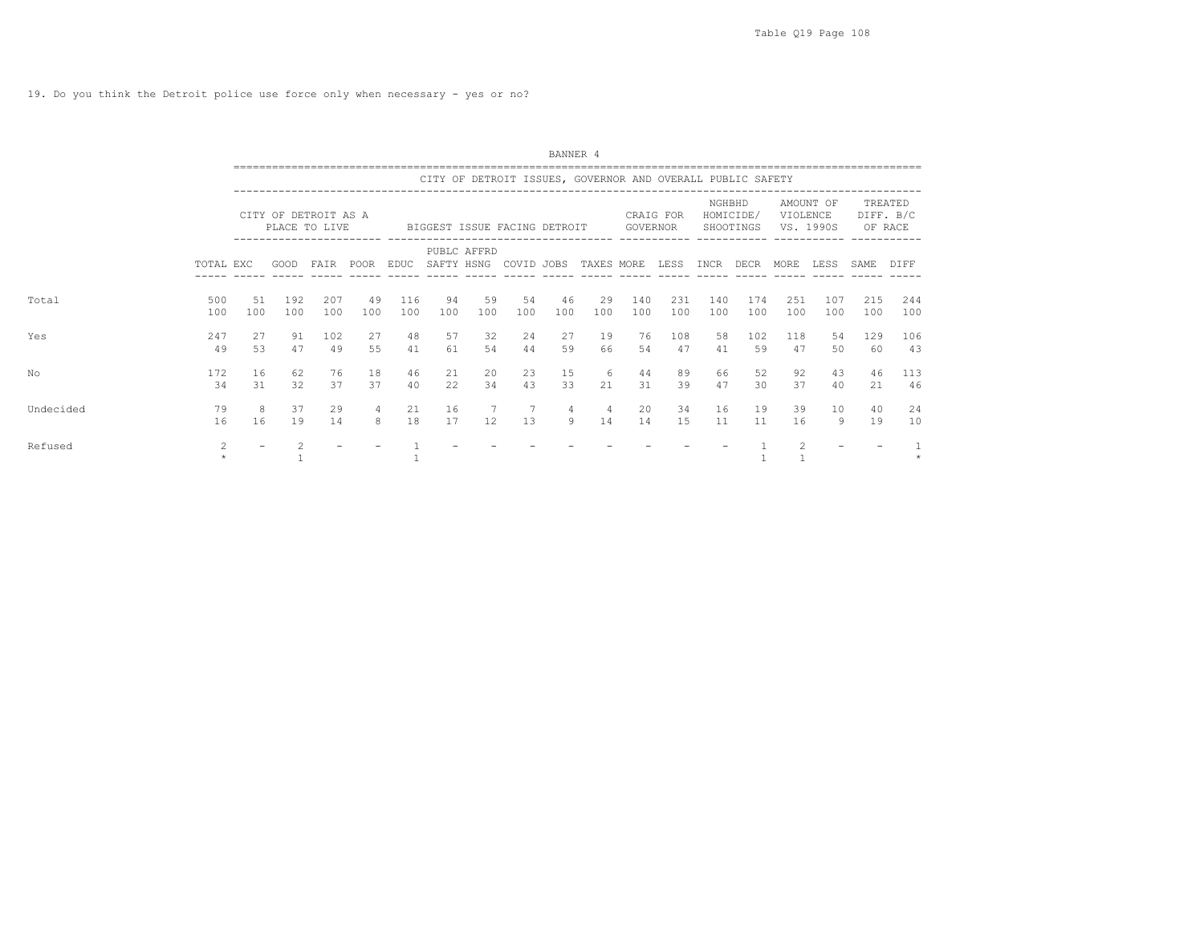19. Do you think the Detroit police use force only when necessary - yes or no?

BANNER 4

| | | CITY OF DETROIT ISSUES, GOVERNOR AND OVERALL PUBLIC SAFETY | | | | | | | | | | | | | | | | | |
|---|---|---|---|---|---|---|---|---|---|---|---|---|---|---|---|---|---|---|---|
| | | CITY OF DETROIT AS A PLACE TO LIVE | | | | BIGGEST ISSUE FACING DETROIT | | | | | | CRAIG FOR GOVERNOR | | NGHBHD HOMICIDE/ SHOOTINGS | | AMOUNT OF VIOLENCE VS. 1990S | | TREATED DIFF. B/C OF RACE | |
| | TOTAL | EXC | GOOD | FAIR | POOR | EDUC | PUBLC SAFTY | AFFRD HSNG | COVID | JOBS | TAXES | MORE | LESS | INCR | DECR | MORE | LESS | SAME | DIFF |
| Total | 500 | 51 | 192 | 207 | 49 | 116 | 94 | 59 | 54 | 46 | 29 | 140 | 231 | 140 | 174 | 251 | 107 | 215 | 244 |
| | 100 | 100 | 100 | 100 | 100 | 100 | 100 | 100 | 100 | 100 | 100 | 100 | 100 | 100 | 100 | 100 | 100 | 100 | 100 |
| Yes | 247 | 27 | 91 | 102 | 27 | 48 | 57 | 32 | 24 | 27 | 19 | 76 | 108 | 58 | 102 | 118 | 54 | 129 | 106 |
| | 49 | 53 | 47 | 49 | 55 | 41 | 61 | 54 | 44 | 59 | 66 | 54 | 47 | 41 | 59 | 47 | 50 | 60 | 43 |
| No | 172 | 16 | 62 | 76 | 18 | 46 | 21 | 20 | 23 | 15 | 6 | 44 | 89 | 66 | 52 | 92 | 43 | 46 | 113 |
| | 34 | 31 | 32 | 37 | 37 | 40 | 22 | 34 | 43 | 33 | 21 | 31 | 39 | 47 | 30 | 37 | 40 | 21 | 46 |
| Undecided | 79 | 8 | 37 | 29 | 4 | 21 | 16 | 7 | 7 | 4 | 4 | 20 | 34 | 16 | 19 | 39 | 10 | 40 | 24 |
| | 16 | 16 | 19 | 14 | 8 | 18 | 17 | 12 | 13 | 9 | 14 | 14 | 15 | 11 | 11 | 16 | 9 | 19 | 10 |
| Refused | 2 | - | 2 | - | - | 1 | - | - | - | - | - | - | - | - | 1 | 2 | - | - | 1 |
| | * | | 1 | | | 1 | | | | | | | | | 1 | 1 | | | * |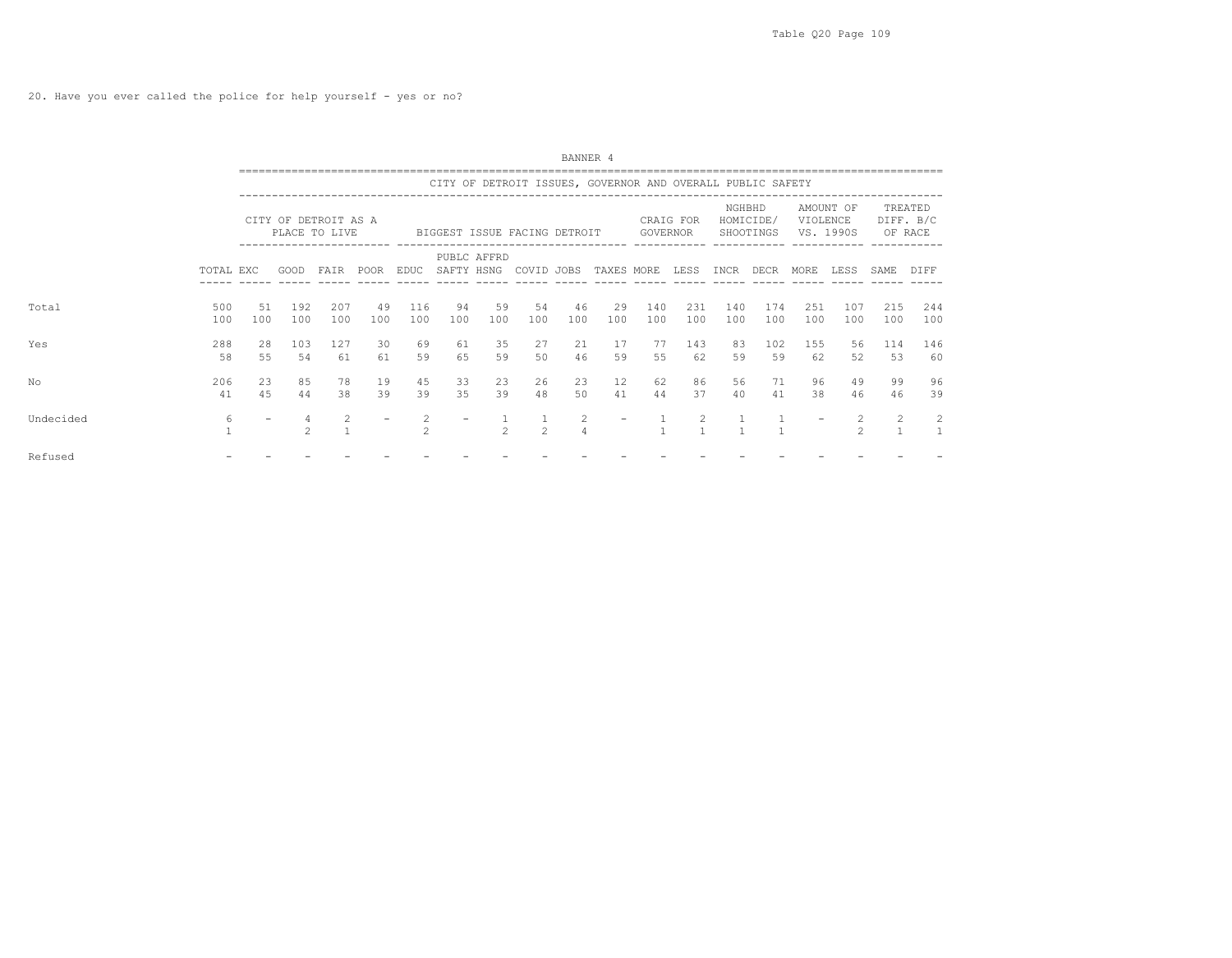20. Have you ever called the police for help yourself - yes or no?

BANNER 4

| | | CITY OF DETROIT ISSUES, GOVERNOR AND OVERALL PUBLIC SAFETY | | | | | | | | | | | | | | | | | |
|---|---|---|---|---|---|---|---|---|---|---|---|---|---|---|---|---|---|---|---|
| | | CITY OF DETROIT AS A PLACE TO LIVE | | | | BIGGEST ISSUE FACING DETROIT | | | | | | CRAIG FOR GOVERNOR | | NGHBHD HOMICIDE/ SHOOTINGS | | AMOUNT OF VIOLENCE VS. 1990S | | TREATED DIFF. B/C OF RACE | |
| | TOTAL | EXC | GOOD | FAIR | POOR | EDUC | PUBLC SAFTY | AFFRD HSNG | COVID | JOBS | TAXES | MORE | LESS | INCR | DECR | MORE | LESS | SAME | DIFF |
| Total | 500 | 51 | 192 | 207 | 49 | 116 | 94 | 59 | 54 | 46 | 29 | 140 | 231 | 140 | 174 | 251 | 107 | 215 | 244 |
| | 100 | 100 | 100 | 100 | 100 | 100 | 100 | 100 | 100 | 100 | 100 | 100 | 100 | 100 | 100 | 100 | 100 | 100 | 100 |
| Yes | 288 | 28 | 103 | 127 | 30 | 69 | 61 | 35 | 27 | 21 | 17 | 77 | 143 | 83 | 102 | 155 | 56 | 114 | 146 |
| | 58 | 55 | 54 | 61 | 61 | 59 | 65 | 59 | 50 | 46 | 59 | 55 | 62 | 59 | 59 | 62 | 52 | 53 | 60 |
| No | 206 | 23 | 85 | 78 | 19 | 45 | 33 | 23 | 26 | 23 | 12 | 62 | 86 | 56 | 71 | 96 | 49 | 99 | 96 |
| | 41 | 45 | 44 | 38 | 39 | 39 | 35 | 39 | 48 | 50 | 41 | 44 | 37 | 40 | 41 | 38 | 46 | 46 | 39 |
| Undecided | 6 | - | 4 | 2 | - | 2 | - | 1 | 1 | 2 | - | 1 | 2 | 1 | 1 | - | 2 | 2 | 2 |
| | 1 | | 2 | 1 | | 2 | | 2 | 2 | 4 | | 1 | 1 | 1 | 1 | | 2 | 1 | 1 |
| Refused | - | - | - | - | - | - | - | - | - | - | - | - | - | - | - | - | - | - | - |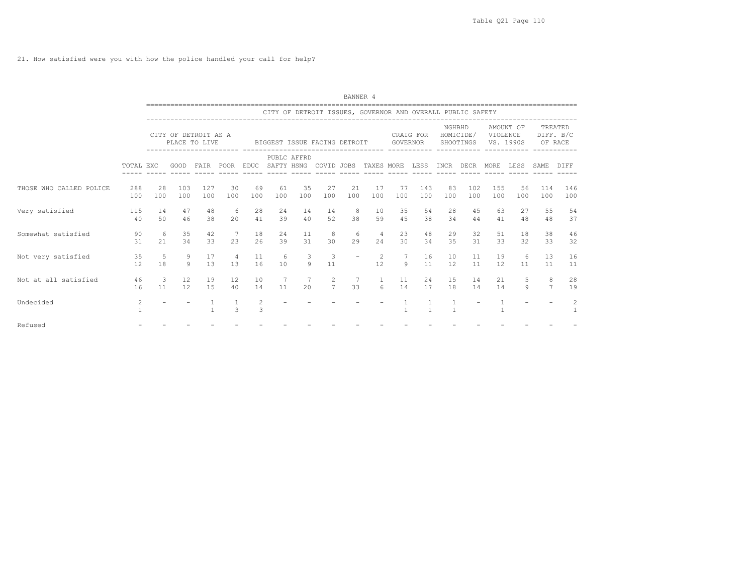21. How satisfied were you with how the police handled your call for help?

BANNER 4

CITY OF DETROIT ISSUES, GOVERNOR AND OVERALL PUBLIC SAFETY

| | TOTAL | CITY OF DETROIT AS A PLACE TO LIVE | | | | BIGGEST ISSUE FACING DETROIT | | | | | | CRAIG FOR GOVERNOR | | NGHBHD HOMICIDE/ SHOOTINGS | | AMOUNT OF VIOLENCE VS. 1990S | | TREATED DIFF. B/C OF RACE | |
|---|---|---|---|---|---|---|---|---|---|---|---|---|---|---|---|---|---|---|---|
| | | EXC | GOOD | FAIR | POOR | EDUC | PUBLC SAFTY | AFFRD HSNG | COVID | JOBS | TAXES | MORE | LESS | INCR | DECR | MORE | LESS | SAME | DIFF |
| THOSE WHO CALLED POLICE | 288 | 28 | 103 | 127 | 30 | 69 | 61 | 35 | 27 | 21 | 17 | 77 | 143 | 83 | 102 | 155 | 56 | 114 | 146 |
| | 100 | 100 | 100 | 100 | 100 | 100 | 100 | 100 | 100 | 100 | 100 | 100 | 100 | 100 | 100 | 100 | 100 | 100 | 100 |
| Very satisfied | 115 | 14 | 47 | 48 | 6 | 28 | 24 | 14 | 14 | 8 | 10 | 35 | 54 | 28 | 45 | 63 | 27 | 55 | 54 |
| | 40 | 50 | 46 | 38 | 20 | 41 | 39 | 40 | 52 | 38 | 59 | 45 | 38 | 34 | 44 | 41 | 48 | 48 | 37 |
| Somewhat satisfied | 90 | 6 | 35 | 42 | 7 | 18 | 24 | 11 | 8 | 6 | 4 | 23 | 48 | 29 | 32 | 51 | 18 | 38 | 46 |
| | 31 | 21 | 34 | 33 | 23 | 26 | 39 | 31 | 30 | 29 | 24 | 30 | 34 | 35 | 31 | 33 | 32 | 33 | 32 |
| Not very satisfied | 35 | 5 | 9 | 17 | 4 | 11 | 6 | 3 | 3 | - | 2 | 7 | 16 | 10 | 11 | 19 | 6 | 13 | 16 |
| | 12 | 18 | 9 | 13 | 13 | 16 | 10 | 9 | 11 | | 12 | 9 | 11 | 12 | 11 | 12 | 11 | 11 | 11 |
| Not at all satisfied | 46 | 3 | 12 | 19 | 12 | 10 | 7 | 7 | 2 | 7 | 1 | 11 | 24 | 15 | 14 | 21 | 5 | 8 | 28 |
| | 16 | 11 | 12 | 15 | 40 | 14 | 11 | 20 | 7 | 33 | 6 | 14 | 17 | 18 | 14 | 14 | 9 | 7 | 19 |
| Undecided | 2 | - | - | 1 | 1 | 2 | - | - | - | - | - | 1 | 1 | 1 | - | 1 | - | - | 2 |
| | 1 | | | 1 | 3 | 3 | | | | | | 1 | 1 | 1 | | 1 | | | 1 |
| Refused | - | - | - | - | - | - | - | - | - | - | - | - | - | - | - | - | - | - | - |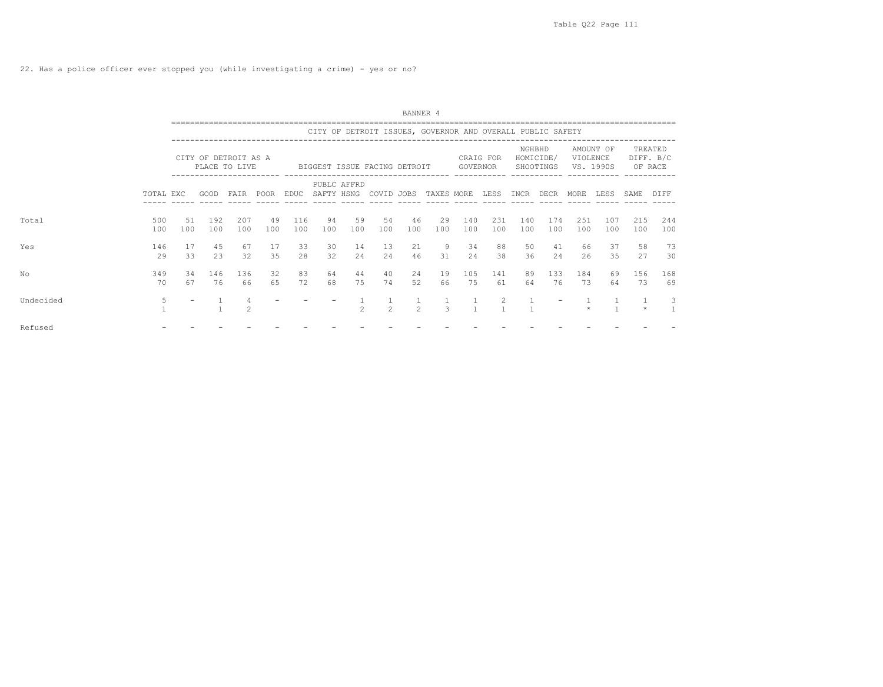22. Has a police officer ever stopped you (while investigating a crime) - yes or no?

BANNER 4

| | | CITY OF DETROIT ISSUES, GOVERNOR AND OVERALL PUBLIC SAFETY | | | | | | | | | | | | | | | | | |
|---|---|---|---|---|---|---|---|---|---|---|---|---|---|---|---|---|---|---|---|
| | | CITY OF DETROIT AS A PLACE TO LIVE | | | | BIGGEST ISSUE FACING DETROIT | | | | | | CRAIG FOR GOVERNOR | | NGHBHD HOMICIDE/ SHOOTINGS | | AMOUNT OF VIOLENCE VS. 1990S | | TREATED DIFF. B/C OF RACE | |
| | TOTAL | EXC | GOOD | FAIR | POOR | EDUC | PUBLC SAFTY | AFFRD HSNG | COVID | JOBS | TAXES | MORE | LESS | INCR | DECR | MORE | LESS | SAME | DIFF |
| Total | 500 | 51 | 192 | 207 | 49 | 116 | 94 | 59 | 54 | 46 | 29 | 140 | 231 | 140 | 174 | 251 | 107 | 215 | 244 |
| | 100 | 100 | 100 | 100 | 100 | 100 | 100 | 100 | 100 | 100 | 100 | 100 | 100 | 100 | 100 | 100 | 100 | 100 | 100 |
| Yes | 146 | 17 | 45 | 67 | 17 | 33 | 30 | 14 | 13 | 21 | 9 | 34 | 88 | 50 | 41 | 66 | 37 | 58 | 73 |
| | 29 | 33 | 23 | 32 | 35 | 28 | 32 | 24 | 24 | 46 | 31 | 24 | 38 | 36 | 24 | 26 | 35 | 27 | 30 |
| No | 349 | 34 | 146 | 136 | 32 | 83 | 64 | 44 | 40 | 24 | 19 | 105 | 141 | 89 | 133 | 184 | 69 | 156 | 168 |
| | 70 | 67 | 76 | 66 | 65 | 72 | 68 | 75 | 74 | 52 | 66 | 75 | 61 | 64 | 76 | 73 | 64 | 73 | 69 |
| Undecided | 5 | - | 1 | 4 | - | - | - | 1 | 1 | 1 | 1 | 1 | 2 | 1 | - | 1 | 1 | 1 | 3 |
| | 1 | | 1 | 2 | | | | 2 | 2 | 2 | 3 | 1 | 1 | 1 | | * | 1 | * | 1 |
| Refused | - | - | - | - | - | - | - | - | - | - | - | - | - | - | - | - | - | - | - |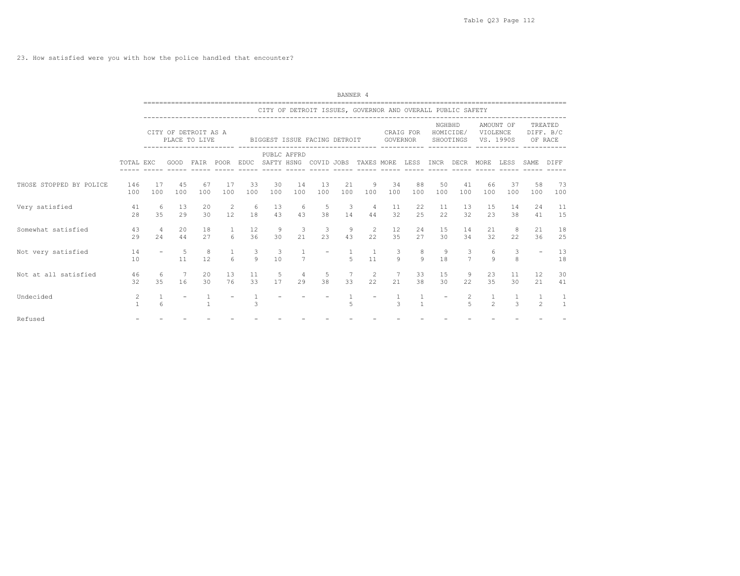23. How satisfied were you with how the police handled that encounter?

BANNER 4

| | | CITY OF DETROIT ISSUES, GOVERNOR AND OVERALL PUBLIC SAFETY | | | | | | | | | | | | | | | | | |
|---|---|---|---|---|---|---|---|---|---|---|---|---|---|---|---|---|---|---|---|
| | | CITY OF DETROIT AS A PLACE TO LIVE | | | | BIGGEST ISSUE FACING DETROIT | | | | | | CRAIG FOR GOVERNOR | | NGHBHD HOMICIDE/ SHOOTINGS | | AMOUNT OF VIOLENCE VS. 1990S | | TREATED DIFF. B/C OF RACE | |
| | TOTAL | EXC | GOOD | FAIR | POOR | EDUC | PUBLC SAFTY | AFFRD HSNG | COVID | JOBS | TAXES | MORE | LESS | INCR | DECR | MORE | LESS | SAME | DIFF |
| THOSE STOPPED BY POLICE | 146 | 17 | 45 | 67 | 17 | 33 | 30 | 14 | 13 | 21 | 9 | 34 | 88 | 50 | 41 | 66 | 37 | 58 | 73 |
| | 100 | 100 | 100 | 100 | 100 | 100 | 100 | 100 | 100 | 100 | 100 | 100 | 100 | 100 | 100 | 100 | 100 | 100 | 100 |
| Very satisfied | 41 | 6 | 13 | 20 | 2 | 6 | 13 | 6 | 5 | 3 | 4 | 11 | 22 | 11 | 13 | 15 | 14 | 24 | 11 |
| | 28 | 35 | 29 | 30 | 12 | 18 | 43 | 43 | 38 | 14 | 44 | 32 | 25 | 22 | 32 | 23 | 38 | 41 | 15 |
| Somewhat satisfied | 43 | 4 | 20 | 18 | 1 | 12 | 9 | 3 | 3 | 9 | 2 | 12 | 24 | 15 | 14 | 21 | 8 | 21 | 18 |
| | 29 | 24 | 44 | 27 | 6 | 36 | 30 | 21 | 23 | 43 | 22 | 35 | 27 | 30 | 34 | 32 | 22 | 36 | 25 |
| Not very satisfied | 14 | - | 5 | 8 | 1 | 3 | 3 | 1 | - | 1 | 1 | 3 | 8 | 9 | 3 | 6 | 3 | - | 13 |
| | 10 | | 11 | 12 | 6 | 9 | 10 | 7 | | 5 | 11 | 9 | 9 | 18 | 7 | 9 | 8 | | 18 |
| Not at all satisfied | 46 | 6 | 7 | 20 | 13 | 11 | 5 | 4 | 5 | 7 | 2 | 7 | 33 | 15 | 9 | 23 | 11 | 12 | 30 |
| | 32 | 35 | 16 | 30 | 76 | 33 | 17 | 29 | 38 | 33 | 22 | 21 | 38 | 30 | 22 | 35 | 30 | 21 | 41 |
| Undecided | 2 | 1 | - | 1 | - | 1 | - | - | - | 1 | - | 1 | 1 | - | 2 | 1 | 1 | 1 | 1 |
| | 1 | 6 | | 1 | | 3 | | | | 5 | | 3 | 1 | | 5 | 2 | 3 | 2 | 1 |
| Refused | - | - | - | - | - | - | - | - | - | - | - | - | - | - | - | - | - | - | - |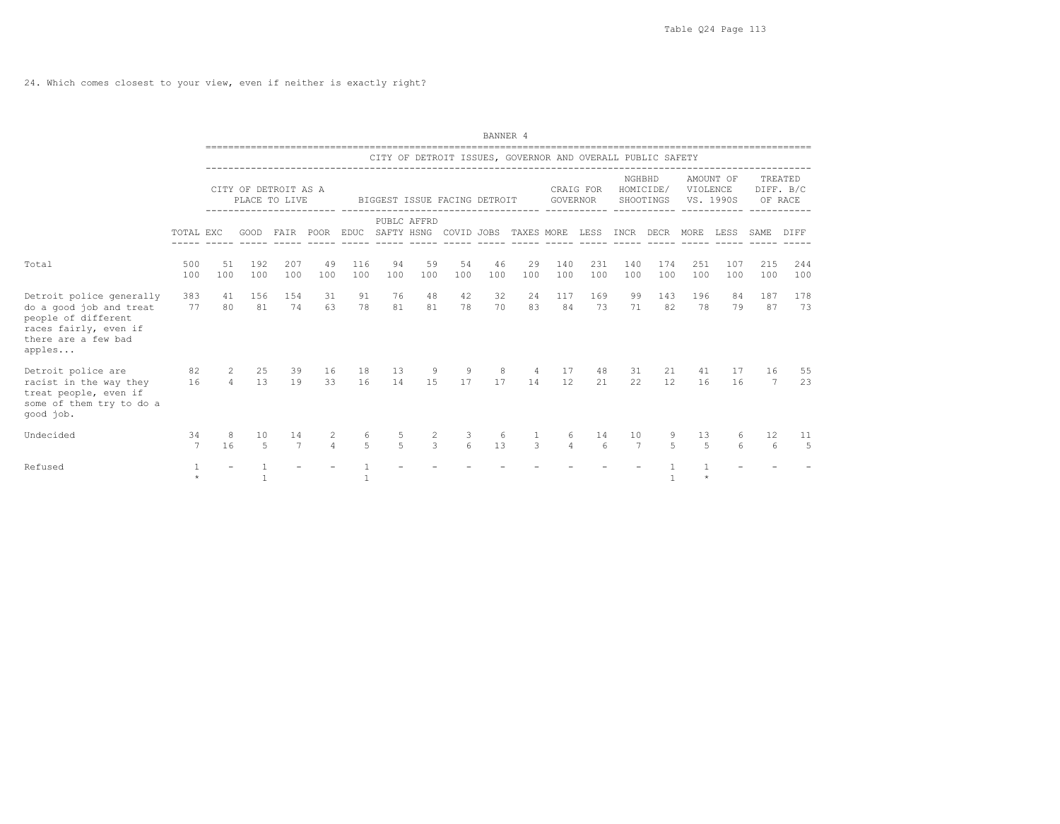24. Which comes closest to your view, even if neither is exactly right?

BANNER 4

| | | CITY OF DETROIT ISSUES, GOVERNOR AND OVERALL PUBLIC SAFETY | | | | | | | | | | | | | | | | | |
|---|---|---|---|---|---|---|---|---|---|---|---|---|---|---|---|---|---|---|---|
| | | CITY OF DETROIT AS A PLACE TO LIVE | | | | BIGGEST ISSUE FACING DETROIT | | | | | | CRAIG FOR GOVERNOR | | NGHBHD HOMICIDE/ SHOOTINGS | | AMOUNT OF VIOLENCE VS. 1990S | | TREATED DIFF. B/C OF RACE | |
| | TOTAL | EXC | GOOD | FAIR | POOR | EDUC | PUBLC SAFTY | AFFRD HSNG | COVID | JOBS | TAXES | MORE | LESS | INCR | DECR | MORE | LESS | SAME | DIFF |
| Total | 500<br>100 | 51<br>100 | 192<br>100 | 207<br>100 | 49<br>100 | 116<br>100 | 94<br>100 | 59<br>100 | 54<br>100 | 46<br>100 | 29<br>100 | 140<br>100 | 231<br>100 | 140<br>100 | 174<br>100 | 251<br>100 | 107<br>100 | 215<br>100 | 244<br>100 |
| Detroit police generally do a good job and treat people of different races fairly, even if there are a few bad apples... | 383<br>77 | 41<br>80 | 156<br>81 | 154<br>74 | 31<br>63 | 91<br>78 | 76<br>81 | 48<br>81 | 42<br>78 | 32<br>70 | 24<br>83 | 117<br>84 | 169<br>73 | 99<br>71 | 143<br>82 | 196<br>78 | 84<br>79 | 187<br>87 | 178<br>73 |
| Detroit police are racist in the way they treat people, even if some of them try to do a good job. | 82<br>16 | 2<br>4 | 25<br>13 | 39<br>19 | 16<br>33 | 18<br>16 | 13<br>14 | 9<br>15 | 9<br>17 | 8<br>17 | 4<br>14 | 17<br>12 | 48<br>21 | 31<br>22 | 21<br>12 | 41<br>16 | 17<br>16 | 16<br>7 | 55<br>23 |
| Undecided | 34<br>7 | 8<br>16 | 10<br>5 | 14<br>7 | 2<br>4 | 6<br>5 | 5<br>5 | 2<br>3 | 3<br>6 | 6<br>13 | 1<br>3 | 6<br>4 | 14<br>6 | 10<br>7 | 9<br>5 | 13<br>5 | 6<br>6 | 12<br>6 | 11<br>5 |
| Refused | 1<br>* | - | 1<br>1 | - | - | 1<br>1 | - | - | - | - | - | - | - | - | 1<br>1 | 1<br>* | - | - | - |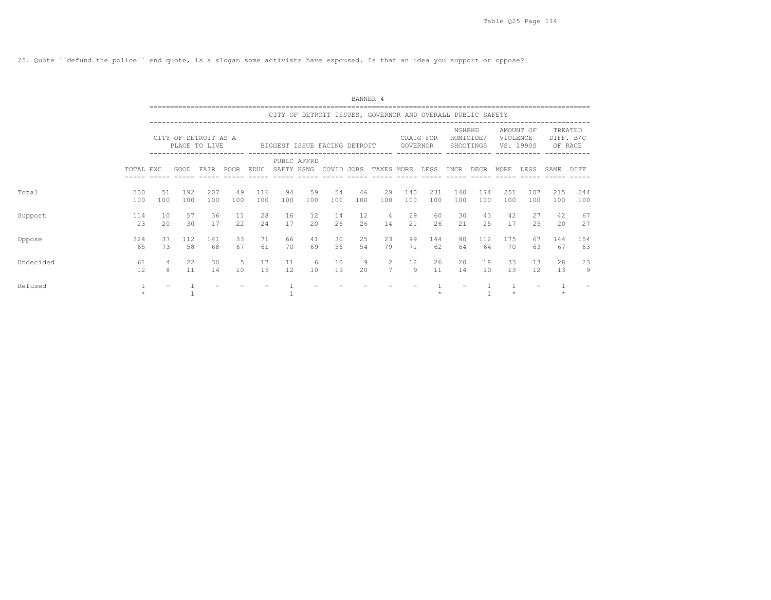25. Quote ``defund the police´´ end quote, is a slogan some activists have espoused. Is that an idea you support or oppose?

BANNER 4

CITY OF DETROIT ISSUES, GOVERNOR AND OVERALL PUBLIC SAFETY

| | TOTAL | CITY OF DETROIT AS A PLACE TO LIVE | | | | BIGGEST ISSUE FACING DETROIT | | | | | | CRAIG FOR GOVERNOR | | NGHBHD HOMICIDE/ SHOOTINGS | | AMOUNT OF VIOLENCE VS. 1990S | | TREATED DIFF. B/C OF RACE | |
|---|---|---|---|---|---|---|---|---|---|---|---|---|---|---|---|---|---|---|---|
| | | EXC | GOOD | FAIR | POOR | EDUC | PUBLC SAFTY | AFFRD HSNG | COVID | JOBS | TAXES | MORE | LESS | INCR | DECR | MORE | LESS | SAME | DIFF |
| Total | 500 | 51 | 192 | 207 | 49 | 116 | 94 | 59 | 54 | 46 | 29 | 140 | 231 | 140 | 174 | 251 | 107 | 215 | 244 |
| | 100 | 100 | 100 | 100 | 100 | 100 | 100 | 100 | 100 | 100 | 100 | 100 | 100 | 100 | 100 | 100 | 100 | 100 | 100 |
| Support | 114 | 10 | 57 | 36 | 11 | 28 | 16 | 12 | 14 | 12 | 4 | 29 | 60 | 30 | 43 | 42 | 27 | 42 | 67 |
| | 23 | 20 | 30 | 17 | 22 | 24 | 17 | 20 | 26 | 26 | 14 | 21 | 26 | 21 | 25 | 17 | 25 | 20 | 27 |
| Oppose | 324 | 37 | 112 | 141 | 33 | 71 | 66 | 41 | 30 | 25 | 23 | 99 | 144 | 90 | 112 | 175 | 67 | 144 | 154 |
| | 65 | 73 | 58 | 68 | 67 | 61 | 70 | 69 | 56 | 54 | 79 | 71 | 62 | 64 | 64 | 70 | 63 | 67 | 63 |
| Undecided | 61 | 4 | 22 | 30 | 5 | 17 | 11 | 6 | 10 | 9 | 2 | 12 | 26 | 20 | 18 | 33 | 13 | 28 | 23 |
| | 12 | 8 | 11 | 14 | 10 | 15 | 12 | 10 | 19 | 20 | 7 | 9 | 11 | 14 | 10 | 13 | 12 | 13 | 9 |
| Refused | 1 | - | 1 | - | - | - | 1 | - | - | - | - | - | 1 | - | 1 | 1 | - | 1 | - |
| | * | | 1 | | | | 1 | | | | | | * | | 1 | * | | * | |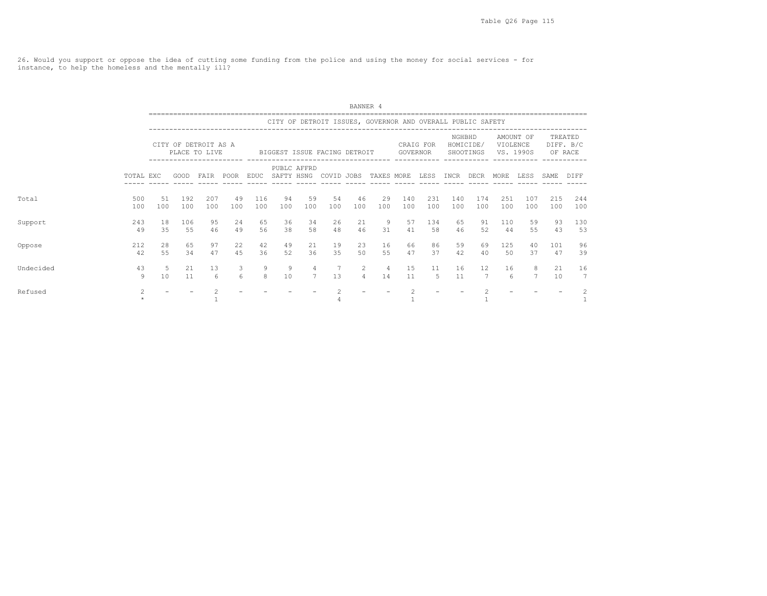26. Would you support or oppose the idea of cutting some funding from the police and using the money for social services - for instance, to help the homeless and the mentally ill?

BANNER 4

CITY OF DETROIT ISSUES, GOVERNOR AND OVERALL PUBLIC SAFETY

| | | CITY OF DETROIT AS A PLACE TO LIVE | | | | BIGGEST ISSUE FACING DETROIT | | | | | | CRAIG FOR GOVERNOR | | NGHBHD HOMICIDE/ SHOOTINGS | | AMOUNT OF VIOLENCE VS. 1990S | | TREATED DIFF. B/C OF RACE | |
|---|---|---|---|---|---|---|---|---|---|---|---|---|---|---|---|---|---|---|---|
| | TOTAL | EXC | GOOD | FAIR | POOR | EDUC | PUBLC SAFTY | AFFRD HSNG | COVID | JOBS | TAXES | MORE | LESS | INCR | DECR | MORE | LESS | SAME | DIFF |
| Total | 500 | 51 | 192 | 207 | 49 | 116 | 94 | 59 | 54 | 46 | 29 | 140 | 231 | 140 | 174 | 251 | 107 | 215 | 244 |
| | 100 | 100 | 100 | 100 | 100 | 100 | 100 | 100 | 100 | 100 | 100 | 100 | 100 | 100 | 100 | 100 | 100 | 100 | 100 |
| Support | 243 | 18 | 106 | 95 | 24 | 65 | 36 | 34 | 26 | 21 | 9 | 57 | 134 | 65 | 91 | 110 | 59 | 93 | 130 |
| | 49 | 35 | 55 | 46 | 49 | 56 | 38 | 58 | 48 | 46 | 31 | 41 | 58 | 46 | 52 | 44 | 55 | 43 | 53 |
| Oppose | 212 | 28 | 65 | 97 | 22 | 42 | 49 | 21 | 19 | 23 | 16 | 66 | 86 | 59 | 69 | 125 | 40 | 101 | 96 |
| | 42 | 55 | 34 | 47 | 45 | 36 | 52 | 36 | 35 | 50 | 55 | 47 | 37 | 42 | 40 | 50 | 37 | 47 | 39 |
| Undecided | 43 | 5 | 21 | 13 | 3 | 9 | 9 | 4 | 7 | 2 | 4 | 15 | 11 | 16 | 12 | 16 | 8 | 21 | 16 |
| | 9 | 10 | 11 | 6 | 6 | 8 | 10 | 7 | 13 | 4 | 14 | 11 | 5 | 11 | 7 | 6 | 7 | 10 | 7 |
| Refused | 2 | - | - | 2 | - | - | - | - | 2 | - | - | 2 | - | - | 2 | - | - | - | 2 |
| | * | | | 1 | | | | | 4 | | | 1 | | | 1 | | | | 1 |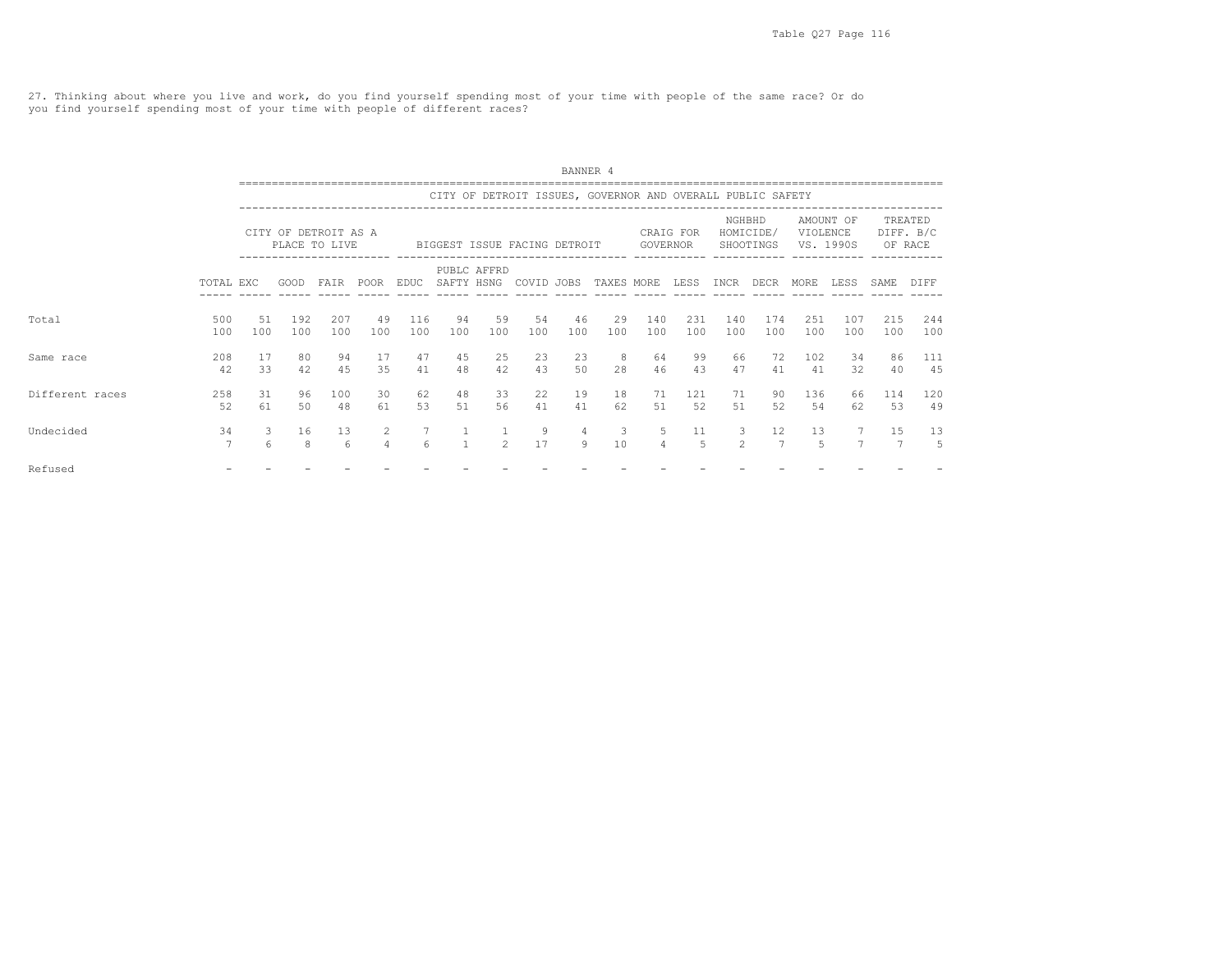27. Thinking about where you live and work, do you find yourself spending most of your time with people of the same race? Or do you find yourself spending most of your time with people of different races?

BANNER 4

CITY OF DETROIT ISSUES, GOVERNOR AND OVERALL PUBLIC SAFETY

| | | CITY OF DETROIT AS A PLACE TO LIVE | | | | BIGGEST ISSUE FACING DETROIT | | | | | | CRAIG FOR GOVERNOR | | NGHBHD HOMICIDE/ SHOOTINGS | | AMOUNT OF VIOLENCE VS. 1990S | | TREATED DIFF. B/C OF RACE | |
|---|---|---|---|---|---|---|---|---|---|---|---|---|---|---|---|---|---|---|---|
| | TOTAL | EXC | GOOD | FAIR | POOR | EDUC | PUBLC SAFTY | AFFRD HSNG | COVID | JOBS | TAXES | MORE | LESS | INCR | DECR | MORE | LESS | SAME | DIFF |
| Total | 500 | 51 | 192 | 207 | 49 | 116 | 94 | 59 | 54 | 46 | 29 | 140 | 231 | 140 | 174 | 251 | 107 | 215 | 244 |
| | 100 | 100 | 100 | 100 | 100 | 100 | 100 | 100 | 100 | 100 | 100 | 100 | 100 | 100 | 100 | 100 | 100 | 100 | 100 |
| Same race | 208 | 17 | 80 | 94 | 17 | 47 | 45 | 25 | 23 | 23 | 8 | 64 | 99 | 66 | 72 | 102 | 34 | 86 | 111 |
| | 42 | 33 | 42 | 45 | 35 | 41 | 48 | 42 | 43 | 50 | 28 | 46 | 43 | 47 | 41 | 41 | 32 | 40 | 45 |
| Different races | 258 | 31 | 96 | 100 | 30 | 62 | 48 | 33 | 22 | 19 | 18 | 71 | 121 | 71 | 90 | 136 | 66 | 114 | 120 |
| | 52 | 61 | 50 | 48 | 61 | 53 | 51 | 56 | 41 | 41 | 62 | 51 | 52 | 51 | 52 | 54 | 62 | 53 | 49 |
| Undecided | 34 | 3 | 16 | 13 | 2 | 7 | 1 | 1 | 9 | 4 | 3 | 5 | 11 | 3 | 12 | 13 | 7 | 15 | 13 |
| | 7 | 6 | 8 | 6 | 4 | 6 | 1 | 2 | 17 | 9 | 10 | 4 | 5 | 2 | 7 | 5 | 7 | 7 | 5 |
| Refused | - | - | - | - | - | - | - | - | - | - | - | - | - | - | - | - | - | - | - |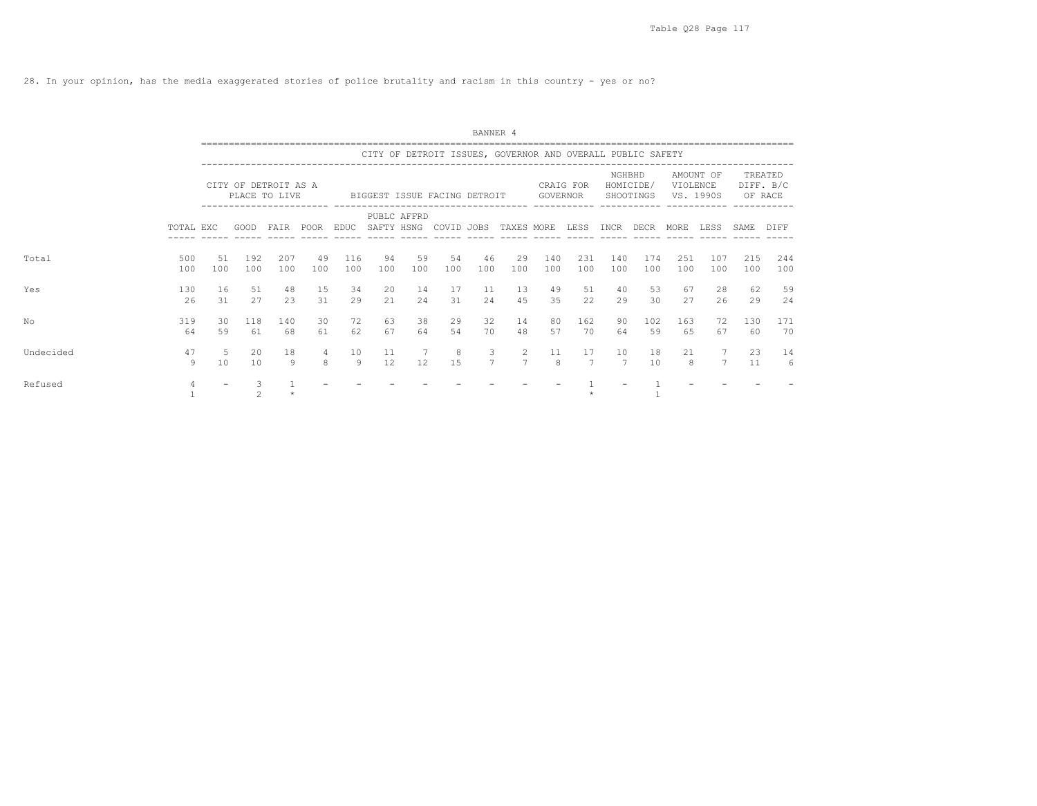28. In your opinion, has the media exaggerated stories of police brutality and racism in this country - yes or no?

BANNER 4

CITY OF DETROIT ISSUES, GOVERNOR AND OVERALL PUBLIC SAFETY

| | | CITY OF DETROIT AS A PLACE TO LIVE | | | | BIGGEST ISSUE FACING DETROIT | | | | | | CRAIG FOR GOVERNOR | | NGHBHD HOMICIDE/ SHOOTINGS | | AMOUNT OF VIOLENCE VS. 1990S | | TREATED DIFF. B/C OF RACE | |
|---|---|---|---|---|---|---|---|---|---|---|---|---|---|---|---|---|---|---|---|
| | TOTAL | EXC | GOOD | FAIR | POOR | EDUC | PUBLC SAFTY | AFFRD HSNG | COVID | JOBS | TAXES | MORE | LESS | INCR | DECR | MORE | LESS | SAME | DIFF |
| Total | 500 | 51 | 192 | 207 | 49 | 116 | 94 | 59 | 54 | 46 | 29 | 140 | 231 | 140 | 174 | 251 | 107 | 215 | 244 |
| | 100 | 100 | 100 | 100 | 100 | 100 | 100 | 100 | 100 | 100 | 100 | 100 | 100 | 100 | 100 | 100 | 100 | 100 | 100 |
| Yes | 130 | 16 | 51 | 48 | 15 | 34 | 20 | 14 | 17 | 11 | 13 | 49 | 51 | 40 | 53 | 67 | 28 | 62 | 59 |
| | 26 | 31 | 27 | 23 | 31 | 29 | 21 | 24 | 31 | 24 | 45 | 35 | 22 | 29 | 30 | 27 | 26 | 29 | 24 |
| No | 319 | 30 | 118 | 140 | 30 | 72 | 63 | 38 | 29 | 32 | 14 | 80 | 162 | 90 | 102 | 163 | 72 | 130 | 171 |
| | 64 | 59 | 61 | 68 | 61 | 62 | 67 | 64 | 54 | 70 | 48 | 57 | 70 | 64 | 59 | 65 | 67 | 60 | 70 |
| Undecided | 47 | 5 | 20 | 18 | 4 | 10 | 11 | 7 | 8 | 3 | 2 | 11 | 17 | 10 | 18 | 21 | 7 | 23 | 14 |
| | 9 | 10 | 10 | 9 | 8 | 9 | 12 | 12 | 15 | 7 | 7 | 8 | 7 | 7 | 10 | 8 | 7 | 11 | 6 |
| Refused | 4 | - | 3 | 1 | - | - | - | - | - | - | - | - | 1 | - | 1 | - | - | - | - |
| | 1 | | 2 | * | | | | | | | | | * | | 1 | | | | |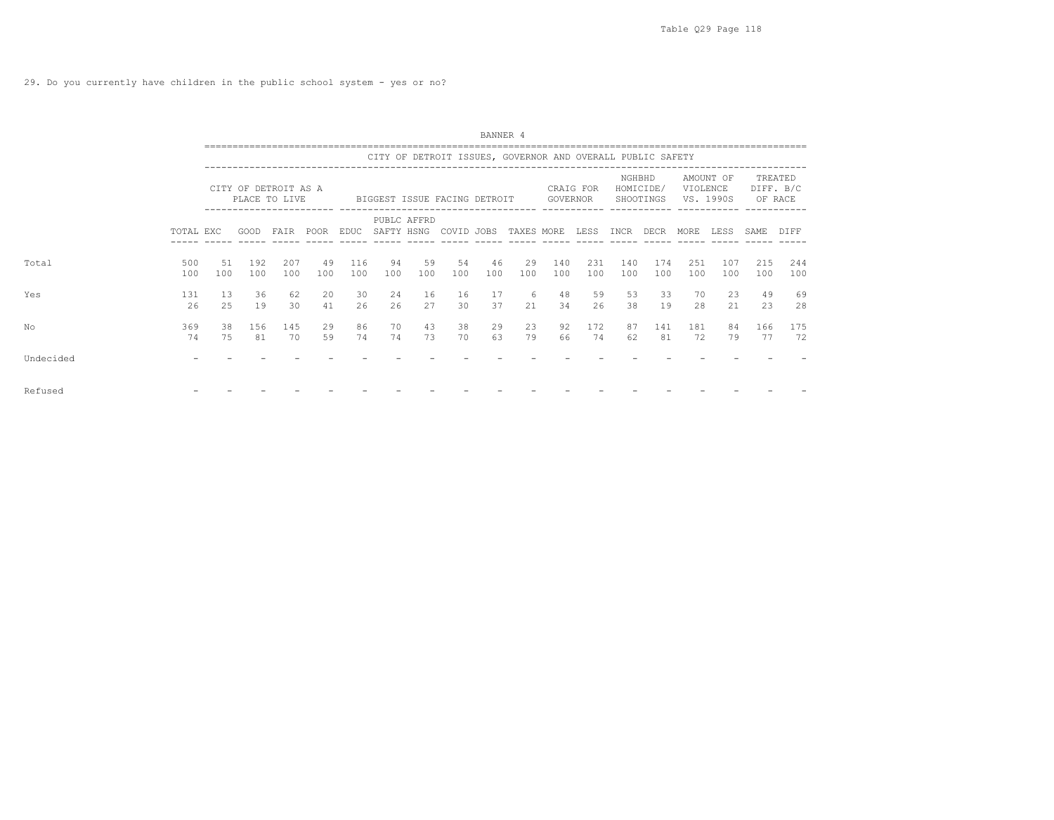29. Do you currently have children in the public school system - yes or no?

BANNER 4

| | | CITY OF DETROIT ISSUES, GOVERNOR AND OVERALL PUBLIC SAFETY | | | | | | | | | | | | | | | | | |
|---|---|---|---|---|---|---|---|---|---|---|---|---|---|---|---|---|---|---|---|
| | | CITY OF DETROIT AS A PLACE TO LIVE | | | | BIGGEST ISSUE FACING DETROIT | | | | | | CRAIG FOR GOVERNOR | | NGHBHD HOMICIDE/ SHOOTINGS | | AMOUNT OF VIOLENCE VS. 1990S | | TREATED DIFF. B/C OF RACE | |
| | TOTAL | EXC | GOOD | FAIR | POOR | EDUC | PUBLC SAFTY | AFFRD HSNG | COVID | JOBS | TAXES | MORE | LESS | INCR | DECR | MORE | LESS | SAME | DIFF |
| Total | 500 | 51 | 192 | 207 | 49 | 116 | 94 | 59 | 54 | 46 | 29 | 140 | 231 | 140 | 174 | 251 | 107 | 215 | 244 |
| | 100 | 100 | 100 | 100 | 100 | 100 | 100 | 100 | 100 | 100 | 100 | 100 | 100 | 100 | 100 | 100 | 100 | 100 | 100 |
| Yes | 131 | 13 | 36 | 62 | 20 | 30 | 24 | 16 | 16 | 17 | 6 | 48 | 59 | 53 | 33 | 70 | 23 | 49 | 69 |
| | 26 | 25 | 19 | 30 | 41 | 26 | 26 | 27 | 30 | 37 | 21 | 34 | 26 | 38 | 19 | 28 | 21 | 23 | 28 |
| No | 369 | 38 | 156 | 145 | 29 | 86 | 70 | 43 | 38 | 29 | 23 | 92 | 172 | 87 | 141 | 181 | 84 | 166 | 175 |
| | 74 | 75 | 81 | 70 | 59 | 74 | 74 | 73 | 70 | 63 | 79 | 66 | 74 | 62 | 81 | 72 | 79 | 77 | 72 |
| Undecided | - | - | - | - | - | - | - | - | - | - | - | - | - | - | - | - | - | - | - |
| Refused | - | - | - | - | - | - | - | - | - | - | - | - | - | - | - | - | - | - | - |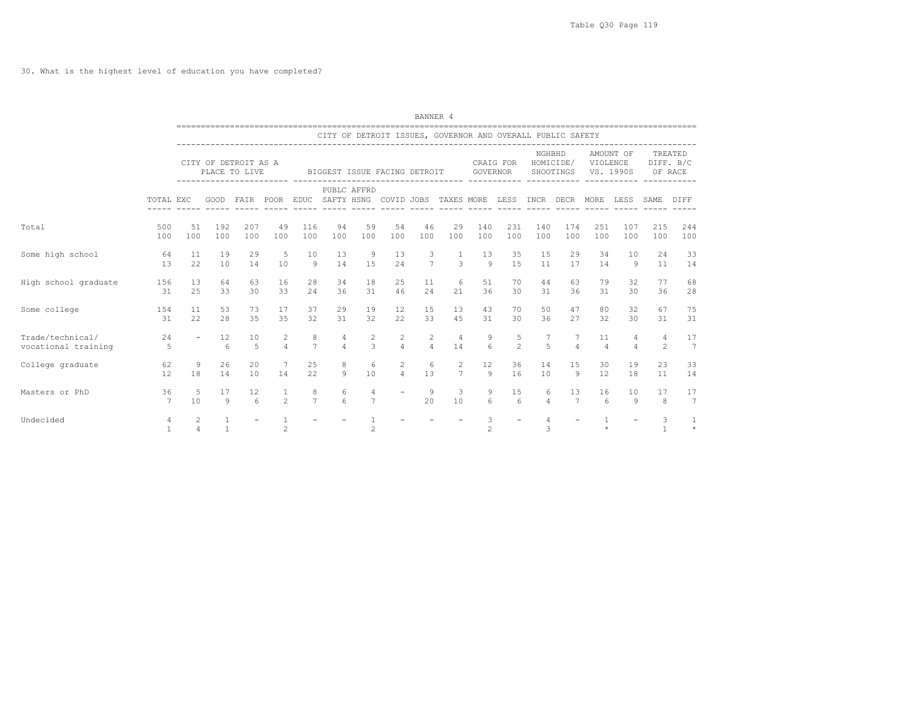30. What is the highest level of education you have completed?

| | | BANNER 4 | | | | | | | | | | | | | | | | | |
|---|---|---|---|---|---|---|---|---|---|---|---|---|---|---|---|---|---|---|---|
| | | CITY OF DETROIT ISSUES, GOVERNOR AND OVERALL PUBLIC SAFETY | | | | | | | | | | | | | | | | | |
| | | CITY OF DETROIT AS A PLACE TO LIVE | | | | BIGGEST ISSUE FACING DETROIT | | | | | | CRAIG FOR GOVERNOR | | NGHBHD HOMICIDE/ SHOOTINGS | | AMOUNT OF VIOLENCE VS. 1990S | | TREATED DIFF. B/C OF RACE | |
| | TOTAL | EXC | GOOD | FAIR | POOR | EDUC | PUBLC SAFTY | AFFRD HSNG | COVID | JOBS | TAXES | MORE | LESS | INCR | DECR | MORE | LESS | SAME | DIFF |
| Total | 500 | 51 | 192 | 207 | 49 | 116 | 94 | 59 | 54 | 46 | 29 | 140 | 231 | 140 | 174 | 251 | 107 | 215 | 244 |
| | 100 | 100 | 100 | 100 | 100 | 100 | 100 | 100 | 100 | 100 | 100 | 100 | 100 | 100 | 100 | 100 | 100 | 100 | 100 |
| Some high school | 64 | 11 | 19 | 29 | 5 | 10 | 13 | 9 | 13 | 3 | 1 | 13 | 35 | 15 | 29 | 34 | 10 | 24 | 33 |
| | 13 | 22 | 10 | 14 | 10 | 9 | 14 | 15 | 24 | 7 | 3 | 9 | 15 | 11 | 17 | 14 | 9 | 11 | 14 |
| High school graduate | 156 | 13 | 64 | 63 | 16 | 28 | 34 | 18 | 25 | 11 | 6 | 51 | 70 | 44 | 63 | 79 | 32 | 77 | 68 |
| | 31 | 25 | 33 | 30 | 33 | 24 | 36 | 31 | 46 | 24 | 21 | 36 | 30 | 31 | 36 | 31 | 30 | 36 | 28 |
| Some college | 154 | 11 | 53 | 73 | 17 | 37 | 29 | 19 | 12 | 15 | 13 | 43 | 70 | 50 | 47 | 80 | 32 | 67 | 75 |
| | 31 | 22 | 28 | 35 | 35 | 32 | 31 | 32 | 22 | 33 | 45 | 31 | 30 | 36 | 27 | 32 | 30 | 31 | 31 |
| Trade/technical/ vocational training | 24 | - | 12 | 10 | 2 | 8 | 4 | 2 | 2 | 2 | 4 | 9 | 5 | 7 | 7 | 11 | 4 | 4 | 17 |
| | 5 | | 6 | 5 | 4 | 7 | 4 | 3 | 4 | 4 | 14 | 6 | 2 | 5 | 4 | 4 | 4 | 2 | 7 |
| College graduate | 62 | 9 | 26 | 20 | 7 | 25 | 8 | 6 | 2 | 6 | 2 | 12 | 36 | 14 | 15 | 30 | 19 | 23 | 33 |
| | 12 | 18 | 14 | 10 | 14 | 22 | 9 | 10 | 4 | 13 | 7 | 9 | 16 | 10 | 9 | 12 | 18 | 11 | 14 |
| Masters or PhD | 36 | 5 | 17 | 12 | 1 | 8 | 6 | 4 | - | 9 | 3 | 9 | 15 | 6 | 13 | 16 | 10 | 17 | 17 |
| | 7 | 10 | 9 | 6 | 2 | 7 | 6 | 7 | | 20 | 10 | 6 | 6 | 4 | 7 | 6 | 9 | 8 | 7 |
| Undecided | 4 | 2 | 1 | - | 1 | - | - | 1 | - | - | - | 3 | - | 4 | - | 1 | - | 3 | 1 |
| | 1 | 4 | 1 | | 2 | | | 2 | | | | 2 | | 3 | | * | | 1 | * |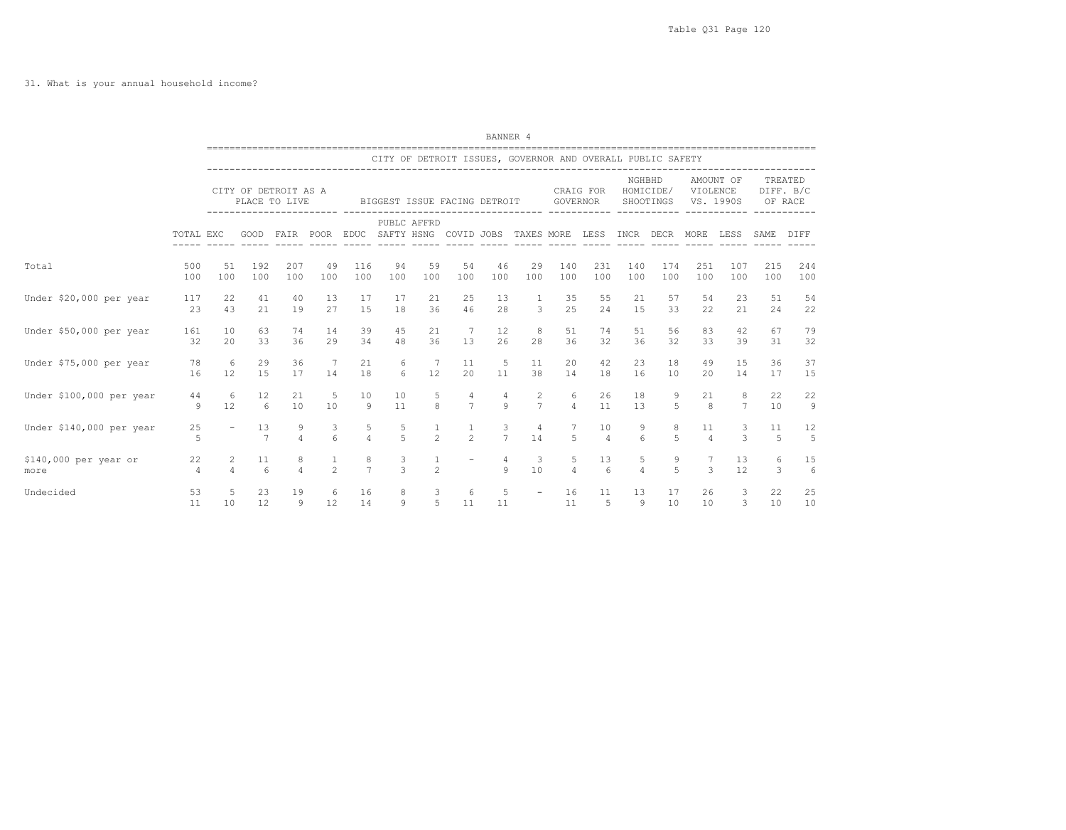31. What is your annual household income?

BANNER 4

| | | CITY OF DETROIT ISSUES, GOVERNOR AND OVERALL PUBLIC SAFETY | | | | | | | | | | | | | | | | | |
|---|---|---|---|---|---|---|---|---|---|---|---|---|---|---|---|---|---|---|---|
| | | CITY OF DETROIT AS A PLACE TO LIVE | | | | BIGGEST ISSUE FACING DETROIT | | | | | | CRAIG FOR GOVERNOR | | NGHBHD HOMICIDE/ SHOOTINGS | | AMOUNT OF VIOLENCE VS. 1990S | | TREATED DIFF. B/C OF RACE | |
| | TOTAL | EXC | GOOD | FAIR | POOR | EDUC | PUBLC SAFTY | AFFRD HSNG | COVID | JOBS | TAXES | MORE | LESS | INCR | DECR | MORE | LESS | SAME | DIFF |
| Total | 500 | 51 | 192 | 207 | 49 | 116 | 94 | 59 | 54 | 46 | 29 | 140 | 231 | 140 | 174 | 251 | 107 | 215 | 244 |
| | 100 | 100 | 100 | 100 | 100 | 100 | 100 | 100 | 100 | 100 | 100 | 100 | 100 | 100 | 100 | 100 | 100 | 100 | 100 |
| Under $20,000 per year | 117 | 22 | 41 | 40 | 13 | 17 | 17 | 21 | 25 | 13 | 1 | 35 | 55 | 21 | 57 | 54 | 23 | 51 | 54 |
| | 23 | 43 | 21 | 19 | 27 | 15 | 18 | 36 | 46 | 28 | 3 | 25 | 24 | 15 | 33 | 22 | 21 | 24 | 22 |
| Under $50,000 per year | 161 | 10 | 63 | 74 | 14 | 39 | 45 | 21 | 7 | 12 | 8 | 51 | 74 | 51 | 56 | 83 | 42 | 67 | 79 |
| | 32 | 20 | 33 | 36 | 29 | 34 | 48 | 36 | 13 | 26 | 28 | 36 | 32 | 36 | 32 | 33 | 39 | 31 | 32 |
| Under $75,000 per year | 78 | 6 | 29 | 36 | 7 | 21 | 6 | 7 | 11 | 5 | 11 | 20 | 42 | 23 | 18 | 49 | 15 | 36 | 37 |
| | 16 | 12 | 15 | 17 | 14 | 18 | 6 | 12 | 20 | 11 | 38 | 14 | 18 | 16 | 10 | 20 | 14 | 17 | 15 |
| Under $100,000 per year | 44 | 6 | 12 | 21 | 5 | 10 | 10 | 5 | 4 | 4 | 2 | 6 | 26 | 18 | 9 | 21 | 8 | 22 | 22 |
| | 9 | 12 | 6 | 10 | 10 | 9 | 11 | 8 | 7 | 9 | 7 | 4 | 11 | 13 | 5 | 8 | 7 | 10 | 9 |
| Under $140,000 per year | 25 | - | 13 | 9 | 3 | 5 | 5 | 1 | 1 | 3 | 4 | 7 | 10 | 9 | 8 | 11 | 3 | 11 | 12 |
| | 5 | | 7 | 4 | 6 | 4 | 5 | 2 | 2 | 7 | 14 | 5 | 4 | 6 | 5 | 4 | 3 | 5 | 5 |
| $140,000 per year or more | 22 | 2 | 11 | 8 | 1 | 8 | 3 | 1 | - | 4 | 3 | 5 | 13 | 5 | 9 | 7 | 13 | 6 | 15 |
| | 4 | 4 | 6 | 4 | 2 | 7 | 3 | 2 | | 9 | 10 | 4 | 6 | 4 | 5 | 3 | 12 | 3 | 6 |
| Undecided | 53 | 5 | 23 | 19 | 6 | 16 | 8 | 3 | 6 | 5 | - | 16 | 11 | 13 | 17 | 26 | 3 | 22 | 25 |
| | 11 | 10 | 12 | 9 | 12 | 14 | 9 | 5 | 11 | 11 | | 11 | 5 | 9 | 10 | 10 | 3 | 10 | 10 |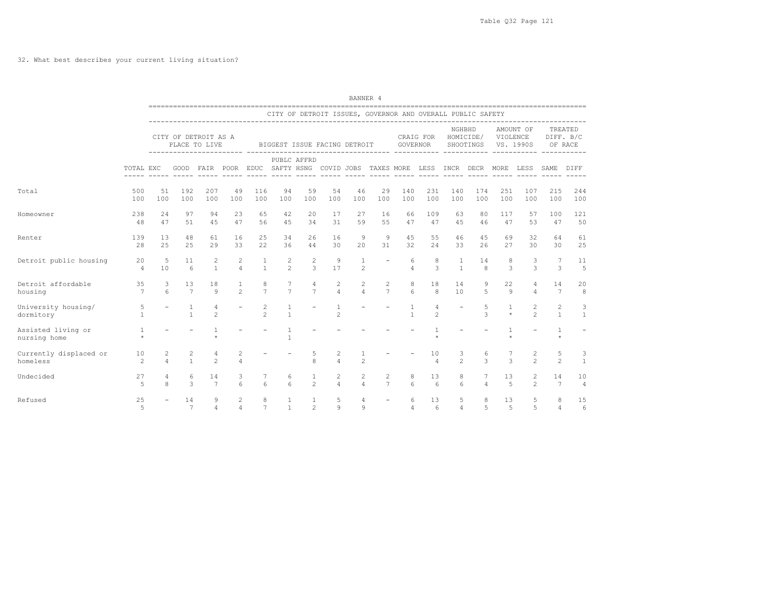32. What best describes your current living situation?

BANNER 4

| | | CITY OF DETROIT ISSUES, GOVERNOR AND OVERALL PUBLIC SAFETY | | | | | | | | | | | | | | | | | |
|---|---|---|---|---|---|---|---|---|---|---|---|---|---|---|---|---|---|---|---|
| | | CITY OF DETROIT AS A PLACE TO LIVE | | | | BIGGEST ISSUE FACING DETROIT | | | | | | CRAIG FOR GOVERNOR | | NGHBHD HOMICIDE/ SHOOTINGS | | AMOUNT OF VIOLENCE VS. 1990S | | TREATED DIFF. B/C OF RACE | |
| | TOTAL | EXC | GOOD | FAIR | POOR | EDUC | PUBLC SAFTY | AFFRD HSNG | COVID | JOBS | TAXES | MORE | LESS | INCR | DECR | MORE | LESS | SAME | DIFF |
| Total | 500 | 51 | 192 | 207 | 49 | 116 | 94 | 59 | 54 | 46 | 29 | 140 | 231 | 140 | 174 | 251 | 107 | 215 | 244 |
| | 100 | 100 | 100 | 100 | 100 | 100 | 100 | 100 | 100 | 100 | 100 | 100 | 100 | 100 | 100 | 100 | 100 | 100 | 100 |
| Homeowner | 238 | 24 | 97 | 94 | 23 | 65 | 42 | 20 | 17 | 27 | 16 | 66 | 109 | 63 | 80 | 117 | 57 | 100 | 121 |
| | 48 | 47 | 51 | 45 | 47 | 56 | 45 | 34 | 31 | 59 | 55 | 47 | 47 | 45 | 46 | 47 | 53 | 47 | 50 |
| Renter | 139 | 13 | 48 | 61 | 16 | 25 | 34 | 26 | 16 | 9 | 9 | 45 | 55 | 46 | 45 | 69 | 32 | 64 | 61 |
| | 28 | 25 | 25 | 29 | 33 | 22 | 36 | 44 | 30 | 20 | 31 | 32 | 24 | 33 | 26 | 27 | 30 | 30 | 25 |
| Detroit public housing | 20 | 5 | 11 | 2 | 2 | 1 | 2 | 2 | 9 | 1 | - | 6 | 8 | 1 | 14 | 8 | 3 | 7 | 11 |
| | 4 | 10 | 6 | 1 | 4 | 1 | 2 | 3 | 17 | 2 | | 4 | 3 | 1 | 8 | 3 | 3 | 3 | 5 |
| Detroit affordable housing | 35 | 3 | 13 | 18 | 1 | 8 | 7 | 4 | 2 | 2 | 2 | 8 | 18 | 14 | 9 | 22 | 4 | 14 | 20 |
| | 7 | 6 | 7 | 9 | 2 | 7 | 7 | 7 | 4 | 4 | 7 | 6 | 8 | 10 | 5 | 9 | 4 | 7 | 8 |
| University housing/ dormitory | 5 | - | 1 | 4 | - | 2 | 1 | - | 1 | - | - | 1 | 4 | - | 5 | 1 | 2 | 2 | 3 |
| | 1 | | 1 | 2 | | 2 | 1 | | 2 | | | 1 | 2 | | 3 | * | 2 | 1 | 1 |
| Assisted living or nursing home | 1 | - | - | 1 | - | - | 1 | - | - | - | - | - | 1 | - | - | 1 | - | 1 | - |
| | * | | | * | | | 1 | | | | | | * | | | * | | * | |
| Currently displaced or homeless | 10 | 2 | 2 | 4 | 2 | - | - | 5 | 2 | 1 | - | - | 10 | 3 | 6 | 7 | 2 | 5 | 3 |
| | 2 | 4 | 1 | 2 | 4 | | | 8 | 4 | 2 | | | 4 | 2 | 3 | 3 | 2 | 2 | 1 |
| Undecided | 27 | 4 | 6 | 14 | 3 | 7 | 6 | 1 | 2 | 2 | 2 | 8 | 13 | 8 | 7 | 13 | 2 | 14 | 10 |
| | 5 | 8 | 3 | 7 | 6 | 6 | 6 | 2 | 4 | 4 | 7 | 6 | 6 | 6 | 4 | 5 | 2 | 7 | 4 |
| Refused | 25 | - | 14 | 9 | 2 | 8 | 1 | 1 | 5 | 4 | - | 6 | 13 | 5 | 8 | 13 | 5 | 8 | 15 |
| | 5 | | 7 | 4 | 4 | 7 | 1 | 2 | 9 | 9 | | 4 | 6 | 4 | 5 | 5 | 5 | 4 | 6 |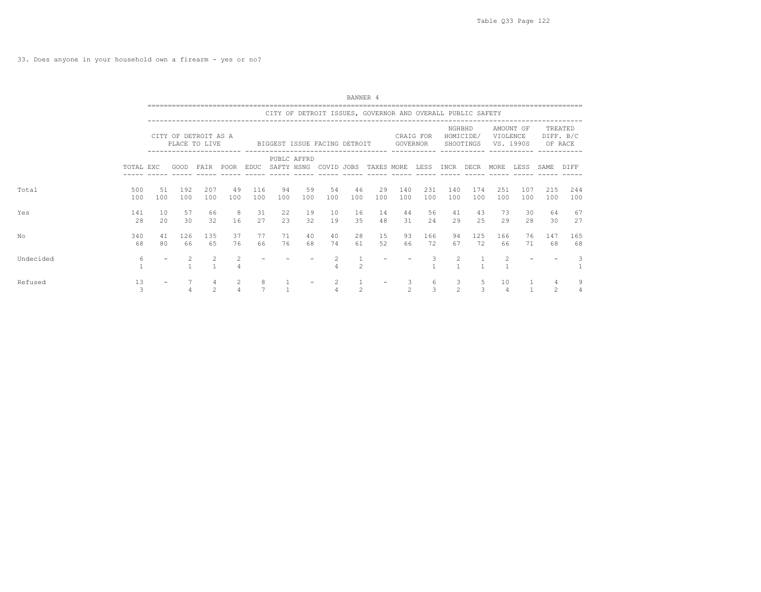33. Does anyone in your household own a firearm - yes or no?

BANNER 4

| | TOTAL | CITY OF DETROIT AS A PLACE TO LIVE | | | | BIGGEST ISSUE FACING DETROIT | | | | | | CRAIG FOR GOVERNOR | | NGHBHD HOMICIDE/ SHOOTINGS | | AMOUNT OF VIOLENCE VS. 1990S | | TREATED DIFF. B/C OF RACE | |
|---|---|---|---|---|---|---|---|---|---|---|---|---|---|---|---|---|---|---|---|
| | | EXC | GOOD | FAIR | POOR | EDUC | PUBLC SAFTY | AFFRD HSNG | COVID | JOBS | TAXES | MORE | LESS | INCR | DECR | MORE | LESS | SAME | DIFF |
| Total | 500 | 51 | 192 | 207 | 49 | 116 | 94 | 59 | 54 | 46 | 29 | 140 | 231 | 140 | 174 | 251 | 107 | 215 | 244 |
| | 100 | 100 | 100 | 100 | 100 | 100 | 100 | 100 | 100 | 100 | 100 | 100 | 100 | 100 | 100 | 100 | 100 | 100 | 100 |
| Yes | 141 | 10 | 57 | 66 | 8 | 31 | 22 | 19 | 10 | 16 | 14 | 44 | 56 | 41 | 43 | 73 | 30 | 64 | 67 |
| | 28 | 20 | 30 | 32 | 16 | 27 | 23 | 32 | 19 | 35 | 48 | 31 | 24 | 29 | 25 | 29 | 28 | 30 | 27 |
| No | 340 | 41 | 126 | 135 | 37 | 77 | 71 | 40 | 40 | 28 | 15 | 93 | 166 | 94 | 125 | 166 | 76 | 147 | 165 |
| | 68 | 80 | 66 | 65 | 76 | 66 | 76 | 68 | 74 | 61 | 52 | 66 | 72 | 67 | 72 | 66 | 71 | 68 | 68 |
| Undecided | 6 | - | 2 | 2 | 2 | - | - | - | 2 | 1 | - | - | 3 | 2 | 1 | 2 | - | - | 3 |
| | 1 | | 1 | 1 | 4 | | | | 4 | 2 | | | 1 | 1 | 1 | 1 | | | 1 |
| Refused | 13 | - | 7 | 4 | 2 | 8 | 1 | - | 2 | 1 | - | 3 | 6 | 3 | 5 | 10 | 1 | 4 | 9 |
| | 3 | | 4 | 2 | 4 | 7 | 1 | | 4 | 2 | | 2 | 3 | 2 | 3 | 4 | 1 | 2 | 4 |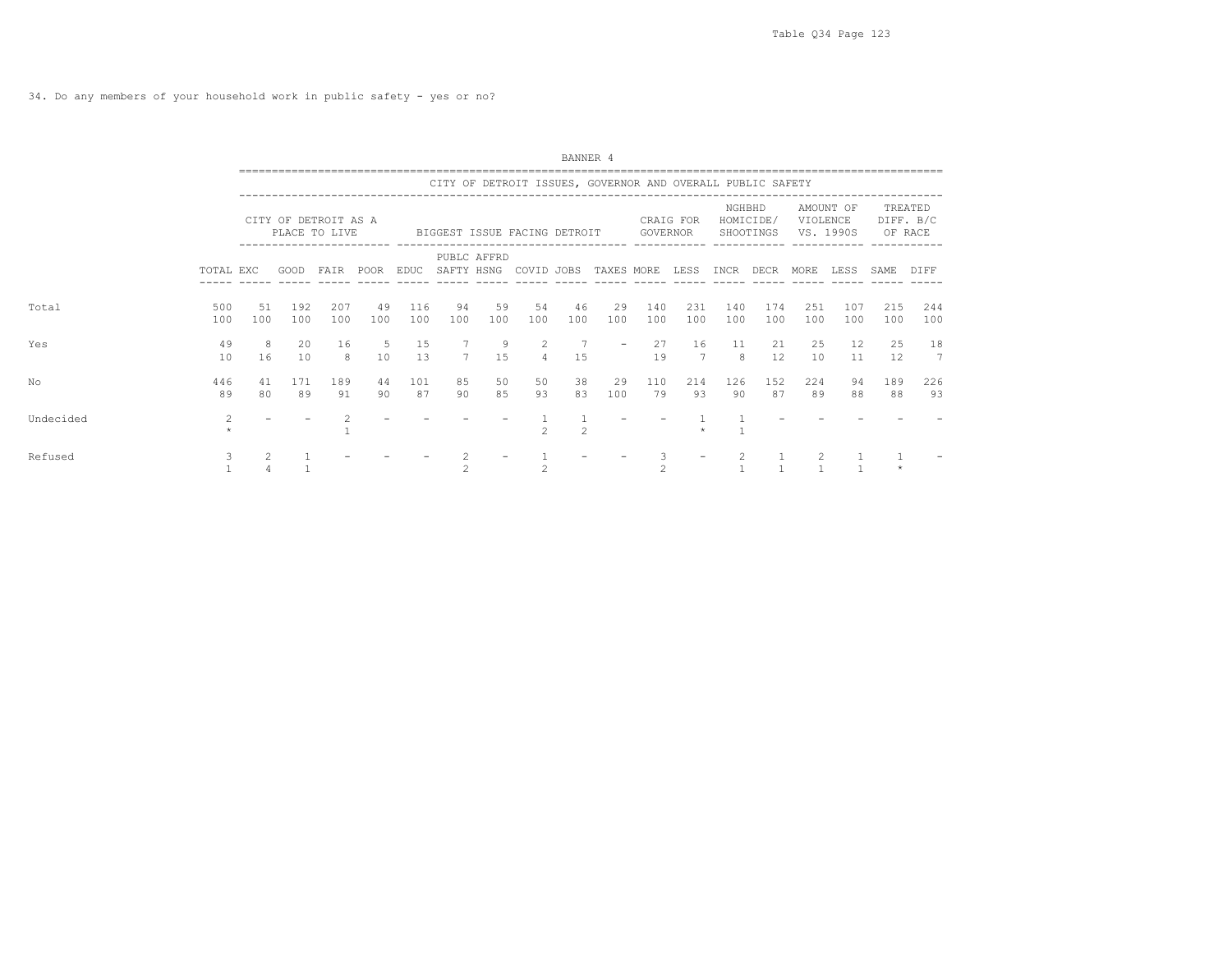34. Do any members of your household work in public safety - yes or no?

BANNER 4

CITY OF DETROIT ISSUES, GOVERNOR AND OVERALL PUBLIC SAFETY

| | TOTAL | CITY OF DETROIT AS A PLACE TO LIVE | | | | BIGGEST ISSUE FACING DETROIT | | | | | | CRAIG FOR GOVERNOR | | NGHBHD HOMICIDE/ SHOOTINGS | | AMOUNT OF VIOLENCE VS. 1990S | | TREATED DIFF. B/C OF RACE | |
|---|---|---|---|---|---|---|---|---|---|---|---|---|---|---|---|---|---|---|---|
| | | EXC | GOOD | FAIR | POOR | EDUC | PUBLC SAFTY | AFFRD HSNG | COVID | JOBS | TAXES | MORE | LESS | INCR | DECR | MORE | LESS | SAME | DIFF |
| Total | 500 | 51 | 192 | 207 | 49 | 116 | 94 | 59 | 54 | 46 | 29 | 140 | 231 | 140 | 174 | 251 | 107 | 215 | 244 |
| | 100 | 100 | 100 | 100 | 100 | 100 | 100 | 100 | 100 | 100 | 100 | 100 | 100 | 100 | 100 | 100 | 100 | 100 | 100 |
| Yes | 49 | 8 | 20 | 16 | 5 | 15 | 7 | 9 | 2 | 7 | - | 27 | 16 | 11 | 21 | 25 | 12 | 25 | 18 |
| | 10 | 16 | 10 | 8 | 10 | 13 | 7 | 15 | 4 | 15 | | 19 | 7 | 8 | 12 | 10 | 11 | 12 | 7 |
| No | 446 | 41 | 171 | 189 | 44 | 101 | 85 | 50 | 50 | 38 | 29 | 110 | 214 | 126 | 152 | 224 | 94 | 189 | 226 |
| | 89 | 80 | 89 | 91 | 90 | 87 | 90 | 85 | 93 | 83 | 100 | 79 | 93 | 90 | 87 | 89 | 88 | 88 | 93 |
| Undecided | 2 | - | - | 2 | - | - | - | - | 1 | 1 | - | - | 1 | 1 | - | - | - | - | - |
| | * | | | 1 | | | | | 2 | 2 | | | * | 1 | | | | | |
| Refused | 3 | 2 | 1 | - | - | - | 2 | - | 1 | - | - | 3 | - | 2 | 1 | 2 | 1 | 1 | - |
| | 1 | 4 | 1 | | | | 2 | | 2 | | | 2 | | 1 | 1 | 1 | 1 | * | |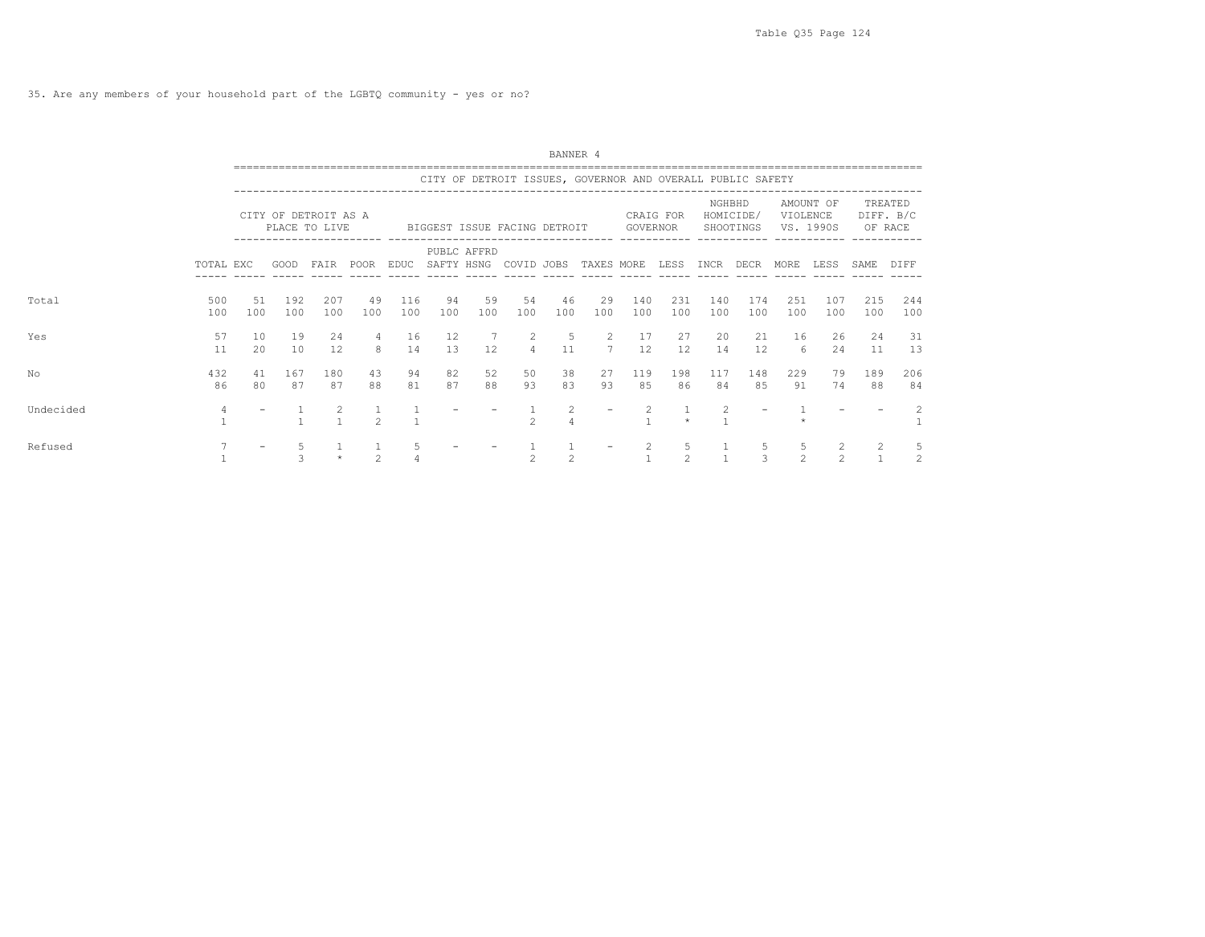35. Are any members of your household part of the LGBTQ community - yes or no?

BANNER 4

CITY OF DETROIT ISSUES, GOVERNOR AND OVERALL PUBLIC SAFETY

| | | CITY OF DETROIT AS A PLACE TO LIVE | | | | BIGGEST ISSUE FACING DETROIT | | | | | | CRAIG FOR GOVERNOR | | NGHBHD HOMICIDE/ SHOOTINGS | | AMOUNT OF VIOLENCE VS. 1990S | | TREATED DIFF. B/C OF RACE | |
|---|---|---|---|---|---|---|---|---|---|---|---|---|---|---|---|---|---|---|---|
| | TOTAL | EXC | GOOD | FAIR | POOR | EDUC | PUBLC SAFTY | AFFRD HSNG | COVID | JOBS | TAXES | MORE | LESS | INCR | DECR | MORE | LESS | SAME | DIFF |
| Total | 500 | 51 | 192 | 207 | 49 | 116 | 94 | 59 | 54 | 46 | 29 | 140 | 231 | 140 | 174 | 251 | 107 | 215 | 244 |
| | 100 | 100 | 100 | 100 | 100 | 100 | 100 | 100 | 100 | 100 | 100 | 100 | 100 | 100 | 100 | 100 | 100 | 100 | 100 |
| Yes | 57 | 10 | 19 | 24 | 4 | 16 | 12 | 7 | 2 | 5 | 2 | 17 | 27 | 20 | 21 | 16 | 26 | 24 | 31 |
| | 11 | 20 | 10 | 12 | 8 | 14 | 13 | 12 | 4 | 11 | 7 | 12 | 12 | 14 | 12 | 6 | 24 | 11 | 13 |
| No | 432 | 41 | 167 | 180 | 43 | 94 | 82 | 52 | 50 | 38 | 27 | 119 | 198 | 117 | 148 | 229 | 79 | 189 | 206 |
| | 86 | 80 | 87 | 87 | 88 | 81 | 87 | 88 | 93 | 83 | 93 | 85 | 86 | 84 | 85 | 91 | 74 | 88 | 84 |
| Undecided | 4 | - | 1 | 2 | 1 | 1 | - | - | 1 | 2 | - | 2 | 1 | 2 | - | 1 | - | - | 2 |
| | 1 | | 1 | 1 | 2 | 1 | | | 2 | 4 | | 1 | * | 1 | | * | | | 1 |
| Refused | 7 | - | 5 | 1 | 1 | 5 | - | - | 1 | 1 | - | 2 | 5 | 1 | 5 | 5 | 2 | 2 | 5 |
| | 1 | | 3 | * | 2 | 4 | | | 2 | 2 | | 1 | 2 | 1 | 3 | 2 | 2 | 1 | 2 |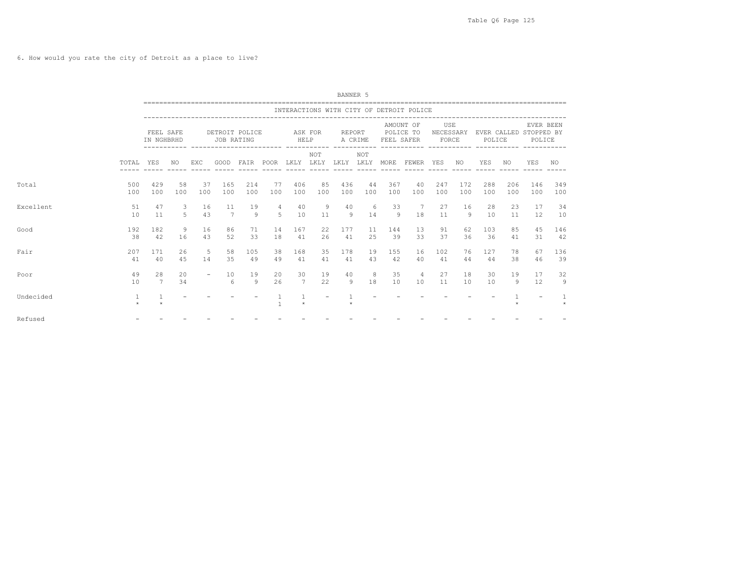6. How would you rate the city of Detroit as a place to live?

BANNER 5

INTERACTIONS WITH CITY OF DETROIT POLICE

| | TOTAL | FEEL SAFE IN NGHBRHD | | DETROIT POLICE JOB RATING | | | | ASK FOR HELP | | REPORT A CRIME | | AMOUNT OF POLICE TO FEEL SAFER | | USE NECESSARY FORCE | | EVER CALLED POLICE | | EVER BEEN STOPPED BY POLICE | |
|---|---|---|---|---|---|---|---|---|---|---|---|---|---|---|---|---|---|---|---|
| | | YES | NO | EXC | GOOD | FAIR | POOR | LKLY | NOT LKLY | LKLY | NOT LKLY | MORE | FEWER | YES | NO | YES | NO | YES | NO |
| Total | 500 | 429 | 58 | 37 | 165 | 214 | 77 | 406 | 85 | 436 | 44 | 367 | 40 | 247 | 172 | 288 | 206 | 146 | 349 |
| | 100 | 100 | 100 | 100 | 100 | 100 | 100 | 100 | 100 | 100 | 100 | 100 | 100 | 100 | 100 | 100 | 100 | 100 | 100 |
| Excellent | 51 | 47 | 3 | 16 | 11 | 19 | 4 | 40 | 9 | 40 | 6 | 33 | 7 | 27 | 16 | 28 | 23 | 17 | 34 |
| | 10 | 11 | 5 | 43 | 7 | 9 | 5 | 10 | 11 | 9 | 14 | 9 | 18 | 11 | 9 | 10 | 11 | 12 | 10 |
| Good | 192 | 182 | 9 | 16 | 86 | 71 | 14 | 167 | 22 | 177 | 11 | 144 | 13 | 91 | 62 | 103 | 85 | 45 | 146 |
| | 38 | 42 | 16 | 43 | 52 | 33 | 18 | 41 | 26 | 41 | 25 | 39 | 33 | 37 | 36 | 36 | 41 | 31 | 42 |
| Fair | 207 | 171 | 26 | 5 | 58 | 105 | 38 | 168 | 35 | 178 | 19 | 155 | 16 | 102 | 76 | 127 | 78 | 67 | 136 |
| | 41 | 40 | 45 | 14 | 35 | 49 | 49 | 41 | 41 | 41 | 43 | 42 | 40 | 41 | 44 | 44 | 38 | 46 | 39 |
| Poor | 49 | 28 | 20 | - | 10 | 19 | 20 | 30 | 19 | 40 | 8 | 35 | 4 | 27 | 18 | 30 | 19 | 17 | 32 |
| | 10 | 7 | 34 | | 6 | 9 | 26 | 7 | 22 | 9 | 18 | 10 | 10 | 11 | 10 | 10 | 9 | 12 | 9 |
| Undecided | 1 | 1 | - | - | - | - | 1 | 1 | - | 1 | - | - | - | - | - | - | 1 | - | 1 |
| | * | * | | | | | 1 | * | | * | | | | | | | * | | * |
| Refused | - | - | - | - | - | - | - | - | - | - | - | - | - | - | - | - | - | - | - |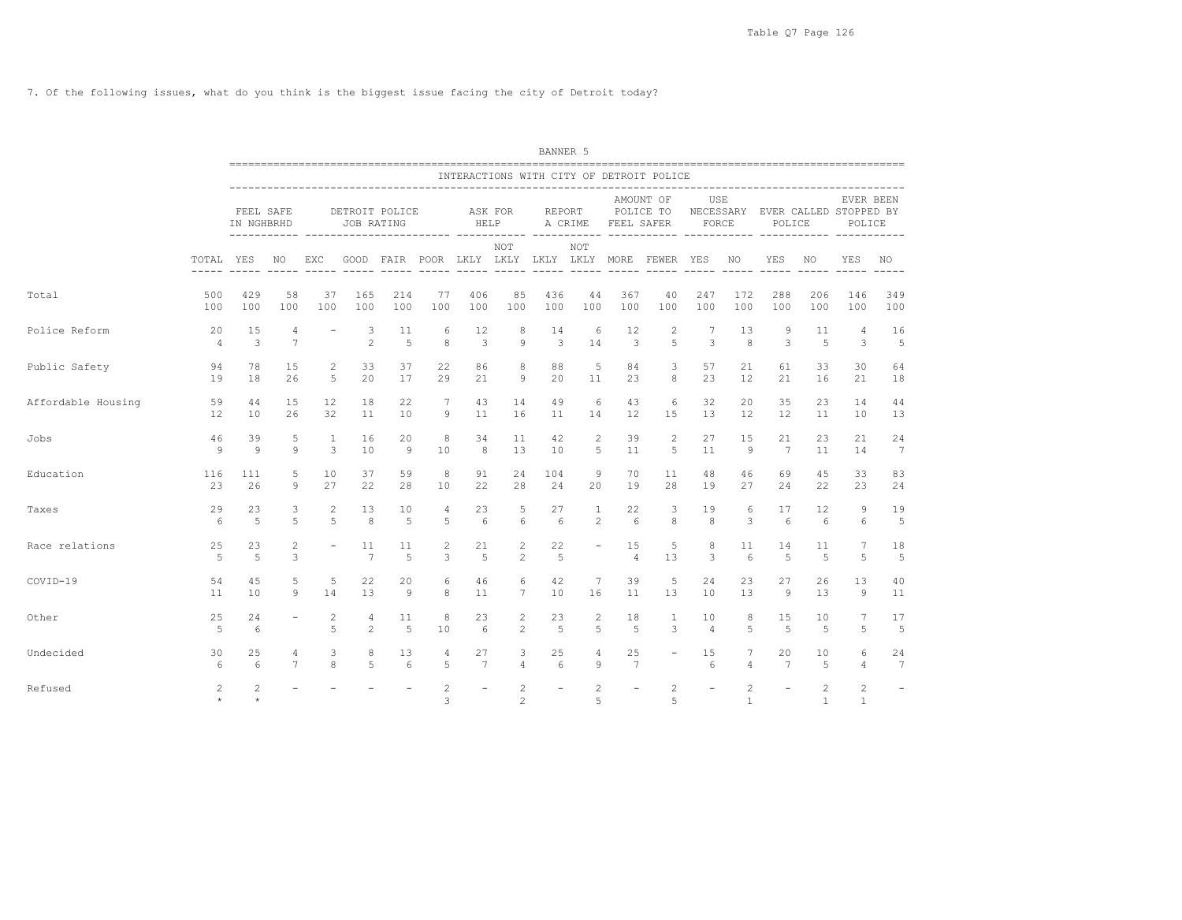7. Of the following issues, what do you think is the biggest issue facing the city of Detroit today?

BANNER 5

INTERACTIONS WITH CITY OF DETROIT POLICE

| | | FEEL SAFE IN NGHBRHD | | DETROIT POLICE JOB RATING | | | | ASK FOR HELP | | REPORT A CRIME | | AMOUNT OF POLICE TO FEEL SAFER | | USE NECESSARY FORCE | | EVER CALLED POLICE | | EVER BEEN STOPPED BY POLICE | |
|---|---|---|---|---|---|---|---|---|---|---|---|---|---|---|---|---|---|---|---|
| | TOTAL | YES | NO | EXC | GOOD | FAIR | POOR | LKLY | NOT LKLY | LKLY | NOT LKLY | MORE | FEWER | YES | NO | YES | NO | YES | NO |
| Total | 500 | 429 | 58 | 37 | 165 | 214 | 77 | 406 | 85 | 436 | 44 | 367 | 40 | 247 | 172 | 288 | 206 | 146 | 349 |
| | 100 | 100 | 100 | 100 | 100 | 100 | 100 | 100 | 100 | 100 | 100 | 100 | 100 | 100 | 100 | 100 | 100 | 100 | 100 |
| Police Reform | 20 | 15 | 4 | - | 3 | 11 | 6 | 12 | 8 | 14 | 6 | 12 | 2 | 7 | 13 | 9 | 11 | 4 | 16 |
| | 4 | 3 | 7 | | 2 | 5 | 8 | 3 | 9 | 3 | 14 | 3 | 5 | 3 | 8 | 3 | 5 | 3 | 5 |
| Public Safety | 94 | 78 | 15 | 2 | 33 | 37 | 22 | 86 | 8 | 88 | 5 | 84 | 3 | 57 | 21 | 61 | 33 | 30 | 64 |
| | 19 | 18 | 26 | 5 | 20 | 17 | 29 | 21 | 9 | 20 | 11 | 23 | 8 | 23 | 12 | 21 | 16 | 21 | 18 |
| Affordable Housing | 59 | 44 | 15 | 12 | 18 | 22 | 7 | 43 | 14 | 49 | 6 | 43 | 6 | 32 | 20 | 35 | 23 | 14 | 44 |
| | 12 | 10 | 26 | 32 | 11 | 10 | 9 | 11 | 16 | 11 | 14 | 12 | 15 | 13 | 12 | 12 | 11 | 10 | 13 |
| Jobs | 46 | 39 | 5 | 1 | 16 | 20 | 8 | 34 | 11 | 42 | 2 | 39 | 2 | 27 | 15 | 21 | 23 | 21 | 24 |
| | 9 | 9 | 9 | 3 | 10 | 9 | 10 | 8 | 13 | 10 | 5 | 11 | 5 | 11 | 9 | 7 | 11 | 14 | 7 |
| Education | 116 | 111 | 5 | 10 | 37 | 59 | 8 | 91 | 24 | 104 | 9 | 70 | 11 | 48 | 46 | 69 | 45 | 33 | 83 |
| | 23 | 26 | 9 | 27 | 22 | 28 | 10 | 22 | 28 | 24 | 20 | 19 | 28 | 19 | 27 | 24 | 22 | 23 | 24 |
| Taxes | 29 | 23 | 3 | 2 | 13 | 10 | 4 | 23 | 5 | 27 | 1 | 22 | 3 | 19 | 6 | 17 | 12 | 9 | 19 |
| | 6 | 5 | 5 | 5 | 8 | 5 | 5 | 6 | 6 | 6 | 2 | 6 | 8 | 8 | 3 | 6 | 6 | 6 | 5 |
| Race relations | 25 | 23 | 2 | - | 11 | 11 | 2 | 21 | 2 | 22 | - | 15 | 5 | 8 | 11 | 14 | 11 | 7 | 18 |
| | 5 | 5 | 3 | | 7 | 5 | 3 | 5 | 2 | 5 | | 4 | 13 | 3 | 6 | 5 | 5 | 5 | 5 |
| COVID-19 | 54 | 45 | 5 | 5 | 22 | 20 | 6 | 46 | 6 | 42 | 7 | 39 | 5 | 24 | 23 | 27 | 26 | 13 | 40 |
| | 11 | 10 | 9 | 14 | 13 | 9 | 8 | 11 | 7 | 10 | 16 | 11 | 13 | 10 | 13 | 9 | 13 | 9 | 11 |
| Other | 25 | 24 | - | 2 | 4 | 11 | 8 | 23 | 2 | 23 | 2 | 18 | 1 | 10 | 8 | 15 | 10 | 7 | 17 |
| | 5 | 6 | | 5 | 2 | 5 | 10 | 6 | 2 | 5 | 5 | 5 | 3 | 4 | 5 | 5 | 5 | 5 | 5 |
| Undecided | 30 | 25 | 4 | 3 | 8 | 13 | 4 | 27 | 3 | 25 | 4 | 25 | - | 15 | 7 | 20 | 10 | 6 | 24 |
| | 6 | 6 | 7 | 8 | 5 | 6 | 5 | 7 | 4 | 6 | 9 | 7 | | 6 | 4 | 7 | 5 | 4 | 7 |
| Refused | 2 | 2 | - | - | - | - | 2 | - | 2 | - | 2 | - | 2 | - | 2 | - | 2 | 2 | - |
| | * | * | | | | | 3 | | 2 | | 5 | | 5 | | 1 | | 1 | 1 | |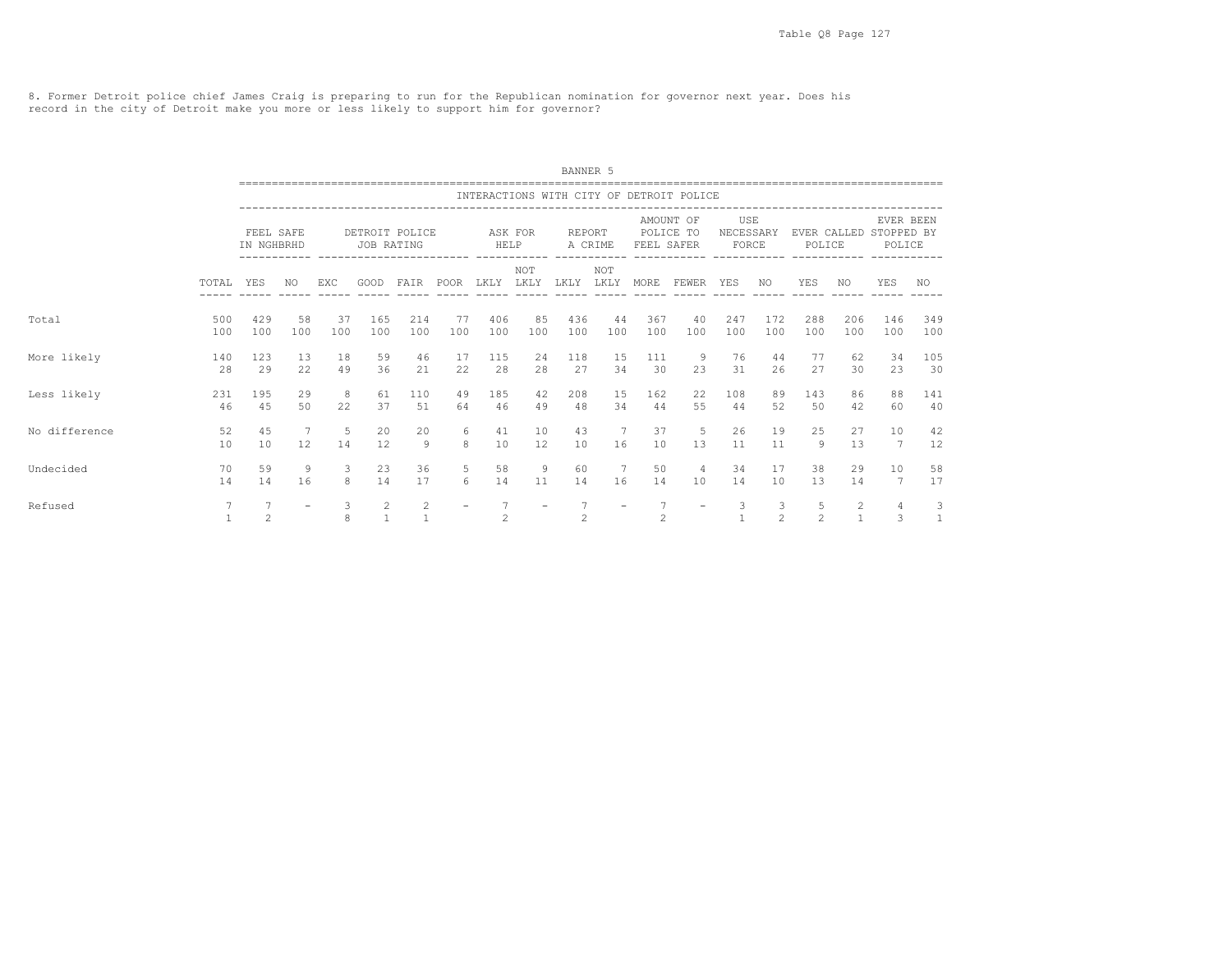8. Former Detroit police chief James Craig is preparing to run for the Republican nomination for governor next year. Does his record in the city of Detroit make you more or less likely to support him for governor?

BANNER 5

INTERACTIONS WITH CITY OF DETROIT POLICE

| | | FEEL SAFE IN NGHBRHD | | DETROIT POLICE JOB RATING | | | | ASK FOR HELP | | REPORT A CRIME | | AMOUNT OF POLICE TO FEEL SAFER | | USE NECESSARY FORCE | | EVER CALLED POLICE | | EVER BEEN STOPPED BY POLICE | |
|---|---|---|---|---|---|---|---|---|---|---|---|---|---|---|---|---|---|---|---|
| | TOTAL | YES | NO | EXC | GOOD | FAIR | POOR | LKLY | NOT LKLY | LKLY | NOT LKLY | MORE | FEWER | YES | NO | YES | NO | YES | NO |
| Total | 500 | 429 | 58 | 37 | 165 | 214 | 77 | 406 | 85 | 436 | 44 | 367 | 40 | 247 | 172 | 288 | 206 | 146 | 349 |
| | 100 | 100 | 100 | 100 | 100 | 100 | 100 | 100 | 100 | 100 | 100 | 100 | 100 | 100 | 100 | 100 | 100 | 100 | 100 |
| More likely | 140 | 123 | 13 | 18 | 59 | 46 | 17 | 115 | 24 | 118 | 15 | 111 | 9 | 76 | 44 | 77 | 62 | 34 | 105 |
| | 28 | 29 | 22 | 49 | 36 | 21 | 22 | 28 | 28 | 27 | 34 | 30 | 23 | 31 | 26 | 27 | 30 | 23 | 30 |
| Less likely | 231 | 195 | 29 | 8 | 61 | 110 | 49 | 185 | 42 | 208 | 15 | 162 | 22 | 108 | 89 | 143 | 86 | 88 | 141 |
| | 46 | 45 | 50 | 22 | 37 | 51 | 64 | 46 | 49 | 48 | 34 | 44 | 55 | 44 | 52 | 50 | 42 | 60 | 40 |
| No difference | 52 | 45 | 7 | 5 | 20 | 20 | 6 | 41 | 10 | 43 | 7 | 37 | 5 | 26 | 19 | 25 | 27 | 10 | 42 |
| | 10 | 10 | 12 | 14 | 12 | 9 | 8 | 10 | 12 | 10 | 16 | 10 | 13 | 11 | 11 | 9 | 13 | 7 | 12 |
| Undecided | 70 | 59 | 9 | 3 | 23 | 36 | 5 | 58 | 9 | 60 | 7 | 50 | 4 | 34 | 17 | 38 | 29 | 10 | 58 |
| | 14 | 14 | 16 | 8 | 14 | 17 | 6 | 14 | 11 | 14 | 16 | 14 | 10 | 14 | 10 | 13 | 14 | 7 | 17 |
| Refused | 7 | 7 | - | 3 | 2 | 2 | - | 7 | - | 7 | - | 7 | - | 3 | 3 | 5 | 2 | 4 | 3 |
| | 1 | 2 | | 8 | 1 | 1 | | 2 | | 2 | | 2 | | 1 | 2 | 2 | 1 | 3 | 1 |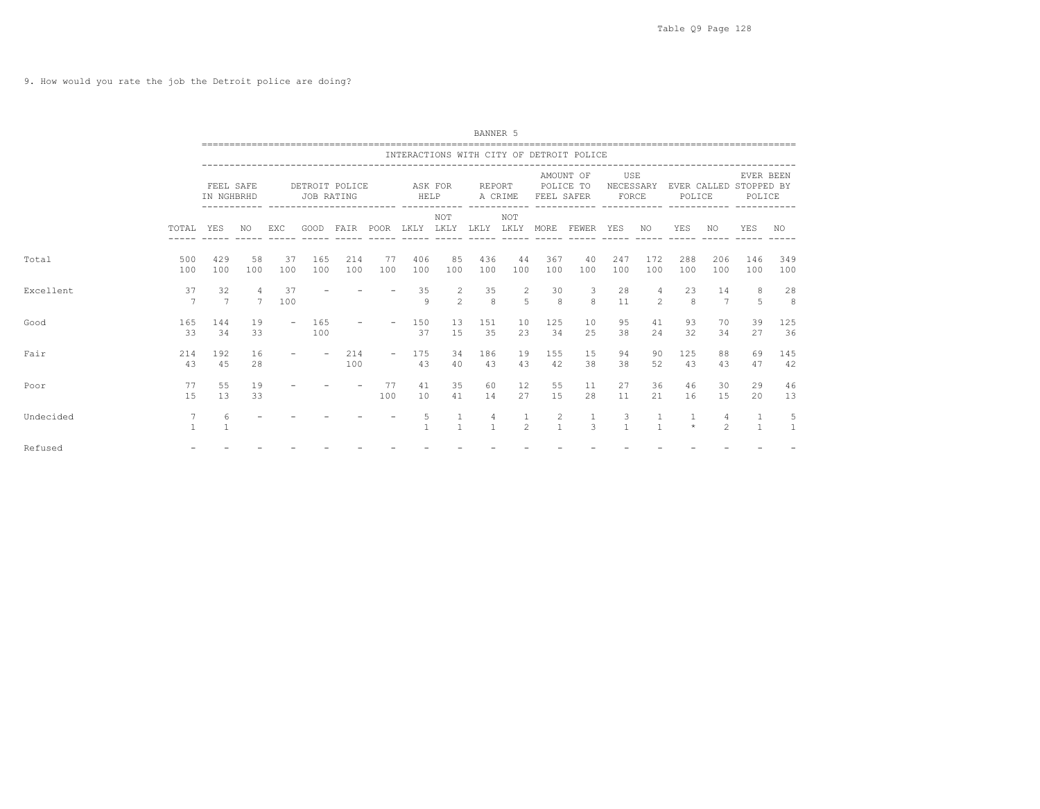9. How would you rate the job the Detroit police are doing?

BANNER 5

| | | INTERACTIONS WITH CITY OF DETROIT POLICE | | | | | | | | | | | | | | | | | |
|---|---|---|---|---|---|---|---|---|---|---|---|---|---|---|---|---|---|---|---|
| | | FEEL SAFE IN NGHBRHD | | DETROIT POLICE JOB RATING | | | | ASK FOR HELP | | REPORT A CRIME | | AMOUNT OF POLICE TO FEEL SAFER | | USE NECESSARY FORCE | | EVER CALLED POLICE | | EVER BEEN STOPPED BY POLICE | |
| | TOTAL | YES | NO | EXC | GOOD | FAIR | POOR | LKLY | NOT LKLY | LKLY | NOT LKLY | MORE | FEWER | YES | NO | YES | NO | YES | NO |
| Total | 500 | 429 | 58 | 37 | 165 | 214 | 77 | 406 | 85 | 436 | 44 | 367 | 40 | 247 | 172 | 288 | 206 | 146 | 349 |
| | 100 | 100 | 100 | 100 | 100 | 100 | 100 | 100 | 100 | 100 | 100 | 100 | 100 | 100 | 100 | 100 | 100 | 100 | 100 |
| Excellent | 37 | 32 | 4 | 37 | - | - | - | 35 | 2 | 35 | 2 | 30 | 3 | 28 | 4 | 23 | 14 | 8 | 28 |
| | 7 | 7 | 7 | 100 | | | | 9 | 2 | 8 | 5 | 8 | 8 | 11 | 2 | 8 | 7 | 5 | 8 |
| Good | 165 | 144 | 19 | - | 165 | - | - | 150 | 13 | 151 | 10 | 125 | 10 | 95 | 41 | 93 | 70 | 39 | 125 |
| | 33 | 34 | 33 | | 100 | | | 37 | 15 | 35 | 23 | 34 | 25 | 38 | 24 | 32 | 34 | 27 | 36 |
| Fair | 214 | 192 | 16 | - | - | 214 | - | 175 | 34 | 186 | 19 | 155 | 15 | 94 | 90 | 125 | 88 | 69 | 145 |
| | 43 | 45 | 28 | | | 100 | | 43 | 40 | 43 | 43 | 42 | 38 | 38 | 52 | 43 | 43 | 47 | 42 |
| Poor | 77 | 55 | 19 | - | - | - | 77 | 41 | 35 | 60 | 12 | 55 | 11 | 27 | 36 | 46 | 30 | 29 | 46 |
| | 15 | 13 | 33 | | | | 100 | 10 | 41 | 14 | 27 | 15 | 28 | 11 | 21 | 16 | 15 | 20 | 13 |
| Undecided | 7 | 6 | - | - | - | - | - | 5 | 1 | 4 | 1 | 2 | 1 | 3 | 1 | 1 | 4 | 1 | 5 |
| | 1 | 1 | | | | | | 1 | 1 | 1 | 2 | 1 | 3 | 1 | 1 | * | 2 | 1 | 1 |
| Refused | - | - | - | - | - | - | - | - | - | - | - | - | - | - | - | - | - | - | - |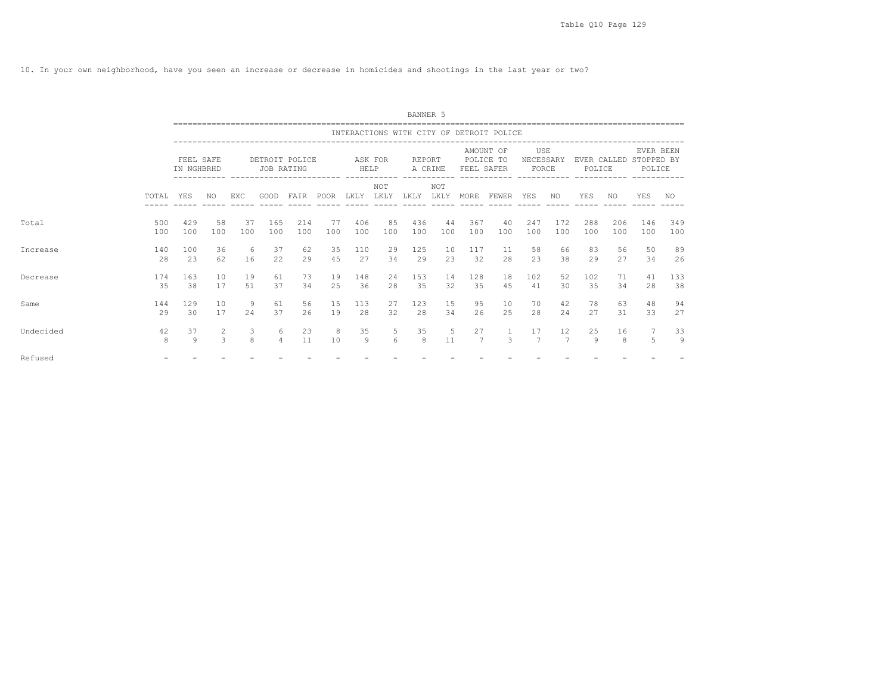10. In your own neighborhood, have you seen an increase or decrease in homicides and shootings in the last year or two?

BANNER 5

| | | INTERACTIONS WITH CITY OF DETROIT POLICE | | | | | | | | | | | | | | | | | |
|---|---|---|---|---|---|---|---|---|---|---|---|---|---|---|---|---|---|---|---|
| | | FEEL SAFE IN NGHBRHD | | DETROIT POLICE JOB RATING | | | | ASK FOR HELP | | REPORT A CRIME | | AMOUNT OF POLICE TO FEEL SAFER | | USE NECESSARY FORCE | | EVER CALLED POLICE | | EVER BEEN STOPPED BY POLICE | |
| | TOTAL | YES | NO | EXC | GOOD | FAIR | POOR | LKLY | NOT LKLY | LKLY | NOT LKLY | MORE | FEWER | YES | NO | YES | NO | YES | NO |
| Total | 500 | 429 | 58 | 37 | 165 | 214 | 77 | 406 | 85 | 436 | 44 | 367 | 40 | 247 | 172 | 288 | 206 | 146 | 349 |
| | 100 | 100 | 100 | 100 | 100 | 100 | 100 | 100 | 100 | 100 | 100 | 100 | 100 | 100 | 100 | 100 | 100 | 100 | 100 |
| Increase | 140 | 100 | 36 | 6 | 37 | 62 | 35 | 110 | 29 | 125 | 10 | 117 | 11 | 58 | 66 | 83 | 56 | 50 | 89 |
| | 28 | 23 | 62 | 16 | 22 | 29 | 45 | 27 | 34 | 29 | 23 | 32 | 28 | 23 | 38 | 29 | 27 | 34 | 26 |
| Decrease | 174 | 163 | 10 | 19 | 61 | 73 | 19 | 148 | 24 | 153 | 14 | 128 | 18 | 102 | 52 | 102 | 71 | 41 | 133 |
| | 35 | 38 | 17 | 51 | 37 | 34 | 25 | 36 | 28 | 35 | 32 | 35 | 45 | 41 | 30 | 35 | 34 | 28 | 38 |
| Same | 144 | 129 | 10 | 9 | 61 | 56 | 15 | 113 | 27 | 123 | 15 | 95 | 10 | 70 | 42 | 78 | 63 | 48 | 94 |
| | 29 | 30 | 17 | 24 | 37 | 26 | 19 | 28 | 32 | 28 | 34 | 26 | 25 | 28 | 24 | 27 | 31 | 33 | 27 |
| Undecided | 42 | 37 | 2 | 3 | 6 | 23 | 8 | 35 | 5 | 35 | 5 | 27 | 1 | 17 | 12 | 25 | 16 | 7 | 33 |
| | 8 | 9 | 3 | 8 | 4 | 11 | 10 | 9 | 6 | 8 | 11 | 7 | 3 | 7 | 7 | 9 | 8 | 5 | 9 |
| Refused | - | - | - | - | - | - | - | - | - | - | - | - | - | - | - | - | - | - | - |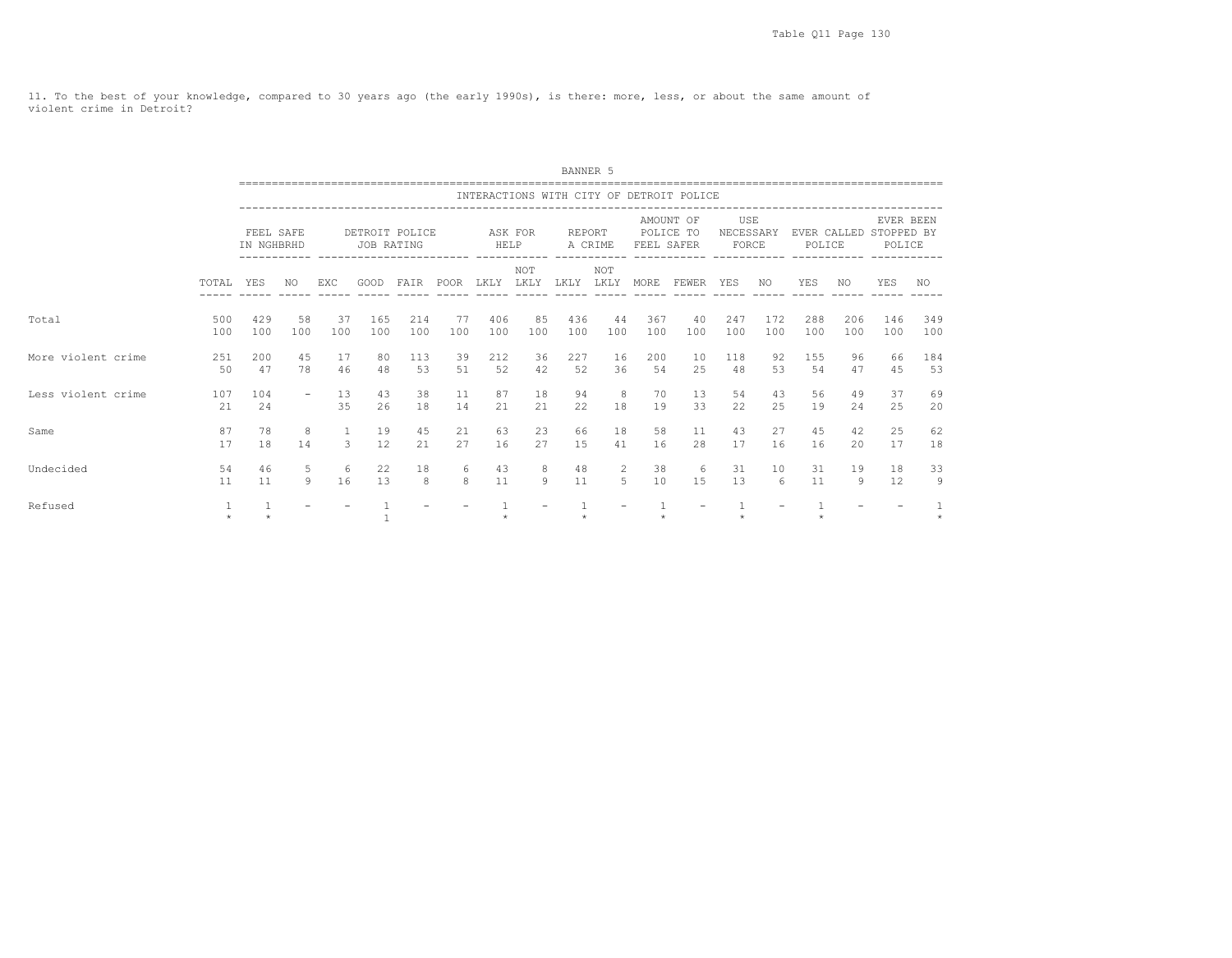11. To the best of your knowledge, compared to 30 years ago (the early 1990s), is there: more, less, or about the same amount of violent crime in Detroit?

BANNER 5

INTERACTIONS WITH CITY OF DETROIT POLICE

| | | FEEL SAFE IN NGHBRHD | | DETROIT POLICE JOB RATING | | | | ASK FOR HELP | | REPORT A CRIME | | AMOUNT OF POLICE TO FEEL SAFER | | USE NECESSARY FORCE | | EVER CALLED POLICE | | EVER BEEN STOPPED BY POLICE | |
|---|---|---|---|---|---|---|---|---|---|---|---|---|---|---|---|---|---|---|---|
| | TOTAL | YES | NO | EXC | GOOD | FAIR | POOR | LKLY | NOT LKLY | LKLY | NOT LKLY | MORE | FEWER | YES | NO | YES | NO | YES | NO |
| Total | 500 | 429 | 58 | 37 | 165 | 214 | 77 | 406 | 85 | 436 | 44 | 367 | 40 | 247 | 172 | 288 | 206 | 146 | 349 |
| | 100 | 100 | 100 | 100 | 100 | 100 | 100 | 100 | 100 | 100 | 100 | 100 | 100 | 100 | 100 | 100 | 100 | 100 | 100 |
| More violent crime | 251 | 200 | 45 | 17 | 80 | 113 | 39 | 212 | 36 | 227 | 16 | 200 | 10 | 118 | 92 | 155 | 96 | 66 | 184 |
| | 50 | 47 | 78 | 46 | 48 | 53 | 51 | 52 | 42 | 52 | 36 | 54 | 25 | 48 | 53 | 54 | 47 | 45 | 53 |
| Less violent crime | 107 | 104 | - | 13 | 43 | 38 | 11 | 87 | 18 | 94 | 8 | 70 | 13 | 54 | 43 | 56 | 49 | 37 | 69 |
| | 21 | 24 | | 35 | 26 | 18 | 14 | 21 | 21 | 22 | 18 | 19 | 33 | 22 | 25 | 19 | 24 | 25 | 20 |
| Same | 87 | 78 | 8 | 1 | 19 | 45 | 21 | 63 | 23 | 66 | 18 | 58 | 11 | 43 | 27 | 45 | 42 | 25 | 62 |
| | 17 | 18 | 14 | 3 | 12 | 21 | 27 | 16 | 27 | 15 | 41 | 16 | 28 | 17 | 16 | 16 | 20 | 17 | 18 |
| Undecided | 54 | 46 | 5 | 6 | 22 | 18 | 6 | 43 | 8 | 48 | 2 | 38 | 6 | 31 | 10 | 31 | 19 | 18 | 33 |
| | 11 | 11 | 9 | 16 | 13 | 8 | 8 | 11 | 9 | 11 | 5 | 10 | 15 | 13 | 6 | 11 | 9 | 12 | 9 |
| Refused | 1 | 1 | - | - | 1 | - | - | 1 | - | 1 | - | 1 | - | 1 | - | 1 | - | - | 1 |
| | * | * | | | 1 | | | * | | * | | * | | * | | * | | | * |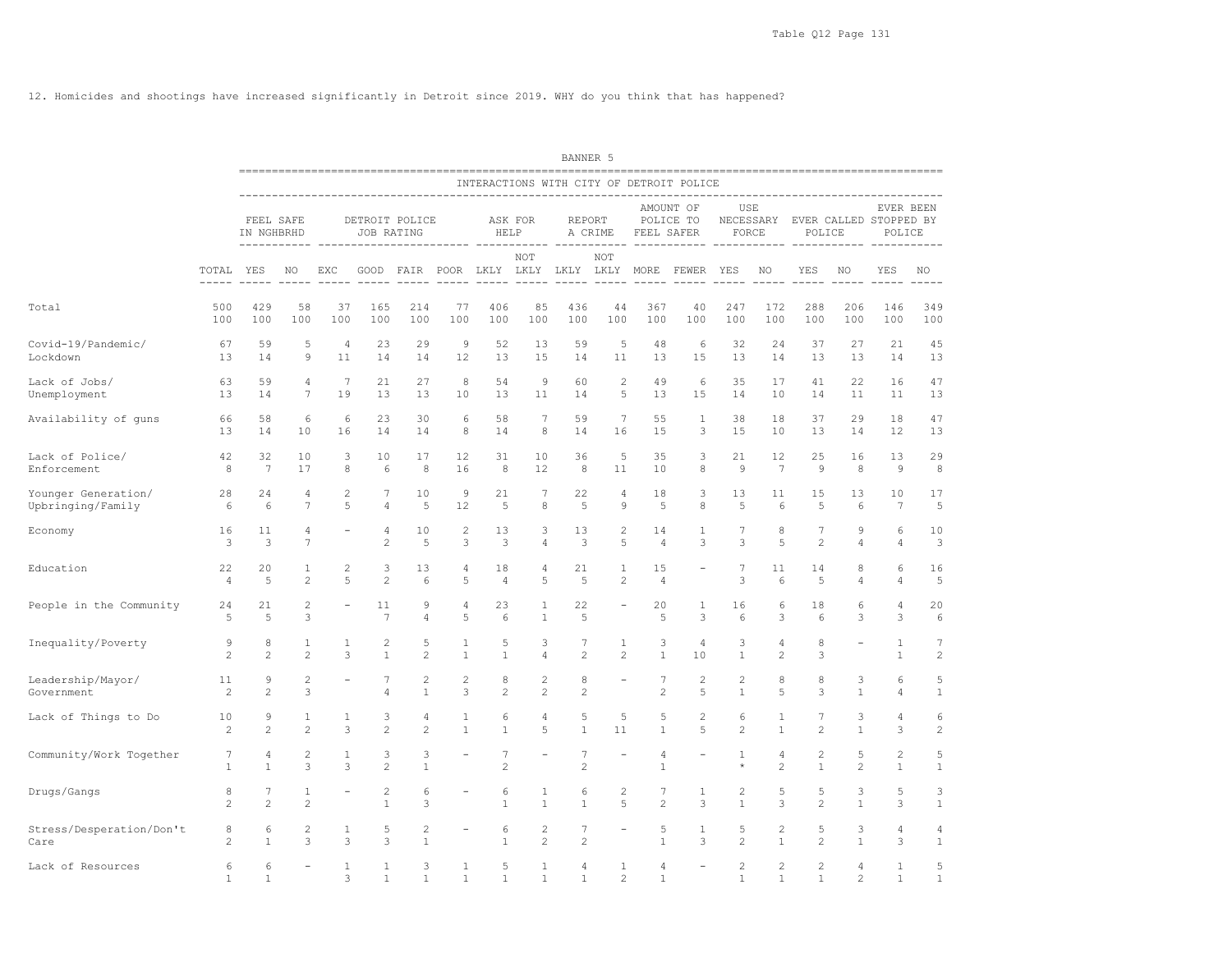12. Homicides and shootings have increased significantly in Detroit since 2019. WHY do you think that has happened?

BANNER 5

| | | INTERACTIONS WITH CITY OF DETROIT POLICE | | | | | | | | | | | | | | | | | | |
|---|---|---|---|---|---|---|---|---|---|---|---|---|---|---|---|---|---|---|---|---|
| | | FEEL SAFE IN NGHBRHD | | DETROIT POLICE JOB RATING | | | | ASK FOR HELP | | REPORT A CRIME | | AMOUNT OF POLICE TO FEEL SAFER | | USE NECESSARY FORCE | | EVER CALLED POLICE | | EVER BEEN STOPPED BY POLICE | |
| | TOTAL | YES | NO | EXC | GOOD | FAIR | POOR | LKLY | NOT LKLY | LKLY | NOT LKLY | MORE | FEWER | YES | NO | YES | NO | YES | NO |
| Total | 500 | 429 | 58 | 37 | 165 | 214 | 77 | 406 | 85 | 436 | 44 | 367 | 40 | 247 | 172 | 288 | 206 | 146 | 349 |
| | 100 | 100 | 100 | 100 | 100 | 100 | 100 | 100 | 100 | 100 | 100 | 100 | 100 | 100 | 100 | 100 | 100 | 100 | 100 |
| Covid-19/Pandemic/ Lockdown | 67 | 59 | 5 | 4 | 23 | 29 | 9 | 52 | 13 | 59 | 5 | 48 | 6 | 32 | 24 | 37 | 27 | 21 | 45 |
| | 13 | 14 | 9 | 11 | 14 | 14 | 12 | 13 | 15 | 14 | 11 | 13 | 15 | 13 | 14 | 13 | 13 | 14 | 13 |
| Lack of Jobs/ Unemployment | 63 | 59 | 4 | 7 | 21 | 27 | 8 | 54 | 9 | 60 | 2 | 49 | 6 | 35 | 17 | 41 | 22 | 16 | 47 |
| | 13 | 14 | 7 | 19 | 13 | 13 | 10 | 13 | 11 | 14 | 5 | 13 | 15 | 14 | 10 | 14 | 11 | 11 | 13 |
| Availability of guns | 66 | 58 | 6 | 6 | 23 | 30 | 6 | 58 | 7 | 59 | 7 | 55 | 1 | 38 | 18 | 37 | 29 | 18 | 47 |
| | 13 | 14 | 10 | 16 | 14 | 14 | 8 | 14 | 8 | 14 | 16 | 15 | 3 | 15 | 10 | 13 | 14 | 12 | 13 |
| Lack of Police/ Enforcement | 42 | 32 | 10 | 3 | 10 | 17 | 12 | 31 | 10 | 36 | 5 | 35 | 3 | 21 | 12 | 25 | 16 | 13 | 29 |
| | 8 | 7 | 17 | 8 | 6 | 8 | 16 | 8 | 12 | 8 | 11 | 10 | 8 | 9 | 7 | 9 | 8 | 9 | 8 |
| Younger Generation/ Upbringing/Family | 28 | 24 | 4 | 2 | 7 | 10 | 9 | 21 | 7 | 22 | 4 | 18 | 3 | 13 | 11 | 15 | 13 | 10 | 17 |
| | 6 | 6 | 7 | 5 | 4 | 5 | 12 | 5 | 8 | 5 | 9 | 5 | 8 | 5 | 6 | 5 | 6 | 7 | 5 |
| Economy | 16 | 11 | 4 | - | 4 | 10 | 2 | 13 | 3 | 13 | 2 | 14 | 1 | 7 | 8 | 7 | 9 | 6 | 10 |
| | 3 | 3 | 7 | | 2 | 5 | 3 | 3 | 4 | 3 | 5 | 4 | 3 | 3 | 5 | 2 | 4 | 4 | 3 |
| Education | 22 | 20 | 1 | 2 | 3 | 13 | 4 | 18 | 4 | 21 | 1 | 15 | - | 7 | 11 | 14 | 8 | 6 | 16 |
| | 4 | 5 | 2 | 5 | 2 | 6 | 5 | 4 | 5 | 5 | 2 | 4 | | 3 | 6 | 5 | 4 | 4 | 5 |
| People in the Community | 24 | 21 | 2 | - | 11 | 9 | 4 | 23 | 1 | 22 | - | 20 | 1 | 16 | 6 | 18 | 6 | 4 | 20 |
| | 5 | 5 | 3 | | 7 | 4 | 5 | 6 | 1 | 5 | | 5 | 3 | 6 | 3 | 6 | 3 | 3 | 6 |
| Inequality/Poverty | 9 | 8 | 1 | 1 | 2 | 5 | 1 | 5 | 3 | 7 | 1 | 3 | 4 | 3 | 4 | 8 | - | 1 | 7 |
| | 2 | 2 | 2 | 3 | 1 | 2 | 1 | 1 | 4 | 2 | 2 | 1 | 10 | 1 | 2 | 3 | | 1 | 2 |
| Leadership/Mayor/ Government | 11 | 9 | 2 | - | 7 | 2 | 2 | 8 | 2 | 8 | - | 7 | 2 | 2 | 8 | 8 | 3 | 6 | 5 |
| | 2 | 2 | 3 | | 4 | 1 | 3 | 2 | 2 | 2 | | 2 | 5 | 1 | 5 | 3 | 1 | 4 | 1 |
| Lack of Things to Do | 10 | 9 | 1 | 1 | 3 | 4 | 1 | 6 | 4 | 5 | 5 | 5 | 2 | 6 | 1 | 7 | 3 | 4 | 6 |
| | 2 | 2 | 2 | 3 | 2 | 2 | 1 | 1 | 5 | 1 | 11 | 1 | 5 | 2 | 1 | 2 | 1 | 3 | 2 |
| Community/Work Together | 7 | 4 | 2 | 1 | 3 | 3 | - | 7 | - | 7 | - | 4 | - | 1 | 4 | 2 | 5 | 2 | 5 |
| | 1 | 1 | 3 | 3 | 2 | 1 | | 2 | | 2 | | 1 | | * | 2 | 1 | 2 | 1 | 1 |
| Drugs/Gangs | 8 | 7 | 1 | - | 2 | 6 | - | 6 | 1 | 6 | 2 | 7 | 1 | 2 | 5 | 5 | 3 | 5 | 3 |
| | 2 | 2 | 2 | | 1 | 3 | | 1 | 1 | 1 | 5 | 2 | 3 | 1 | 3 | 2 | 1 | 3 | 1 |
| Stress/Desperation/Don't Care | 8 | 6 | 2 | 1 | 5 | 2 | - | 6 | 2 | 7 | - | 5 | 1 | 5 | 2 | 5 | 3 | 4 | 4 |
| | 2 | 1 | 3 | 3 | 3 | 1 | | 1 | 2 | 2 | | 1 | 3 | 2 | 1 | 2 | 1 | 3 | 1 |
| Lack of Resources | 6 | 6 | - | 1 | 1 | 3 | 1 | 5 | 1 | 4 | 1 | 4 | - | 2 | 2 | 2 | 4 | 1 | 5 |
| | 1 | 1 | | 3 | 1 | 1 | 1 | 1 | 1 | 1 | 2 | 1 | | 1 | 1 | 1 | 2 | 1 | 1 |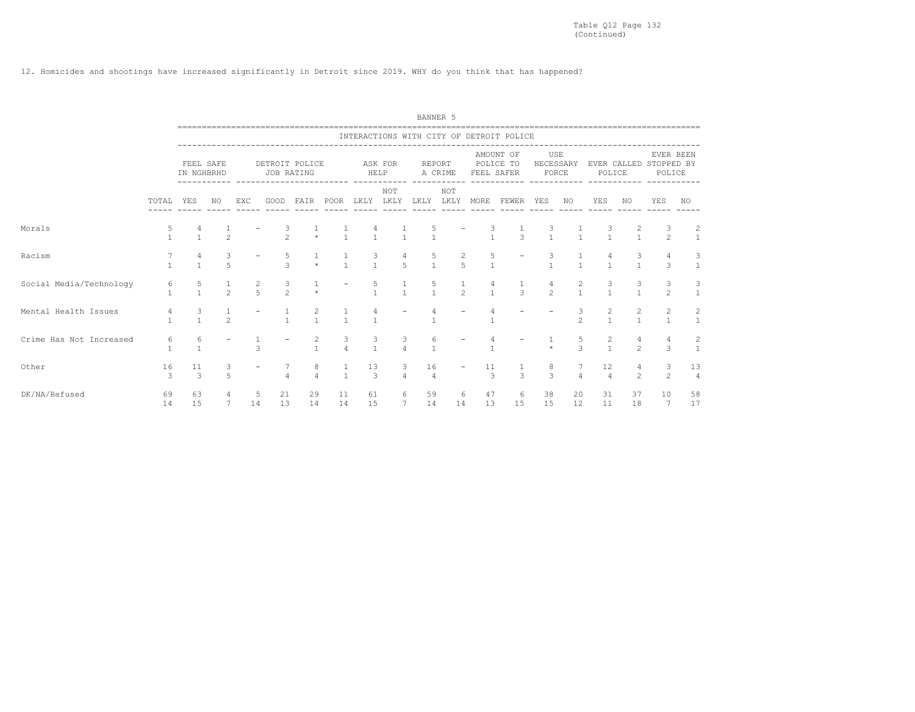Table Q12 Page 132
(Continued)

12. Homicides and shootings have increased significantly in Detroit since 2019. WHY do you think that has happened?

BANNER 5

| | | INTERACTIONS WITH CITY OF DETROIT POLICE | | | | | | | | | | | | | | | | | | |
|---|---|---|---|---|---|---|---|---|---|---|---|---|---|---|---|---|---|---|---|---|
| | | FEEL SAFE IN NGHBRHD | | DETROIT POLICE JOB RATING | | | | ASK FOR HELP | | REPORT A CRIME | | AMOUNT OF POLICE TO FEEL SAFER | | USE NECESSARY FORCE | | EVER CALLED POLICE | | EVER BEEN STOPPED BY POLICE | |
| | TOTAL | YES | NO | EXC | GOOD | FAIR | POOR | LKLY | NOT LKLY | LKLY | NOT LKLY | MORE | FEWER | YES | NO | YES | NO | YES | NO |
| Morals | 5 | 4 | 1 | - | 3 | 1 | 1 | 4 | 1 | 5 | - | 3 | 1 | 3 | 1 | 3 | 2 | 3 | 2 |
| | 1 | 1 | 2 | | 2 | * | 1 | 1 | 1 | 1 | | 1 | 3 | 1 | 1 | 1 | 1 | 2 | 1 |
| Racism | 7 | 4 | 3 | - | 5 | 1 | 1 | 3 | 4 | 5 | 2 | 5 | - | 3 | 1 | 4 | 3 | 4 | 3 |
| | 1 | 1 | 5 | | 3 | * | 1 | 1 | 5 | 1 | 5 | 1 | | 1 | 1 | 1 | 1 | 3 | 1 |
| Social Media/Technology | 6 | 5 | 1 | 2 | 3 | 1 | - | 5 | 1 | 5 | 1 | 4 | 1 | 4 | 2 | 3 | 3 | 3 | 3 |
| | 1 | 1 | 2 | 5 | 2 | * | | 1 | 1 | 1 | 2 | 1 | 3 | 2 | 1 | 1 | 1 | 2 | 1 |
| Mental Health Issues | 4 | 3 | 1 | - | 1 | 2 | 1 | 4 | - | 4 | - | 4 | - | - | 3 | 2 | 2 | 2 | 2 |
| | 1 | 1 | 2 | | 1 | 1 | 1 | 1 | | 1 | | 1 | | | 2 | 1 | 1 | 1 | 1 |
| Crime Has Not Increased | 6 | 6 | - | 1 | - | 2 | 3 | 3 | 3 | 6 | - | 4 | - | 1 | 5 | 2 | 4 | 4 | 2 |
| | 1 | 1 | | 3 | | 1 | 4 | 1 | 4 | 1 | | 1 | | * | 3 | 1 | 2 | 3 | 1 |
| Other | 16 | 11 | 3 | - | 7 | 8 | 1 | 13 | 3 | 16 | - | 11 | 1 | 8 | 7 | 12 | 4 | 3 | 13 |
| | 3 | 3 | 5 | | 4 | 4 | 1 | 3 | 4 | 4 | | 3 | 3 | 3 | 4 | 4 | 2 | 2 | 4 |
| DK/NA/Refused | 69 | 63 | 4 | 5 | 21 | 29 | 11 | 61 | 6 | 59 | 6 | 47 | 6 | 38 | 20 | 31 | 37 | 10 | 58 |
| | 14 | 15 | 7 | 14 | 13 | 14 | 14 | 15 | 7 | 14 | 14 | 13 | 15 | 15 | 12 | 11 | 18 | 7 | 17 |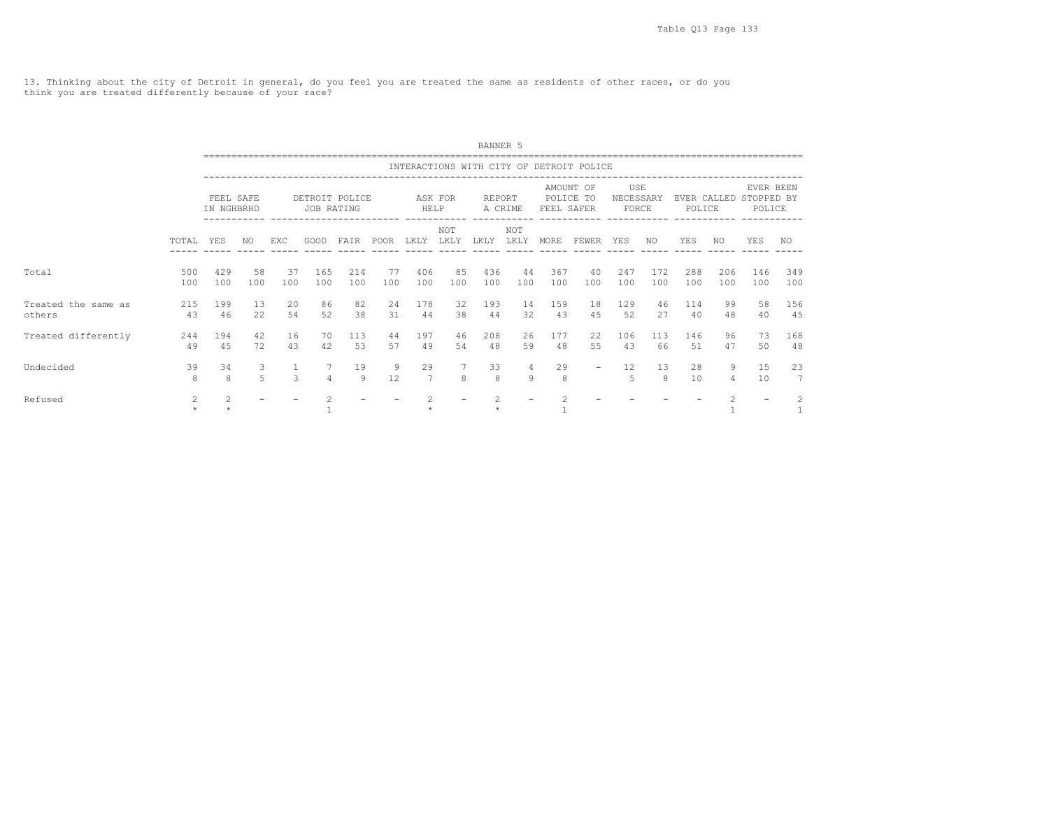13. Thinking about the city of Detroit in general, do you feel you are treated the same as residents of other races, or do you think you are treated differently because of your race?

BANNER 5

| | | INTERACTIONS WITH CITY OF DETROIT POLICE | | | | | | | | | | | | | | | | | | |
|---|---|---|---|---|---|---|---|---|---|---|---|---|---|---|---|---|---|---|---|---|
| | | FEEL SAFE IN NGHBRHD | | DETROIT POLICE JOB RATING | | | | ASK FOR HELP | | REPORT A CRIME | | AMOUNT OF POLICE TO FEEL SAFER | | USE NECESSARY FORCE | | EVER CALLED POLICE | | EVER BEEN STOPPED BY POLICE | |
| | TOTAL | YES | NO | EXC | GOOD | FAIR | POOR | LKLY | NOT LKLY | LKLY | NOT LKLY | MORE | FEWER | YES | NO | YES | NO | YES | NO |
| Total | 500 | 429 | 58 | 37 | 165 | 214 | 77 | 406 | 85 | 436 | 44 | 367 | 40 | 247 | 172 | 288 | 206 | 146 | 349 |
| | 100 | 100 | 100 | 100 | 100 | 100 | 100 | 100 | 100 | 100 | 100 | 100 | 100 | 100 | 100 | 100 | 100 | 100 | 100 |
| Treated the same as others | 215 | 199 | 13 | 20 | 86 | 82 | 24 | 178 | 32 | 193 | 14 | 159 | 18 | 129 | 46 | 114 | 99 | 58 | 156 |
| | 43 | 46 | 22 | 54 | 52 | 38 | 31 | 44 | 38 | 44 | 32 | 43 | 45 | 52 | 27 | 40 | 48 | 40 | 45 |
| Treated differently | 244 | 194 | 42 | 16 | 70 | 113 | 44 | 197 | 46 | 208 | 26 | 177 | 22 | 106 | 113 | 146 | 96 | 73 | 168 |
| | 49 | 45 | 72 | 43 | 42 | 53 | 57 | 49 | 54 | 48 | 59 | 48 | 55 | 43 | 66 | 51 | 47 | 50 | 48 |
| Undecided | 39 | 34 | 3 | 1 | 7 | 19 | 9 | 29 | 7 | 33 | 4 | 29 | - | 12 | 13 | 28 | 9 | 15 | 23 |
| | 8 | 8 | 5 | 3 | 4 | 9 | 12 | 7 | 8 | 8 | 9 | 8 | | 5 | 8 | 10 | 4 | 10 | 7 |
| Refused | 2 | 2 | - | - | 2 | - | - | 2 | - | 2 | - | 2 | - | - | - | - | 2 | - | 2 |
| | * | * | | | 1 | | | * | | * | | 1 | | | | | 1 | | 1 |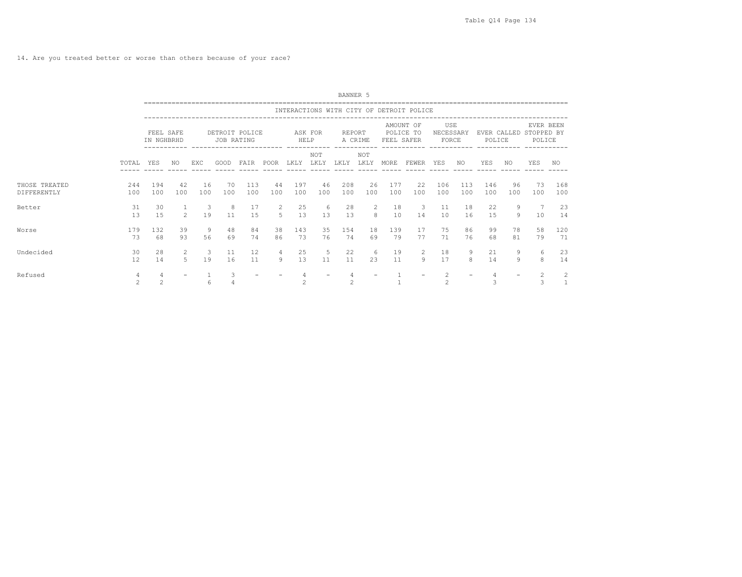14. Are you treated better or worse than others because of your race?

BANNER 5

| | | INTERACTIONS WITH CITY OF DETROIT POLICE | | | | | | | | | | | | | | | | | | |
|---|---|---|---|---|---|---|---|---|---|---|---|---|---|---|---|---|---|---|---|---|
| | | FEEL SAFE IN NGHBRHD | | DETROIT POLICE JOB RATING | | | | ASK FOR HELP | | REPORT A CRIME | | AMOUNT OF POLICE TO FEEL SAFER | | USE NECESSARY FORCE | | EVER CALLED POLICE | | EVER BEEN STOPPED BY POLICE | |
| | TOTAL | YES | NO | EXC | GOOD | FAIR | POOR | LKLY | NOT LKLY | LKLY | NOT LKLY | MORE | FEWER | YES | NO | YES | NO | YES | NO |
| THOSE TREATED DIFFERENTLY | 244 | 194 | 42 | 16 | 70 | 113 | 44 | 197 | 46 | 208 | 26 | 177 | 22 | 106 | 113 | 146 | 96 | 73 | 168 |
| | 100 | 100 | 100 | 100 | 100 | 100 | 100 | 100 | 100 | 100 | 100 | 100 | 100 | 100 | 100 | 100 | 100 | 100 | 100 |
| Better | 31 | 30 | 1 | 3 | 8 | 17 | 2 | 25 | 6 | 28 | 2 | 18 | 3 | 11 | 18 | 22 | 9 | 7 | 23 |
| | 13 | 15 | 2 | 19 | 11 | 15 | 5 | 13 | 13 | 13 | 8 | 10 | 14 | 10 | 16 | 15 | 9 | 10 | 14 |
| Worse | 179 | 132 | 39 | 9 | 48 | 84 | 38 | 143 | 35 | 154 | 18 | 139 | 17 | 75 | 86 | 99 | 78 | 58 | 120 |
| | 73 | 68 | 93 | 56 | 69 | 74 | 86 | 73 | 76 | 74 | 69 | 79 | 77 | 71 | 76 | 68 | 81 | 79 | 71 |
| Undecided | 30 | 28 | 2 | 3 | 11 | 12 | 4 | 25 | 5 | 22 | 6 | 19 | 2 | 18 | 9 | 21 | 9 | 6 | 23 |
| | 12 | 14 | 5 | 19 | 16 | 11 | 9 | 13 | 11 | 11 | 23 | 11 | 9 | 17 | 8 | 14 | 9 | 8 | 14 |
| Refused | 4 | 4 | - | 1 | 3 | - | - | 4 | - | 4 | - | 1 | - | 2 | - | 4 | - | 2 | 2 |
| | 2 | 2 | | 6 | 4 | | | 2 | | 2 | | 1 | | 2 | | 3 | | 3 | 1 |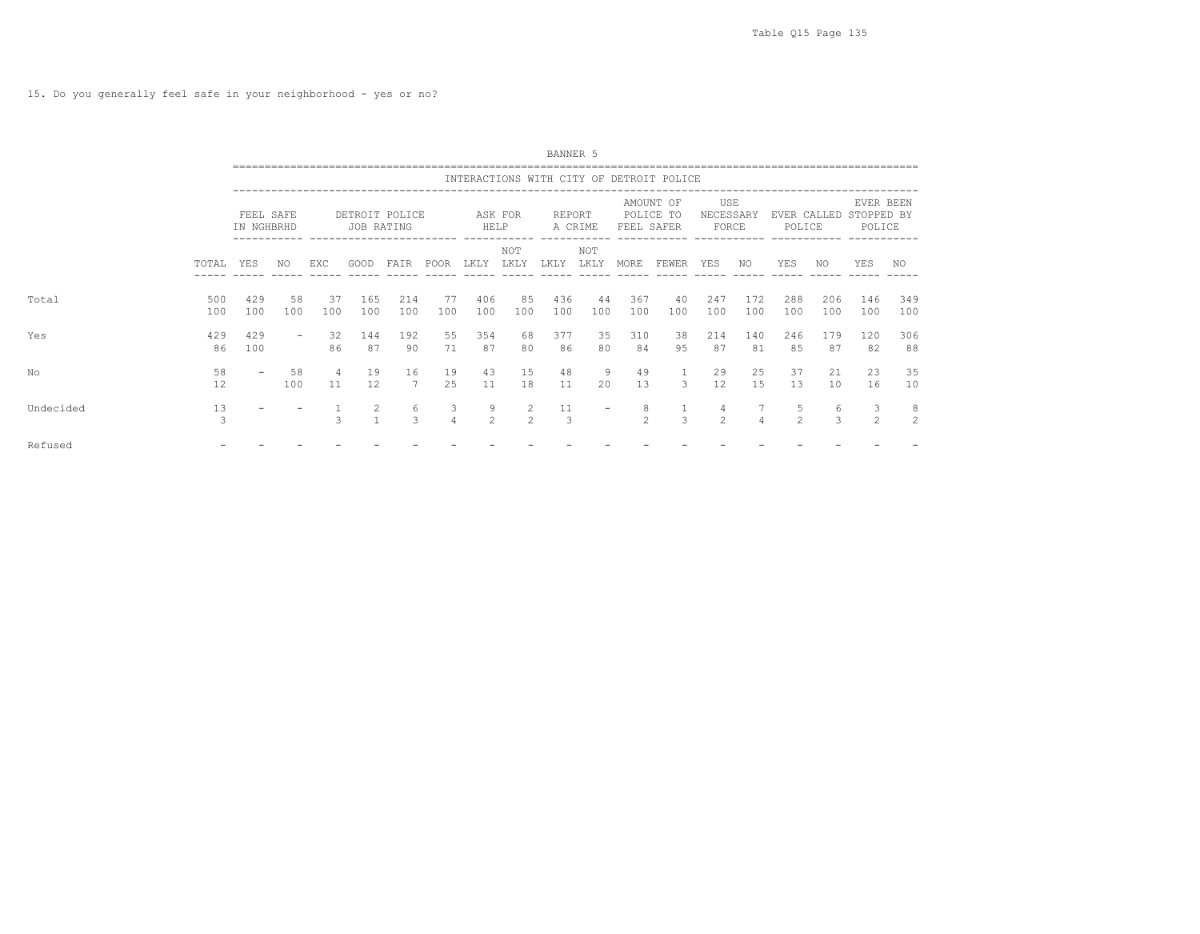15. Do you generally feel safe in your neighborhood - yes or no?

BANNER 5

| | | INTERACTIONS WITH CITY OF DETROIT POLICE | | | | | | | | | | | | | | | | | | |
|---|---|---|---|---|---|---|---|---|---|---|---|---|---|---|---|---|---|---|---|---|
| | | FEEL SAFE IN NGHBRHD | | DETROIT POLICE JOB RATING | | | | ASK FOR HELP | | REPORT A CRIME | | AMOUNT OF POLICE TO FEEL SAFER | | USE NECESSARY FORCE | | EVER CALLED POLICE | | EVER BEEN STOPPED BY POLICE | |
| | TOTAL | YES | NO | EXC | GOOD | FAIR | POOR | LKLY | NOT LKLY | LKLY | NOT LKLY | MORE | FEWER | YES | NO | YES | NO | YES | NO |
| Total | 500 | 429 | 58 | 37 | 165 | 214 | 77 | 406 | 85 | 436 | 44 | 367 | 40 | 247 | 172 | 288 | 206 | 146 | 349 |
| | 100 | 100 | 100 | 100 | 100 | 100 | 100 | 100 | 100 | 100 | 100 | 100 | 100 | 100 | 100 | 100 | 100 | 100 | 100 |
| Yes | 429 | 429 | - | 32 | 144 | 192 | 55 | 354 | 68 | 377 | 35 | 310 | 38 | 214 | 140 | 246 | 179 | 120 | 306 |
| | 86 | 100 | | 86 | 87 | 90 | 71 | 87 | 80 | 86 | 80 | 84 | 95 | 87 | 81 | 85 | 87 | 82 | 88 |
| No | 58 | - | 58 | 4 | 19 | 16 | 19 | 43 | 15 | 48 | 9 | 49 | 1 | 29 | 25 | 37 | 21 | 23 | 35 |
| | 12 | | 100 | 11 | 12 | 7 | 25 | 11 | 18 | 11 | 20 | 13 | 3 | 12 | 15 | 13 | 10 | 16 | 10 |
| Undecided | 13 | - | - | 1 | 2 | 6 | 3 | 9 | 2 | 11 | - | 8 | 1 | 4 | 7 | 5 | 6 | 3 | 8 |
| | 3 | | | 3 | 1 | 3 | 4 | 2 | 2 | 3 | | 2 | 3 | 2 | 4 | 2 | 3 | 2 | 2 |
| Refused | - | - | - | - | - | - | - | - | - | - | - | - | - | - | - | - | - | - | - |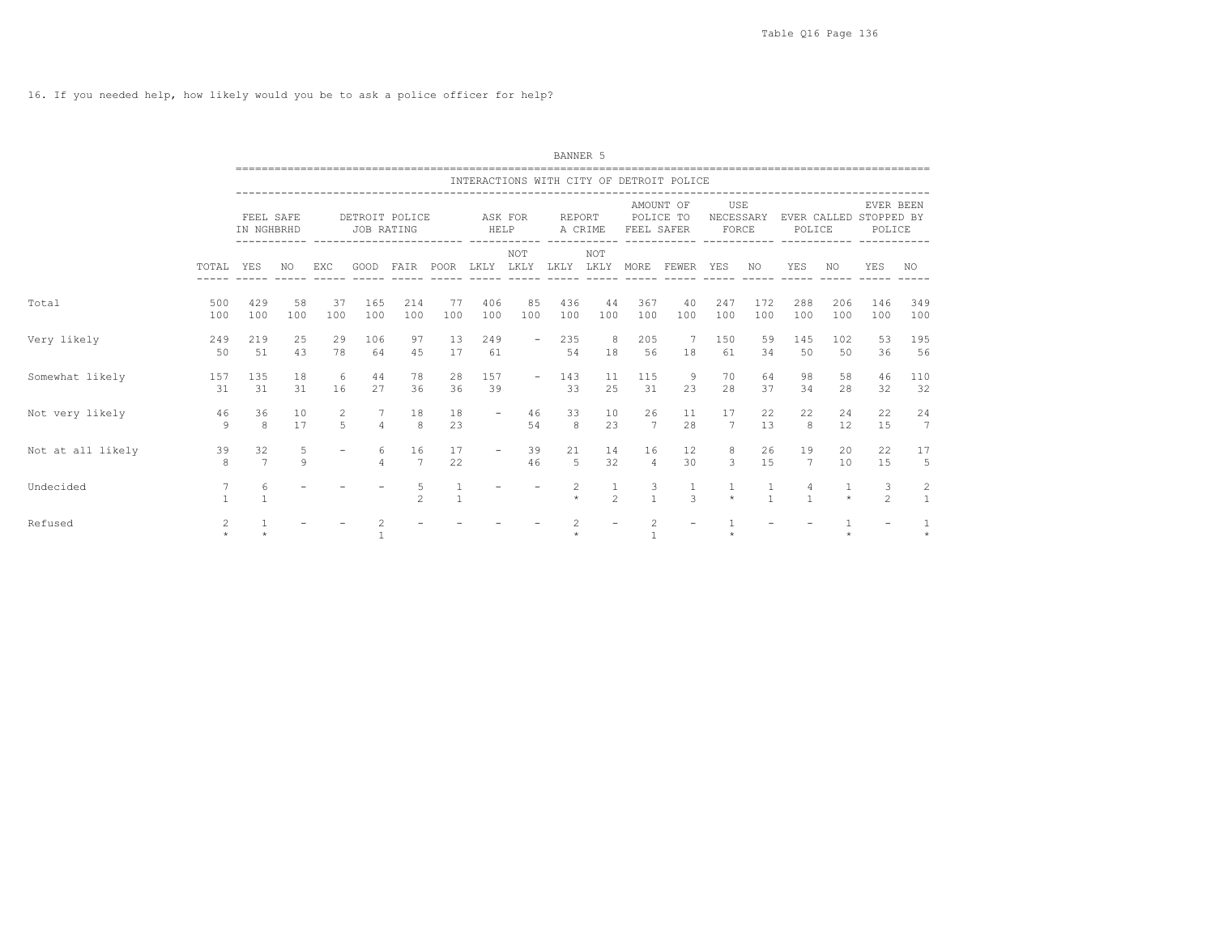16. If you needed help, how likely would you be to ask a police officer for help?

BANNER 5

INTERACTIONS WITH CITY OF DETROIT POLICE

| | TOTAL | FEEL SAFE IN NGHBRHD | | DETROIT POLICE JOB RATING | | | | ASK FOR HELP | | REPORT A CRIME | | AMOUNT OF POLICE TO FEEL SAFER | | USE NECESSARY FORCE | | EVER CALLED POLICE | | EVER BEEN STOPPED BY POLICE | |
|---|---|---|---|---|---|---|---|---|---|---|---|---|---|---|---|---|---|---|---|
| | | YES | NO | EXC | GOOD | FAIR | POOR | LKLY | NOT LKLY | LKLY | NOT LKLY | MORE | FEWER | YES | NO | YES | NO | YES | NO |
| Total | 500 | 429 | 58 | 37 | 165 | 214 | 77 | 406 | 85 | 436 | 44 | 367 | 40 | 247 | 172 | 288 | 206 | 146 | 349 |
| | 100 | 100 | 100 | 100 | 100 | 100 | 100 | 100 | 100 | 100 | 100 | 100 | 100 | 100 | 100 | 100 | 100 | 100 | 100 |
| Very likely | 249 | 219 | 25 | 29 | 106 | 97 | 13 | 249 | - | 235 | 8 | 205 | 7 | 150 | 59 | 145 | 102 | 53 | 195 |
| | 50 | 51 | 43 | 78 | 64 | 45 | 17 | 61 | | 54 | 18 | 56 | 18 | 61 | 34 | 50 | 50 | 36 | 56 |
| Somewhat likely | 157 | 135 | 18 | 6 | 44 | 78 | 28 | 157 | - | 143 | 11 | 115 | 9 | 70 | 64 | 98 | 58 | 46 | 110 |
| | 31 | 31 | 31 | 16 | 27 | 36 | 36 | 39 | | 33 | 25 | 31 | 23 | 28 | 37 | 34 | 28 | 32 | 32 |
| Not very likely | 46 | 36 | 10 | 2 | 7 | 18 | 18 | - | 46 | 33 | 10 | 26 | 11 | 17 | 22 | 22 | 24 | 22 | 24 |
| | 9 | 8 | 17 | 5 | 4 | 8 | 23 | | 54 | 8 | 23 | 7 | 28 | 7 | 13 | 8 | 12 | 15 | 7 |
| Not at all likely | 39 | 32 | 5 | - | 6 | 16 | 17 | - | 39 | 21 | 14 | 16 | 12 | 8 | 26 | 19 | 20 | 22 | 17 |
| | 8 | 7 | 9 | | 4 | 7 | 22 | | 46 | 5 | 32 | 4 | 30 | 3 | 15 | 7 | 10 | 15 | 5 |
| Undecided | 7 | 6 | - | - | - | 5 | 1 | - | - | 2 | 1 | 3 | 1 | 1 | 1 | 4 | 1 | 3 | 2 |
| | 1 | 1 | | | | 2 | 1 | | | * | 2 | 1 | 3 | * | 1 | 1 | * | 2 | 1 |
| Refused | 2 | 1 | - | - | 2 | - | - | - | - | 2 | - | 2 | - | 1 | - | - | 1 | - | 1 |
| | * | * | | | 1 | | | | | * | | 1 | | * | | | * | | * |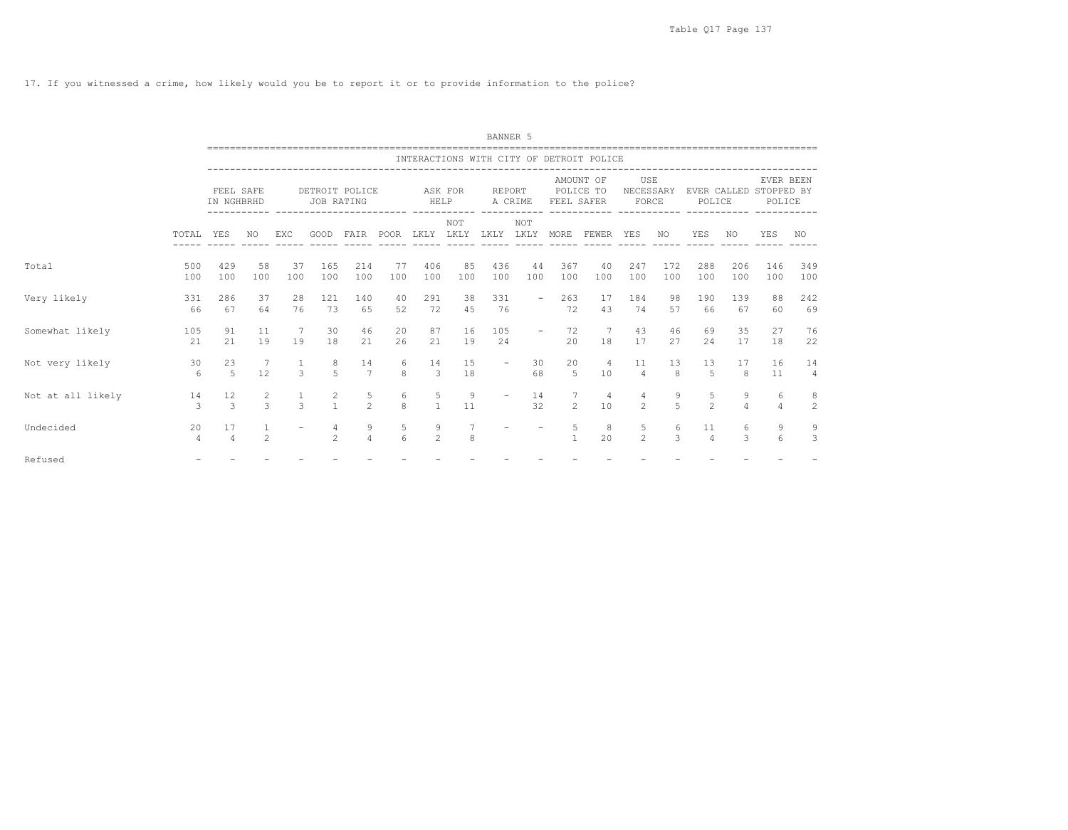17. If you witnessed a crime, how likely would you be to report it or to provide information to the police?

BANNER 5

| | | INTERACTIONS WITH CITY OF DETROIT POLICE | | | | | | | | | | | | | | | | | | |
|---|---|---|---|---|---|---|---|---|---|---|---|---|---|---|---|---|---|---|---|---|
| | | FEEL SAFE IN NGHBRHD | | DETROIT POLICE JOB RATING | | | | ASK FOR HELP | | REPORT A CRIME | | AMOUNT OF POLICE TO FEEL SAFER | | USE NECESSARY FORCE | | EVER CALLED POLICE | | EVER BEEN STOPPED BY POLICE | |
| | TOTAL | YES | NO | EXC | GOOD | FAIR | POOR | LKLY | NOT LKLY | LKLY | NOT LKLY | MORE | FEWER | YES | NO | YES | NO | YES | NO |
| Total | 500 | 429 | 58 | 37 | 165 | 214 | 77 | 406 | 85 | 436 | 44 | 367 | 40 | 247 | 172 | 288 | 206 | 146 | 349 |
| | 100 | 100 | 100 | 100 | 100 | 100 | 100 | 100 | 100 | 100 | 100 | 100 | 100 | 100 | 100 | 100 | 100 | 100 | 100 |
| Very likely | 331 | 286 | 37 | 28 | 121 | 140 | 40 | 291 | 38 | 331 | - | 263 | 17 | 184 | 98 | 190 | 139 | 88 | 242 |
| | 66 | 67 | 64 | 76 | 73 | 65 | 52 | 72 | 45 | 76 | | 72 | 43 | 74 | 57 | 66 | 67 | 60 | 69 |
| Somewhat likely | 105 | 91 | 11 | 7 | 30 | 46 | 20 | 87 | 16 | 105 | - | 72 | 7 | 43 | 46 | 69 | 35 | 27 | 76 |
| | 21 | 21 | 19 | 19 | 18 | 21 | 26 | 21 | 19 | 24 | | 20 | 18 | 17 | 27 | 24 | 17 | 18 | 22 |
| Not very likely | 30 | 23 | 7 | 1 | 8 | 14 | 6 | 14 | 15 | - | 30 | 20 | 4 | 11 | 13 | 13 | 17 | 16 | 14 |
| | 6 | 5 | 12 | 3 | 5 | 7 | 8 | 3 | 18 | | 68 | 5 | 10 | 4 | 8 | 5 | 8 | 11 | 4 |
| Not at all likely | 14 | 12 | 2 | 1 | 2 | 5 | 6 | 5 | 9 | - | 14 | 7 | 4 | 4 | 9 | 5 | 9 | 6 | 8 |
| | 3 | 3 | 3 | 3 | 1 | 2 | 8 | 1 | 11 | | 32 | 2 | 10 | 2 | 5 | 2 | 4 | 4 | 2 |
| Undecided | 20 | 17 | 1 | - | 4 | 9 | 5 | 9 | 7 | - | - | 5 | 8 | 5 | 6 | 11 | 6 | 9 | 9 |
| | 4 | 4 | 2 | | 2 | 4 | 6 | 2 | 8 | | | 1 | 20 | 2 | 3 | 4 | 3 | 6 | 3 |
| Refused | - | - | - | - | - | - | - | - | - | - | - | - | - | - | - | - | - | - | - |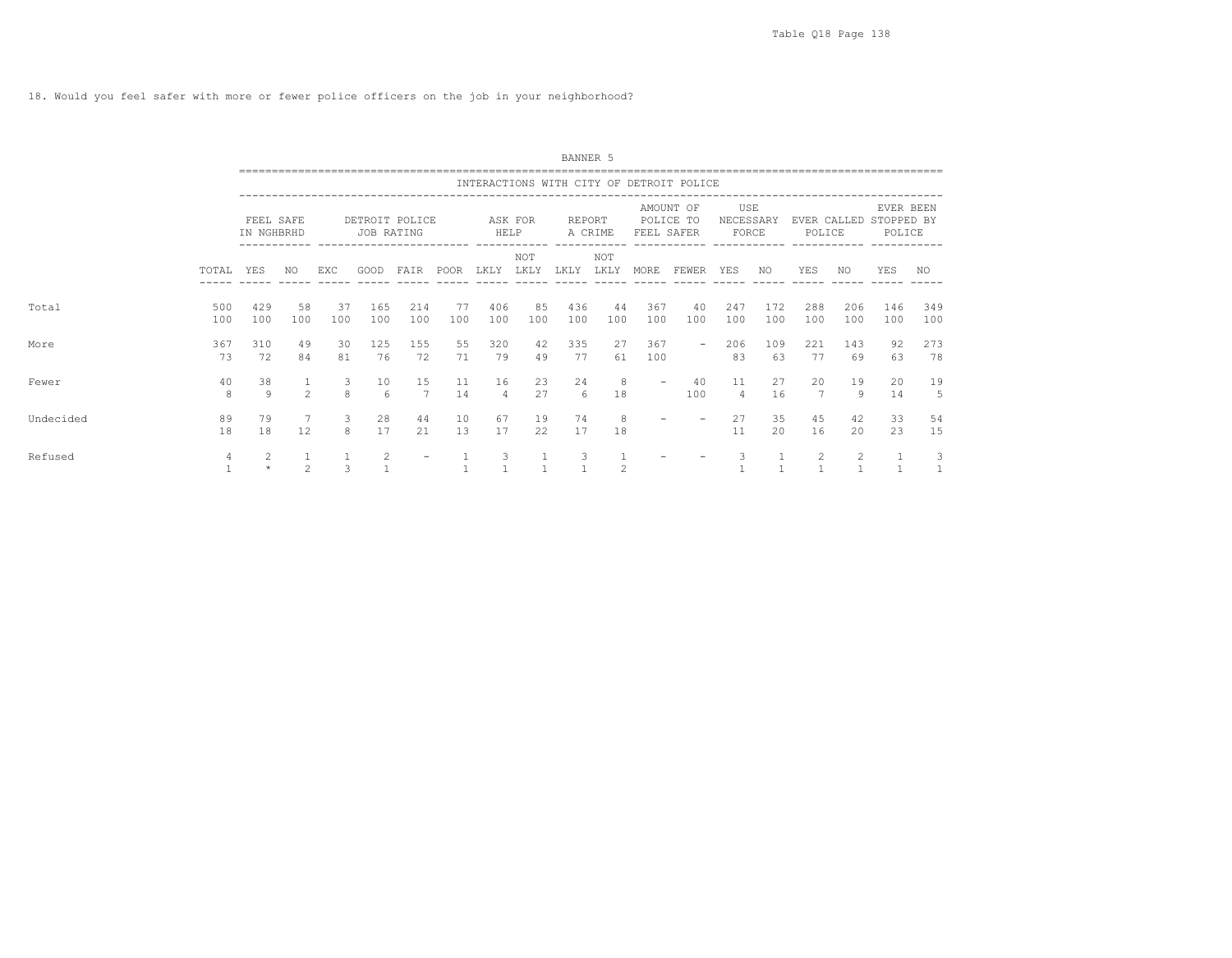18. Would you feel safer with more or fewer police officers on the job in your neighborhood?

BANNER 5

INTERACTIONS WITH CITY OF DETROIT POLICE

| | | FEEL SAFE IN NGHBRHD | | DETROIT POLICE JOB RATING | | | | ASK FOR HELP | | REPORT A CRIME | | AMOUNT OF POLICE TO FEEL SAFER | | USE NECESSARY FORCE | | EVER CALLED POLICE | | EVER BEEN STOPPED BY POLICE | |
|---|---|---|---|---|---|---|---|---|---|---|---|---|---|---|---|---|---|---|---|
| | TOTAL | YES | NO | EXC | GOOD | FAIR | POOR | LKLY | NOT LKLY | LKLY | NOT LKLY | MORE | FEWER | YES | NO | YES | NO | YES | NO |
| Total | 500 | 429 | 58 | 37 | 165 | 214 | 77 | 406 | 85 | 436 | 44 | 367 | 40 | 247 | 172 | 288 | 206 | 146 | 349 |
| | 100 | 100 | 100 | 100 | 100 | 100 | 100 | 100 | 100 | 100 | 100 | 100 | 100 | 100 | 100 | 100 | 100 | 100 | 100 |
| More | 367 | 310 | 49 | 30 | 125 | 155 | 55 | 320 | 42 | 335 | 27 | 367 | - | 206 | 109 | 221 | 143 | 92 | 273 |
| | 73 | 72 | 84 | 81 | 76 | 72 | 71 | 79 | 49 | 77 | 61 | 100 | | 83 | 63 | 77 | 69 | 63 | 78 |
| Fewer | 40 | 38 | 1 | 3 | 10 | 15 | 11 | 16 | 23 | 24 | 8 | - | 40 | 11 | 27 | 20 | 19 | 20 | 19 |
| | 8 | 9 | 2 | 8 | 6 | 7 | 14 | 4 | 27 | 6 | 18 | | 100 | 4 | 16 | 7 | 9 | 14 | 5 |
| Undecided | 89 | 79 | 7 | 3 | 28 | 44 | 10 | 67 | 19 | 74 | 8 | - | - | 27 | 35 | 45 | 42 | 33 | 54 |
| | 18 | 18 | 12 | 8 | 17 | 21 | 13 | 17 | 22 | 17 | 18 | | | 11 | 20 | 16 | 20 | 23 | 15 |
| Refused | 4 | 2 | 1 | 1 | 2 | - | 1 | 3 | 1 | 3 | 1 | - | - | 3 | 1 | 2 | 2 | 1 | 3 |
| | 1 | * | 2 | 3 | 1 | | 1 | 1 | 1 | 1 | 2 | | | 1 | 1 | 1 | 1 | 1 | 1 |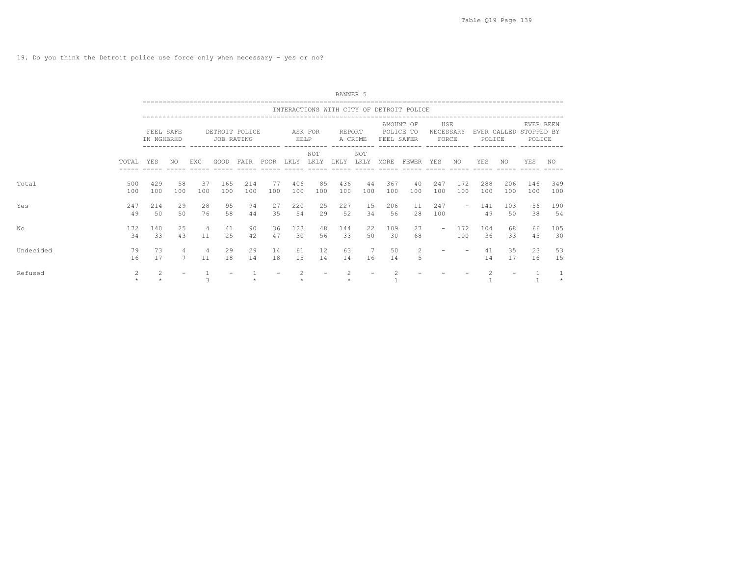19. Do you think the Detroit police use force only when necessary - yes or no?

BANNER 5

| | | INTERACTIONS WITH CITY OF DETROIT POLICE | | | | | | | | | | | | | | | | | | |
|---|---|---|---|---|---|---|---|---|---|---|---|---|---|---|---|---|---|---|---|---|
| | | FEEL SAFE IN NGHBRHD | | DETROIT POLICE JOB RATING | | | | ASK FOR HELP | | REPORT A CRIME | | AMOUNT OF POLICE TO FEEL SAFER | | USE NECESSARY FORCE | | EVER CALLED POLICE | | EVER BEEN STOPPED BY POLICE | |
| | TOTAL | YES | NO | EXC | GOOD | FAIR | POOR | LKLY | NOT LKLY | LKLY | NOT LKLY | MORE | FEWER | YES | NO | YES | NO | YES | NO |
| Total | 500 | 429 | 58 | 37 | 165 | 214 | 77 | 406 | 85 | 436 | 44 | 367 | 40 | 247 | 172 | 288 | 206 | 146 | 349 |
| | 100 | 100 | 100 | 100 | 100 | 100 | 100 | 100 | 100 | 100 | 100 | 100 | 100 | 100 | 100 | 100 | 100 | 100 | 100 |
| Yes | 247 | 214 | 29 | 28 | 95 | 94 | 27 | 220 | 25 | 227 | 15 | 206 | 11 | 247 | - | 141 | 103 | 56 | 190 |
| | 49 | 50 | 50 | 76 | 58 | 44 | 35 | 54 | 29 | 52 | 34 | 56 | 28 | 100 | | 49 | 50 | 38 | 54 |
| No | 172 | 140 | 25 | 4 | 41 | 90 | 36 | 123 | 48 | 144 | 22 | 109 | 27 | - | 172 | 104 | 68 | 66 | 105 |
| | 34 | 33 | 43 | 11 | 25 | 42 | 47 | 30 | 56 | 33 | 50 | 30 | 68 | | 100 | 36 | 33 | 45 | 30 |
| Undecided | 79 | 73 | 4 | 4 | 29 | 29 | 14 | 61 | 12 | 63 | 7 | 50 | 2 | - | - | 41 | 35 | 23 | 53 |
| | 16 | 17 | 7 | 11 | 18 | 14 | 18 | 15 | 14 | 14 | 16 | 14 | 5 | | | 14 | 17 | 16 | 15 |
| Refused | 2 | 2 | - | 1 | - | 1 | - | 2 | - | 2 | - | 2 | - | - | - | 2 | - | 1 | 1 |
| | * | * | | 3 | | * | | * | | * | | 1 | | | | 1 | | 1 | * |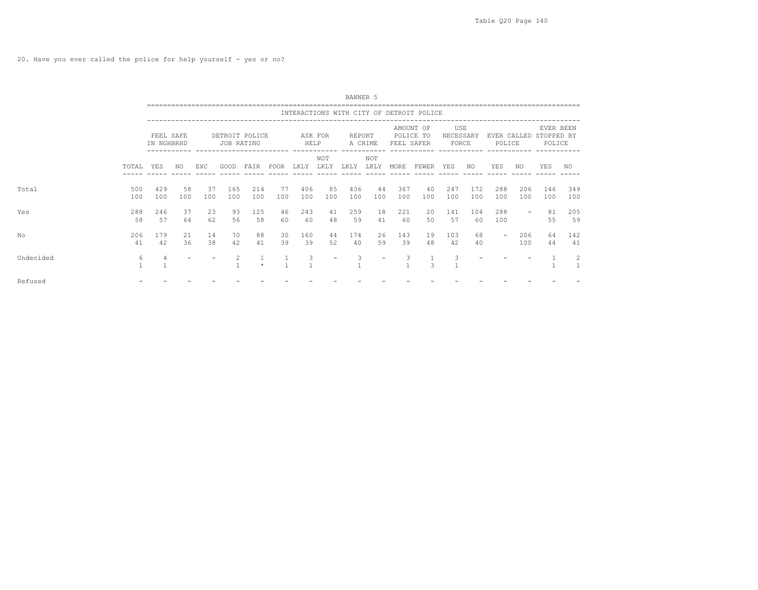20. Have you ever called the police for help yourself - yes or no?

BANNER 5

| | | INTERACTIONS WITH CITY OF DETROIT POLICE | | | | | | | | | | | | | | | | | |
|---|---|---|---|---|---|---|---|---|---|---|---|---|---|---|---|---|---|---|---|
| | | FEEL SAFE IN NGHBRHD | | DETROIT POLICE JOB RATING | | | | ASK FOR HELP | | REPORT A CRIME | | AMOUNT OF POLICE TO FEEL SAFER | | USE NECESSARY FORCE | | EVER CALLED POLICE | | EVER BEEN STOPPED BY POLICE | |
| | TOTAL | YES | NO | EXC | GOOD | FAIR | POOR | LKLY | NOT LKLY | LKLY | NOT LKLY | MORE | FEWER | YES | NO | YES | NO | YES | NO |
| Total | 500 | 429 | 58 | 37 | 165 | 214 | 77 | 406 | 85 | 436 | 44 | 367 | 40 | 247 | 172 | 288 | 206 | 146 | 349 |
| | 100 | 100 | 100 | 100 | 100 | 100 | 100 | 100 | 100 | 100 | 100 | 100 | 100 | 100 | 100 | 100 | 100 | 100 | 100 |
| Yes | 288 | 246 | 37 | 23 | 93 | 125 | 46 | 243 | 41 | 259 | 18 | 221 | 20 | 141 | 104 | 288 | - | 81 | 205 |
| | 58 | 57 | 64 | 62 | 56 | 58 | 60 | 60 | 48 | 59 | 41 | 60 | 50 | 57 | 60 | 100 | | 55 | 59 |
| No | 206 | 179 | 21 | 14 | 70 | 88 | 30 | 160 | 44 | 174 | 26 | 143 | 19 | 103 | 68 | - | 206 | 64 | 142 |
| | 41 | 42 | 36 | 38 | 42 | 41 | 39 | 39 | 52 | 40 | 59 | 39 | 48 | 42 | 40 | | 100 | 44 | 41 |
| Undecided | 6 | 4 | - | - | 2 | 1 | 1 | 3 | - | 3 | - | 3 | 1 | 3 | - | - | - | 1 | 2 |
| | 1 | 1 | | | 1 | * | 1 | 1 | | 1 | | 1 | 3 | 1 | | | | 1 | 1 |
| Refused | - | - | - | - | - | - | - | - | - | - | - | - | - | - | - | - | - | - | - |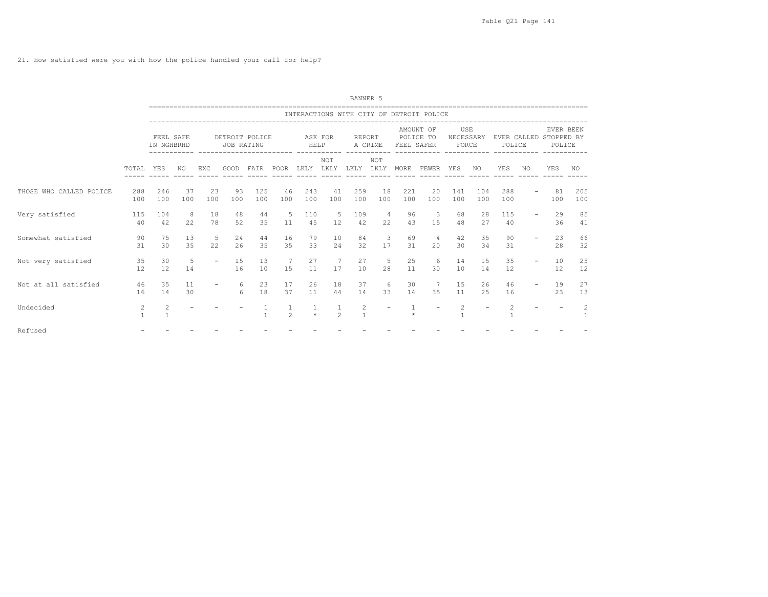21. How satisfied were you with how the police handled your call for help?

BANNER 5

INTERACTIONS WITH CITY OF DETROIT POLICE

| | | FEEL SAFE IN NGHBRHD | | DETROIT POLICE JOB RATING | | | | ASK FOR HELP | | REPORT A CRIME | | AMOUNT OF POLICE TO FEEL SAFER | | USE NECESSARY FORCE | | EVER CALLED POLICE | | EVER BEEN STOPPED BY POLICE | |
|---|---|---|---|---|---|---|---|---|---|---|---|---|---|---|---|---|---|---|---|
| | TOTAL | YES | NO | EXC | GOOD | FAIR | POOR | LKLY | NOT LKLY | LKLY | NOT LKLY | MORE | FEWER | YES | NO | YES | NO | YES | NO |
| THOSE WHO CALLED POLICE | 288 | 246 | 37 | 23 | 93 | 125 | 46 | 243 | 41 | 259 | 18 | 221 | 20 | 141 | 104 | 288 | - | 81 | 205 |
| | 100 | 100 | 100 | 100 | 100 | 100 | 100 | 100 | 100 | 100 | 100 | 100 | 100 | 100 | 100 | 100 | | 100 | 100 |
| Very satisfied | 115 | 104 | 8 | 18 | 48 | 44 | 5 | 110 | 5 | 109 | 4 | 96 | 3 | 68 | 28 | 115 | - | 29 | 85 |
| | 40 | 42 | 22 | 78 | 52 | 35 | 11 | 45 | 12 | 42 | 22 | 43 | 15 | 48 | 27 | 40 | | 36 | 41 |
| Somewhat satisfied | 90 | 75 | 13 | 5 | 24 | 44 | 16 | 79 | 10 | 84 | 3 | 69 | 4 | 42 | 35 | 90 | - | 23 | 66 |
| | 31 | 30 | 35 | 22 | 26 | 35 | 35 | 33 | 24 | 32 | 17 | 31 | 20 | 30 | 34 | 31 | | 28 | 32 |
| Not very satisfied | 35 | 30 | 5 | - | 15 | 13 | 7 | 27 | 7 | 27 | 5 | 25 | 6 | 14 | 15 | 35 | - | 10 | 25 |
| | 12 | 12 | 14 | | 16 | 10 | 15 | 11 | 17 | 10 | 28 | 11 | 30 | 10 | 14 | 12 | | 12 | 12 |
| Not at all satisfied | 46 | 35 | 11 | - | 6 | 23 | 17 | 26 | 18 | 37 | 6 | 30 | 7 | 15 | 26 | 46 | - | 19 | 27 |
| | 16 | 14 | 30 | | 6 | 18 | 37 | 11 | 44 | 14 | 33 | 14 | 35 | 11 | 25 | 16 | | 23 | 13 |
| Undecided | 2 | 2 | - | - | - | 1 | 1 | 1 | 1 | 2 | - | 1 | - | 2 | - | 2 | - | - | 2 |
| | 1 | 1 | | | | 1 | 2 | * | 2 | 1 | | * | | 1 | | 1 | | | 1 |
| Refused | - | - | - | - | - | - | - | - | - | - | - | - | - | - | - | - | - | - | - |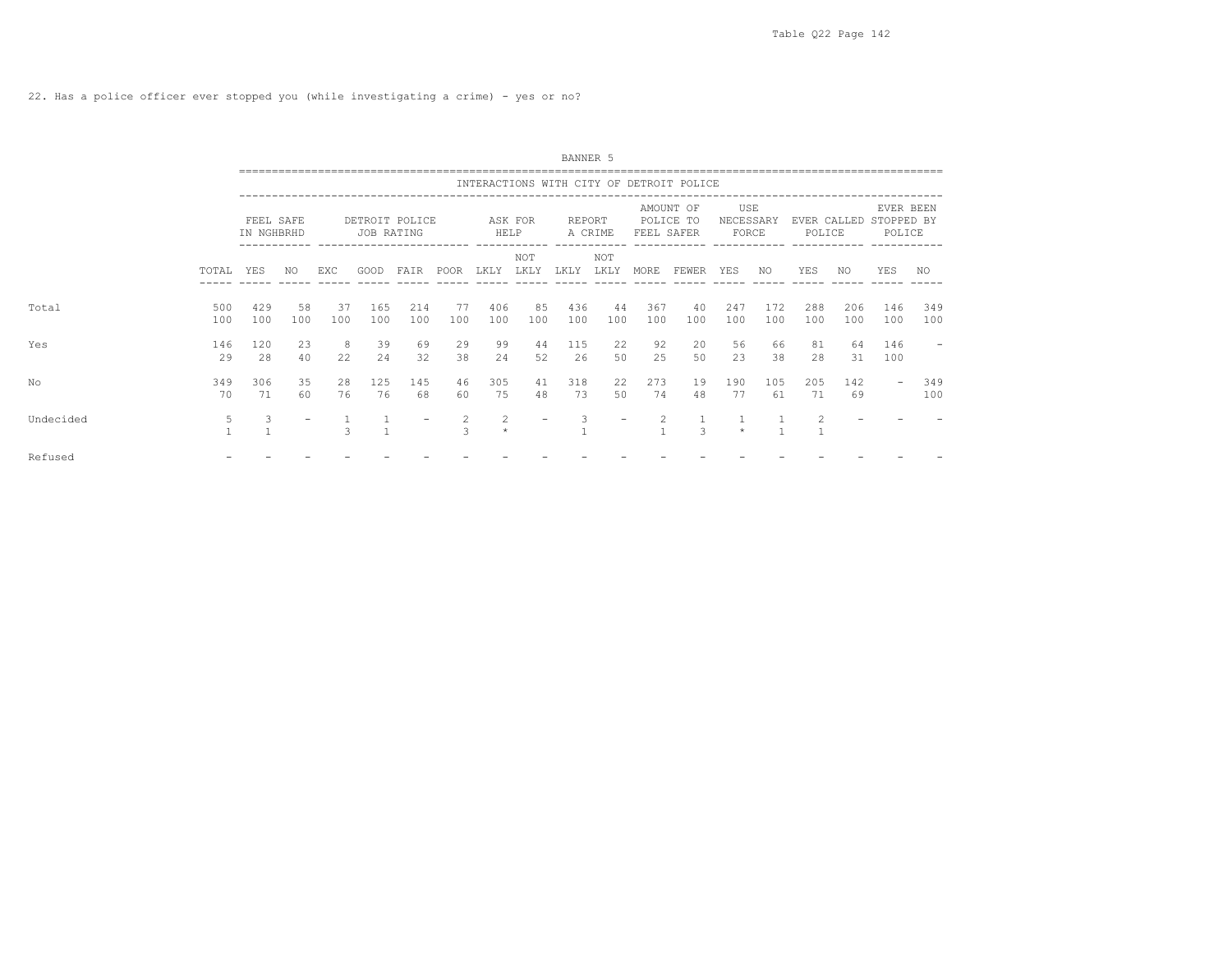22. Has a police officer ever stopped you (while investigating a crime) - yes or no?

BANNER 5

INTERACTIONS WITH CITY OF DETROIT POLICE

| | | FEEL SAFE IN NGHBRHD | | DETROIT POLICE JOB RATING | | | | ASK FOR HELP | | REPORT A CRIME | | AMOUNT OF POLICE TO FEEL SAFER | | USE NECESSARY FORCE | | EVER CALLED POLICE | | EVER BEEN STOPPED BY POLICE | |
|---|---|---|---|---|---|---|---|---|---|---|---|---|---|---|---|---|---|---|---|
| | TOTAL | YES | NO | EXC | GOOD | FAIR | POOR | LKLY | NOT LKLY | LKLY | NOT LKLY | MORE | FEWER | YES | NO | YES | NO | YES | NO |
| Total | 500 | 429 | 58 | 37 | 165 | 214 | 77 | 406 | 85 | 436 | 44 | 367 | 40 | 247 | 172 | 288 | 206 | 146 | 349 |
| | 100 | 100 | 100 | 100 | 100 | 100 | 100 | 100 | 100 | 100 | 100 | 100 | 100 | 100 | 100 | 100 | 100 | 100 | 100 |
| Yes | 146 | 120 | 23 | 8 | 39 | 69 | 29 | 99 | 44 | 115 | 22 | 92 | 20 | 56 | 66 | 81 | 64 | 146 | - |
| | 29 | 28 | 40 | 22 | 24 | 32 | 38 | 24 | 52 | 26 | 50 | 25 | 50 | 23 | 38 | 28 | 31 | 100 | |
| No | 349 | 306 | 35 | 28 | 125 | 145 | 46 | 305 | 41 | 318 | 22 | 273 | 19 | 190 | 105 | 205 | 142 | - | 349 |
| | 70 | 71 | 60 | 76 | 76 | 68 | 60 | 75 | 48 | 73 | 50 | 74 | 48 | 77 | 61 | 71 | 69 | | 100 |
| Undecided | 5 | 3 | - | 1 | 1 | - | 2 | 2 | - | 3 | - | 2 | 1 | 1 | 1 | 2 | - | - | - |
| | 1 | 1 | | 3 | 1 | | 3 | * | | 1 | | 1 | 3 | * | 1 | 1 | | | |
| Refused | - | - | - | - | - | - | - | - | - | - | - | - | - | - | - | - | - | - | - |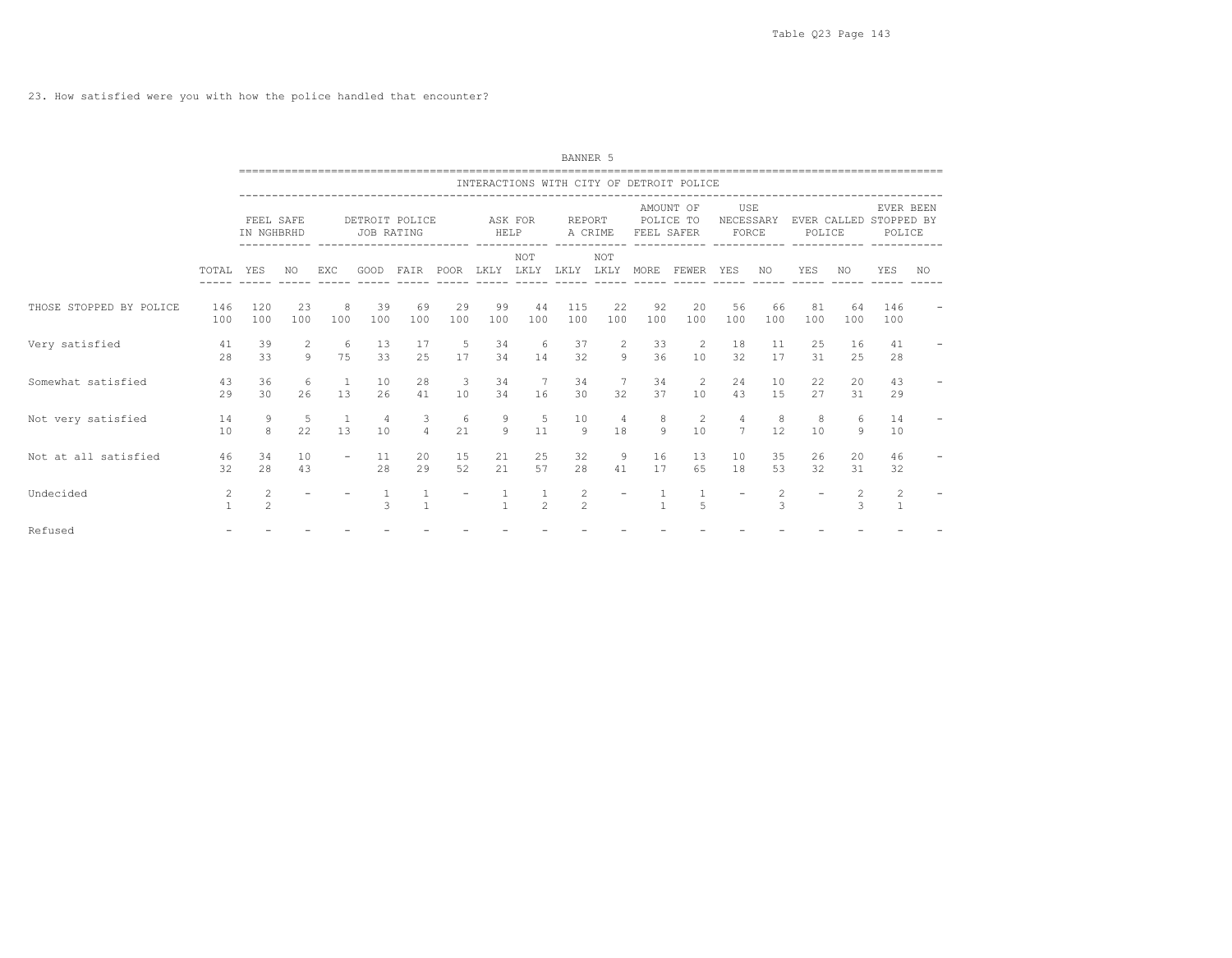23. How satisfied were you with how the police handled that encounter?

BANNER 5

| | | INTERACTIONS WITH CITY OF DETROIT POLICE | | | | | | | | | | | | | | | | | | |
|---|---|---|---|---|---|---|---|---|---|---|---|---|---|---|---|---|---|---|---|---|
| | | FEEL SAFE IN NGHBRHD | | DETROIT POLICE JOB RATING | | | | ASK FOR HELP | | REPORT A CRIME | | AMOUNT OF POLICE TO FEEL SAFER | | USE NECESSARY FORCE | | EVER CALLED POLICE | | EVER BEEN STOPPED BY POLICE | |
| | TOTAL | YES | NO | EXC | GOOD | FAIR | POOR | LKLY | NOT LKLY | LKLY | NOT LKLY | MORE | FEWER | YES | NO | YES | NO | YES | NO |
| THOSE STOPPED BY POLICE | 146 | 120 | 23 | 8 | 39 | 69 | 29 | 99 | 44 | 115 | 22 | 92 | 20 | 56 | 66 | 81 | 64 | 146 | - |
| | 100 | 100 | 100 | 100 | 100 | 100 | 100 | 100 | 100 | 100 | 100 | 100 | 100 | 100 | 100 | 100 | 100 | 100 | |
| Very satisfied | 41 | 39 | 2 | 6 | 13 | 17 | 5 | 34 | 6 | 37 | 2 | 33 | 2 | 18 | 11 | 25 | 16 | 41 | - |
| | 28 | 33 | 9 | 75 | 33 | 25 | 17 | 34 | 14 | 32 | 9 | 36 | 10 | 32 | 17 | 31 | 25 | 28 | |
| Somewhat satisfied | 43 | 36 | 6 | 1 | 10 | 28 | 3 | 34 | 7 | 34 | 7 | 34 | 2 | 24 | 10 | 22 | 20 | 43 | - |
| | 29 | 30 | 26 | 13 | 26 | 41 | 10 | 34 | 16 | 30 | 32 | 37 | 10 | 43 | 15 | 27 | 31 | 29 | |
| Not very satisfied | 14 | 9 | 5 | 1 | 4 | 3 | 6 | 9 | 5 | 10 | 4 | 8 | 2 | 4 | 8 | 8 | 6 | 14 | - |
| | 10 | 8 | 22 | 13 | 10 | 4 | 21 | 9 | 11 | 9 | 18 | 9 | 10 | 7 | 12 | 10 | 9 | 10 | |
| Not at all satisfied | 46 | 34 | 10 | - | 11 | 20 | 15 | 21 | 25 | 32 | 9 | 16 | 13 | 10 | 35 | 26 | 20 | 46 | - |
| | 32 | 28 | 43 | | 28 | 29 | 52 | 21 | 57 | 28 | 41 | 17 | 65 | 18 | 53 | 32 | 31 | 32 | |
| Undecided | 2 | 2 | - | - | 1 | 1 | - | 1 | 1 | 2 | - | 1 | 1 | - | 2 | - | 2 | 2 | - |
| | 1 | 2 | | | 3 | 1 | | 1 | 2 | 2 | | 1 | 5 | | 3 | | 3 | 1 | |
| Refused | - | - | - | - | - | - | - | - | - | - | - | - | - | - | - | - | - | - | - |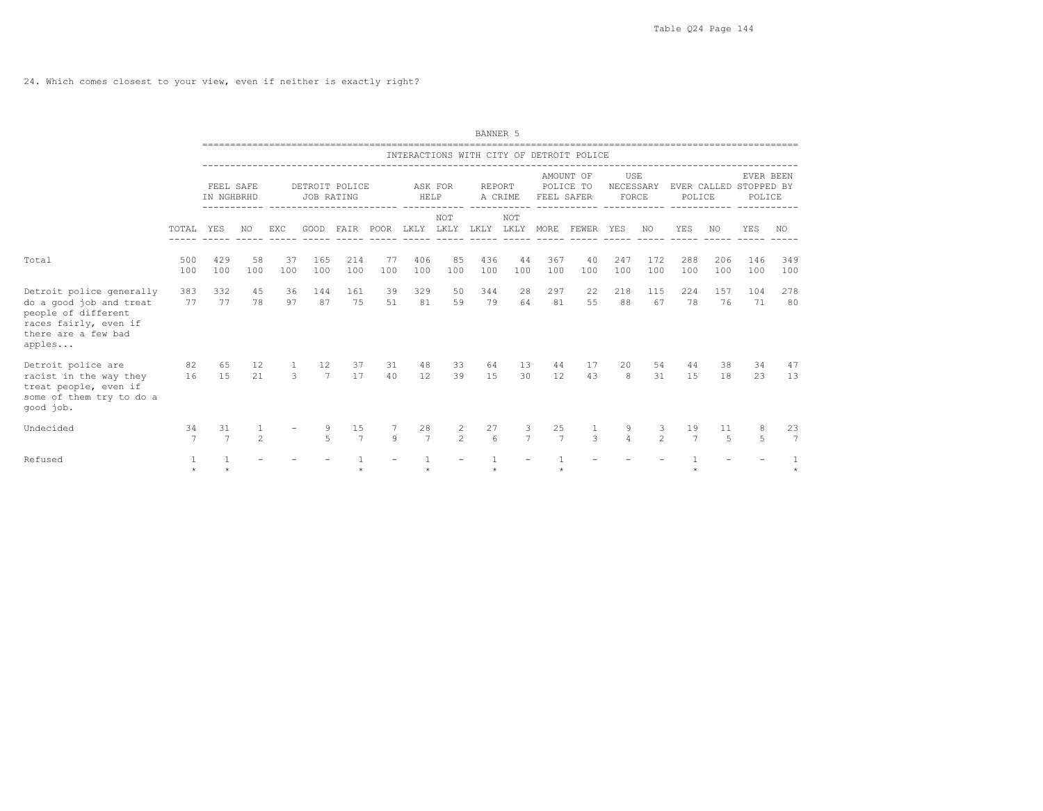24. Which comes closest to your view, even if neither is exactly right?

BANNER 5

| | | INTERACTIONS WITH CITY OF DETROIT POLICE | | | | | | | | | | | | | | | | | | |
|---|---|---|---|---|---|---|---|---|---|---|---|---|---|---|---|---|---|---|---|---|
| | | FEEL SAFE IN NGHBRHD | | DETROIT POLICE JOB RATING | | | | ASK FOR HELP | | REPORT A CRIME | | AMOUNT OF POLICE TO FEEL SAFER | | USE NECESSARY FORCE | | EVER CALLED POLICE | | EVER BEEN STOPPED BY POLICE | |
| | TOTAL | YES | NO | EXC | GOOD | FAIR | POOR | LKLY | NOT LKLY | LKLY | NOT LKLY | MORE | FEWER | YES | NO | YES | NO | YES | NO |
| Total | 500<br>100 | 429<br>100 | 58<br>100 | 37<br>100 | 165<br>100 | 214<br>100 | 77<br>100 | 406<br>100 | 85<br>100 | 436<br>100 | 44<br>100 | 367<br>100 | 40<br>100 | 247<br>100 | 172<br>100 | 288<br>100 | 206<br>100 | 146<br>100 | 349<br>100 |
| Detroit police generally do a good job and treat people of different races fairly, even if there are a few bad apples... | 383<br>77 | 332<br>77 | 45<br>78 | 36<br>97 | 144<br>87 | 161<br>75 | 39<br>51 | 329<br>81 | 50<br>59 | 344<br>79 | 28<br>64 | 297<br>81 | 22<br>55 | 218<br>88 | 115<br>67 | 224<br>78 | 157<br>76 | 104<br>71 | 278<br>80 |
| Detroit police are racist in the way they treat people, even if some of them try to do a good job. | 82<br>16 | 65<br>15 | 12<br>21 | 1<br>3 | 12<br>7 | 37<br>17 | 31<br>40 | 48<br>12 | 33<br>39 | 64<br>15 | 13<br>30 | 44<br>12 | 17<br>43 | 20<br>8 | 54<br>31 | 44<br>15 | 38<br>18 | 34<br>23 | 47<br>13 |
| Undecided | 34<br>7 | 31<br>7 | 1<br>2 | - | 9<br>5 | 15<br>7 | 7<br>9 | 28<br>7 | 2<br>2 | 27<br>6 | 3<br>7 | 25<br>7 | 1<br>3 | 9<br>4 | 3<br>2 | 19<br>7 | 11<br>5 | 8<br>5 | 23<br>7 |
| Refused | 1<br>* | 1<br>* | - | - | - | 1<br>* | - | 1<br>* | - | 1<br>* | - | 1<br>* | - | - | - | 1<br>* | - | - | 1<br>* |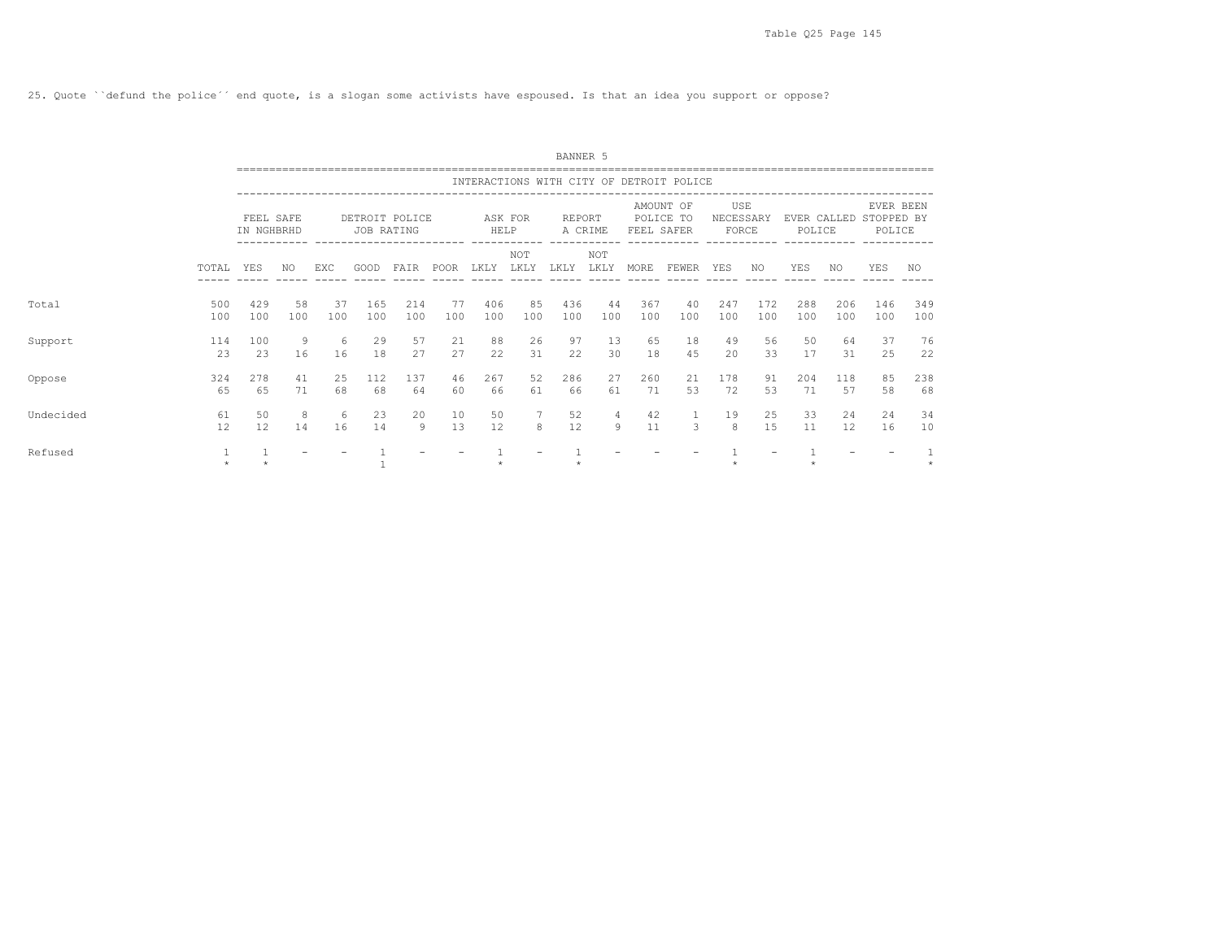25. Quote ``defund the police´´ end quote, is a slogan some activists have espoused. Is that an idea you support or oppose?

BANNER 5

| | | INTERACTIONS WITH CITY OF DETROIT POLICE | | | | | | | | | | | | | | | | | | |
|---|---|---|---|---|---|---|---|---|---|---|---|---|---|---|---|---|---|---|---|---|
| | | FEEL SAFE IN NGHBRHD | | DETROIT POLICE JOB RATING | | | | ASK FOR HELP | | REPORT A CRIME | | AMOUNT OF POLICE TO FEEL SAFER | | USE NECESSARY FORCE | | EVER CALLED POLICE | | EVER BEEN STOPPED BY POLICE | |
| | TOTAL | YES | NO | EXC | GOOD | FAIR | POOR | LKLY | NOT LKLY | LKLY | NOT LKLY | MORE | FEWER | YES | NO | YES | NO | YES | NO |
| Total | 500 | 429 | 58 | 37 | 165 | 214 | 77 | 406 | 85 | 436 | 44 | 367 | 40 | 247 | 172 | 288 | 206 | 146 | 349 |
| | 100 | 100 | 100 | 100 | 100 | 100 | 100 | 100 | 100 | 100 | 100 | 100 | 100 | 100 | 100 | 100 | 100 | 100 | 100 |
| Support | 114 | 100 | 9 | 6 | 29 | 57 | 21 | 88 | 26 | 97 | 13 | 65 | 18 | 49 | 56 | 50 | 64 | 37 | 76 |
| | 23 | 23 | 16 | 16 | 18 | 27 | 27 | 22 | 31 | 22 | 30 | 18 | 45 | 20 | 33 | 17 | 31 | 25 | 22 |
| Oppose | 324 | 278 | 41 | 25 | 112 | 137 | 46 | 267 | 52 | 286 | 27 | 260 | 21 | 178 | 91 | 204 | 118 | 85 | 238 |
| | 65 | 65 | 71 | 68 | 68 | 64 | 60 | 66 | 61 | 66 | 61 | 71 | 53 | 72 | 53 | 71 | 57 | 58 | 68 |
| Undecided | 61 | 50 | 8 | 6 | 23 | 20 | 10 | 50 | 7 | 52 | 4 | 42 | 1 | 19 | 25 | 33 | 24 | 24 | 34 |
| | 12 | 12 | 14 | 16 | 14 | 9 | 13 | 12 | 8 | 12 | 9 | 11 | 3 | 8 | 15 | 11 | 12 | 16 | 10 |
| Refused | 1 | 1 | - | - | 1 | - | - | 1 | - | 1 | - | - | - | 1 | - | 1 | - | - | 1 |
| | * | * | | | 1 | | | * | | * | | | | * | | * | | | * |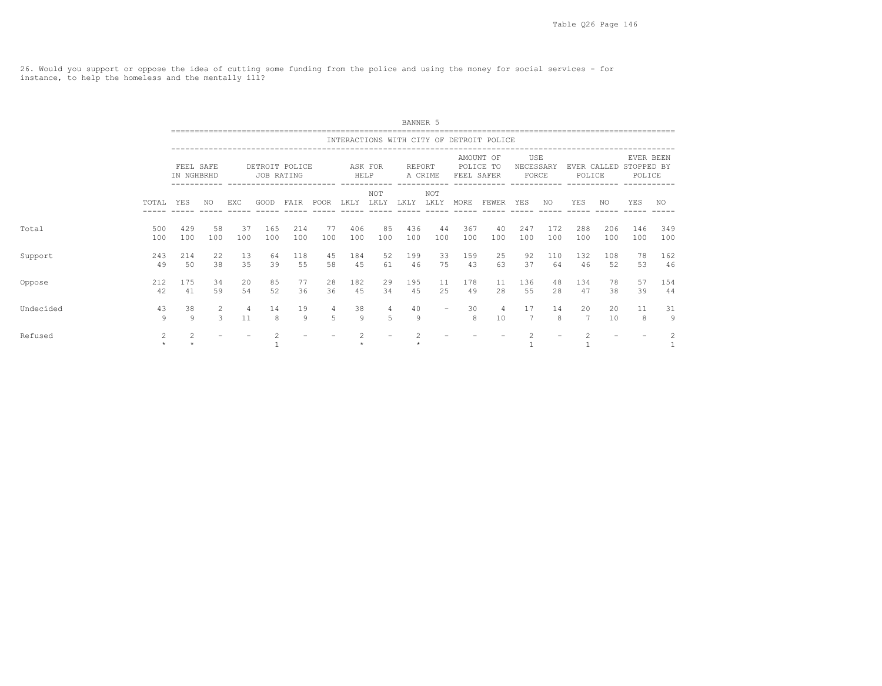26. Would you support or oppose the idea of cutting some funding from the police and using the money for social services - for instance, to help the homeless and the mentally ill?

BANNER 5

| | | INTERACTIONS WITH CITY OF DETROIT POLICE | | | | | | | | | | | | | | | | | | |
|---|---|---|---|---|---|---|---|---|---|---|---|---|---|---|---|---|---|---|---|---|
| | | FEEL SAFE IN NGHBRHD | | DETROIT POLICE JOB RATING | | | | ASK FOR HELP | | REPORT A CRIME | | AMOUNT OF POLICE TO FEEL SAFER | | USE NECESSARY FORCE | | EVER CALLED POLICE | | EVER BEEN STOPPED BY POLICE | |
| | TOTAL | YES | NO | EXC | GOOD | FAIR | POOR | LKLY | NOT LKLY | LKLY | NOT LKLY | MORE | FEWER | YES | NO | YES | NO | YES | NO |
| Total | 500 | 429 | 58 | 37 | 165 | 214 | 77 | 406 | 85 | 436 | 44 | 367 | 40 | 247 | 172 | 288 | 206 | 146 | 349 |
| | 100 | 100 | 100 | 100 | 100 | 100 | 100 | 100 | 100 | 100 | 100 | 100 | 100 | 100 | 100 | 100 | 100 | 100 | 100 |
| Support | 243 | 214 | 22 | 13 | 64 | 118 | 45 | 184 | 52 | 199 | 33 | 159 | 25 | 92 | 110 | 132 | 108 | 78 | 162 |
| | 49 | 50 | 38 | 35 | 39 | 55 | 58 | 45 | 61 | 46 | 75 | 43 | 63 | 37 | 64 | 46 | 52 | 53 | 46 |
| Oppose | 212 | 175 | 34 | 20 | 85 | 77 | 28 | 182 | 29 | 195 | 11 | 178 | 11 | 136 | 48 | 134 | 78 | 57 | 154 |
| | 42 | 41 | 59 | 54 | 52 | 36 | 36 | 45 | 34 | 45 | 25 | 49 | 28 | 55 | 28 | 47 | 38 | 39 | 44 |
| Undecided | 43 | 38 | 2 | 4 | 14 | 19 | 4 | 38 | 4 | 40 | - | 30 | 4 | 17 | 14 | 20 | 20 | 11 | 31 |
| | 9 | 9 | 3 | 11 | 8 | 9 | 5 | 9 | 5 | 9 | | 8 | 10 | 7 | 8 | 7 | 10 | 8 | 9 |
| Refused | 2 | 2 | - | - | 2 | - | - | 2 | - | 2 | - | - | - | 2 | - | 2 | - | - | 2 |
| | * | * | | | 1 | | | * | | * | | | | 1 | | 1 | | | 1 |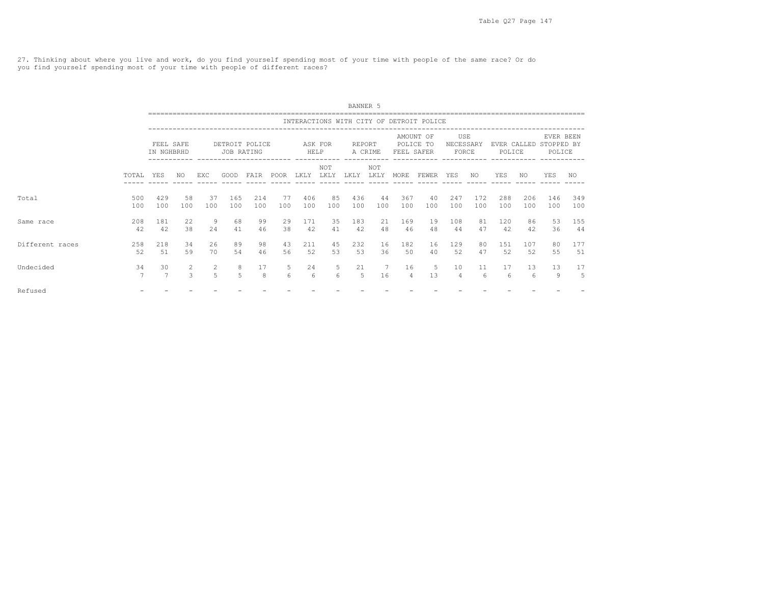27. Thinking about where you live and work, do you find yourself spending most of your time with people of the same race? Or do you find yourself spending most of your time with people of different races?

BANNER 5

INTERACTIONS WITH CITY OF DETROIT POLICE

| | | FEEL SAFE IN NGHBRHD | | DETROIT POLICE JOB RATING | | | | ASK FOR HELP | | REPORT A CRIME | | AMOUNT OF POLICE TO FEEL SAFER | | USE NECESSARY FORCE | | EVER CALLED POLICE | | EVER BEEN STOPPED BY POLICE | |
|---|---|---|---|---|---|---|---|---|---|---|---|---|---|---|---|---|---|---|---|
| | TOTAL | YES | NO | EXC | GOOD | FAIR | POOR | LKLY | NOT LKLY | LKLY | NOT LKLY | MORE | FEWER | YES | NO | YES | NO | YES | NO |
| Total | 500 | 429 | 58 | 37 | 165 | 214 | 77 | 406 | 85 | 436 | 44 | 367 | 40 | 247 | 172 | 288 | 206 | 146 | 349 |
| | 100 | 100 | 100 | 100 | 100 | 100 | 100 | 100 | 100 | 100 | 100 | 100 | 100 | 100 | 100 | 100 | 100 | 100 | 100 |
| Same race | 208 | 181 | 22 | 9 | 68 | 99 | 29 | 171 | 35 | 183 | 21 | 169 | 19 | 108 | 81 | 120 | 86 | 53 | 155 |
| | 42 | 42 | 38 | 24 | 41 | 46 | 38 | 42 | 41 | 42 | 48 | 46 | 48 | 44 | 47 | 42 | 42 | 36 | 44 |
| Different races | 258 | 218 | 34 | 26 | 89 | 98 | 43 | 211 | 45 | 232 | 16 | 182 | 16 | 129 | 80 | 151 | 107 | 80 | 177 |
| | 52 | 51 | 59 | 70 | 54 | 46 | 56 | 52 | 53 | 53 | 36 | 50 | 40 | 52 | 47 | 52 | 52 | 55 | 51 |
| Undecided | 34 | 30 | 2 | 2 | 8 | 17 | 5 | 24 | 5 | 21 | 7 | 16 | 5 | 10 | 11 | 17 | 13 | 13 | 17 |
| | 7 | 7 | 3 | 5 | 5 | 8 | 6 | 6 | 6 | 5 | 16 | 4 | 13 | 4 | 6 | 6 | 6 | 9 | 5 |
| Refused | - | - | - | - | - | - | - | - | - | - | - | - | - | - | - | - | - | - | - |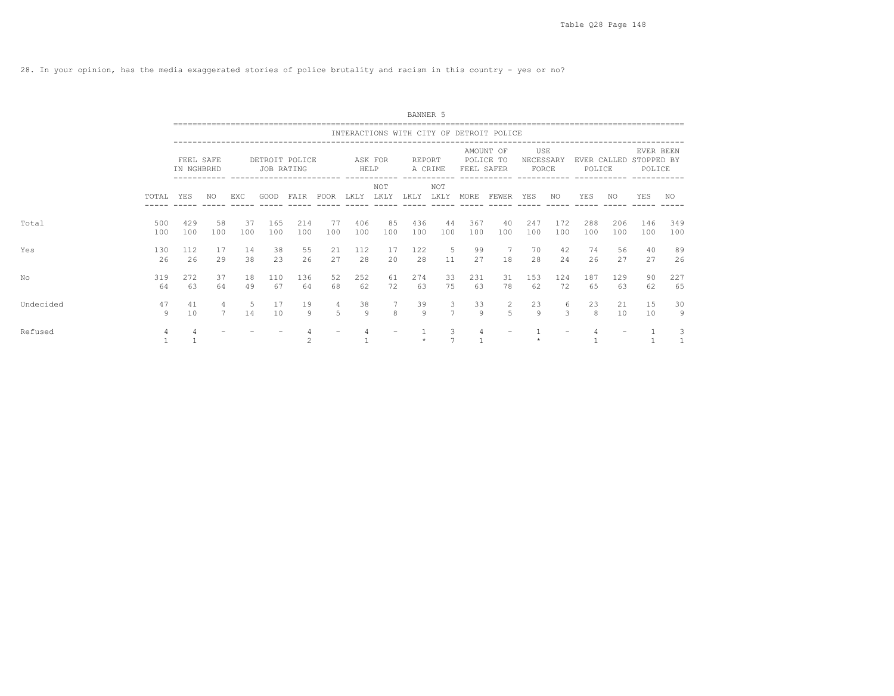28. In your opinion, has the media exaggerated stories of police brutality and racism in this country - yes or no?

BANNER 5

INTERACTIONS WITH CITY OF DETROIT POLICE

| | TOTAL | FEEL SAFE IN NGHBRHD YES | FEEL SAFE IN NGHBRHD NO | DETROIT POLICE JOB RATING EXC | DETROIT POLICE JOB RATING GOOD | DETROIT POLICE JOB RATING FAIR | DETROIT POLICE JOB RATING POOR | ASK FOR HELP LKLY | ASK FOR HELP NOT LKLY | REPORT A CRIME LKLY | REPORT A CRIME NOT LKLY | AMOUNT OF POLICE TO FEEL SAFER MORE | AMOUNT OF POLICE TO FEEL SAFER FEWER | USE NECESSARY FORCE YES | USE NECESSARY FORCE NO | EVER CALLED POLICE YES | EVER CALLED POLICE NO | EVER BEEN STOPPED BY POLICE YES | EVER BEEN STOPPED BY POLICE NO |
|---|---|---|---|---|---|---|---|---|---|---|---|---|---|---|---|---|---|---|---|
| Total | 500 | 429 | 58 | 37 | 165 | 214 | 77 | 406 | 85 | 436 | 44 | 367 | 40 | 247 | 172 | 288 | 206 | 146 | 349 |
| | 100 | 100 | 100 | 100 | 100 | 100 | 100 | 100 | 100 | 100 | 100 | 100 | 100 | 100 | 100 | 100 | 100 | 100 | 100 |
| Yes | 130 | 112 | 17 | 14 | 38 | 55 | 21 | 112 | 17 | 122 | 5 | 99 | 7 | 70 | 42 | 74 | 56 | 40 | 89 |
| | 26 | 26 | 29 | 38 | 23 | 26 | 27 | 28 | 20 | 28 | 11 | 27 | 18 | 28 | 24 | 26 | 27 | 27 | 26 |
| No | 319 | 272 | 37 | 18 | 110 | 136 | 52 | 252 | 61 | 274 | 33 | 231 | 31 | 153 | 124 | 187 | 129 | 90 | 227 |
| | 64 | 63 | 64 | 49 | 67 | 64 | 68 | 62 | 72 | 63 | 75 | 63 | 78 | 62 | 72 | 65 | 63 | 62 | 65 |
| Undecided | 47 | 41 | 4 | 5 | 17 | 19 | 4 | 38 | 7 | 39 | 3 | 33 | 2 | 23 | 6 | 23 | 21 | 15 | 30 |
| | 9 | 10 | 7 | 14 | 10 | 9 | 5 | 9 | 8 | 9 | 7 | 9 | 5 | 9 | 3 | 8 | 10 | 10 | 9 |
| Refused | 4 | 4 | - | - | - | 4 | - | 4 | - | 1 | 3 | 4 | - | 1 | - | 4 | - | 1 | 3 |
| | 1 | 1 | | | | 2 | | 1 | | * | 7 | 1 | | * | | 1 | | 1 | 1 |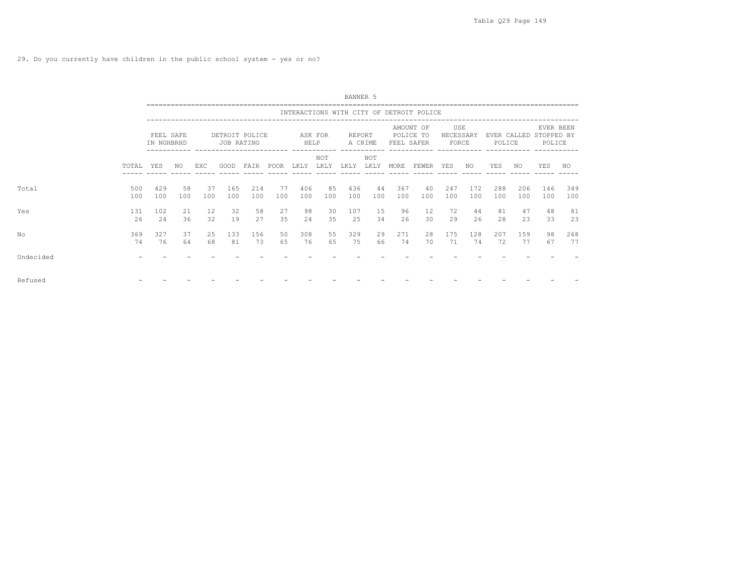29. Do you currently have children in the public school system - yes or no?

BANNER 5

| | | INTERACTIONS WITH CITY OF DETROIT POLICE | | | | | | | | | | | | | | | | | | |
|---|---|---|---|---|---|---|---|---|---|---|---|---|---|---|---|---|---|---|---|---|
| | | FEEL SAFE IN NGHBRHD | | DETROIT POLICE JOB RATING | | | | ASK FOR HELP | | REPORT A CRIME | | AMOUNT OF POLICE TO FEEL SAFER | | USE NECESSARY FORCE | | EVER CALLED POLICE | | EVER BEEN STOPPED BY POLICE | |
| | TOTAL | YES | NO | EXC | GOOD | FAIR | POOR | LKLY | NOT LKLY | LKLY | NOT LKLY | MORE | FEWER | YES | NO | YES | NO | YES | NO |
| Total | 500 | 429 | 58 | 37 | 165 | 214 | 77 | 406 | 85 | 436 | 44 | 367 | 40 | 247 | 172 | 288 | 206 | 146 | 349 |
| | 100 | 100 | 100 | 100 | 100 | 100 | 100 | 100 | 100 | 100 | 100 | 100 | 100 | 100 | 100 | 100 | 100 | 100 | 100 |
| Yes | 131 | 102 | 21 | 12 | 32 | 58 | 27 | 98 | 30 | 107 | 15 | 96 | 12 | 72 | 44 | 81 | 47 | 48 | 81 |
| | 26 | 24 | 36 | 32 | 19 | 27 | 35 | 24 | 35 | 25 | 34 | 26 | 30 | 29 | 26 | 28 | 23 | 33 | 23 |
| No | 369 | 327 | 37 | 25 | 133 | 156 | 50 | 308 | 55 | 329 | 29 | 271 | 28 | 175 | 128 | 207 | 159 | 98 | 268 |
| | 74 | 76 | 64 | 68 | 81 | 73 | 65 | 76 | 65 | 75 | 66 | 74 | 70 | 71 | 74 | 72 | 77 | 67 | 77 |
| Undecided | - | - | - | - | - | - | - | - | - | - | - | - | - | - | - | - | - | - | - |
| Refused | - | - | - | - | - | - | - | - | - | - | - | - | - | - | - | - | - | - | - |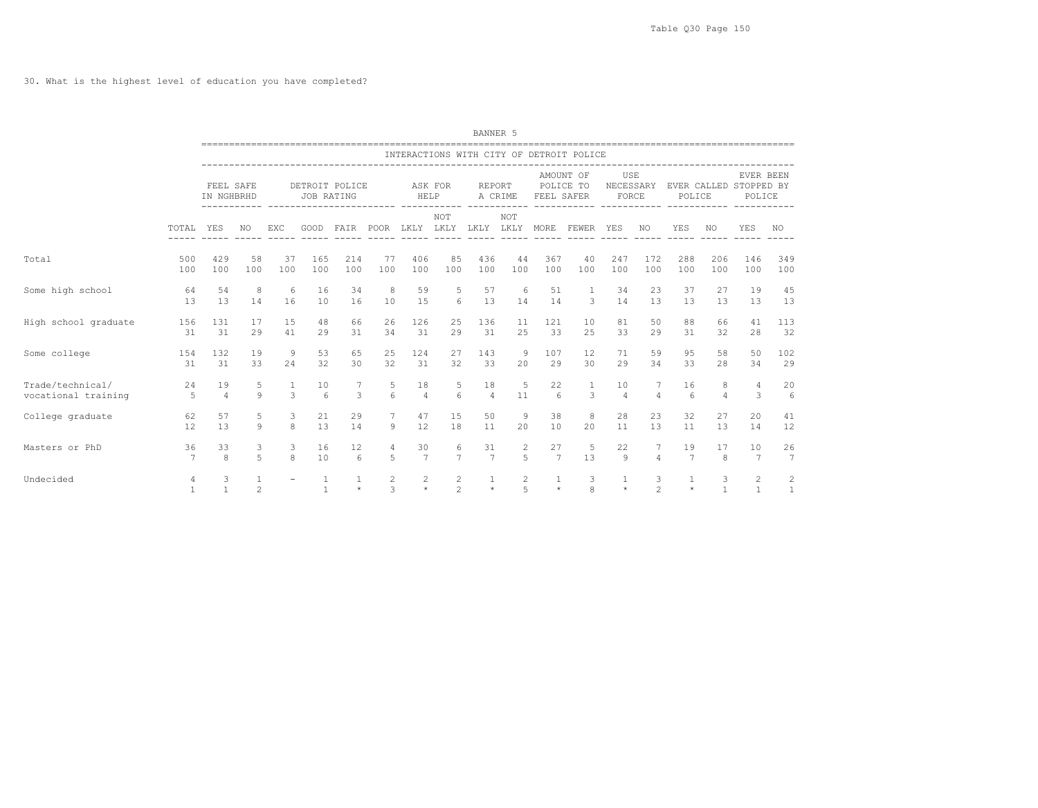30. What is the highest level of education you have completed?

BANNER 5

| | | INTERACTIONS WITH CITY OF DETROIT POLICE | | | | | | | | | | | | | | | | | | |
|---|---|---|---|---|---|---|---|---|---|---|---|---|---|---|---|---|---|---|---|---|
| | | FEEL SAFE IN NGHBRHD | | DETROIT POLICE JOB RATING | | | | ASK FOR HELP | | REPORT A CRIME | | AMOUNT OF POLICE TO FEEL SAFER | | USE NECESSARY FORCE | | EVER CALLED POLICE | | EVER BEEN STOPPED BY POLICE | |
| | TOTAL | YES | NO | EXC | GOOD | FAIR | POOR | LKLY | NOT LKLY | LKLY | NOT LKLY | MORE | FEWER | YES | NO | YES | NO | YES | NO |
| Total | 500 | 429 | 58 | 37 | 165 | 214 | 77 | 406 | 85 | 436 | 44 | 367 | 40 | 247 | 172 | 288 | 206 | 146 | 349 |
| | 100 | 100 | 100 | 100 | 100 | 100 | 100 | 100 | 100 | 100 | 100 | 100 | 100 | 100 | 100 | 100 | 100 | 100 | 100 |
| Some high school | 64 | 54 | 8 | 6 | 16 | 34 | 8 | 59 | 5 | 57 | 6 | 51 | 1 | 34 | 23 | 37 | 27 | 19 | 45 |
| | 13 | 13 | 14 | 16 | 10 | 16 | 10 | 15 | 6 | 13 | 14 | 14 | 3 | 14 | 13 | 13 | 13 | 13 | 13 |
| High school graduate | 156 | 131 | 17 | 15 | 48 | 66 | 26 | 126 | 25 | 136 | 11 | 121 | 10 | 81 | 50 | 88 | 66 | 41 | 113 |
| | 31 | 31 | 29 | 41 | 29 | 31 | 34 | 31 | 29 | 31 | 25 | 33 | 25 | 33 | 29 | 31 | 32 | 28 | 32 |
| Some college | 154 | 132 | 19 | 9 | 53 | 65 | 25 | 124 | 27 | 143 | 9 | 107 | 12 | 71 | 59 | 95 | 58 | 50 | 102 |
| | 31 | 31 | 33 | 24 | 32 | 30 | 32 | 31 | 32 | 33 | 20 | 29 | 30 | 29 | 34 | 33 | 28 | 34 | 29 |
| Trade/technical/ vocational training | 24 | 19 | 5 | 1 | 10 | 7 | 5 | 18 | 5 | 18 | 5 | 22 | 1 | 10 | 7 | 16 | 8 | 4 | 20 |
| | 5 | 4 | 9 | 3 | 6 | 3 | 6 | 4 | 6 | 4 | 11 | 6 | 3 | 4 | 4 | 6 | 4 | 3 | 6 |
| College graduate | 62 | 57 | 5 | 3 | 21 | 29 | 7 | 47 | 15 | 50 | 9 | 38 | 8 | 28 | 23 | 32 | 27 | 20 | 41 |
| | 12 | 13 | 9 | 8 | 13 | 14 | 9 | 12 | 18 | 11 | 20 | 10 | 20 | 11 | 13 | 11 | 13 | 14 | 12 |
| Masters or PhD | 36 | 33 | 3 | 3 | 16 | 12 | 4 | 30 | 6 | 31 | 2 | 27 | 5 | 22 | 7 | 19 | 17 | 10 | 26 |
| | 7 | 8 | 5 | 8 | 10 | 6 | 5 | 7 | 7 | 7 | 5 | 7 | 13 | 9 | 4 | 7 | 8 | 7 | 7 |
| Undecided | 4 | 3 | 1 | - | 1 | 1 | 2 | 2 | 2 | 1 | 2 | 1 | 3 | 1 | 3 | 1 | 3 | 2 | 2 |
| | 1 | 1 | 2 | | 1 | * | 3 | * | 2 | * | 5 | * | 8 | * | 2 | * | 1 | 1 | 1 |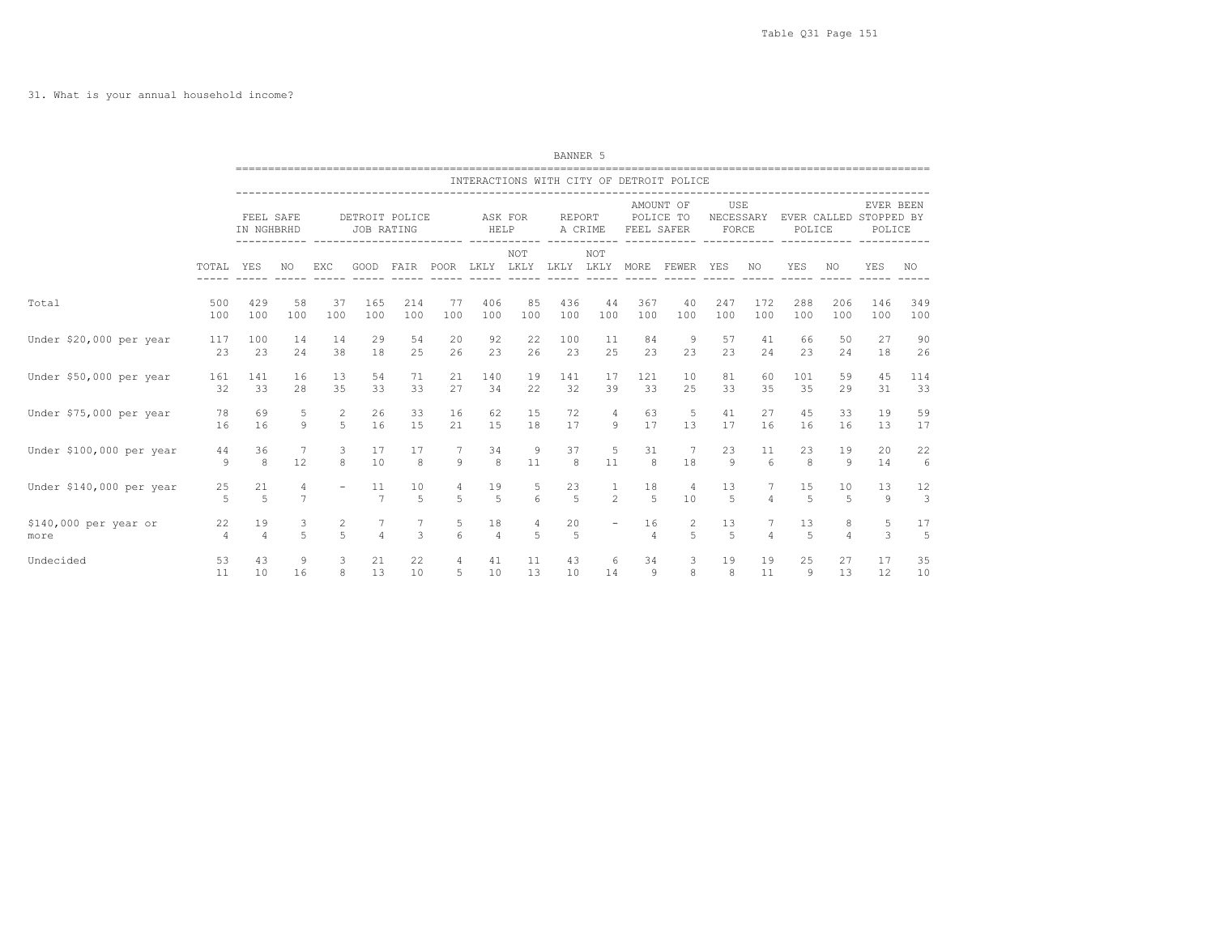31. What is your annual household income?

BANNER 5

| | | INTERACTIONS WITH CITY OF DETROIT POLICE | | | | | | | | | | | | | | | | | | |
|---|---|---|---|---|---|---|---|---|---|---|---|---|---|---|---|---|---|---|---|---|
| | | FEEL SAFE IN NGHBRHD | | DETROIT POLICE JOB RATING | | | | ASK FOR HELP | | REPORT A CRIME | | AMOUNT OF POLICE TO FEEL SAFER | | USE NECESSARY FORCE | | EVER CALLED POLICE | | EVER BEEN STOPPED BY POLICE | | |
| | TOTAL | YES | NO | EXC | GOOD | FAIR | POOR | LKLY | NOT LKLY | LKLY | NOT LKLY | MORE | FEWER | YES | NO | YES | NO | YES | NO |
| Total | 500 | 429 | 58 | 37 | 165 | 214 | 77 | 406 | 85 | 436 | 44 | 367 | 40 | 247 | 172 | 288 | 206 | 146 | 349 |
| | 100 | 100 | 100 | 100 | 100 | 100 | 100 | 100 | 100 | 100 | 100 | 100 | 100 | 100 | 100 | 100 | 100 | 100 | 100 |
| Under $20,000 per year | 117 | 100 | 14 | 14 | 29 | 54 | 20 | 92 | 22 | 100 | 11 | 84 | 9 | 57 | 41 | 66 | 50 | 27 | 90 |
| | 23 | 23 | 24 | 38 | 18 | 25 | 26 | 23 | 26 | 23 | 25 | 23 | 23 | 23 | 24 | 23 | 24 | 18 | 26 |
| Under $50,000 per year | 161 | 141 | 16 | 13 | 54 | 71 | 21 | 140 | 19 | 141 | 17 | 121 | 10 | 81 | 60 | 101 | 59 | 45 | 114 |
| | 32 | 33 | 28 | 35 | 33 | 33 | 27 | 34 | 22 | 32 | 39 | 33 | 25 | 33 | 35 | 35 | 29 | 31 | 33 |
| Under $75,000 per year | 78 | 69 | 5 | 2 | 26 | 33 | 16 | 62 | 15 | 72 | 4 | 63 | 5 | 41 | 27 | 45 | 33 | 19 | 59 |
| | 16 | 16 | 9 | 5 | 16 | 15 | 21 | 15 | 18 | 17 | 9 | 17 | 13 | 17 | 16 | 16 | 16 | 13 | 17 |
| Under $100,000 per year | 44 | 36 | 7 | 3 | 17 | 17 | 7 | 34 | 9 | 37 | 5 | 31 | 7 | 23 | 11 | 23 | 19 | 20 | 22 |
| | 9 | 8 | 12 | 8 | 10 | 8 | 9 | 8 | 11 | 8 | 11 | 8 | 18 | 9 | 6 | 8 | 9 | 14 | 6 |
| Under $140,000 per year | 25 | 21 | 4 | - | 11 | 10 | 4 | 19 | 5 | 23 | 1 | 18 | 4 | 13 | 7 | 15 | 10 | 13 | 12 |
| | 5 | 5 | 7 | | 7 | 5 | 5 | 5 | 6 | 5 | 2 | 5 | 10 | 5 | 4 | 5 | 5 | 9 | 3 |
| $140,000 per year or more | 22 | 19 | 3 | 2 | 7 | 7 | 5 | 18 | 4 | 20 | - | 16 | 2 | 13 | 7 | 13 | 8 | 5 | 17 |
| | 4 | 4 | 5 | 5 | 4 | 3 | 6 | 4 | 5 | 5 | | 4 | 5 | 5 | 4 | 5 | 4 | 3 | 5 |
| Undecided | 53 | 43 | 9 | 3 | 21 | 22 | 4 | 41 | 11 | 43 | 6 | 34 | 3 | 19 | 19 | 25 | 27 | 17 | 35 |
| | 11 | 10 | 16 | 8 | 13 | 10 | 5 | 10 | 13 | 10 | 14 | 9 | 8 | 8 | 11 | 9 | 13 | 12 | 10 |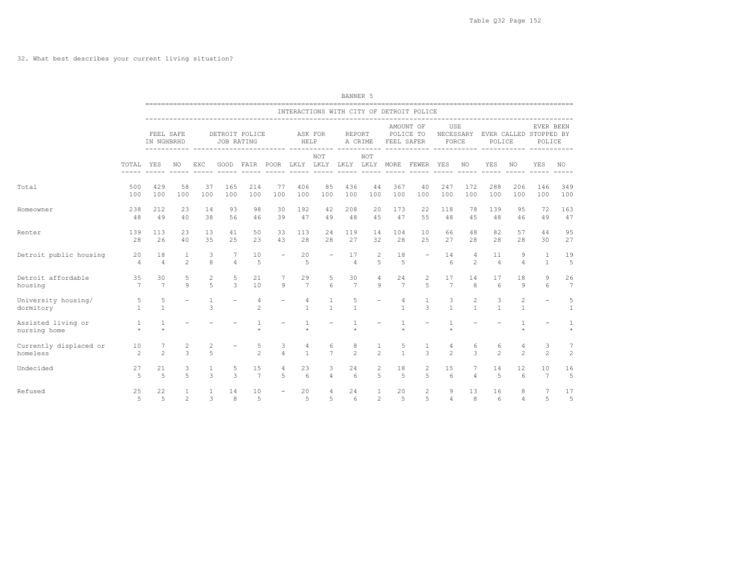32. What best describes your current living situation?

BANNER 5

| | | INTERACTIONS WITH CITY OF DETROIT POLICE | | | | | | | | | | | | | | | | | | |
|---|---|---|---|---|---|---|---|---|---|---|---|---|---|---|---|---|---|---|---|---|
| | | FEEL SAFE IN NGHBRHD | | DETROIT POLICE JOB RATING | | | | ASK FOR HELP | | REPORT A CRIME | | AMOUNT OF POLICE TO FEEL SAFER | | USE NECESSARY FORCE | | EVER CALLED POLICE | | EVER BEEN STOPPED BY POLICE | |
| | TOTAL | YES | NO | EXC | GOOD | FAIR | POOR | LKLY | NOT LKLY | LKLY | NOT LKLY | MORE | FEWER | YES | NO | YES | NO | YES | NO |
| Total | 500<br>100 | 429<br>100 | 58<br>100 | 37<br>100 | 165<br>100 | 214<br>100 | 77<br>100 | 406<br>100 | 85<br>100 | 436<br>100 | 44<br>100 | 367<br>100 | 40<br>100 | 247<br>100 | 172<br>100 | 288<br>100 | 206<br>100 | 146<br>100 | 349<br>100 |
| Homeowner | 238<br>48 | 212<br>49 | 23<br>40 | 14<br>38 | 93<br>56 | 98<br>46 | 30<br>39 | 192<br>47 | 42<br>49 | 208<br>48 | 20<br>45 | 173<br>47 | 22<br>55 | 118<br>48 | 78<br>45 | 139<br>48 | 95<br>46 | 72<br>49 | 163<br>47 |
| Renter | 139<br>28 | 113<br>26 | 23<br>40 | 13<br>35 | 41<br>25 | 50<br>23 | 33<br>43 | 113<br>28 | 24<br>28 | 119<br>27 | 14<br>32 | 104<br>28 | 10<br>25 | 66<br>27 | 48<br>28 | 82<br>28 | 57<br>28 | 44<br>30 | 95<br>27 |
| Detroit public housing | 20<br>4 | 18<br>4 | 1<br>2 | 3<br>8 | 7<br>4 | 10<br>5 | - | 20<br>5 | - | 17<br>4 | 2<br>5 | 18<br>5 | - | 14<br>6 | 4<br>2 | 11<br>4 | 9<br>4 | 1<br>1 | 19<br>5 |
| Detroit affordable housing | 35<br>7 | 30<br>7 | 5<br>9 | 2<br>5 | 5<br>3 | 21<br>10 | 7<br>9 | 29<br>7 | 5<br>6 | 30<br>7 | 4<br>9 | 24<br>7 | 2<br>5 | 17<br>7 | 14<br>8 | 17<br>6 | 18<br>9 | 9<br>6 | 26<br>7 |
| University housing/ dormitory | 5<br>1 | 5<br>1 | - | 1<br>3 | - | 4<br>2 | - | 4<br>1 | 1<br>1 | 5<br>1 | - | 4<br>1 | 1<br>3 | 3<br>1 | 2<br>1 | 3<br>1 | 2<br>1 | - | 5<br>1 |
| Assisted living or nursing home | 1<br>* | 1<br>* | - | - | - | 1<br>* | - | 1<br>* | - | 1<br>* | - | 1<br>* | - | 1<br>* | - | - | 1<br>* | - | 1<br>* |
| Currently displaced or homeless | 10<br>2 | 7<br>2 | 2<br>3 | 2<br>5 | - | 5<br>2 | 3<br>4 | 4<br>1 | 6<br>7 | 8<br>2 | 1<br>2 | 5<br>1 | 1<br>3 | 4<br>2 | 6<br>3 | 6<br>2 | 4<br>2 | 3<br>2 | 7<br>2 |
| Undecided | 27<br>5 | 21<br>5 | 3<br>5 | 1<br>3 | 5<br>3 | 15<br>7 | 4<br>5 | 23<br>6 | 3<br>4 | 24<br>6 | 2<br>5 | 18<br>5 | 2<br>5 | 15<br>6 | 7<br>4 | 14<br>5 | 12<br>6 | 10<br>7 | 16<br>5 |
| Refused | 25<br>5 | 22<br>5 | 1<br>2 | 1<br>3 | 14<br>8 | 10<br>5 | - | 20<br>5 | 4<br>5 | 24<br>6 | 1<br>2 | 20<br>5 | 2<br>5 | 9<br>4 | 13<br>8 | 16<br>6 | 8<br>4 | 7<br>5 | 17<br>5 |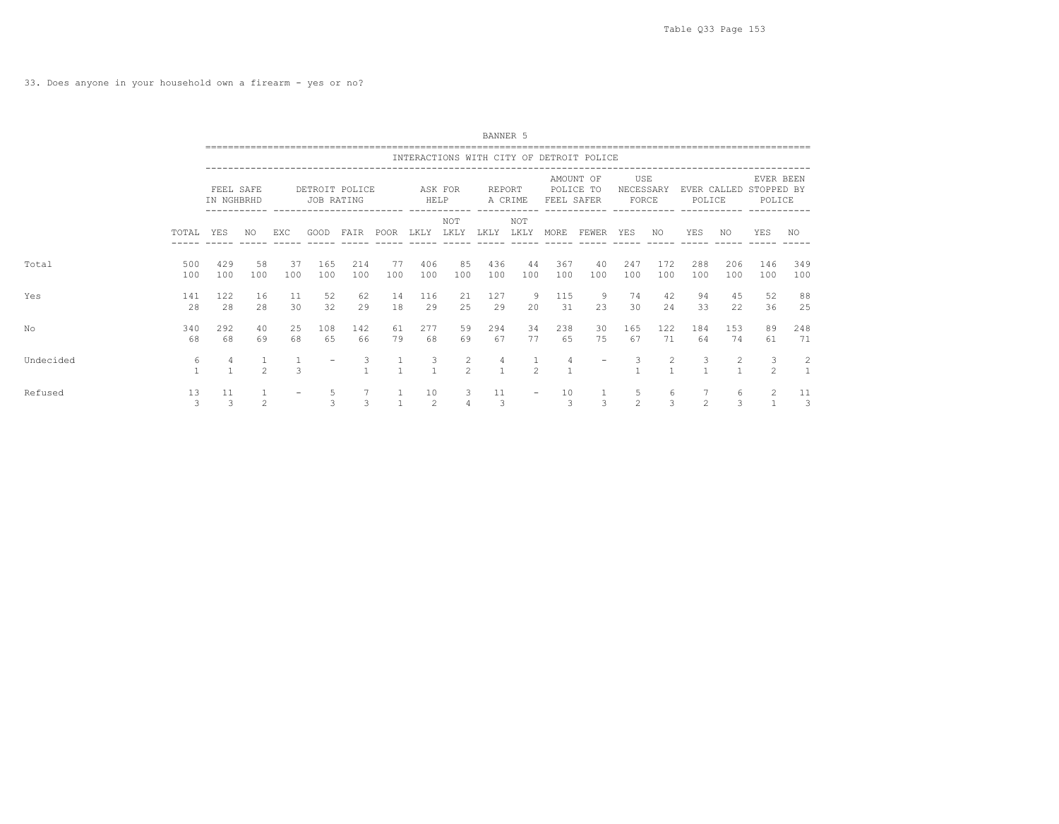Table Q33

33. Does anyone in your household own a firearm - yes or no?

BANNER 5

| | | INTERACTIONS WITH CITY OF DETROIT POLICE | | | | | | | | | | | | | | | | | | | |
|---|---|---|---|---|---|---|---|---|---|---|---|---|---|---|---|---|---|---|---|---|---|
| | | FEEL SAFE IN NGHBRHD | | DETROIT POLICE JOB RATING | | | | ASK FOR HELP | | REPORT A CRIME | | AMOUNT OF POLICE TO FEEL SAFER | | USE NECESSARY FORCE | | EVER CALLED POLICE | | EVER BEEN STOPPED BY POLICE | |
| | TOTAL | YES | NO | EXC | GOOD | FAIR | POOR | LKLY | NOT LKLY | LKLY | NOT LKLY | MORE | FEWER | YES | NO | YES | NO | YES | NO |
| Total | 500 | 429 | 58 | 37 | 165 | 214 | 77 | 406 | 85 | 436 | 44 | 367 | 40 | 247 | 172 | 288 | 206 | 146 | 349 |
| | 100 | 100 | 100 | 100 | 100 | 100 | 100 | 100 | 100 | 100 | 100 | 100 | 100 | 100 | 100 | 100 | 100 | 100 | 100 |
| Yes | 141 | 122 | 16 | 11 | 52 | 62 | 14 | 116 | 21 | 127 | 9 | 115 | 9 | 74 | 42 | 94 | 45 | 52 | 88 |
| | 28 | 28 | 28 | 30 | 32 | 29 | 18 | 29 | 25 | 29 | 20 | 31 | 23 | 30 | 24 | 33 | 22 | 36 | 25 |
| No | 340 | 292 | 40 | 25 | 108 | 142 | 61 | 277 | 59 | 294 | 34 | 238 | 30 | 165 | 122 | 184 | 153 | 89 | 248 |
| | 68 | 68 | 69 | 68 | 65 | 66 | 79 | 68 | 69 | 67 | 77 | 65 | 75 | 67 | 71 | 64 | 74 | 61 | 71 |
| Undecided | 6 | 4 | 1 | 1 | - | 3 | 1 | 3 | 2 | 4 | 1 | 4 | - | 3 | 2 | 3 | 2 | 3 | 2 |
| | 1 | 1 | 2 | 3 | | 1 | 1 | 1 | 2 | 1 | 2 | 1 | | 1 | 1 | 1 | 1 | 2 | 1 |
| Refused | 13 | 11 | 1 | - | 5 | 7 | 1 | 10 | 3 | 11 | - | 10 | 1 | 5 | 6 | 7 | 6 | 2 | 11 |
| | 3 | 3 | 2 | | 3 | 3 | 1 | 2 | 4 | 3 | | 3 | 3 | 2 | 3 | 2 | 3 | 1 | 3 |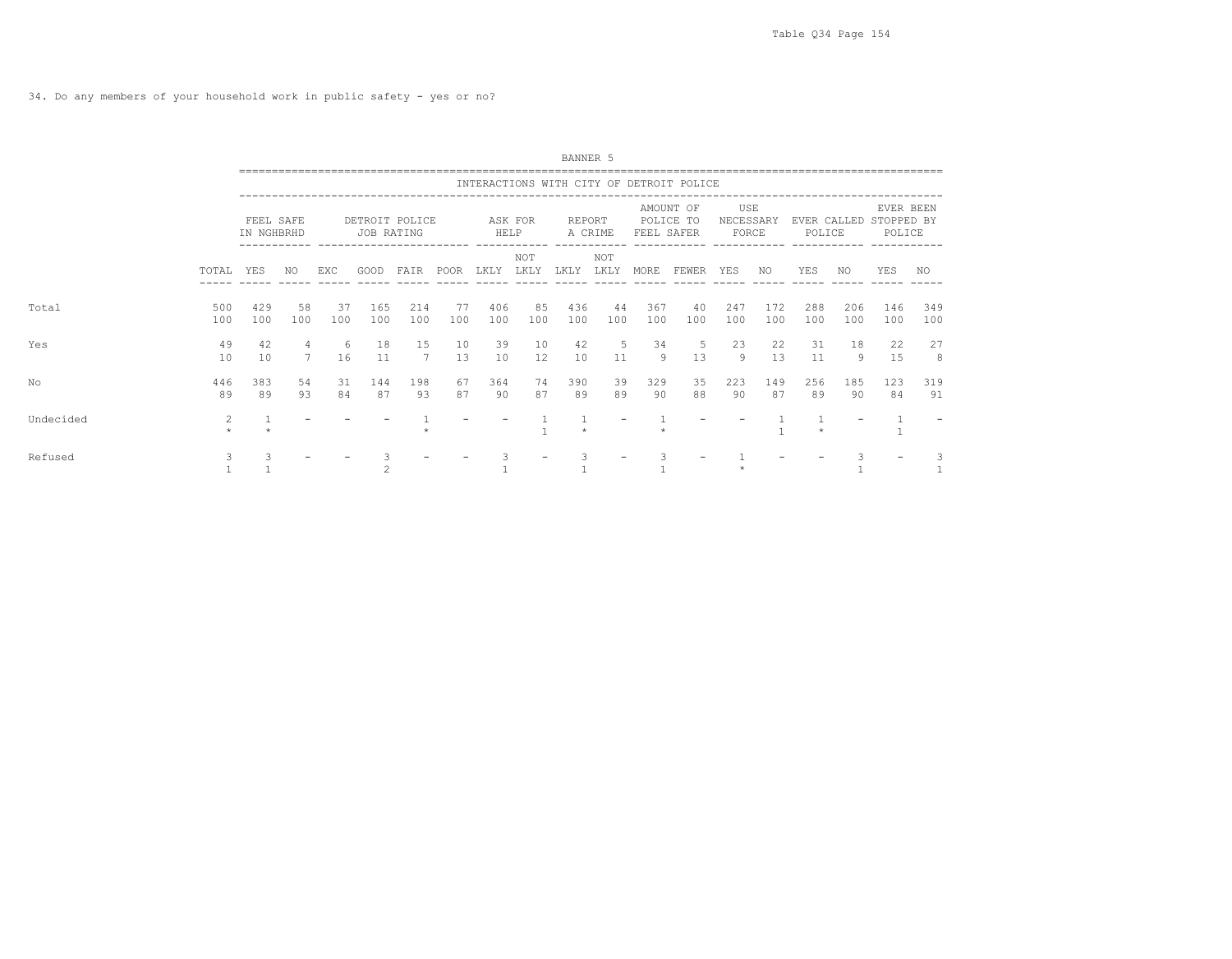34. Do any members of your household work in public safety - yes or no?

BANNER 5

| | | INTERACTIONS WITH CITY OF DETROIT POLICE | | | | | | | | | | | | | | | | | |
|---|---|---|---|---|---|---|---|---|---|---|---|---|---|---|---|---|---|---|---|
| | | FEEL SAFE IN NGHBRHD | | DETROIT POLICE JOB RATING | | | | ASK FOR HELP | | REPORT A CRIME | | AMOUNT OF POLICE TO FEEL SAFER | | USE NECESSARY FORCE | | EVER CALLED POLICE | | EVER BEEN STOPPED BY POLICE | |
| | TOTAL | YES | NO | EXC | GOOD | FAIR | POOR | LKLY | NOT LKLY | LKLY | NOT LKLY | MORE | FEWER | YES | NO | YES | NO | YES | NO |
| Total | 500 | 429 | 58 | 37 | 165 | 214 | 77 | 406 | 85 | 436 | 44 | 367 | 40 | 247 | 172 | 288 | 206 | 146 | 349 |
| | 100 | 100 | 100 | 100 | 100 | 100 | 100 | 100 | 100 | 100 | 100 | 100 | 100 | 100 | 100 | 100 | 100 | 100 | 100 |
| Yes | 49 | 42 | 4 | 6 | 18 | 15 | 10 | 39 | 10 | 42 | 5 | 34 | 5 | 23 | 22 | 31 | 18 | 22 | 27 |
| | 10 | 10 | 7 | 16 | 11 | 7 | 13 | 10 | 12 | 10 | 11 | 9 | 13 | 9 | 13 | 11 | 9 | 15 | 8 |
| No | 446 | 383 | 54 | 31 | 144 | 198 | 67 | 364 | 74 | 390 | 39 | 329 | 35 | 223 | 149 | 256 | 185 | 123 | 319 |
| | 89 | 89 | 93 | 84 | 87 | 93 | 87 | 90 | 87 | 89 | 89 | 90 | 88 | 90 | 87 | 89 | 90 | 84 | 91 |
| Undecided | 2 | 1 | - | - | - | 1 | - | - | 1 | 1 | - | 1 | - | - | 1 | 1 | - | 1 | - |
| | * | * | | | | * | | | 1 | * | | * | | | 1 | * | | 1 | |
| Refused | 3 | 3 | - | - | 3 | - | - | 3 | - | 3 | - | 3 | - | 1 | - | - | 3 | - | 3 |
| | 1 | 1 | | | 2 | | | 1 | | 1 | | 1 | | * | | | 1 | | 1 |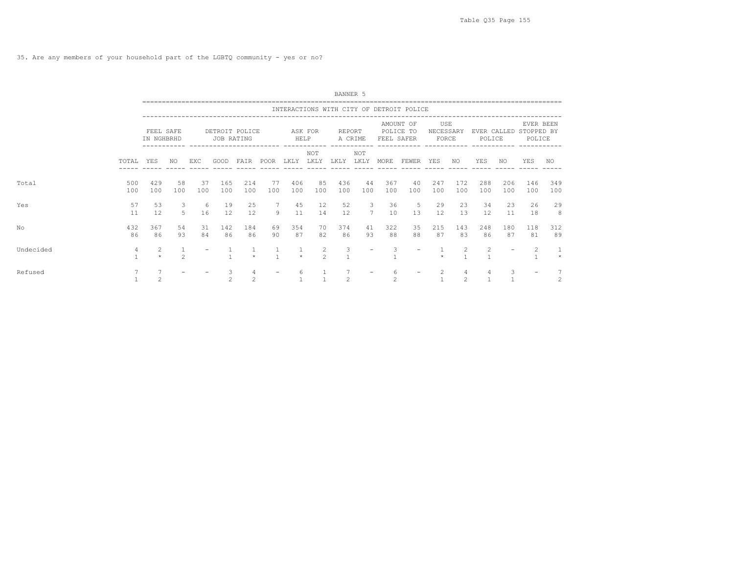35. Are any members of your household part of the LGBTQ community - yes or no?

BANNER 5

| | | INTERACTIONS WITH CITY OF DETROIT POLICE | | | | | | | | | | | | | | | | | | |
|---|---|---|---|---|---|---|---|---|---|---|---|---|---|---|---|---|---|---|---|---|
| | | FEEL SAFE IN NGHBRHD | | DETROIT POLICE JOB RATING | | | | ASK FOR HELP | | REPORT A CRIME | | AMOUNT OF POLICE TO FEEL SAFER | | USE NECESSARY FORCE | | EVER CALLED POLICE | | EVER BEEN STOPPED BY POLICE | |
| | TOTAL | YES | NO | EXC | GOOD | FAIR | POOR | LKLY | NOT LKLY | LKLY | NOT LKLY | MORE | FEWER | YES | NO | YES | NO | YES | NO |
| Total | 500 | 429 | 58 | 37 | 165 | 214 | 77 | 406 | 85 | 436 | 44 | 367 | 40 | 247 | 172 | 288 | 206 | 146 | 349 |
| | 100 | 100 | 100 | 100 | 100 | 100 | 100 | 100 | 100 | 100 | 100 | 100 | 100 | 100 | 100 | 100 | 100 | 100 | 100 |
| Yes | 57 | 53 | 3 | 6 | 19 | 25 | 7 | 45 | 12 | 52 | 3 | 36 | 5 | 29 | 23 | 34 | 23 | 26 | 29 |
| | 11 | 12 | 5 | 16 | 12 | 12 | 9 | 11 | 14 | 12 | 7 | 10 | 13 | 12 | 13 | 12 | 11 | 18 | 8 |
| No | 432 | 367 | 54 | 31 | 142 | 184 | 69 | 354 | 70 | 374 | 41 | 322 | 35 | 215 | 143 | 248 | 180 | 118 | 312 |
| | 86 | 86 | 93 | 84 | 86 | 86 | 90 | 87 | 82 | 86 | 93 | 88 | 88 | 87 | 83 | 86 | 87 | 81 | 89 |
| Undecided | 4 | 2 | 1 | - | 1 | 1 | 1 | 1 | 2 | 3 | - | 3 | - | 1 | 2 | 2 | - | 2 | 1 |
| | 1 | * | 2 | | 1 | * | 1 | * | 2 | 1 | | 1 | | * | 1 | 1 | | 1 | * |
| Refused | 7 | 7 | - | - | 3 | 4 | - | 6 | 1 | 7 | - | 6 | - | 2 | 4 | 4 | 3 | - | 7 |
| | 1 | 2 | | | 2 | 2 | | 1 | 1 | 2 | | 2 | | 1 | 2 | 1 | 1 | | 2 |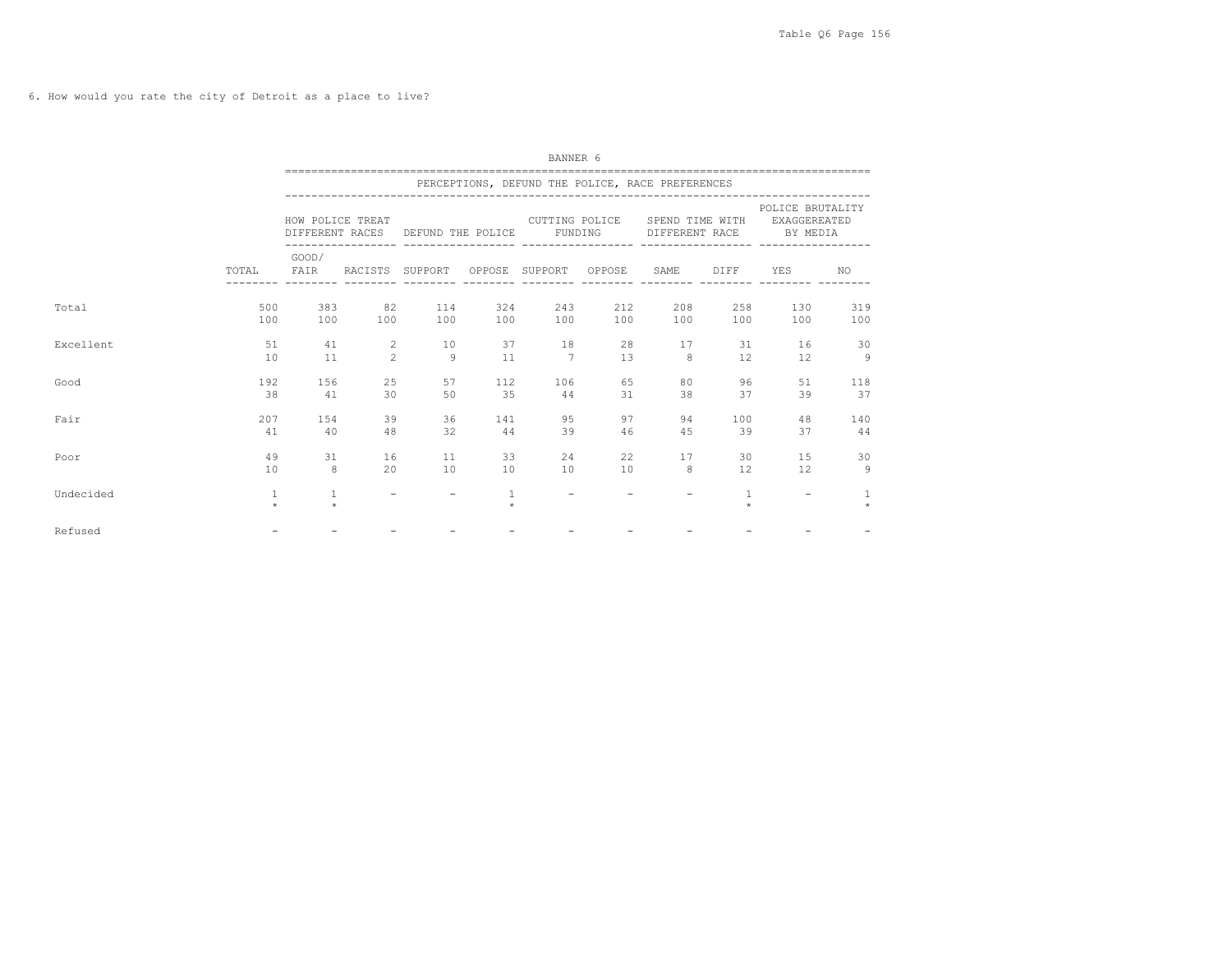6. How would you rate the city of Detroit as a place to live?

BANNER 6

PERCEPTIONS, DEFUND THE POLICE, RACE PREFERENCES

| | | HOW POLICE TREAT DIFFERENT RACES | | DEFUND THE POLICE | | CUTTING POLICE FUNDING | | SPEND TIME WITH DIFFERENT RACE | | POLICE BRUTALITY EXAGGEREATED BY MEDIA | |
|---|---|---|---|---|---|---|---|---|---|---|---|
| | TOTAL | GOOD/ FAIR | RACISTS | SUPPORT | OPPOSE | SUPPORT | OPPOSE | SAME | DIFF | YES | NO |
| Total | 500 | 383 | 82 | 114 | 324 | 243 | 212 | 208 | 258 | 130 | 319 |
| | 100 | 100 | 100 | 100 | 100 | 100 | 100 | 100 | 100 | 100 | 100 |
| Excellent | 51 | 41 | 2 | 10 | 37 | 18 | 28 | 17 | 31 | 16 | 30 |
| | 10 | 11 | 2 | 9 | 11 | 7 | 13 | 8 | 12 | 12 | 9 |
| Good | 192 | 156 | 25 | 57 | 112 | 106 | 65 | 80 | 96 | 51 | 118 |
| | 38 | 41 | 30 | 50 | 35 | 44 | 31 | 38 | 37 | 39 | 37 |
| Fair | 207 | 154 | 39 | 36 | 141 | 95 | 97 | 94 | 100 | 48 | 140 |
| | 41 | 40 | 48 | 32 | 44 | 39 | 46 | 45 | 39 | 37 | 44 |
| Poor | 49 | 31 | 16 | 11 | 33 | 24 | 22 | 17 | 30 | 15 | 30 |
| | 10 | 8 | 20 | 10 | 10 | 10 | 10 | 8 | 12 | 12 | 9 |
| Undecided | 1 | 1 | - | - | 1 | - | - | - | 1 | - | 1 |
| | * | * | | | * | | | | * | | * |
| Refused | - | - | - | - | - | - | - | - | - | - | - |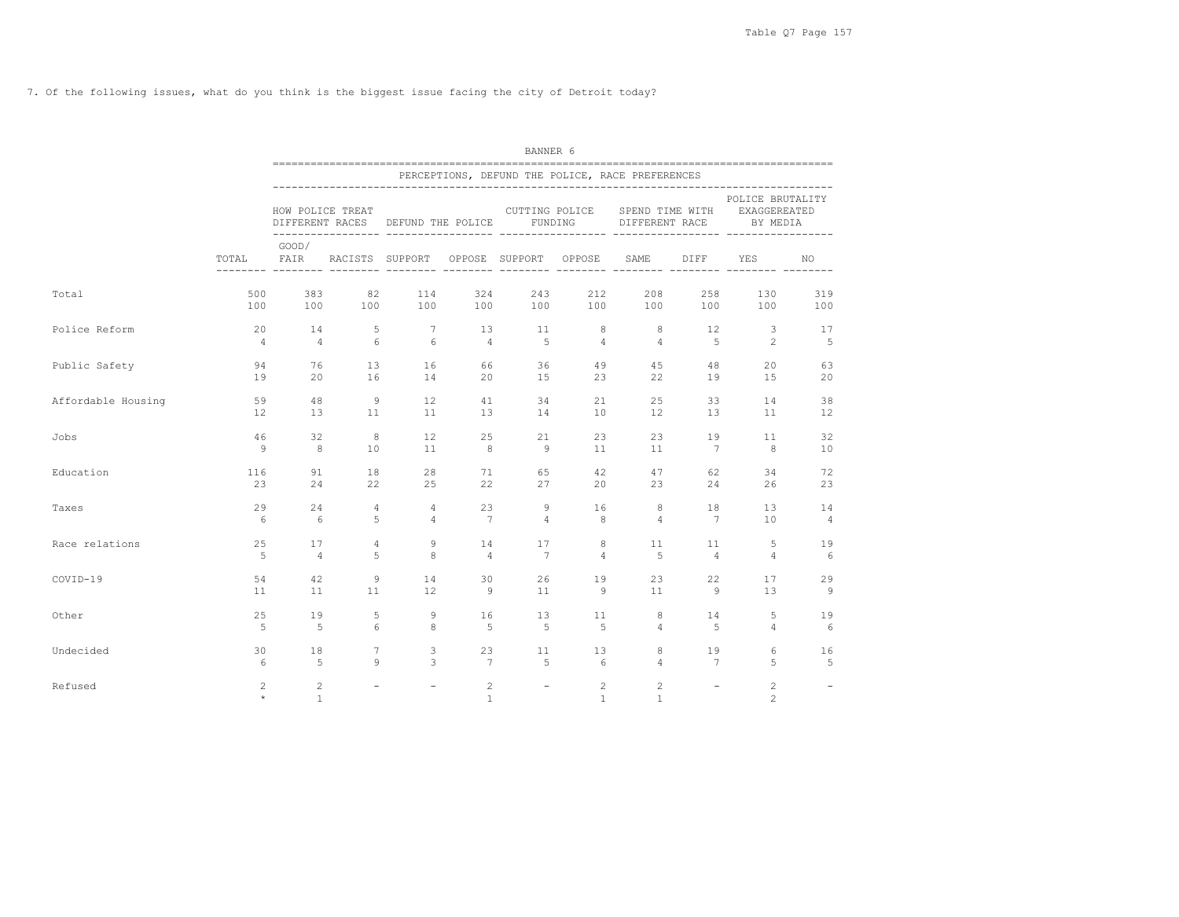7. Of the following issues, what do you think is the biggest issue facing the city of Detroit today?

BANNER 6

| | | PERCEPTIONS, DEFUND THE POLICE, RACE PREFERENCES | | | | | | | | | |
|---|---|---|---|---|---|---|---|---|---|---|---|
| | | HOW POLICE TREAT DIFFERENT RACES | | DEFUND THE POLICE | | CUTTING POLICE FUNDING | | SPEND TIME WITH DIFFERENT RACE | | POLICE BRUTALITY EXAGGEREATED BY MEDIA | |
| | TOTAL | GOOD/ FAIR | RACISTS | SUPPORT | OPPOSE | SUPPORT | OPPOSE | SAME | DIFF | YES | NO |
| Total | 500 | 383 | 82 | 114 | 324 | 243 | 212 | 208 | 258 | 130 | 319 |
| | 100 | 100 | 100 | 100 | 100 | 100 | 100 | 100 | 100 | 100 | 100 |
| Police Reform | 20 | 14 | 5 | 7 | 13 | 11 | 8 | 8 | 12 | 3 | 17 |
| | 4 | 4 | 6 | 6 | 4 | 5 | 4 | 4 | 5 | 2 | 5 |
| Public Safety | 94 | 76 | 13 | 16 | 66 | 36 | 49 | 45 | 48 | 20 | 63 |
| | 19 | 20 | 16 | 14 | 20 | 15 | 23 | 22 | 19 | 15 | 20 |
| Affordable Housing | 59 | 48 | 9 | 12 | 41 | 34 | 21 | 25 | 33 | 14 | 38 |
| | 12 | 13 | 11 | 11 | 13 | 14 | 10 | 12 | 13 | 11 | 12 |
| Jobs | 46 | 32 | 8 | 12 | 25 | 21 | 23 | 23 | 19 | 11 | 32 |
| | 9 | 8 | 10 | 11 | 8 | 9 | 11 | 11 | 7 | 8 | 10 |
| Education | 116 | 91 | 18 | 28 | 71 | 65 | 42 | 47 | 62 | 34 | 72 |
| | 23 | 24 | 22 | 25 | 22 | 27 | 20 | 23 | 24 | 26 | 23 |
| Taxes | 29 | 24 | 4 | 4 | 23 | 9 | 16 | 8 | 18 | 13 | 14 |
| | 6 | 6 | 5 | 4 | 7 | 4 | 8 | 4 | 7 | 10 | 4 |
| Race relations | 25 | 17 | 4 | 9 | 14 | 17 | 8 | 11 | 11 | 5 | 19 |
| | 5 | 4 | 5 | 8 | 4 | 7 | 4 | 5 | 4 | 4 | 6 |
| COVID-19 | 54 | 42 | 9 | 14 | 30 | 26 | 19 | 23 | 22 | 17 | 29 |
| | 11 | 11 | 11 | 12 | 9 | 11 | 9 | 11 | 9 | 13 | 9 |
| Other | 25 | 19 | 5 | 9 | 16 | 13 | 11 | 8 | 14 | 5 | 19 |
| | 5 | 5 | 6 | 8 | 5 | 5 | 5 | 4 | 5 | 4 | 6 |
| Undecided | 30 | 18 | 7 | 3 | 23 | 11 | 13 | 8 | 19 | 6 | 16 |
| | 6 | 5 | 9 | 3 | 7 | 5 | 6 | 4 | 7 | 5 | 5 |
| Refused | 2 | 2 | - | - | 2 | - | 2 | 2 | - | 2 | - |
| | * | 1 | | | 1 | | 1 | 1 | | 2 | |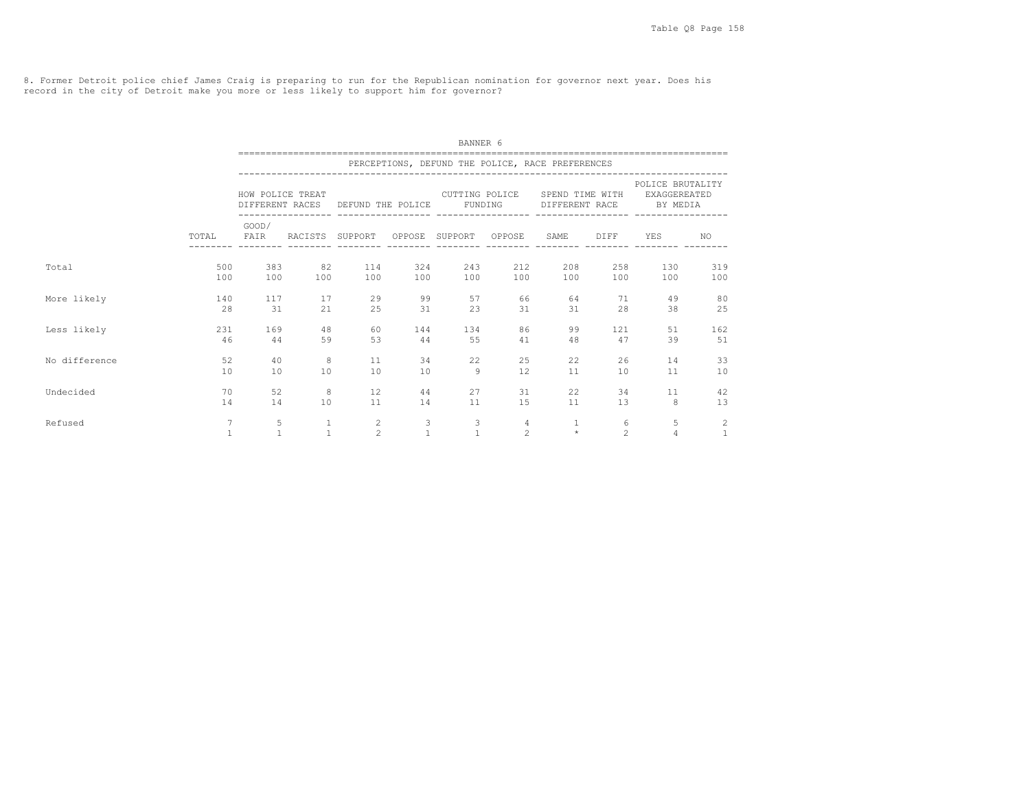8. Former Detroit police chief James Craig is preparing to run for the Republican nomination for governor next year. Does his record in the city of Detroit make you more or less likely to support him for governor?

BANNER 6

PERCEPTIONS, DEFUND THE POLICE, RACE PREFERENCES

| | TOTAL | HOW POLICE TREAT DIFFERENT RACES | | DEFUND THE POLICE | | CUTTING POLICE FUNDING | | SPEND TIME WITH DIFFERENT RACE | | POLICE BRUTALITY EXAGGEREATED BY MEDIA | |
|---|---|---|---|---|---|---|---|---|---|---|---|
| | | GOOD/ FAIR | RACISTS | SUPPORT | OPPOSE | SUPPORT | OPPOSE | SAME | DIFF | YES | NO |
| Total | 500 | 383 | 82 | 114 | 324 | 243 | 212 | 208 | 258 | 130 | 319 |
| | 100 | 100 | 100 | 100 | 100 | 100 | 100 | 100 | 100 | 100 | 100 |
| More likely | 140 | 117 | 17 | 29 | 99 | 57 | 66 | 64 | 71 | 49 | 80 |
| | 28 | 31 | 21 | 25 | 31 | 23 | 31 | 31 | 28 | 38 | 25 |
| Less likely | 231 | 169 | 48 | 60 | 144 | 134 | 86 | 99 | 121 | 51 | 162 |
| | 46 | 44 | 59 | 53 | 44 | 55 | 41 | 48 | 47 | 39 | 51 |
| No difference | 52 | 40 | 8 | 11 | 34 | 22 | 25 | 22 | 26 | 14 | 33 |
| | 10 | 10 | 10 | 10 | 10 | 9 | 12 | 11 | 10 | 11 | 10 |
| Undecided | 70 | 52 | 8 | 12 | 44 | 27 | 31 | 22 | 34 | 11 | 42 |
| | 14 | 14 | 10 | 11 | 14 | 11 | 15 | 11 | 13 | 8 | 13 |
| Refused | 7 | 5 | 1 | 2 | 3 | 3 | 4 | 1 | 6 | 5 | 2 |
| | 1 | 1 | 1 | 2 | 1 | 1 | 2 | * | 2 | 4 | 1 |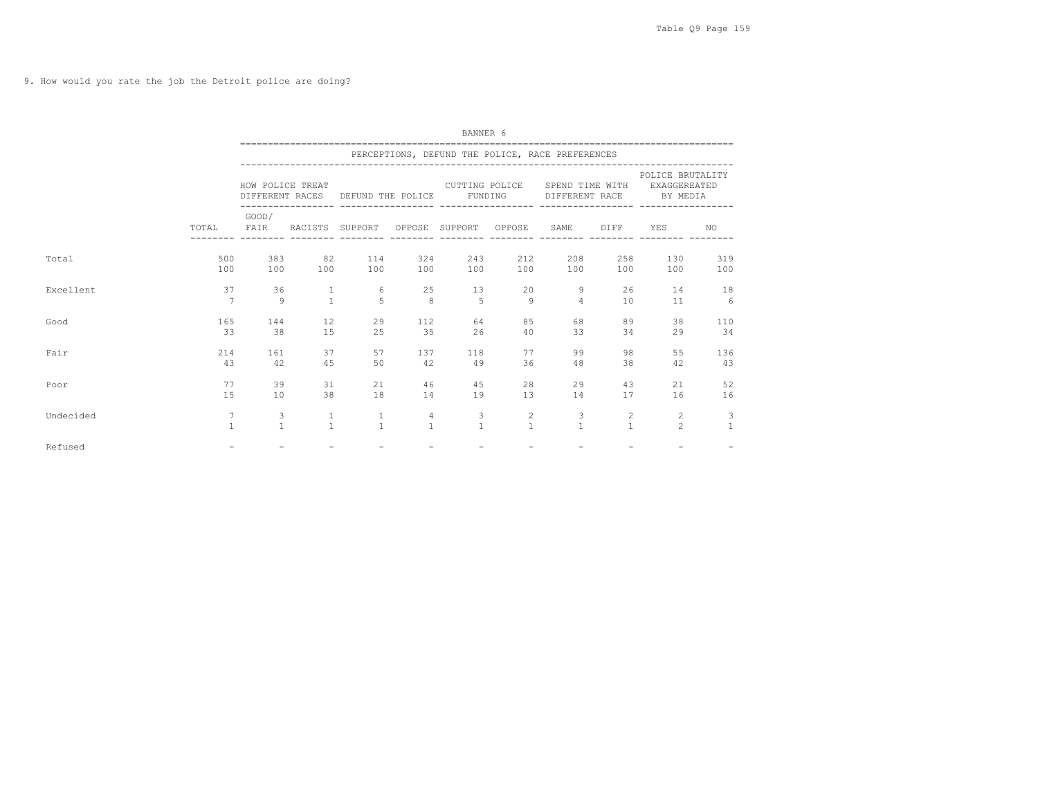9. How would you rate the job the Detroit police are doing?

BANNER 6

| | | PERCEPTIONS, DEFUND THE POLICE, RACE PREFERENCES | | | | | | | | | |
|---|---|---|---|---|---|---|---|---|---|---|---|
| | | HOW POLICE TREAT DIFFERENT RACES | | DEFUND THE POLICE | | CUTTING POLICE FUNDING | | SPEND TIME WITH DIFFERENT RACE | | POLICE BRUTALITY EXAGGEREATED BY MEDIA | |
| | TOTAL | GOOD/ FAIR | RACISTS | SUPPORT | OPPOSE | SUPPORT | OPPOSE | SAME | DIFF | YES | NO |
| Total | 500 | 383 | 82 | 114 | 324 | 243 | 212 | 208 | 258 | 130 | 319 |
| | 100 | 100 | 100 | 100 | 100 | 100 | 100 | 100 | 100 | 100 | 100 |
| Excellent | 37 | 36 | 1 | 6 | 25 | 13 | 20 | 9 | 26 | 14 | 18 |
| | 7 | 9 | 1 | 5 | 8 | 5 | 9 | 4 | 10 | 11 | 6 |
| Good | 165 | 144 | 12 | 29 | 112 | 64 | 85 | 68 | 89 | 38 | 110 |
| | 33 | 38 | 15 | 25 | 35 | 26 | 40 | 33 | 34 | 29 | 34 |
| Fair | 214 | 161 | 37 | 57 | 137 | 118 | 77 | 99 | 98 | 55 | 136 |
| | 43 | 42 | 45 | 50 | 42 | 49 | 36 | 48 | 38 | 42 | 43 |
| Poor | 77 | 39 | 31 | 21 | 46 | 45 | 28 | 29 | 43 | 21 | 52 |
| | 15 | 10 | 38 | 18 | 14 | 19 | 13 | 14 | 17 | 16 | 16 |
| Undecided | 7 | 3 | 1 | 1 | 4 | 3 | 2 | 3 | 2 | 2 | 3 |
| | 1 | 1 | 1 | 1 | 1 | 1 | 1 | 1 | 1 | 2 | 1 |
| Refused | - | - | - | - | - | - | - | - | - | - | - |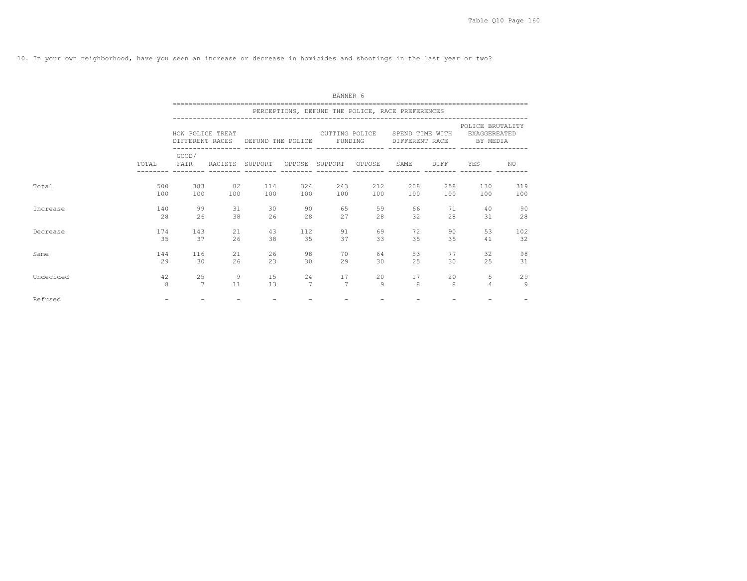10. In your own neighborhood, have you seen an increase or decrease in homicides and shootings in the last year or two?

BANNER 6

| | | PERCEPTIONS, DEFUND THE POLICE, RACE PREFERENCES | | | | | | | | | |
|---|---|---|---|---|---|---|---|---|---|---|---|
| | | HOW POLICE TREAT DIFFERENT RACES | | DEFUND THE POLICE | | CUTTING POLICE FUNDING | | SPEND TIME WITH DIFFERENT RACE | | POLICE BRUTALITY EXAGGEREATED BY MEDIA | |
| | TOTAL | GOOD/ FAIR | RACISTS | SUPPORT | OPPOSE | SUPPORT | OPPOSE | SAME | DIFF | YES | NO |
| Total | 500 | 383 | 82 | 114 | 324 | 243 | 212 | 208 | 258 | 130 | 319 |
| | 100 | 100 | 100 | 100 | 100 | 100 | 100 | 100 | 100 | 100 | 100 |
| Increase | 140 | 99 | 31 | 30 | 90 | 65 | 59 | 66 | 71 | 40 | 90 |
| | 28 | 26 | 38 | 26 | 28 | 27 | 28 | 32 | 28 | 31 | 28 |
| Decrease | 174 | 143 | 21 | 43 | 112 | 91 | 69 | 72 | 90 | 53 | 102 |
| | 35 | 37 | 26 | 38 | 35 | 37 | 33 | 35 | 35 | 41 | 32 |
| Same | 144 | 116 | 21 | 26 | 98 | 70 | 64 | 53 | 77 | 32 | 98 |
| | 29 | 30 | 26 | 23 | 30 | 29 | 30 | 25 | 30 | 25 | 31 |
| Undecided | 42 | 25 | 9 | 15 | 24 | 17 | 20 | 17 | 20 | 5 | 29 |
| | 8 | 7 | 11 | 13 | 7 | 7 | 9 | 8 | 8 | 4 | 9 |
| Refused | - | - | - | - | - | - | - | - | - | - | - |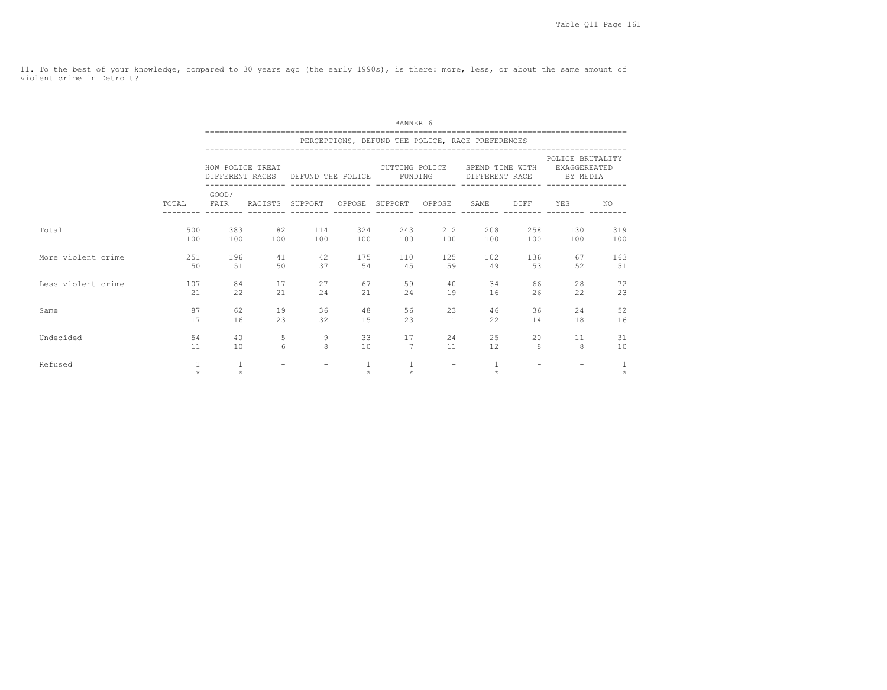11. To the best of your knowledge, compared to 30 years ago (the early 1990s), is there: more, less, or about the same amount of violent crime in Detroit?

BANNER 6

PERCEPTIONS, DEFUND THE POLICE, RACE PREFERENCES

| | | HOW POLICE TREAT DIFFERENT RACES | | DEFUND THE POLICE | | CUTTING POLICE FUNDING | | SPEND TIME WITH DIFFERENT RACE | | POLICE BRUTALITY EXAGGEREATED BY MEDIA | |
|---|---|---|---|---|---|---|---|---|---|---|---|
| | TOTAL | GOOD/ FAIR | RACISTS | SUPPORT | OPPOSE | SUPPORT | OPPOSE | SAME | DIFF | YES | NO |
| Total | 500 | 383 | 82 | 114 | 324 | 243 | 212 | 208 | 258 | 130 | 319 |
| | 100 | 100 | 100 | 100 | 100 | 100 | 100 | 100 | 100 | 100 | 100 |
| More violent crime | 251 | 196 | 41 | 42 | 175 | 110 | 125 | 102 | 136 | 67 | 163 |
| | 50 | 51 | 50 | 37 | 54 | 45 | 59 | 49 | 53 | 52 | 51 |
| Less violent crime | 107 | 84 | 17 | 27 | 67 | 59 | 40 | 34 | 66 | 28 | 72 |
| | 21 | 22 | 21 | 24 | 21 | 24 | 19 | 16 | 26 | 22 | 23 |
| Same | 87 | 62 | 19 | 36 | 48 | 56 | 23 | 46 | 36 | 24 | 52 |
| | 17 | 16 | 23 | 32 | 15 | 23 | 11 | 22 | 14 | 18 | 16 |
| Undecided | 54 | 40 | 5 | 9 | 33 | 17 | 24 | 25 | 20 | 11 | 31 |
| | 11 | 10 | 6 | 8 | 10 | 7 | 11 | 12 | 8 | 8 | 10 |
| Refused | 1 | 1 | - | - | 1 | 1 | - | 1 | - | - | 1 |
| | * | * | | | * | * | | * | | | * |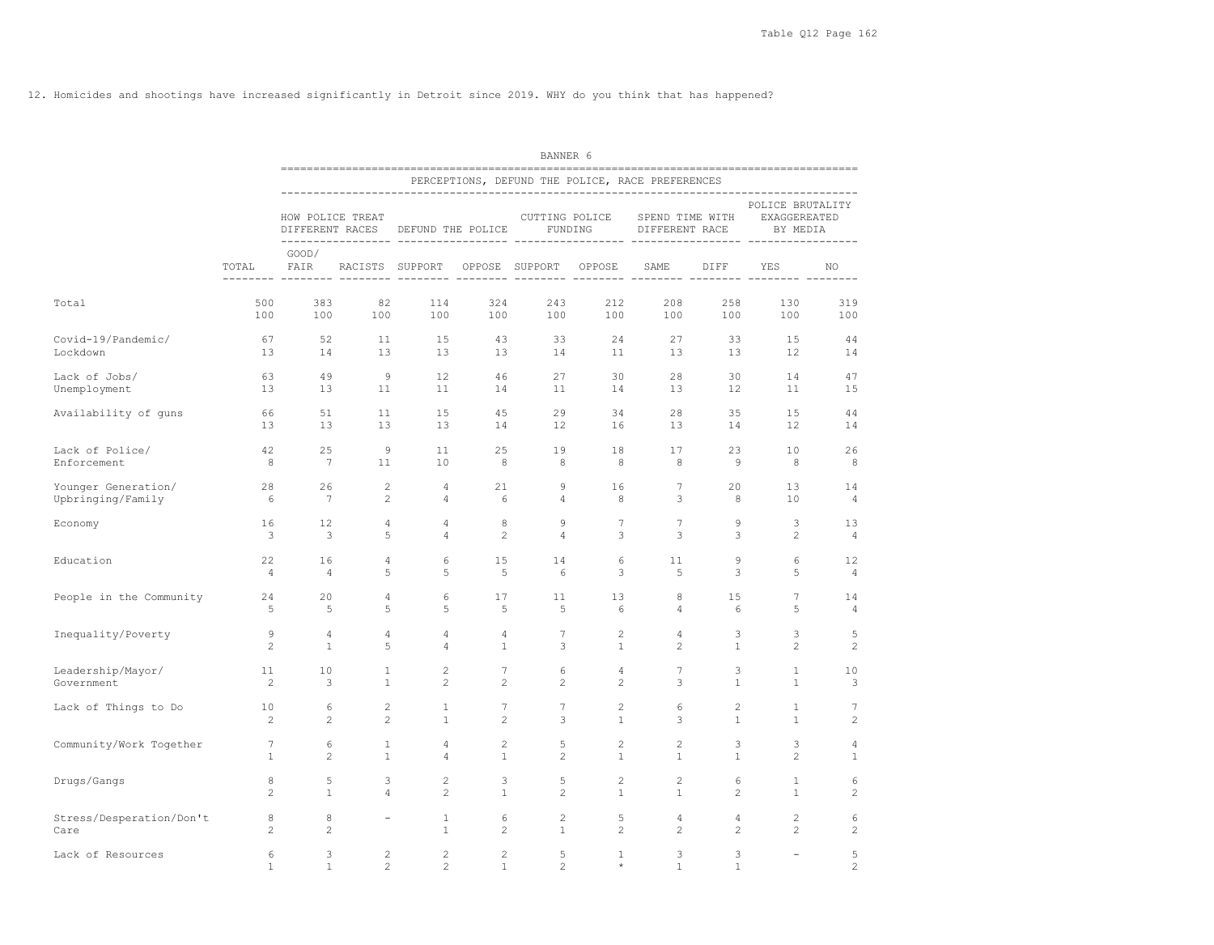12. Homicides and shootings have increased significantly in Detroit since 2019. WHY do you think that has happened?

BANNER 6

| | | PERCEPTIONS, DEFUND THE POLICE, RACE PREFERENCES | | | | | | | | | |
|---|---|---|---|---|---|---|---|---|---|---|---|
| | | HOW POLICE TREAT DIFFERENT RACES | | DEFUND THE POLICE | | CUTTING POLICE FUNDING | | SPEND TIME WITH DIFFERENT RACE | | POLICE BRUTALITY EXAGGEREATED BY MEDIA | |
| | TOTAL | GOOD/ FAIR | RACISTS | SUPPORT | OPPOSE | SUPPORT | OPPOSE | SAME | DIFF | YES | NO |
| Total | 500 | 383 | 82 | 114 | 324 | 243 | 212 | 208 | 258 | 130 | 319 |
| | 100 | 100 | 100 | 100 | 100 | 100 | 100 | 100 | 100 | 100 | 100 |
| Covid-19/Pandemic/ Lockdown | 67 | 52 | 11 | 15 | 43 | 33 | 24 | 27 | 33 | 15 | 44 |
| | 13 | 14 | 13 | 13 | 13 | 14 | 11 | 13 | 13 | 12 | 14 |
| Lack of Jobs/ Unemployment | 63 | 49 | 9 | 12 | 46 | 27 | 30 | 28 | 30 | 14 | 47 |
| | 13 | 13 | 11 | 11 | 14 | 11 | 14 | 13 | 12 | 11 | 15 |
| Availability of guns | 66 | 51 | 11 | 15 | 45 | 29 | 34 | 28 | 35 | 15 | 44 |
| | 13 | 13 | 13 | 13 | 14 | 12 | 16 | 13 | 14 | 12 | 14 |
| Lack of Police/ Enforcement | 42 | 25 | 9 | 11 | 25 | 19 | 18 | 17 | 23 | 10 | 26 |
| | 8 | 7 | 11 | 10 | 8 | 8 | 8 | 8 | 9 | 8 | 8 |
| Younger Generation/ Upbringing/Family | 28 | 26 | 2 | 4 | 21 | 9 | 16 | 7 | 20 | 13 | 14 |
| | 6 | 7 | 2 | 4 | 6 | 4 | 8 | 3 | 8 | 10 | 4 |
| Economy | 16 | 12 | 4 | 4 | 8 | 9 | 7 | 7 | 9 | 3 | 13 |
| | 3 | 3 | 5 | 4 | 2 | 4 | 3 | 3 | 3 | 2 | 4 |
| Education | 22 | 16 | 4 | 6 | 15 | 14 | 6 | 11 | 9 | 6 | 12 |
| | 4 | 4 | 5 | 5 | 5 | 6 | 3 | 5 | 3 | 5 | 4 |
| People in the Community | 24 | 20 | 4 | 6 | 17 | 11 | 13 | 8 | 15 | 7 | 14 |
| | 5 | 5 | 5 | 5 | 5 | 5 | 6 | 4 | 6 | 5 | 4 |
| Inequality/Poverty | 9 | 4 | 4 | 4 | 4 | 7 | 2 | 4 | 3 | 3 | 5 |
| | 2 | 1 | 5 | 4 | 1 | 3 | 1 | 2 | 1 | 2 | 2 |
| Leadership/Mayor/ Government | 11 | 10 | 1 | 2 | 7 | 6 | 4 | 7 | 3 | 1 | 10 |
| | 2 | 3 | 1 | 2 | 2 | 2 | 2 | 3 | 1 | 1 | 3 |
| Lack of Things to Do | 10 | 6 | 2 | 1 | 7 | 7 | 2 | 6 | 2 | 1 | 7 |
| | 2 | 2 | 2 | 1 | 2 | 3 | 1 | 3 | 1 | 1 | 2 |
| Community/Work Together | 7 | 6 | 1 | 4 | 2 | 5 | 2 | 2 | 3 | 3 | 4 |
| | 1 | 2 | 1 | 4 | 1 | 2 | 1 | 1 | 1 | 2 | 1 |
| Drugs/Gangs | 8 | 5 | 3 | 2 | 3 | 5 | 2 | 2 | 6 | 1 | 6 |
| | 2 | 1 | 4 | 2 | 1 | 2 | 1 | 1 | 2 | 1 | 2 |
| Stress/Desperation/Don't Care | 8 | 8 | - | 1 | 6 | 2 | 5 | 4 | 4 | 2 | 6 |
| | 2 | 2 | | 1 | 2 | 1 | 2 | 2 | 2 | 2 | 2 |
| Lack of Resources | 6 | 3 | 2 | 2 | 2 | 5 | 1 | 3 | 3 | - | 5 |
| | 1 | 1 | 2 | 2 | 1 | 2 | * | 1 | 1 | | 2 |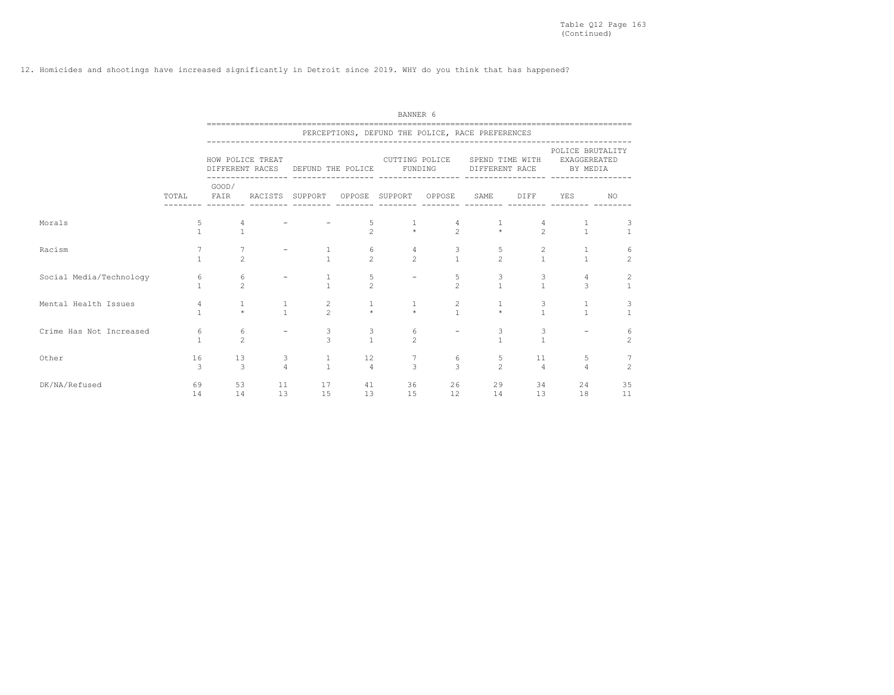Table Q12 Page 163
(Continued)

12. Homicides and shootings have increased significantly in Detroit since 2019. WHY do you think that has happened?

BANNER 6

| | | PERCEPTIONS, DEFUND THE POLICE, RACE PREFERENCES | | | | | | | | | |
|---|---|---|---|---|---|---|---|---|---|---|---|
| | | HOW POLICE TREAT DIFFERENT RACES | | DEFUND THE POLICE | | CUTTING POLICE FUNDING | | SPEND TIME WITH DIFFERENT RACE | | POLICE BRUTALITY EXAGGEREATED BY MEDIA | |
| | TOTAL | GOOD/ FAIR | RACISTS | SUPPORT | OPPOSE | SUPPORT | OPPOSE | SAME | DIFF | YES | NO |
| Morals | 5 | 4 | - | - | 5 | 1 | 4 | 1 | 4 | 1 | 3 |
| | 1 | 1 | | | 2 | * | 2 | * | 2 | 1 | 1 |
| Racism | 7 | 7 | - | 1 | 6 | 4 | 3 | 5 | 2 | 1 | 6 |
| | 1 | 2 | | 1 | 2 | 2 | 1 | 2 | 1 | 1 | 2 |
| Social Media/Technology | 6 | 6 | - | 1 | 5 | - | 5 | 3 | 3 | 4 | 2 |
| | 1 | 2 | | 1 | 2 | | 2 | 1 | 1 | 3 | 1 |
| Mental Health Issues | 4 | 1 | 1 | 2 | 1 | 1 | 2 | 1 | 3 | 1 | 3 |
| | 1 | * | 1 | 2 | * | * | 1 | * | 1 | 1 | 1 |
| Crime Has Not Increased | 6 | 6 | - | 3 | 3 | 6 | - | 3 | 3 | - | 6 |
| | 1 | 2 | | 3 | 1 | 2 | | 1 | 1 | | 2 |
| Other | 16 | 13 | 3 | 1 | 12 | 7 | 6 | 5 | 11 | 5 | 7 |
| | 3 | 3 | 4 | 1 | 4 | 3 | 3 | 2 | 4 | 4 | 2 |
| DK/NA/Refused | 69 | 53 | 11 | 17 | 41 | 36 | 26 | 29 | 34 | 24 | 35 |
| | 14 | 14 | 13 | 15 | 13 | 15 | 12 | 14 | 13 | 18 | 11 |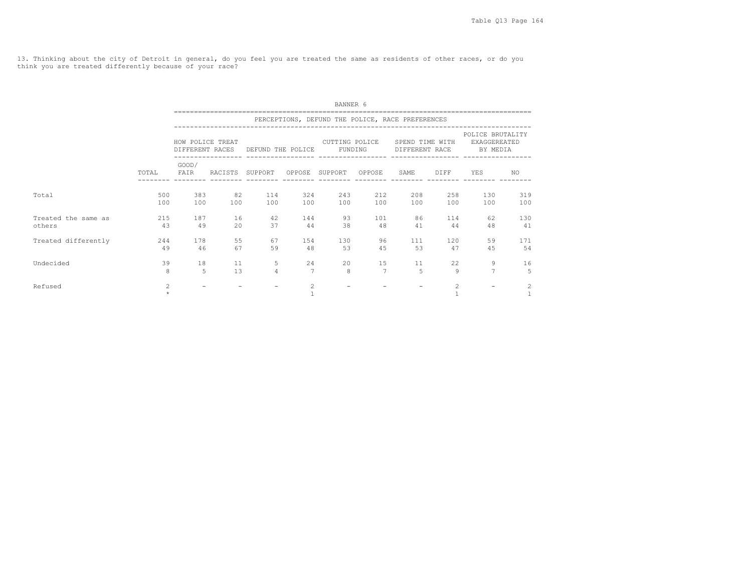13. Thinking about the city of Detroit in general, do you feel you are treated the same as residents of other races, or do you think you are treated differently because of your race?

BANNER 6

PERCEPTIONS, DEFUND THE POLICE, RACE PREFERENCES

| | | HOW POLICE TREAT DIFFERENT RACES | | DEFUND THE POLICE | | CUTTING POLICE FUNDING | | SPEND TIME WITH DIFFERENT RACE | | POLICE BRUTALITY EXAGGEREATED BY MEDIA | |
|---|---|---|---|---|---|---|---|---|---|---|---|
| | TOTAL | GOOD/ FAIR | RACISTS | SUPPORT | OPPOSE | SUPPORT | OPPOSE | SAME | DIFF | YES | NO |
| Total | 500 | 383 | 82 | 114 | 324 | 243 | 212 | 208 | 258 | 130 | 319 |
| | 100 | 100 | 100 | 100 | 100 | 100 | 100 | 100 | 100 | 100 | 100 |
| Treated the same as others | 215 | 187 | 16 | 42 | 144 | 93 | 101 | 86 | 114 | 62 | 130 |
| | 43 | 49 | 20 | 37 | 44 | 38 | 48 | 41 | 44 | 48 | 41 |
| Treated differently | 244 | 178 | 55 | 67 | 154 | 130 | 96 | 111 | 120 | 59 | 171 |
| | 49 | 46 | 67 | 59 | 48 | 53 | 45 | 53 | 47 | 45 | 54 |
| Undecided | 39 | 18 | 11 | 5 | 24 | 20 | 15 | 11 | 22 | 9 | 16 |
| | 8 | 5 | 13 | 4 | 7 | 8 | 7 | 5 | 9 | 7 | 5 |
| Refused | 2 | - | - | - | 2 | - | - | - | 2 | - | 2 |
| | * | | | | 1 | | | | 1 | | 1 |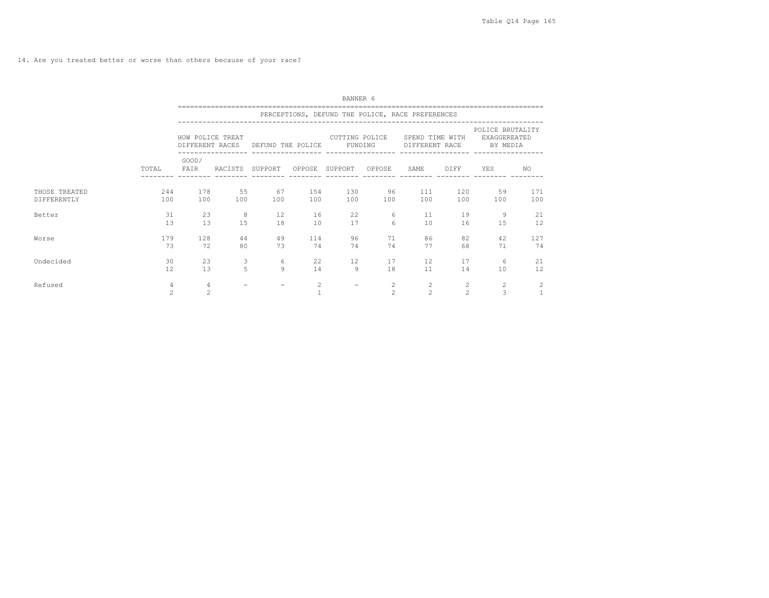14. Are you treated better or worse than others because of your race?

BANNER 6

PERCEPTIONS, DEFUND THE POLICE, RACE PREFERENCES

| | | HOW POLICE TREAT DIFFERENT RACES | | DEFUND THE POLICE | | CUTTING POLICE FUNDING | | SPEND TIME WITH DIFFERENT RACE | | POLICE BRUTALITY EXAGGEREATED BY MEDIA | |
|---|---|---|---|---|---|---|---|---|---|---|---|
| | TOTAL | GOOD/ FAIR | RACISTS | SUPPORT | OPPOSE | SUPPORT | OPPOSE | SAME | DIFF | YES | NO |
| THOSE TREATED DIFFERENTLY | 244 | 178 | 55 | 67 | 154 | 130 | 96 | 111 | 120 | 59 | 171 |
| | 100 | 100 | 100 | 100 | 100 | 100 | 100 | 100 | 100 | 100 | 100 |
| Better | 31 | 23 | 8 | 12 | 16 | 22 | 6 | 11 | 19 | 9 | 21 |
| | 13 | 13 | 15 | 18 | 10 | 17 | 6 | 10 | 16 | 15 | 12 |
| Worse | 179 | 128 | 44 | 49 | 114 | 96 | 71 | 86 | 82 | 42 | 127 |
| | 73 | 72 | 80 | 73 | 74 | 74 | 74 | 77 | 68 | 71 | 74 |
| Undecided | 30 | 23 | 3 | 6 | 22 | 12 | 17 | 12 | 17 | 6 | 21 |
| | 12 | 13 | 5 | 9 | 14 | 9 | 18 | 11 | 14 | 10 | 12 |
| Refused | 4 | 4 | - | - | 2 | - | 2 | 2 | 2 | 2 | 2 |
| | 2 | 2 | | | 1 | | 2 | 2 | 2 | 3 | 1 |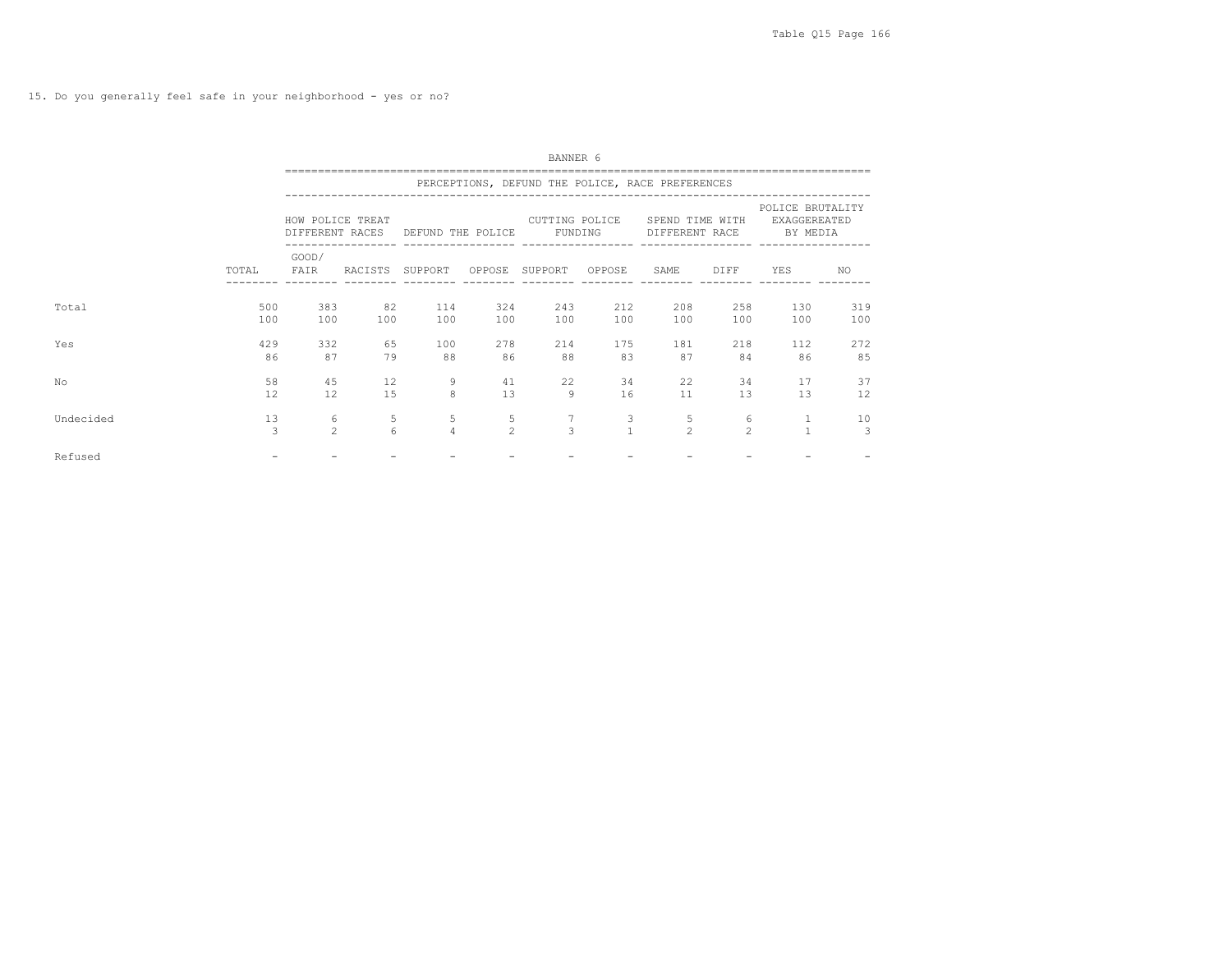Table Q15 Page 166

15. Do you generally feel safe in your neighborhood - yes or no?

BANNER 6

PERCEPTIONS, DEFUND THE POLICE, RACE PREFERENCES

| | | HOW POLICE TREAT DIFFERENT RACES | | DEFUND THE POLICE | | CUTTING POLICE FUNDING | | SPEND TIME WITH DIFFERENT RACE | | POLICE BRUTALITY EXAGGEREATED BY MEDIA | |
|---|---|---|---|---|---|---|---|---|---|---|---|
| | TOTAL | GOOD/ FAIR | RACISTS | SUPPORT | OPPOSE | SUPPORT | OPPOSE | SAME | DIFF | YES | NO |
| Total | 500 | 383 | 82 | 114 | 324 | 243 | 212 | 208 | 258 | 130 | 319 |
| | 100 | 100 | 100 | 100 | 100 | 100 | 100 | 100 | 100 | 100 | 100 |
| Yes | 429 | 332 | 65 | 100 | 278 | 214 | 175 | 181 | 218 | 112 | 272 |
| | 86 | 87 | 79 | 88 | 86 | 88 | 83 | 87 | 84 | 86 | 85 |
| No | 58 | 45 | 12 | 9 | 41 | 22 | 34 | 22 | 34 | 17 | 37 |
| | 12 | 12 | 15 | 8 | 13 | 9 | 16 | 11 | 13 | 13 | 12 |
| Undecided | 13 | 6 | 5 | 5 | 5 | 7 | 3 | 5 | 6 | 1 | 10 |
| | 3 | 2 | 6 | 4 | 2 | 3 | 1 | 2 | 2 | 1 | 3 |
| Refused | - | - | - | - | - | - | - | - | - | - | - |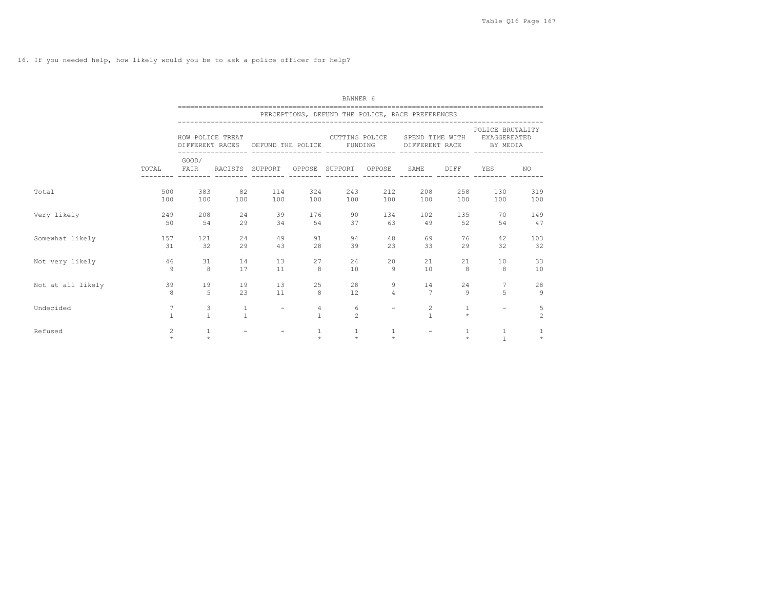16. If you needed help, how likely would you be to ask a police officer for help?

BANNER 6

PERCEPTIONS, DEFUND THE POLICE, RACE PREFERENCES

| | | HOW POLICE TREAT DIFFERENT RACES | | DEFUND THE POLICE | | CUTTING POLICE FUNDING | | SPEND TIME WITH DIFFERENT RACE | | POLICE BRUTALITY EXAGGEREATED BY MEDIA | |
|---|---|---|---|---|---|---|---|---|---|---|---|
| | TOTAL | GOOD/ FAIR | RACISTS | SUPPORT | OPPOSE | SUPPORT | OPPOSE | SAME | DIFF | YES | NO |
| Total | 500 | 383 | 82 | 114 | 324 | 243 | 212 | 208 | 258 | 130 | 319 |
| | 100 | 100 | 100 | 100 | 100 | 100 | 100 | 100 | 100 | 100 | 100 |
| Very likely | 249 | 208 | 24 | 39 | 176 | 90 | 134 | 102 | 135 | 70 | 149 |
| | 50 | 54 | 29 | 34 | 54 | 37 | 63 | 49 | 52 | 54 | 47 |
| Somewhat likely | 157 | 121 | 24 | 49 | 91 | 94 | 48 | 69 | 76 | 42 | 103 |
| | 31 | 32 | 29 | 43 | 28 | 39 | 23 | 33 | 29 | 32 | 32 |
| Not very likely | 46 | 31 | 14 | 13 | 27 | 24 | 20 | 21 | 21 | 10 | 33 |
| | 9 | 8 | 17 | 11 | 8 | 10 | 9 | 10 | 8 | 8 | 10 |
| Not at all likely | 39 | 19 | 19 | 13 | 25 | 28 | 9 | 14 | 24 | 7 | 28 |
| | 8 | 5 | 23 | 11 | 8 | 12 | 4 | 7 | 9 | 5 | 9 |
| Undecided | 7 | 3 | 1 | - | 4 | 6 | - | 2 | 1 | - | 5 |
| | 1 | 1 | 1 | | 1 | 2 | | 1 | * | | 2 |
| Refused | 2 | 1 | - | - | 1 | 1 | 1 | - | 1 | 1 | 1 |
| | * | * | | | * | * | * | | * | 1 | * |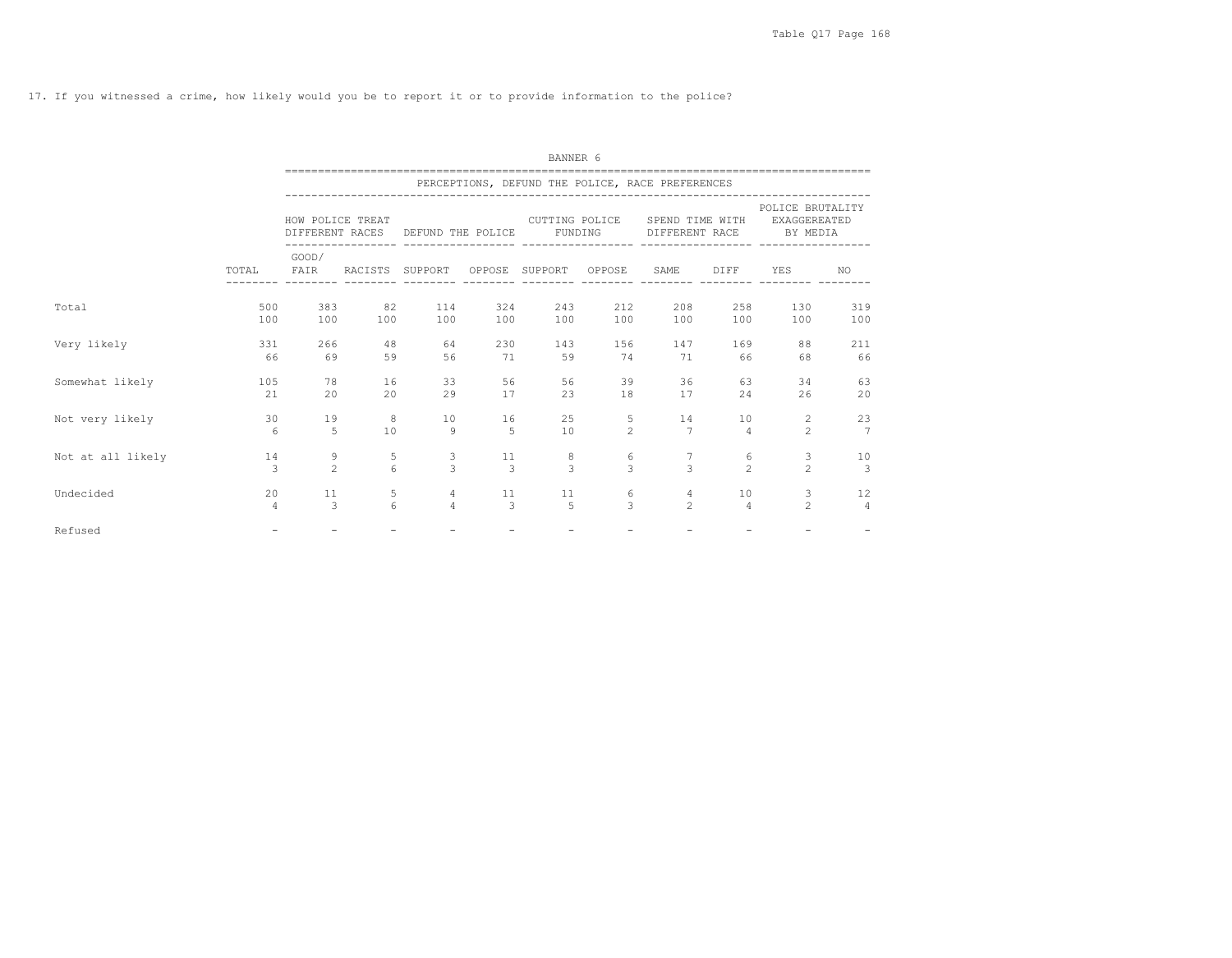17. If you witnessed a crime, how likely would you be to report it or to provide information to the police?

BANNER 6

PERCEPTIONS, DEFUND THE POLICE, RACE PREFERENCES

| | | HOW POLICE TREAT DIFFERENT RACES | | DEFUND THE POLICE | | CUTTING POLICE FUNDING | | SPEND TIME WITH DIFFERENT RACE | | POLICE BRUTALITY EXAGGEREATED BY MEDIA | |
|---|---|---|---|---|---|---|---|---|---|---|---|
| | TOTAL | GOOD/ FAIR | RACISTS | SUPPORT | OPPOSE | SUPPORT | OPPOSE | SAME | DIFF | YES | NO |
| Total | 500 | 383 | 82 | 114 | 324 | 243 | 212 | 208 | 258 | 130 | 319 |
| | 100 | 100 | 100 | 100 | 100 | 100 | 100 | 100 | 100 | 100 | 100 |
| Very likely | 331 | 266 | 48 | 64 | 230 | 143 | 156 | 147 | 169 | 88 | 211 |
| | 66 | 69 | 59 | 56 | 71 | 59 | 74 | 71 | 66 | 68 | 66 |
| Somewhat likely | 105 | 78 | 16 | 33 | 56 | 56 | 39 | 36 | 63 | 34 | 63 |
| | 21 | 20 | 20 | 29 | 17 | 23 | 18 | 17 | 24 | 26 | 20 |
| Not very likely | 30 | 19 | 8 | 10 | 16 | 25 | 5 | 14 | 10 | 2 | 23 |
| | 6 | 5 | 10 | 9 | 5 | 10 | 2 | 7 | 4 | 2 | 7 |
| Not at all likely | 14 | 9 | 5 | 3 | 11 | 8 | 6 | 7 | 6 | 3 | 10 |
| | 3 | 2 | 6 | 3 | 3 | 3 | 3 | 3 | 2 | 2 | 3 |
| Undecided | 20 | 11 | 5 | 4 | 11 | 11 | 6 | 4 | 10 | 3 | 12 |
| | 4 | 3 | 6 | 4 | 3 | 5 | 3 | 2 | 4 | 2 | 4 |
| Refused | - | - | - | - | - | - | - | - | - | - | - |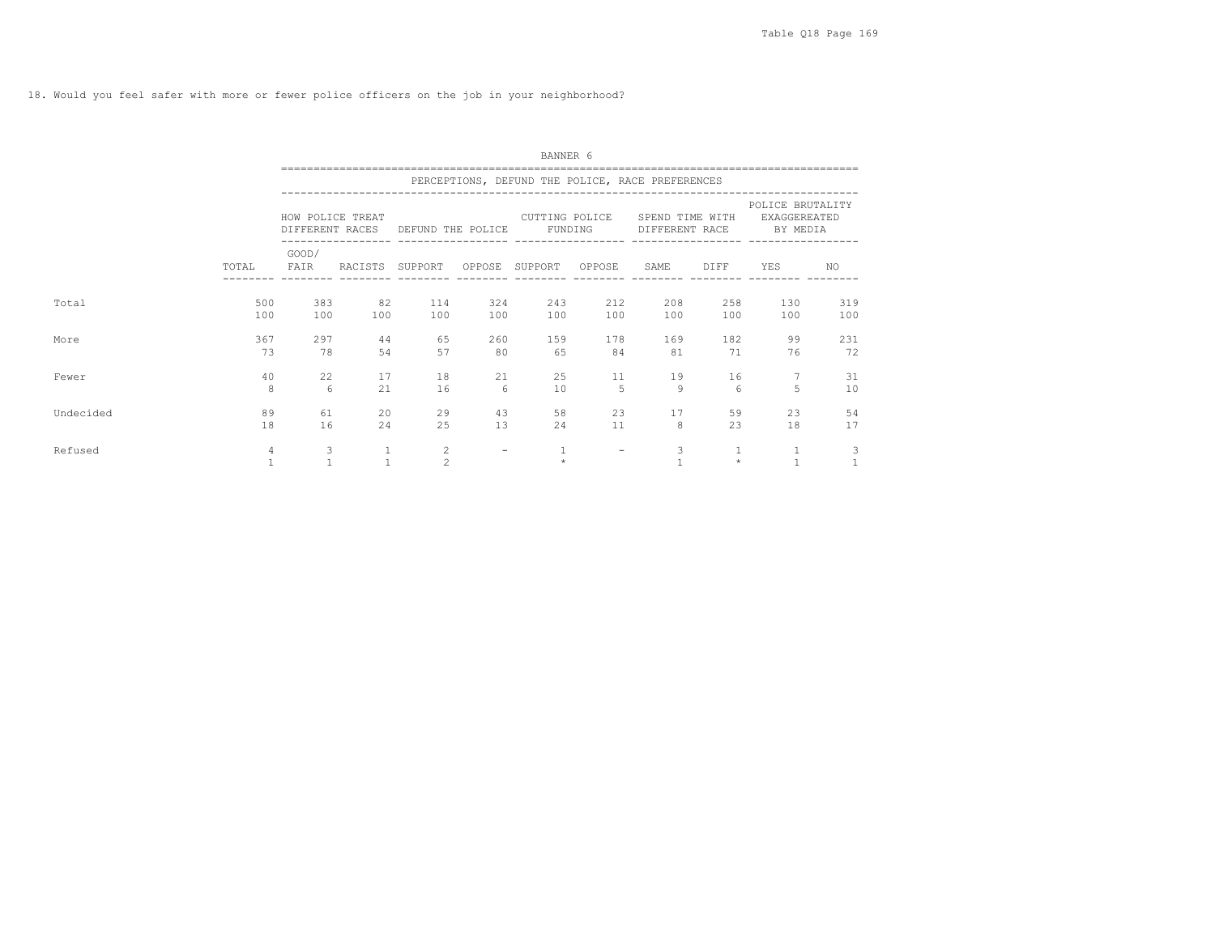18. Would you feel safer with more or fewer police officers on the job in your neighborhood?

BANNER 6

PERCEPTIONS, DEFUND THE POLICE, RACE PREFERENCES

| | | HOW POLICE TREAT DIFFERENT RACES | | DEFUND THE POLICE | | CUTTING POLICE FUNDING | | SPEND TIME WITH DIFFERENT RACE | | POLICE BRUTALITY EXAGGEREATED BY MEDIA | |
|---|---|---|---|---|---|---|---|---|---|---|---|
| | TOTAL | GOOD/ FAIR | RACISTS | SUPPORT | OPPOSE | SUPPORT | OPPOSE | SAME | DIFF | YES | NO |
| Total | 500 | 383 | 82 | 114 | 324 | 243 | 212 | 208 | 258 | 130 | 319 |
| | 100 | 100 | 100 | 100 | 100 | 100 | 100 | 100 | 100 | 100 | 100 |
| More | 367 | 297 | 44 | 65 | 260 | 159 | 178 | 169 | 182 | 99 | 231 |
| | 73 | 78 | 54 | 57 | 80 | 65 | 84 | 81 | 71 | 76 | 72 |
| Fewer | 40 | 22 | 17 | 18 | 21 | 25 | 11 | 19 | 16 | 7 | 31 |
| | 8 | 6 | 21 | 16 | 6 | 10 | 5 | 9 | 6 | 5 | 10 |
| Undecided | 89 | 61 | 20 | 29 | 43 | 58 | 23 | 17 | 59 | 23 | 54 |
| | 18 | 16 | 24 | 25 | 13 | 24 | 11 | 8 | 23 | 18 | 17 |
| Refused | 4 | 3 | 1 | 2 | - | 1 | - | 3 | 1 | 1 | 3 |
| | 1 | 1 | 1 | 2 | | * | | 1 | * | 1 | 1 |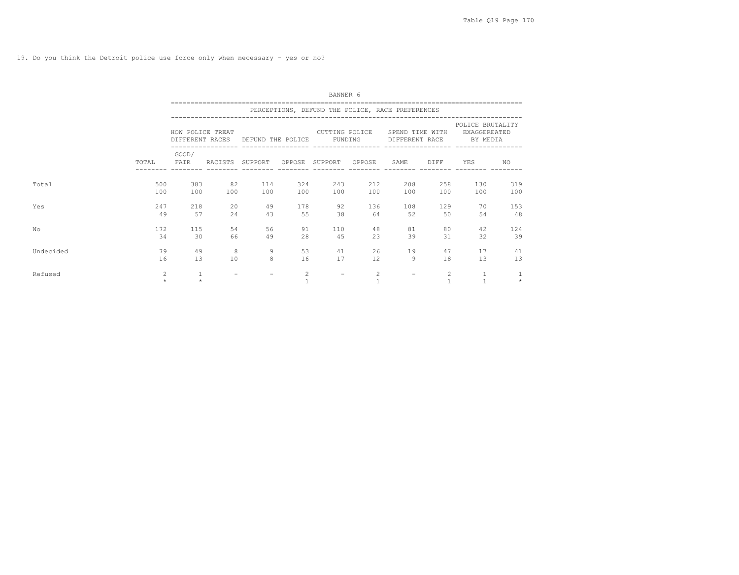19. Do you think the Detroit police use force only when necessary - yes or no?

BANNER 6

PERCEPTIONS, DEFUND THE POLICE, RACE PREFERENCES

| | TOTAL | HOW POLICE TREAT DIFFERENT RACES | | DEFUND THE POLICE | | CUTTING POLICE FUNDING | | SPEND TIME WITH DIFFERENT RACE | | POLICE BRUTALITY EXAGGEREATED BY MEDIA | |
|---|---|---|---|---|---|---|---|---|---|---|---|
| | | GOOD/ FAIR | RACISTS | SUPPORT | OPPOSE | SUPPORT | OPPOSE | SAME | DIFF | YES | NO |
| Total | 500 | 383 | 82 | 114 | 324 | 243 | 212 | 208 | 258 | 130 | 319 |
| | 100 | 100 | 100 | 100 | 100 | 100 | 100 | 100 | 100 | 100 | 100 |
| Yes | 247 | 218 | 20 | 49 | 178 | 92 | 136 | 108 | 129 | 70 | 153 |
| | 49 | 57 | 24 | 43 | 55 | 38 | 64 | 52 | 50 | 54 | 48 |
| No | 172 | 115 | 54 | 56 | 91 | 110 | 48 | 81 | 80 | 42 | 124 |
| | 34 | 30 | 66 | 49 | 28 | 45 | 23 | 39 | 31 | 32 | 39 |
| Undecided | 79 | 49 | 8 | 9 | 53 | 41 | 26 | 19 | 47 | 17 | 41 |
| | 16 | 13 | 10 | 8 | 16 | 17 | 12 | 9 | 18 | 13 | 13 |
| Refused | 2 | 1 | - | - | 2 | - | 2 | - | 2 | 1 | 1 |
| | * | * | | | 1 | | 1 | | 1 | 1 | * |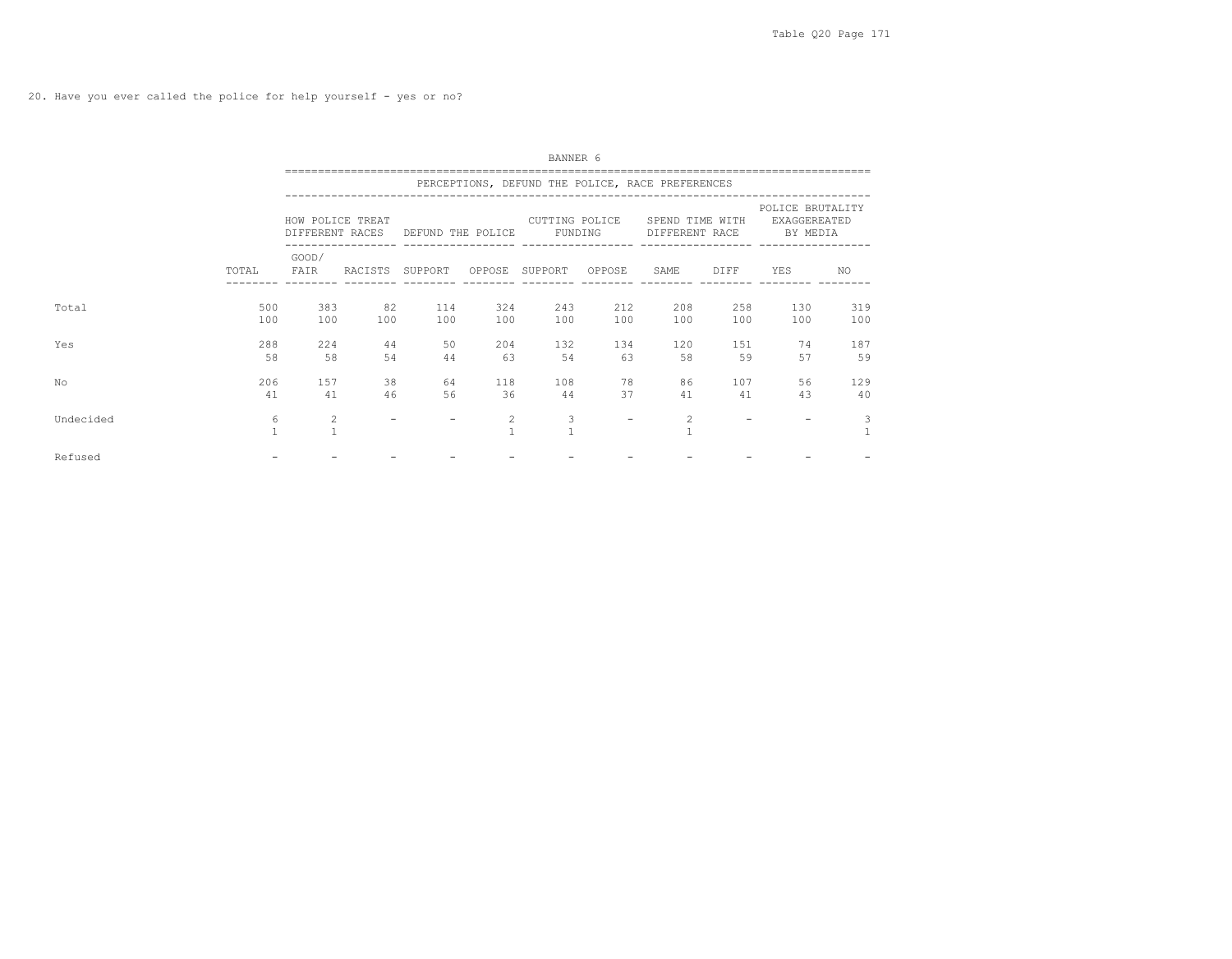20. Have you ever called the police for help yourself - yes or no?

BANNER 6

| | | PERCEPTIONS, DEFUND THE POLICE, RACE PREFERENCES | | | | | | | | | |
|---|---|---|---|---|---|---|---|---|---|---|---|
| | | HOW POLICE TREAT DIFFERENT RACES | | DEFUND THE POLICE | | CUTTING POLICE FUNDING | | SPEND TIME WITH DIFFERENT RACE | | POLICE BRUTALITY EXAGGEREATED BY MEDIA | |
| | TOTAL | GOOD/ FAIR | RACISTS | SUPPORT | OPPOSE | SUPPORT | OPPOSE | SAME | DIFF | YES | NO |
| Total | 500 | 383 | 82 | 114 | 324 | 243 | 212 | 208 | 258 | 130 | 319 |
| | 100 | 100 | 100 | 100 | 100 | 100 | 100 | 100 | 100 | 100 | 100 |
| Yes | 288 | 224 | 44 | 50 | 204 | 132 | 134 | 120 | 151 | 74 | 187 |
| | 58 | 58 | 54 | 44 | 63 | 54 | 63 | 58 | 59 | 57 | 59 |
| No | 206 | 157 | 38 | 64 | 118 | 108 | 78 | 86 | 107 | 56 | 129 |
| | 41 | 41 | 46 | 56 | 36 | 44 | 37 | 41 | 41 | 43 | 40 |
| Undecided | 6 | 2 | - | - | 2 | 3 | - | 2 | - | - | 3 |
| | 1 | 1 | | | 1 | 1 | | 1 | | | 1 |
| Refused | - | - | - | - | - | - | - | - | - | - | - |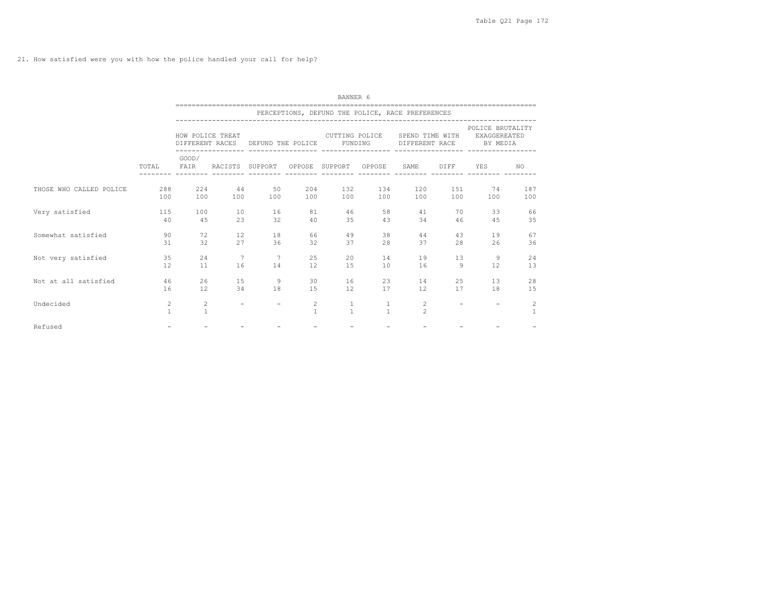21. How satisfied were you with how the police handled your call for help?

BANNER 6

PERCEPTIONS, DEFUND THE POLICE, RACE PREFERENCES

| | | HOW POLICE TREAT DIFFERENT RACES | | DEFUND THE POLICE | | CUTTING POLICE FUNDING | | SPEND TIME WITH DIFFERENT RACE | | POLICE BRUTALITY EXAGGEREATED BY MEDIA | |
|---|---|---|---|---|---|---|---|---|---|---|---|
| | TOTAL | GOOD/ FAIR | RACISTS | SUPPORT | OPPOSE | SUPPORT | OPPOSE | SAME | DIFF | YES | NO |
| THOSE WHO CALLED POLICE | 288 | 224 | 44 | 50 | 204 | 132 | 134 | 120 | 151 | 74 | 187 |
| | 100 | 100 | 100 | 100 | 100 | 100 | 100 | 100 | 100 | 100 | 100 |
| Very satisfied | 115 | 100 | 10 | 16 | 81 | 46 | 58 | 41 | 70 | 33 | 66 |
| | 40 | 45 | 23 | 32 | 40 | 35 | 43 | 34 | 46 | 45 | 35 |
| Somewhat satisfied | 90 | 72 | 12 | 18 | 66 | 49 | 38 | 44 | 43 | 19 | 67 |
| | 31 | 32 | 27 | 36 | 32 | 37 | 28 | 37 | 28 | 26 | 36 |
| Not very satisfied | 35 | 24 | 7 | 7 | 25 | 20 | 14 | 19 | 13 | 9 | 24 |
| | 12 | 11 | 16 | 14 | 12 | 15 | 10 | 16 | 9 | 12 | 13 |
| Not at all satisfied | 46 | 26 | 15 | 9 | 30 | 16 | 23 | 14 | 25 | 13 | 28 |
| | 16 | 12 | 34 | 18 | 15 | 12 | 17 | 12 | 17 | 18 | 15 |
| Undecided | 2 | 2 | - | - | 2 | 1 | 1 | 2 | - | - | 2 |
| | 1 | 1 | | | 1 | 1 | 1 | 2 | | | 1 |
| Refused | - | - | - | - | - | - | - | - | - | - | - |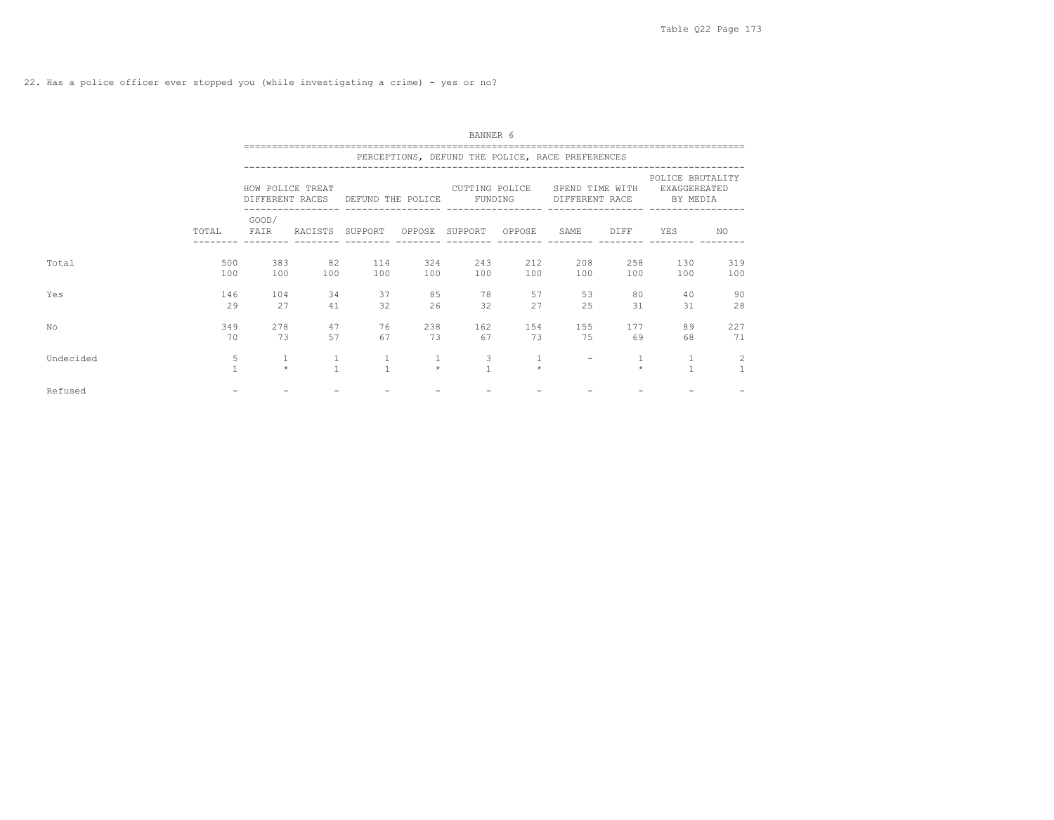22. Has a police officer ever stopped you (while investigating a crime) - yes or no?

BANNER 6

PERCEPTIONS, DEFUND THE POLICE, RACE PREFERENCES

| | TOTAL | HOW POLICE TREAT DIFFERENT RACES | | DEFUND THE POLICE | | CUTTING POLICE FUNDING | | SPEND TIME WITH DIFFERENT RACE | | POLICE BRUTALITY EXAGGEREATED BY MEDIA | |
|---|---|---|---|---|---|---|---|---|---|---|---|
| | | GOOD/ FAIR | RACISTS | SUPPORT | OPPOSE | SUPPORT | OPPOSE | SAME | DIFF | YES | NO |
| Total | 500 | 383 | 82 | 114 | 324 | 243 | 212 | 208 | 258 | 130 | 319 |
| | 100 | 100 | 100 | 100 | 100 | 100 | 100 | 100 | 100 | 100 | 100 |
| Yes | 146 | 104 | 34 | 37 | 85 | 78 | 57 | 53 | 80 | 40 | 90 |
| | 29 | 27 | 41 | 32 | 26 | 32 | 27 | 25 | 31 | 31 | 28 |
| No | 349 | 278 | 47 | 76 | 238 | 162 | 154 | 155 | 177 | 89 | 227 |
| | 70 | 73 | 57 | 67 | 73 | 67 | 73 | 75 | 69 | 68 | 71 |
| Undecided | 5 | 1 | 1 | 1 | 1 | 3 | 1 | - | 1 | 1 | 2 |
| | 1 | * | 1 | 1 | * | 1 | * | | * | 1 | 1 |
| Refused | - | - | - | - | - | - | - | - | - | - | - |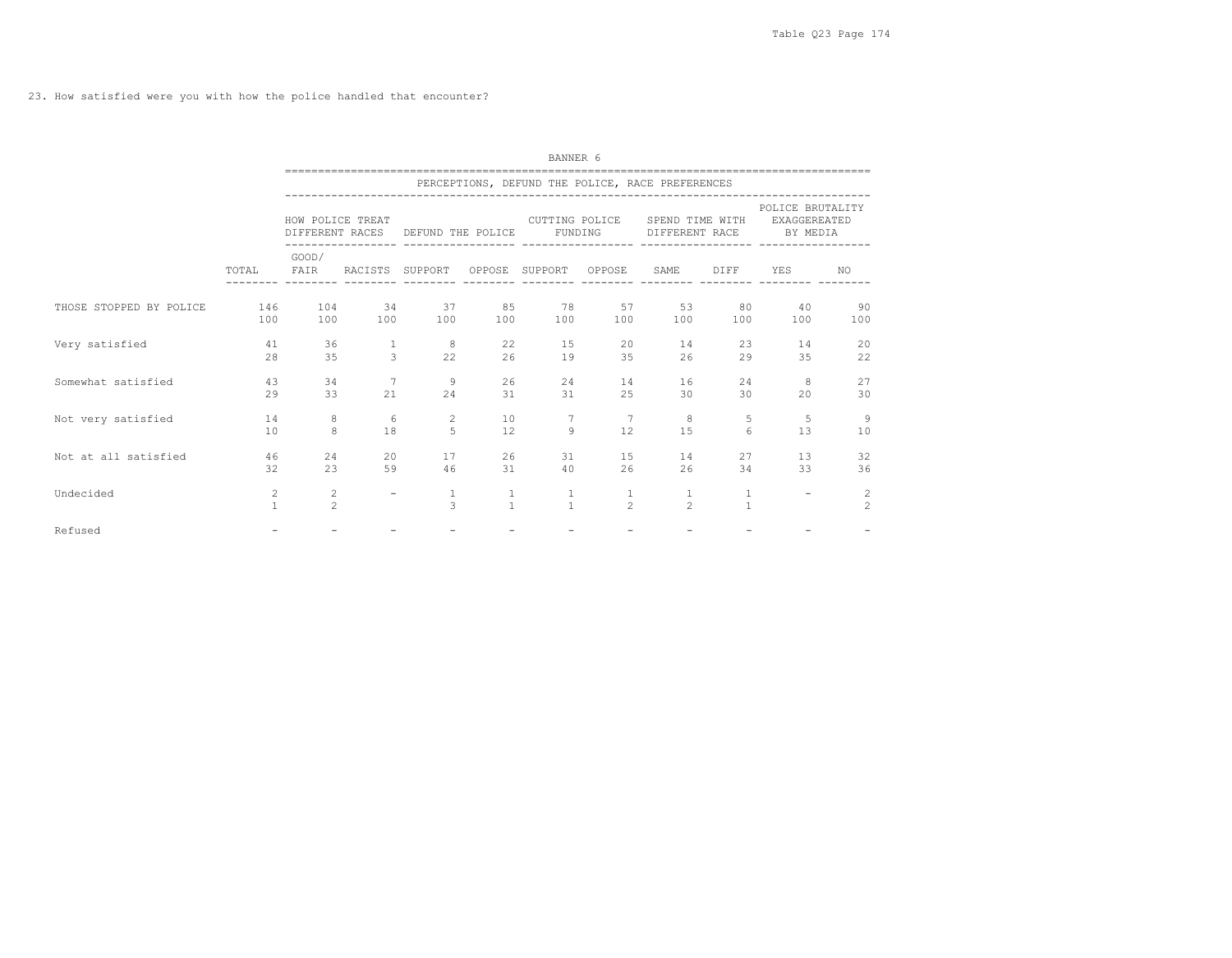23. How satisfied were you with how the police handled that encounter?

BANNER 6

| | | PERCEPTIONS, DEFUND THE POLICE, RACE PREFERENCES | | | | | | | | | |
|---|---|---|---|---|---|---|---|---|---|---|---|
| | | HOW POLICE TREAT DIFFERENT RACES | | DEFUND THE POLICE | | CUTTING POLICE FUNDING | | SPEND TIME WITH DIFFERENT RACE | | POLICE BRUTALITY EXAGGEREATED BY MEDIA | |
| | TOTAL | GOOD/ FAIR | RACISTS | SUPPORT | OPPOSE | SUPPORT | OPPOSE | SAME | DIFF | YES | NO |
| THOSE STOPPED BY POLICE | 146 | 104 | 34 | 37 | 85 | 78 | 57 | 53 | 80 | 40 | 90 |
| | 100 | 100 | 100 | 100 | 100 | 100 | 100 | 100 | 100 | 100 | 100 |
| Very satisfied | 41 | 36 | 1 | 8 | 22 | 15 | 20 | 14 | 23 | 14 | 20 |
| | 28 | 35 | 3 | 22 | 26 | 19 | 35 | 26 | 29 | 35 | 22 |
| Somewhat satisfied | 43 | 34 | 7 | 9 | 26 | 24 | 14 | 16 | 24 | 8 | 27 |
| | 29 | 33 | 21 | 24 | 31 | 31 | 25 | 30 | 30 | 20 | 30 |
| Not very satisfied | 14 | 8 | 6 | 2 | 10 | 7 | 7 | 8 | 5 | 5 | 9 |
| | 10 | 8 | 18 | 5 | 12 | 9 | 12 | 15 | 6 | 13 | 10 |
| Not at all satisfied | 46 | 24 | 20 | 17 | 26 | 31 | 15 | 14 | 27 | 13 | 32 |
| | 32 | 23 | 59 | 46 | 31 | 40 | 26 | 26 | 34 | 33 | 36 |
| Undecided | 2 | 2 | - | 1 | 1 | 1 | 1 | 1 | 1 | - | 2 |
| | 1 | 2 | | 3 | 1 | 1 | 2 | 2 | 1 | | 2 |
| Refused | - | - | - | - | - | - | - | - | - | - | - |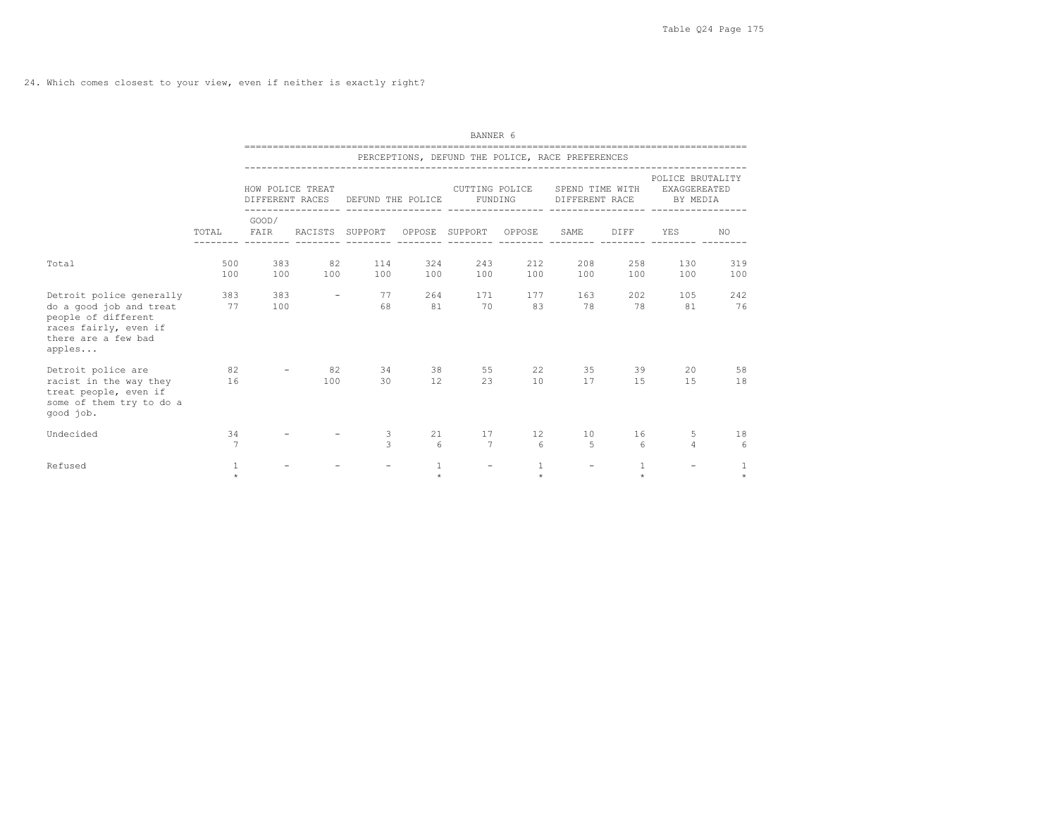24. Which comes closest to your view, even if neither is exactly right?

BANNER 6

| | | PERCEPTIONS, DEFUND THE POLICE, RACE PREFERENCES | | | | | | | | | |
|---|---|---|---|---|---|---|---|---|---|---|---|
| | | HOW POLICE TREAT DIFFERENT RACES | | DEFUND THE POLICE | | CUTTING POLICE FUNDING | | SPEND TIME WITH DIFFERENT RACE | | POLICE BRUTALITY EXAGGEREATED BY MEDIA | |
| | TOTAL | GOOD/ FAIR | RACISTS | SUPPORT | OPPOSE | SUPPORT | OPPOSE | SAME | DIFF | YES | NO |
| Total | 500 | 383 | 82 | 114 | 324 | 243 | 212 | 208 | 258 | 130 | 319 |
| | 100 | 100 | 100 | 100 | 100 | 100 | 100 | 100 | 100 | 100 | 100 |
| Detroit police generally do a good job and treat people of different races fairly, even if there are a few bad apples... | 383 | 383 | - | 77 | 264 | 171 | 177 | 163 | 202 | 105 | 242 |
| | 77 | 100 | | 68 | 81 | 70 | 83 | 78 | 78 | 81 | 76 |
| Detroit police are racist in the way they treat people, even if some of them try to do a good job. | 82 | - | 82 | 34 | 38 | 55 | 22 | 35 | 39 | 20 | 58 |
| | 16 | | 100 | 30 | 12 | 23 | 10 | 17 | 15 | 15 | 18 |
| Undecided | 34 | - | - | 3 | 21 | 17 | 12 | 10 | 16 | 5 | 18 |
| | 7 | | | 3 | 6 | 7 | 6 | 5 | 6 | 4 | 6 |
| Refused | 1 | - | - | - | 1 | - | 1 | - | 1 | - | 1 |
| | * | | | | * | | * | | * | | * |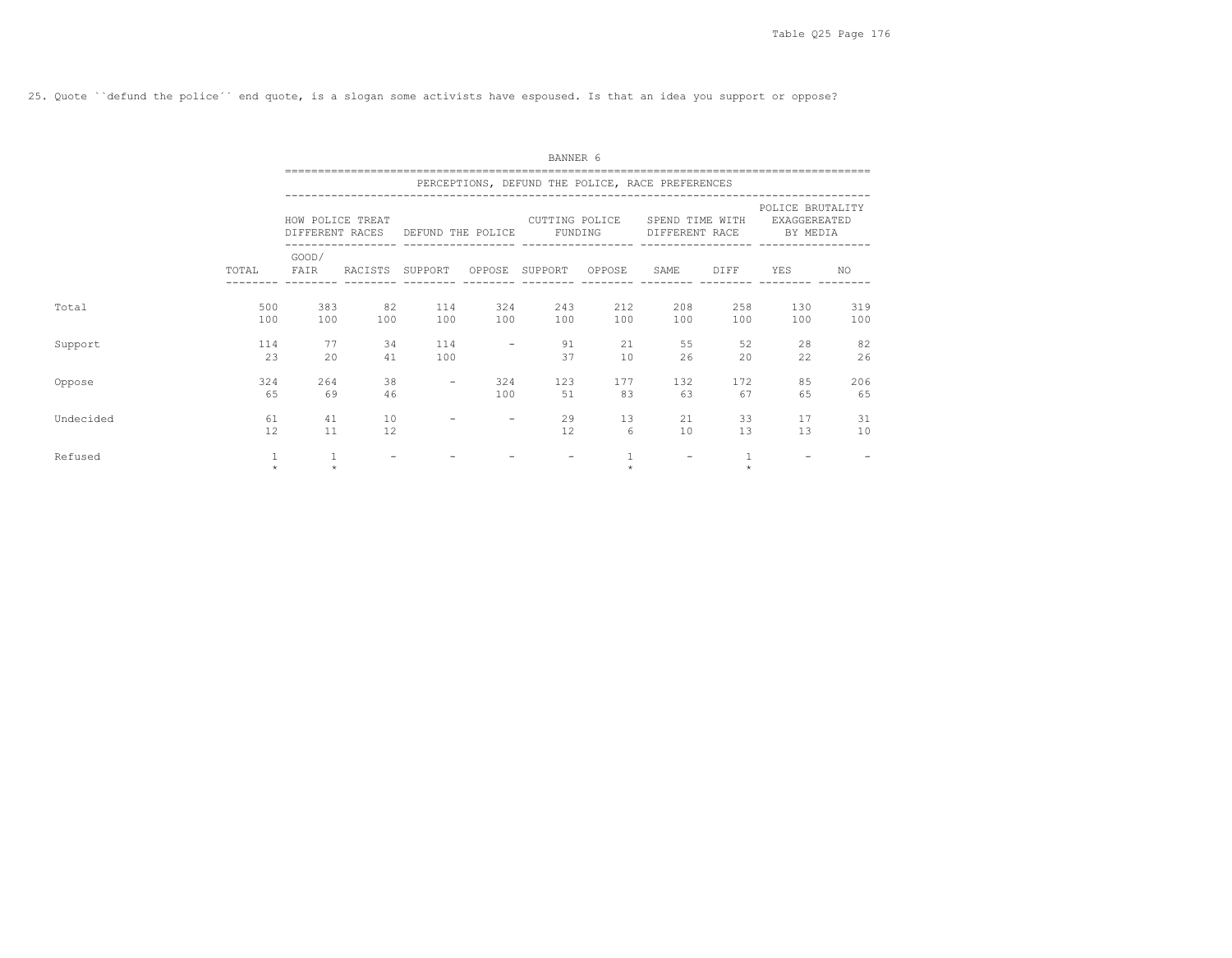25. Quote ``defund the police´´ end quote, is a slogan some activists have espoused. Is that an idea you support or oppose?

BANNER 6

| | | PERCEPTIONS, DEFUND THE POLICE, RACE PREFERENCES | | | | | | | | | |
|---|---|---|---|---|---|---|---|---|---|---|---|
| | | HOW POLICE TREAT DIFFERENT RACES | | DEFUND THE POLICE | | CUTTING POLICE FUNDING | | SPEND TIME WITH DIFFERENT RACE | | POLICE BRUTALITY EXAGGEREATED BY MEDIA | |
| | TOTAL | GOOD/ FAIR | RACISTS | SUPPORT | OPPOSE | SUPPORT | OPPOSE | SAME | DIFF | YES | NO |
| Total | 500 | 383 | 82 | 114 | 324 | 243 | 212 | 208 | 258 | 130 | 319 |
| | 100 | 100 | 100 | 100 | 100 | 100 | 100 | 100 | 100 | 100 | 100 |
| Support | 114 | 77 | 34 | 114 | - | 91 | 21 | 55 | 52 | 28 | 82 |
| | 23 | 20 | 41 | 100 | | 37 | 10 | 26 | 20 | 22 | 26 |
| Oppose | 324 | 264 | 38 | - | 324 | 123 | 177 | 132 | 172 | 85 | 206 |
| | 65 | 69 | 46 | | 100 | 51 | 83 | 63 | 67 | 65 | 65 |
| Undecided | 61 | 41 | 10 | - | - | 29 | 13 | 21 | 33 | 17 | 31 |
| | 12 | 11 | 12 | | | 12 | 6 | 10 | 13 | 13 | 10 |
| Refused | 1 | 1 | - | - | - | - | 1 | - | 1 | - | - |
| | * | * | | | | | * | | * | | |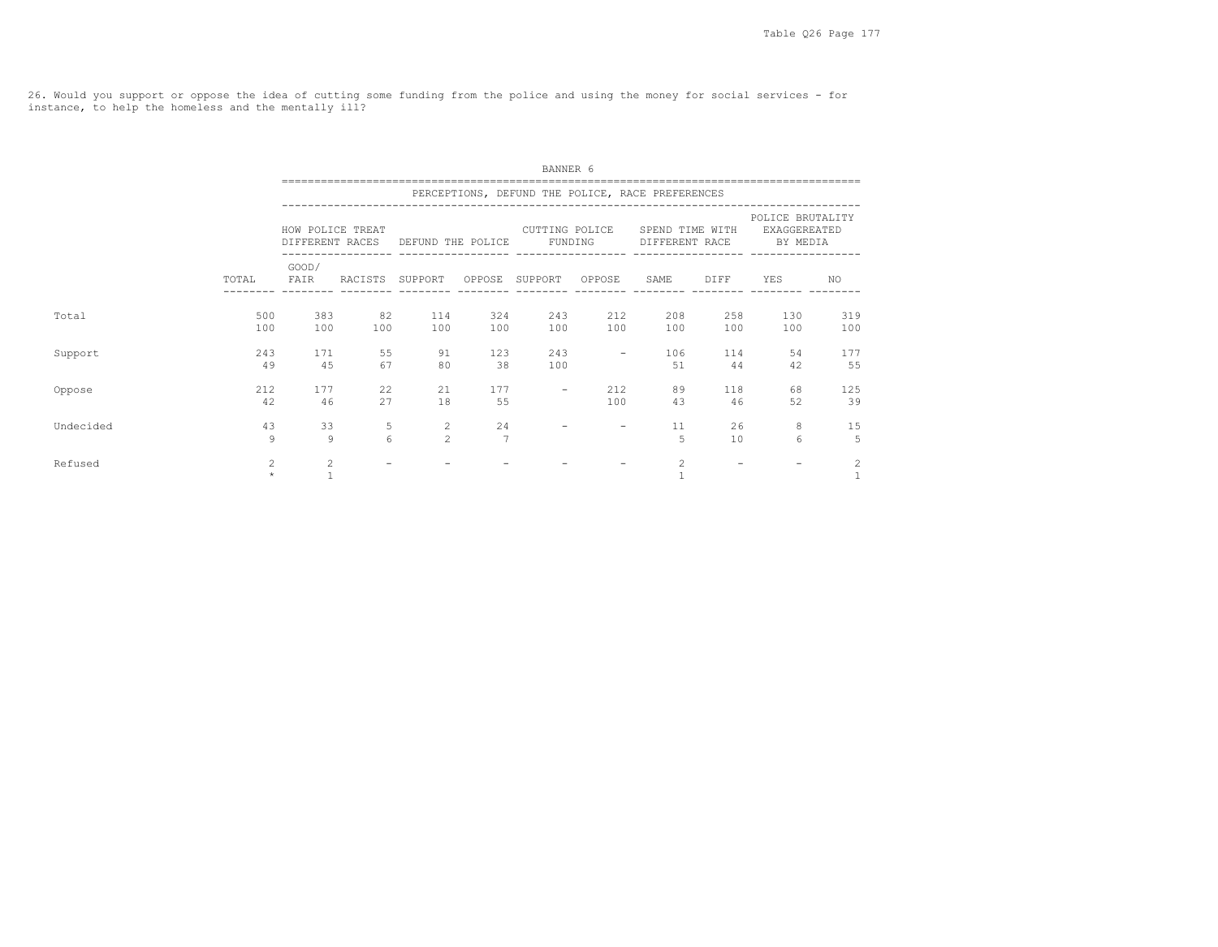26. Would you support or oppose the idea of cutting some funding from the police and using the money for social services - for instance, to help the homeless and the mentally ill?

BANNER 6

PERCEPTIONS, DEFUND THE POLICE, RACE PREFERENCES

| | TOTAL | HOW POLICE TREAT DIFFERENT RACES | | DEFUND THE POLICE | | CUTTING POLICE FUNDING | | SPEND TIME WITH DIFFERENT RACE | | POLICE BRUTALITY EXAGGERATED BY MEDIA | |
|---|---|---|---|---|---|---|---|---|---|---|---|
| | | GOOD/ FAIR | RACISTS | SUPPORT | OPPOSE | SUPPORT | OPPOSE | SAME | DIFF | YES | NO |
| Total | 500 | 383 | 82 | 114 | 324 | 243 | 212 | 208 | 258 | 130 | 319 |
| | 100 | 100 | 100 | 100 | 100 | 100 | 100 | 100 | 100 | 100 | 100 |
| Support | 243 | 171 | 55 | 91 | 123 | 243 | - | 106 | 114 | 54 | 177 |
| | 49 | 45 | 67 | 80 | 38 | 100 | | 51 | 44 | 42 | 55 |
| Oppose | 212 | 177 | 22 | 21 | 177 | - | 212 | 89 | 118 | 68 | 125 |
| | 42 | 46 | 27 | 18 | 55 | | 100 | 43 | 46 | 52 | 39 |
| Undecided | 43 | 33 | 5 | 2 | 24 | - | - | 11 | 26 | 8 | 15 |
| | 9 | 9 | 6 | 2 | 7 | | | 5 | 10 | 6 | 5 |
| Refused | 2 | 2 | - | - | - | - | - | 2 | - | - | 2 |
| | * | 1 | | | | | | 1 | | | 1 |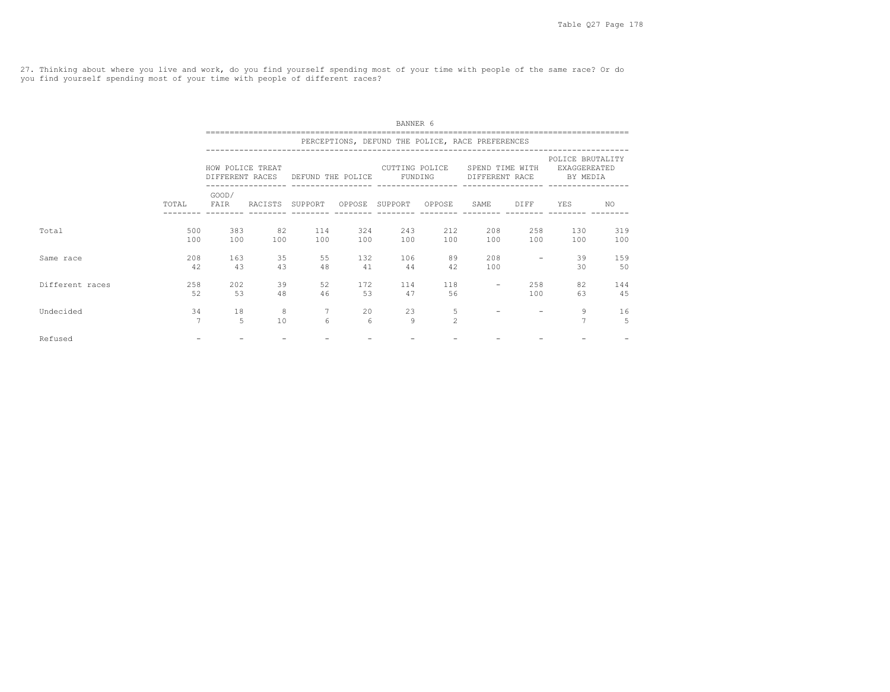27. Thinking about where you live and work, do you find yourself spending most of your time with people of the same race? Or do you find yourself spending most of your time with people of different races?

BANNER 6

PERCEPTIONS, DEFUND THE POLICE, RACE PREFERENCES

| | | HOW POLICE TREAT DIFFERENT RACES | | DEFUND THE POLICE | | CUTTING POLICE FUNDING | | SPEND TIME WITH DIFFERENT RACE | | POLICE BRUTALITY EXAGGEREATED BY MEDIA | |
|---|---|---|---|---|---|---|---|---|---|---|---|
| | TOTAL | GOOD/ FAIR | RACISTS | SUPPORT | OPPOSE | SUPPORT | OPPOSE | SAME | DIFF | YES | NO |
| Total | 500 | 383 | 82 | 114 | 324 | 243 | 212 | 208 | 258 | 130 | 319 |
| | 100 | 100 | 100 | 100 | 100 | 100 | 100 | 100 | 100 | 100 | 100 |
| Same race | 208 | 163 | 35 | 55 | 132 | 106 | 89 | 208 | - | 39 | 159 |
| | 42 | 43 | 43 | 48 | 41 | 44 | 42 | 100 | | 30 | 50 |
| Different races | 258 | 202 | 39 | 52 | 172 | 114 | 118 | - | 258 | 82 | 144 |
| | 52 | 53 | 48 | 46 | 53 | 47 | 56 | | 100 | 63 | 45 |
| Undecided | 34 | 18 | 8 | 7 | 20 | 23 | 5 | - | - | 9 | 16 |
| | 7 | 5 | 10 | 6 | 6 | 9 | 2 | | | 7 | 5 |
| Refused | - | - | - | - | - | - | - | - | - | - | - |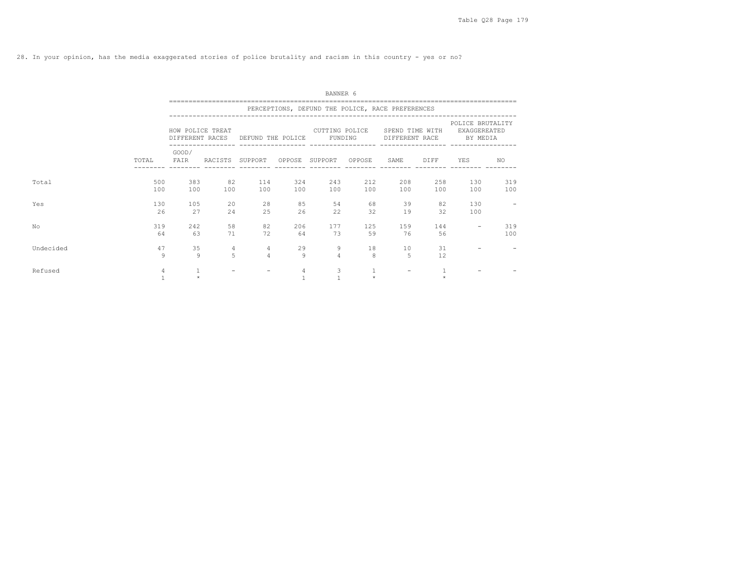28. In your opinion, has the media exaggerated stories of police brutality and racism in this country - yes or no?

BANNER 6

PERCEPTIONS, DEFUND THE POLICE, RACE PREFERENCES

| | | HOW POLICE TREAT DIFFERENT RACES | | DEFUND THE POLICE | | CUTTING POLICE FUNDING | | SPEND TIME WITH DIFFERENT RACE | | POLICE BRUTALITY EXAGGEREATED BY MEDIA | |
|---|---|---|---|---|---|---|---|---|---|---|---|
| | TOTAL | GOOD/ FAIR | RACISTS | SUPPORT | OPPOSE | SUPPORT | OPPOSE | SAME | DIFF | YES | NO |
| Total | 500 | 383 | 82 | 114 | 324 | 243 | 212 | 208 | 258 | 130 | 319 |
| | 100 | 100 | 100 | 100 | 100 | 100 | 100 | 100 | 100 | 100 | 100 |
| Yes | 130 | 105 | 20 | 28 | 85 | 54 | 68 | 39 | 82 | 130 | - |
| | 26 | 27 | 24 | 25 | 26 | 22 | 32 | 19 | 32 | 100 | |
| No | 319 | 242 | 58 | 82 | 206 | 177 | 125 | 159 | 144 | - | 319 |
| | 64 | 63 | 71 | 72 | 64 | 73 | 59 | 76 | 56 | | 100 |
| Undecided | 47 | 35 | 4 | 4 | 29 | 9 | 18 | 10 | 31 | - | - |
| | 9 | 9 | 5 | 4 | 9 | 4 | 8 | 5 | 12 | | |
| Refused | 4 | 1 | - | - | 4 | 3 | 1 | - | 1 | - | - |
| | 1 | * | | | 1 | 1 | * | | * | | |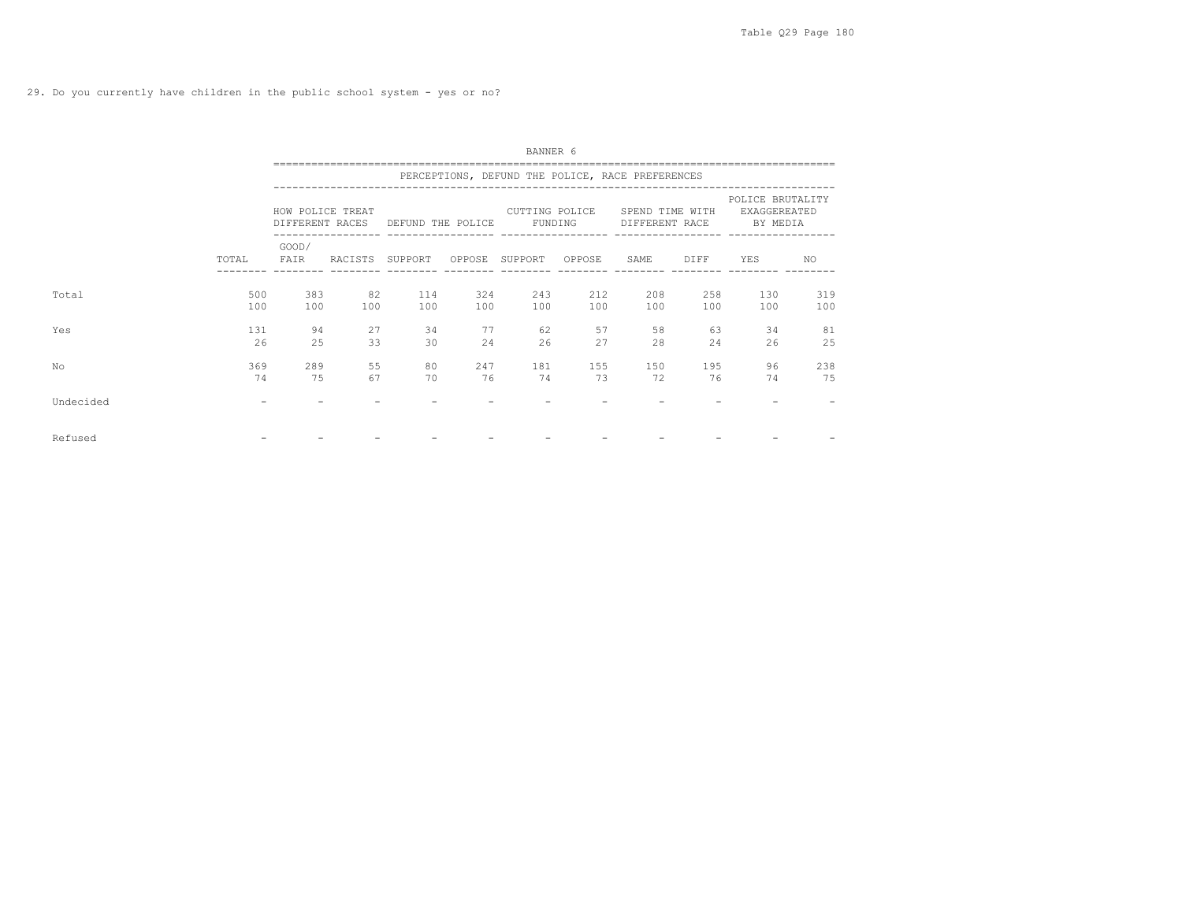29. Do you currently have children in the public school system - yes or no?

BANNER 6

PERCEPTIONS, DEFUND THE POLICE, RACE PREFERENCES

| | | HOW POLICE TREAT DIFFERENT RACES | | DEFUND THE POLICE | | CUTTING POLICE FUNDING | | SPEND TIME WITH DIFFERENT RACE | | POLICE BRUTALITY EXAGGEREATED BY MEDIA | |
|---|---|---|---|---|---|---|---|---|---|---|---|
| | TOTAL | GOOD/ FAIR | RACISTS | SUPPORT | OPPOSE | SUPPORT | OPPOSE | SAME | DIFF | YES | NO |
| Total | 500 | 383 | 82 | 114 | 324 | 243 | 212 | 208 | 258 | 130 | 319 |
| | 100 | 100 | 100 | 100 | 100 | 100 | 100 | 100 | 100 | 100 | 100 |
| Yes | 131 | 94 | 27 | 34 | 77 | 62 | 57 | 58 | 63 | 34 | 81 |
| | 26 | 25 | 33 | 30 | 24 | 26 | 27 | 28 | 24 | 26 | 25 |
| No | 369 | 289 | 55 | 80 | 247 | 181 | 155 | 150 | 195 | 96 | 238 |
| | 74 | 75 | 67 | 70 | 76 | 74 | 73 | 72 | 76 | 74 | 75 |
| Undecided | - | - | - | - | - | - | - | - | - | - | - |
| Refused | - | - | - | - | - | - | - | - | - | - | - |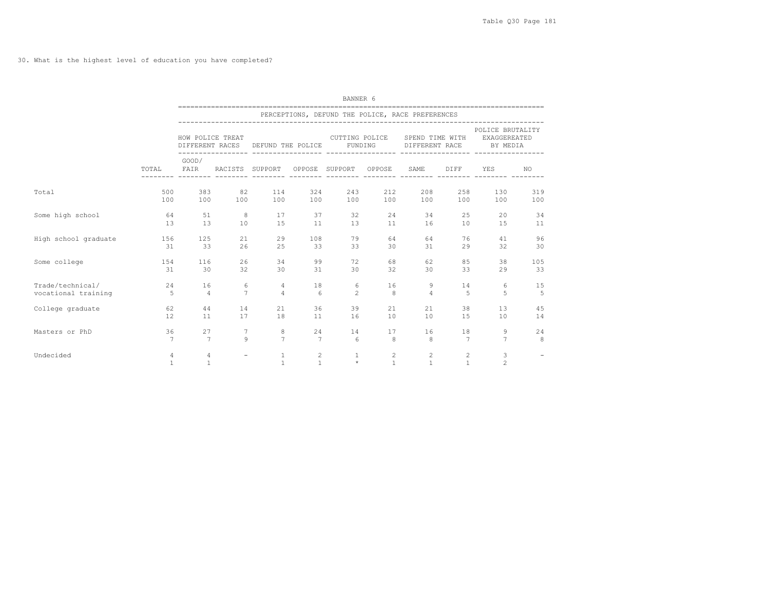30. What is the highest level of education you have completed?

BANNER 6

| | | PERCEPTIONS, DEFUND THE POLICE, RACE PREFERENCES | | | | | | | | | |
|---|---|---|---|---|---|---|---|---|---|---|---|
| | | HOW POLICE TREAT DIFFERENT RACES | | DEFUND THE POLICE | | CUTTING POLICE FUNDING | | SPEND TIME WITH DIFFERENT RACE | | POLICE BRUTALITY EXAGGEREATED BY MEDIA | |
| | TOTAL | GOOD/ FAIR | RACISTS | SUPPORT | OPPOSE | SUPPORT | OPPOSE | SAME | DIFF | YES | NO |
| Total | 500 | 383 | 82 | 114 | 324 | 243 | 212 | 208 | 258 | 130 | 319 |
| | 100 | 100 | 100 | 100 | 100 | 100 | 100 | 100 | 100 | 100 | 100 |
| Some high school | 64 | 51 | 8 | 17 | 37 | 32 | 24 | 34 | 25 | 20 | 34 |
| | 13 | 13 | 10 | 15 | 11 | 13 | 11 | 16 | 10 | 15 | 11 |
| High school graduate | 156 | 125 | 21 | 29 | 108 | 79 | 64 | 64 | 76 | 41 | 96 |
| | 31 | 33 | 26 | 25 | 33 | 33 | 30 | 31 | 29 | 32 | 30 |
| Some college | 154 | 116 | 26 | 34 | 99 | 72 | 68 | 62 | 85 | 38 | 105 |
| | 31 | 30 | 32 | 30 | 31 | 30 | 32 | 30 | 33 | 29 | 33 |
| Trade/technical/ vocational training | 24 | 16 | 6 | 4 | 18 | 6 | 16 | 9 | 14 | 6 | 15 |
| | 5 | 4 | 7 | 4 | 6 | 2 | 8 | 4 | 5 | 5 | 5 |
| College graduate | 62 | 44 | 14 | 21 | 36 | 39 | 21 | 21 | 38 | 13 | 45 |
| | 12 | 11 | 17 | 18 | 11 | 16 | 10 | 10 | 15 | 10 | 14 |
| Masters or PhD | 36 | 27 | 7 | 8 | 24 | 14 | 17 | 16 | 18 | 9 | 24 |
| | 7 | 7 | 9 | 7 | 7 | 6 | 8 | 8 | 7 | 7 | 8 |
| Undecided | 4 | 4 | - | 1 | 2 | 1 | 2 | 2 | 2 | 3 | - |
| | 1 | 1 | | 1 | 1 | * | 1 | 1 | 1 | 2 | |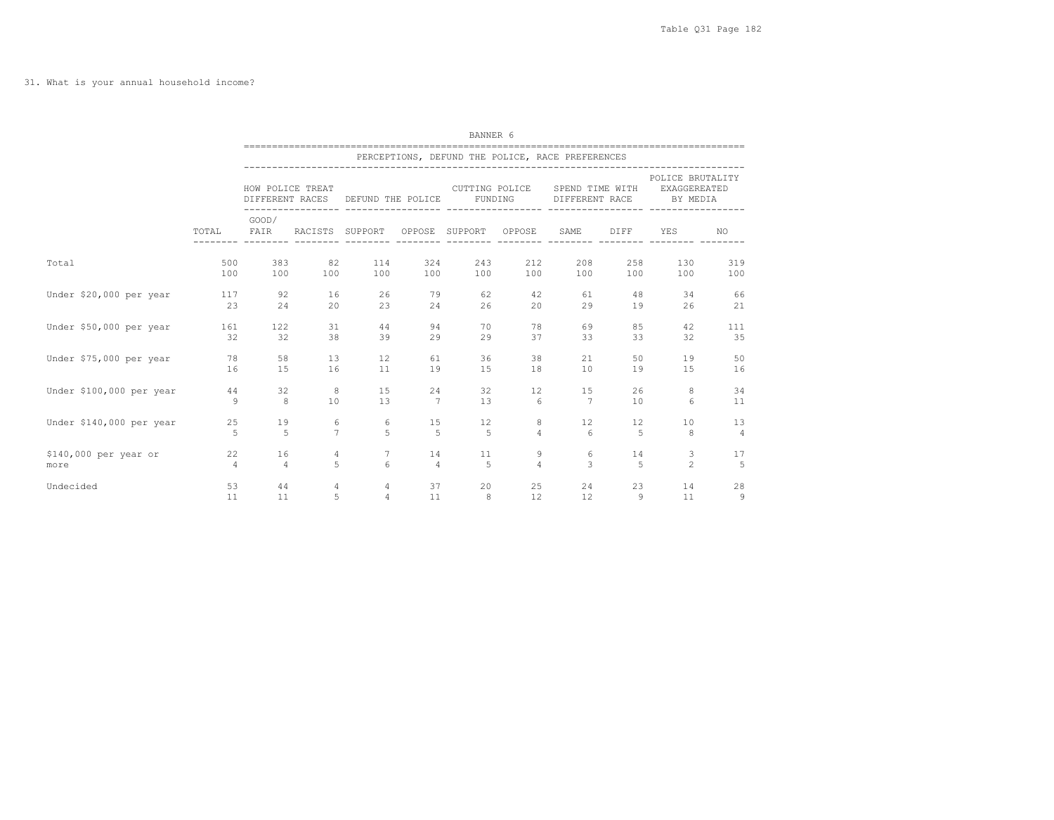31. What is your annual household income?

BANNER 6

| | | PERCEPTIONS, DEFUND THE POLICE, RACE PREFERENCES | | | | | | | | | |
|---|---|---|---|---|---|---|---|---|---|---|---|
| | | HOW POLICE TREAT DIFFERENT RACES | | DEFUND THE POLICE | | CUTTING POLICE FUNDING | | SPEND TIME WITH DIFFERENT RACE | | POLICE BRUTALITY EXAGGEREATED BY MEDIA | |
| | TOTAL | GOOD/ FAIR | RACISTS | SUPPORT | OPPOSE | SUPPORT | OPPOSE | SAME | DIFF | YES | NO |
| Total | 500 | 383 | 82 | 114 | 324 | 243 | 212 | 208 | 258 | 130 | 319 |
| | 100 | 100 | 100 | 100 | 100 | 100 | 100 | 100 | 100 | 100 | 100 |
| Under $20,000 per year | 117 | 92 | 16 | 26 | 79 | 62 | 42 | 61 | 48 | 34 | 66 |
| | 23 | 24 | 20 | 23 | 24 | 26 | 20 | 29 | 19 | 26 | 21 |
| Under $50,000 per year | 161 | 122 | 31 | 44 | 94 | 70 | 78 | 69 | 85 | 42 | 111 |
| | 32 | 32 | 38 | 39 | 29 | 29 | 37 | 33 | 33 | 32 | 35 |
| Under $75,000 per year | 78 | 58 | 13 | 12 | 61 | 36 | 38 | 21 | 50 | 19 | 50 |
| | 16 | 15 | 16 | 11 | 19 | 15 | 18 | 10 | 19 | 15 | 16 |
| Under $100,000 per year | 44 | 32 | 8 | 15 | 24 | 32 | 12 | 15 | 26 | 8 | 34 |
| | 9 | 8 | 10 | 13 | 7 | 13 | 6 | 7 | 10 | 6 | 11 |
| Under $140,000 per year | 25 | 19 | 6 | 6 | 15 | 12 | 8 | 12 | 12 | 10 | 13 |
| | 5 | 5 | 7 | 5 | 5 | 5 | 4 | 6 | 5 | 8 | 4 |
| $140,000 per year or more | 22 | 16 | 4 | 7 | 14 | 11 | 9 | 6 | 14 | 3 | 17 |
| | 4 | 4 | 5 | 6 | 4 | 5 | 4 | 3 | 5 | 2 | 5 |
| Undecided | 53 | 44 | 4 | 4 | 37 | 20 | 25 | 24 | 23 | 14 | 28 |
| | 11 | 11 | 5 | 4 | 11 | 8 | 12 | 12 | 9 | 11 | 9 |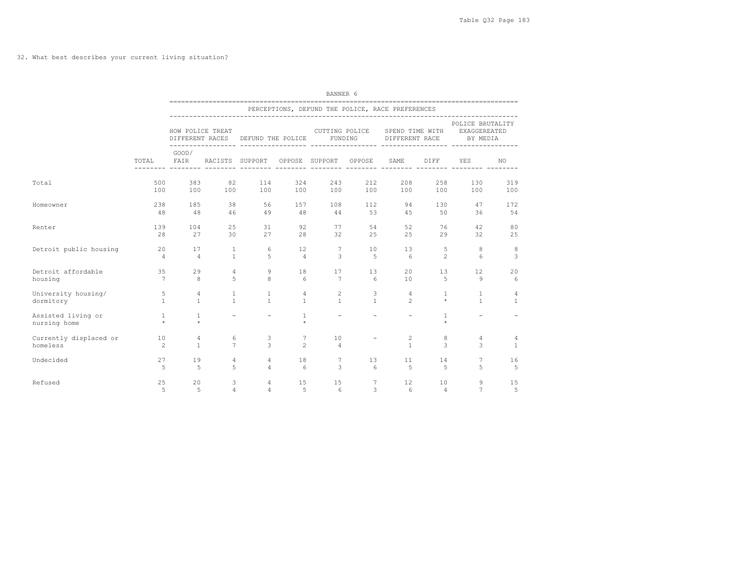32. What best describes your current living situation?

BANNER 6

| | | PERCEPTIONS, DEFUND THE POLICE, RACE PREFERENCES | | | | | | | | | |
|---|---|---|---|---|---|---|---|---|---|---|---|
| | | HOW POLICE TREAT DIFFERENT RACES | | DEFUND THE POLICE | | CUTTING POLICE FUNDING | | SPEND TIME WITH DIFFERENT RACE | | POLICE BRUTALITY EXAGGEREATED BY MEDIA | |
| | TOTAL | GOOD/ FAIR | RACISTS | SUPPORT | OPPOSE | SUPPORT | OPPOSE | SAME | DIFF | YES | NO |
| Total | 500 | 383 | 82 | 114 | 324 | 243 | 212 | 208 | 258 | 130 | 319 |
| | 100 | 100 | 100 | 100 | 100 | 100 | 100 | 100 | 100 | 100 | 100 |
| Homeowner | 238 | 185 | 38 | 56 | 157 | 108 | 112 | 94 | 130 | 47 | 172 |
| | 48 | 48 | 46 | 49 | 48 | 44 | 53 | 45 | 50 | 36 | 54 |
| Renter | 139 | 104 | 25 | 31 | 92 | 77 | 54 | 52 | 76 | 42 | 80 |
| | 28 | 27 | 30 | 27 | 28 | 32 | 25 | 25 | 29 | 32 | 25 |
| Detroit public housing | 20 | 17 | 1 | 6 | 12 | 7 | 10 | 13 | 5 | 8 | 8 |
| | 4 | 4 | 1 | 5 | 4 | 3 | 5 | 6 | 2 | 6 | 3 |
| Detroit affordable housing | 35 | 29 | 4 | 9 | 18 | 17 | 13 | 20 | 13 | 12 | 20 |
| | 7 | 8 | 5 | 8 | 6 | 7 | 6 | 10 | 5 | 9 | 6 |
| University housing/ dormitory | 5 | 4 | 1 | 1 | 4 | 2 | 3 | 4 | 1 | 1 | 4 |
| | 1 | 1 | 1 | 1 | 1 | 1 | 1 | 2 | * | 1 | 1 |
| Assisted living or nursing home | 1 | 1 | - | - | 1 | - | - | - | 1 | - | - |
| | * | * | | | * | | | | * | | |
| Currently displaced or homeless | 10 | 4 | 6 | 3 | 7 | 10 | - | 2 | 8 | 4 | 4 |
| | 2 | 1 | 7 | 3 | 2 | 4 | | 1 | 3 | 3 | 1 |
| Undecided | 27 | 19 | 4 | 4 | 18 | 7 | 13 | 11 | 14 | 7 | 16 |
| | 5 | 5 | 5 | 4 | 6 | 3 | 6 | 5 | 5 | 5 | 5 |
| Refused | 25 | 20 | 3 | 4 | 15 | 15 | 7 | 12 | 10 | 9 | 15 |
| | 5 | 5 | 4 | 4 | 5 | 6 | 3 | 6 | 4 | 7 | 5 |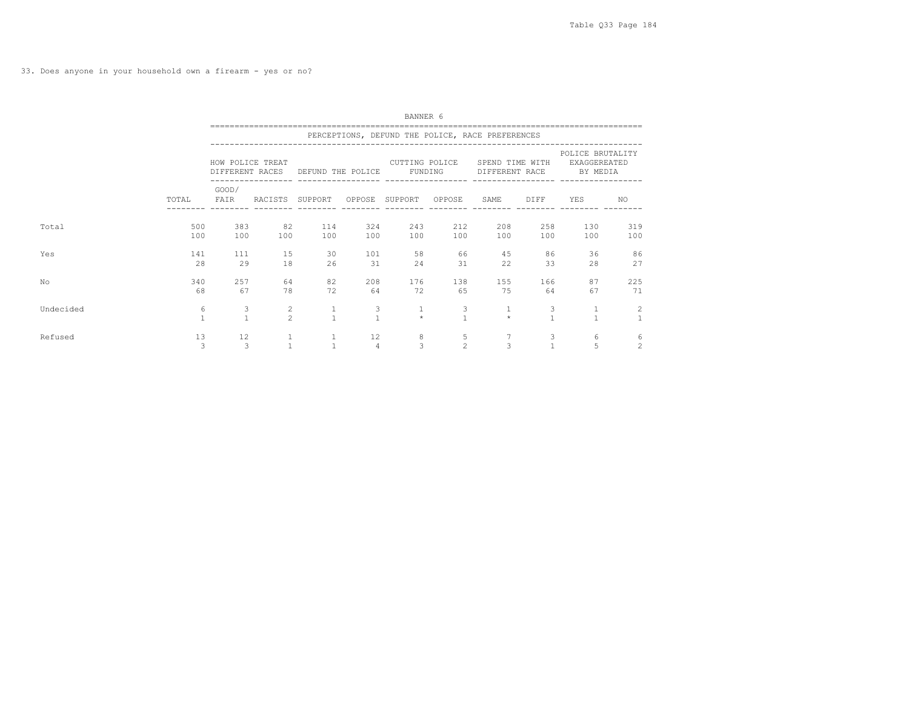33. Does anyone in your household own a firearm - yes or no?

BANNER 6

| | | PERCEPTIONS, DEFUND THE POLICE, RACE PREFERENCES | | | | | | | | | |
|---|---|---|---|---|---|---|---|---|---|---|---|
| | | HOW POLICE TREAT DIFFERENT RACES | | DEFUND THE POLICE | | CUTTING POLICE FUNDING | | SPEND TIME WITH DIFFERENT RACE | | POLICE BRUTALITY EXAGGEREATED BY MEDIA | |
| | TOTAL | GOOD/ FAIR | RACISTS | SUPPORT | OPPOSE | SUPPORT | OPPOSE | SAME | DIFF | YES | NO |
| Total | 500 | 383 | 82 | 114 | 324 | 243 | 212 | 208 | 258 | 130 | 319 |
| | 100 | 100 | 100 | 100 | 100 | 100 | 100 | 100 | 100 | 100 | 100 |
| Yes | 141 | 111 | 15 | 30 | 101 | 58 | 66 | 45 | 86 | 36 | 86 |
| | 28 | 29 | 18 | 26 | 31 | 24 | 31 | 22 | 33 | 28 | 27 |
| No | 340 | 257 | 64 | 82 | 208 | 176 | 138 | 155 | 166 | 87 | 225 |
| | 68 | 67 | 78 | 72 | 64 | 72 | 65 | 75 | 64 | 67 | 71 |
| Undecided | 6 | 3 | 2 | 1 | 3 | 1 | 3 | 1 | 3 | 1 | 2 |
| | 1 | 1 | 2 | 1 | 1 | * | 1 | * | 1 | 1 | 1 |
| Refused | 13 | 12 | 1 | 1 | 12 | 8 | 5 | 7 | 3 | 6 | 6 |
| | 3 | 3 | 1 | 1 | 4 | 3 | 2 | 3 | 1 | 5 | 2 |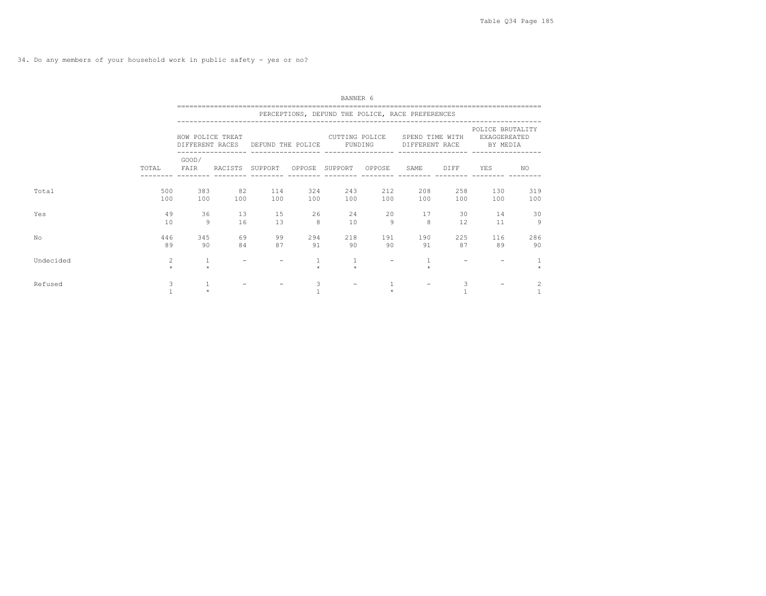34. Do any members of your household work in public safety - yes or no?

BANNER 6

PERCEPTIONS, DEFUND THE POLICE, RACE PREFERENCES

| | | HOW POLICE TREAT DIFFERENT RACES | | DEFUND THE POLICE | | CUTTING POLICE FUNDING | | SPEND TIME WITH DIFFERENT RACE | | POLICE BRUTALITY EXAGGEREATED BY MEDIA | |
|---|---|---|---|---|---|---|---|---|---|---|---|
| | TOTAL | GOOD/ FAIR | RACISTS | SUPPORT | OPPOSE | SUPPORT | OPPOSE | SAME | DIFF | YES | NO |
| Total | 500 | 383 | 82 | 114 | 324 | 243 | 212 | 208 | 258 | 130 | 319 |
| | 100 | 100 | 100 | 100 | 100 | 100 | 100 | 100 | 100 | 100 | 100 |
| Yes | 49 | 36 | 13 | 15 | 26 | 24 | 20 | 17 | 30 | 14 | 30 |
| | 10 | 9 | 16 | 13 | 8 | 10 | 9 | 8 | 12 | 11 | 9 |
| No | 446 | 345 | 69 | 99 | 294 | 218 | 191 | 190 | 225 | 116 | 286 |
| | 89 | 90 | 84 | 87 | 91 | 90 | 90 | 91 | 87 | 89 | 90 |
| Undecided | 2 | 1 | - | - | 1 | 1 | - | 1 | - | - | 1 |
| | * | * | | | * | * | | * | | | * |
| Refused | 3 | 1 | - | - | 3 | - | 1 | - | 3 | - | 2 |
| | 1 | * | | | 1 | | * | | 1 | | 1 |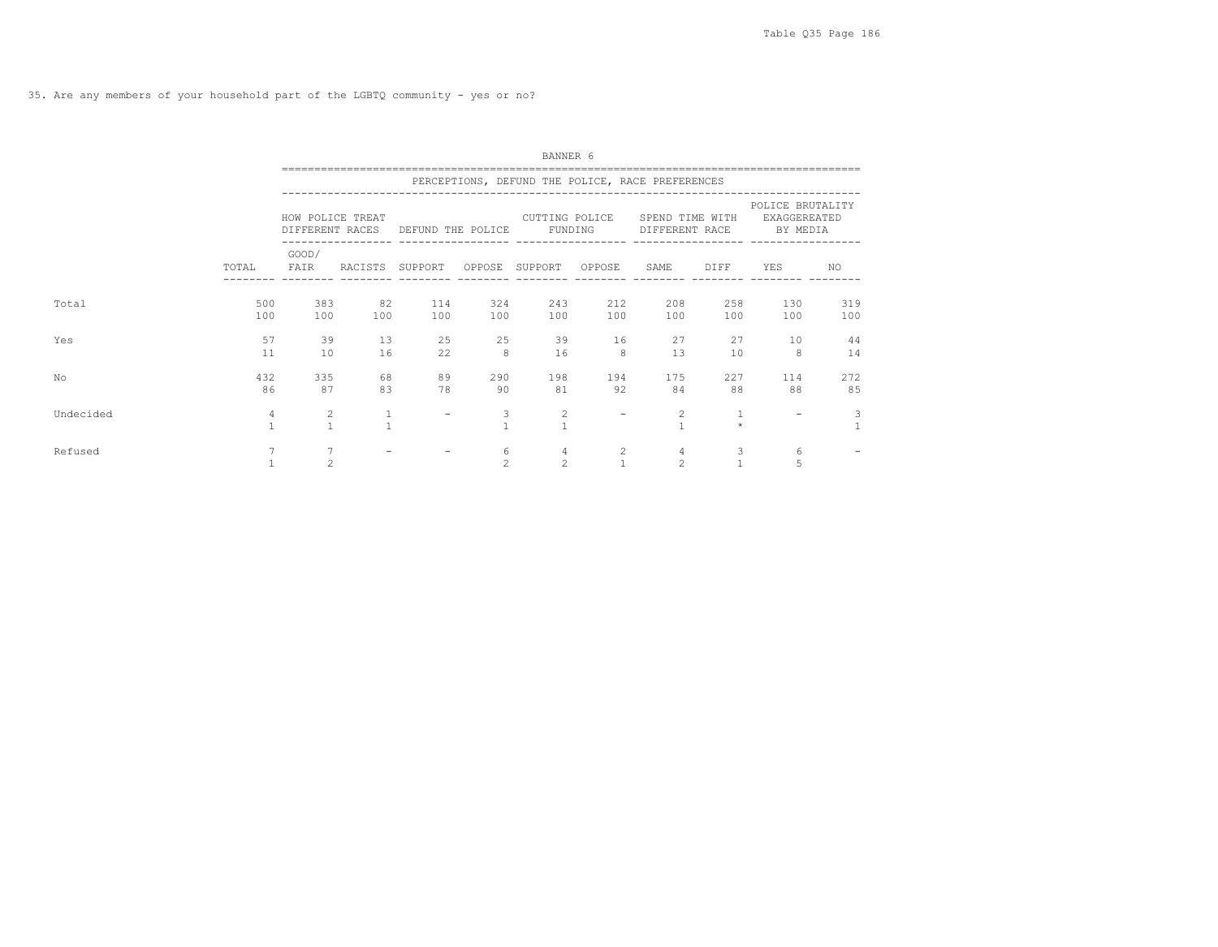35. Are any members of your household part of the LGBTQ community - yes or no?

BANNER 6

PERCEPTIONS, DEFUND THE POLICE, RACE PREFERENCES

| | | HOW POLICE TREAT DIFFERENT RACES | | DEFUND THE POLICE | | CUTTING POLICE FUNDING | | SPEND TIME WITH DIFFERENT RACE | | POLICE BRUTALITY EXAGGEREATED BY MEDIA | |
|---|---|---|---|---|---|---|---|---|---|---|---|
| | TOTAL | GOOD/ FAIR | RACISTS | SUPPORT | OPPOSE | SUPPORT | OPPOSE | SAME | DIFF | YES | NO |
| Total | 500 | 383 | 82 | 114 | 324 | 243 | 212 | 208 | 258 | 130 | 319 |
| | 100 | 100 | 100 | 100 | 100 | 100 | 100 | 100 | 100 | 100 | 100 |
| Yes | 57 | 39 | 13 | 25 | 25 | 39 | 16 | 27 | 27 | 10 | 44 |
| | 11 | 10 | 16 | 22 | 8 | 16 | 8 | 13 | 10 | 8 | 14 |
| No | 432 | 335 | 68 | 89 | 290 | 198 | 194 | 175 | 227 | 114 | 272 |
| | 86 | 87 | 83 | 78 | 90 | 81 | 92 | 84 | 88 | 88 | 85 |
| Undecided | 4 | 2 | 1 | - | 3 | 2 | - | 2 | 1 | - | 3 |
| | 1 | 1 | 1 | | 1 | 1 | | 1 | * | | 1 |
| Refused | 7 | 7 | - | - | 6 | 4 | 2 | 4 | 3 | 6 | - |
| | 1 | 2 | | | 2 | 2 | 1 | 2 | 1 | 5 | |